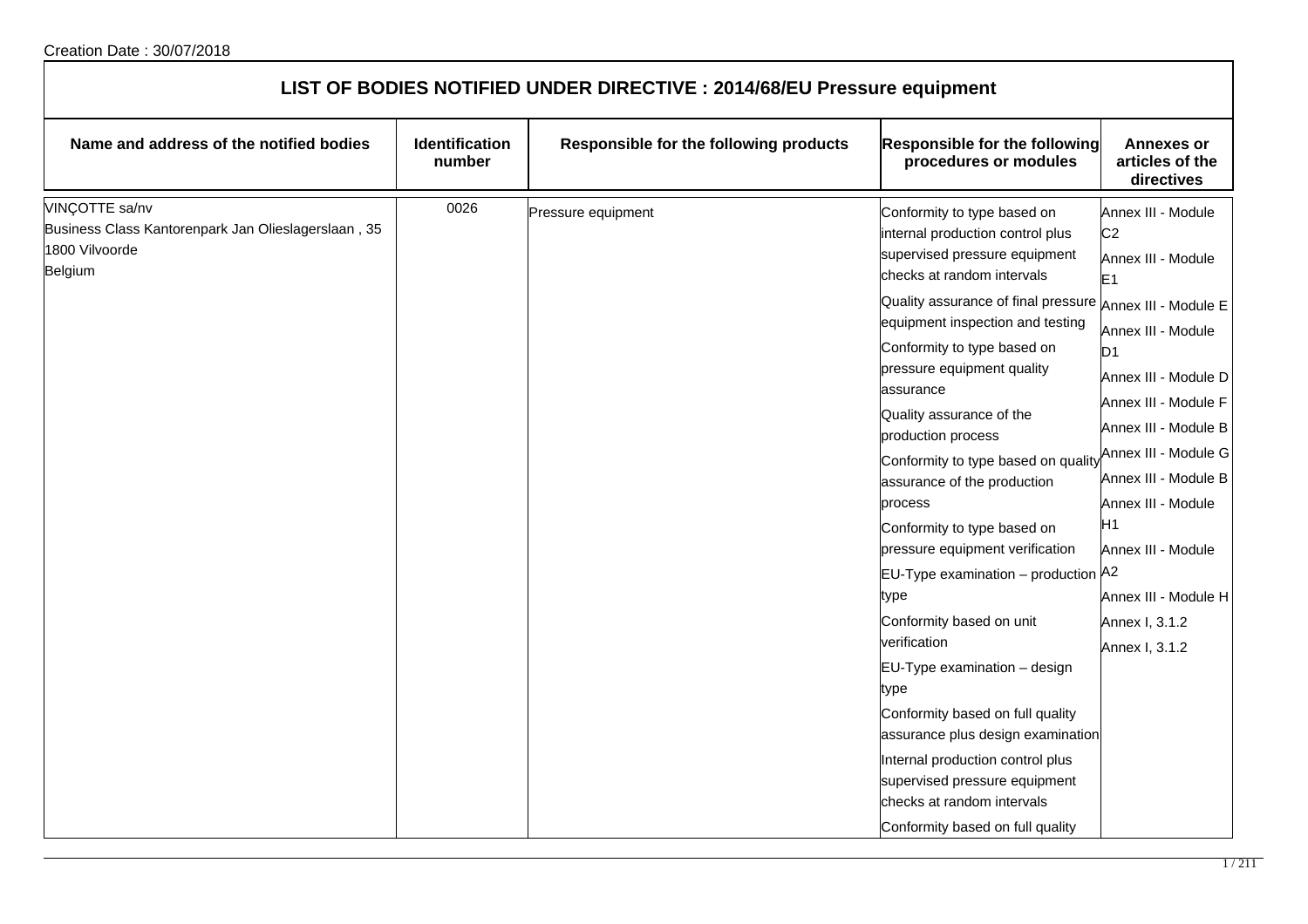Creation Date : 30/07/2018

# LIST OF BODIES NOTIFIED UNDER DIRECTIVE : 2014/68/EU Pressure equipment

| Name and address of the notified bodies | Identification number | Responsible for the following products | Responsible for the following procedures or modules | Annexes or articles of the directives |
|---|---|---|---|---|
| VINÇOTTE sa/nv<br>Business Class Kantorenpark Jan Olieslagerslaan , 35<br>1800 Vilvoorde<br>Belgium | 0026 | Pressure equipment | Conformity to type based on internal production control plus supervised pressure equipment checks at random intervals<br>Quality assurance of final pressure equipment inspection and testing<br>Conformity to type based on pressure equipment quality assurance<br>Quality assurance of the production process<br>Conformity to type based on quality assurance of the production process<br>Conformity to type based on pressure equipment verification<br>EU-Type examination – production type<br>Conformity based on unit verification<br>EU-Type examination – design type<br>Conformity based on full quality assurance plus design examination<br>Internal production control plus supervised pressure equipment checks at random intervals<br>Conformity based on full quality | Annex III - Module C2<br>Annex III - Module E1<br>Annex III - Module E<br>Annex III - Module D1<br>Annex III - Module D<br>Annex III - Module F<br>Annex III - Module B<br>Annex III - Module G<br>Annex III - Module B<br>Annex III - Module H1<br>Annex III - Module A2<br>Annex III - Module H<br>Annex I, 3.1.2<br>Annex I, 3.1.2 |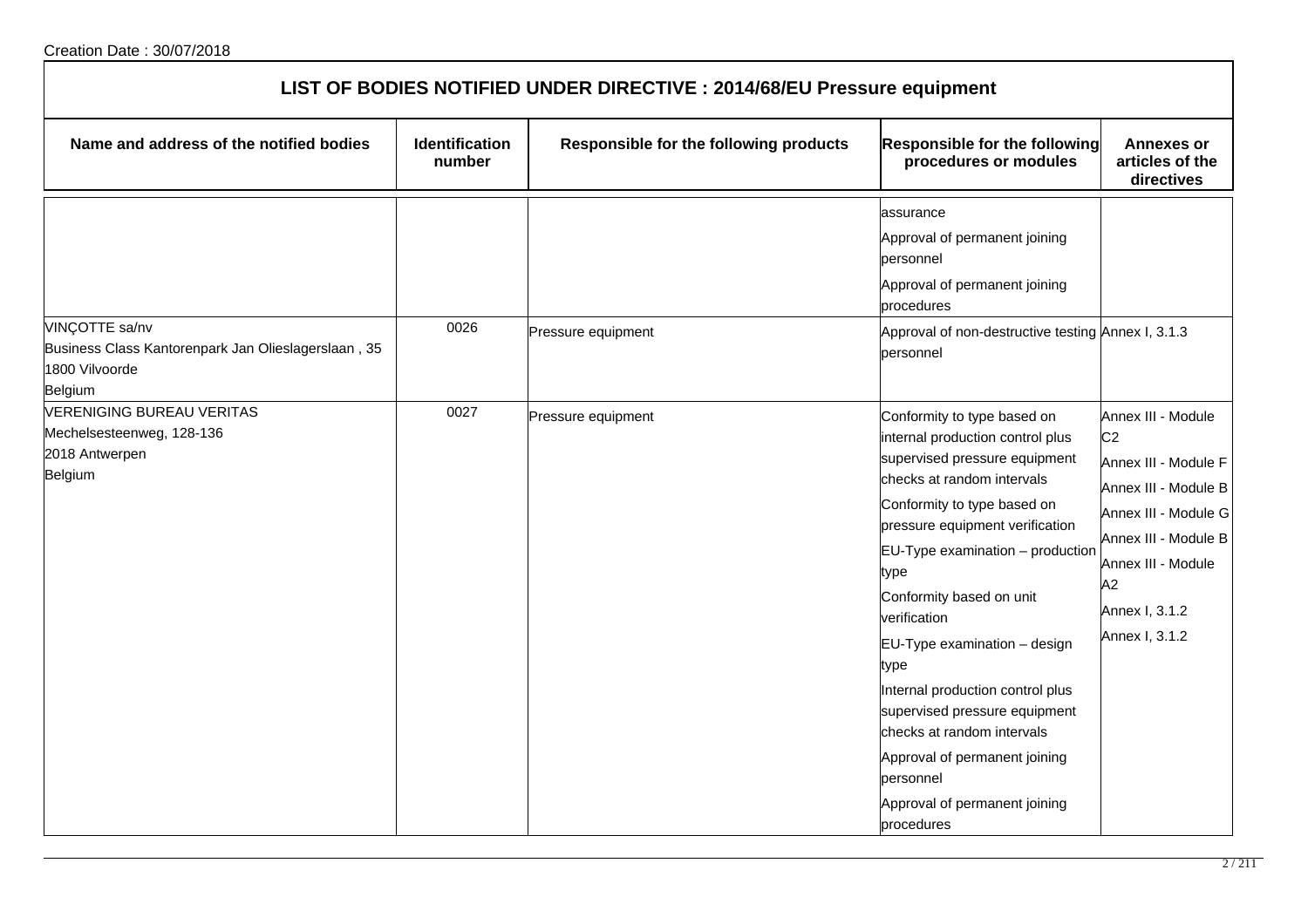Creation Date : 30/07/2018

# LIST OF BODIES NOTIFIED UNDER DIRECTIVE : 2014/68/EU Pressure equipment

| Name and address of the notified bodies | Identification number | Responsible for the following products | Responsible for the following procedures or modules | Annexes or articles of the directives |
|---|---|---|---|---|
| | | | assurance<br>Approval of permanent joining personnel<br>Approval of permanent joining procedures | |
| VINÇOTTE sa/nv<br>Business Class Kantorenpark Jan Olieslagerslaan , 35<br>1800 Vilvoorde<br>Belgium | 0026 | Pressure equipment | Approval of non-destructive testing personnel | Annex I, 3.1.3 |
| VERENIGING BUREAU VERITAS<br>Mechelsesteenweg, 128-136<br>2018 Antwerpen<br>Belgium | 0027 | Pressure equipment | Conformity to type based on internal production control plus supervised pressure equipment checks at random intervals<br>Conformity to type based on pressure equipment verification<br>EU-Type examination – production type<br>Conformity based on unit verification<br>EU-Type examination – design type<br>Internal production control plus supervised pressure equipment checks at random intervals<br>Approval of permanent joining personnel<br>Approval of permanent joining procedures | Annex III - Module C2<br>Annex III - Module F<br>Annex III - Module B<br>Annex III - Module G<br>Annex III - Module B<br>Annex III - Module A2<br>Annex I, 3.1.2<br>Annex I, 3.1.2 |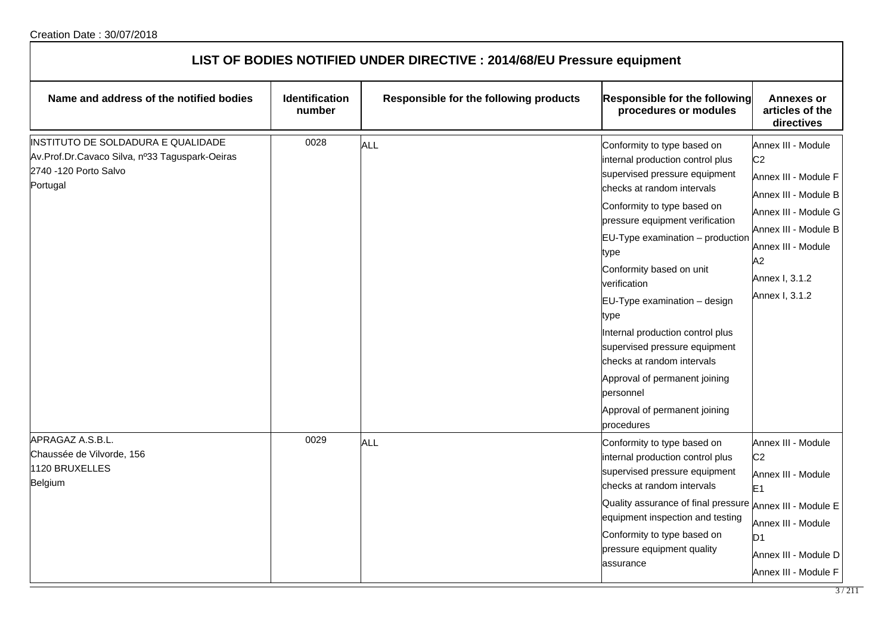Creation Date : 30/07/2018

# LIST OF BODIES NOTIFIED UNDER DIRECTIVE : 2014/68/EU Pressure equipment

| Name and address of the notified bodies | Identification number | Responsible for the following products | Responsible for the following procedures or modules | Annexes or articles of the directives |
|---|---|---|---|---|
| INSTITUTO DE SOLDADURA E QUALIDADE<br>Av.Prof.Dr.Cavaco Silva, nº33 Taguspark-Oeiras<br>2740 -120 Porto Salvo<br>Portugal | 0028 | ALL | Conformity to type based on internal production control plus supervised pressure equipment checks at random intervals<br>Conformity to type based on pressure equipment verification<br>EU-Type examination – production type<br>Conformity based on unit verification<br>EU-Type examination – design type<br>Internal production control plus supervised pressure equipment checks at random intervals<br>Approval of permanent joining personnel<br>Approval of permanent joining procedures | Annex III - Module C2<br>Annex III - Module F<br>Annex III - Module B<br>Annex III - Module G<br>Annex III - Module B<br>Annex III - Module A2<br>Annex I, 3.1.2<br>Annex I, 3.1.2 |
| APRAGAZ A.S.B.L.<br>Chaussée de Vilvorde, 156<br>1120 BRUXELLES<br>Belgium | 0029 | ALL | Conformity to type based on internal production control plus supervised pressure equipment checks at random intervals<br>Quality assurance of final pressure equipment inspection and testing<br>Conformity to type based on pressure equipment quality assurance | Annex III - Module C2<br>Annex III - Module E1<br>Annex III - Module E<br>Annex III - Module D1<br>Annex III - Module D<br>Annex III - Module F |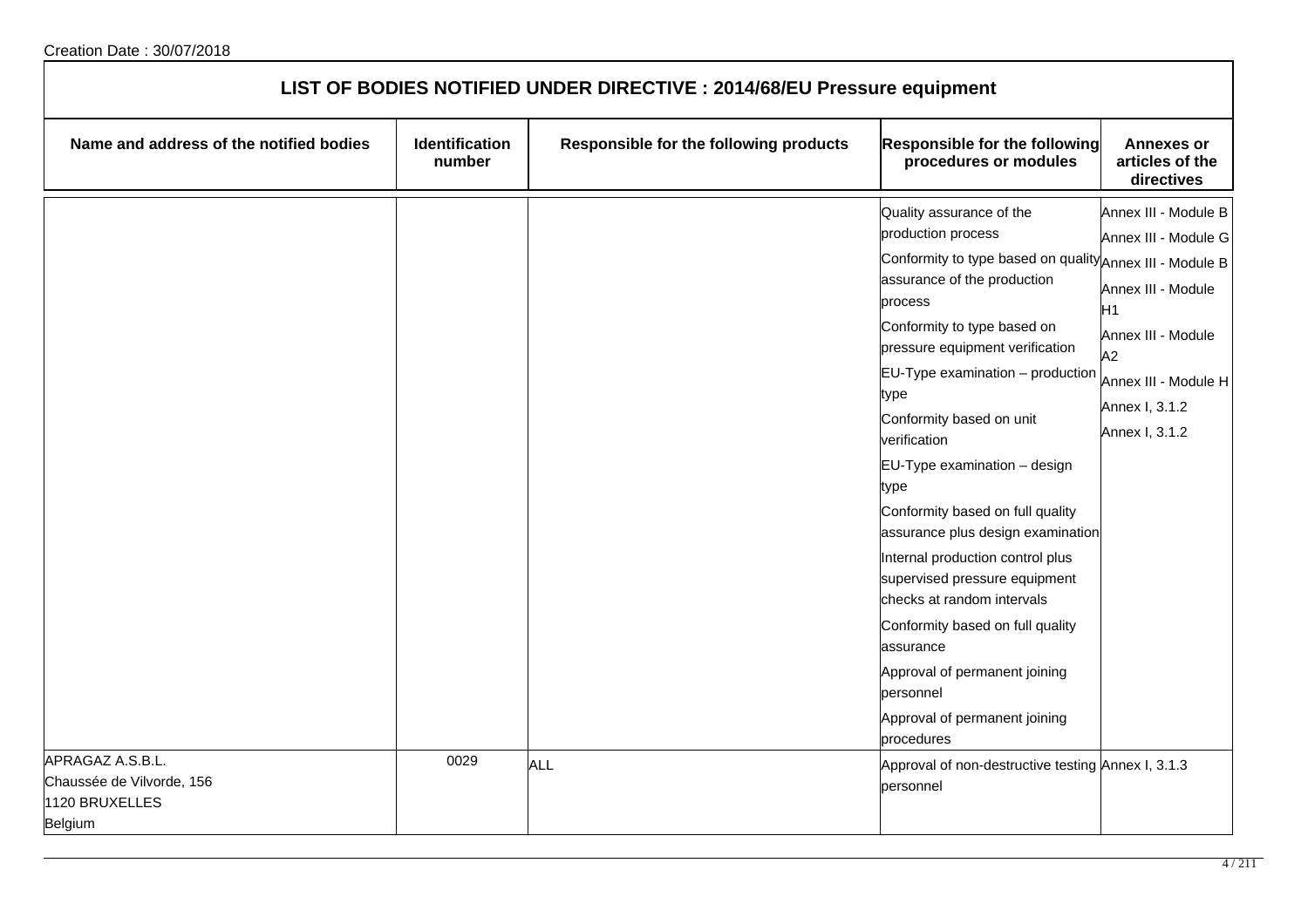Creation Date : 30/07/2018

# LIST OF BODIES NOTIFIED UNDER DIRECTIVE : 2014/68/EU Pressure equipment

| Name and address of the notified bodies | Identification number | Responsible for the following products | Responsible for the following procedures or modules | Annexes or articles of the directives |
|---|---|---|---|---|
| | | | Quality assurance of the production process | Annex III - Module B |
| | | | Conformity to type based on quality assurance of the production process | Annex III - Module G |
| | | | Conformity to type based on pressure equipment verification | Annex III - Module B |
| | | | EU-Type examination – production type | Annex III - Module H1 |
| | | | Conformity based on unit verification | Annex III - Module A2 |
| | | | EU-Type examination – design type | Annex III - Module H |
| | | | Conformity based on full quality assurance plus design examination | Annex I, 3.1.2 |
| | | | Internal production control plus supervised pressure equipment checks at random intervals | Annex I, 3.1.2 |
| | | | Conformity based on full quality assurance | |
| | | | Approval of permanent joining personnel | |
| | | | Approval of permanent joining procedures | |
| APRAGAZ A.S.B.L.<br>Chaussée de Vilvorde, 156<br>1120 BRUXELLES<br>Belgium | 0029 | ALL | Approval of non-destructive testing personnel | Annex I, 3.1.3 |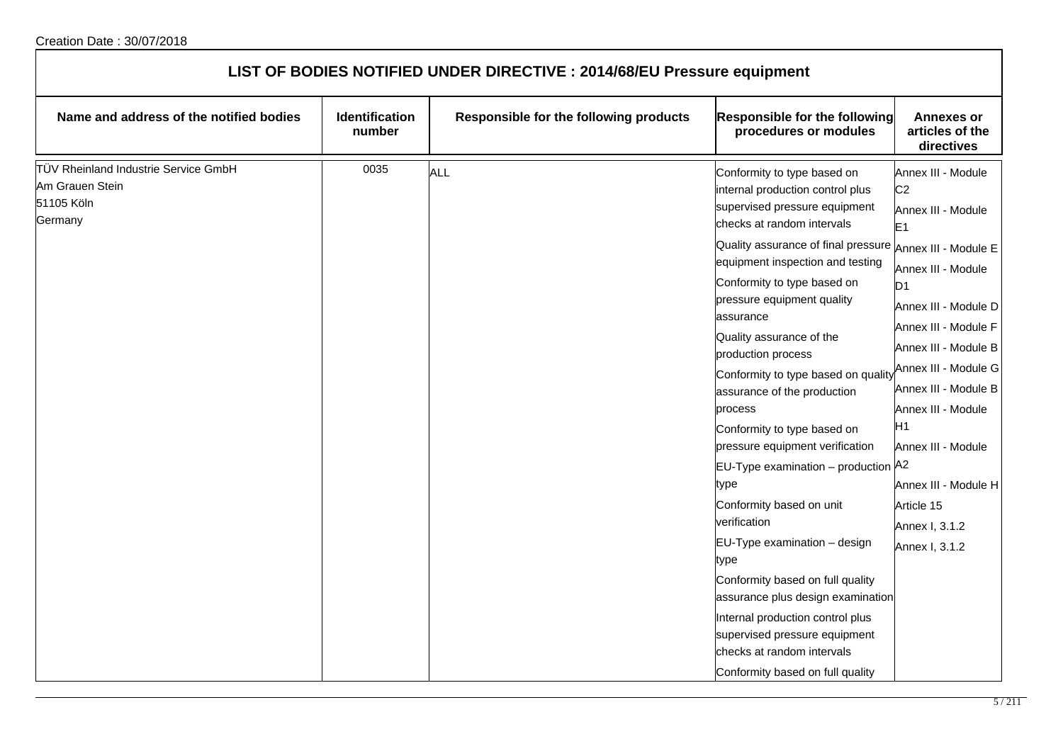Creation Date : 30/07/2018

# LIST OF BODIES NOTIFIED UNDER DIRECTIVE : 2014/68/EU Pressure equipment

| Name and address of the notified bodies | Identification number | Responsible for the following products | Responsible for the following procedures or modules | Annexes or articles of the directives |
|---|---|---|---|---|
| TÜV Rheinland Industrie Service GmbH<br>Am Grauen Stein<br>51105 Köln<br>Germany | 0035 | ALL | Conformity to type based on internal production control plus supervised pressure equipment checks at random intervals<br>Quality assurance of final pressure equipment inspection and testing<br>Conformity to type based on pressure equipment quality assurance<br>Quality assurance of the production process<br>Conformity to type based on quality assurance of the production process<br>Conformity to type based on pressure equipment verification<br>EU-Type examination – production type<br>Conformity based on unit verification<br>EU-Type examination – design type<br>Conformity based on full quality assurance plus design examination<br>Internal production control plus supervised pressure equipment checks at random intervals<br>Conformity based on full quality | Annex III - Module C2<br>Annex III - Module E1<br>Annex III - Module E<br>Annex III - Module D1<br>Annex III - Module D<br>Annex III - Module F<br>Annex III - Module B<br>Annex III - Module G<br>Annex III - Module B<br>Annex III - Module H1<br>Annex III - Module A2<br>Annex III - Module H<br>Article 15<br>Annex I, 3.1.2<br>Annex I, 3.1.2 |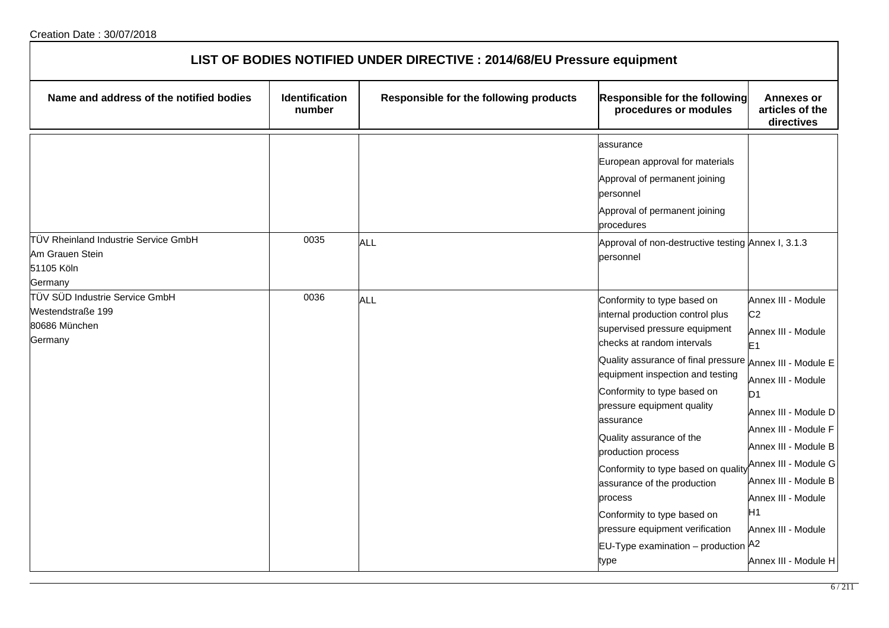Creation Date : 30/07/2018

# LIST OF BODIES NOTIFIED UNDER DIRECTIVE : 2014/68/EU Pressure equipment

| Name and address of the notified bodies | Identification number | Responsible for the following products | Responsible for the following procedures or modules | Annexes or articles of the directives |
|---|---|---|---|---|
| | | | assurance<br>European approval for materials<br>Approval of permanent joining personnel<br>Approval of permanent joining procedures | |
| TÜV Rheinland Industrie Service GmbH<br>Am Grauen Stein<br>51105 Köln<br>Germany | 0035 | ALL | Approval of non-destructive testing personnel | Annex I, 3.1.3 |
| TÜV SÜD Industrie Service GmbH<br>Westendstraße 199<br>80686 München<br>Germany | 0036 | ALL | Conformity to type based on internal production control plus supervised pressure equipment checks at random intervals<br>Quality assurance of final pressure equipment inspection and testing<br>Conformity to type based on pressure equipment quality assurance<br>Quality assurance of the production process<br>Conformity to type based on quality assurance of the production process<br>Conformity to type based on pressure equipment verification<br>EU-Type examination – production type | Annex III - Module C2<br>Annex III - Module E1<br>Annex III - Module E<br>Annex III - Module D1<br>Annex III - Module D<br>Annex III - Module F<br>Annex III - Module B<br>Annex III - Module G<br>Annex III - Module B<br>Annex III - Module H1<br>Annex III - Module A2<br>Annex III - Module H |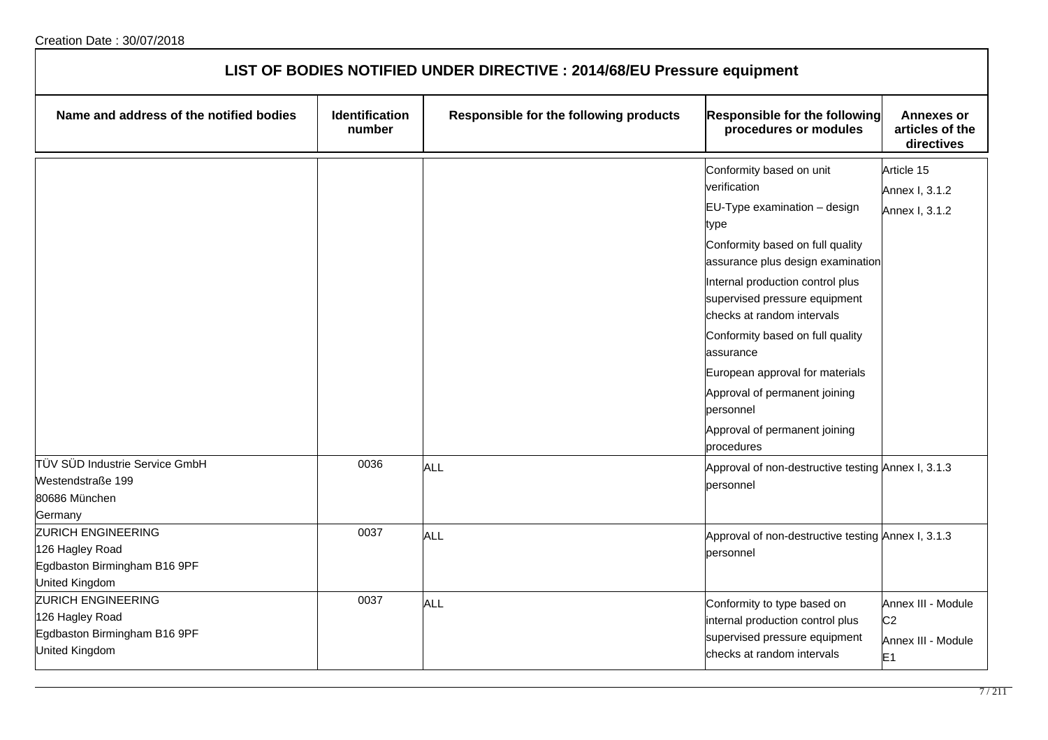Creation Date : 30/07/2018

# LIST OF BODIES NOTIFIED UNDER DIRECTIVE : 2014/68/EU Pressure equipment

| Name and address of the notified bodies | Identification number | Responsible for the following products | Responsible for the following procedures or modules | Annexes or articles of the directives |
|---|---|---|---|---|
| | | | Conformity based on unit verification<br>EU-Type examination – design type<br>Conformity based on full quality assurance plus design examination<br>Internal production control plus supervised pressure equipment checks at random intervals<br>Conformity based on full quality assurance<br>European approval for materials<br>Approval of permanent joining personnel<br>Approval of permanent joining procedures | Article 15<br>Annex I, 3.1.2<br>Annex I, 3.1.2 |
| TÜV SÜD Industrie Service GmbH<br>Westendstraße 199<br>80686 München<br>Germany | 0036 | ALL | Approval of non-destructive testing personnel | Annex I, 3.1.3 |
| ZURICH ENGINEERING<br>126 Hagley Road<br>Egdbaston Birmingham B16 9PF<br>United Kingdom | 0037 | ALL | Approval of non-destructive testing personnel | Annex I, 3.1.3 |
| ZURICH ENGINEERING<br>126 Hagley Road<br>Egdbaston Birmingham B16 9PF<br>United Kingdom | 0037 | ALL | Conformity to type based on internal production control plus supervised pressure equipment checks at random intervals | Annex III - Module C2<br>Annex III - Module E1 |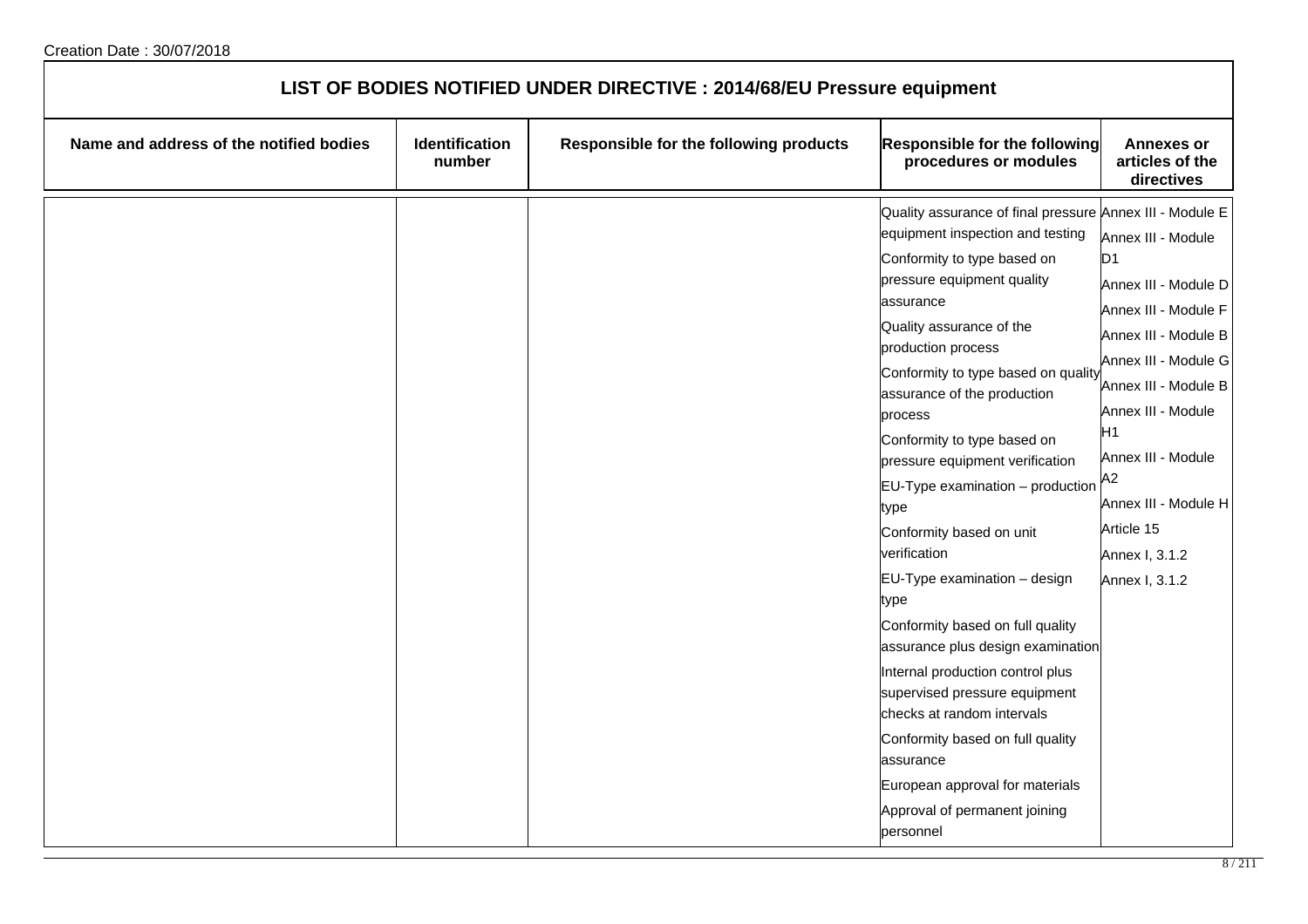Creation Date : 30/07/2018

## LIST OF BODIES NOTIFIED UNDER DIRECTIVE : 2014/68/EU Pressure equipment

| Name and address of the notified bodies | Identification number | Responsible for the following products | Responsible for the following procedures or modules | Annexes or articles of the directives |
|---|---|---|---|---|
| | | | Quality assurance of final pressure equipment inspection and testing | Annex III - Module E |
| | | | Conformity to type based on pressure equipment quality assurance | Annex III - Module D1 |
| | | | Quality assurance of the production process | Annex III - Module D |
| | | | Conformity to type based on quality assurance of the production process | Annex III - Module F |
| | | | Conformity to type based on pressure equipment verification | Annex III - Module B |
| | | | EU-Type examination – production type | Annex III - Module G |
| | | | Conformity based on unit verification | Annex III - Module B |
| | | | EU-Type examination – design type | Annex III - Module H1 |
| | | | Conformity based on full quality assurance plus design examination | Annex III - Module A2 |
| | | | Internal production control plus supervised pressure equipment checks at random intervals | Annex III - Module H |
| | | | Conformity based on full quality assurance | Article 15 |
| | | | European approval for materials | Annex I, 3.1.2 |
| | | | Approval of permanent joining personnel | Annex I, 3.1.2 |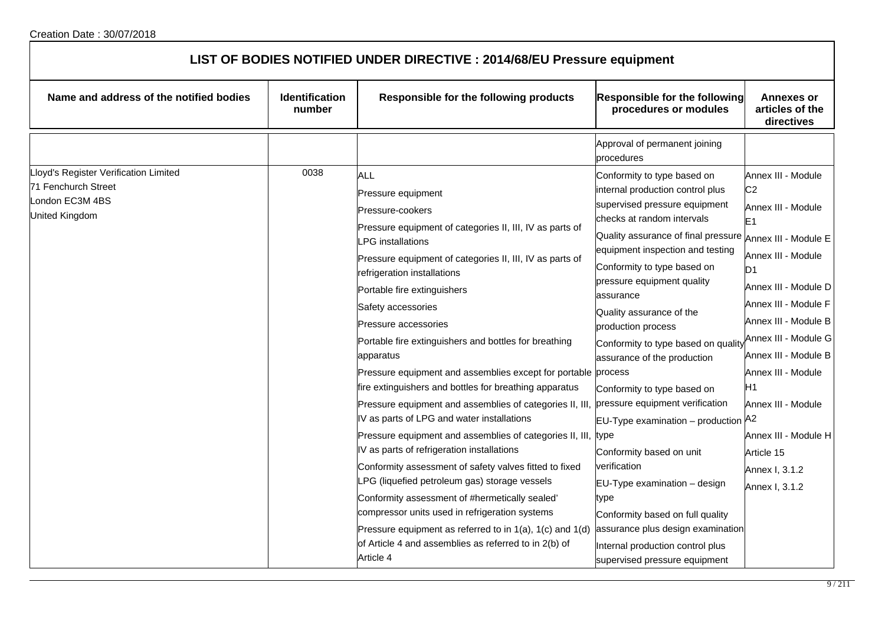Creation Date : 30/07/2018

## LIST OF BODIES NOTIFIED UNDER DIRECTIVE : 2014/68/EU Pressure equipment

| Name and address of the notified bodies | Identification number | Responsible for the following products | Responsible for the following procedures or modules | Annexes or articles of the directives |
|---|---|---|---|---|
| | | | Approval of permanent joining procedures | |
| Lloyd's Register Verification Limited<br>71 Fenchurch Street<br>London EC3M 4BS<br>United Kingdom | 0038 | ALL<br>Pressure equipment<br>Pressure-cookers<br>Pressure equipment of categories II, III, IV as parts of LPG installations<br>Pressure equipment of categories II, III, IV as parts of refrigeration installations<br>Portable fire extinguishers<br>Safety accessories<br>Pressure accessories<br>Portable fire extinguishers and bottles for breathing apparatus<br>Pressure equipment and assemblies except for portable fire extinguishers and bottles for breathing apparatus<br>Pressure equipment and assemblies of categories II, III, IV as parts of LPG and water installations<br>Pressure equipment and assemblies of categories II, III, IV as parts of refrigeration installations<br>Conformity assessment of safety valves fitted to fixed LPG (liquefied petroleum gas) storage vessels<br>Conformity assessment of #hermetically sealed' compressor units used in refrigeration systems<br>Pressure equipment as referred to in 1(a), 1(c) and 1(d) of Article 4 and assemblies as referred to in 2(b) of Article 4 | Conformity to type based on internal production control plus supervised pressure equipment checks at random intervals<br>Quality assurance of final pressure equipment inspection and testing<br>Conformity to type based on pressure equipment quality assurance<br>Quality assurance of the production process<br>Conformity to type based on quality assurance of the production process<br>Conformity to type based on pressure equipment verification<br>EU-Type examination – production type<br>Conformity based on unit verification<br>EU-Type examination – design type<br>Conformity based on full quality assurance plus design examination<br>Internal production control plus supervised pressure equipment | Annex III - Module C2<br>Annex III - Module E1<br>Annex III - Module E<br>Annex III - Module D1<br>Annex III - Module D<br>Annex III - Module F<br>Annex III - Module B<br>Annex III - Module G<br>Annex III - Module B<br>Annex III - Module H1<br>Annex III - Module A2<br>Annex III - Module H<br>Article 15<br>Annex I, 3.1.2<br>Annex I, 3.1.2 |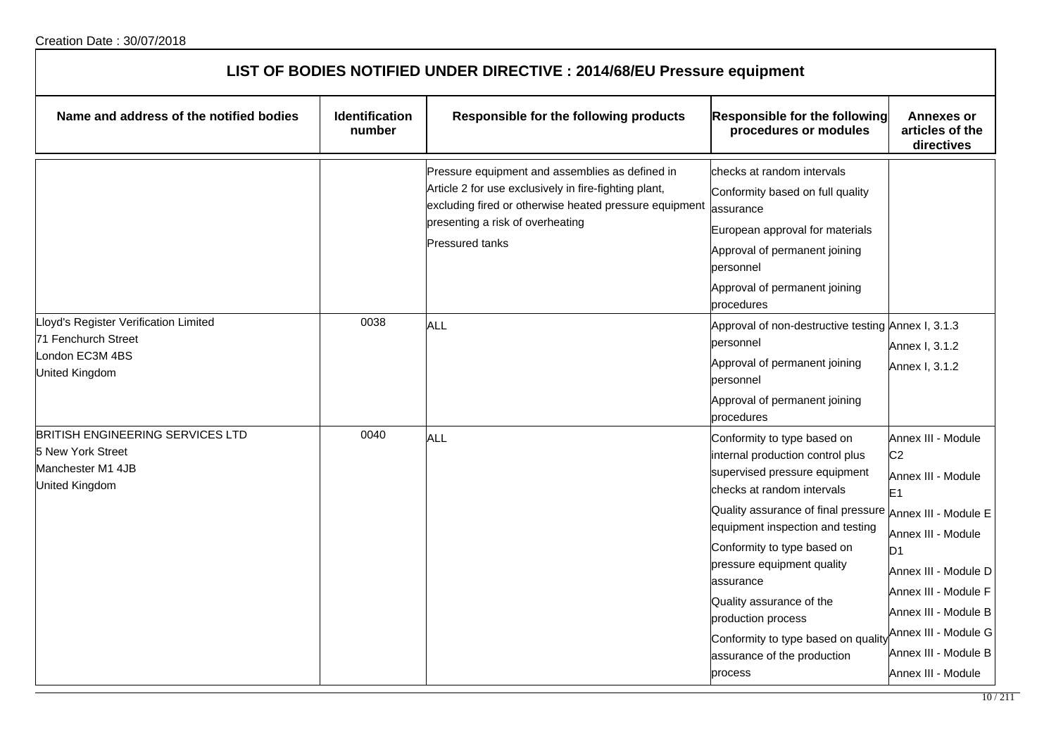Creation Date : 30/07/2018

# LIST OF BODIES NOTIFIED UNDER DIRECTIVE : 2014/68/EU Pressure equipment

| Name and address of the notified bodies | Identification number | Responsible for the following products | Responsible for the following procedures or modules | Annexes or articles of the directives |
|---|---|---|---|---|
| | | Pressure equipment and assemblies as defined in Article 2 for use exclusively in fire-fighting plant, excluding fired or otherwise heated pressure equipment presenting a risk of overheating<br>Pressured tanks | checks at random intervals<br>Conformity based on full quality assurance<br>European approval for materials<br>Approval of permanent joining personnel<br>Approval of permanent joining procedures | |
| Lloyd's Register Verification Limited<br>71 Fenchurch Street<br>London EC3M 4BS<br>United Kingdom | 0038 | ALL | Approval of non-destructive testing personnel<br>Approval of permanent joining personnel<br>Approval of permanent joining procedures | Annex I, 3.1.3<br>Annex I, 3.1.2<br>Annex I, 3.1.2 |
| BRITISH ENGINEERING SERVICES LTD<br>5 New York Street<br>Manchester M1 4JB<br>United Kingdom | 0040 | ALL | Conformity to type based on internal production control plus supervised pressure equipment checks at random intervals<br>Quality assurance of final pressure equipment inspection and testing<br>Conformity to type based on pressure equipment quality assurance<br>Quality assurance of the production process<br>Conformity to type based on quality assurance of the production process | Annex III - Module C2<br>Annex III - Module E1<br>Annex III - Module E<br>Annex III - Module D1<br>Annex III - Module D<br>Annex III - Module F<br>Annex III - Module B<br>Annex III - Module G<br>Annex III - Module B<br>Annex III - Module |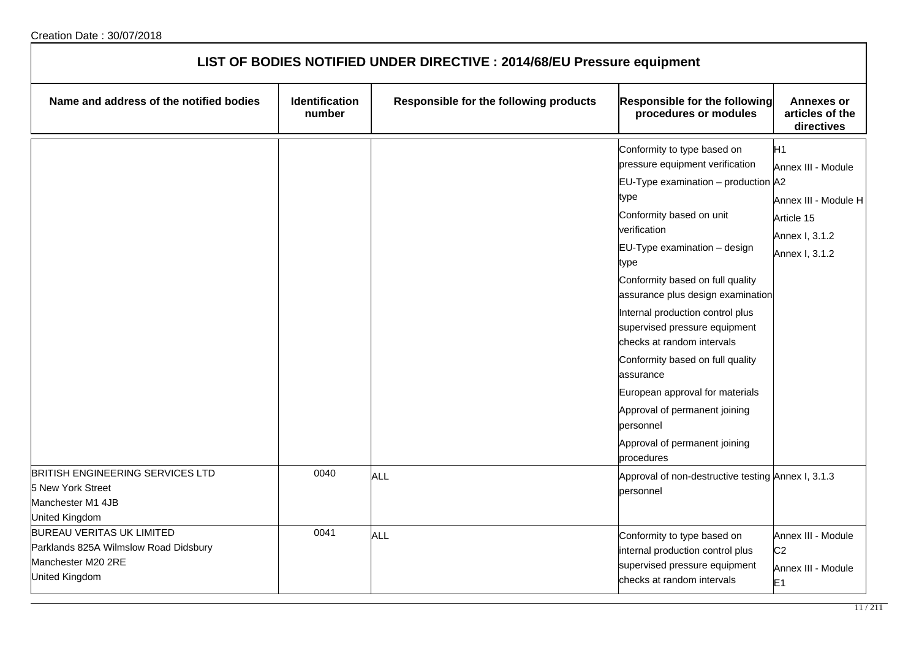Creation Date : 30/07/2018

# LIST OF BODIES NOTIFIED UNDER DIRECTIVE : 2014/68/EU Pressure equipment

| Name and address of the notified bodies | Identification number | Responsible for the following products | Responsible for the following procedures or modules | Annexes or articles of the directives |
|---|---|---|---|---|
| | | | Conformity to type based on pressure equipment verification<br>EU-Type examination – production type<br>Conformity based on unit verification<br>EU-Type examination – design type<br>Conformity based on full quality assurance plus design examination<br>Internal production control plus supervised pressure equipment checks at random intervals<br>Conformity based on full quality assurance<br>European approval for materials<br>Approval of permanent joining personnel<br>Approval of permanent joining procedures | H1<br>Annex III - Module A2<br>Annex III - Module H<br>Article 15<br>Annex I, 3.1.2<br>Annex I, 3.1.2 |
| BRITISH ENGINEERING SERVICES LTD<br>5 New York Street<br>Manchester M1 4JB<br>United Kingdom | 0040 | ALL | Approval of non-destructive testing personnel | Annex I, 3.1.3 |
| BUREAU VERITAS UK LIMITED<br>Parklands 825A Wilmslow Road Didsbury<br>Manchester M20 2RE<br>United Kingdom | 0041 | ALL | Conformity to type based on internal production control plus supervised pressure equipment checks at random intervals | Annex III - Module C2<br>Annex III - Module E1 |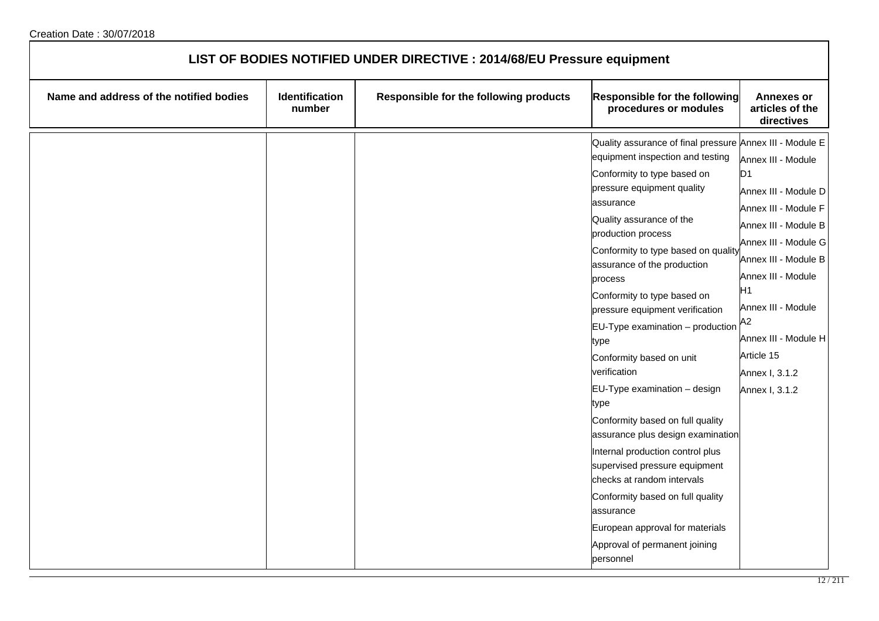Creation Date : 30/07/2018

# LIST OF BODIES NOTIFIED UNDER DIRECTIVE : 2014/68/EU Pressure equipment

| Name and address of the notified bodies | Identification number | Responsible for the following products | Responsible for the following procedures or modules | Annexes or articles of the directives |
|---|---|---|---|---|
| | | | Quality assurance of final pressure equipment inspection and testing<br>Conformity to type based on pressure equipment quality assurance<br>Quality assurance of the production process<br>Conformity to type based on quality assurance of the production process<br>Conformity to type based on pressure equipment verification<br>EU-Type examination – production type<br>Conformity based on unit verification<br>EU-Type examination – design type<br>Conformity based on full quality assurance plus design examination<br>Internal production control plus supervised pressure equipment checks at random intervals<br>Conformity based on full quality assurance<br>European approval for materials<br>Approval of permanent joining personnel | Annex III - Module E<br>Annex III - Module D1<br>Annex III - Module D<br>Annex III - Module F<br>Annex III - Module B<br>Annex III - Module G<br>Annex III - Module B<br>Annex III - Module H1<br>Annex III - Module A2<br>Annex III - Module H<br>Article 15<br>Annex I, 3.1.2<br>Annex I, 3.1.2 |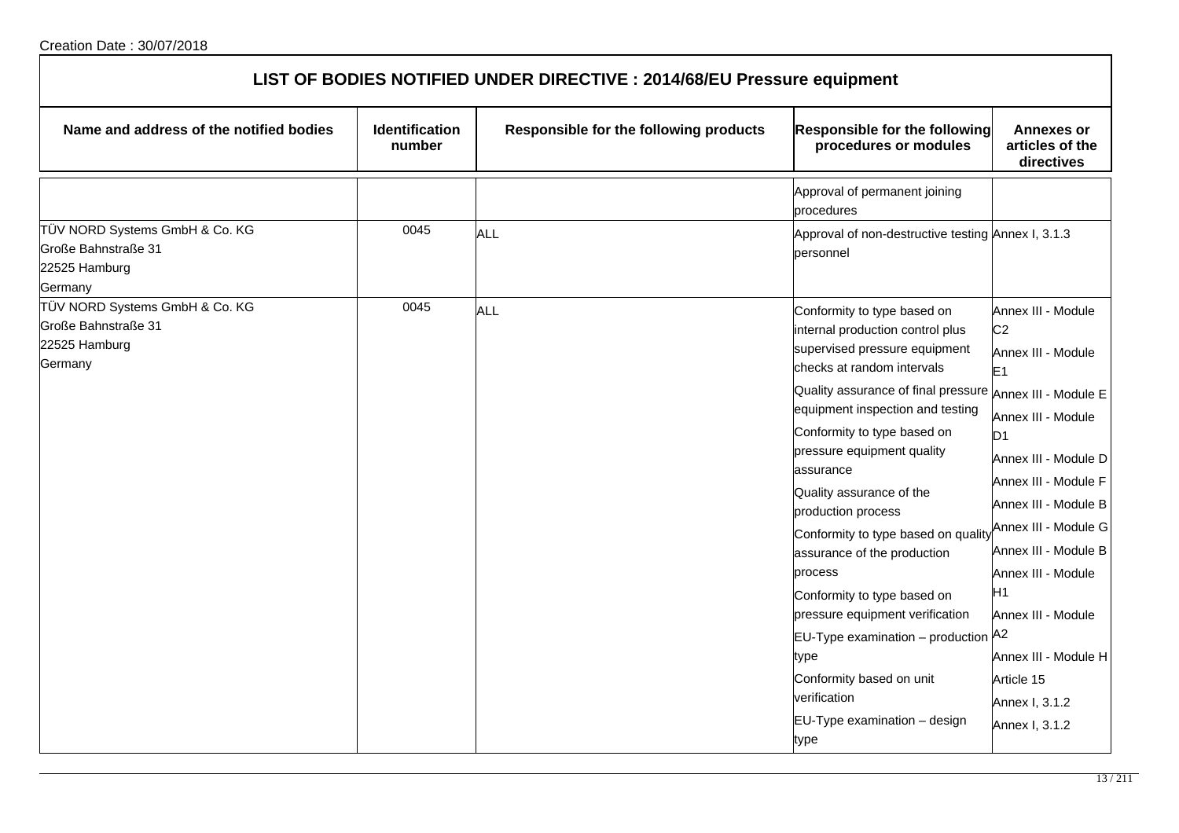Creation Date : 30/07/2018

# LIST OF BODIES NOTIFIED UNDER DIRECTIVE : 2014/68/EU Pressure equipment

| Name and address of the notified bodies | Identification number | Responsible for the following products | Responsible for the following procedures or modules | Annexes or articles of the directives |
|---|---|---|---|---|
| | | | Approval of permanent joining procedures | |
| TÜV NORD Systems GmbH & Co. KG<br>Große Bahnstraße 31<br>22525 Hamburg<br>Germany | 0045 | ALL | Approval of non-destructive testing personnel | Annex I, 3.1.3 |
| TÜV NORD Systems GmbH & Co. KG<br>Große Bahnstraße 31<br>22525 Hamburg<br>Germany | 0045 | ALL | Conformity to type based on internal production control plus supervised pressure equipment checks at random intervals<br>Quality assurance of final pressure equipment inspection and testing<br>Conformity to type based on pressure equipment quality assurance<br>Quality assurance of the production process<br>Conformity to type based on quality assurance of the production process<br>Conformity to type based on pressure equipment verification<br>EU-Type examination – production type<br>Conformity based on unit verification<br>EU-Type examination – design type | Annex III - Module C2<br>Annex III - Module E1<br>Annex III - Module E<br>Annex III - Module D1<br>Annex III - Module D<br>Annex III - Module F<br>Annex III - Module B<br>Annex III - Module G<br>Annex III - Module B<br>Annex III - Module H1<br>Annex III - Module A2<br>Annex III - Module H<br>Article 15<br>Annex I, 3.1.2<br>Annex I, 3.1.2 |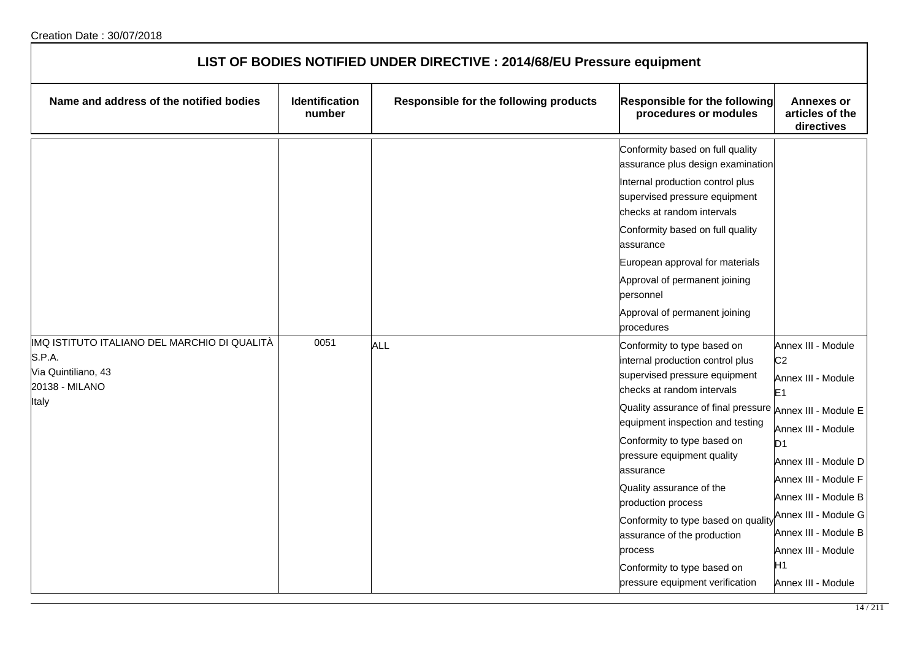Creation Date : 30/07/2018

| LIST OF BODIES NOTIFIED UNDER DIRECTIVE : 2014/68/EU Pressure equipment | | | | |
|---|---|---|---|---|
| **Name and address of the notified bodies** | **Identification number** | **Responsible for the following products** | **Responsible for the following procedures or modules** | **Annexes or articles of the directives** |
| | | | Conformity based on full quality assurance plus design examination<br>Internal production control plus supervised pressure equipment checks at random intervals<br>Conformity based on full quality assurance<br>European approval for materials<br>Approval of permanent joining personnel<br>Approval of permanent joining procedures | |
| IMQ ISTITUTO ITALIANO DEL MARCHIO DI QUALITÀ S.P.A.<br>Via Quintiliano, 43<br>20138 - MILANO<br>Italy | 0051 | ALL | Conformity to type based on internal production control plus supervised pressure equipment checks at random intervals<br>Quality assurance of final pressure equipment inspection and testing<br>Conformity to type based on pressure equipment quality assurance<br>Quality assurance of the production process<br>Conformity to type based on quality assurance of the production process<br>Conformity to type based on pressure equipment verification | Annex III - Module C2<br>Annex III - Module E1<br>Annex III - Module E<br>Annex III - Module D1<br>Annex III - Module D<br>Annex III - Module F<br>Annex III - Module B<br>Annex III - Module G<br>Annex III - Module B<br>Annex III - Module H1<br>Annex III - Module |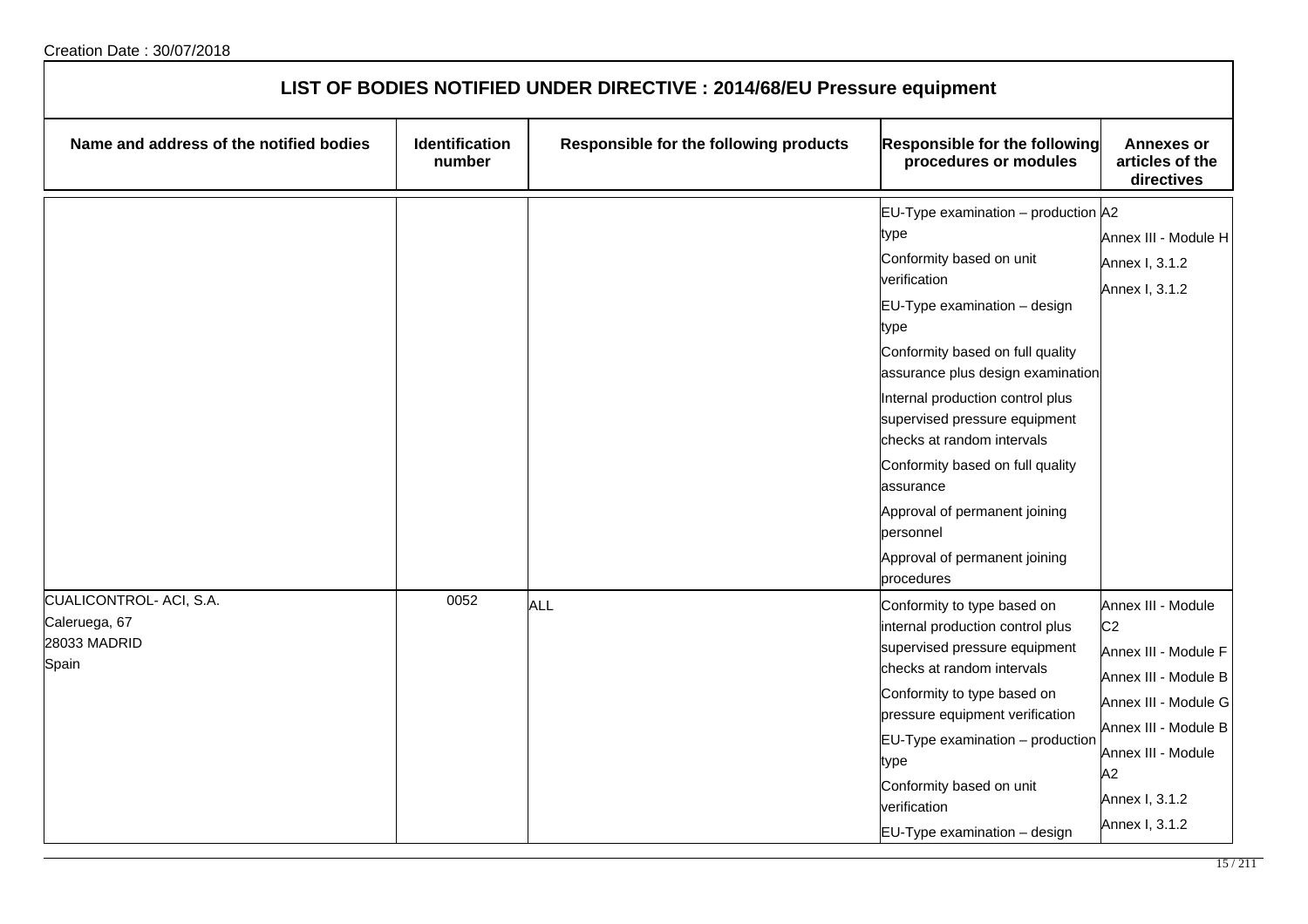Creation Date : 30/07/2018

# LIST OF BODIES NOTIFIED UNDER DIRECTIVE : 2014/68/EU Pressure equipment

| Name and address of the notified bodies | Identification number | Responsible for the following products | Responsible for the following procedures or modules | Annexes or articles of the directives |
|---|---|---|---|---|
| | | | EU-Type examination – production type<br>Conformity based on unit verification<br>EU-Type examination – design type<br>Conformity based on full quality assurance plus design examination<br>Internal production control plus supervised pressure equipment checks at random intervals<br>Conformity based on full quality assurance<br>Approval of permanent joining personnel<br>Approval of permanent joining procedures | A2<br>Annex III - Module H<br>Annex I, 3.1.2<br>Annex I, 3.1.2 |
| CUALICONTROL- ACI, S.A.<br>Caleruega, 67<br>28033 MADRID<br>Spain | 0052 | ALL | Conformity to type based on internal production control plus supervised pressure equipment checks at random intervals<br>Conformity to type based on pressure equipment verification<br>EU-Type examination – production type<br>Conformity based on unit verification<br>EU-Type examination – design | Annex III - Module C2<br>Annex III - Module F<br>Annex III - Module B<br>Annex III - Module G<br>Annex III - Module B<br>Annex III - Module A2<br>Annex I, 3.1.2<br>Annex I, 3.1.2 |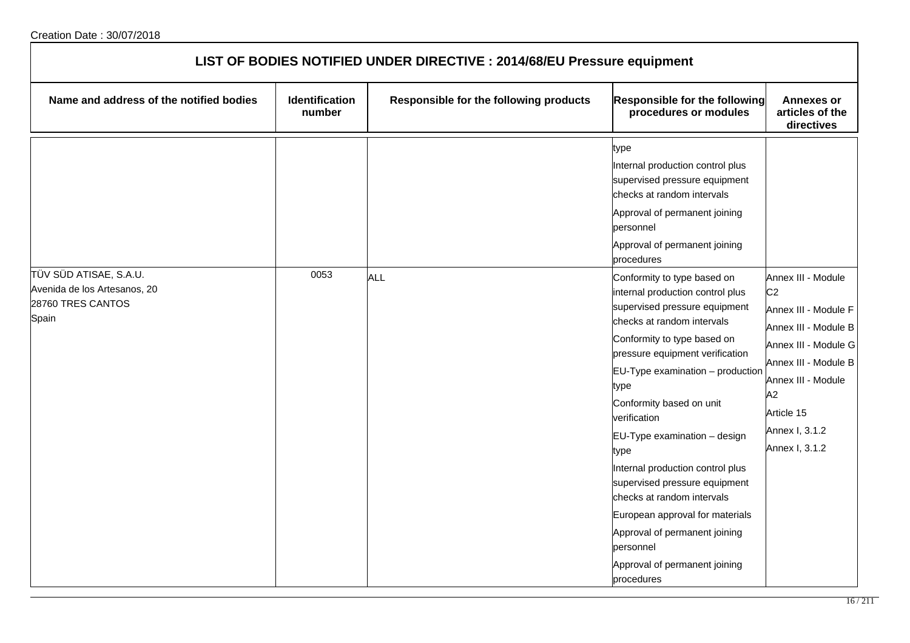Creation Date : 30/07/2018

# LIST OF BODIES NOTIFIED UNDER DIRECTIVE : 2014/68/EU Pressure equipment

| Name and address of the notified bodies | Identification number | Responsible for the following products | Responsible for the following procedures or modules | Annexes or articles of the directives |
|---|---|---|---|---|
| | | | type<br>Internal production control plus supervised pressure equipment checks at random intervals<br>Approval of permanent joining personnel<br>Approval of permanent joining procedures | |
| TÜV SÜD ATISAE, S.A.U.<br>Avenida de los Artesanos, 20<br>28760 TRES CANTOS<br>Spain | 0053 | ALL | Conformity to type based on internal production control plus supervised pressure equipment checks at random intervals<br>Conformity to type based on pressure equipment verification<br>EU-Type examination – production type<br>Conformity based on unit verification<br>EU-Type examination – design type<br>Internal production control plus supervised pressure equipment checks at random intervals<br>European approval for materials<br>Approval of permanent joining personnel<br>Approval of permanent joining procedures | Annex III - Module C2<br>Annex III - Module F<br>Annex III - Module B<br>Annex III - Module G<br>Annex III - Module B<br>Annex III - Module A2<br>Article 15<br>Annex I, 3.1.2<br>Annex I, 3.1.2 |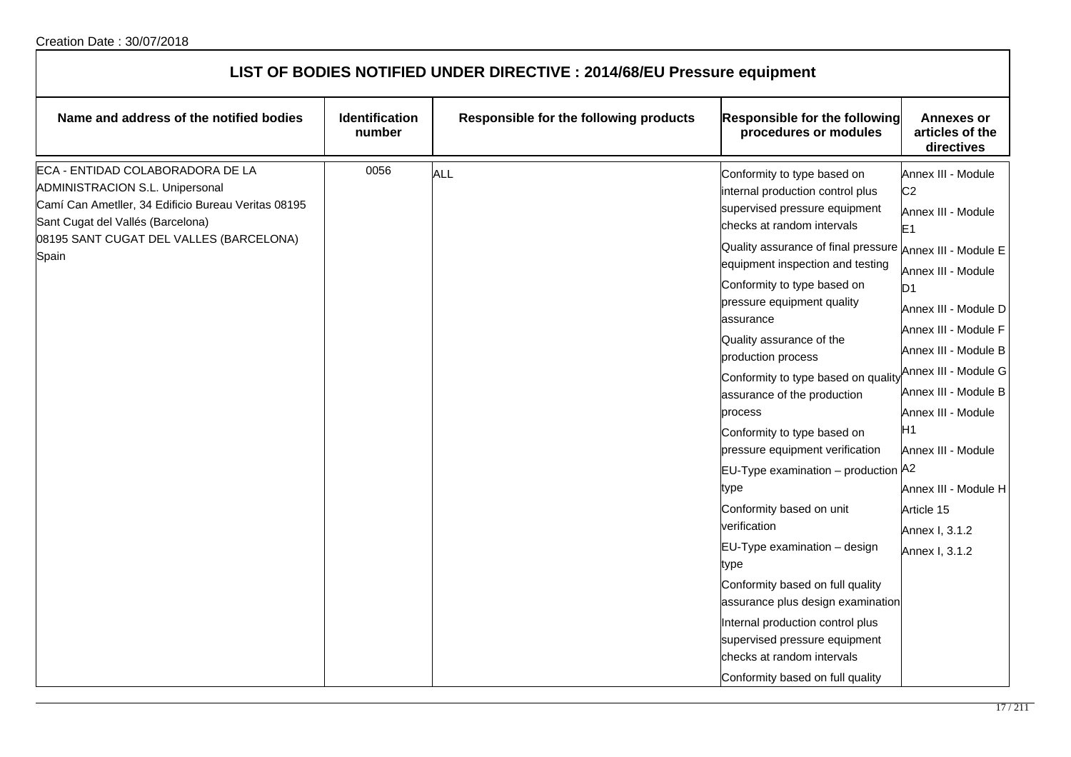Creation Date : 30/07/2018

| LIST OF BODIES NOTIFIED UNDER DIRECTIVE : 2014/68/EU Pressure equipment | | | | |
|---|---|---|---|---|
| **Name and address of the notified bodies** | **Identification number** | **Responsible for the following products** | **Responsible for the following procedures or modules** | **Annexes or articles of the directives** |
| ECA - ENTIDAD COLABORADORA DE LA ADMINISTRACION S.L. Unipersonal<br>Camí Can Ametller, 34 Edificio Bureau Veritas 08195 Sant Cugat del Vallés (Barcelona)<br>08195 SANT CUGAT DEL VALLES (BARCELONA)<br>Spain | 0056 | ALL | Conformity to type based on internal production control plus supervised pressure equipment checks at random intervals<br>Quality assurance of final pressure equipment inspection and testing<br>Conformity to type based on pressure equipment quality assurance<br>Quality assurance of the production process<br>Conformity to type based on quality assurance of the production process<br>Conformity to type based on pressure equipment verification<br>EU-Type examination – production type<br>Conformity based on unit verification<br>EU-Type examination – design type<br>Conformity based on full quality assurance plus design examination<br>Internal production control plus supervised pressure equipment checks at random intervals<br>Conformity based on full quality | Annex III - Module C2<br>Annex III - Module E1<br>Annex III - Module E<br>Annex III - Module D1<br>Annex III - Module D<br>Annex III - Module F<br>Annex III - Module B<br>Annex III - Module G<br>Annex III - Module B<br>Annex III - Module H1<br>Annex III - Module A2<br>Annex III - Module H<br>Article 15<br>Annex I, 3.1.2<br>Annex I, 3.1.2 |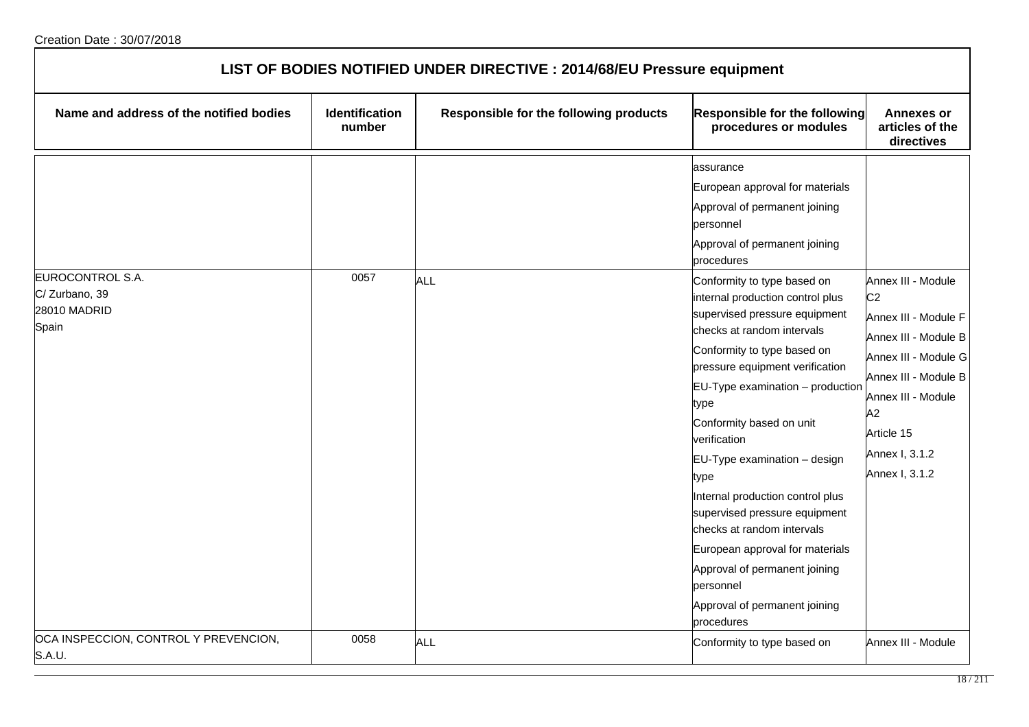Creation Date : 30/07/2018

## LIST OF BODIES NOTIFIED UNDER DIRECTIVE : 2014/68/EU Pressure equipment

| Name and address of the notified bodies | Identification number | Responsible for the following products | Responsible for the following procedures or modules | Annexes or articles of the directives |
|---|---|---|---|---|
| | | | assurance<br>European approval for materials<br>Approval of permanent joining personnel<br>Approval of permanent joining procedures | |
| EUROCONTROL S.A.<br>C/ Zurbano, 39<br>28010 MADRID<br>Spain | 0057 | ALL | Conformity to type based on internal production control plus supervised pressure equipment checks at random intervals<br>Conformity to type based on pressure equipment verification<br>EU-Type examination – production type<br>Conformity based on unit verification<br>EU-Type examination – design type<br>Internal production control plus supervised pressure equipment checks at random intervals<br>European approval for materials<br>Approval of permanent joining personnel<br>Approval of permanent joining procedures | Annex III - Module C2<br>Annex III - Module F<br>Annex III - Module B<br>Annex III - Module G<br>Annex III - Module B<br>Annex III - Module A2<br>Article 15<br>Annex I, 3.1.2<br>Annex I, 3.1.2 |
| OCA INSPECCION, CONTROL Y PREVENCION, S.A.U. | 0058 | ALL | Conformity to type based on | Annex III - Module |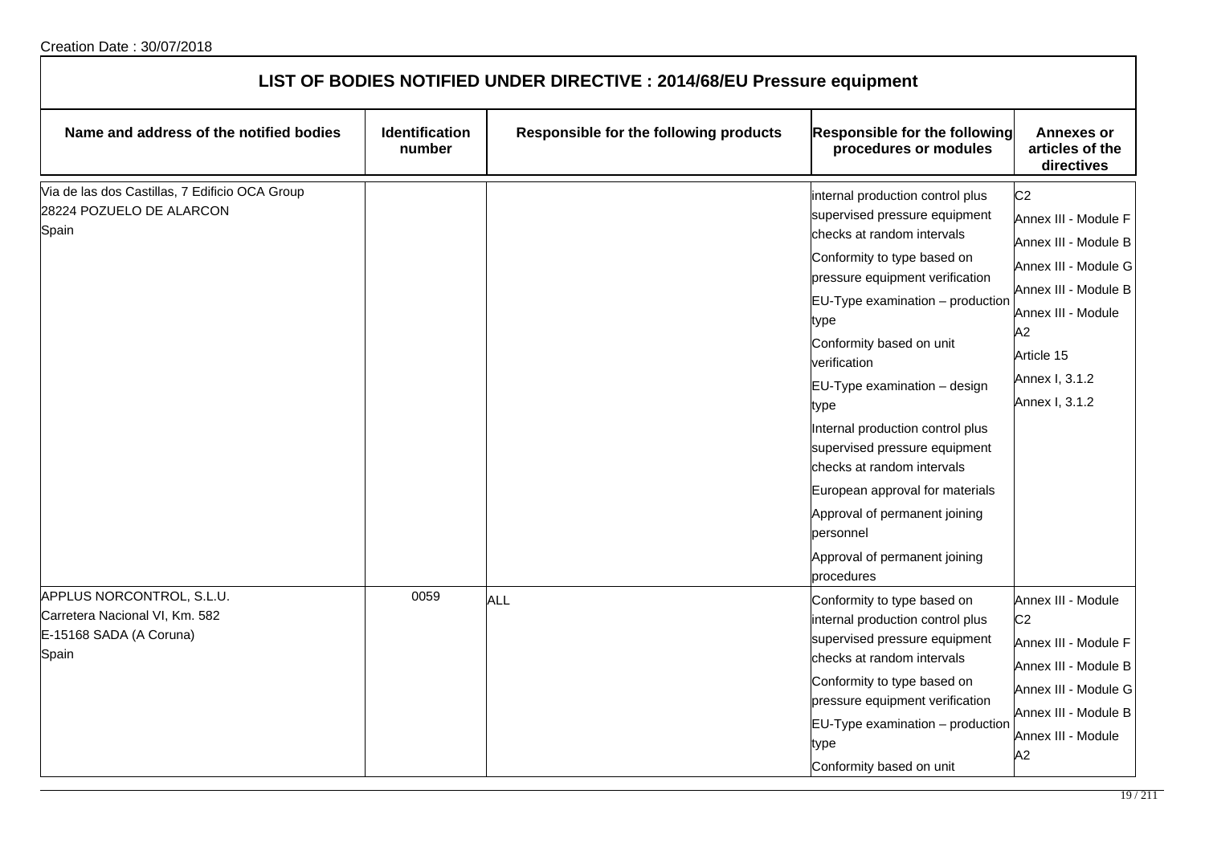Creation Date : 30/07/2018

## LIST OF BODIES NOTIFIED UNDER DIRECTIVE : 2014/68/EU Pressure equipment

| Name and address of the notified bodies | Identification number | Responsible for the following products | Responsible for the following procedures or modules | Annexes or articles of the directives |
|---|---|---|---|---|
| Via de las dos Castillas, 7 Edificio OCA Group<br>28224 POZUELO DE ALARCON<br>Spain | | | internal production control plus supervised pressure equipment checks at random intervals<br>Conformity to type based on pressure equipment verification<br>EU-Type examination – production type<br>Conformity based on unit verification<br>EU-Type examination – design type<br>Internal production control plus supervised pressure equipment checks at random intervals<br>European approval for materials<br>Approval of permanent joining personnel<br>Approval of permanent joining procedures | C2<br>Annex III - Module F<br>Annex III - Module B<br>Annex III - Module G<br>Annex III - Module B<br>Annex III - Module A2<br>Article 15<br>Annex I, 3.1.2<br>Annex I, 3.1.2 |
| APPLUS NORCONTROL, S.L.U.<br>Carretera Nacional VI, Km. 582<br>E-15168 SADA (A Coruna)<br>Spain | 0059 | ALL | Conformity to type based on internal production control plus supervised pressure equipment checks at random intervals<br>Conformity to type based on pressure equipment verification<br>EU-Type examination – production type<br>Conformity based on unit | Annex III - Module C2<br>Annex III - Module F<br>Annex III - Module B<br>Annex III - Module G<br>Annex III - Module B<br>Annex III - Module A2 |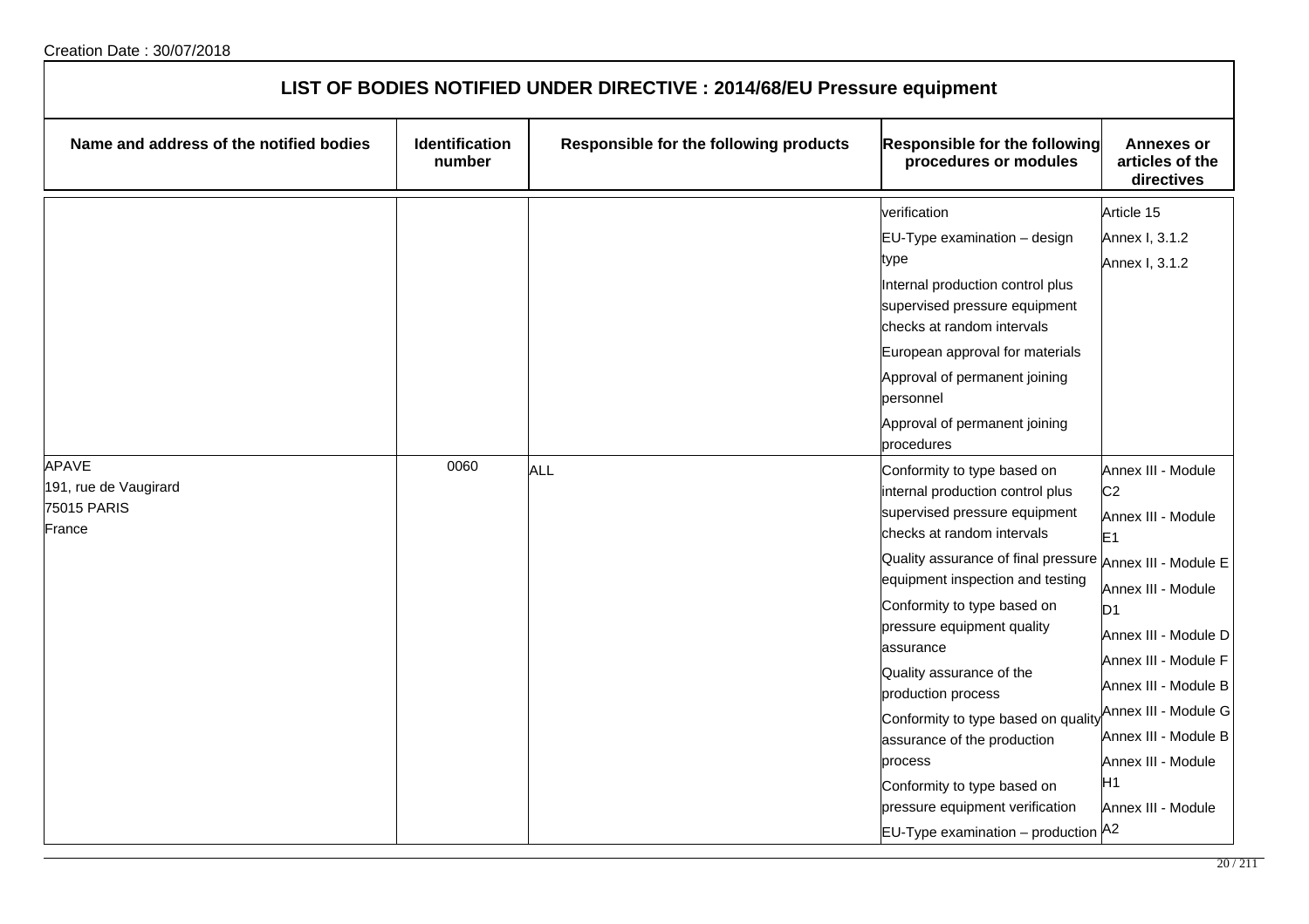Creation Date : 30/07/2018

# LIST OF BODIES NOTIFIED UNDER DIRECTIVE : 2014/68/EU Pressure equipment

| Name and address of the notified bodies | Identification number | Responsible for the following products | Responsible for the following procedures or modules | Annexes or articles of the directives |
|---|---|---|---|---|
| | | | verification<br>EU-Type examination – design type<br>Internal production control plus supervised pressure equipment checks at random intervals<br>European approval for materials<br>Approval of permanent joining personnel<br>Approval of permanent joining procedures | Article 15<br>Annex I, 3.1.2<br>Annex I, 3.1.2 |
| APAVE<br>191, rue de Vaugirard<br>75015 PARIS<br>France | 0060 | ALL | Conformity to type based on internal production control plus supervised pressure equipment checks at random intervals<br>Quality assurance of final pressure equipment inspection and testing<br>Conformity to type based on pressure equipment quality assurance<br>Quality assurance of the production process<br>Conformity to type based on quality assurance of the production process<br>Conformity to type based on pressure equipment verification<br>EU-Type examination – production | Annex III - Module C2<br>Annex III - Module E1<br>Annex III - Module E<br>Annex III - Module D1<br>Annex III - Module D<br>Annex III - Module F<br>Annex III - Module B<br>Annex III - Module G<br>Annex III - Module B<br>Annex III - Module H1<br>Annex III - Module A2 |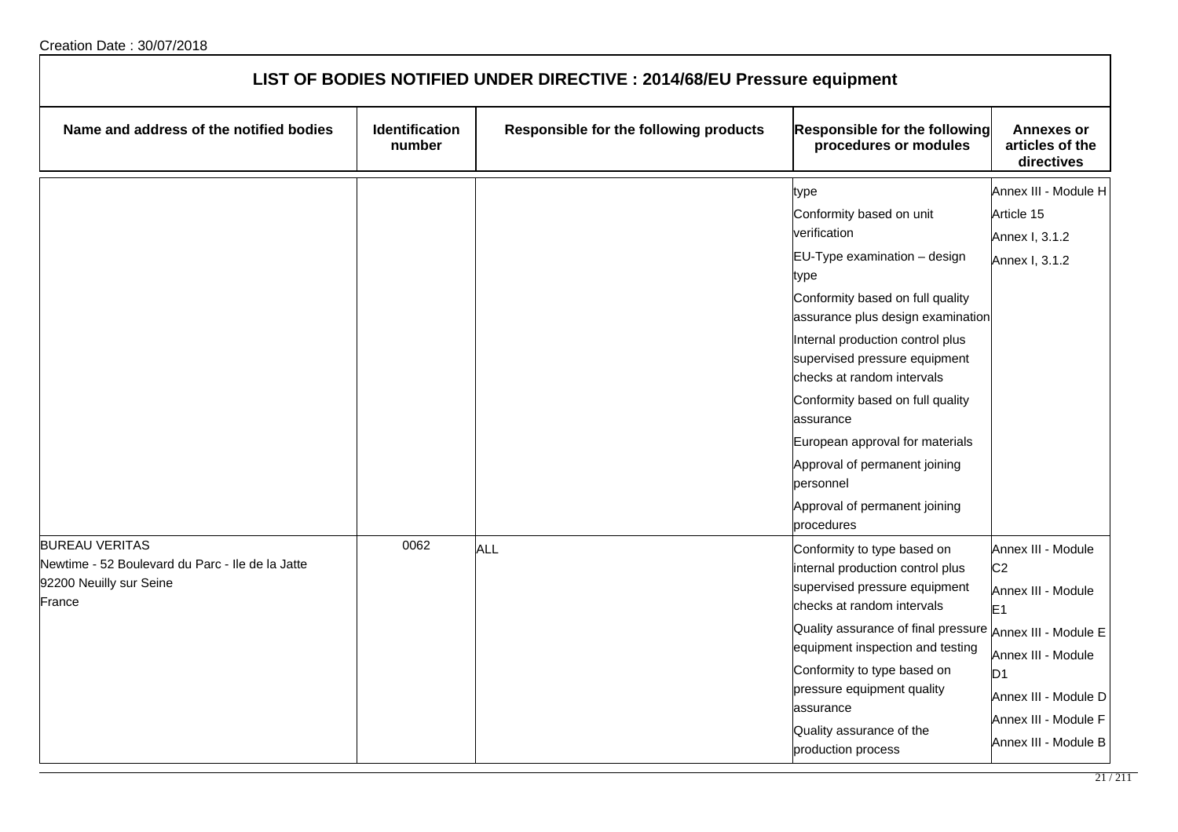Creation Date : 30/07/2018

# LIST OF BODIES NOTIFIED UNDER DIRECTIVE : 2014/68/EU Pressure equipment

| Name and address of the notified bodies | Identification number | Responsible for the following products | Responsible for the following procedures or modules | Annexes or articles of the directives |
|---|---|---|---|---|
| | | | type<br>Conformity based on unit verification<br>EU-Type examination – design type<br>Conformity based on full quality assurance plus design examination<br>Internal production control plus supervised pressure equipment checks at random intervals<br>Conformity based on full quality assurance<br>European approval for materials<br>Approval of permanent joining personnel<br>Approval of permanent joining procedures | Annex III - Module H<br>Article 15<br>Annex I, 3.1.2<br>Annex I, 3.1.2 |
| BUREAU VERITAS<br>Newtime - 52 Boulevard du Parc - Ile de la Jatte<br>92200 Neuilly sur Seine<br>France | 0062 | ALL | Conformity to type based on internal production control plus supervised pressure equipment checks at random intervals<br>Quality assurance of final pressure equipment inspection and testing<br>Conformity to type based on pressure equipment quality assurance<br>Quality assurance of the production process | Annex III - Module C2<br>Annex III - Module E1<br>Annex III - Module E<br>Annex III - Module D1<br>Annex III - Module D<br>Annex III - Module F<br>Annex III - Module B |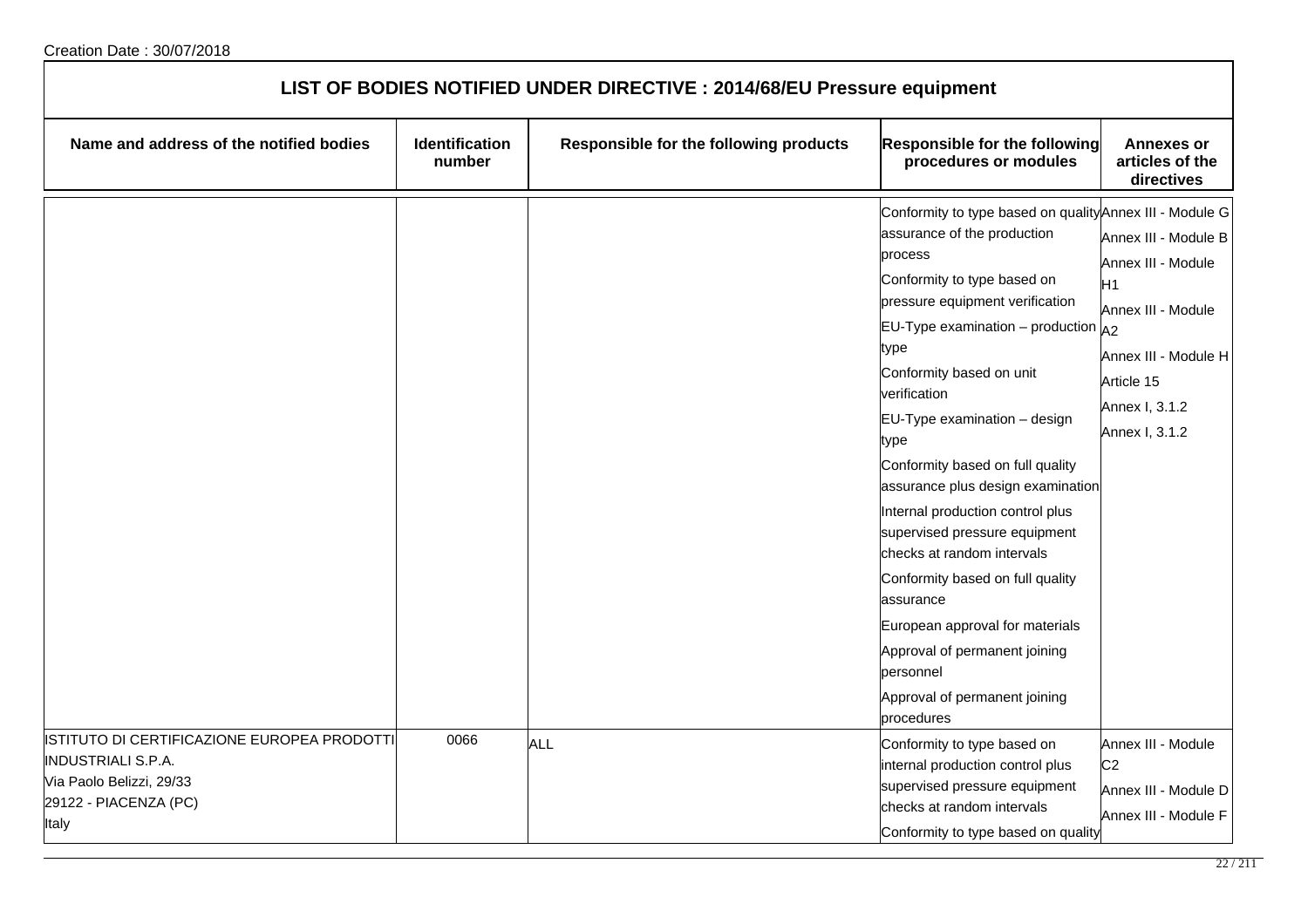Creation Date : 30/07/2018

# LIST OF BODIES NOTIFIED UNDER DIRECTIVE : 2014/68/EU Pressure equipment

| Name and address of the notified bodies | Identification number | Responsible for the following products | Responsible for the following procedures or modules | Annexes or articles of the directives |
|---|---|---|---|---|
| | | | Conformity to type based on quality assurance of the production process<br>Conformity to type based on pressure equipment verification<br>EU-Type examination – production type<br>Conformity based on unit verification<br>EU-Type examination – design type<br>Conformity based on full quality assurance plus design examination<br>Internal production control plus supervised pressure equipment checks at random intervals<br>Conformity based on full quality assurance<br>European approval for materials<br>Approval of permanent joining personnel<br>Approval of permanent joining procedures | Annex III - Module G<br>Annex III - Module B<br>Annex III - Module H1<br>Annex III - Module A2<br>Annex III - Module H<br>Article 15<br>Annex I, 3.1.2<br>Annex I, 3.1.2 |
| ISTITUTO DI CERTIFICAZIONE EUROPEA PRODOTTI INDUSTRIALI S.P.A.<br>Via Paolo Belizzi, 29/33<br>29122 - PIACENZA (PC)<br>Italy | 0066 | ALL | Conformity to type based on internal production control plus supervised pressure equipment checks at random intervals<br>Conformity to type based on quality | Annex III - Module C2<br>Annex III - Module D<br>Annex III - Module F |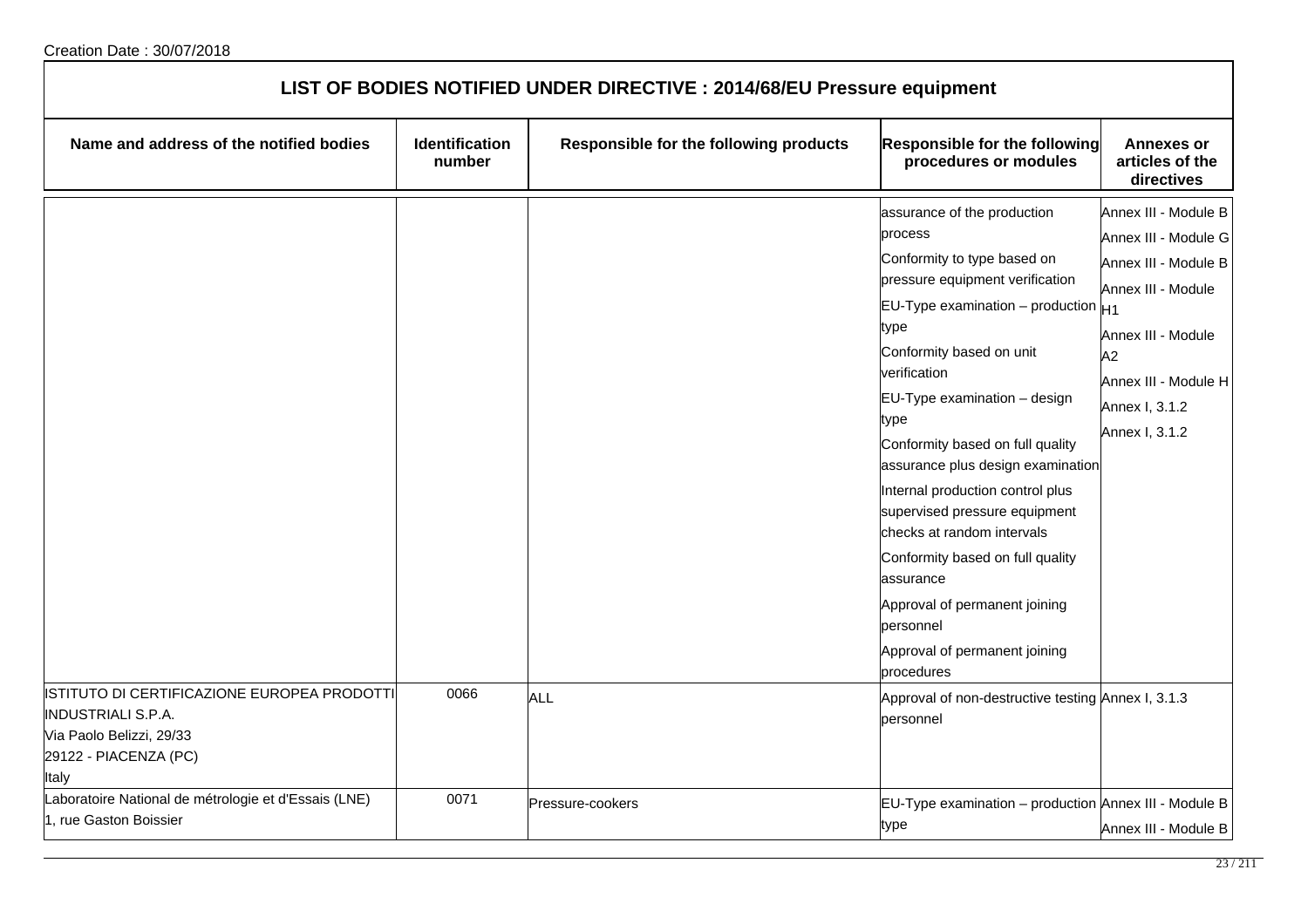Creation Date : 30/07/2018

# LIST OF BODIES NOTIFIED UNDER DIRECTIVE : 2014/68/EU Pressure equipment

| Name and address of the notified bodies | Identification number | Responsible for the following products | Responsible for the following procedures or modules | Annexes or articles of the directives |
|---|---|---|---|---|
| | | | assurance of the production process<br>Conformity to type based on pressure equipment verification<br>EU-Type examination – production type<br>Conformity based on unit verification<br>EU-Type examination – design type<br>Conformity based on full quality assurance plus design examination<br>Internal production control plus supervised pressure equipment checks at random intervals<br>Conformity based on full quality assurance<br>Approval of permanent joining personnel<br>Approval of permanent joining procedures | Annex III - Module B<br>Annex III - Module G<br>Annex III - Module B<br>Annex III - Module H1<br>Annex III - Module A2<br>Annex III - Module H<br>Annex I, 3.1.2<br>Annex I, 3.1.2 |
| ISTITUTO DI CERTIFICAZIONE EUROPEA PRODOTTI INDUSTRIALI S.P.A.<br>Via Paolo Belizzi, 29/33<br>29122 - PIACENZA (PC)<br>Italy | 0066 | ALL | Approval of non-destructive testing personnel | Annex I, 3.1.3 |
| Laboratoire National de métrologie et d'Essais (LNE)<br>1, rue Gaston Boissier | 0071 | Pressure-cookers | EU-Type examination – production type | Annex III - Module B<br>Annex III - Module B |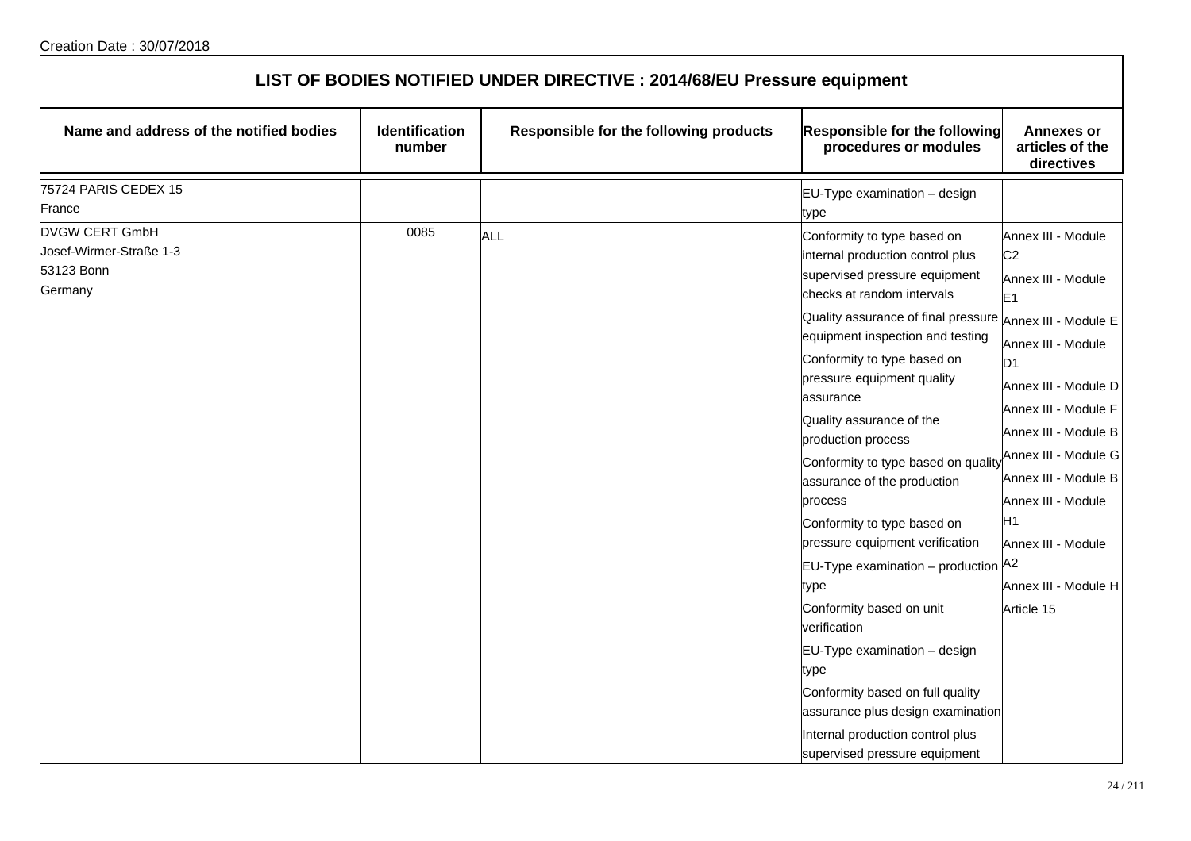Creation Date : 30/07/2018

## LIST OF BODIES NOTIFIED UNDER DIRECTIVE : 2014/68/EU Pressure equipment

| Name and address of the notified bodies | Identification number | Responsible for the following products | Responsible for the following procedures or modules | Annexes or articles of the directives |
|---|---|---|---|---|
| 75724 PARIS CEDEX 15<br>France | | | EU-Type examination – design type | |
| DVGW CERT GmbH<br>Josef-Wirmer-Straße 1-3<br>53123 Bonn<br>Germany | 0085 | ALL | Conformity to type based on internal production control plus supervised pressure equipment checks at random intervals<br>Quality assurance of final pressure equipment inspection and testing<br>Conformity to type based on pressure equipment quality assurance<br>Quality assurance of the production process<br>Conformity to type based on quality assurance of the production process<br>Conformity to type based on pressure equipment verification<br>EU-Type examination – production type<br>Conformity based on unit verification<br>EU-Type examination – design type<br>Conformity based on full quality assurance plus design examination<br>Internal production control plus supervised pressure equipment | Annex III - Module C2<br>Annex III - Module E1<br>Annex III - Module E<br>Annex III - Module D1<br>Annex III - Module D<br>Annex III - Module F<br>Annex III - Module B<br>Annex III - Module G<br>Annex III - Module B<br>Annex III - Module H1<br>Annex III - Module A2<br>Annex III - Module H<br>Article 15 |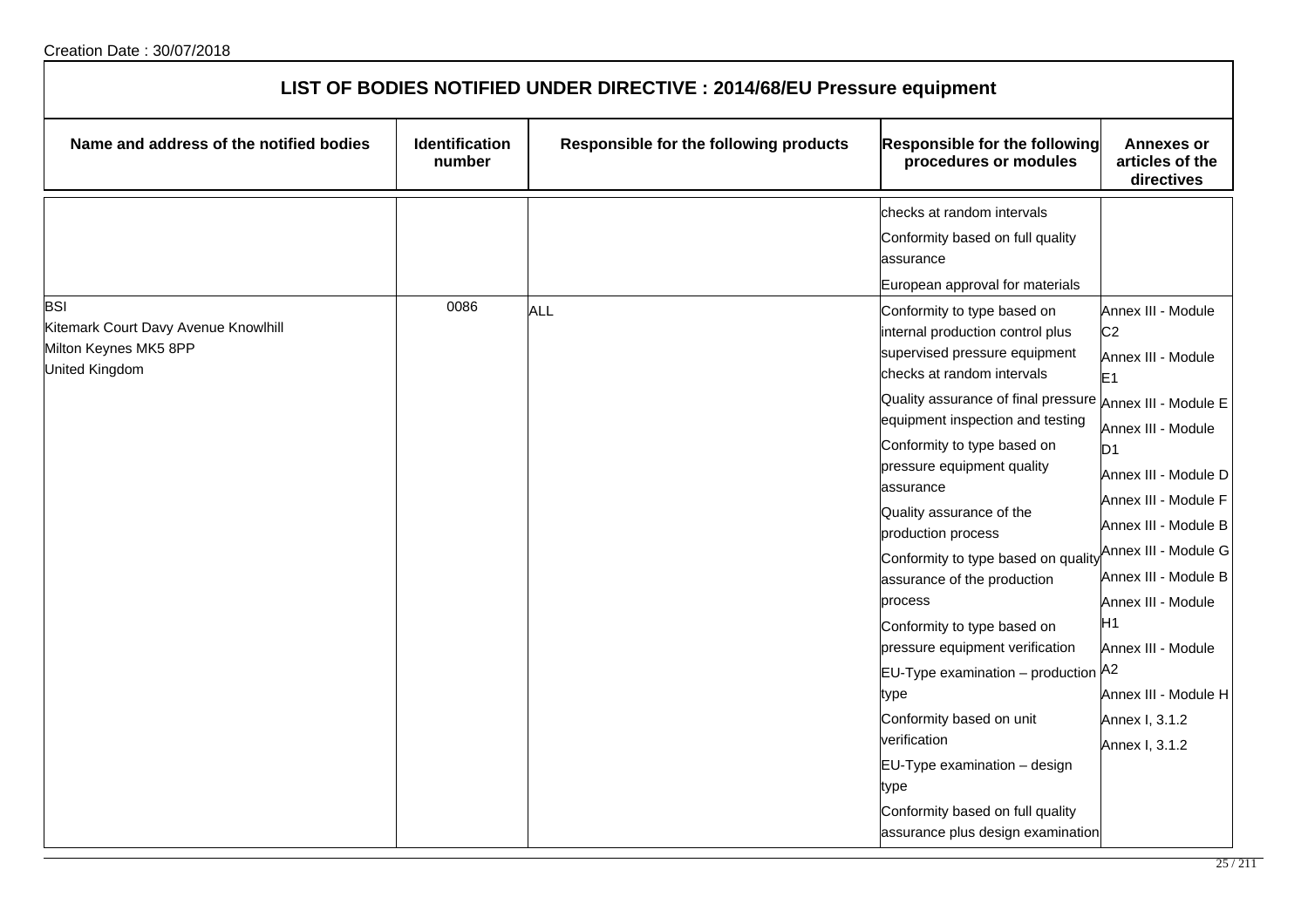Creation Date : 30/07/2018

## LIST OF BODIES NOTIFIED UNDER DIRECTIVE : 2014/68/EU Pressure equipment

| Name and address of the notified bodies | Identification number | Responsible for the following products | Responsible for the following procedures or modules | Annexes or articles of the directives |
|---|---|---|---|---|
| | | | checks at random intervals<br>Conformity based on full quality assurance<br>European approval for materials | |
| BSI<br>Kitemark Court Davy Avenue Knowlhill<br>Milton Keynes MK5 8PP<br>United Kingdom | 0086 | ALL | Conformity to type based on internal production control plus supervised pressure equipment checks at random intervals<br>Quality assurance of final pressure equipment inspection and testing<br>Conformity to type based on pressure equipment quality assurance<br>Quality assurance of the production process<br>Conformity to type based on quality assurance of the production process<br>Conformity to type based on pressure equipment verification<br>EU-Type examination – production type<br>Conformity based on unit verification<br>EU-Type examination – design type<br>Conformity based on full quality assurance plus design examination | Annex III - Module C2<br>Annex III - Module E1<br>Annex III - Module E<br>Annex III - Module D1<br>Annex III - Module D<br>Annex III - Module F<br>Annex III - Module B<br>Annex III - Module G<br>Annex III - Module B<br>Annex III - Module H1<br>Annex III - Module A2<br>Annex III - Module H<br>Annex I, 3.1.2<br>Annex I, 3.1.2 |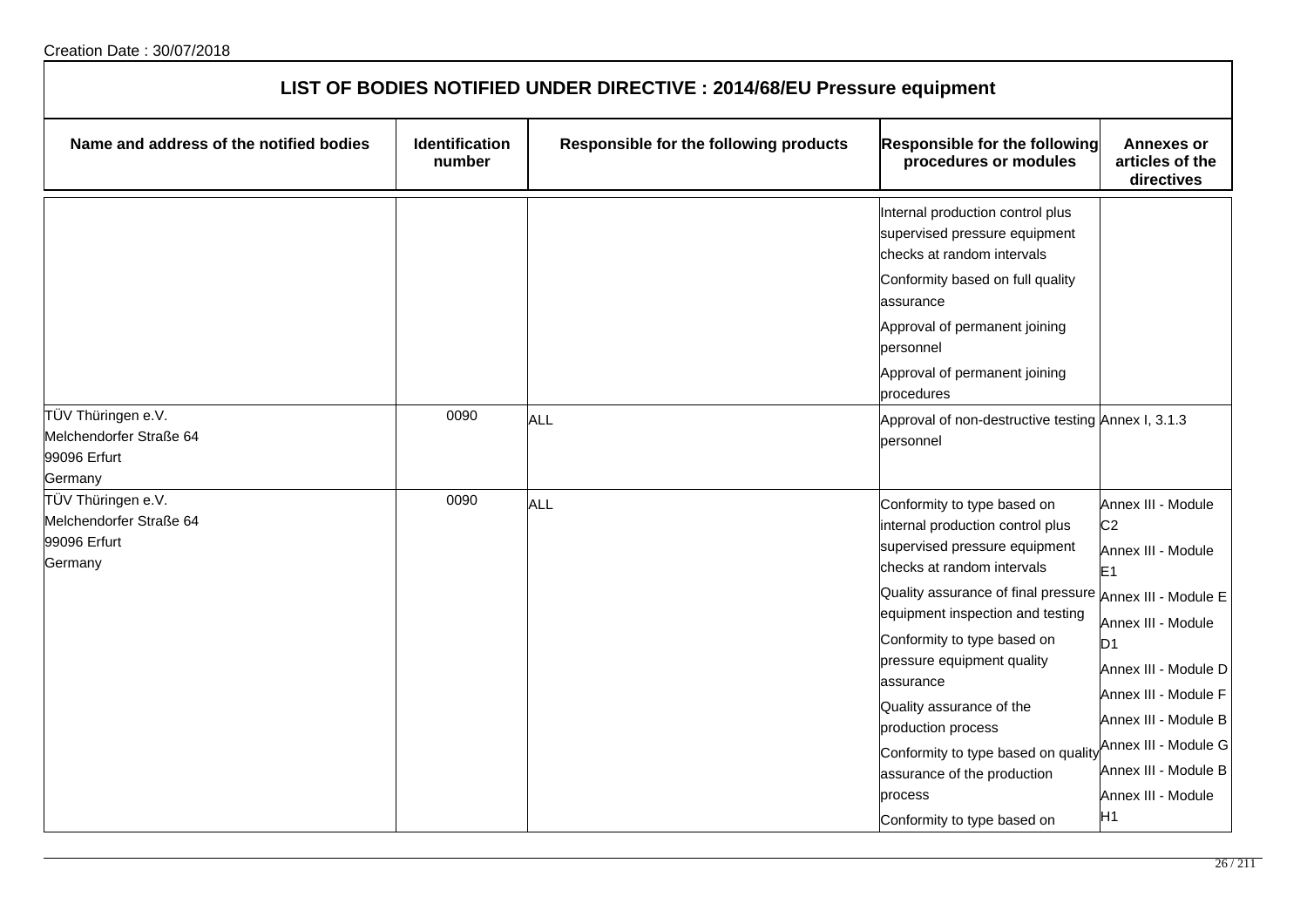Creation Date : 30/07/2018

# LIST OF BODIES NOTIFIED UNDER DIRECTIVE : 2014/68/EU Pressure equipment

| Name and address of the notified bodies | Identification number | Responsible for the following products | Responsible for the following procedures or modules | Annexes or articles of the directives |
| --- | --- | --- | --- | --- |
| | | | Internal production control plus supervised pressure equipment checks at random intervals<br>Conformity based on full quality assurance<br>Approval of permanent joining personnel<br>Approval of permanent joining procedures | |
| TÜV Thüringen e.V.<br>Melchendorfer Straße 64<br>99096 Erfurt<br>Germany | 0090 | ALL | Approval of non-destructive testing personnel | Annex I, 3.1.3 |
| TÜV Thüringen e.V.<br>Melchendorfer Straße 64<br>99096 Erfurt<br>Germany | 0090 | ALL | Conformity to type based on internal production control plus supervised pressure equipment checks at random intervals<br>Quality assurance of final pressure equipment inspection and testing<br>Conformity to type based on pressure equipment quality assurance<br>Quality assurance of the production process<br>Conformity to type based on quality assurance of the production process<br>Conformity to type based on | Annex III - Module C2<br>Annex III - Module E1<br>Annex III - Module E<br>Annex III - Module D1<br>Annex III - Module D<br>Annex III - Module F<br>Annex III - Module B<br>Annex III - Module G<br>Annex III - Module B<br>Annex III - Module H1 |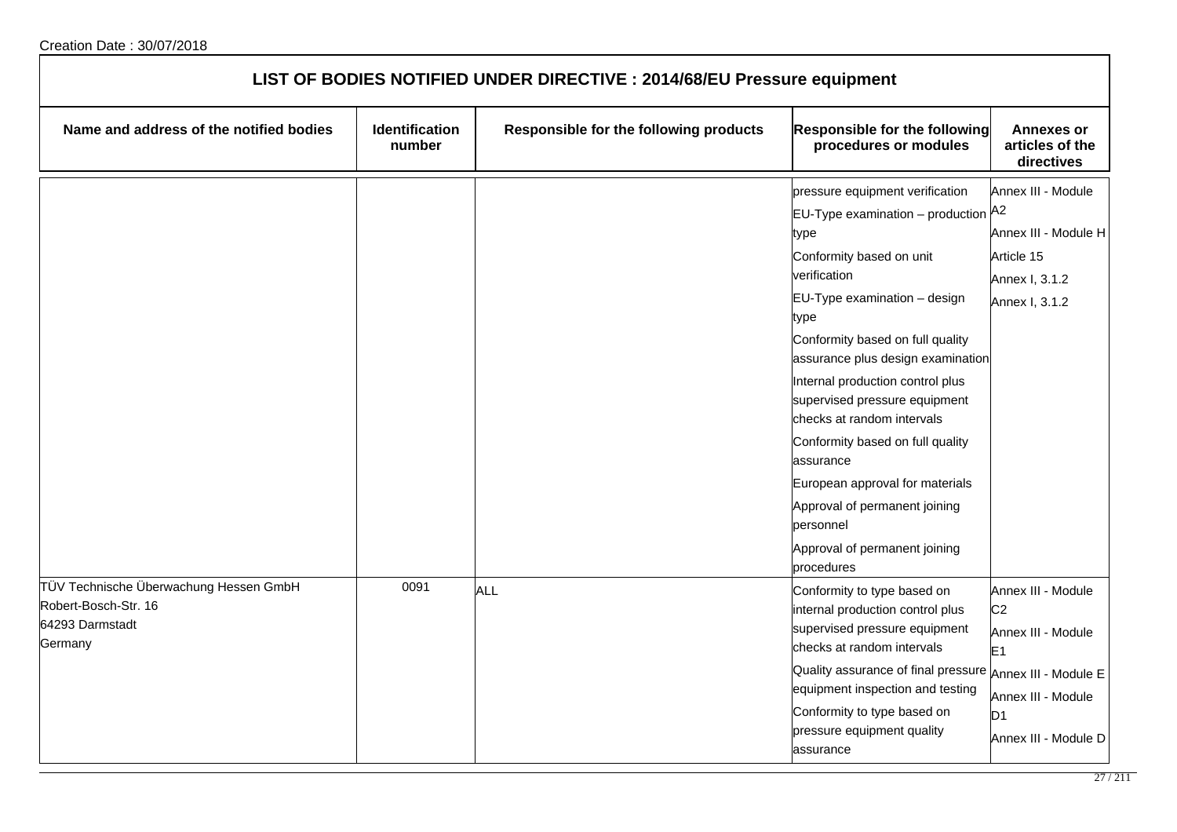Creation Date : 30/07/2018

## LIST OF BODIES NOTIFIED UNDER DIRECTIVE : 2014/68/EU Pressure equipment

| Name and address of the notified bodies | Identification number | Responsible for the following products | Responsible for the following procedures or modules | Annexes or articles of the directives |
|---|---|---|---|---|
| | | | pressure equipment verification<br>EU-Type examination – production type<br>Conformity based on unit verification<br>EU-Type examination – design type<br>Conformity based on full quality assurance plus design examination<br>Internal production control plus supervised pressure equipment checks at random intervals<br>Conformity based on full quality assurance<br>European approval for materials<br>Approval of permanent joining personnel<br>Approval of permanent joining procedures | Annex III - Module A2<br>Annex III - Module H<br>Article 15<br>Annex I, 3.1.2<br>Annex I, 3.1.2 |
| TÜV Technische Überwachung Hessen GmbH<br>Robert-Bosch-Str. 16<br>64293 Darmstadt<br>Germany | 0091 | ALL | Conformity to type based on internal production control plus supervised pressure equipment checks at random intervals<br>Quality assurance of final pressure equipment inspection and testing<br>Conformity to type based on pressure equipment quality assurance | Annex III - Module C2<br>Annex III - Module E1<br>Annex III - Module E<br>Annex III - Module D1<br>Annex III - Module D |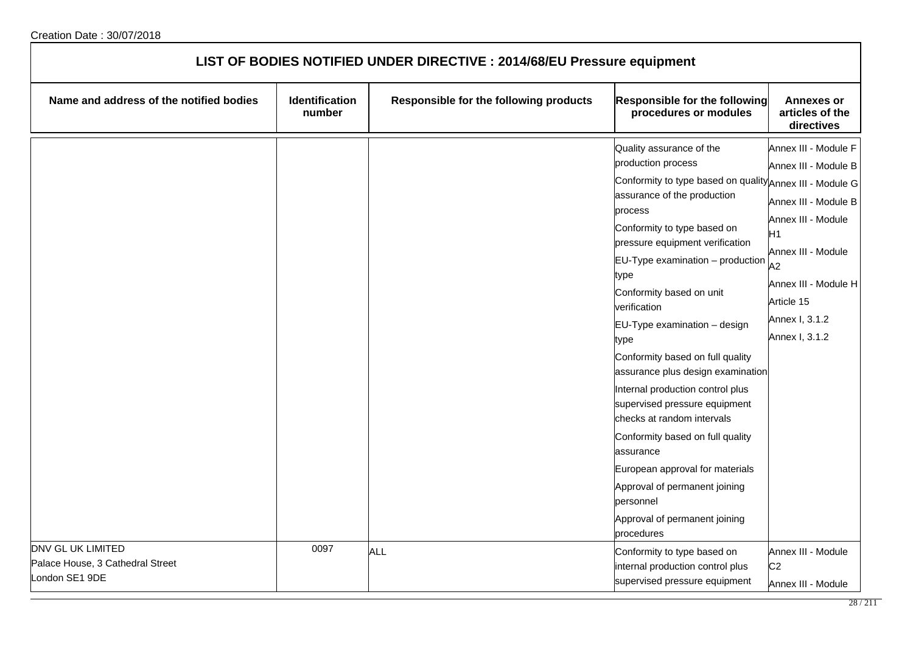Creation Date : 30/07/2018

# LIST OF BODIES NOTIFIED UNDER DIRECTIVE : 2014/68/EU Pressure equipment

| Name and address of the notified bodies | Identification number | Responsible for the following products | Responsible for the following procedures or modules | Annexes or articles of the directives |
|---|---|---|---|---|
| | | | Quality assurance of the production process<br>Conformity to type based on quality assurance of the production process<br>Conformity to type based on pressure equipment verification<br>EU-Type examination – production type<br>Conformity based on unit verification<br>EU-Type examination – design type<br>Conformity based on full quality assurance plus design examination<br>Internal production control plus supervised pressure equipment checks at random intervals<br>Conformity based on full quality assurance<br>European approval for materials<br>Approval of permanent joining personnel<br>Approval of permanent joining procedures | Annex III - Module F<br>Annex III - Module B<br>Annex III - Module G<br>Annex III - Module B<br>Annex III - Module H1<br>Annex III - Module A2<br>Annex III - Module H<br>Article 15<br>Annex I, 3.1.2<br>Annex I, 3.1.2 |
| DNV GL UK LIMITED<br>Palace House, 3 Cathedral Street<br>London SE1 9DE | 0097 | ALL | Conformity to type based on internal production control plus supervised pressure equipment | Annex III - Module C2<br>Annex III - Module |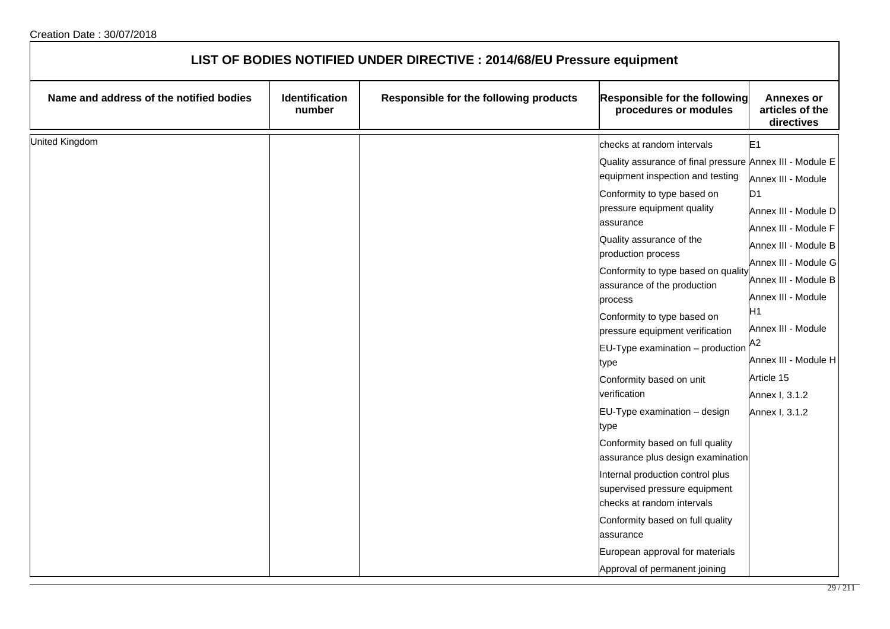Creation Date : 30/07/2018

# LIST OF BODIES NOTIFIED UNDER DIRECTIVE : 2014/68/EU Pressure equipment

| Name and address of the notified bodies | Identification number | Responsible for the following products | Responsible for the following procedures or modules | Annexes or articles of the directives |
|---|---|---|---|---|
| United Kingdom | | | checks at random intervals | E1 |
| | | | Quality assurance of final pressure equipment inspection and testing | Annex III - Module E |
| | | | Conformity to type based on pressure equipment quality assurance | Annex III - Module D1 |
| | | | Quality assurance of the production process | Annex III - Module D |
| | | | Conformity to type based on quality assurance of the production process | Annex III - Module F |
| | | | Conformity to type based on pressure equipment verification | Annex III - Module B |
| | | | EU-Type examination – production type | Annex III - Module G |
| | | | Conformity based on unit verification | Annex III - Module B |
| | | | EU-Type examination – design type | Annex III - Module H1 |
| | | | Conformity based on full quality assurance plus design examination | Annex III - Module A2 |
| | | | Internal production control plus supervised pressure equipment checks at random intervals | Annex III - Module H |
| | | | Conformity based on full quality assurance | Article 15 |
| | | | European approval for materials | Annex I, 3.1.2 |
| | | | Approval of permanent joining | Annex I, 3.1.2 |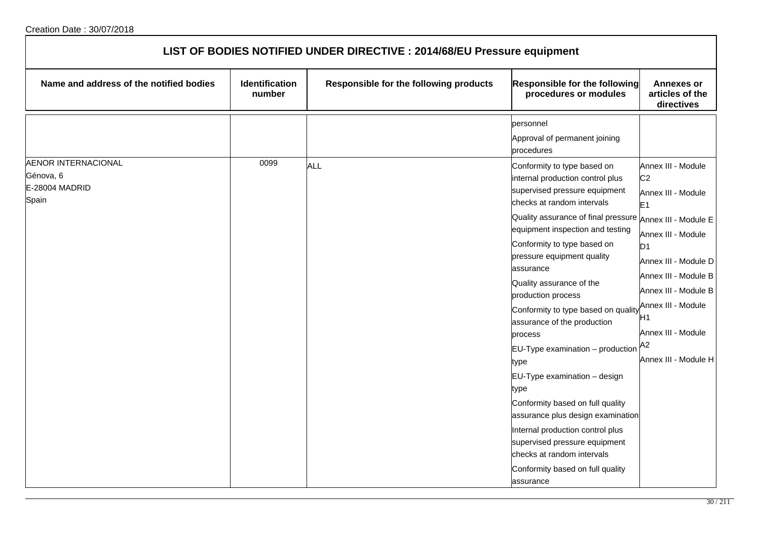Creation Date : 30/07/2018

# LIST OF BODIES NOTIFIED UNDER DIRECTIVE : 2014/68/EU Pressure equipment

| Name and address of the notified bodies | Identification number | Responsible for the following products | Responsible for the following procedures or modules | Annexes or articles of the directives |
|---|---|---|---|---|
| | | | personnel<br>Approval of permanent joining procedures | |
| AENOR INTERNACIONAL<br>Génova, 6<br>E-28004 MADRID<br>Spain | 0099 | ALL | Conformity to type based on internal production control plus supervised pressure equipment checks at random intervals<br>Quality assurance of final pressure equipment inspection and testing<br>Conformity to type based on pressure equipment quality assurance<br>Quality assurance of the production process<br>Conformity to type based on quality assurance of the production process<br>EU-Type examination – production type<br>EU-Type examination – design type<br>Conformity based on full quality assurance plus design examination<br>Internal production control plus supervised pressure equipment checks at random intervals<br>Conformity based on full quality assurance | Annex III - Module C2<br>Annex III - Module E1<br>Annex III - Module E<br>Annex III - Module D1<br>Annex III - Module D<br>Annex III - Module B<br>Annex III - Module B<br>Annex III - Module H1<br>Annex III - Module A2<br>Annex III - Module H |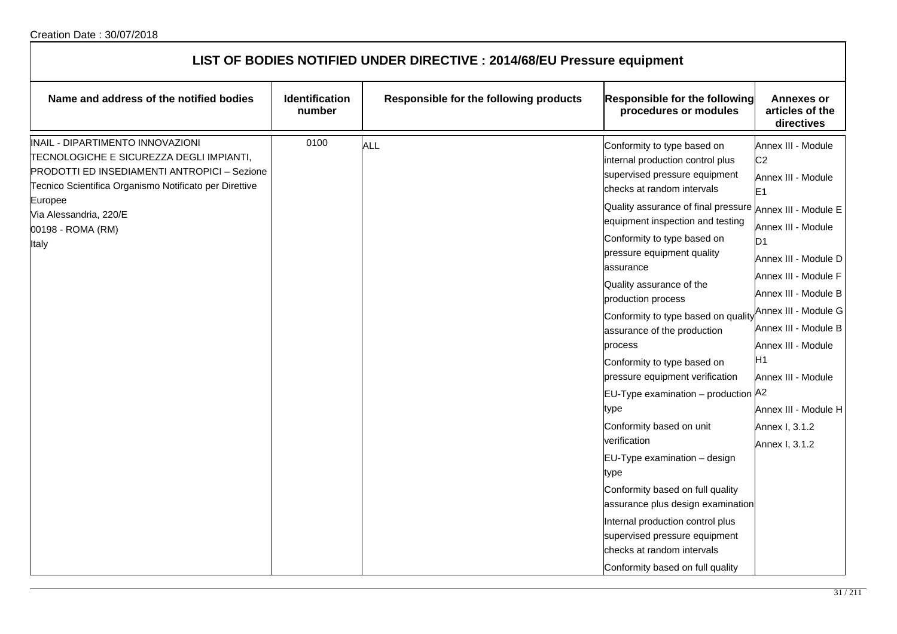Creation Date : 30/07/2018

# LIST OF BODIES NOTIFIED UNDER DIRECTIVE : 2014/68/EU Pressure equipment

| Name and address of the notified bodies | Identification number | Responsible for the following products | Responsible for the following procedures or modules | Annexes or articles of the directives |
|---|---|---|---|---|
| INAIL - DIPARTIMENTO INNOVAZIONI TECNOLOGICHE E SICUREZZA DEGLI IMPIANTI, PRODOTTI ED INSEDIAMENTI ANTROPICI – Sezione Tecnico Scientifica Organismo Notificato per Direttive Europee<br>Via Alessandria, 220/E<br>00198 - ROMA (RM)<br>Italy | 0100 | ALL | Conformity to type based on internal production control plus supervised pressure equipment checks at random intervals<br>Quality assurance of final pressure equipment inspection and testing<br>Conformity to type based on pressure equipment quality assurance<br>Quality assurance of the production process<br>Conformity to type based on quality assurance of the production process<br>Conformity to type based on pressure equipment verification<br>EU-Type examination – production type<br>Conformity based on unit verification<br>EU-Type examination – design type<br>Conformity based on full quality assurance plus design examination<br>Internal production control plus supervised pressure equipment checks at random intervals<br>Conformity based on full quality | Annex III - Module C2<br>Annex III - Module E1<br>Annex III - Module E<br>Annex III - Module D1<br>Annex III - Module D<br>Annex III - Module F<br>Annex III - Module B<br>Annex III - Module G<br>Annex III - Module B<br>Annex III - Module H1<br>Annex III - Module A2<br>Annex III - Module H<br>Annex I, 3.1.2<br>Annex I, 3.1.2 |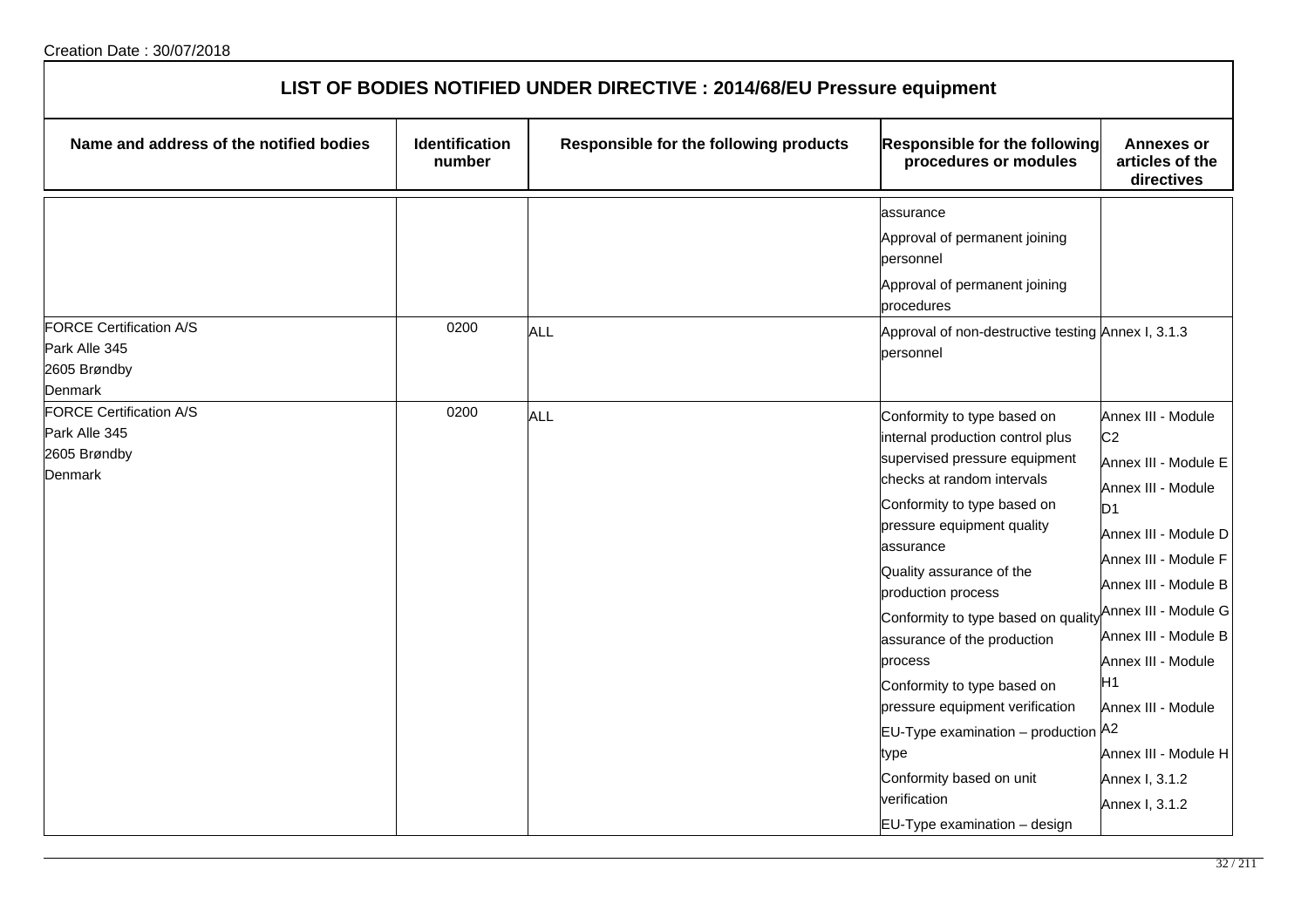Creation Date : 30/07/2018

# LIST OF BODIES NOTIFIED UNDER DIRECTIVE : 2014/68/EU Pressure equipment

| Name and address of the notified bodies | Identification number | Responsible for the following products | Responsible for the following procedures or modules | Annexes or articles of the directives |
|---|---|---|---|---|
| | | | assurance<br>Approval of permanent joining personnel<br>Approval of permanent joining procedures | |
| FORCE Certification A/S<br>Park Alle 345<br>2605 Brøndby<br>Denmark | 0200 | ALL | Approval of non-destructive testing personnel | Annex I, 3.1.3 |
| FORCE Certification A/S<br>Park Alle 345<br>2605 Brøndby<br>Denmark | 0200 | ALL | Conformity to type based on internal production control plus supervised pressure equipment checks at random intervals<br>Conformity to type based on pressure equipment quality assurance<br>Quality assurance of the production process<br>Conformity to type based on quality assurance of the production process<br>Conformity to type based on pressure equipment verification<br>EU-Type examination – production type<br>Conformity based on unit verification<br>EU-Type examination – design | Annex III - Module C2<br>Annex III - Module E<br>Annex III - Module D1<br>Annex III - Module D<br>Annex III - Module F<br>Annex III - Module B<br>Annex III - Module G<br>Annex III - Module B<br>Annex III - Module H1<br>Annex III - Module A2<br>Annex III - Module H<br>Annex I, 3.1.2<br>Annex I, 3.1.2 |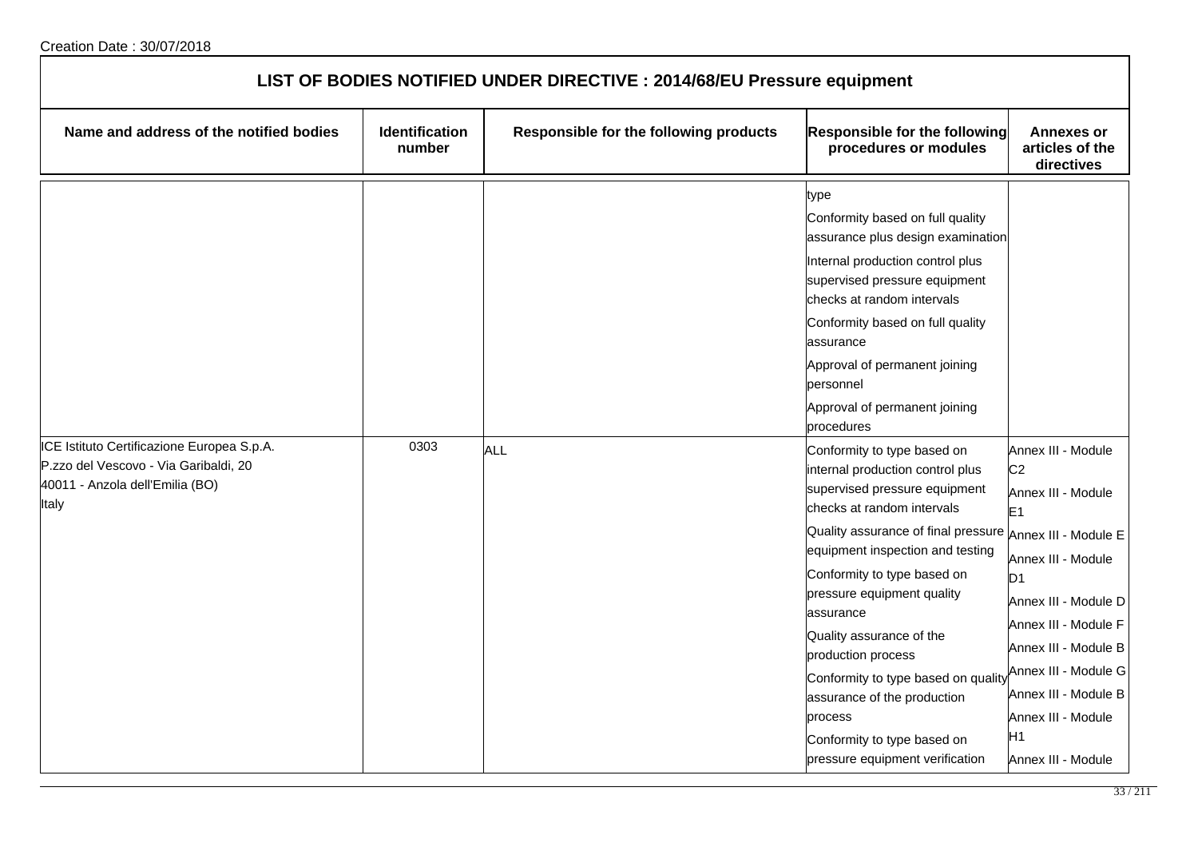Creation Date : 30/07/2018

# LIST OF BODIES NOTIFIED UNDER DIRECTIVE : 2014/68/EU Pressure equipment

| Name and address of the notified bodies | Identification number | Responsible for the following products | Responsible for the following procedures or modules | Annexes or articles of the directives |
|---|---|---|---|---|
| | | | type<br>Conformity based on full quality assurance plus design examination<br>Internal production control plus supervised pressure equipment checks at random intervals<br>Conformity based on full quality assurance<br>Approval of permanent joining personnel<br>Approval of permanent joining procedures | |
| ICE Istituto Certificazione Europea S.p.A.<br>P.zzo del Vescovo - Via Garibaldi, 20<br>40011 - Anzola dell'Emilia (BO)<br>Italy | 0303 | ALL | Conformity to type based on internal production control plus supervised pressure equipment checks at random intervals<br>Quality assurance of final pressure equipment inspection and testing<br>Conformity to type based on pressure equipment quality assurance<br>Quality assurance of the production process<br>Conformity to type based on quality assurance of the production process<br>Conformity to type based on pressure equipment verification | Annex III - Module C2<br>Annex III - Module E1<br>Annex III - Module E<br>Annex III - Module D1<br>Annex III - Module D<br>Annex III - Module F<br>Annex III - Module B<br>Annex III - Module G<br>Annex III - Module B<br>Annex III - Module H1<br>Annex III - Module |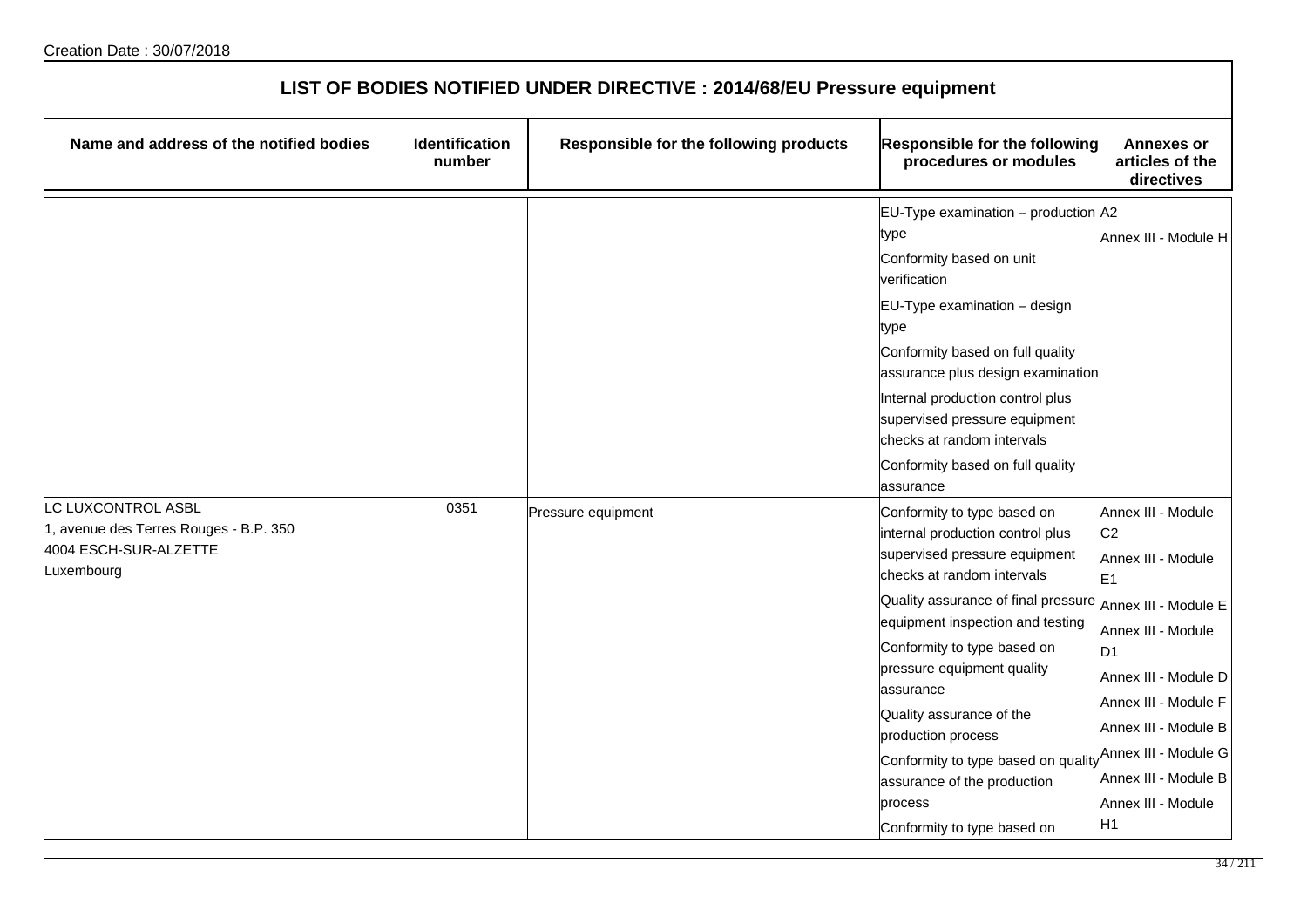Creation Date : 30/07/2018

## LIST OF BODIES NOTIFIED UNDER DIRECTIVE : 2014/68/EU Pressure equipment

| Name and address of the notified bodies | Identification number | Responsible for the following products | Responsible for the following procedures or modules | Annexes or articles of the directives |
|---|---|---|---|---|
| | | | EU-Type examination – production type<br>Conformity based on unit verification<br>EU-Type examination – design type<br>Conformity based on full quality assurance plus design examination<br>Internal production control plus supervised pressure equipment checks at random intervals<br>Conformity based on full quality assurance | A2<br>Annex III - Module H |
| LC LUXCONTROL ASBL<br>1, avenue des Terres Rouges - B.P. 350<br>4004 ESCH-SUR-ALZETTE<br>Luxembourg | 0351 | Pressure equipment | Conformity to type based on internal production control plus supervised pressure equipment checks at random intervals<br>Quality assurance of final pressure equipment inspection and testing<br>Conformity to type based on pressure equipment quality assurance<br>Quality assurance of the production process<br>Conformity to type based on quality assurance of the production process<br>Conformity to type based on | Annex III - Module C2<br>Annex III - Module E1<br>Annex III - Module E<br>Annex III - Module D1<br>Annex III - Module D<br>Annex III - Module F<br>Annex III - Module B<br>Annex III - Module G<br>Annex III - Module B<br>Annex III - Module H1 |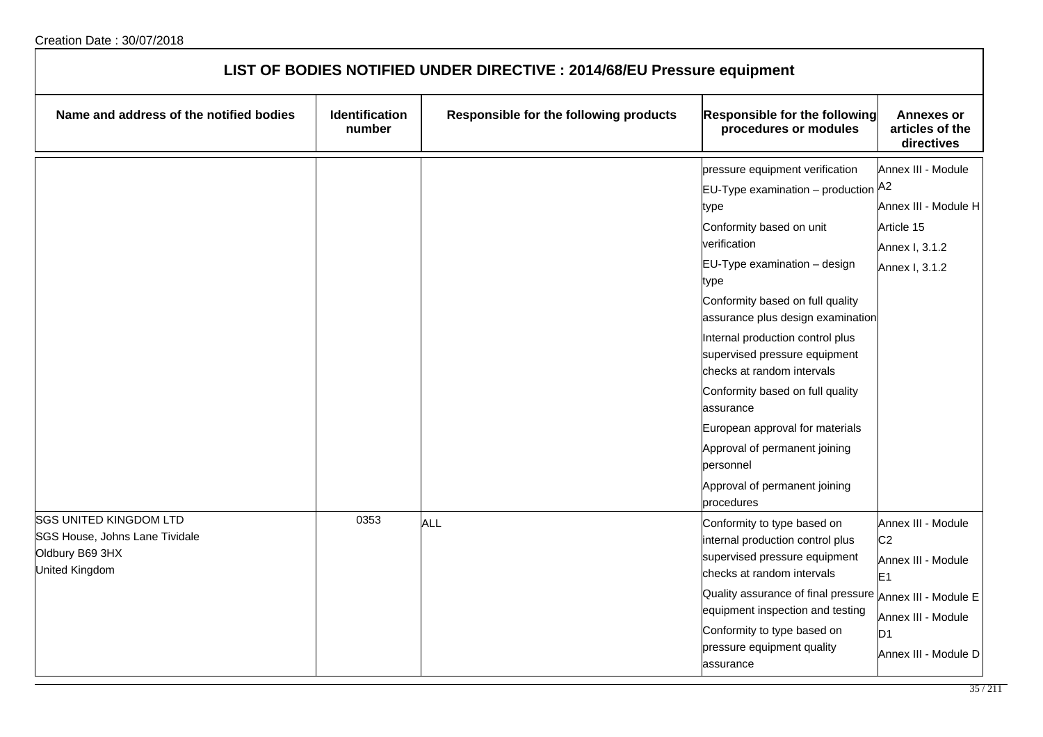Creation Date : 30/07/2018

## LIST OF BODIES NOTIFIED UNDER DIRECTIVE : 2014/68/EU Pressure equipment

| Name and address of the notified bodies | Identification number | Responsible for the following products | Responsible for the following procedures or modules | Annexes or articles of the directives |
| --- | --- | --- | --- | --- |
| | | | pressure equipment verification<br>EU-Type examination – production type<br>Conformity based on unit verification<br>EU-Type examination – design type<br>Conformity based on full quality assurance plus design examination<br>Internal production control plus supervised pressure equipment checks at random intervals<br>Conformity based on full quality assurance<br>European approval for materials<br>Approval of permanent joining personnel<br>Approval of permanent joining procedures | Annex III - Module A2<br>Annex III - Module H<br>Article 15<br>Annex I, 3.1.2<br>Annex I, 3.1.2 |
| SGS UNITED KINGDOM LTD<br>SGS House, Johns Lane Tividale<br>Oldbury B69 3HX<br>United Kingdom | 0353 | ALL | Conformity to type based on internal production control plus supervised pressure equipment checks at random intervals<br>Quality assurance of final pressure equipment inspection and testing<br>Conformity to type based on pressure equipment quality assurance | Annex III - Module C2<br>Annex III - Module E1<br>Annex III - Module E<br>Annex III - Module D1<br>Annex III - Module D |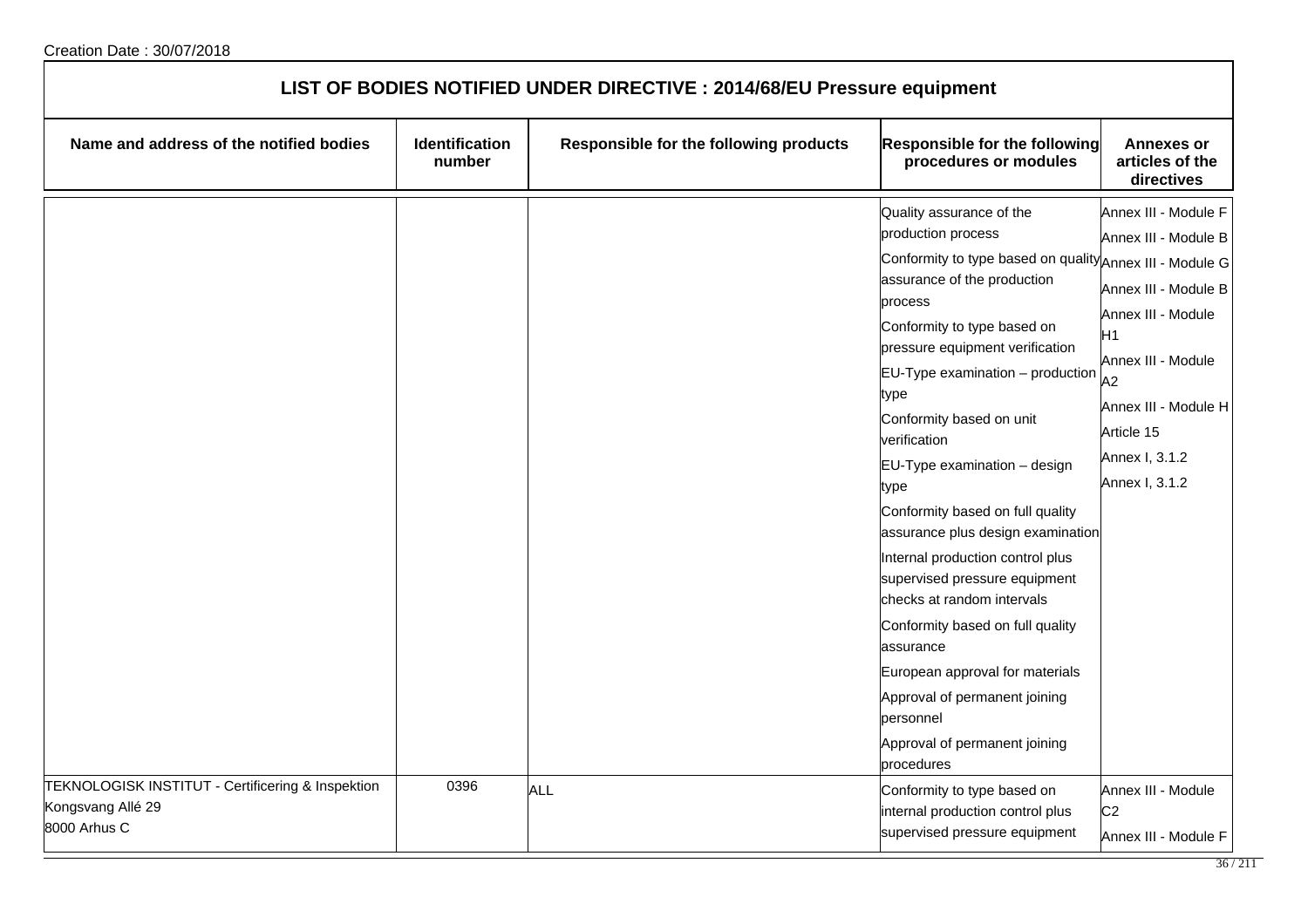Creation Date : 30/07/2018

# LIST OF BODIES NOTIFIED UNDER DIRECTIVE : 2014/68/EU Pressure equipment

| Name and address of the notified bodies | Identification number | Responsible for the following products | Responsible for the following procedures or modules | Annexes or articles of the directives |
|---|---|---|---|---|
| | | | Quality assurance of the production process<br>Conformity to type based on quality assurance of the production process<br>Conformity to type based on pressure equipment verification<br>EU-Type examination – production type<br>Conformity based on unit verification<br>EU-Type examination – design type<br>Conformity based on full quality assurance plus design examination<br>Internal production control plus supervised pressure equipment checks at random intervals<br>Conformity based on full quality assurance<br>European approval for materials<br>Approval of permanent joining personnel<br>Approval of permanent joining procedures | Annex III - Module F<br>Annex III - Module B<br>Annex III - Module G<br>Annex III - Module B<br>Annex III - Module H1<br>Annex III - Module A2<br>Annex III - Module H<br>Article 15<br>Annex I, 3.1.2<br>Annex I, 3.1.2 |
| TEKNOLOGISK INSTITUT - Certificering & Inspektion<br>Kongsvang Allé 29<br>8000 Arhus C | 0396 | ALL | Conformity to type based on internal production control plus supervised pressure equipment | Annex III - Module C2<br>Annex III - Module F |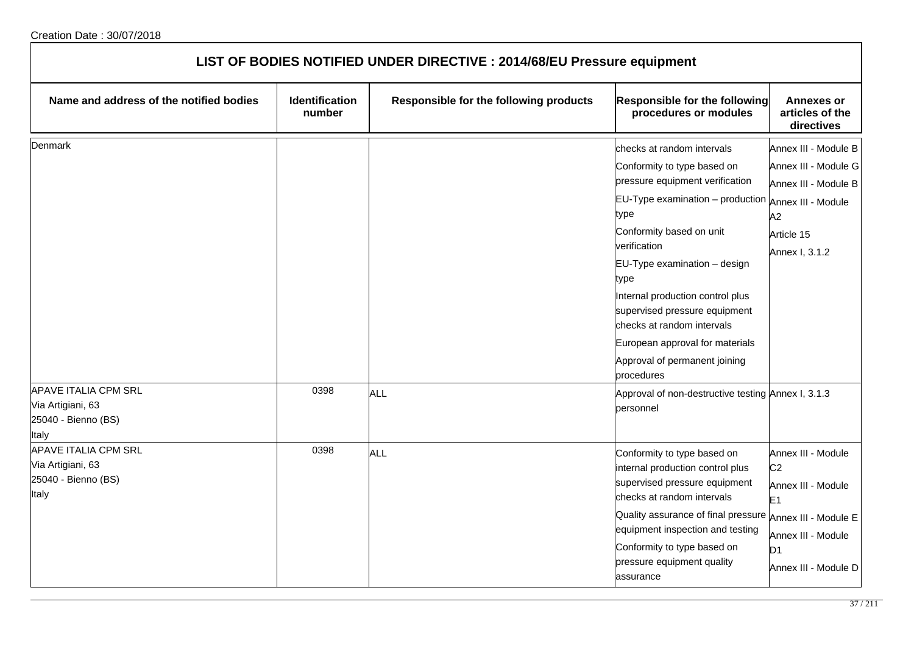Creation Date : 30/07/2018

## LIST OF BODIES NOTIFIED UNDER DIRECTIVE : 2014/68/EU Pressure equipment

| Name and address of the notified bodies | Identification number | Responsible for the following products | Responsible for the following procedures or modules | Annexes or articles of the directives |
|---|---|---|---|---|
| Denmark | | | checks at random intervals<br>Conformity to type based on pressure equipment verification<br>EU-Type examination – production type<br>Conformity based on unit verification<br>EU-Type examination – design type<br>Internal production control plus supervised pressure equipment checks at random intervals<br>European approval for materials<br>Approval of permanent joining procedures | Annex III - Module B<br>Annex III - Module G<br>Annex III - Module B<br>Annex III - Module A2<br>Article 15<br>Annex I, 3.1.2 |
| APAVE ITALIA CPM SRL<br>Via Artigiani, 63<br>25040 - Bienno (BS)<br>Italy | 0398 | ALL | Approval of non-destructive testing personnel | Annex I, 3.1.3 |
| APAVE ITALIA CPM SRL<br>Via Artigiani, 63<br>25040 - Bienno (BS)<br>Italy | 0398 | ALL | Conformity to type based on internal production control plus supervised pressure equipment checks at random intervals<br>Quality assurance of final pressure equipment inspection and testing<br>Conformity to type based on pressure equipment quality assurance | Annex III - Module C2<br>Annex III - Module E1<br>Annex III - Module E<br>Annex III - Module D1<br>Annex III - Module D |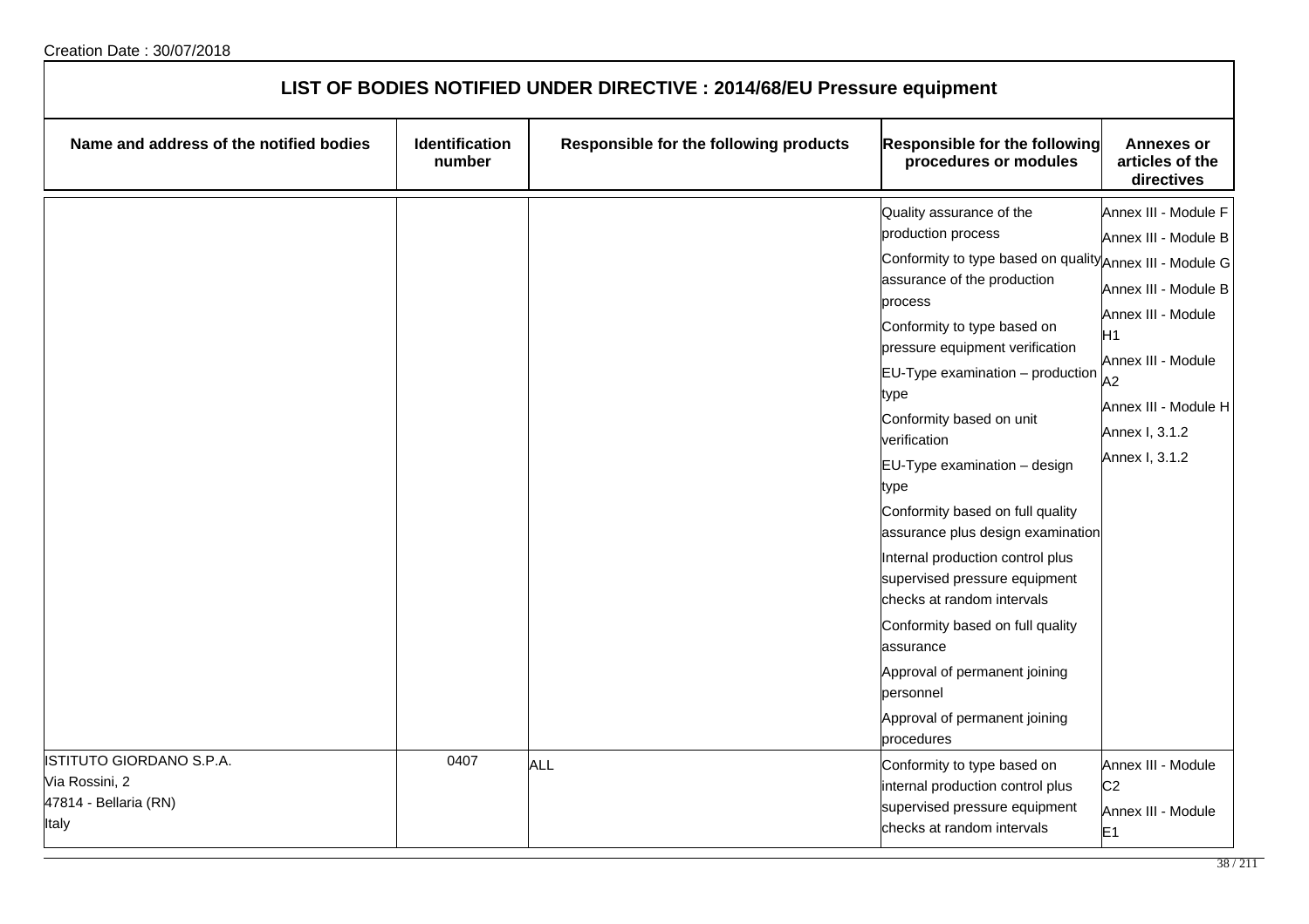Creation Date : 30/07/2018

| LIST OF BODIES NOTIFIED UNDER DIRECTIVE : 2014/68/EU Pressure equipment | | | | |
|---|---|---|---|---|
| **Name and address of the notified bodies** | **Identification number** | **Responsible for the following products** | **Responsible for the following procedures or modules** | **Annexes or articles of the directives** |
| | | | Quality assurance of the production process<br>Conformity to type based on quality assurance of the production process<br>Conformity to type based on pressure equipment verification<br>EU-Type examination – production type<br>Conformity based on unit verification<br>EU-Type examination – design type<br>Conformity based on full quality assurance plus design examination<br>Internal production control plus supervised pressure equipment checks at random intervals<br>Conformity based on full quality assurance<br>Approval of permanent joining personnel<br>Approval of permanent joining procedures | Annex III - Module F<br>Annex III - Module B<br>Annex III - Module G<br>Annex III - Module B<br>Annex III - Module H1<br>Annex III - Module A2<br>Annex III - Module H<br>Annex I, 3.1.2<br>Annex I, 3.1.2 |
| ISTITUTO GIORDANO S.P.A.<br>Via Rossini, 2<br>47814 - Bellaria (RN)<br>Italy | 0407 | ALL | Conformity to type based on internal production control plus supervised pressure equipment checks at random intervals | Annex III - Module C2<br>Annex III - Module E1 |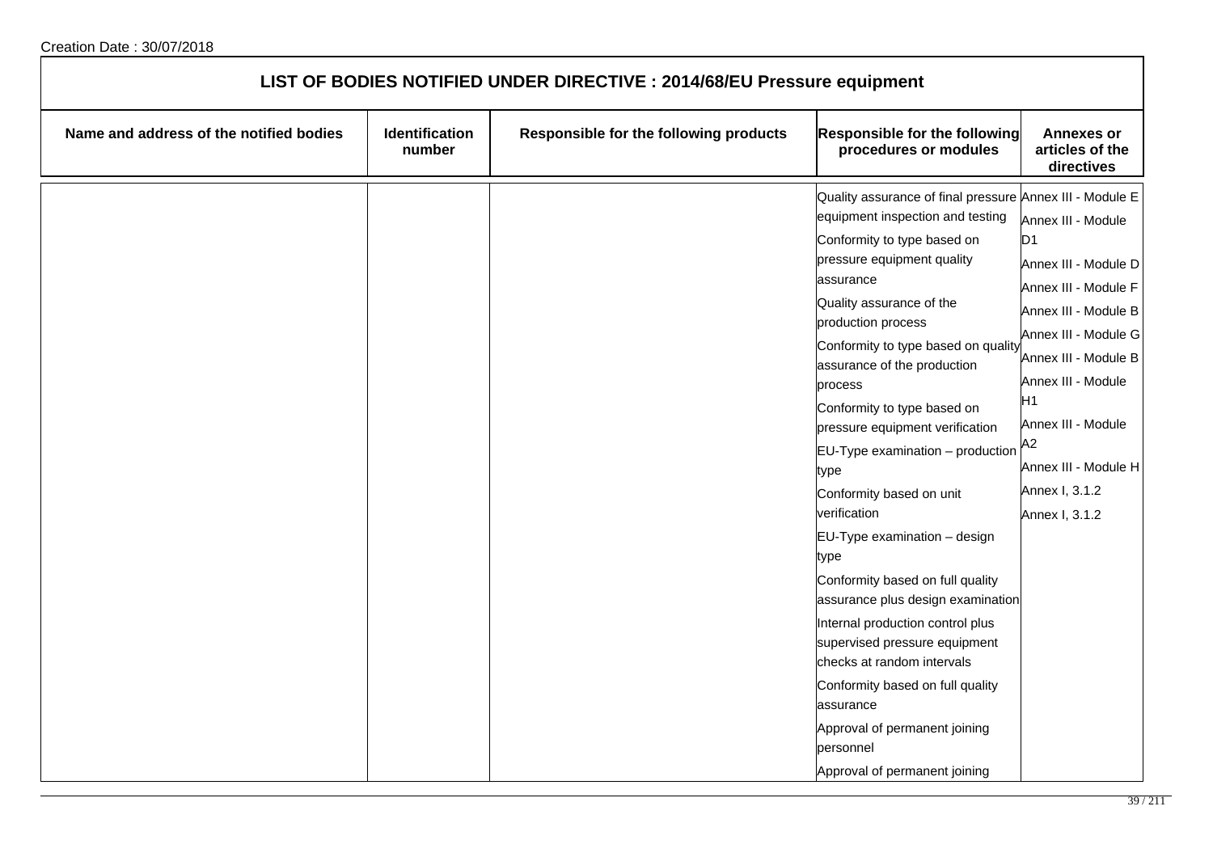# LIST OF BODIES NOTIFIED UNDER DIRECTIVE : 2014/68/EU Pressure equipment

| Name and address of the notified bodies | Identification number | Responsible for the following products | Responsible for the following procedures or modules | Annexes or articles of the directives |
|---|---|---|---|---|
| | | | Quality assurance of final pressure equipment inspection and testing | Annex III - Module E |
| | | | Conformity to type based on pressure equipment quality assurance | Annex III - Module D1 |
| | | | Quality assurance of the production process | Annex III - Module D |
| | | | Conformity to type based on quality assurance of the production process | Annex III - Module F |
| | | | Conformity to type based on pressure equipment verification | Annex III - Module B |
| | | | EU-Type examination – production type | Annex III - Module G |
| | | | Conformity based on unit verification | Annex III - Module B |
| | | | EU-Type examination – design type | Annex III - Module H1 |
| | | | Conformity based on full quality assurance plus design examination | Annex III - Module A2 |
| | | | Internal production control plus supervised pressure equipment checks at random intervals | Annex III - Module H |
| | | | Conformity based on full quality assurance | Annex I, 3.1.2 |
| | | | Approval of permanent joining personnel | Annex I, 3.1.2 |
| | | | Approval of permanent joining | |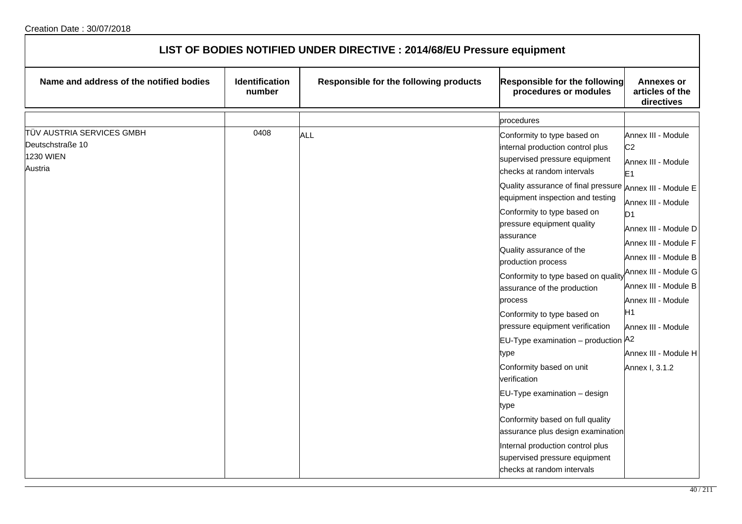Creation Date : 30/07/2018

# LIST OF BODIES NOTIFIED UNDER DIRECTIVE : 2014/68/EU Pressure equipment

| Name and address of the notified bodies | Identification number | Responsible for the following products | Responsible for the following procedures or modules | Annexes or articles of the directives |
|---|---|---|---|---|
| | | | procedures | |
| TÜV AUSTRIA SERVICES GMBH<br>Deutschstraße 10<br>1230 WIEN<br>Austria | 0408 | ALL | Conformity to type based on internal production control plus supervised pressure equipment checks at random intervals<br>Quality assurance of final pressure equipment inspection and testing<br>Conformity to type based on pressure equipment quality assurance<br>Quality assurance of the production process<br>Conformity to type based on quality assurance of the production process<br>Conformity to type based on pressure equipment verification<br>EU-Type examination – production type<br>Conformity based on unit verification<br>EU-Type examination – design type<br>Conformity based on full quality assurance plus design examination<br>Internal production control plus supervised pressure equipment checks at random intervals | Annex III - Module C2<br>Annex III - Module E1<br>Annex III - Module E<br>Annex III - Module D1<br>Annex III - Module D<br>Annex III - Module F<br>Annex III - Module B<br>Annex III - Module G<br>Annex III - Module B<br>Annex III - Module H1<br>Annex III - Module A2<br>Annex III - Module H<br>Annex I, 3.1.2 |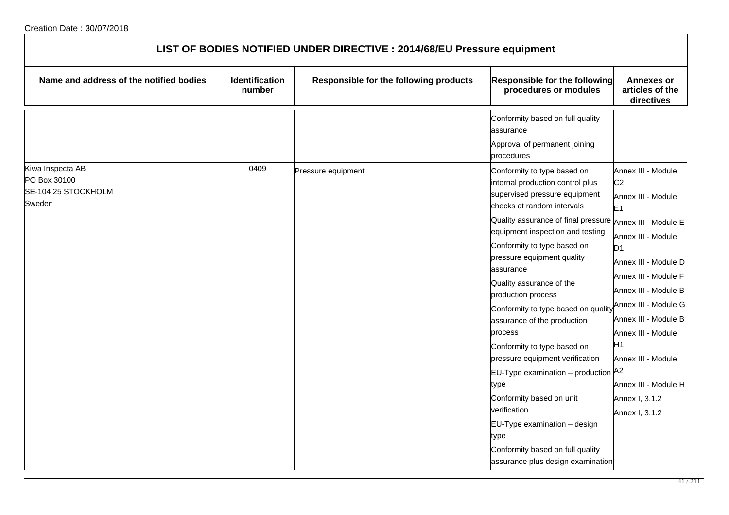Creation Date : 30/07/2018

# LIST OF BODIES NOTIFIED UNDER DIRECTIVE : 2014/68/EU Pressure equipment

| Name and address of the notified bodies | Identification number | Responsible for the following products | Responsible for the following procedures or modules | Annexes or articles of the directives |
|---|---|---|---|---|
| | | | Conformity based on full quality assurance<br>Approval of permanent joining procedures | |
| Kiwa Inspecta AB<br>PO Box 30100<br>SE-104 25 STOCKHOLM<br>Sweden | 0409 | Pressure equipment | Conformity to type based on internal production control plus supervised pressure equipment checks at random intervals<br>Quality assurance of final pressure equipment inspection and testing<br>Conformity to type based on pressure equipment quality assurance<br>Quality assurance of the production process<br>Conformity to type based on quality assurance of the production process<br>Conformity to type based on pressure equipment verification<br>EU-Type examination – production type<br>Conformity based on unit verification<br>EU-Type examination – design type<br>Conformity based on full quality assurance plus design examination | Annex III - Module C2<br>Annex III - Module E1<br>Annex III - Module E<br>Annex III - Module D1<br>Annex III - Module D<br>Annex III - Module F<br>Annex III - Module B<br>Annex III - Module G<br>Annex III - Module B<br>Annex III - Module H1<br>Annex III - Module A2<br>Annex III - Module H<br>Annex I, 3.1.2<br>Annex I, 3.1.2 |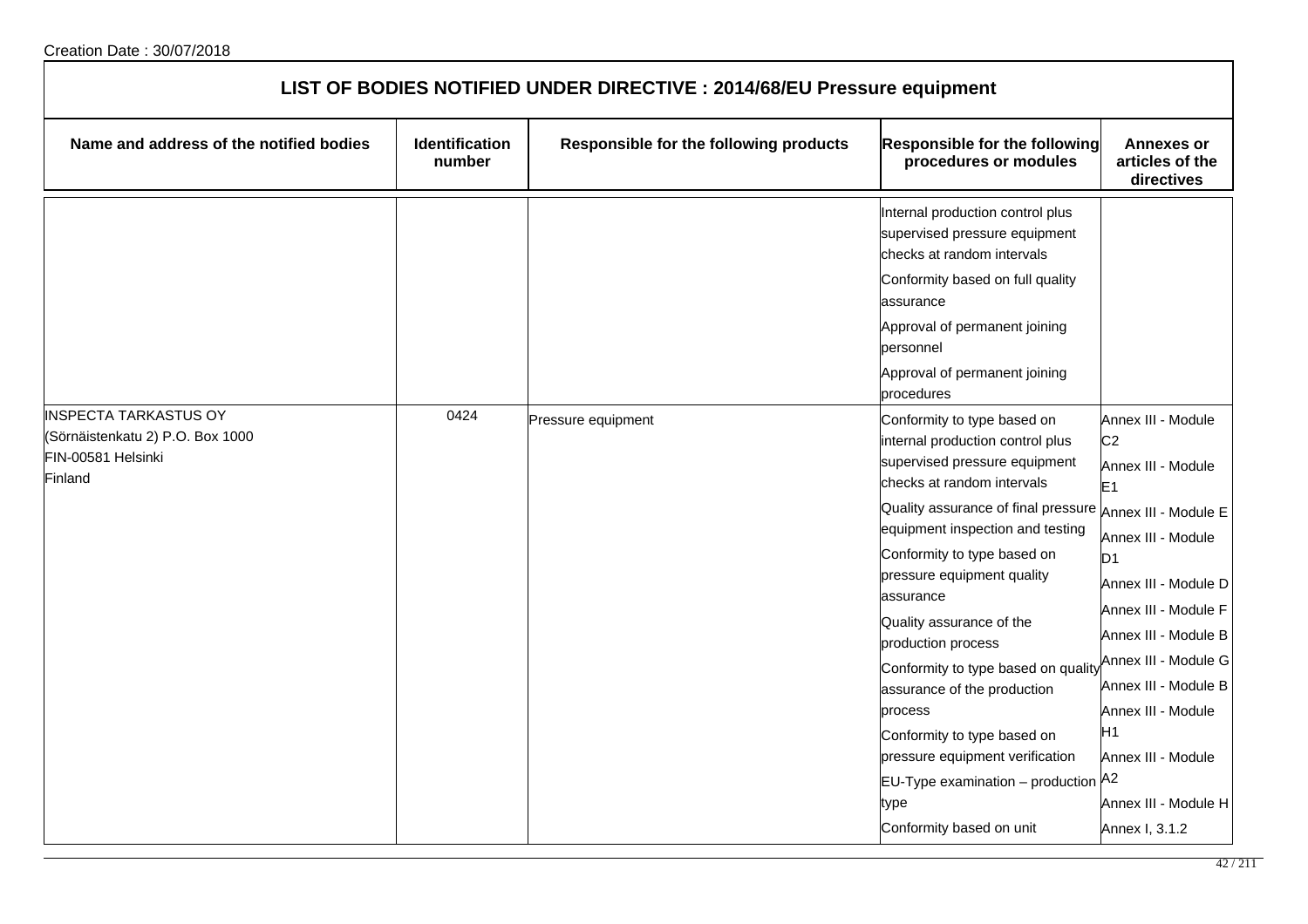Creation Date : 30/07/2018

# LIST OF BODIES NOTIFIED UNDER DIRECTIVE : 2014/68/EU Pressure equipment

| Name and address of the notified bodies | Identification number | Responsible for the following products | Responsible for the following procedures or modules | Annexes or articles of the directives |
|---|---|---|---|---|
| | | | Internal production control plus supervised pressure equipment checks at random intervals<br>Conformity based on full quality assurance<br>Approval of permanent joining personnel<br>Approval of permanent joining procedures | |
| INSPECTA TARKASTUS OY<br>(Sörnäistenkatu 2) P.O. Box 1000<br>FIN-00581 Helsinki<br>Finland | 0424 | Pressure equipment | Conformity to type based on internal production control plus supervised pressure equipment checks at random intervals<br>Quality assurance of final pressure equipment inspection and testing<br>Conformity to type based on pressure equipment quality assurance<br>Quality assurance of the production process<br>Conformity to type based on quality assurance of the production process<br>Conformity to type based on pressure equipment verification<br>EU-Type examination – production type<br>Conformity based on unit | Annex III - Module C2<br>Annex III - Module E1<br>Annex III - Module E<br>Annex III - Module D1<br>Annex III - Module D<br>Annex III - Module F<br>Annex III - Module B<br>Annex III - Module G<br>Annex III - Module B<br>Annex III - Module H1<br>Annex III - Module A2<br>Annex III - Module H<br>Annex I, 3.1.2 |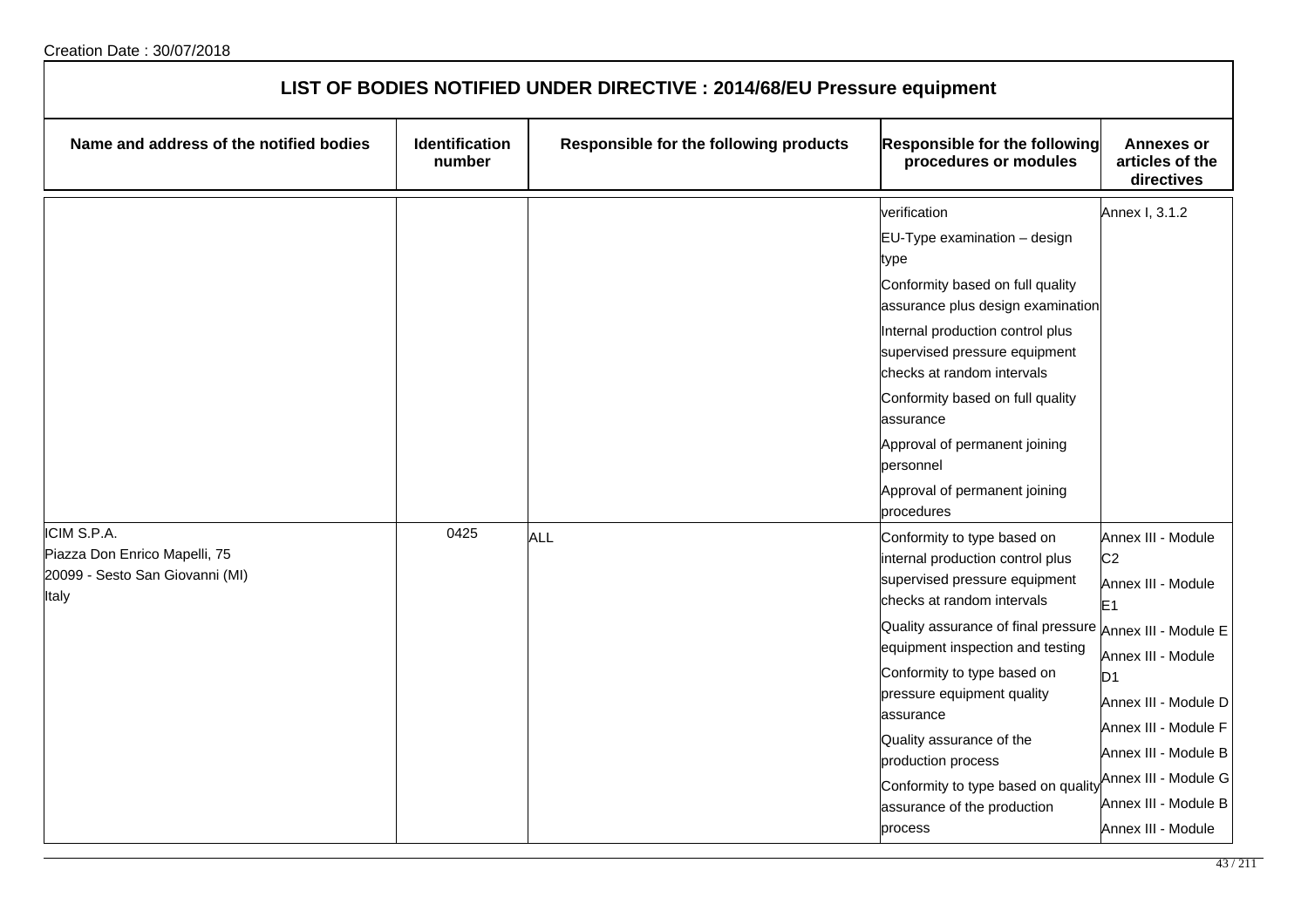Creation Date : 30/07/2018

## LIST OF BODIES NOTIFIED UNDER DIRECTIVE : 2014/68/EU Pressure equipment

| Name and address of the notified bodies | Identification number | Responsible for the following products | Responsible for the following procedures or modules | Annexes or articles of the directives |
|---|---|---|---|---|
| | | | verification<br>EU-Type examination – design type<br>Conformity based on full quality assurance plus design examination<br>Internal production control plus supervised pressure equipment checks at random intervals<br>Conformity based on full quality assurance<br>Approval of permanent joining personnel<br>Approval of permanent joining procedures | Annex I, 3.1.2 |
| ICIM S.P.A.<br>Piazza Don Enrico Mapelli, 75<br>20099 - Sesto San Giovanni (MI)<br>Italy | 0425 | ALL | Conformity to type based on internal production control plus supervised pressure equipment checks at random intervals<br>Quality assurance of final pressure equipment inspection and testing<br>Conformity to type based on pressure equipment quality assurance<br>Quality assurance of the production process<br>Conformity to type based on quality assurance of the production process | Annex III - Module C2<br>Annex III - Module E1<br>Annex III - Module E<br>Annex III - Module D1<br>Annex III - Module D<br>Annex III - Module F<br>Annex III - Module B<br>Annex III - Module G<br>Annex III - Module B<br>Annex III - Module |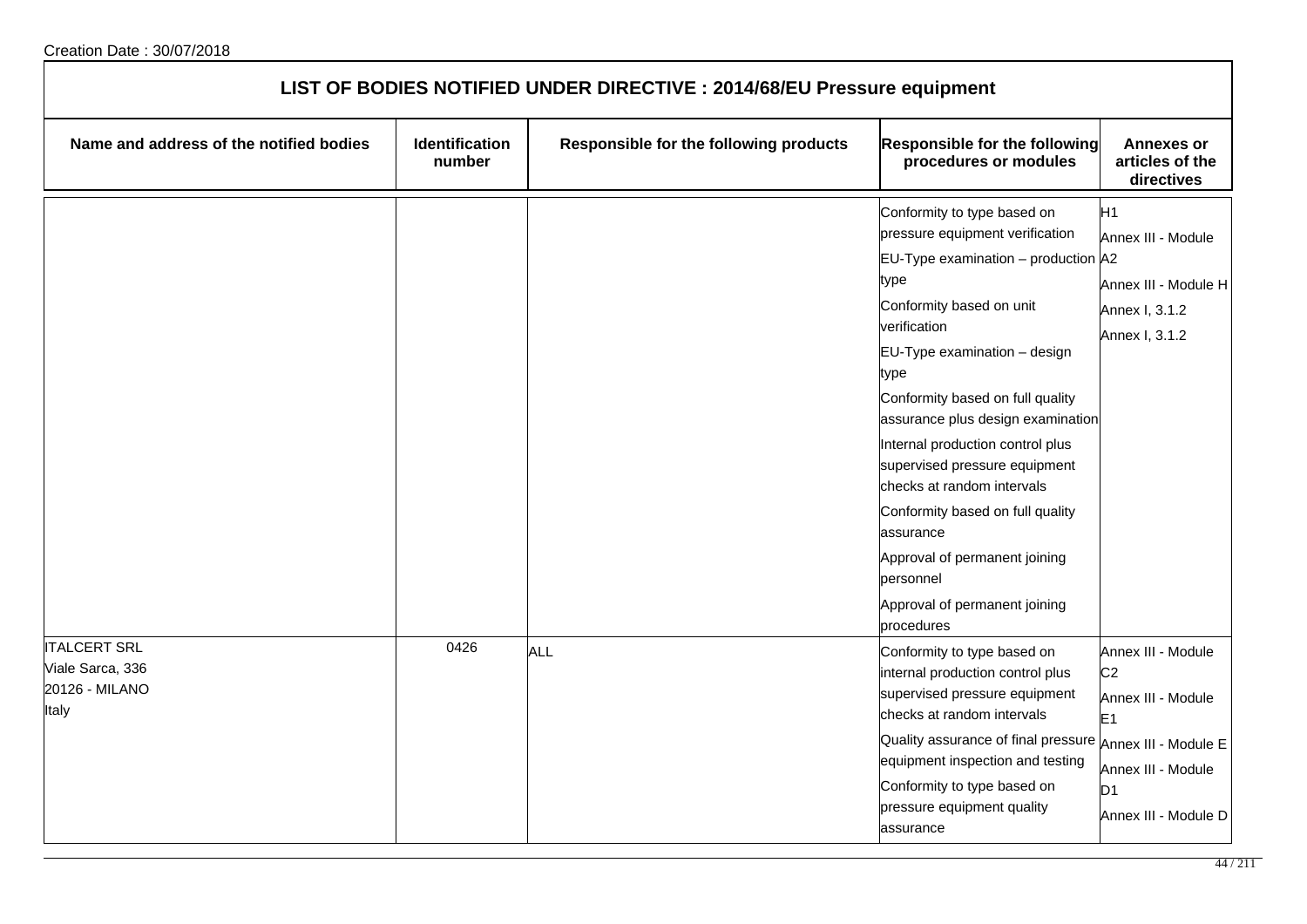Creation Date : 30/07/2018

## LIST OF BODIES NOTIFIED UNDER DIRECTIVE : 2014/68/EU Pressure equipment

| Name and address of the notified bodies | Identification number | Responsible for the following products | Responsible for the following procedures or modules | Annexes or articles of the directives |
|---|---|---|---|---|
| | | | Conformity to type based on pressure equipment verification<br>EU-Type examination – production type<br>Conformity based on unit verification<br>EU-Type examination – design type<br>Conformity based on full quality assurance plus design examination<br>Internal production control plus supervised pressure equipment checks at random intervals<br>Conformity based on full quality assurance<br>Approval of permanent joining personnel<br>Approval of permanent joining procedures | H1<br>Annex III - Module A2<br>Annex III - Module H<br>Annex I, 3.1.2<br>Annex I, 3.1.2 |
| ITALCERT SRL<br>Viale Sarca, 336<br>20126 - MILANO<br>Italy | 0426 | ALL | Conformity to type based on internal production control plus supervised pressure equipment checks at random intervals<br>Quality assurance of final pressure equipment inspection and testing<br>Conformity to type based on pressure equipment quality assurance | Annex III - Module C2<br>Annex III - Module E1<br>Annex III - Module E<br>Annex III - Module D1<br>Annex III - Module D |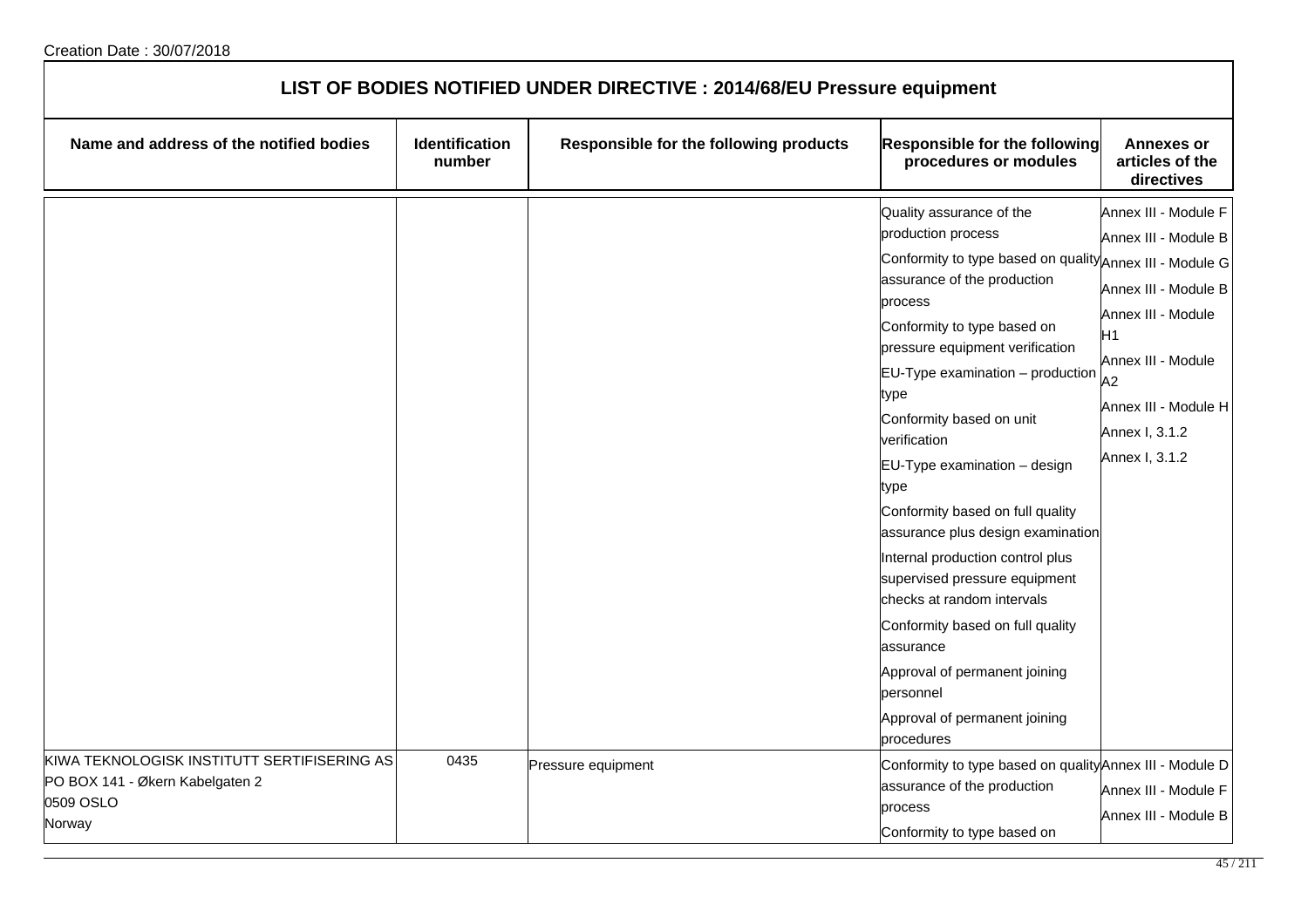Creation Date : 30/07/2018

## LIST OF BODIES NOTIFIED UNDER DIRECTIVE : 2014/68/EU Pressure equipment

| Name and address of the notified bodies | Identification number | Responsible for the following products | Responsible for the following procedures or modules | Annexes or articles of the directives |
|---|---|---|---|---|
| | | | Quality assurance of the production process<br>Conformity to type based on quality assurance of the production process<br>Conformity to type based on pressure equipment verification<br>EU-Type examination – production type<br>Conformity based on unit verification<br>EU-Type examination – design type<br>Conformity based on full quality assurance plus design examination<br>Internal production control plus supervised pressure equipment checks at random intervals<br>Conformity based on full quality assurance<br>Approval of permanent joining personnel<br>Approval of permanent joining procedures | Annex III - Module F<br>Annex III - Module B<br>Annex III - Module G<br>Annex III - Module B<br>Annex III - Module H1<br>Annex III - Module A2<br>Annex III - Module H<br>Annex I, 3.1.2<br>Annex I, 3.1.2 |
| KIWA TEKNOLOGISK INSTITUTT SERTIFISERING AS<br>PO BOX 141 - Økern Kabelgaten 2<br>0509 OSLO<br>Norway | 0435 | Pressure equipment | Conformity to type based on quality assurance of the production process<br>Conformity to type based on | Annex III - Module D<br>Annex III - Module F<br>Annex III - Module B |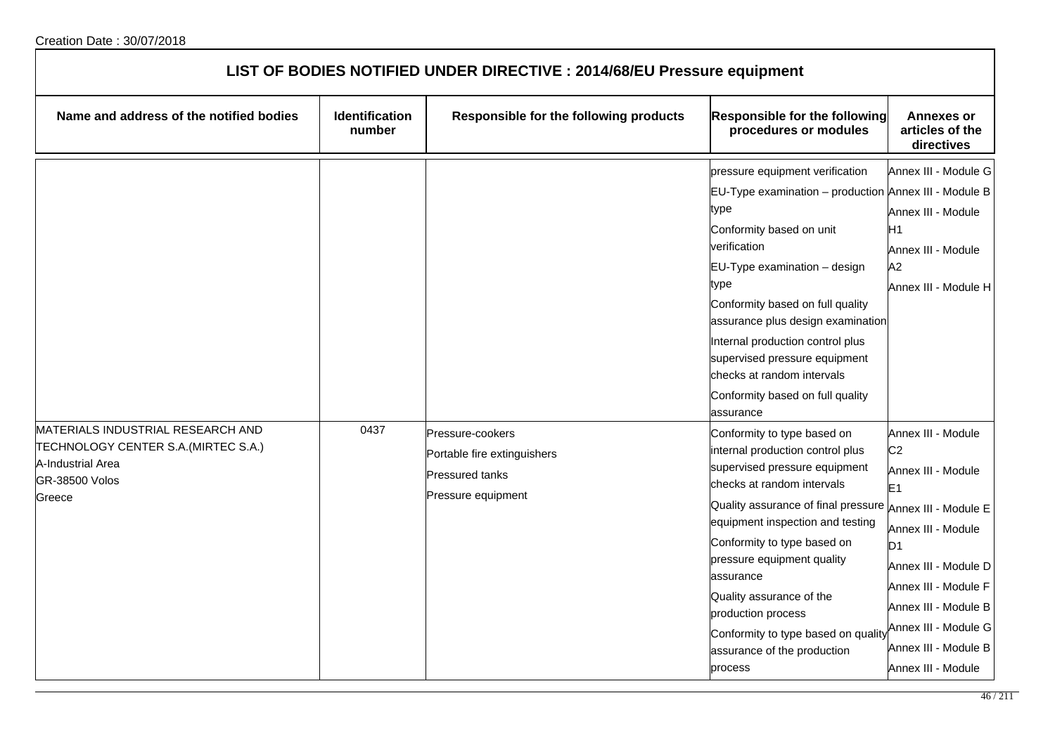Creation Date : 30/07/2018

## LIST OF BODIES NOTIFIED UNDER DIRECTIVE : 2014/68/EU Pressure equipment

| Name and address of the notified bodies | Identification number | Responsible for the following products | Responsible for the following procedures or modules | Annexes or articles of the directives |
|---|---|---|---|---|
| | | | pressure equipment verification<br>EU-Type examination – production type<br>Conformity based on unit verification<br>EU-Type examination – design type<br>Conformity based on full quality assurance plus design examination<br>Internal production control plus supervised pressure equipment checks at random intervals<br>Conformity based on full quality assurance | Annex III - Module G<br>Annex III - Module B<br>Annex III - Module H1<br>Annex III - Module A2<br>Annex III - Module H |
| MATERIALS INDUSTRIAL RESEARCH AND TECHNOLOGY CENTER S.A.(MIRTEC S.A.)<br>A-Industrial Area<br>GR-38500 Volos<br>Greece | 0437 | Pressure-cookers<br>Portable fire extinguishers<br>Pressured tanks<br>Pressure equipment | Conformity to type based on internal production control plus supervised pressure equipment checks at random intervals<br>Quality assurance of final pressure equipment inspection and testing<br>Conformity to type based on pressure equipment quality assurance<br>Quality assurance of the production process<br>Conformity to type based on quality assurance of the production process | Annex III - Module C2<br>Annex III - Module E1<br>Annex III - Module E<br>Annex III - Module D1<br>Annex III - Module D<br>Annex III - Module F<br>Annex III - Module B<br>Annex III - Module G<br>Annex III - Module B<br>Annex III - Module |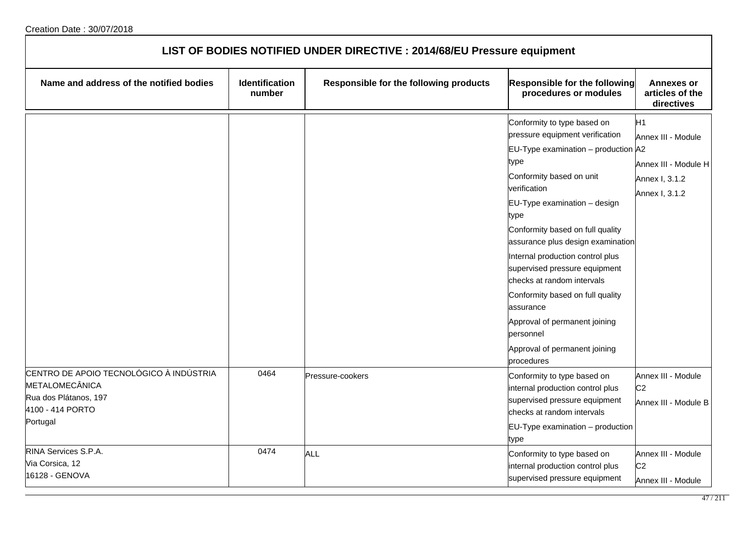Creation Date : 30/07/2018

| LIST OF BODIES NOTIFIED UNDER DIRECTIVE : 2014/68/EU Pressure equipment | | | | |
|---|---|---|---|---|
| **Name and address of the notified bodies** | **Identification number** | **Responsible for the following products** | **Responsible for the following procedures or modules** | **Annexes or articles of the directives** |
| | | | Conformity to type based on pressure equipment verification<br>EU-Type examination – production type<br>Conformity based on unit verification<br>EU-Type examination – design type<br>Conformity based on full quality assurance plus design examination<br>Internal production control plus supervised pressure equipment checks at random intervals<br>Conformity based on full quality assurance<br>Approval of permanent joining personnel<br>Approval of permanent joining procedures | H1<br>Annex III - Module A2<br>Annex III - Module H<br>Annex I, 3.1.2<br>Annex I, 3.1.2 |
| CENTRO DE APOIO TECNOLÓGICO À INDÚSTRIA METALOMECÂNICA<br>Rua dos Plátanos, 197<br>4100 - 414 PORTO<br>Portugal | 0464 | Pressure-cookers | Conformity to type based on internal production control plus supervised pressure equipment checks at random intervals<br>EU-Type examination – production type | Annex III - Module C2<br>Annex III - Module B |
| RINA Services S.P.A.<br>Via Corsica, 12<br>16128 - GENOVA | 0474 | ALL | Conformity to type based on internal production control plus supervised pressure equipment | Annex III - Module C2<br>Annex III - Module |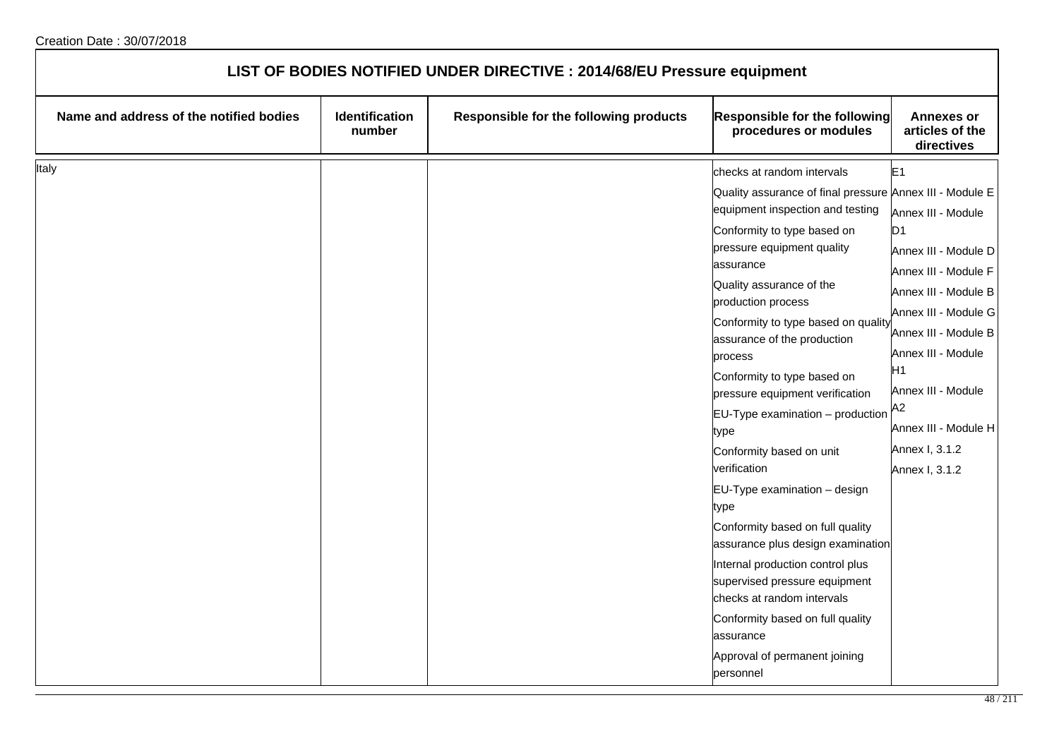Creation Date : 30/07/2018

## LIST OF BODIES NOTIFIED UNDER DIRECTIVE : 2014/68/EU Pressure equipment

| Name and address of the notified bodies | Identification number | Responsible for the following products | Responsible for the following procedures or modules | Annexes or articles of the directives |
|---|---|---|---|---|
| Italy | | | checks at random intervals | E1 |
| | | | Quality assurance of final pressure equipment inspection and testing | Annex III - Module E |
| | | | Conformity to type based on pressure equipment quality assurance | Annex III - Module D1 |
| | | | Quality assurance of the production process | Annex III - Module D |
| | | | Conformity to type based on quality assurance of the production process | Annex III - Module F |
| | | | Conformity to type based on pressure equipment verification | Annex III - Module B |
| | | | EU-Type examination – production type | Annex III - Module G |
| | | | Conformity based on unit verification | Annex III - Module B |
| | | | EU-Type examination – design type | Annex III - Module H1 |
| | | | Conformity based on full quality assurance plus design examination | Annex III - Module A2 |
| | | | Internal production control plus supervised pressure equipment checks at random intervals | Annex III - Module H |
| | | | Conformity based on full quality assurance | Annex I, 3.1.2 |
| | | | Approval of permanent joining personnel | Annex I, 3.1.2 |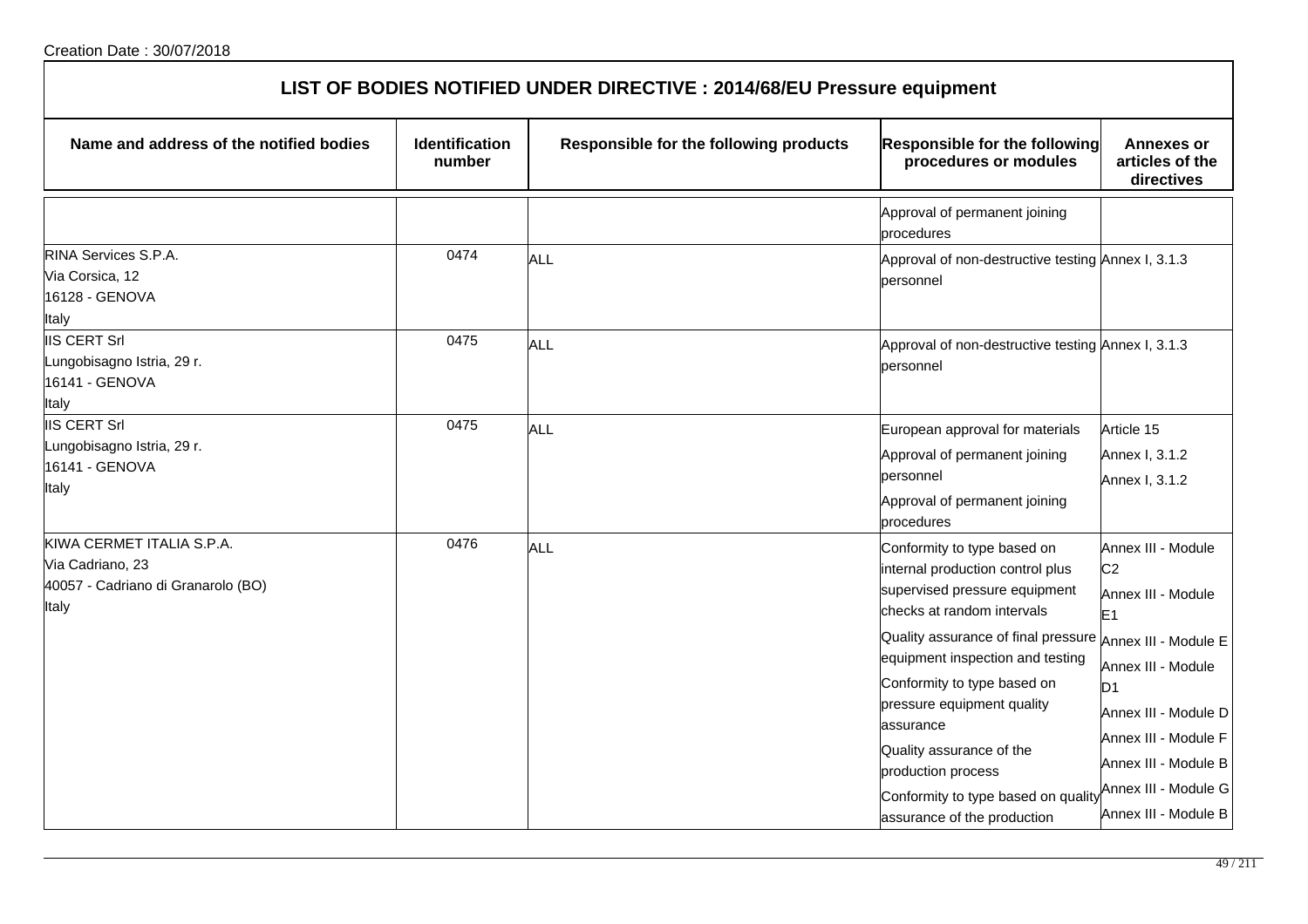Creation Date : 30/07/2018

# LIST OF BODIES NOTIFIED UNDER DIRECTIVE : 2014/68/EU Pressure equipment

| Name and address of the notified bodies | Identification number | Responsible for the following products | Responsible for the following procedures or modules | Annexes or articles of the directives |
|---|---|---|---|---|
| | | | Approval of permanent joining procedures | |
| RINA Services S.P.A.<br>Via Corsica, 12<br>16128 - GENOVA<br>Italy | 0474 | ALL | Approval of non-destructive testing personnel | Annex I, 3.1.3 |
| IIS CERT Srl<br>Lungobisagno Istria, 29 r.<br>16141 - GENOVA<br>Italy | 0475 | ALL | Approval of non-destructive testing personnel | Annex I, 3.1.3 |
| IIS CERT Srl<br>Lungobisagno Istria, 29 r.<br>16141 - GENOVA<br>Italy | 0475 | ALL | European approval for materials<br>Approval of permanent joining personnel<br>Approval of permanent joining procedures | Article 15<br>Annex I, 3.1.2<br>Annex I, 3.1.2 |
| KIWA CERMET ITALIA S.P.A.<br>Via Cadriano, 23<br>40057 - Cadriano di Granarolo (BO)<br>Italy | 0476 | ALL | Conformity to type based on internal production control plus supervised pressure equipment checks at random intervals<br>Quality assurance of final pressure equipment inspection and testing<br>Conformity to type based on pressure equipment quality assurance<br>Quality assurance of the production process<br>Conformity to type based on quality assurance of the production | Annex III - Module C2<br>Annex III - Module E1<br>Annex III - Module E<br>Annex III - Module D1<br>Annex III - Module D<br>Annex III - Module F<br>Annex III - Module B<br>Annex III - Module G<br>Annex III - Module B |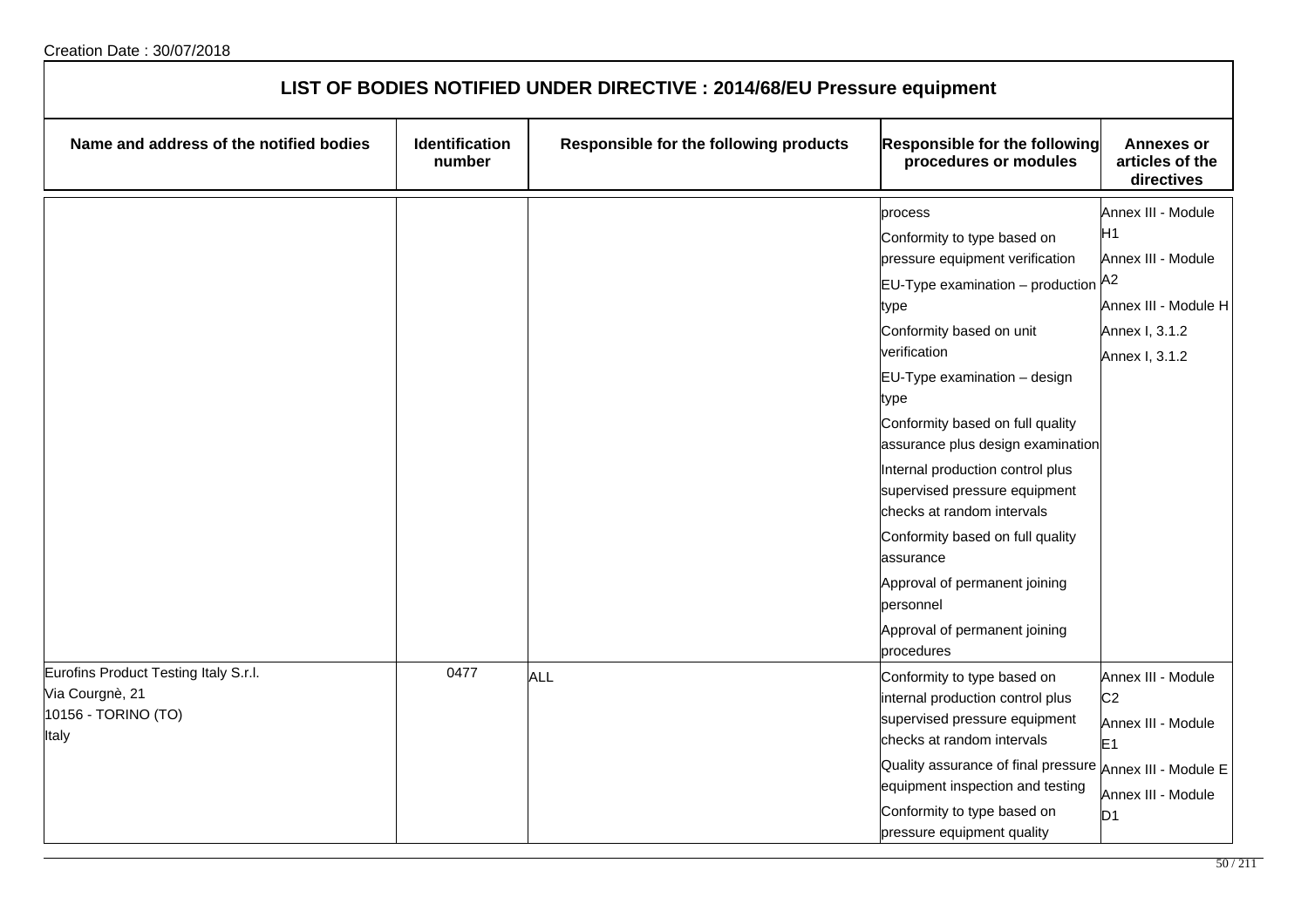LIST OF BODIES NOTIFIED UNDER DIRECTIVE : 2014/68/EU Pressure equipment

| Name and address of the notified bodies | Identification number | Responsible for the following products | Responsible for the following procedures or modules | Annexes or articles of the directives |
|---|---|---|---|---|
| | | | process<br>Conformity to type based on pressure equipment verification<br>EU-Type examination – production type<br>Conformity based on unit verification<br>EU-Type examination – design type<br>Conformity based on full quality assurance plus design examination<br>Internal production control plus supervised pressure equipment checks at random intervals<br>Conformity based on full quality assurance<br>Approval of permanent joining personnel<br>Approval of permanent joining procedures | Annex III - Module H1<br>Annex III - Module A2<br>Annex III - Module H<br>Annex I, 3.1.2<br>Annex I, 3.1.2 |
| Eurofins Product Testing Italy S.r.l.<br>Via Courgnè, 21<br>10156 - TORINO (TO)<br>Italy | 0477 | ALL | Conformity to type based on internal production control plus supervised pressure equipment checks at random intervals<br>Quality assurance of final pressure equipment inspection and testing<br>Conformity to type based on pressure equipment quality | Annex III - Module C2<br>Annex III - Module E1<br>Annex III - Module E<br>Annex III - Module D1 |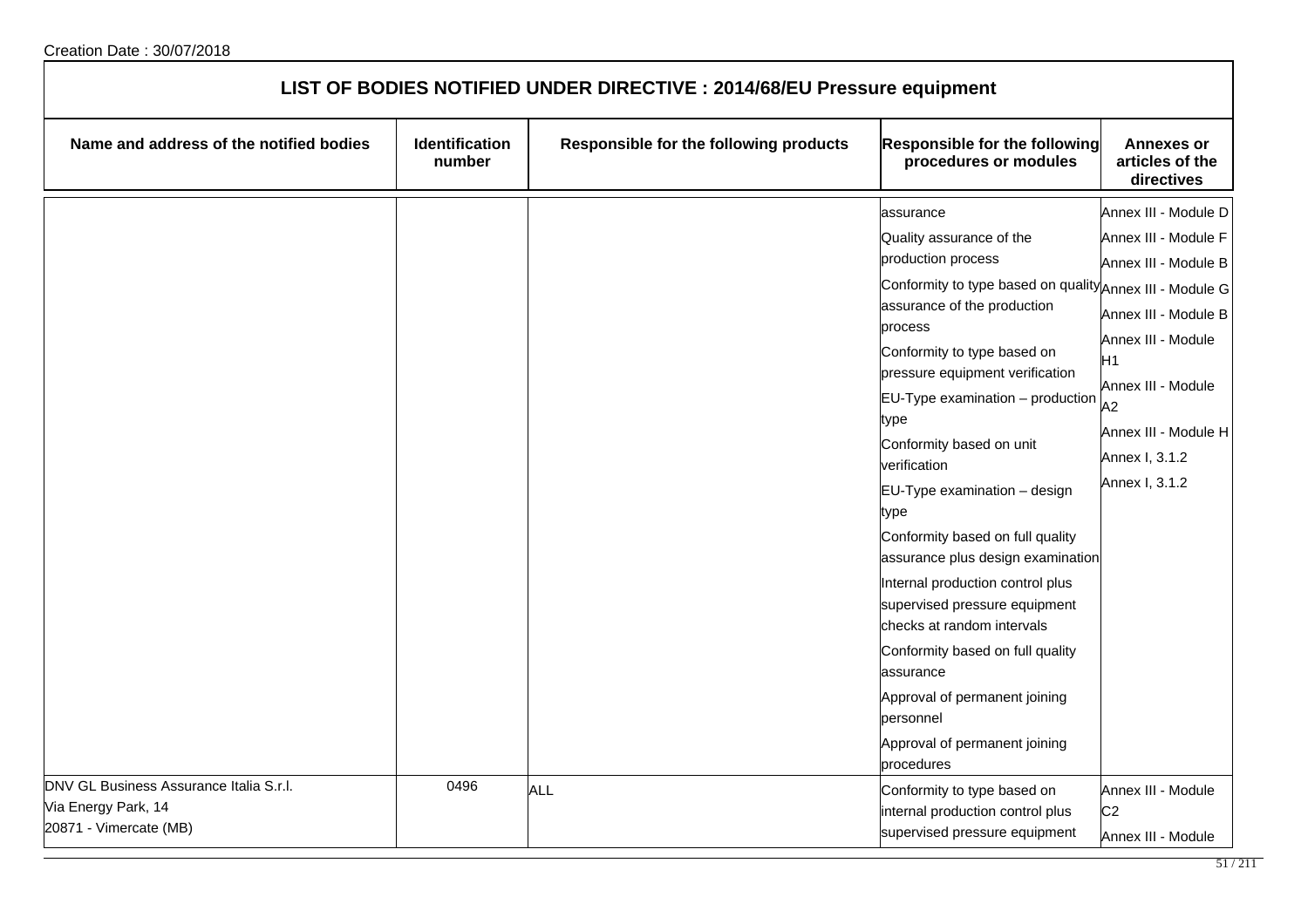Creation Date : 30/07/2018

# LIST OF BODIES NOTIFIED UNDER DIRECTIVE : 2014/68/EU Pressure equipment

| Name and address of the notified bodies | Identification number | Responsible for the following products | Responsible for the following procedures or modules | Annexes or articles of the directives |
|---|---|---|---|---|
| | | | assurance<br>Quality assurance of the production process<br>Conformity to type based on quality assurance of the production process<br>Conformity to type based on pressure equipment verification<br>EU-Type examination – production type<br>Conformity based on unit verification<br>EU-Type examination – design type<br>Conformity based on full quality assurance plus design examination<br>Internal production control plus supervised pressure equipment checks at random intervals<br>Conformity based on full quality assurance<br>Approval of permanent joining personnel<br>Approval of permanent joining procedures | Annex III - Module D<br>Annex III - Module F<br>Annex III - Module B<br>Annex III - Module G<br>Annex III - Module B<br>Annex III - Module H1<br>Annex III - Module A2<br>Annex III - Module H<br>Annex I, 3.1.2<br>Annex I, 3.1.2 |
| DNV GL Business Assurance Italia S.r.l.<br>Via Energy Park, 14<br>20871 - Vimercate (MB) | 0496 | ALL | Conformity to type based on internal production control plus supervised pressure equipment | Annex III - Module C2<br>Annex III - Module |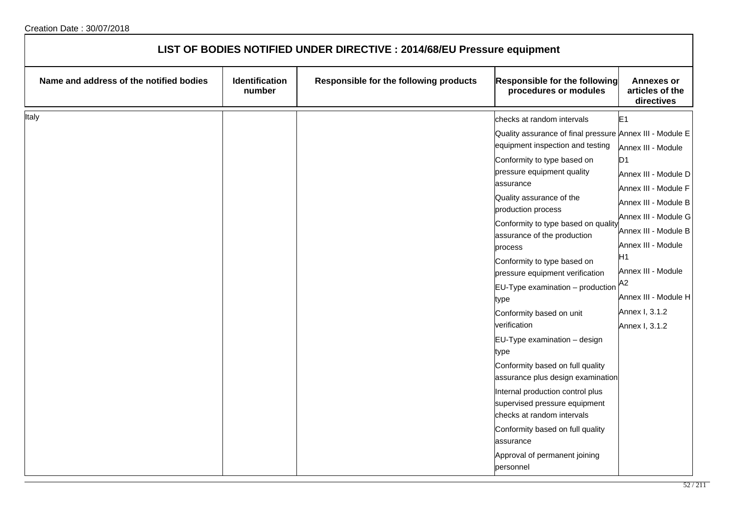Creation Date : 30/07/2018

# LIST OF BODIES NOTIFIED UNDER DIRECTIVE : 2014/68/EU Pressure equipment

| Name and address of the notified bodies | Identification number | Responsible for the following products | Responsible for the following procedures or modules | Annexes or articles of the directives |
| --- | --- | --- | --- | --- |
| Italy | | | checks at random intervals | E1 |
| | | | Quality assurance of final pressure equipment inspection and testing | Annex III - Module E |
| | | | Conformity to type based on pressure equipment quality assurance | Annex III - Module D1 |
| | | | Quality assurance of the production process | Annex III - Module D |
| | | | Conformity to type based on quality assurance of the production process | Annex III - Module F |
| | | | Conformity to type based on pressure equipment verification | Annex III - Module B |
| | | | EU-Type examination – production type | Annex III - Module G |
| | | | Conformity based on unit verification | Annex III - Module B |
| | | | EU-Type examination – design type | Annex III - Module H1 |
| | | | Conformity based on full quality assurance plus design examination | Annex III - Module A2 |
| | | | Internal production control plus supervised pressure equipment checks at random intervals | Annex III - Module H |
| | | | Conformity based on full quality assurance | Annex I, 3.1.2 |
| | | | Approval of permanent joining personnel | Annex I, 3.1.2 |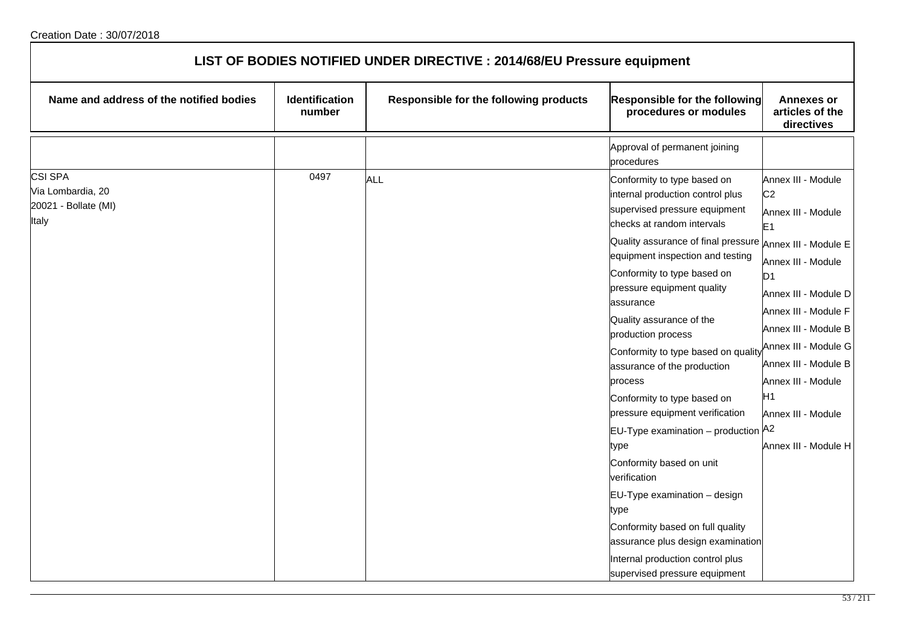Creation Date : 30/07/2018

# LIST OF BODIES NOTIFIED UNDER DIRECTIVE : 2014/68/EU Pressure equipment

| Name and address of the notified bodies | Identification number | Responsible for the following products | Responsible for the following procedures or modules | Annexes or articles of the directives |
|---|---|---|---|---|
| | | | Approval of permanent joining procedures | |
| CSI SPA<br>Via Lombardia, 20<br>20021 - Bollate (MI)<br>Italy | 0497 | ALL | Conformity to type based on internal production control plus supervised pressure equipment checks at random intervals<br>Quality assurance of final pressure equipment inspection and testing<br>Conformity to type based on pressure equipment quality assurance<br>Quality assurance of the production process<br>Conformity to type based on quality assurance of the production process<br>Conformity to type based on pressure equipment verification<br>EU-Type examination – production type<br>Conformity based on unit verification<br>EU-Type examination – design type<br>Conformity based on full quality assurance plus design examination<br>Internal production control plus supervised pressure equipment | Annex III - Module C2<br>Annex III - Module E1<br>Annex III - Module E<br>Annex III - Module D1<br>Annex III - Module D<br>Annex III - Module F<br>Annex III - Module B<br>Annex III - Module G<br>Annex III - Module B<br>Annex III - Module H1<br>Annex III - Module A2<br>Annex III - Module H |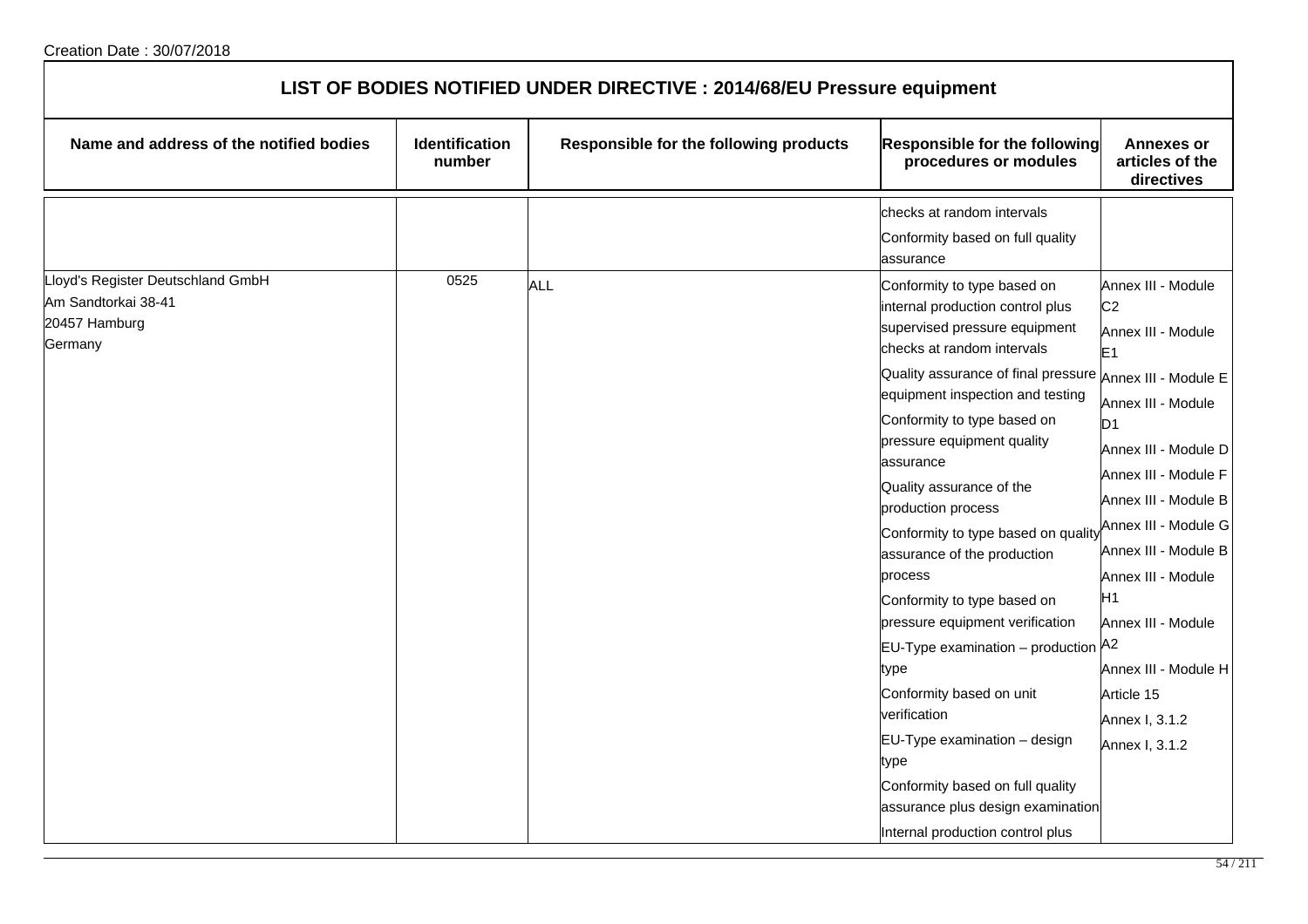Creation Date : 30/07/2018

# LIST OF BODIES NOTIFIED UNDER DIRECTIVE : 2014/68/EU Pressure equipment

| Name and address of the notified bodies | Identification number | Responsible for the following products | Responsible for the following procedures or modules | Annexes or articles of the directives |
|---|---|---|---|---|
| | | | checks at random intervals<br>Conformity based on full quality assurance | |
| Lloyd's Register Deutschland GmbH<br>Am Sandtorkai 38-41<br>20457 Hamburg<br>Germany | 0525 | ALL | Conformity to type based on internal production control plus supervised pressure equipment checks at random intervals<br>Quality assurance of final pressure equipment inspection and testing<br>Conformity to type based on pressure equipment quality assurance<br>Quality assurance of the production process<br>Conformity to type based on quality assurance of the production process<br>Conformity to type based on pressure equipment verification<br>EU-Type examination – production type<br>Conformity based on unit verification<br>EU-Type examination – design type<br>Conformity based on full quality assurance plus design examination<br>Internal production control plus | Annex III - Module C2<br>Annex III - Module E1<br>Annex III - Module E<br>Annex III - Module D1<br>Annex III - Module D<br>Annex III - Module F<br>Annex III - Module B<br>Annex III - Module G<br>Annex III - Module B<br>Annex III - Module H1<br>Annex III - Module A2<br>Annex III - Module H<br>Article 15<br>Annex I, 3.1.2<br>Annex I, 3.1.2 |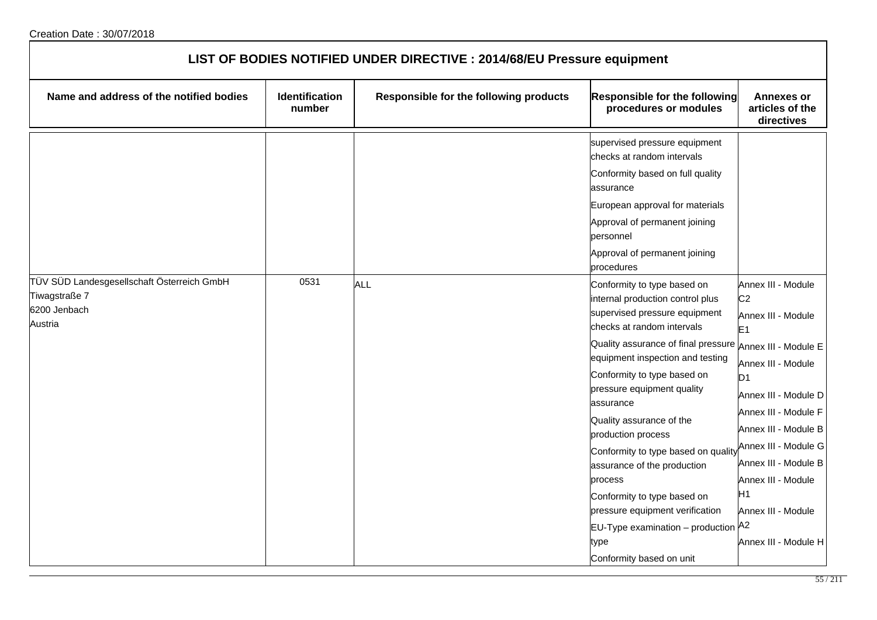Creation Date : 30/07/2018

# LIST OF BODIES NOTIFIED UNDER DIRECTIVE : 2014/68/EU Pressure equipment

| Name and address of the notified bodies | Identification number | Responsible for the following products | Responsible for the following procedures or modules | Annexes or articles of the directives |
|---|---|---|---|---|
| | | | supervised pressure equipment checks at random intervals<br>Conformity based on full quality assurance<br>European approval for materials<br>Approval of permanent joining personnel<br>Approval of permanent joining procedures | |
| TÜV SÜD Landesgesellschaft Österreich GmbH<br>Tiwagstraße 7<br>6200 Jenbach<br>Austria | 0531 | ALL | Conformity to type based on internal production control plus supervised pressure equipment checks at random intervals<br>Quality assurance of final pressure equipment inspection and testing<br>Conformity to type based on pressure equipment quality assurance<br>Quality assurance of the production process<br>Conformity to type based on quality assurance of the production process<br>Conformity to type based on pressure equipment verification<br>EU-Type examination – production type<br>Conformity based on unit | Annex III - Module C2<br>Annex III - Module E1<br>Annex III - Module E<br>Annex III - Module D1<br>Annex III - Module D<br>Annex III - Module F<br>Annex III - Module B<br>Annex III - Module G<br>Annex III - Module B<br>Annex III - Module H1<br>Annex III - Module A2<br>Annex III - Module H |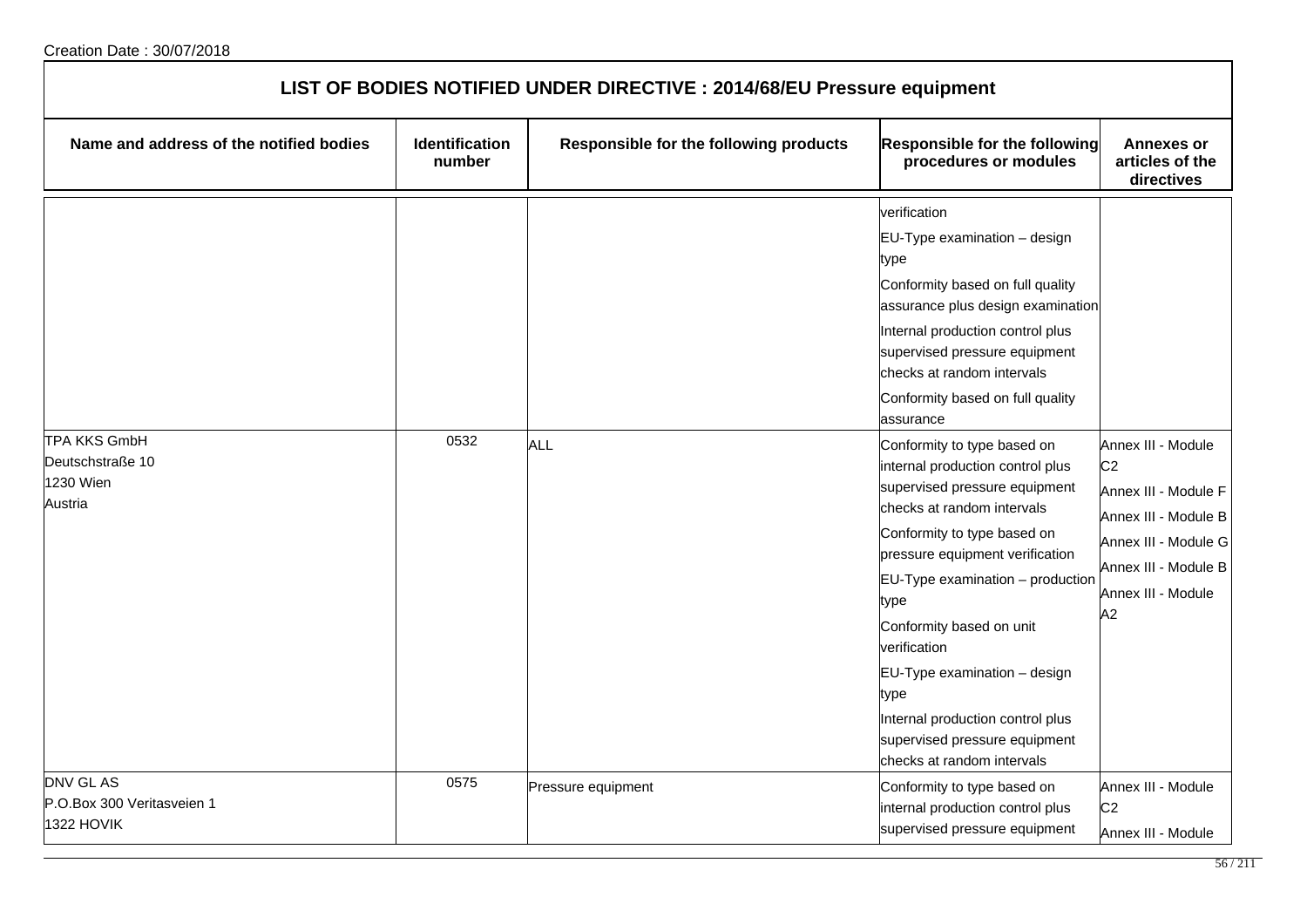Creation Date : 30/07/2018

# LIST OF BODIES NOTIFIED UNDER DIRECTIVE : 2014/68/EU Pressure equipment

| Name and address of the notified bodies | Identification number | Responsible for the following products | Responsible for the following procedures or modules | Annexes or articles of the directives |
|---|---|---|---|---|
| | | | verification<br>EU-Type examination – design type<br>Conformity based on full quality assurance plus design examination<br>Internal production control plus supervised pressure equipment checks at random intervals<br>Conformity based on full quality assurance | |
| TPA KKS GmbH<br>Deutschstraße 10<br>1230 Wien<br>Austria | 0532 | ALL | Conformity to type based on internal production control plus supervised pressure equipment checks at random intervals<br>Conformity to type based on pressure equipment verification<br>EU-Type examination – production type<br>Conformity based on unit verification<br>EU-Type examination – design type<br>Internal production control plus supervised pressure equipment checks at random intervals | Annex III - Module C2<br>Annex III - Module F<br>Annex III - Module B<br>Annex III - Module G<br>Annex III - Module B<br>Annex III - Module A2 |
| DNV GL AS<br>P.O.Box 300 Veritasveien 1<br>1322 HOVIK | 0575 | Pressure equipment | Conformity to type based on internal production control plus supervised pressure equipment | Annex III - Module C2<br>Annex III - Module |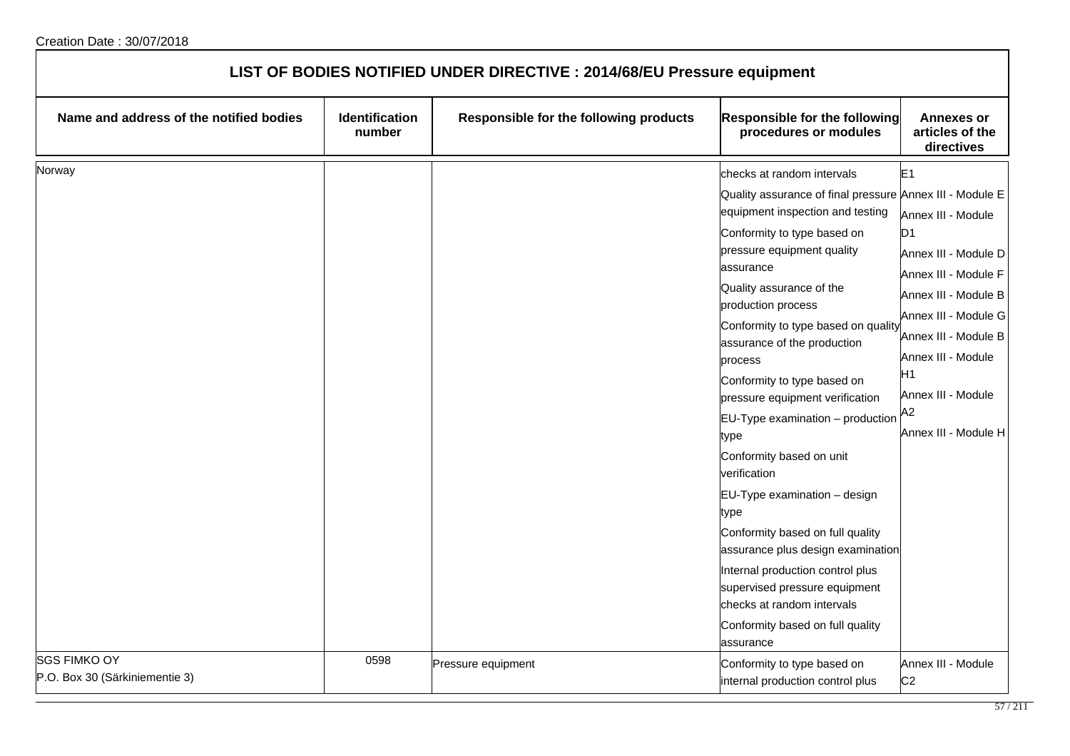Creation Date : 30/07/2018

# LIST OF BODIES NOTIFIED UNDER DIRECTIVE : 2014/68/EU Pressure equipment

| Name and address of the notified bodies | Identification number | Responsible for the following products | Responsible for the following procedures or modules | Annexes or articles of the directives |
|---|---|---|---|---|
| Norway | | | checks at random intervals<br>Quality assurance of final pressure equipment inspection and testing<br>Conformity to type based on pressure equipment quality assurance<br>Quality assurance of the production process<br>Conformity to type based on quality assurance of the production process<br>Conformity to type based on pressure equipment verification<br>EU-Type examination – production type<br>Conformity based on unit verification<br>EU-Type examination – design type<br>Conformity based on full quality assurance plus design examination<br>Internal production control plus supervised pressure equipment checks at random intervals<br>Conformity based on full quality assurance | E1<br>Annex III - Module E<br>Annex III - Module D1<br>Annex III - Module D<br>Annex III - Module F<br>Annex III - Module B<br>Annex III - Module G<br>Annex III - Module B<br>Annex III - Module H1<br>Annex III - Module A2<br>Annex III - Module H |
| SGS FIMKO OY<br>P.O. Box 30 (Särkiniementie 3) | 0598 | Pressure equipment | Conformity to type based on internal production control plus | Annex III - Module C2 |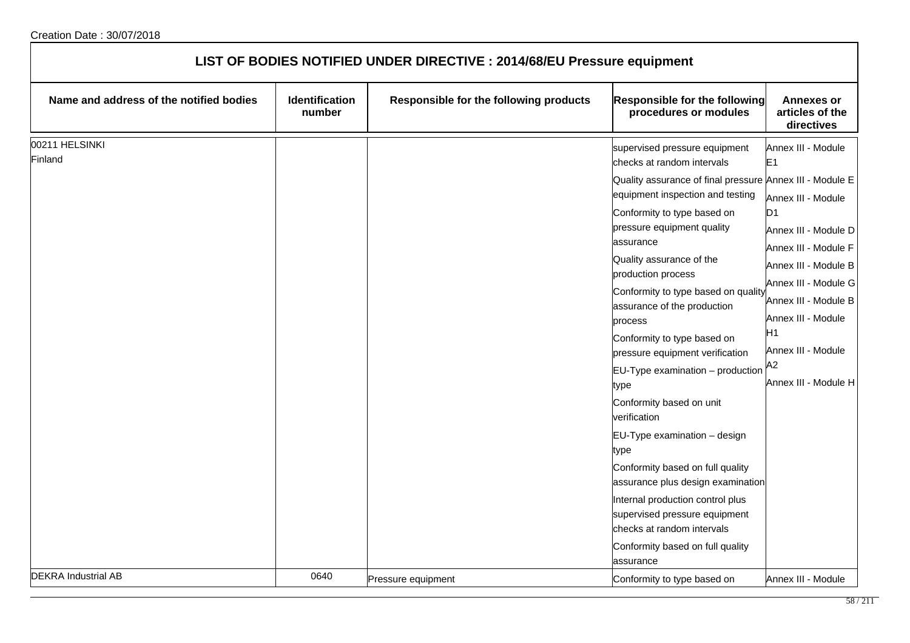Creation Date : 30/07/2018

## LIST OF BODIES NOTIFIED UNDER DIRECTIVE : 2014/68/EU Pressure equipment

| Name and address of the notified bodies | Identification number | Responsible for the following products | Responsible for the following procedures or modules | Annexes or articles of the directives |
|---|---|---|---|---|
| 00211 HELSINKI<br>Finland | | | supervised pressure equipment checks at random intervals<br>Quality assurance of final pressure equipment inspection and testing<br>Conformity to type based on pressure equipment quality assurance<br>Quality assurance of the production process<br>Conformity to type based on quality assurance of the production process<br>Conformity to type based on pressure equipment verification<br>EU-Type examination – production type<br>Conformity based on unit verification<br>EU-Type examination – design type<br>Conformity based on full quality assurance plus design examination<br>Internal production control plus supervised pressure equipment checks at random intervals<br>Conformity based on full quality assurance | Annex III - Module E1<br>Annex III - Module E<br>Annex III - Module D1<br>Annex III - Module D<br>Annex III - Module F<br>Annex III - Module B<br>Annex III - Module G<br>Annex III - Module B<br>Annex III - Module H1<br>Annex III - Module A2<br>Annex III - Module H |
| DEKRA Industrial AB | 0640 | Pressure equipment | Conformity to type based on | Annex III - Module |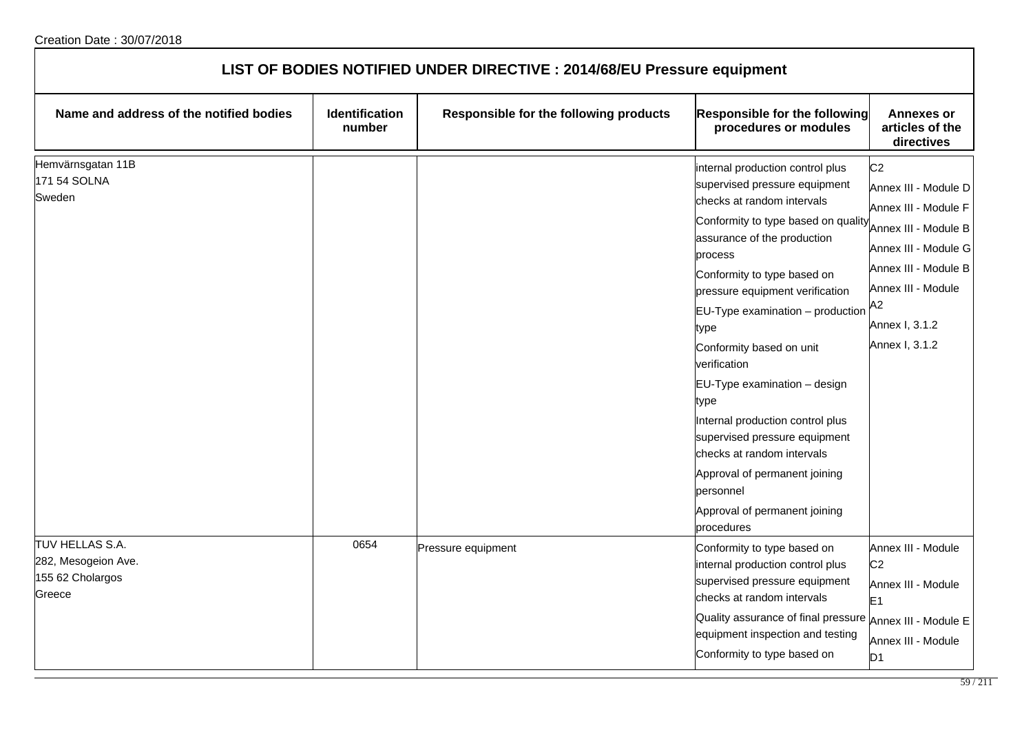Creation Date : 30/07/2018

# LIST OF BODIES NOTIFIED UNDER DIRECTIVE : 2014/68/EU Pressure equipment

| Name and address of the notified bodies | Identification number | Responsible for the following products | Responsible for the following procedures or modules | Annexes or articles of the directives |
|---|---|---|---|---|
| Hemvärnsgatan 11B<br>171 54 SOLNA<br>Sweden | | | internal production control plus supervised pressure equipment checks at random intervals<br>Conformity to type based on quality assurance of the production process<br>Conformity to type based on pressure equipment verification<br>EU-Type examination – production type<br>Conformity based on unit verification<br>EU-Type examination – design type<br>Internal production control plus supervised pressure equipment checks at random intervals<br>Approval of permanent joining personnel<br>Approval of permanent joining procedures | C2<br>Annex III - Module D<br>Annex III - Module F<br>Annex III - Module B<br>Annex III - Module G<br>Annex III - Module B<br>Annex III - Module A2<br>Annex I, 3.1.2<br>Annex I, 3.1.2 |
| TUV HELLAS S.A.<br>282, Mesogeion Ave.<br>155 62 Cholargos<br>Greece | 0654 | Pressure equipment | Conformity to type based on internal production control plus supervised pressure equipment checks at random intervals<br>Quality assurance of final pressure equipment inspection and testing<br>Conformity to type based on | Annex III - Module C2<br>Annex III - Module E1<br>Annex III - Module E<br>Annex III - Module D1 |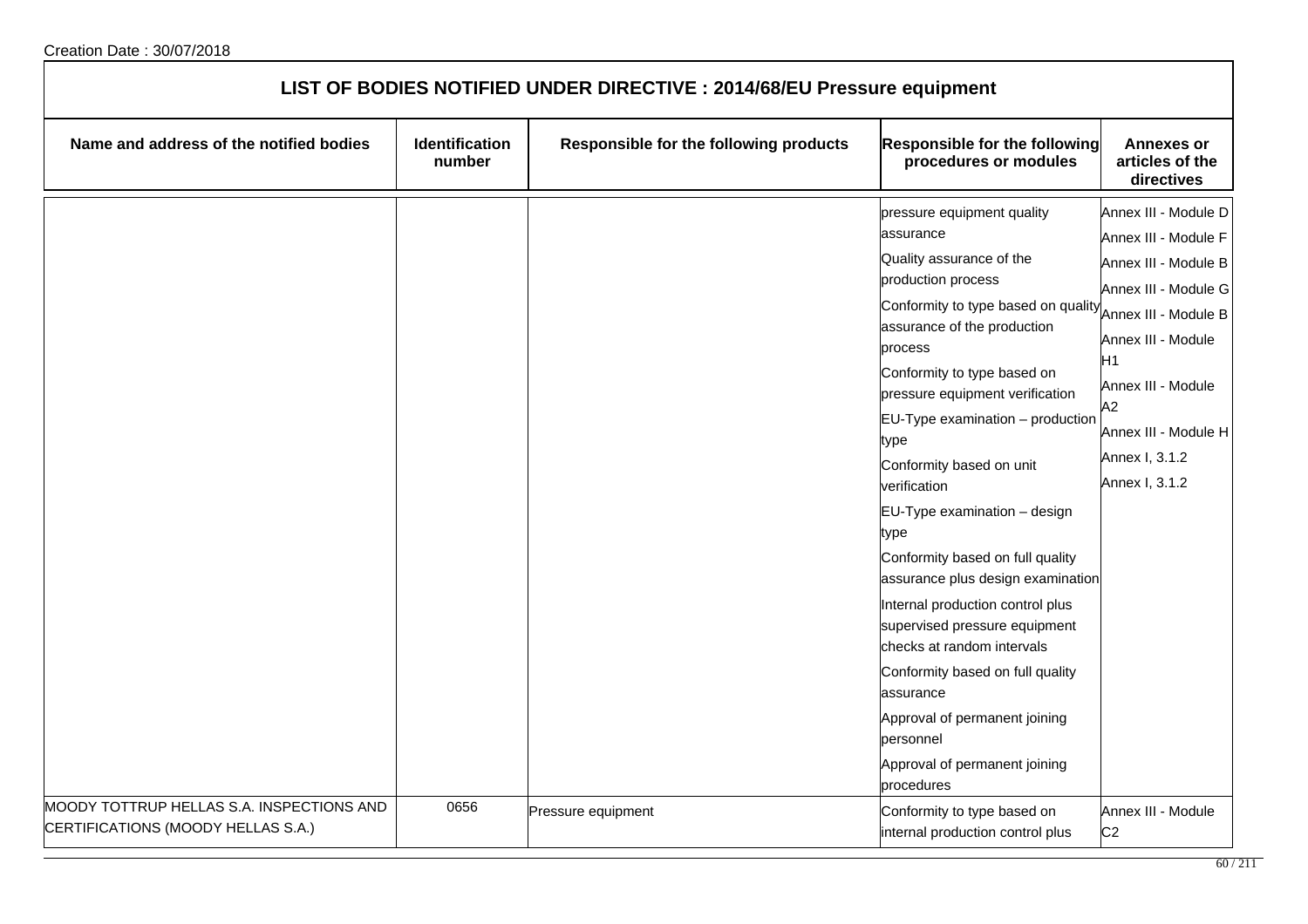Creation Date : 30/07/2018

## LIST OF BODIES NOTIFIED UNDER DIRECTIVE : 2014/68/EU Pressure equipment

| Name and address of the notified bodies | Identification number | Responsible for the following products | Responsible for the following procedures or modules | Annexes or articles of the directives |
|---|---|---|---|---|
| | | | pressure equipment quality assurance<br>Quality assurance of the production process<br>Conformity to type based on quality assurance of the production process<br>Conformity to type based on pressure equipment verification<br>EU-Type examination – production type<br>Conformity based on unit verification<br>EU-Type examination – design type<br>Conformity based on full quality assurance plus design examination<br>Internal production control plus supervised pressure equipment checks at random intervals<br>Conformity based on full quality assurance<br>Approval of permanent joining personnel<br>Approval of permanent joining procedures | Annex III - Module D<br>Annex III - Module F<br>Annex III - Module B<br>Annex III - Module G<br>Annex III - Module B<br>Annex III - Module H1<br>Annex III - Module A2<br>Annex III - Module H<br>Annex I, 3.1.2<br>Annex I, 3.1.2 |
| MOODY TOTTRUP HELLAS S.A. INSPECTIONS AND CERTIFICATIONS (MOODY HELLAS S.A.) | 0656 | Pressure equipment | Conformity to type based on internal production control plus | Annex III - Module C2 |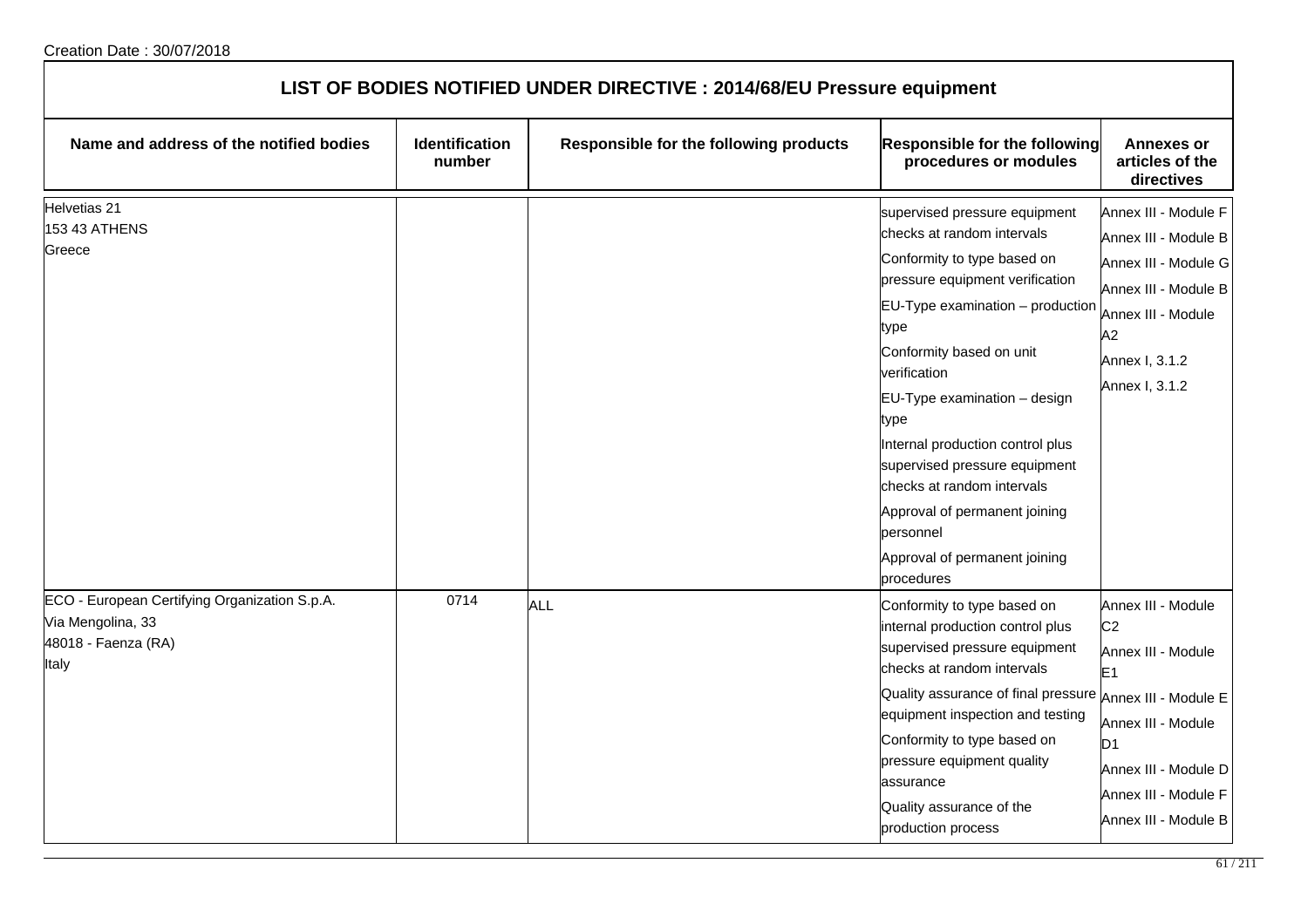Creation Date : 30/07/2018

| LIST OF BODIES NOTIFIED UNDER DIRECTIVE : 2014/68/EU Pressure equipment | | | | |
|---|---|---|---|---|
| **Name and address of the notified bodies** | **Identification number** | **Responsible for the following products** | **Responsible for the following procedures or modules** | **Annexes or articles of the directives** |
| Helvetias 21<br>153 43 ATHENS<br>Greece | | | supervised pressure equipment checks at random intervals<br>Conformity to type based on pressure equipment verification<br>EU-Type examination – production type<br>Conformity based on unit verification<br>EU-Type examination – design type<br>Internal production control plus supervised pressure equipment checks at random intervals<br>Approval of permanent joining personnel<br>Approval of permanent joining procedures | Annex III - Module F<br>Annex III - Module B<br>Annex III - Module G<br>Annex III - Module B<br>Annex III - Module A2<br>Annex I, 3.1.2<br>Annex I, 3.1.2 |
| ECO - European Certifying Organization S.p.A.<br>Via Mengolina, 33<br>48018 - Faenza (RA)<br>Italy | 0714 | ALL | Conformity to type based on internal production control plus supervised pressure equipment checks at random intervals<br>Quality assurance of final pressure equipment inspection and testing<br>Conformity to type based on pressure equipment quality assurance<br>Quality assurance of the production process | Annex III - Module C2<br>Annex III - Module E1<br>Annex III - Module E<br>Annex III - Module D1<br>Annex III - Module D<br>Annex III - Module F<br>Annex III - Module B |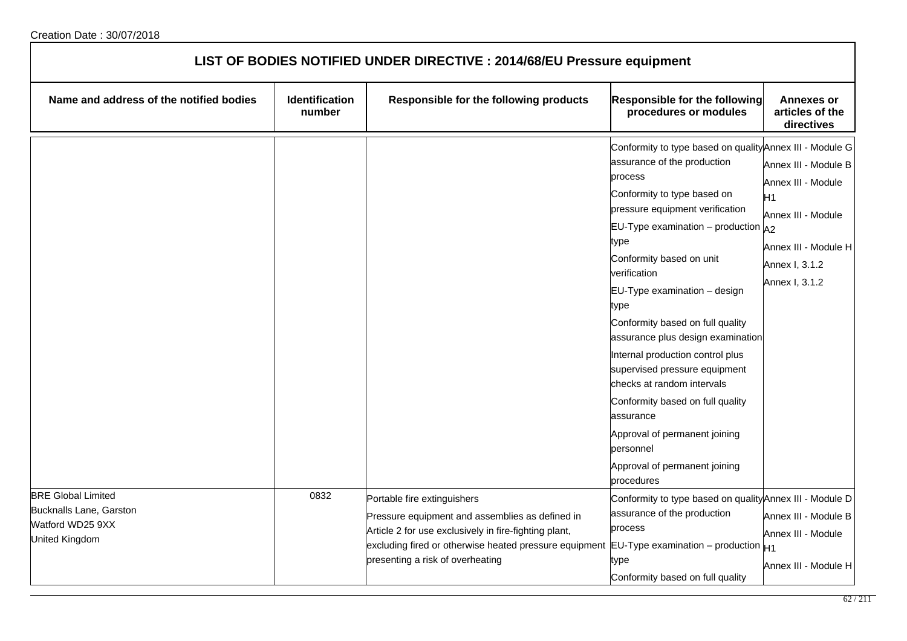Creation Date : 30/07/2018

## LIST OF BODIES NOTIFIED UNDER DIRECTIVE : 2014/68/EU Pressure equipment

| Name and address of the notified bodies | Identification number | Responsible for the following products | Responsible for the following procedures or modules | Annexes or articles of the directives |
|---|---|---|---|---|
| | | | Conformity to type based on quality assurance of the production process<br>Conformity to type based on pressure equipment verification<br>EU-Type examination – production type<br>Conformity based on unit verification<br>EU-Type examination – design type<br>Conformity based on full quality assurance plus design examination<br>Internal production control plus supervised pressure equipment checks at random intervals<br>Conformity based on full quality assurance<br>Approval of permanent joining personnel<br>Approval of permanent joining procedures | Annex III - Module G<br>Annex III - Module B<br>Annex III - Module H1<br>Annex III - Module A2<br>Annex III - Module H<br>Annex I, 3.1.2<br>Annex I, 3.1.2 |
| BRE Global Limited<br>Bucknalls Lane, Garston<br>Watford WD25 9XX<br>United Kingdom | 0832 | Portable fire extinguishers<br>Pressure equipment and assemblies as defined in Article 2 for use exclusively in fire-fighting plant, excluding fired or otherwise heated pressure equipment presenting a risk of overheating | Conformity to type based on quality assurance of the production process<br>EU-Type examination – production type<br>Conformity based on full quality | Annex III - Module D<br>Annex III - Module B<br>Annex III - Module H1<br>Annex III - Module H |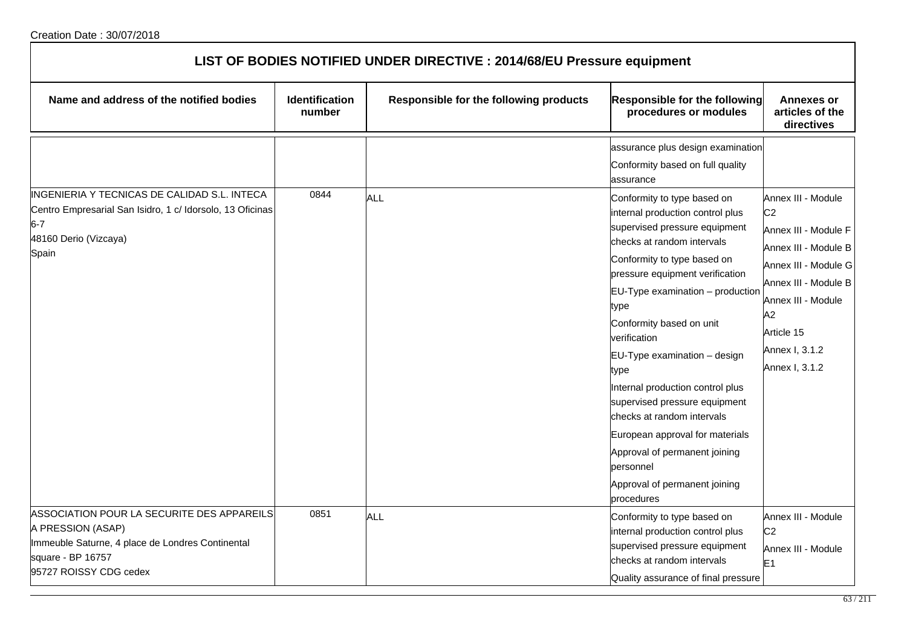Creation Date : 30/07/2018

## LIST OF BODIES NOTIFIED UNDER DIRECTIVE : 2014/68/EU Pressure equipment

| Name and address of the notified bodies | Identification number | Responsible for the following products | Responsible for the following procedures or modules | Annexes or articles of the directives |
|---|---|---|---|---|
| | | | assurance plus design examination<br>Conformity based on full quality assurance | |
| INGENIERIA Y TECNICAS DE CALIDAD S.L. INTECA<br>Centro Empresarial San Isidro, 1 c/ Idorsolo, 13 Oficinas 6-7<br>48160 Derio (Vizcaya)<br>Spain | 0844 | ALL | Conformity to type based on internal production control plus supervised pressure equipment checks at random intervals<br>Conformity to type based on pressure equipment verification<br>EU-Type examination – production type<br>Conformity based on unit verification<br>EU-Type examination – design type<br>Internal production control plus supervised pressure equipment checks at random intervals<br>European approval for materials<br>Approval of permanent joining personnel<br>Approval of permanent joining procedures | Annex III - Module C2<br>Annex III - Module F<br>Annex III - Module B<br>Annex III - Module G<br>Annex III - Module B<br>Annex III - Module A2<br>Article 15<br>Annex I, 3.1.2<br>Annex I, 3.1.2 |
| ASSOCIATION POUR LA SECURITE DES APPAREILS A PRESSION (ASAP)<br>Immeuble Saturne, 4 place de Londres Continental square - BP 16757<br>95727 ROISSY CDG cedex | 0851 | ALL | Conformity to type based on internal production control plus supervised pressure equipment checks at random intervals<br>Quality assurance of final pressure | Annex III - Module C2<br>Annex III - Module E1 |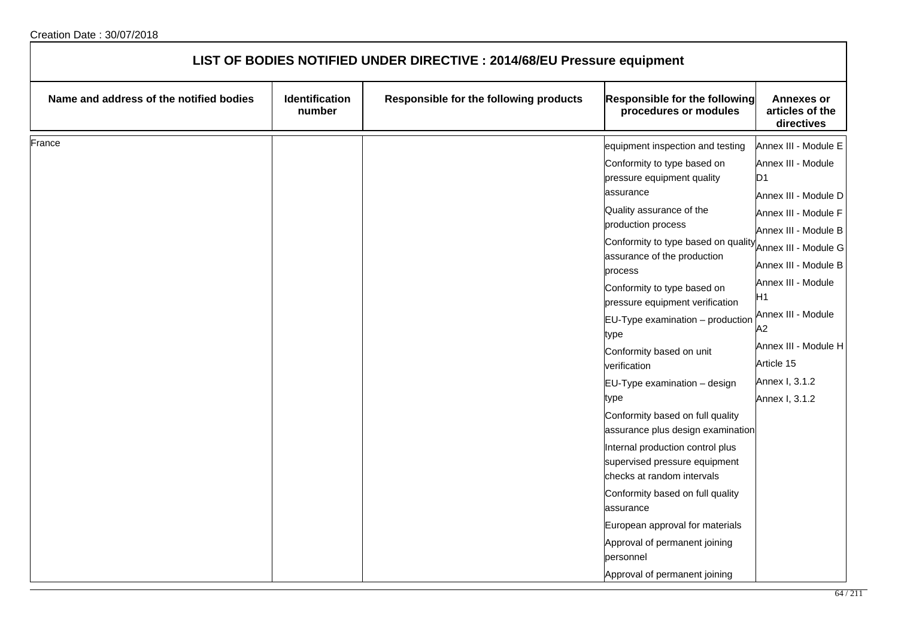# LIST OF BODIES NOTIFIED UNDER DIRECTIVE : 2014/68/EU Pressure equipment

| Name and address of the notified bodies | Identification number | Responsible for the following products | Responsible for the following procedures or modules | Annexes or articles of the directives |
|---|---|---|---|---|
| France | | | equipment inspection and testing<br>Conformity to type based on pressure equipment quality assurance<br>Quality assurance of the production process<br>Conformity to type based on quality assurance of the production process<br>Conformity to type based on pressure equipment verification<br>EU-Type examination – production type<br>Conformity based on unit verification<br>EU-Type examination – design type<br>Conformity based on full quality assurance plus design examination<br>Internal production control plus supervised pressure equipment checks at random intervals<br>Conformity based on full quality assurance<br>European approval for materials<br>Approval of permanent joining personnel<br>Approval of permanent joining | Annex III - Module E<br>Annex III - Module D1<br>Annex III - Module D<br>Annex III - Module F<br>Annex III - Module B<br>Annex III - Module G<br>Annex III - Module B<br>Annex III - Module H1<br>Annex III - Module A2<br>Annex III - Module H<br>Article 15<br>Annex I, 3.1.2<br>Annex I, 3.1.2 |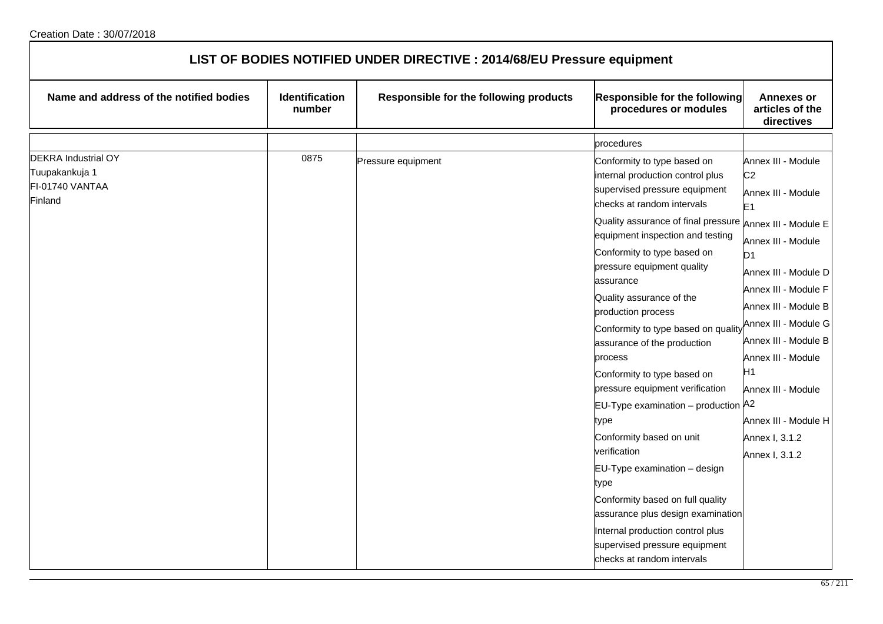Creation Date : 30/07/2018

# LIST OF BODIES NOTIFIED UNDER DIRECTIVE : 2014/68/EU Pressure equipment

| Name and address of the notified bodies | Identification number | Responsible for the following products | Responsible for the following procedures or modules | Annexes or articles of the directives |
|---|---|---|---|---|
| | | | procedures | |
| DEKRA Industrial OY<br>Tuupakankuja 1<br>FI-01740 VANTAA<br>Finland | 0875 | Pressure equipment | Conformity to type based on internal production control plus supervised pressure equipment checks at random intervals<br>Quality assurance of final pressure equipment inspection and testing<br>Conformity to type based on pressure equipment quality assurance<br>Quality assurance of the production process<br>Conformity to type based on quality assurance of the production process<br>Conformity to type based on pressure equipment verification<br>EU-Type examination – production type<br>Conformity based on unit verification<br>EU-Type examination – design type<br>Conformity based on full quality assurance plus design examination<br>Internal production control plus supervised pressure equipment checks at random intervals | Annex III - Module C2<br>Annex III - Module E1<br>Annex III - Module E<br>Annex III - Module D1<br>Annex III - Module D<br>Annex III - Module F<br>Annex III - Module B<br>Annex III - Module G<br>Annex III - Module B<br>Annex III - Module H1<br>Annex III - Module A2<br>Annex III - Module H<br>Annex I, 3.1.2<br>Annex I, 3.1.2 |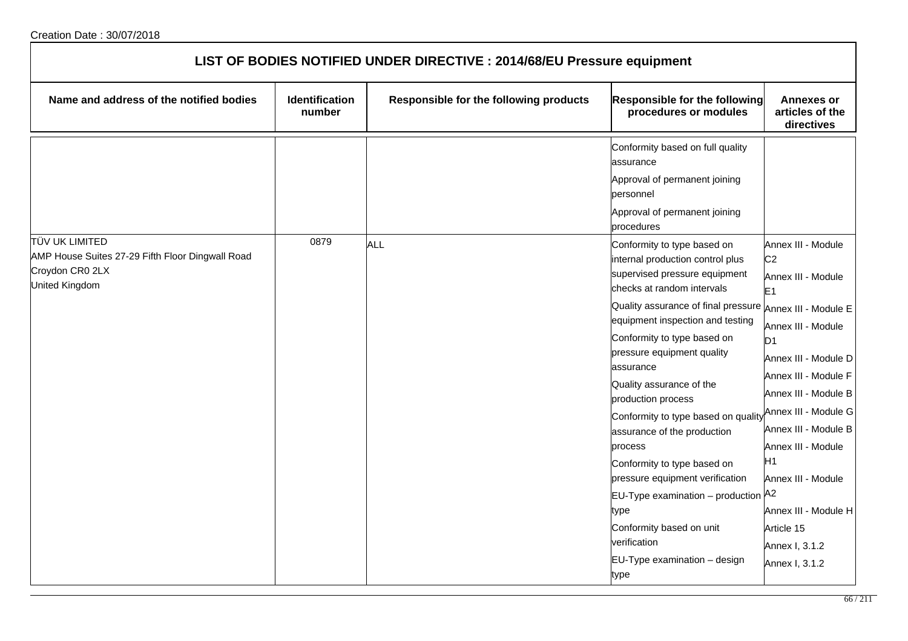Creation Date : 30/07/2018

# LIST OF BODIES NOTIFIED UNDER DIRECTIVE : 2014/68/EU Pressure equipment

| Name and address of the notified bodies | Identification number | Responsible for the following products | Responsible for the following procedures or modules | Annexes or articles of the directives |
|---|---|---|---|---|
| | | | Conformity based on full quality assurance<br>Approval of permanent joining personnel<br>Approval of permanent joining procedures | |
| TÜV UK LIMITED<br>AMP House Suites 27-29 Fifth Floor Dingwall Road<br>Croydon CR0 2LX<br>United Kingdom | 0879 | ALL | Conformity to type based on internal production control plus supervised pressure equipment checks at random intervals<br>Quality assurance of final pressure equipment inspection and testing<br>Conformity to type based on pressure equipment quality assurance<br>Quality assurance of the production process<br>Conformity to type based on quality assurance of the production process<br>Conformity to type based on pressure equipment verification<br>EU-Type examination – production type<br>Conformity based on unit verification<br>EU-Type examination – design type | Annex III - Module C2<br>Annex III - Module E1<br>Annex III - Module E<br>Annex III - Module D1<br>Annex III - Module D<br>Annex III - Module F<br>Annex III - Module B<br>Annex III - Module G<br>Annex III - Module B<br>Annex III - Module H1<br>Annex III - Module A2<br>Annex III - Module H<br>Article 15<br>Annex I, 3.1.2<br>Annex I, 3.1.2 |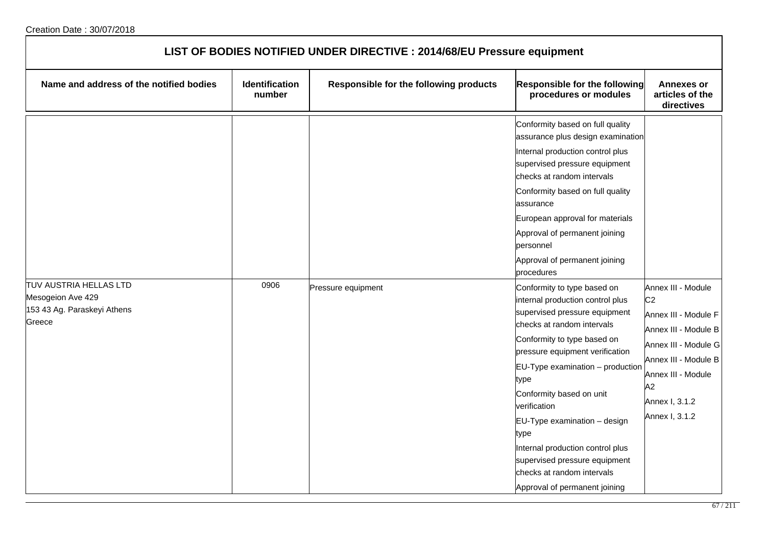Creation Date : 30/07/2018

# LIST OF BODIES NOTIFIED UNDER DIRECTIVE : 2014/68/EU Pressure equipment

| Name and address of the notified bodies | Identification number | Responsible for the following products | Responsible for the following procedures or modules | Annexes or articles of the directives |
|---|---|---|---|---|
| | | | Conformity based on full quality assurance plus design examination<br>Internal production control plus supervised pressure equipment checks at random intervals<br>Conformity based on full quality assurance<br>European approval for materials<br>Approval of permanent joining personnel<br>Approval of permanent joining procedures | |
| TUV AUSTRIA HELLAS LTD<br>Mesogeion Ave 429<br>153 43 Ag. Paraskeyi Athens<br>Greece | 0906 | Pressure equipment | Conformity to type based on internal production control plus supervised pressure equipment checks at random intervals<br>Conformity to type based on pressure equipment verification<br>EU-Type examination – production type<br>Conformity based on unit verification<br>EU-Type examination – design type<br>Internal production control plus supervised pressure equipment checks at random intervals<br>Approval of permanent joining | Annex III - Module C2<br>Annex III - Module F<br>Annex III - Module B<br>Annex III - Module G<br>Annex III - Module B<br>Annex III - Module A2<br>Annex I, 3.1.2<br>Annex I, 3.1.2 |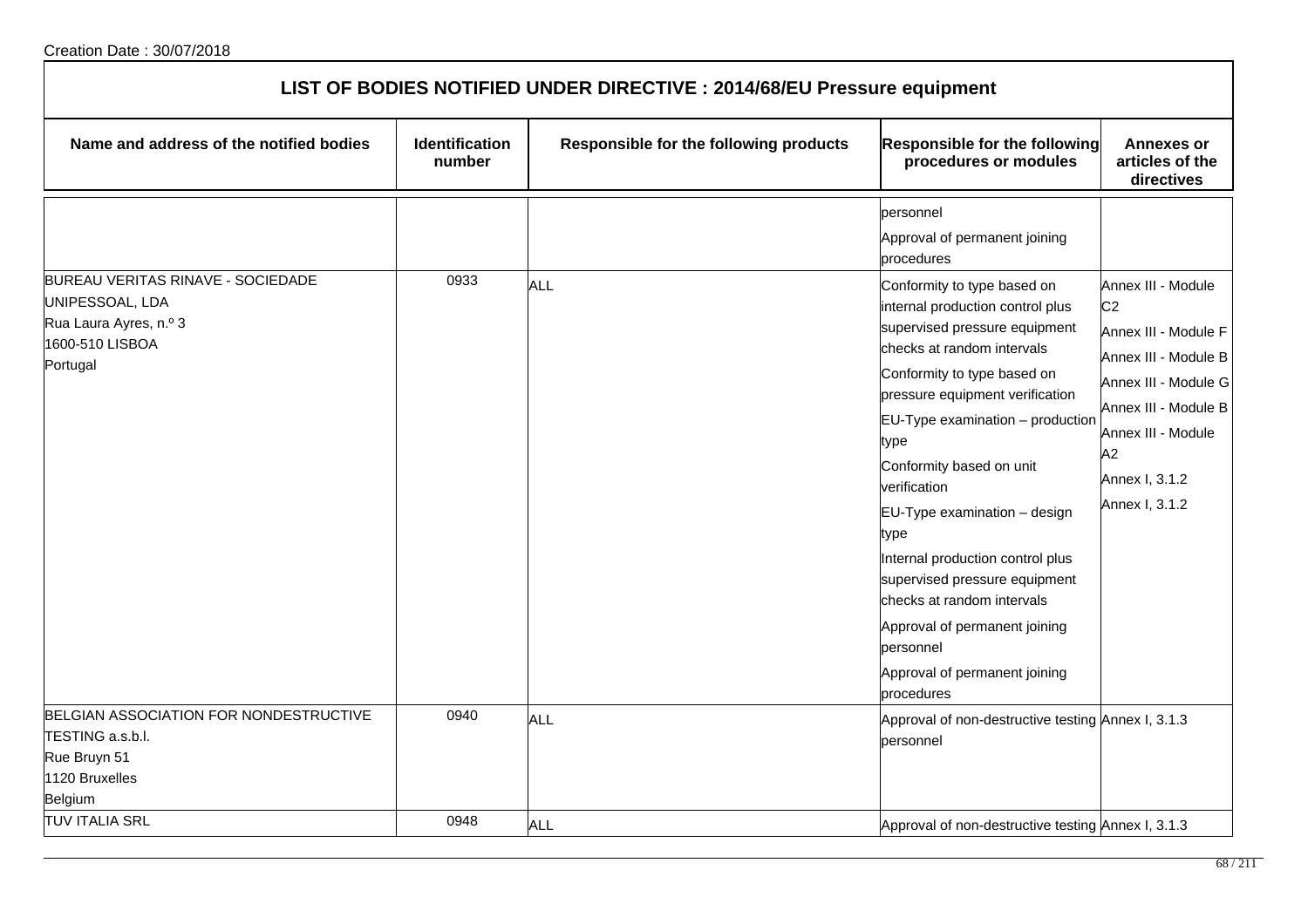Creation Date : 30/07/2018

# LIST OF BODIES NOTIFIED UNDER DIRECTIVE : 2014/68/EU Pressure equipment

| Name and address of the notified bodies | Identification number | Responsible for the following products | Responsible for the following procedures or modules | Annexes or articles of the directives |
|---|---|---|---|---|
| | | | personnel<br>Approval of permanent joining procedures | |
| BUREAU VERITAS RINAVE - SOCIEDADE UNIPESSOAL, LDA<br>Rua Laura Ayres, n.º 3<br>1600-510 LISBOA<br>Portugal | 0933 | ALL | Conformity to type based on internal production control plus supervised pressure equipment checks at random intervals<br>Conformity to type based on pressure equipment verification<br>EU-Type examination – production type<br>Conformity based on unit verification<br>EU-Type examination – design type<br>Internal production control plus supervised pressure equipment checks at random intervals<br>Approval of permanent joining personnel<br>Approval of permanent joining procedures | Annex III - Module C2<br>Annex III - Module F<br>Annex III - Module B<br>Annex III - Module G<br>Annex III - Module B<br>Annex III - Module A2<br>Annex I, 3.1.2<br>Annex I, 3.1.2 |
| BELGIAN ASSOCIATION FOR NONDESTRUCTIVE TESTING a.s.b.l.<br>Rue Bruyn 51<br>1120 Bruxelles<br>Belgium | 0940 | ALL | Approval of non-destructive testing personnel | Annex I, 3.1.3 |
| TUV ITALIA SRL | 0948 | ALL | Approval of non-destructive testing | Annex I, 3.1.3 |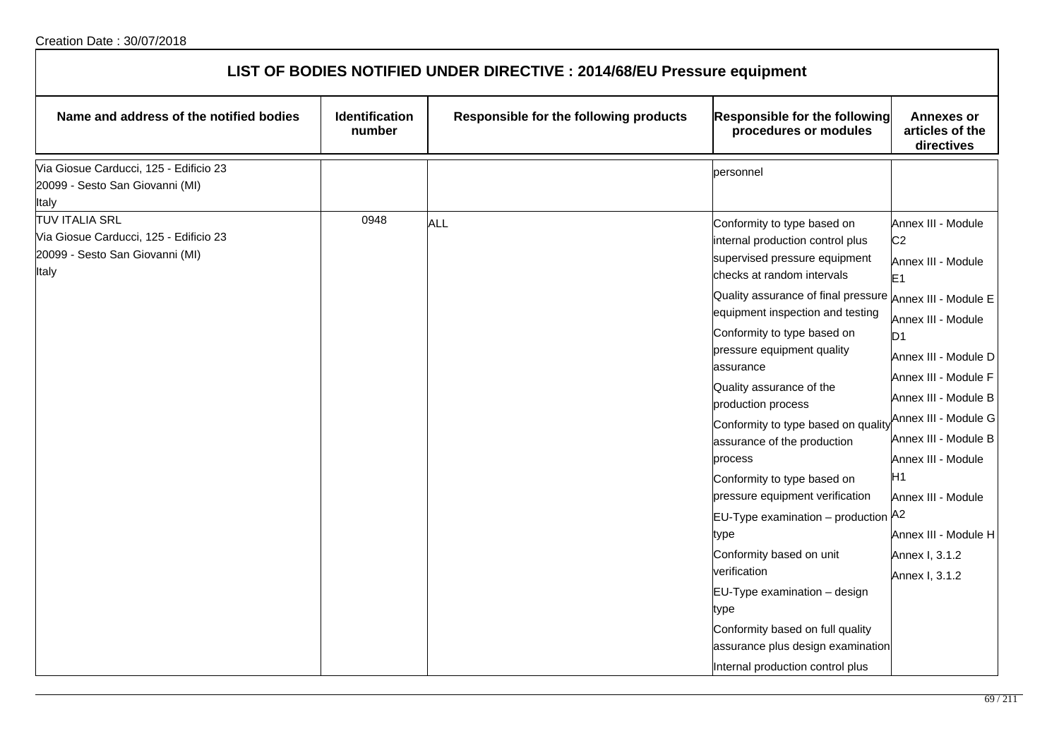Creation Date : 30/07/2018

# LIST OF BODIES NOTIFIED UNDER DIRECTIVE : 2014/68/EU Pressure equipment

| Name and address of the notified bodies | Identification number | Responsible for the following products | Responsible for the following procedures or modules | Annexes or articles of the directives |
|---|---|---|---|---|
| Via Giosue Carducci, 125 - Edificio 23<br>20099 - Sesto San Giovanni (MI)<br>Italy | | | personnel | |
| TUV ITALIA SRL<br>Via Giosue Carducci, 125 - Edificio 23<br>20099 - Sesto San Giovanni (MI)<br>Italy | 0948 | ALL | Conformity to type based on internal production control plus supervised pressure equipment checks at random intervals<br>Quality assurance of final pressure equipment inspection and testing<br>Conformity to type based on pressure equipment quality assurance<br>Quality assurance of the production process<br>Conformity to type based on quality assurance of the production process<br>Conformity to type based on pressure equipment verification<br>EU-Type examination – production type<br>Conformity based on unit verification<br>EU-Type examination – design type<br>Conformity based on full quality assurance plus design examination<br>Internal production control plus | Annex III - Module C2<br>Annex III - Module E1<br>Annex III - Module E<br>Annex III - Module D1<br>Annex III - Module D<br>Annex III - Module F<br>Annex III - Module B<br>Annex III - Module G<br>Annex III - Module B<br>Annex III - Module H1<br>Annex III - Module A2<br>Annex III - Module H<br>Annex I, 3.1.2<br>Annex I, 3.1.2 |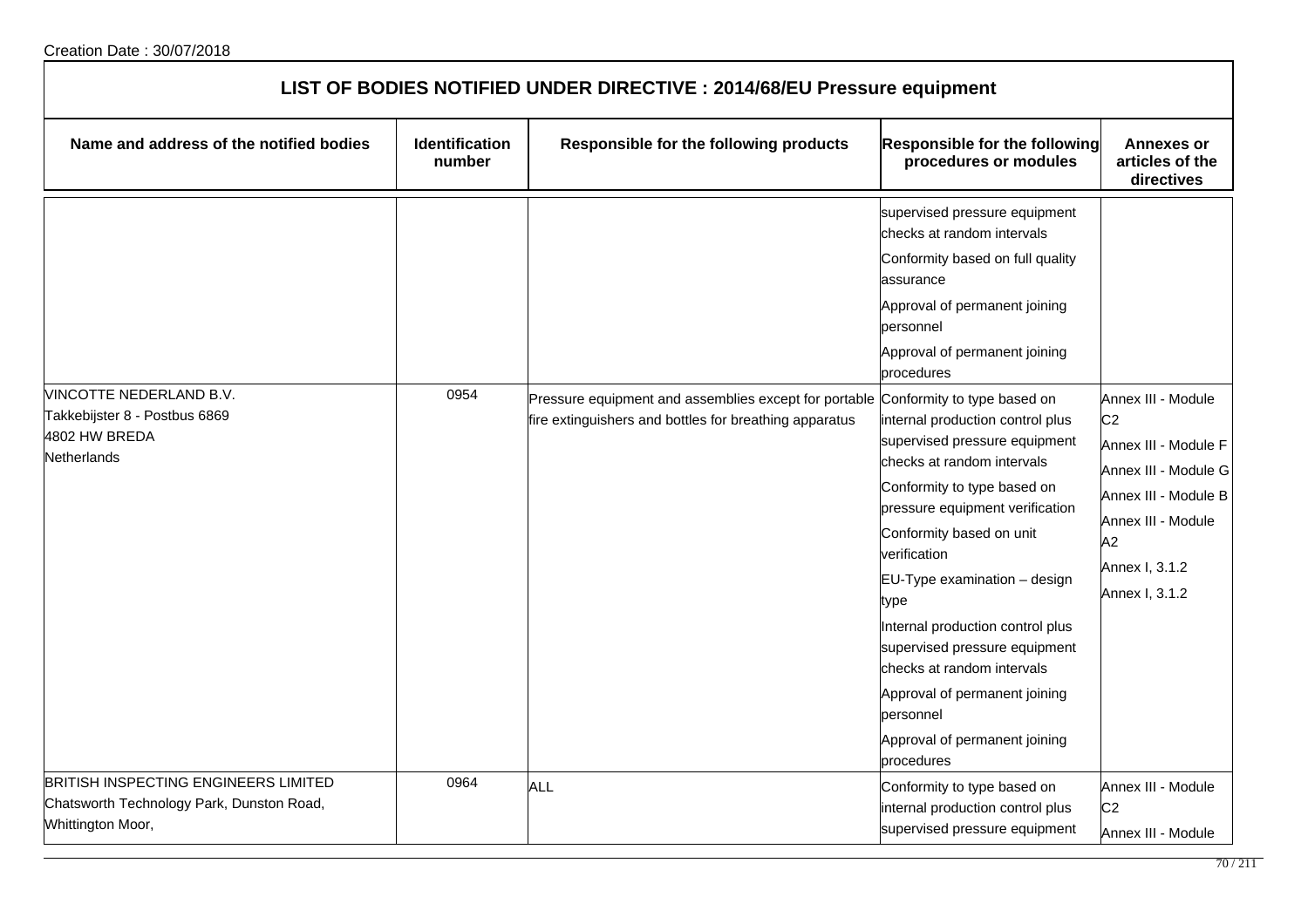Creation Date : 30/07/2018

# LIST OF BODIES NOTIFIED UNDER DIRECTIVE : 2014/68/EU Pressure equipment

| Name and address of the notified bodies | Identification number | Responsible for the following products | Responsible for the following procedures or modules | Annexes or articles of the directives |
|---|---|---|---|---|
| | | | supervised pressure equipment checks at random intervals<br>Conformity based on full quality assurance<br>Approval of permanent joining personnel<br>Approval of permanent joining procedures | |
| VINCOTTE NEDERLAND B.V.<br>Takkebijster 8 - Postbus 6869<br>4802 HW BREDA<br>Netherlands | 0954 | Pressure equipment and assemblies except for portable fire extinguishers and bottles for breathing apparatus | Conformity to type based on internal production control plus supervised pressure equipment checks at random intervals<br>Conformity to type based on pressure equipment verification<br>Conformity based on unit verification<br>EU-Type examination – design type<br>Internal production control plus supervised pressure equipment checks at random intervals<br>Approval of permanent joining personnel<br>Approval of permanent joining procedures | Annex III - Module C2<br>Annex III - Module F<br>Annex III - Module G<br>Annex III - Module B<br>Annex III - Module A2<br>Annex I, 3.1.2<br>Annex I, 3.1.2 |
| BRITISH INSPECTING ENGINEERS LIMITED<br>Chatsworth Technology Park, Dunston Road,<br>Whittington Moor, | 0964 | ALL | Conformity to type based on internal production control plus supervised pressure equipment | Annex III - Module C2<br>Annex III - Module |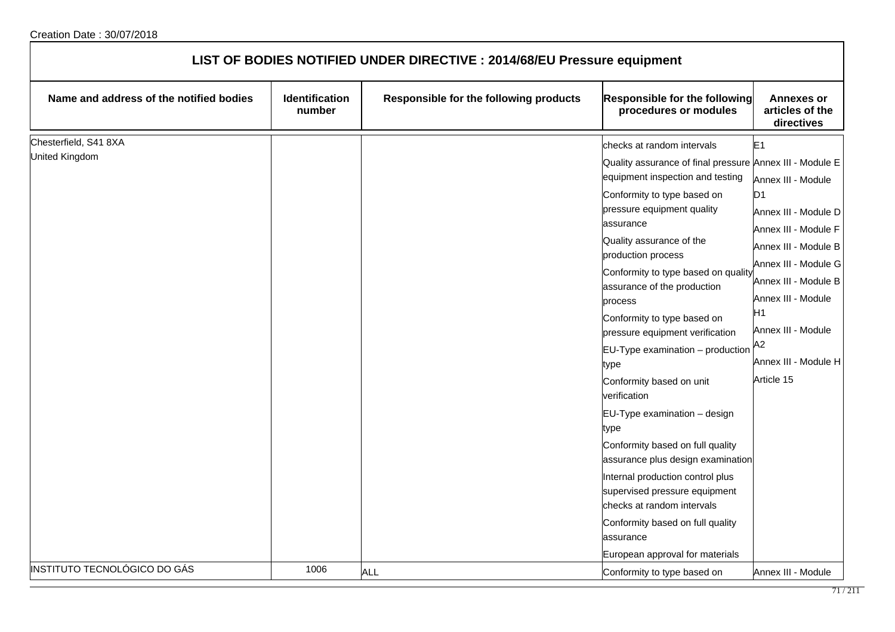Creation Date : 30/07/2018

## LIST OF BODIES NOTIFIED UNDER DIRECTIVE : 2014/68/EU Pressure equipment

| Name and address of the notified bodies | Identification number | Responsible for the following products | Responsible for the following procedures or modules | Annexes or articles of the directives |
|---|---|---|---|---|
| Chesterfield, S41 8XA<br>United Kingdom | | | checks at random intervals<br>Quality assurance of final pressure equipment inspection and testing<br>Conformity to type based on pressure equipment quality assurance<br>Quality assurance of the production process<br>Conformity to type based on quality assurance of the production process<br>Conformity to type based on pressure equipment verification<br>EU-Type examination – production type<br>Conformity based on unit verification<br>EU-Type examination – design type<br>Conformity based on full quality assurance plus design examination<br>Internal production control plus supervised pressure equipment checks at random intervals<br>Conformity based on full quality assurance<br>European approval for materials | E1<br>Annex III - Module E<br>Annex III - Module D1<br>Annex III - Module D<br>Annex III - Module F<br>Annex III - Module B<br>Annex III - Module G<br>Annex III - Module B<br>Annex III - Module H1<br>Annex III - Module A2<br>Annex III - Module H<br>Article 15 |
| INSTITUTO TECNOLÓGICO DO GÁS | 1006 | ALL | Conformity to type based on | Annex III - Module |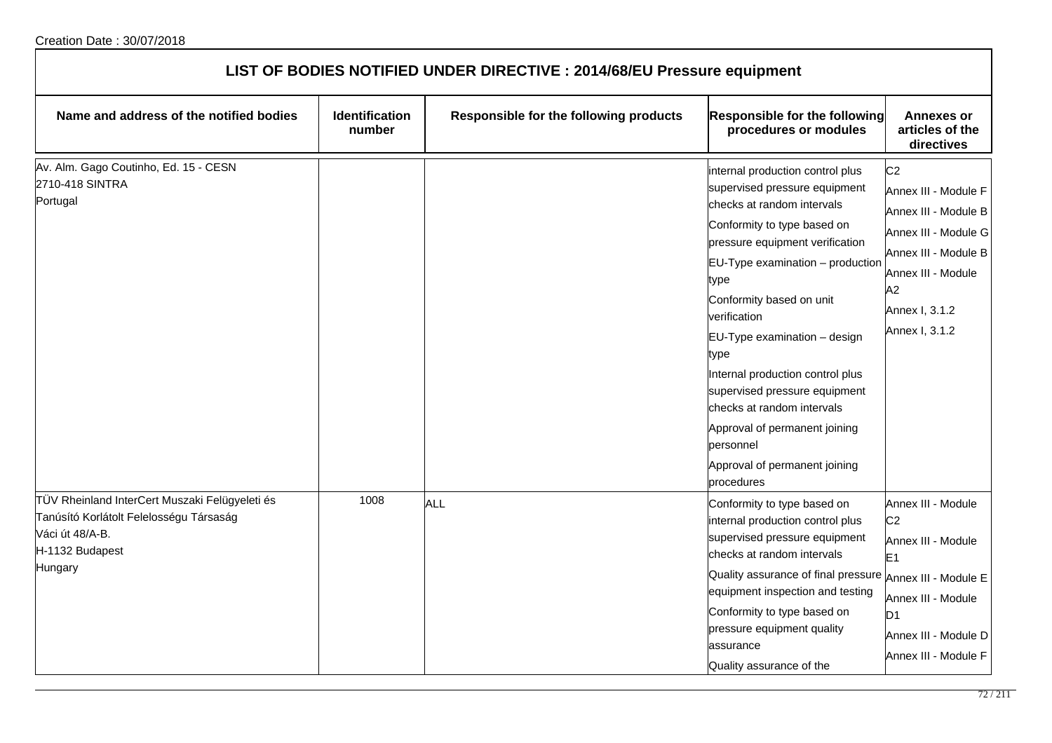Creation Date : 30/07/2018

## LIST OF BODIES NOTIFIED UNDER DIRECTIVE : 2014/68/EU Pressure equipment

| Name and address of the notified bodies | Identification number | Responsible for the following products | Responsible for the following procedures or modules | Annexes or articles of the directives |
|---|---|---|---|---|
| Av. Alm. Gago Coutinho, Ed. 15 - CESN<br>2710-418 SINTRA<br>Portugal | | | internal production control plus supervised pressure equipment checks at random intervals<br>Conformity to type based on pressure equipment verification<br>EU-Type examination – production type<br>Conformity based on unit verification<br>EU-Type examination – design type<br>Internal production control plus supervised pressure equipment checks at random intervals<br>Approval of permanent joining personnel<br>Approval of permanent joining procedures | C2<br>Annex III - Module F<br>Annex III - Module B<br>Annex III - Module G<br>Annex III - Module B<br>Annex III - Module A2<br>Annex I, 3.1.2<br>Annex I, 3.1.2 |
| TÜV Rheinland InterCert Muszaki Felügyeleti és Tanúsító Korlátolt Felelosségu Társaság<br>Váci út 48/A-B.<br>H-1132 Budapest<br>Hungary | 1008 | ALL | Conformity to type based on internal production control plus supervised pressure equipment checks at random intervals<br>Quality assurance of final pressure equipment inspection and testing<br>Conformity to type based on pressure equipment quality assurance<br>Quality assurance of the | Annex III - Module C2<br>Annex III - Module E1<br>Annex III - Module E<br>Annex III - Module D1<br>Annex III - Module D<br>Annex III - Module F |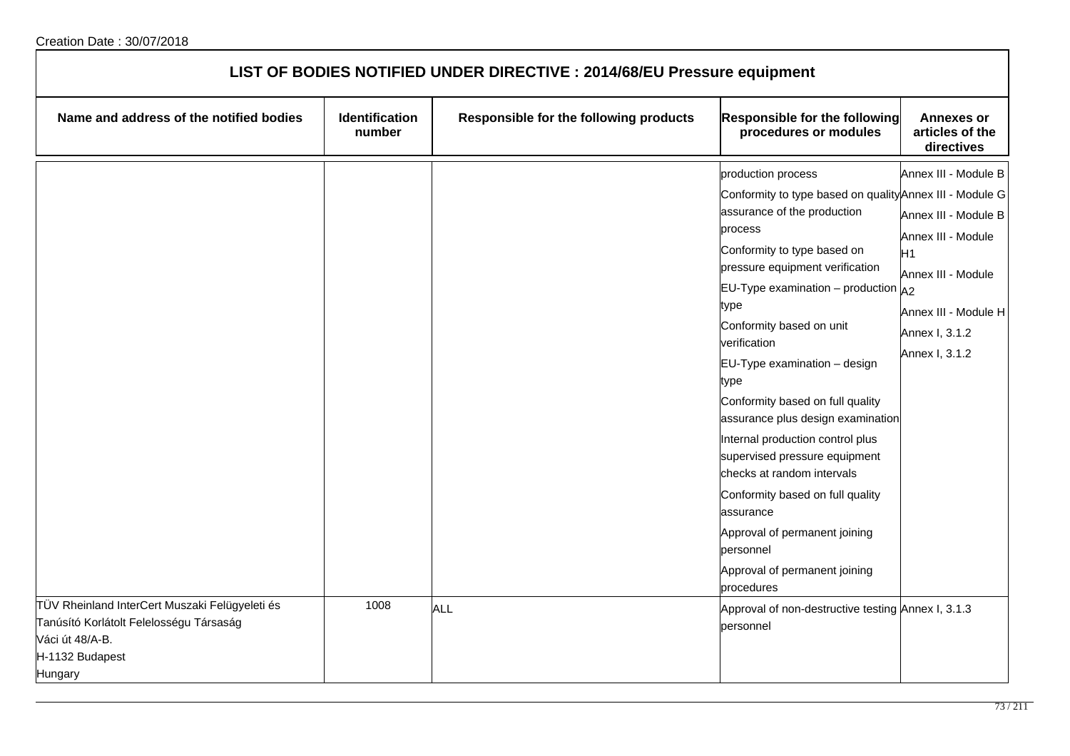Creation Date : 30/07/2018

# LIST OF BODIES NOTIFIED UNDER DIRECTIVE : 2014/68/EU Pressure equipment

| Name and address of the notified bodies | Identification number | Responsible for the following products | Responsible for the following procedures or modules | Annexes or articles of the directives |
|---|---|---|---|---|
| | | | production process<br>Conformity to type based on quality assurance of the production process<br>Conformity to type based on pressure equipment verification<br>EU-Type examination – production type<br>Conformity based on unit verification<br>EU-Type examination – design type<br>Conformity based on full quality assurance plus design examination<br>Internal production control plus supervised pressure equipment checks at random intervals<br>Conformity based on full quality assurance<br>Approval of permanent joining personnel<br>Approval of permanent joining procedures | Annex III - Module B<br>Annex III - Module G<br>Annex III - Module B<br>Annex III - Module H1<br>Annex III - Module A2<br>Annex III - Module H<br>Annex I, 3.1.2<br>Annex I, 3.1.2 |
| TÜV Rheinland InterCert Muszaki Felügyeleti és Tanúsító Korlátolt Felelosségu Társaság<br>Váci út 48/A-B.<br>H-1132 Budapest<br>Hungary | 1008 | ALL | Approval of non-destructive testing personnel | Annex I, 3.1.3 |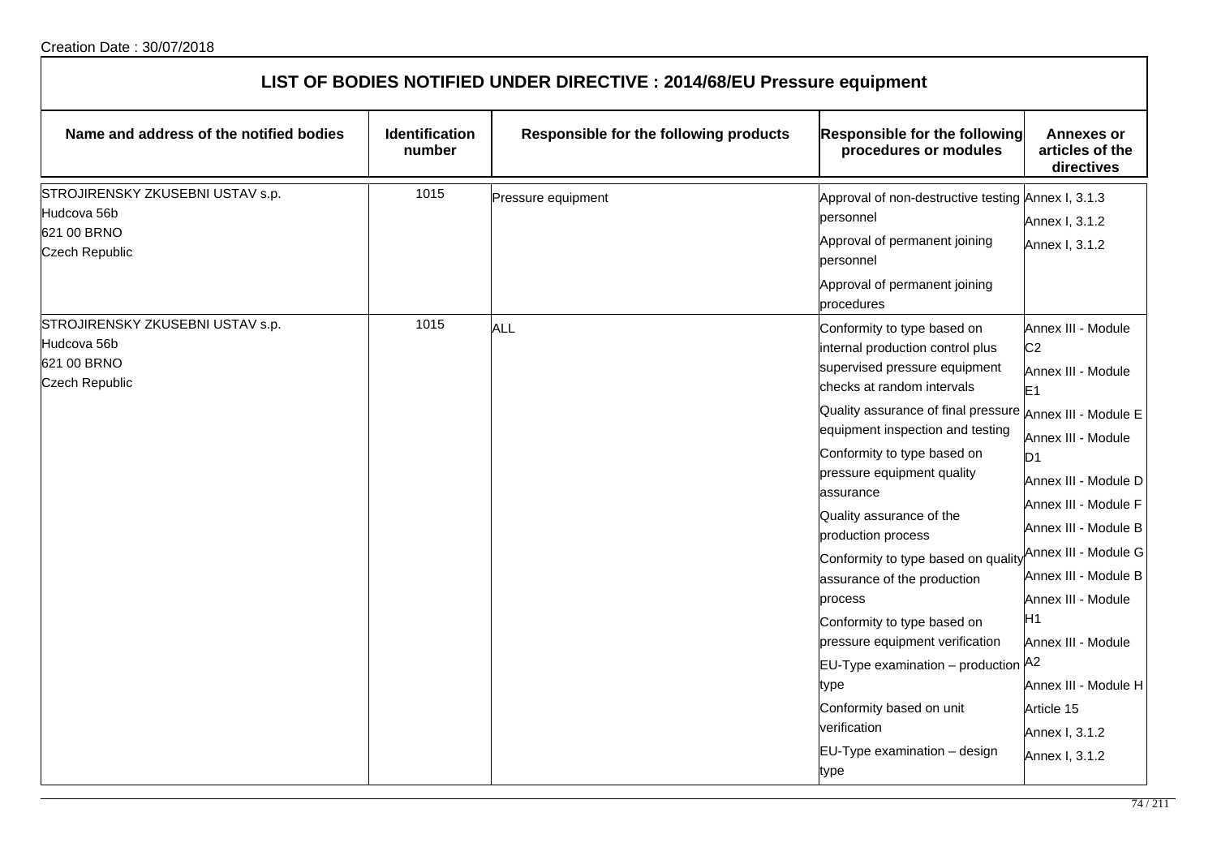Creation Date : 30/07/2018

## LIST OF BODIES NOTIFIED UNDER DIRECTIVE : 2014/68/EU Pressure equipment

| Name and address of the notified bodies | Identification number | Responsible for the following products | Responsible for the following procedures or modules | Annexes or articles of the directives |
|---|---|---|---|---|
| STROJIRENSKY ZKUSEBNI USTAV s.p.<br>Hudcova 56b<br>621 00 BRNO<br>Czech Republic | 1015 | Pressure equipment | Approval of non-destructive testing personnel<br>Approval of permanent joining personnel<br>Approval of permanent joining procedures | Annex I, 3.1.3<br>Annex I, 3.1.2<br>Annex I, 3.1.2 |
| STROJIRENSKY ZKUSEBNI USTAV s.p.<br>Hudcova 56b<br>621 00 BRNO<br>Czech Republic | 1015 | ALL | Conformity to type based on internal production control plus supervised pressure equipment checks at random intervals<br>Quality assurance of final pressure equipment inspection and testing<br>Conformity to type based on pressure equipment quality assurance<br>Quality assurance of the production process<br>Conformity to type based on quality assurance of the production process<br>Conformity to type based on pressure equipment verification<br>EU-Type examination – production type<br>Conformity based on unit verification<br>EU-Type examination – design type | Annex III - Module C2<br>Annex III - Module E1<br>Annex III - Module E<br>Annex III - Module D1<br>Annex III - Module D<br>Annex III - Module F<br>Annex III - Module B<br>Annex III - Module G<br>Annex III - Module B<br>Annex III - Module H1<br>Annex III - Module A2<br>Annex III - Module H<br>Article 15<br>Annex I, 3.1.2<br>Annex I, 3.1.2 |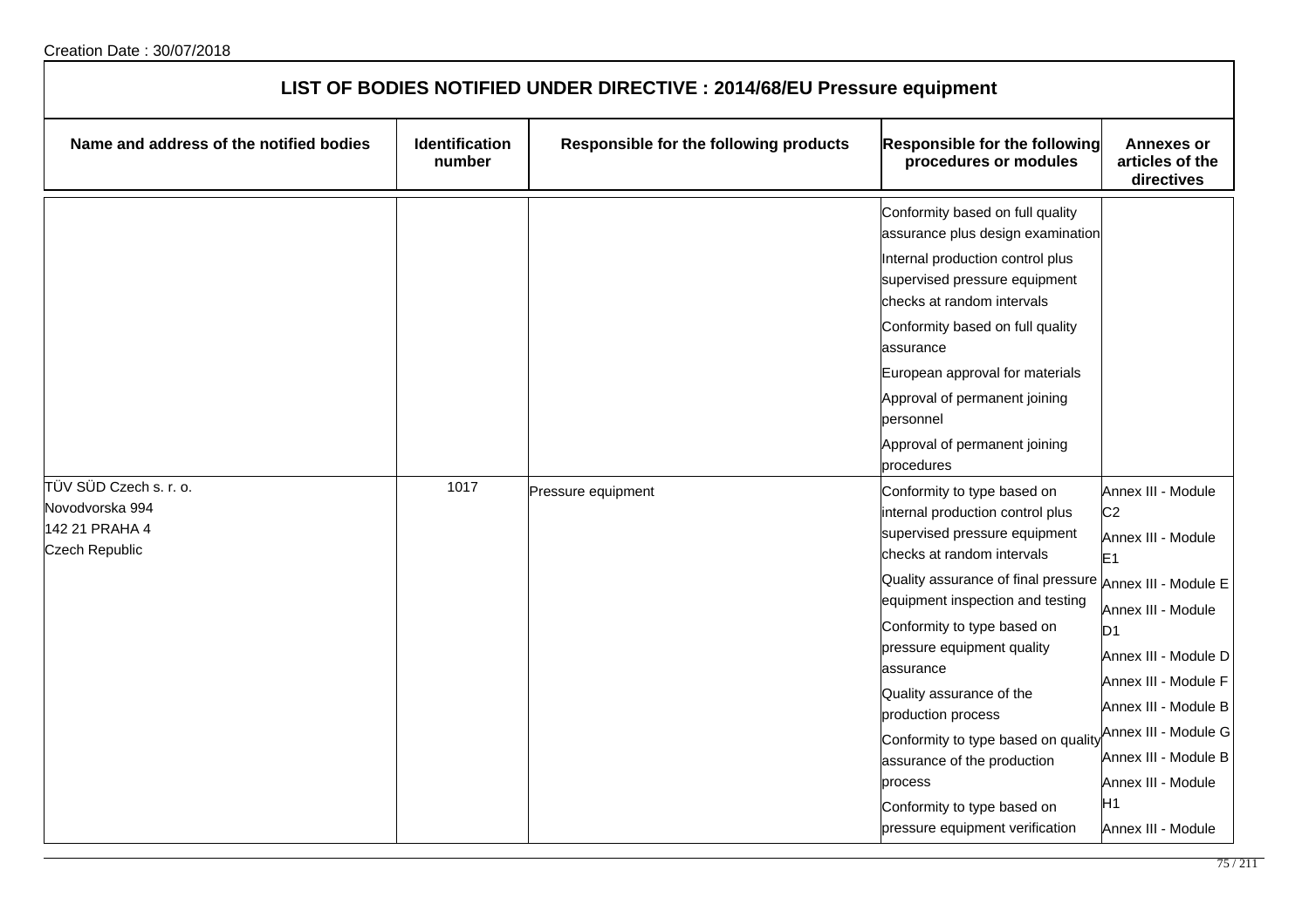Creation Date : 30/07/2018

## LIST OF BODIES NOTIFIED UNDER DIRECTIVE : 2014/68/EU Pressure equipment

| Name and address of the notified bodies | Identification number | Responsible for the following products | Responsible for the following procedures or modules | Annexes or articles of the directives |
|---|---|---|---|---|
| | | | Conformity based on full quality assurance plus design examination<br>Internal production control plus supervised pressure equipment checks at random intervals<br>Conformity based on full quality assurance<br>European approval for materials<br>Approval of permanent joining personnel<br>Approval of permanent joining procedures | |
| TÜV SÜD Czech s. r. o.<br>Novodvorska 994<br>142 21 PRAHA 4<br>Czech Republic | 1017 | Pressure equipment | Conformity to type based on internal production control plus supervised pressure equipment checks at random intervals<br>Quality assurance of final pressure equipment inspection and testing<br>Conformity to type based on pressure equipment quality assurance<br>Quality assurance of the production process<br>Conformity to type based on quality assurance of the production process<br>Conformity to type based on pressure equipment verification | Annex III - Module C2<br>Annex III - Module E1<br>Annex III - Module E<br>Annex III - Module D1<br>Annex III - Module D<br>Annex III - Module F<br>Annex III - Module B<br>Annex III - Module G<br>Annex III - Module B<br>Annex III - Module H1<br>Annex III - Module |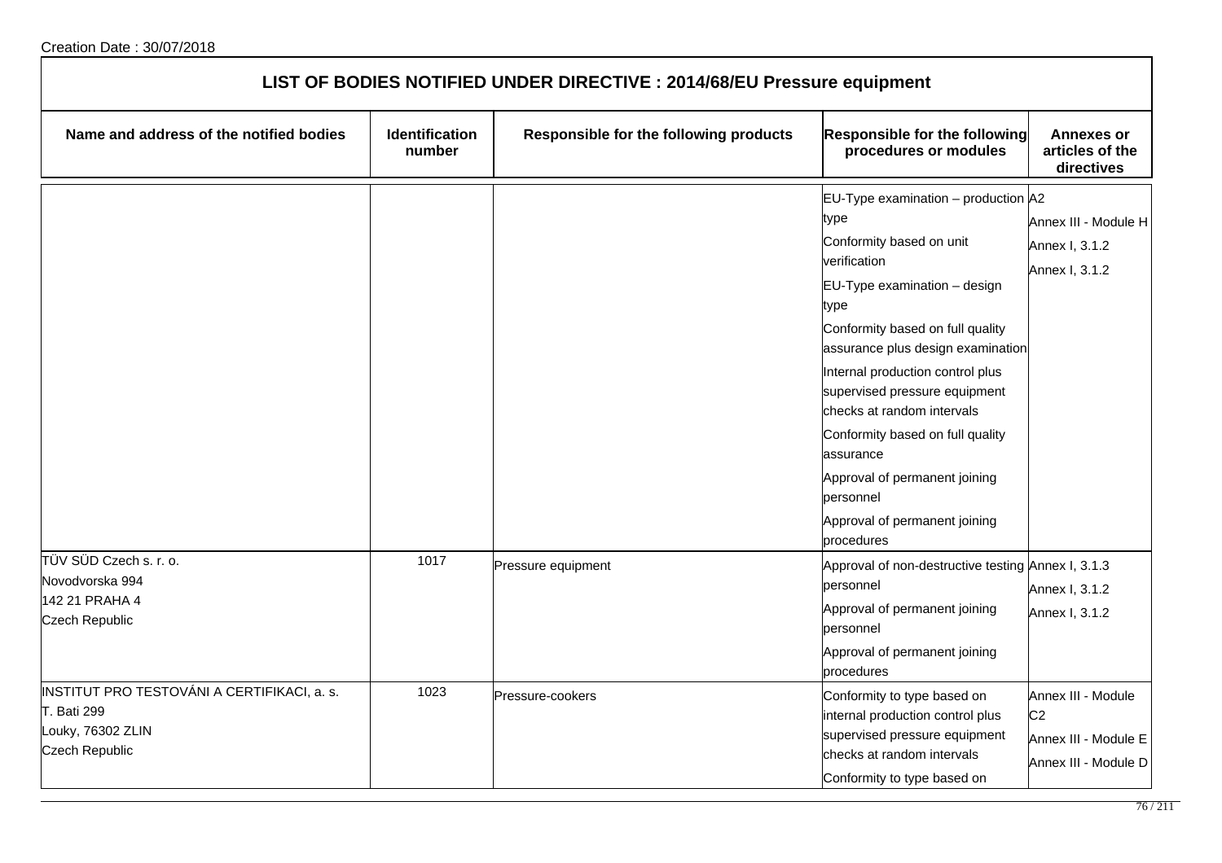Creation Date : 30/07/2018

# LIST OF BODIES NOTIFIED UNDER DIRECTIVE : 2014/68/EU Pressure equipment

| Name and address of the notified bodies | Identification number | Responsible for the following products | Responsible for the following procedures or modules | Annexes or articles of the directives |
|---|---|---|---|---|
| | | | EU-Type examination – production type<br>Conformity based on unit verification<br>EU-Type examination – design type<br>Conformity based on full quality assurance plus design examination<br>Internal production control plus supervised pressure equipment checks at random intervals<br>Conformity based on full quality assurance<br>Approval of permanent joining personnel<br>Approval of permanent joining procedures | A2<br>Annex III - Module H<br>Annex I, 3.1.2<br>Annex I, 3.1.2 |
| TÜV SÜD Czech s. r. o.<br>Novodvorska 994<br>142 21 PRAHA 4<br>Czech Republic | 1017 | Pressure equipment | Approval of non-destructive testing personnel<br>Approval of permanent joining personnel<br>Approval of permanent joining procedures | Annex I, 3.1.3<br>Annex I, 3.1.2<br>Annex I, 3.1.2 |
| INSTITUT PRO TESTOVÁNI A CERTIFIKACI, a. s.<br>T. Bati 299<br>Louky, 76302 ZLIN<br>Czech Republic | 1023 | Pressure-cookers | Conformity to type based on internal production control plus supervised pressure equipment checks at random intervals<br>Conformity to type based on | Annex III - Module C2<br>Annex III - Module E<br>Annex III - Module D |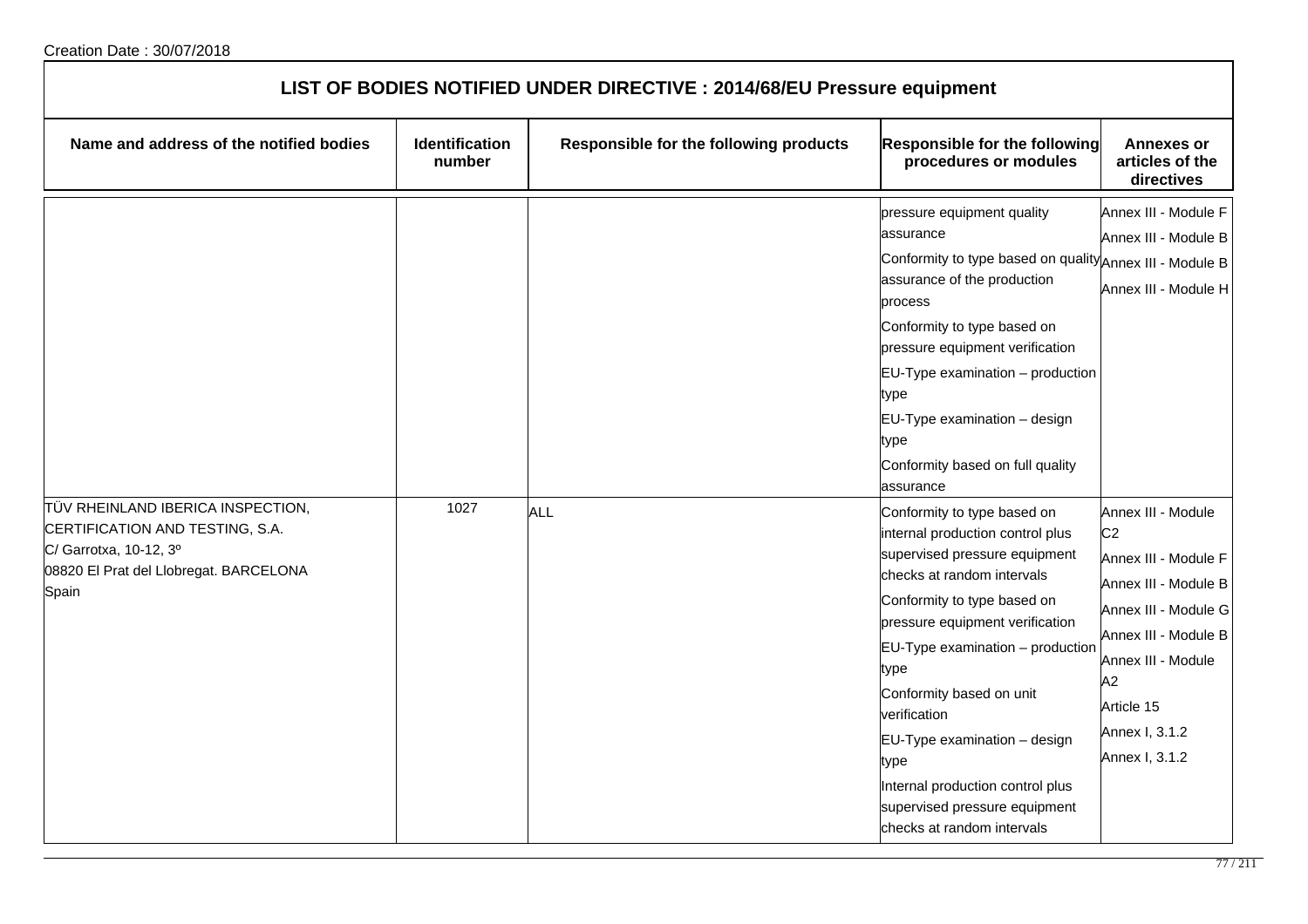Creation Date : 30/07/2018

# LIST OF BODIES NOTIFIED UNDER DIRECTIVE : 2014/68/EU Pressure equipment

| Name and address of the notified bodies | Identification number | Responsible for the following products | Responsible for the following procedures or modules | Annexes or articles of the directives |
|---|---|---|---|---|
| | | | pressure equipment quality assurance<br>Conformity to type based on quality assurance of the production process<br>Conformity to type based on pressure equipment verification<br>EU-Type examination – production type<br>EU-Type examination – design type<br>Conformity based on full quality assurance | Annex III - Module F<br>Annex III - Module B<br>Annex III - Module B<br>Annex III - Module H |
| TÜV RHEINLAND IBERICA INSPECTION, CERTIFICATION AND TESTING, S.A.<br>C/ Garrotxa, 10-12, 3º<br>08820 El Prat del Llobregat. BARCELONA<br>Spain | 1027 | ALL | Conformity to type based on internal production control plus supervised pressure equipment checks at random intervals<br>Conformity to type based on pressure equipment verification<br>EU-Type examination – production type<br>Conformity based on unit verification<br>EU-Type examination – design type<br>Internal production control plus supervised pressure equipment checks at random intervals | Annex III - Module C2<br>Annex III - Module F<br>Annex III - Module B<br>Annex III - Module G<br>Annex III - Module B<br>Annex III - Module A2<br>Article 15<br>Annex I, 3.1.2<br>Annex I, 3.1.2 |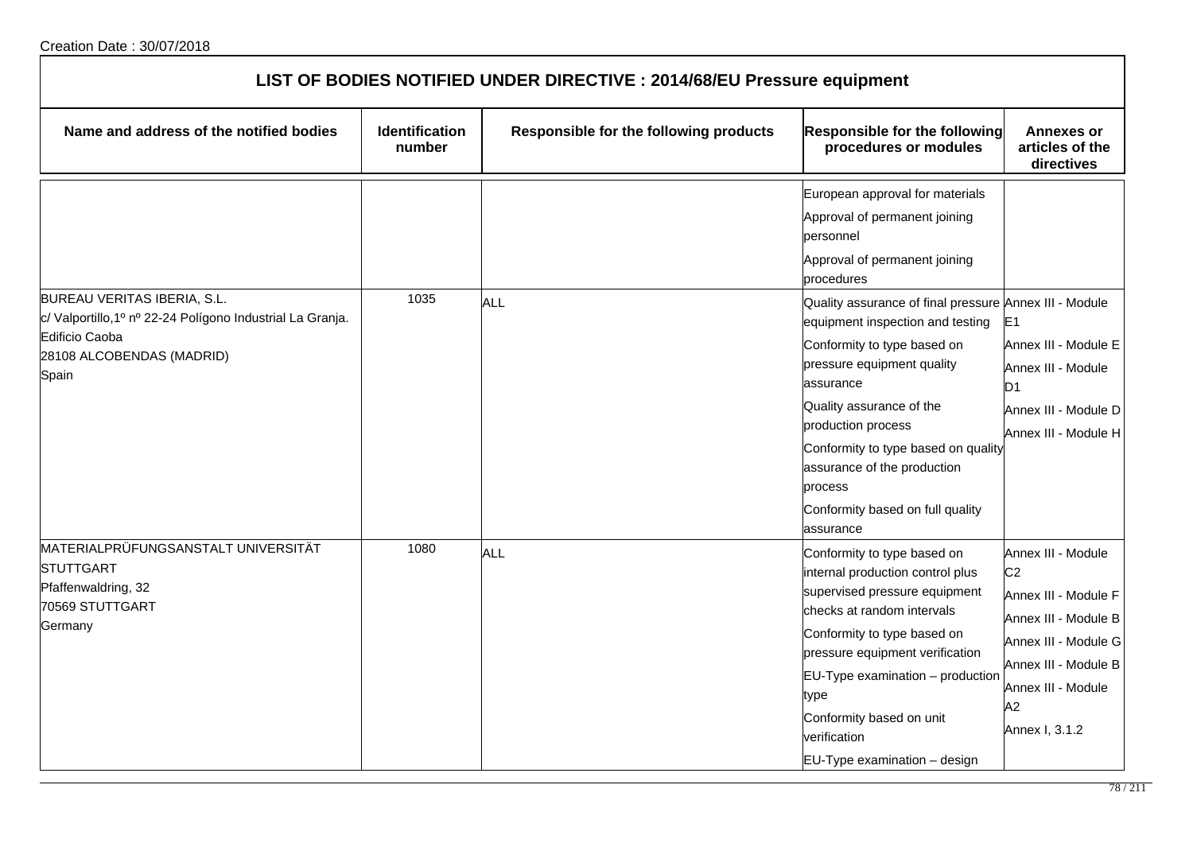Creation Date : 30/07/2018

## LIST OF BODIES NOTIFIED UNDER DIRECTIVE : 2014/68/EU Pressure equipment

| Name and address of the notified bodies | Identification number | Responsible for the following products | Responsible for the following procedures or modules | Annexes or articles of the directives |
| --- | --- | --- | --- | --- |
| | | | European approval for materials<br>Approval of permanent joining personnel<br>Approval of permanent joining procedures | |
| BUREAU VERITAS IBERIA, S.L.<br>c/ Valportillo,1º nº 22-24 Polígono Industrial La Granja. Edificio Caoba<br>28108 ALCOBENDAS (MADRID)<br>Spain | 1035 | ALL | Quality assurance of final pressure equipment inspection and testing<br>Conformity to type based on pressure equipment quality assurance<br>Quality assurance of the production process<br>Conformity to type based on quality assurance of the production process<br>Conformity based on full quality assurance | Annex III - Module E1<br>Annex III - Module E<br>Annex III - Module D1<br>Annex III - Module D<br>Annex III - Module H |
| MATERIALPRÜFUNGSANSTALT UNIVERSITÄT STUTTGART<br>Pfaffenwaldring, 32<br>70569 STUTTGART<br>Germany | 1080 | ALL | Conformity to type based on internal production control plus supervised pressure equipment checks at random intervals<br>Conformity to type based on pressure equipment verification<br>EU-Type examination – production type<br>Conformity based on unit verification<br>EU-Type examination – design | Annex III - Module C2<br>Annex III - Module F<br>Annex III - Module B<br>Annex III - Module G<br>Annex III - Module B<br>Annex III - Module A2<br>Annex I, 3.1.2 |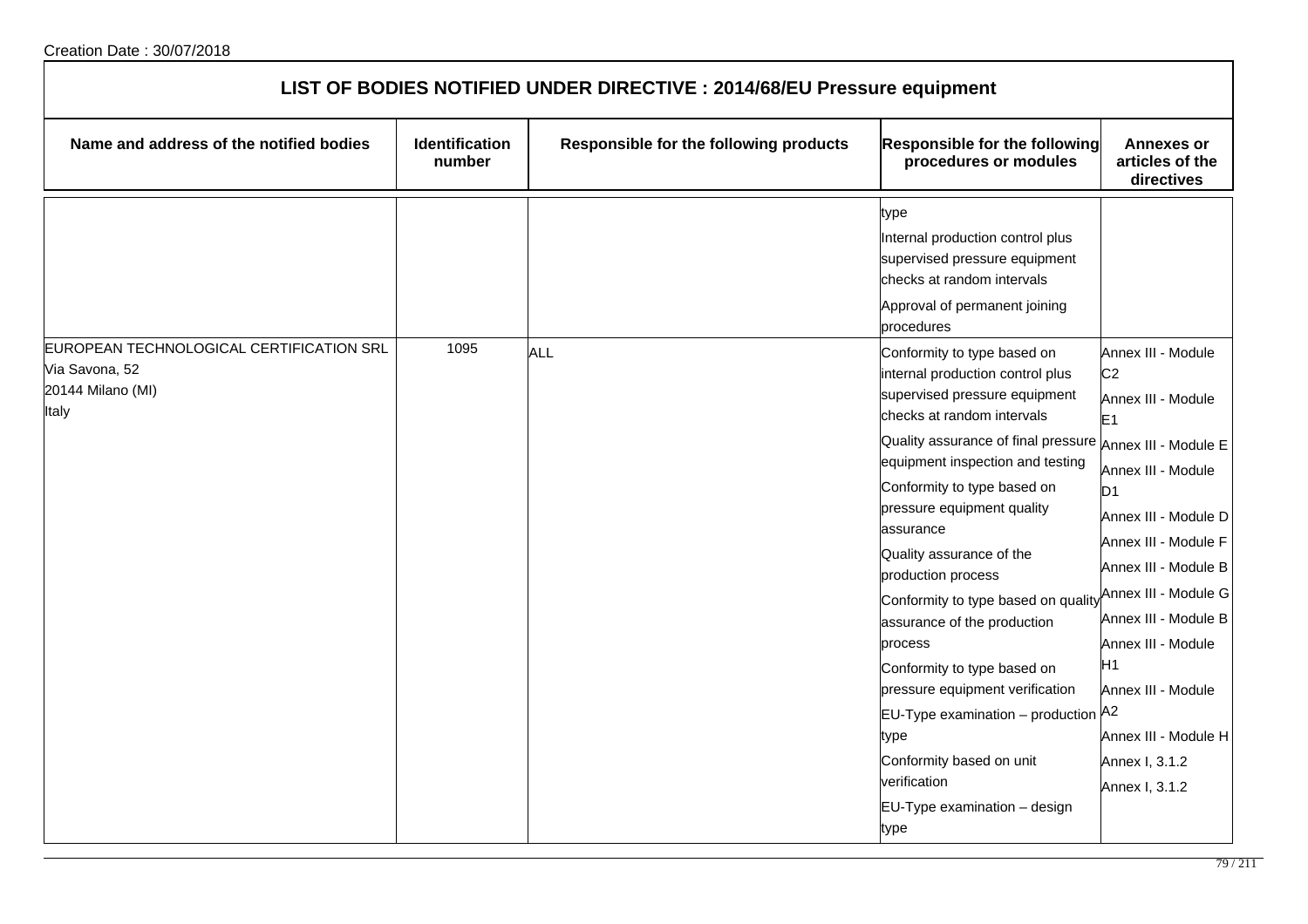Creation Date : 30/07/2018

| LIST OF BODIES NOTIFIED UNDER DIRECTIVE : 2014/68/EU Pressure equipment | | | | |
|---|---|---|---|---|
| **Name and address of the notified bodies** | **Identification number** | **Responsible for the following products** | **Responsible for the following procedures or modules** | **Annexes or articles of the directives** |
| | | | type<br>Internal production control plus supervised pressure equipment checks at random intervals<br>Approval of permanent joining procedures | |
| EUROPEAN TECHNOLOGICAL CERTIFICATION SRL<br>Via Savona, 52<br>20144 Milano (MI)<br>Italy | 1095 | ALL | Conformity to type based on internal production control plus supervised pressure equipment checks at random intervals<br>Quality assurance of final pressure equipment inspection and testing<br>Conformity to type based on pressure equipment quality assurance<br>Quality assurance of the production process<br>Conformity to type based on quality assurance of the production process<br>Conformity to type based on pressure equipment verification<br>EU-Type examination – production type<br>Conformity based on unit verification<br>EU-Type examination – design type | Annex III - Module C2<br>Annex III - Module E1<br>Annex III - Module E<br>Annex III - Module D1<br>Annex III - Module D<br>Annex III - Module F<br>Annex III - Module B<br>Annex III - Module G<br>Annex III - Module B<br>Annex III - Module H1<br>Annex III - Module A2<br>Annex III - Module H<br>Annex I, 3.1.2<br>Annex I, 3.1.2 |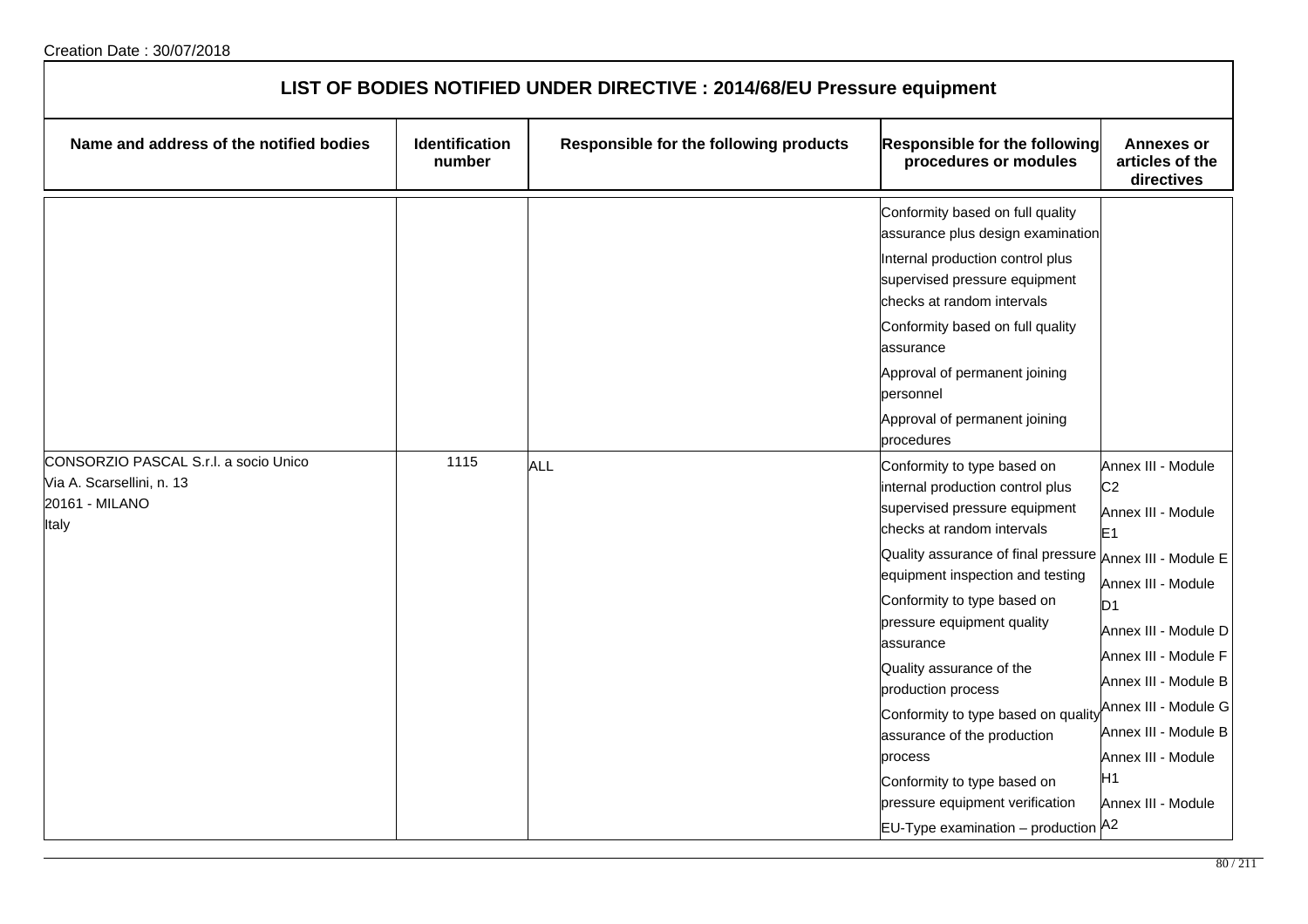Creation Date : 30/07/2018

# LIST OF BODIES NOTIFIED UNDER DIRECTIVE : 2014/68/EU Pressure equipment

| Name and address of the notified bodies | Identification number | Responsible for the following products | Responsible for the following procedures or modules | Annexes or articles of the directives |
|---|---|---|---|---|
| | | | Conformity based on full quality assurance plus design examination<br>Internal production control plus supervised pressure equipment checks at random intervals<br>Conformity based on full quality assurance<br>Approval of permanent joining personnel<br>Approval of permanent joining procedures | |
| CONSORZIO PASCAL S.r.l. a socio Unico<br>Via A. Scarsellini, n. 13<br>20161 - MILANO<br>Italy | 1115 | ALL | Conformity to type based on internal production control plus supervised pressure equipment checks at random intervals<br>Quality assurance of final pressure equipment inspection and testing<br>Conformity to type based on pressure equipment quality assurance<br>Quality assurance of the production process<br>Conformity to type based on quality assurance of the production process<br>Conformity to type based on pressure equipment verification<br>EU-Type examination – production | Annex III - Module C2<br>Annex III - Module E1<br>Annex III - Module E<br>Annex III - Module D1<br>Annex III - Module D<br>Annex III - Module F<br>Annex III - Module B<br>Annex III - Module G<br>Annex III - Module B<br>Annex III - Module H1<br>Annex III - Module A2 |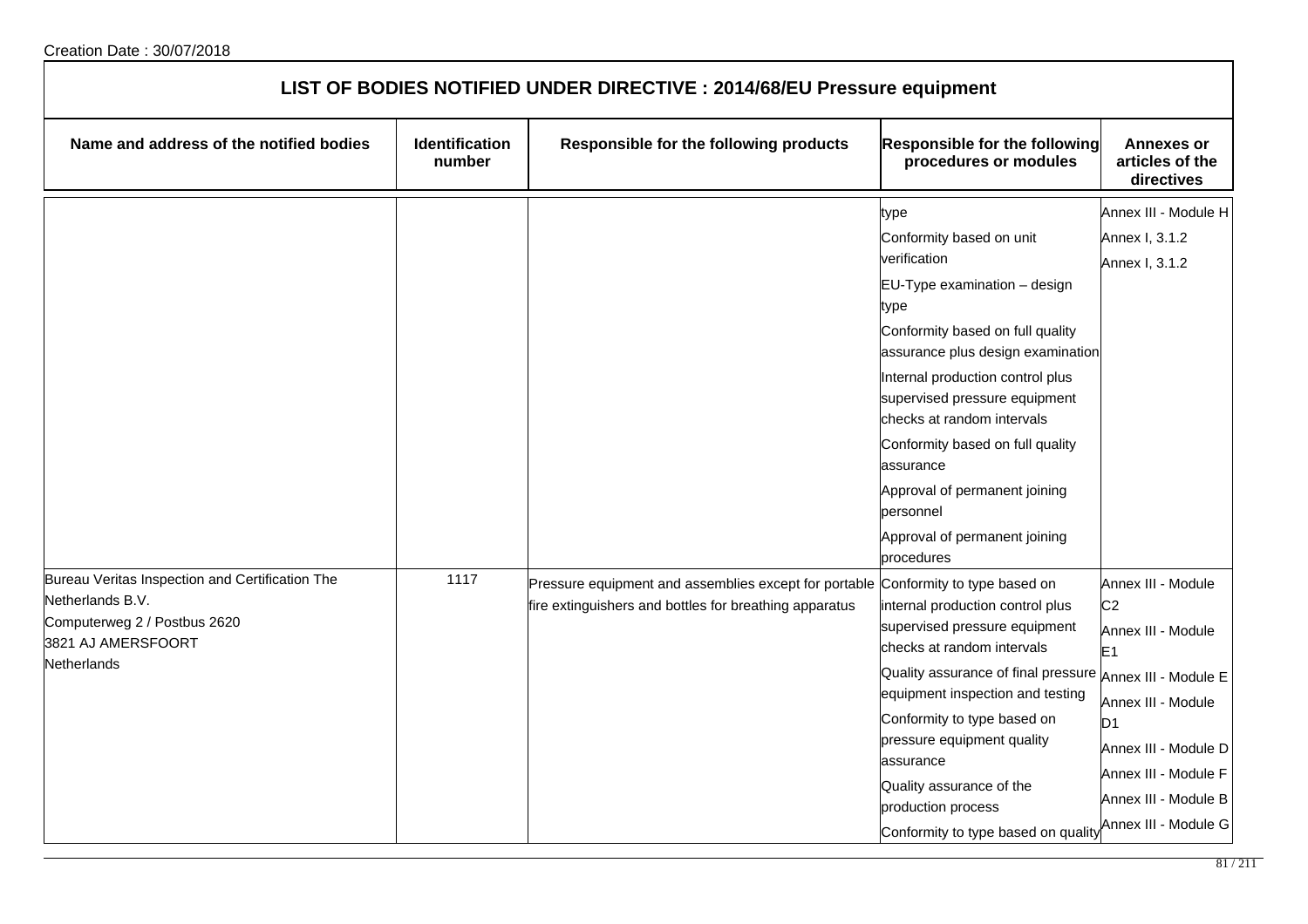Creation Date : 30/07/2018

# LIST OF BODIES NOTIFIED UNDER DIRECTIVE : 2014/68/EU Pressure equipment

| Name and address of the notified bodies | Identification number | Responsible for the following products | Responsible for the following procedures or modules | Annexes or articles of the directives |
|---|---|---|---|---|
| | | | type<br>Conformity based on unit verification<br>EU-Type examination – design type<br>Conformity based on full quality assurance plus design examination<br>Internal production control plus supervised pressure equipment checks at random intervals<br>Conformity based on full quality assurance<br>Approval of permanent joining personnel<br>Approval of permanent joining procedures | Annex III - Module H<br>Annex I, 3.1.2<br>Annex I, 3.1.2 |
| Bureau Veritas Inspection and Certification The Netherlands B.V.<br>Computerweg 2 / Postbus 2620<br>3821 AJ AMERSFOORT<br>Netherlands | 1117 | Pressure equipment and assemblies except for portable fire extinguishers and bottles for breathing apparatus | Conformity to type based on internal production control plus supervised pressure equipment checks at random intervals<br>Quality assurance of final pressure equipment inspection and testing<br>Conformity to type based on pressure equipment quality assurance<br>Quality assurance of the production process<br>Conformity to type based on quality | Annex III - Module C2<br>Annex III - Module E1<br>Annex III - Module E<br>Annex III - Module D1<br>Annex III - Module D<br>Annex III - Module F<br>Annex III - Module B<br>Annex III - Module G |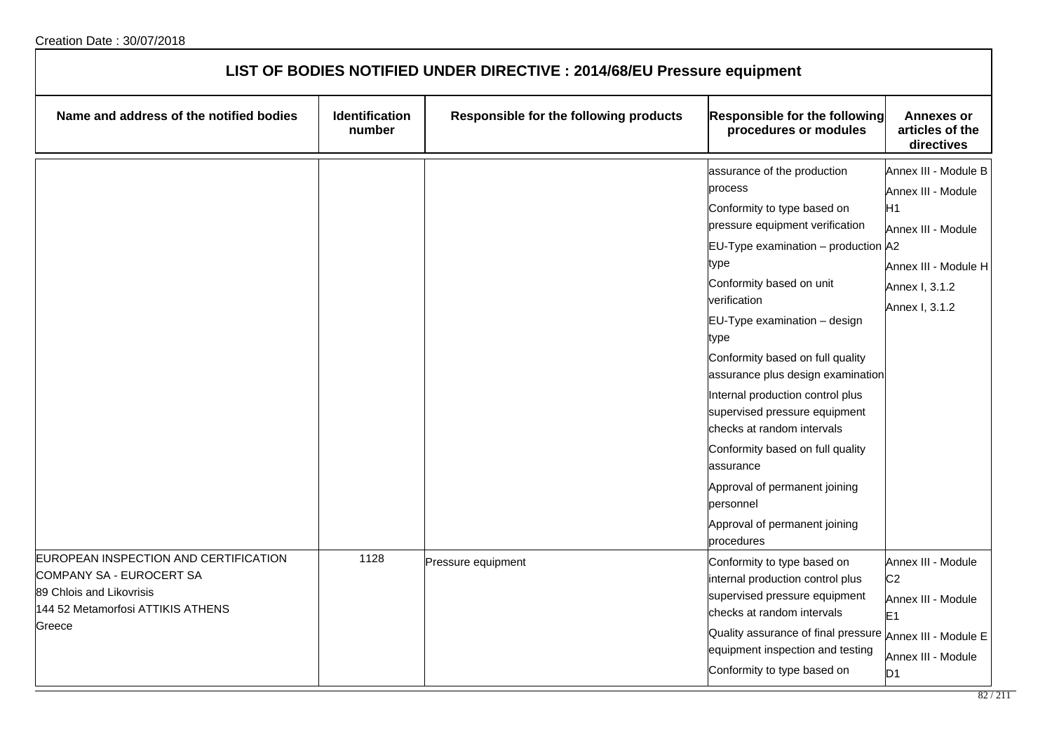Creation Date : 30/07/2018

## LIST OF BODIES NOTIFIED UNDER DIRECTIVE : 2014/68/EU Pressure equipment

| Name and address of the notified bodies | Identification number | Responsible for the following products | Responsible for the following procedures or modules | Annexes or articles of the directives |
|---|---|---|---|---|
| | | | assurance of the production process<br>Conformity to type based on pressure equipment verification<br>EU-Type examination – production type<br>Conformity based on unit verification<br>EU-Type examination – design type<br>Conformity based on full quality assurance plus design examination<br>Internal production control plus supervised pressure equipment checks at random intervals<br>Conformity based on full quality assurance<br>Approval of permanent joining personnel<br>Approval of permanent joining procedures | Annex III - Module B<br>Annex III - Module H1<br>Annex III - Module A2<br>Annex III - Module H<br>Annex I, 3.1.2<br>Annex I, 3.1.2 |
| EUROPEAN INSPECTION AND CERTIFICATION COMPANY SA - EUROCERT SA<br>89 Chlois and Likovrisis<br>144 52 Metamorfosi ATTIKIS ATHENS<br>Greece | 1128 | Pressure equipment | Conformity to type based on internal production control plus supervised pressure equipment checks at random intervals<br>Quality assurance of final pressure equipment inspection and testing<br>Conformity to type based on | Annex III - Module C2<br>Annex III - Module E1<br>Annex III - Module E<br>Annex III - Module D1 |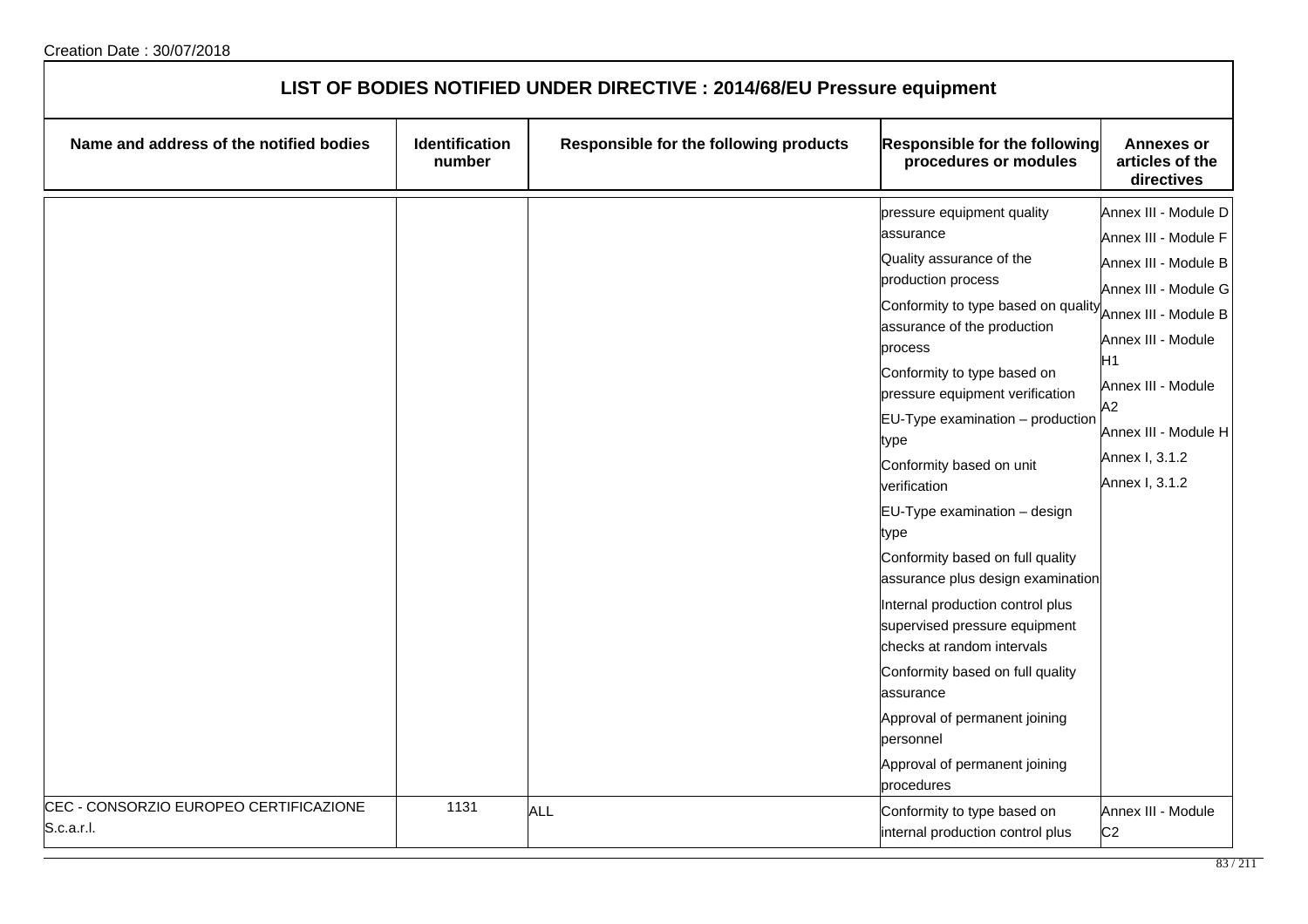Creation Date : 30/07/2018

## LIST OF BODIES NOTIFIED UNDER DIRECTIVE : 2014/68/EU Pressure equipment

| Name and address of the notified bodies | Identification number | Responsible for the following products | Responsible for the following procedures or modules | Annexes or articles of the directives |
|---|---|---|---|---|
| | | | pressure equipment quality assurance<br>Quality assurance of the production process<br>Conformity to type based on quality assurance of the production process<br>Conformity to type based on pressure equipment verification<br>EU-Type examination – production type<br>Conformity based on unit verification<br>EU-Type examination – design type<br>Conformity based on full quality assurance plus design examination<br>Internal production control plus supervised pressure equipment checks at random intervals<br>Conformity based on full quality assurance<br>Approval of permanent joining personnel<br>Approval of permanent joining procedures | Annex III - Module D<br>Annex III - Module F<br>Annex III - Module B<br>Annex III - Module G<br>Annex III - Module B<br>Annex III - Module H1<br>Annex III - Module A2<br>Annex III - Module H<br>Annex I, 3.1.2<br>Annex I, 3.1.2 |
| CEC - CONSORZIO EUROPEO CERTIFICAZIONE S.c.a.r.l. | 1131 | ALL | Conformity to type based on internal production control plus | Annex III - Module C2 |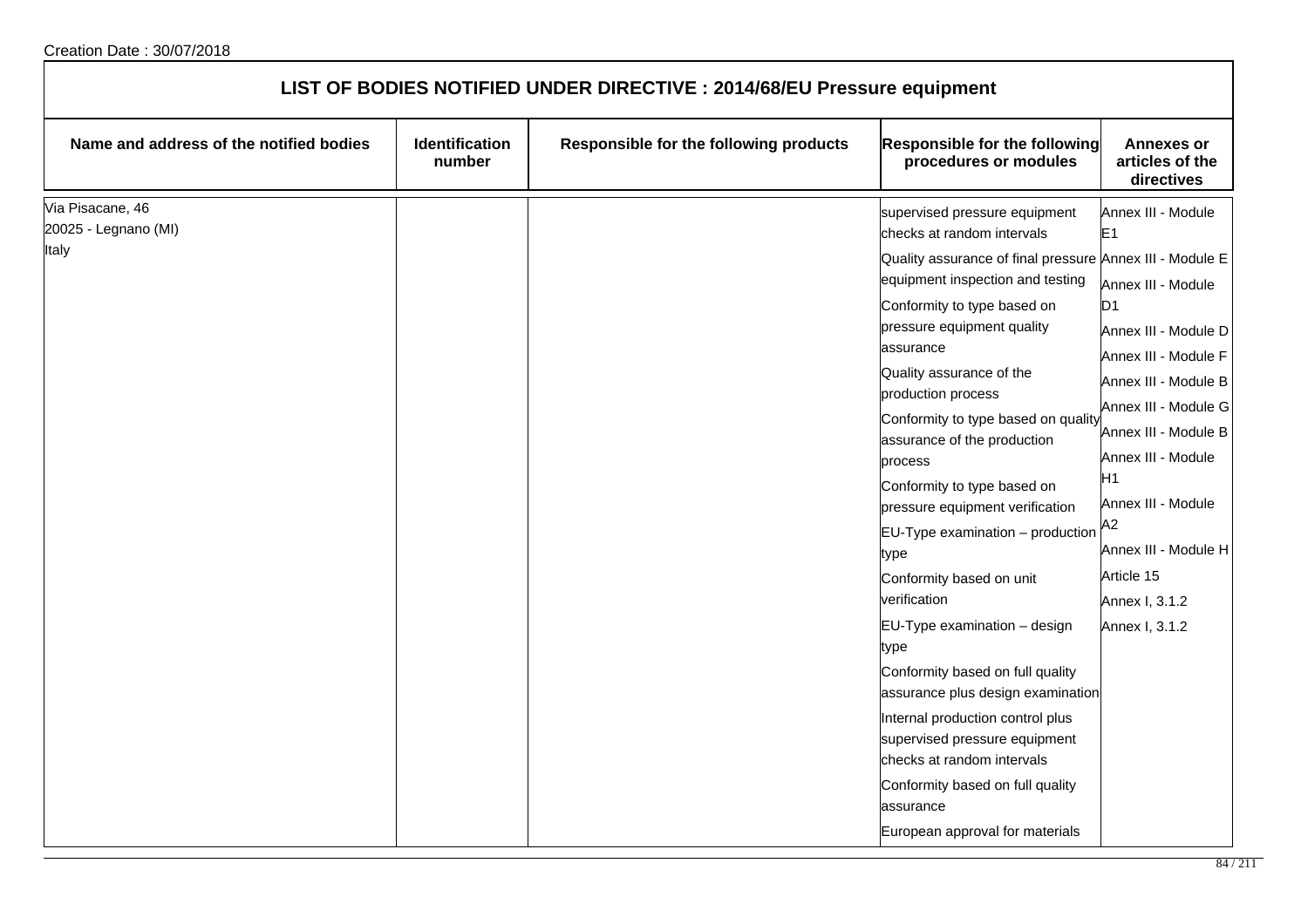Creation Date : 30/07/2018

# LIST OF BODIES NOTIFIED UNDER DIRECTIVE : 2014/68/EU Pressure equipment

| Name and address of the notified bodies | Identification number | Responsible for the following products | Responsible for the following procedures or modules | Annexes or articles of the directives |
|---|---|---|---|---|
| Via Pisacane, 46<br>20025 - Legnano (MI)<br>Italy | | | supervised pressure equipment checks at random intervals<br>Quality assurance of final pressure equipment inspection and testing<br>Conformity to type based on pressure equipment quality assurance<br>Quality assurance of the production process<br>Conformity to type based on quality assurance of the production process<br>Conformity to type based on pressure equipment verification<br>EU-Type examination – production type<br>Conformity based on unit verification<br>EU-Type examination – design type<br>Conformity based on full quality assurance plus design examination<br>Internal production control plus supervised pressure equipment checks at random intervals<br>Conformity based on full quality assurance<br>European approval for materials | Annex III - Module E1<br>Annex III - Module E<br>Annex III - Module D1<br>Annex III - Module D<br>Annex III - Module F<br>Annex III - Module B<br>Annex III - Module G<br>Annex III - Module B<br>Annex III - Module H1<br>Annex III - Module A2<br>Annex III - Module H<br>Article 15<br>Annex I, 3.1.2<br>Annex I, 3.1.2 |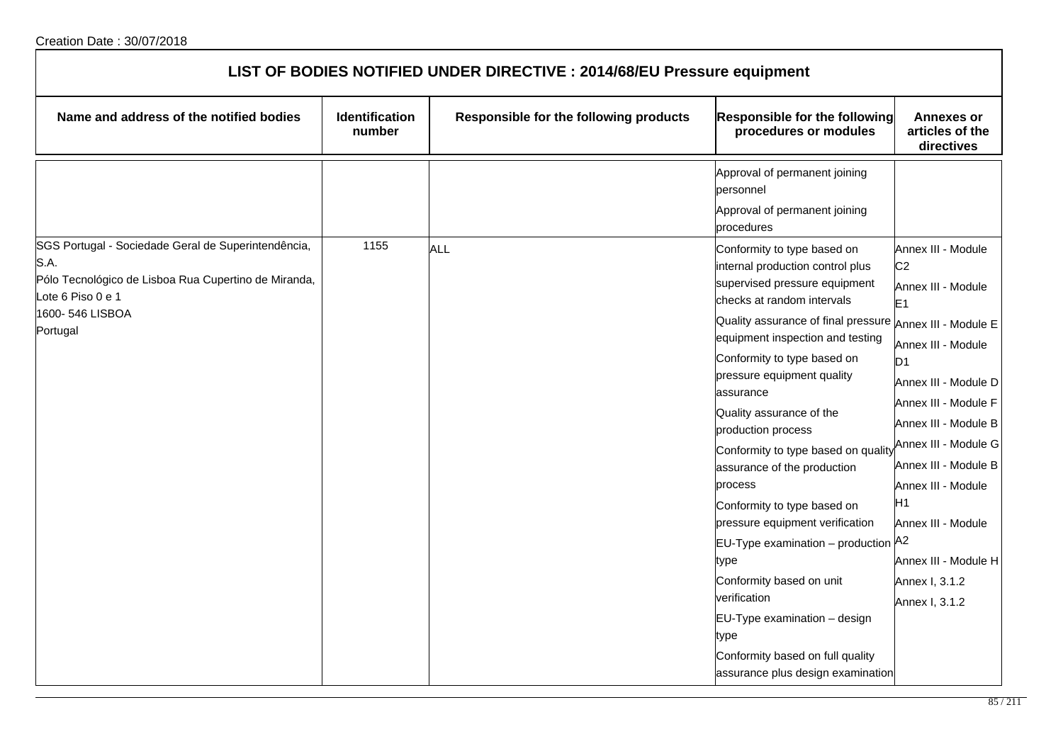Creation Date : 30/07/2018

# LIST OF BODIES NOTIFIED UNDER DIRECTIVE : 2014/68/EU Pressure equipment

| Name and address of the notified bodies | Identification number | Responsible for the following products | Responsible for the following procedures or modules | Annexes or articles of the directives |
|---|---|---|---|---|
| | | | Approval of permanent joining personnel<br>Approval of permanent joining procedures | |
| SGS Portugal - Sociedade Geral de Superintendência, S.A.<br>Pólo Tecnológico de Lisboa Rua Cupertino de Miranda, Lote 6 Piso 0 e 1<br>1600- 546 LISBOA<br>Portugal | 1155 | ALL | Conformity to type based on internal production control plus supervised pressure equipment checks at random intervals<br>Quality assurance of final pressure equipment inspection and testing<br>Conformity to type based on pressure equipment quality assurance<br>Quality assurance of the production process<br>Conformity to type based on quality assurance of the production process<br>Conformity to type based on pressure equipment verification<br>EU-Type examination – production type<br>Conformity based on unit verification<br>EU-Type examination – design type<br>Conformity based on full quality assurance plus design examination | Annex III - Module C2<br>Annex III - Module E1<br>Annex III - Module E<br>Annex III - Module D1<br>Annex III - Module D<br>Annex III - Module F<br>Annex III - Module B<br>Annex III - Module G<br>Annex III - Module B<br>Annex III - Module H1<br>Annex III - Module A2<br>Annex III - Module H<br>Annex I, 3.1.2<br>Annex I, 3.1.2 |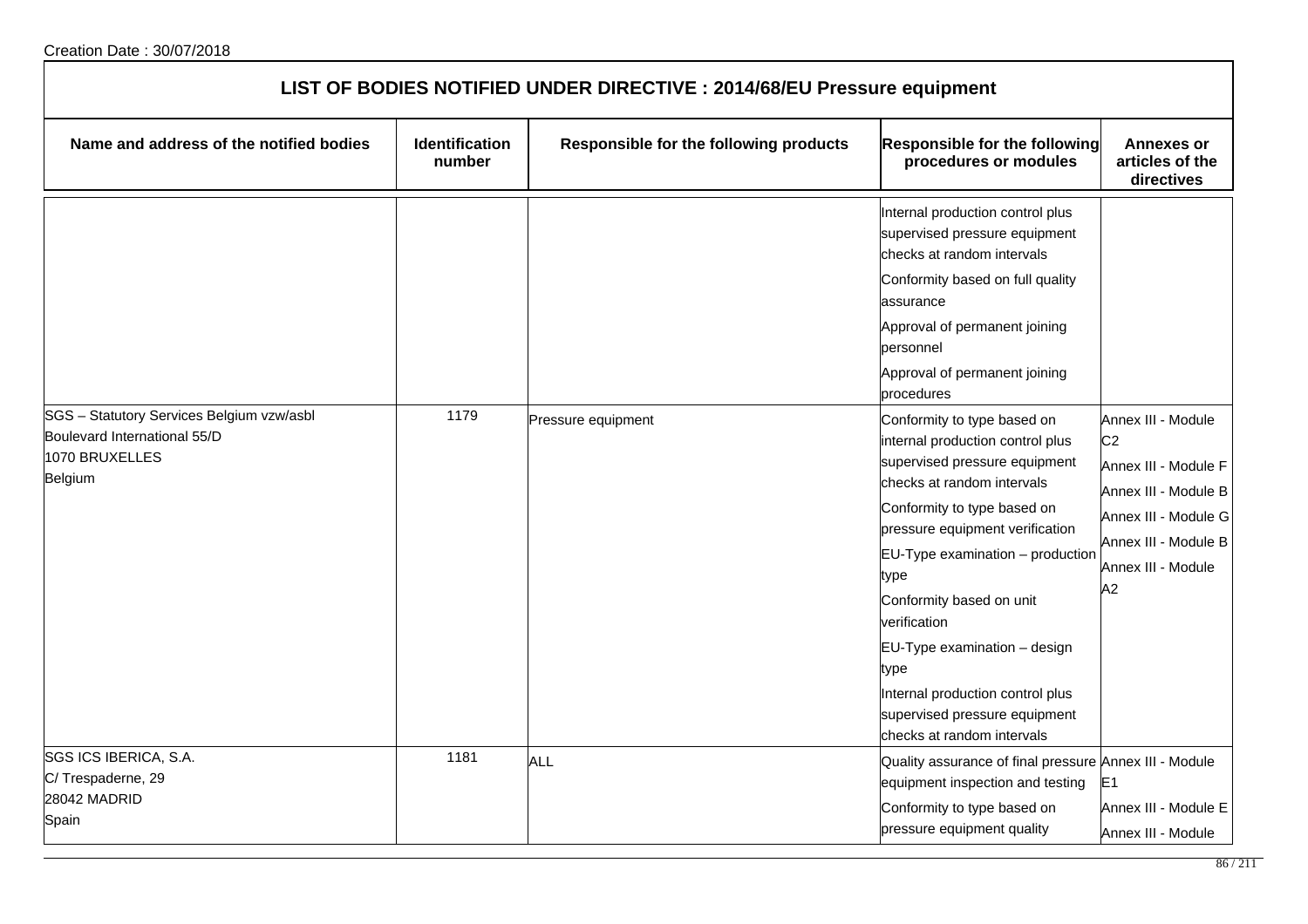Creation Date : 30/07/2018

# LIST OF BODIES NOTIFIED UNDER DIRECTIVE : 2014/68/EU Pressure equipment

| Name and address of the notified bodies | Identification number | Responsible for the following products | Responsible for the following procedures or modules | Annexes or articles of the directives |
|---|---|---|---|---|
| | | | Internal production control plus supervised pressure equipment checks at random intervals<br>Conformity based on full quality assurance<br>Approval of permanent joining personnel<br>Approval of permanent joining procedures | |
| SGS – Statutory Services Belgium vzw/asbl<br>Boulevard International 55/D<br>1070 BRUXELLES<br>Belgium | 1179 | Pressure equipment | Conformity to type based on internal production control plus supervised pressure equipment checks at random intervals<br>Conformity to type based on pressure equipment verification<br>EU-Type examination – production type<br>Conformity based on unit verification<br>EU-Type examination – design type<br>Internal production control plus supervised pressure equipment checks at random intervals | Annex III - Module C2<br>Annex III - Module F<br>Annex III - Module B<br>Annex III - Module G<br>Annex III - Module B<br>Annex III - Module A2 |
| SGS ICS IBERICA, S.A.<br>C/ Trespaderne, 29<br>28042 MADRID<br>Spain | 1181 | ALL | Quality assurance of final pressure equipment inspection and testing<br>Conformity to type based on pressure equipment quality | Annex III - Module E1<br>Annex III - Module E<br>Annex III - Module |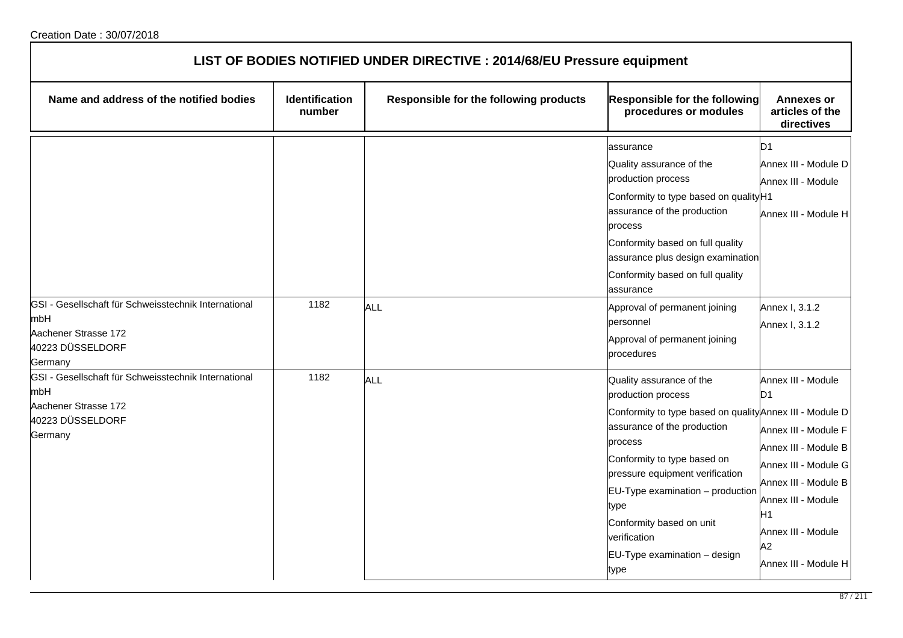Creation Date : 30/07/2018

## LIST OF BODIES NOTIFIED UNDER DIRECTIVE : 2014/68/EU Pressure equipment

| Name and address of the notified bodies | Identification number | Responsible for the following products | Responsible for the following procedures or modules | Annexes or articles of the directives |
|---|---|---|---|---|
| | | | assurance<br>Quality assurance of the production process<br>Conformity to type based on quality assurance of the production process<br>Conformity based on full quality assurance plus design examination<br>Conformity based on full quality assurance | D1<br>Annex III - Module D<br>Annex III - Module H1<br>Annex III - Module H |
| GSI - Gesellschaft für Schweisstechnik International mbH<br>Aachener Strasse 172<br>40223 DÜSSELDORF<br>Germany | 1182 | ALL | Approval of permanent joining personnel<br>Approval of permanent joining procedures | Annex I, 3.1.2<br>Annex I, 3.1.2 |
| GSI - Gesellschaft für Schweisstechnik International mbH<br>Aachener Strasse 172<br>40223 DÜSSELDORF<br>Germany | 1182 | ALL | Quality assurance of the production process<br>Conformity to type based on quality assurance of the production process<br>Conformity to type based on pressure equipment verification<br>EU-Type examination – production type<br>Conformity based on unit verification<br>EU-Type examination – design type | Annex III - Module D1<br>Annex III - Module D<br>Annex III - Module F<br>Annex III - Module B<br>Annex III - Module G<br>Annex III - Module B<br>Annex III - Module H1<br>Annex III - Module A2<br>Annex III - Module H |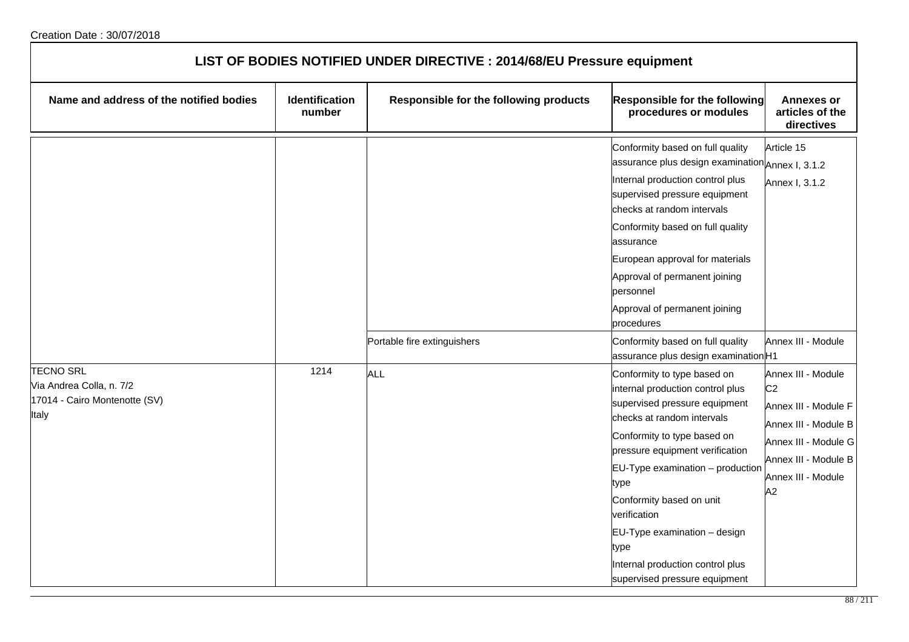Creation Date : 30/07/2018

# LIST OF BODIES NOTIFIED UNDER DIRECTIVE : 2014/68/EU Pressure equipment

| Name and address of the notified bodies | Identification number | Responsible for the following products | Responsible for the following procedures or modules | Annexes or articles of the directives |
|---|---|---|---|---|
| | | | Conformity based on full quality assurance plus design examination<br>Internal production control plus supervised pressure equipment checks at random intervals<br>Conformity based on full quality assurance<br>European approval for materials<br>Approval of permanent joining personnel<br>Approval of permanent joining procedures | Article 15<br>Annex I, 3.1.2<br>Annex I, 3.1.2 |
| | | Portable fire extinguishers | Conformity based on full quality assurance plus design examination | Annex III - Module H1 |
| TECNO SRL<br>Via Andrea Colla, n. 7/2<br>17014 - Cairo Montenotte (SV)<br>Italy | 1214 | ALL | Conformity to type based on internal production control plus supervised pressure equipment checks at random intervals<br>Conformity to type based on pressure equipment verification<br>EU-Type examination – production type<br>Conformity based on unit verification<br>EU-Type examination – design type<br>Internal production control plus supervised pressure equipment | Annex III - Module C2<br>Annex III - Module F<br>Annex III - Module B<br>Annex III - Module G<br>Annex III - Module B<br>Annex III - Module A2 |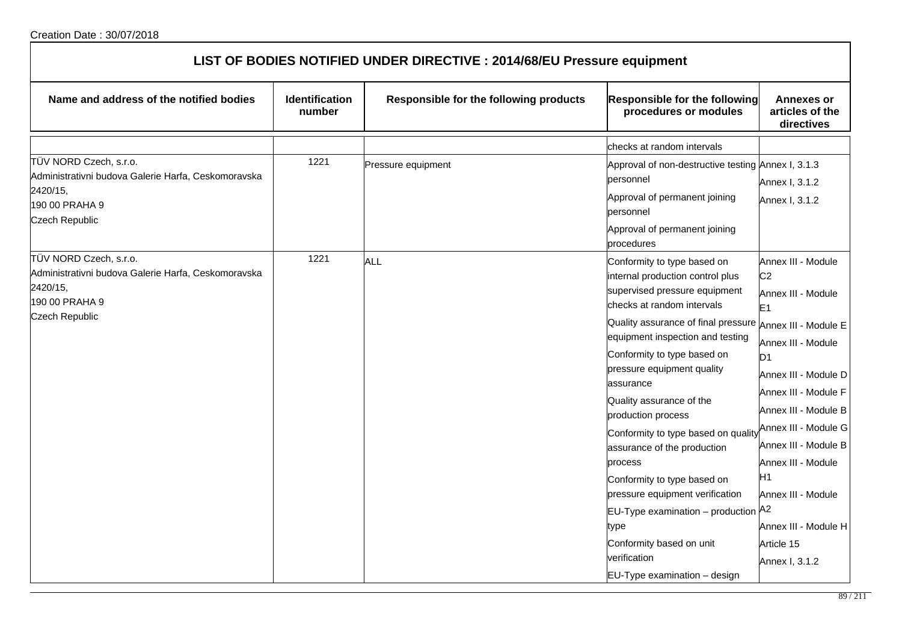Creation Date : 30/07/2018

## LIST OF BODIES NOTIFIED UNDER DIRECTIVE : 2014/68/EU Pressure equipment

| Name and address of the notified bodies | Identification number | Responsible for the following products | Responsible for the following procedures or modules | Annexes or articles of the directives |
|---|---|---|---|---|
| | | | checks at random intervals | |
| TÜV NORD Czech, s.r.o.<br>Administrativni budova Galerie Harfa, Ceskomoravska 2420/15,<br>190 00 PRAHA 9<br>Czech Republic | 1221 | Pressure equipment | Approval of non-destructive testing personnel<br>Approval of permanent joining personnel<br>Approval of permanent joining procedures | Annex I, 3.1.3<br>Annex I, 3.1.2<br>Annex I, 3.1.2 |
| TÜV NORD Czech, s.r.o.<br>Administrativni budova Galerie Harfa, Ceskomoravska 2420/15,<br>190 00 PRAHA 9<br>Czech Republic | 1221 | ALL | Conformity to type based on internal production control plus supervised pressure equipment checks at random intervals<br>Quality assurance of final pressure equipment inspection and testing<br>Conformity to type based on pressure equipment quality assurance<br>Quality assurance of the production process<br>Conformity to type based on quality assurance of the production process<br>Conformity to type based on pressure equipment verification<br>EU-Type examination – production type<br>Conformity based on unit verification<br>EU-Type examination – design | Annex III - Module C2<br>Annex III - Module E1<br>Annex III - Module E<br>Annex III - Module D1<br>Annex III - Module D<br>Annex III - Module F<br>Annex III - Module B<br>Annex III - Module G<br>Annex III - Module B<br>Annex III - Module H1<br>Annex III - Module A2<br>Annex III - Module H<br>Article 15<br>Annex I, 3.1.2 |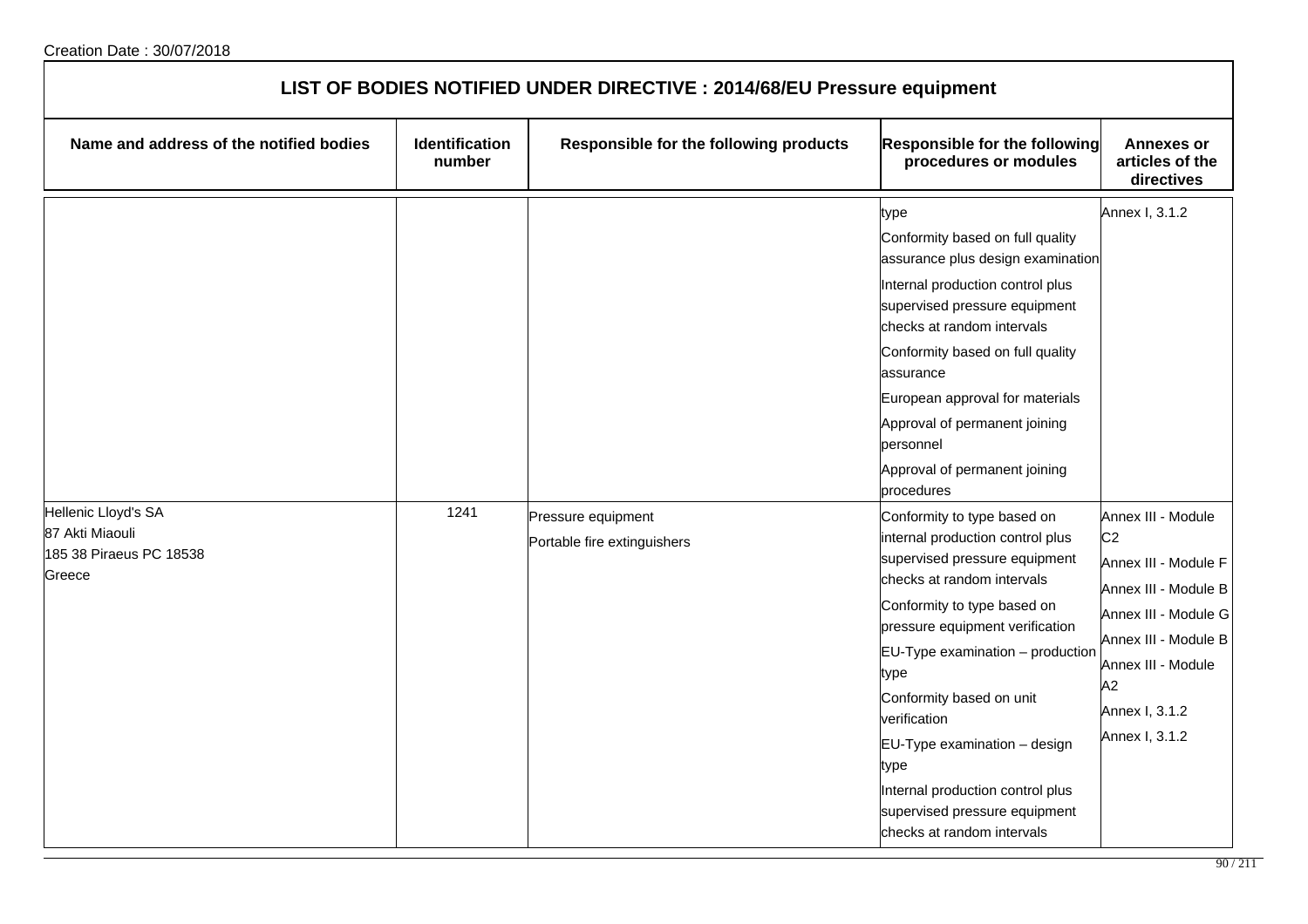Creation Date : 30/07/2018

# LIST OF BODIES NOTIFIED UNDER DIRECTIVE : 2014/68/EU Pressure equipment

| Name and address of the notified bodies | Identification number | Responsible for the following products | Responsible for the following procedures or modules | Annexes or articles of the directives |
|---|---|---|---|---|
| | | | type<br>Conformity based on full quality assurance plus design examination<br>Internal production control plus supervised pressure equipment checks at random intervals<br>Conformity based on full quality assurance<br>European approval for materials<br>Approval of permanent joining personnel<br>Approval of permanent joining procedures | Annex I, 3.1.2 |
| Hellenic Lloyd's SA<br>87 Akti Miaouli<br>185 38 Piraeus PC 18538<br>Greece | 1241 | Pressure equipment<br>Portable fire extinguishers | Conformity to type based on internal production control plus supervised pressure equipment checks at random intervals<br>Conformity to type based on pressure equipment verification<br>EU-Type examination – production type<br>Conformity based on unit verification<br>EU-Type examination – design type<br>Internal production control plus supervised pressure equipment checks at random intervals | Annex III - Module C2<br>Annex III - Module F<br>Annex III - Module B<br>Annex III - Module G<br>Annex III - Module B<br>Annex III - Module A2<br>Annex I, 3.1.2<br>Annex I, 3.1.2 |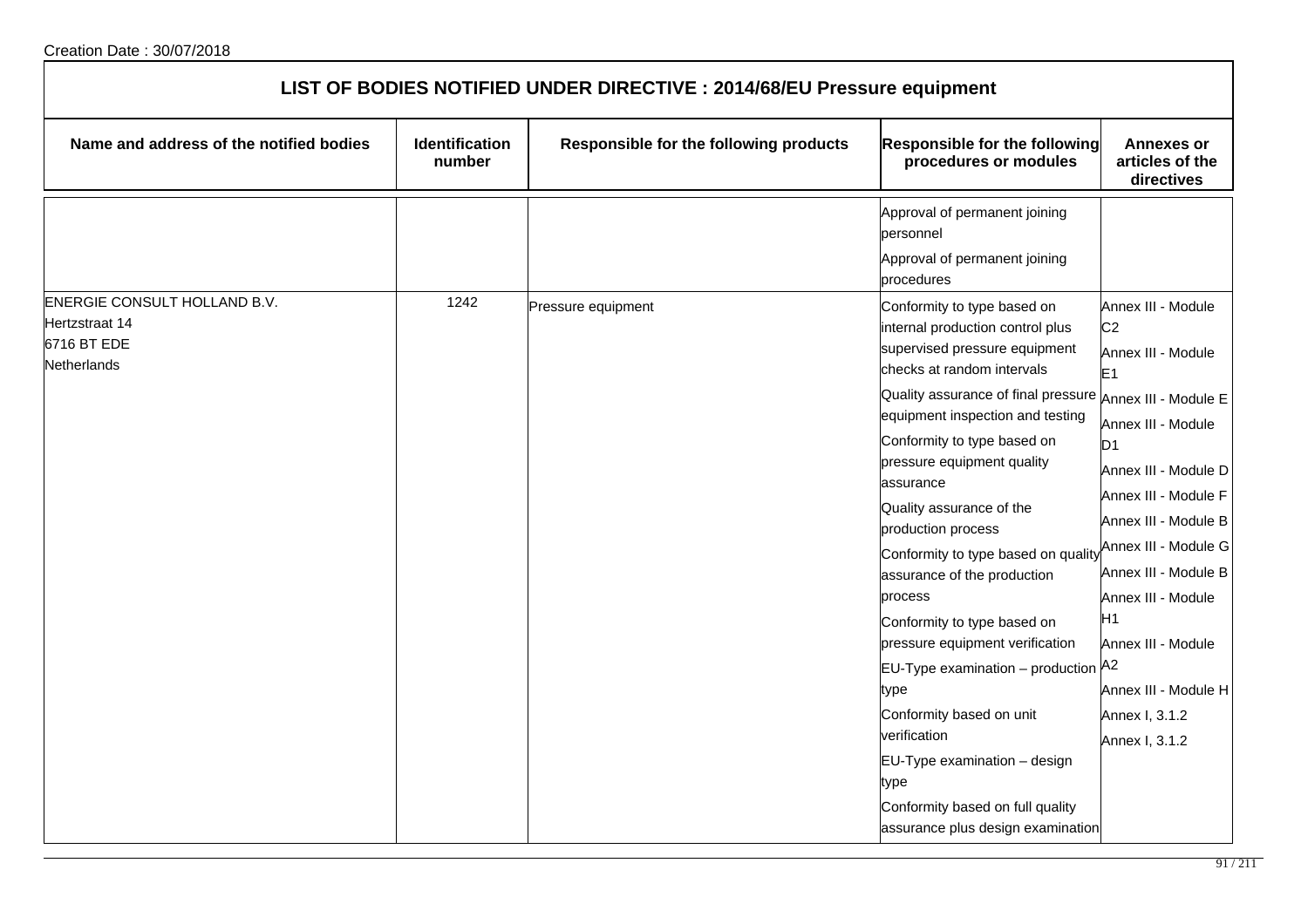Creation Date : 30/07/2018

## LIST OF BODIES NOTIFIED UNDER DIRECTIVE : 2014/68/EU Pressure equipment

| Name and address of the notified bodies | Identification number | Responsible for the following products | Responsible for the following procedures or modules | Annexes or articles of the directives |
|---|---|---|---|---|
| | | | Approval of permanent joining personnel<br>Approval of permanent joining procedures | |
| ENERGIE CONSULT HOLLAND B.V.<br>Hertzstraat 14<br>6716 BT EDE<br>Netherlands | 1242 | Pressure equipment | Conformity to type based on internal production control plus supervised pressure equipment checks at random intervals<br>Quality assurance of final pressure equipment inspection and testing<br>Conformity to type based on pressure equipment quality assurance<br>Quality assurance of the production process<br>Conformity to type based on quality assurance of the production process<br>Conformity to type based on pressure equipment verification<br>EU-Type examination – production type<br>Conformity based on unit verification<br>EU-Type examination – design type<br>Conformity based on full quality assurance plus design examination | Annex III - Module C2<br>Annex III - Module E1<br>Annex III - Module E<br>Annex III - Module D1<br>Annex III - Module D<br>Annex III - Module F<br>Annex III - Module B<br>Annex III - Module G<br>Annex III - Module B<br>Annex III - Module H1<br>Annex III - Module A2<br>Annex III - Module H<br>Annex I, 3.1.2<br>Annex I, 3.1.2 |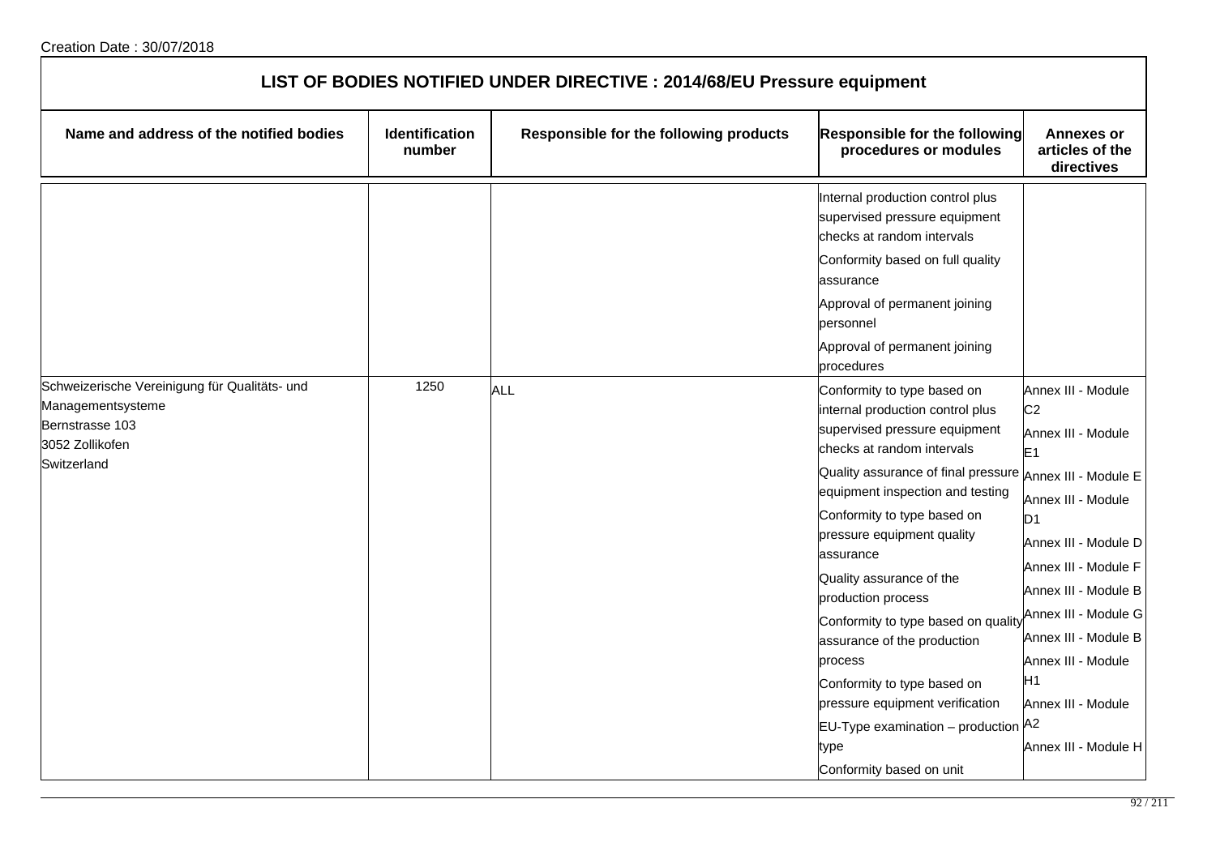Creation Date : 30/07/2018

# LIST OF BODIES NOTIFIED UNDER DIRECTIVE : 2014/68/EU Pressure equipment

| Name and address of the notified bodies | Identification number | Responsible for the following products | Responsible for the following procedures or modules | Annexes or articles of the directives |
|---|---|---|---|---|
| | | | Internal production control plus supervised pressure equipment checks at random intervals<br>Conformity based on full quality assurance<br>Approval of permanent joining personnel<br>Approval of permanent joining procedures | |
| Schweizerische Vereinigung für Qualitäts- und Managementsysteme<br>Bernstrasse 103<br>3052 Zollikofen<br>Switzerland | 1250 | ALL | Conformity to type based on internal production control plus supervised pressure equipment checks at random intervals<br>Quality assurance of final pressure equipment inspection and testing<br>Conformity to type based on pressure equipment quality assurance<br>Quality assurance of the production process<br>Conformity to type based on quality assurance of the production process<br>Conformity to type based on pressure equipment verification<br>EU-Type examination – production type<br>Conformity based on unit | Annex III - Module C2<br>Annex III - Module E1<br>Annex III - Module E<br>Annex III - Module D1<br>Annex III - Module D<br>Annex III - Module F<br>Annex III - Module B<br>Annex III - Module G<br>Annex III - Module B<br>Annex III - Module H1<br>Annex III - Module A2<br>Annex III - Module H |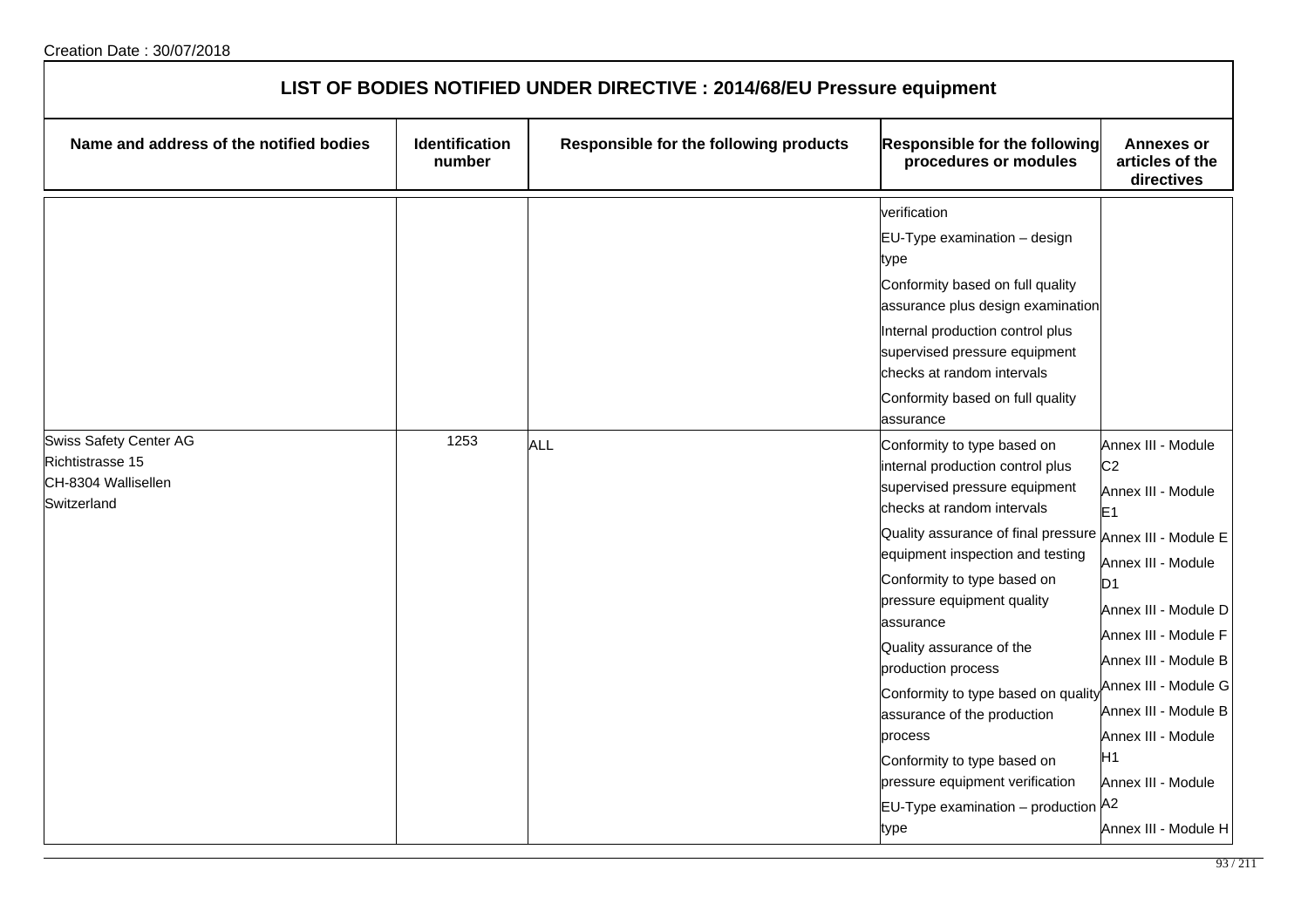Creation Date : 30/07/2018

# LIST OF BODIES NOTIFIED UNDER DIRECTIVE : 2014/68/EU Pressure equipment

| Name and address of the notified bodies | Identification number | Responsible for the following products | Responsible for the following procedures or modules | Annexes or articles of the directives |
|---|---|---|---|---|
| | | | verification<br>EU-Type examination – design type<br>Conformity based on full quality assurance plus design examination<br>Internal production control plus supervised pressure equipment checks at random intervals<br>Conformity based on full quality assurance | |
| Swiss Safety Center AG<br>Richtistrasse 15<br>CH-8304 Wallisellen<br>Switzerland | 1253 | ALL | Conformity to type based on internal production control plus supervised pressure equipment checks at random intervals<br>Quality assurance of final pressure equipment inspection and testing<br>Conformity to type based on pressure equipment quality assurance<br>Quality assurance of the production process<br>Conformity to type based on quality assurance of the production process<br>Conformity to type based on pressure equipment verification<br>EU-Type examination – production type | Annex III - Module C2<br>Annex III - Module E1<br>Annex III - Module E<br>Annex III - Module D1<br>Annex III - Module D<br>Annex III - Module F<br>Annex III - Module B<br>Annex III - Module G<br>Annex III - Module B<br>Annex III - Module H1<br>Annex III - Module A2<br>Annex III - Module H |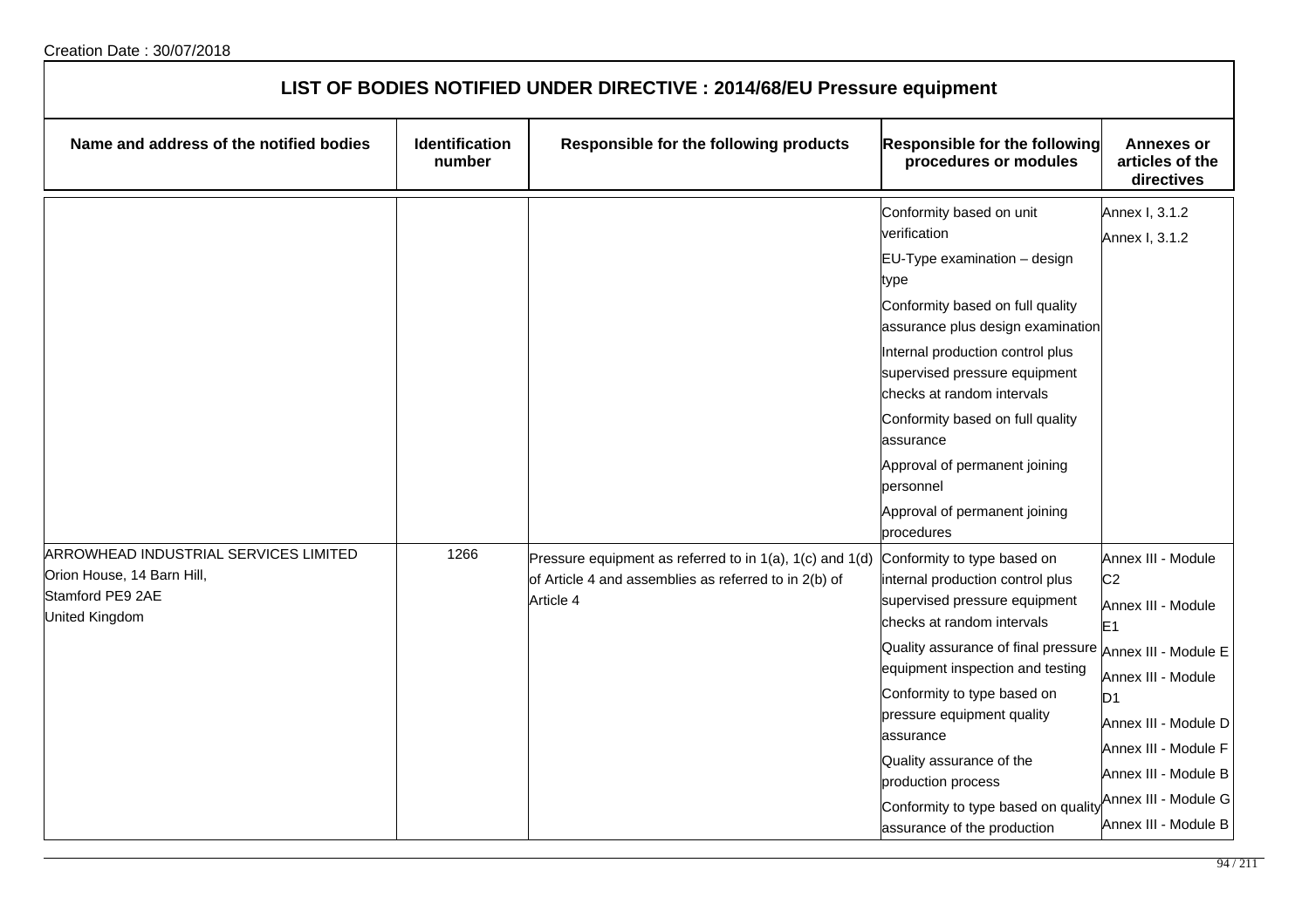Creation Date : 30/07/2018

# LIST OF BODIES NOTIFIED UNDER DIRECTIVE : 2014/68/EU Pressure equipment

| Name and address of the notified bodies | Identification number | Responsible for the following products | Responsible for the following procedures or modules | Annexes or articles of the directives |
|---|---|---|---|---|
| | | | Conformity based on unit verification<br>EU-Type examination – design type<br>Conformity based on full quality assurance plus design examination<br>Internal production control plus supervised pressure equipment checks at random intervals<br>Conformity based on full quality assurance<br>Approval of permanent joining personnel<br>Approval of permanent joining procedures | Annex I, 3.1.2<br>Annex I, 3.1.2 |
| ARROWHEAD INDUSTRIAL SERVICES LIMITED<br>Orion House, 14 Barn Hill,<br>Stamford PE9 2AE<br>United Kingdom | 1266 | Pressure equipment as referred to in 1(a), 1(c) and 1(d) of Article 4 and assemblies as referred to in 2(b) of Article 4 | Conformity to type based on internal production control plus supervised pressure equipment checks at random intervals<br>Quality assurance of final pressure equipment inspection and testing<br>Conformity to type based on pressure equipment quality assurance<br>Quality assurance of the production process<br>Conformity to type based on quality assurance of the production | Annex III - Module C2<br>Annex III - Module E1<br>Annex III - Module E<br>Annex III - Module D1<br>Annex III - Module D<br>Annex III - Module F<br>Annex III - Module B<br>Annex III - Module G<br>Annex III - Module B |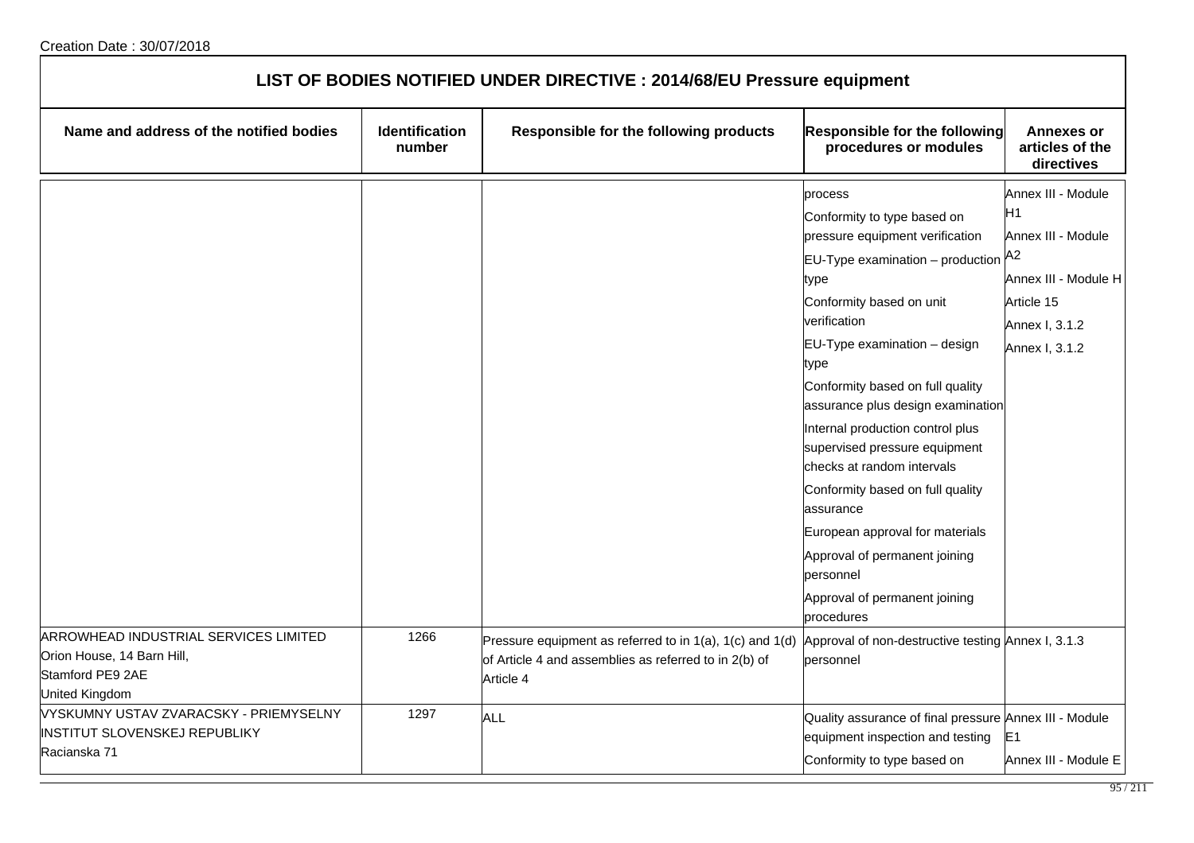Creation Date : 30/07/2018

## LIST OF BODIES NOTIFIED UNDER DIRECTIVE : 2014/68/EU Pressure equipment

| Name and address of the notified bodies | Identification number | Responsible for the following products | Responsible for the following procedures or modules | Annexes or articles of the directives |
|---|---|---|---|---|
| | | | process<br>Conformity to type based on pressure equipment verification<br>EU-Type examination – production type<br>Conformity based on unit verification<br>EU-Type examination – design type<br>Conformity based on full quality assurance plus design examination<br>Internal production control plus supervised pressure equipment checks at random intervals<br>Conformity based on full quality assurance<br>European approval for materials<br>Approval of permanent joining personnel<br>Approval of permanent joining procedures | Annex III - Module H1<br>Annex III - Module A2<br>Annex III - Module H<br>Article 15<br>Annex I, 3.1.2<br>Annex I, 3.1.2 |
| ARROWHEAD INDUSTRIAL SERVICES LIMITED<br>Orion House, 14 Barn Hill,<br>Stamford PE9 2AE<br>United Kingdom | 1266 | Pressure equipment as referred to in 1(a), 1(c) and 1(d) of Article 4 and assemblies as referred to in 2(b) of Article 4 | Approval of non-destructive testing personnel | Annex I, 3.1.3 |
| VYSKUMNY USTAV ZVARACSKY - PRIEMYSELNY INSTITUT SLOVENSKEJ REPUBLIKY<br>Racianska 71 | 1297 | ALL | Quality assurance of final pressure equipment inspection and testing<br>Conformity to type based on | Annex III - Module E1<br>Annex III - Module E |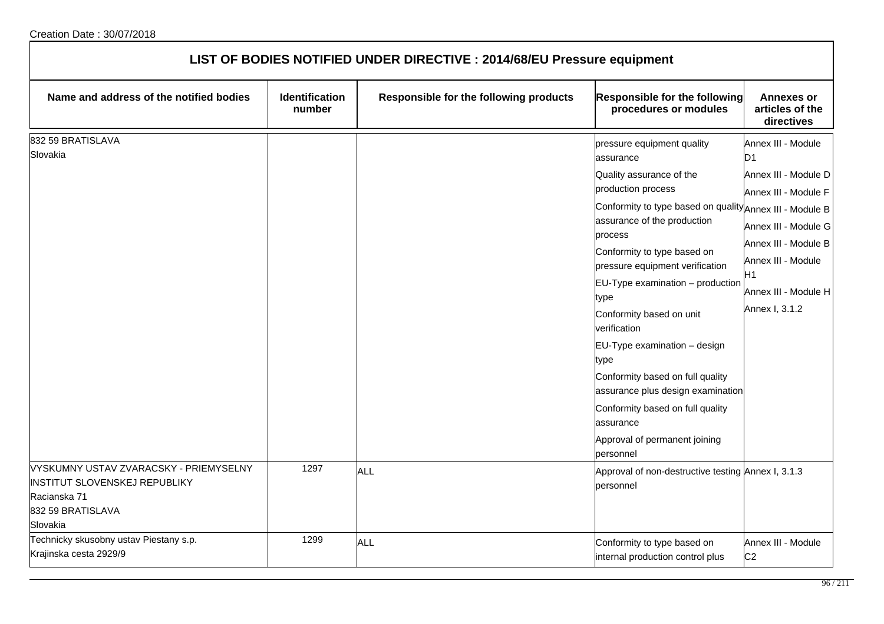Creation Date : 30/07/2018

## LIST OF BODIES NOTIFIED UNDER DIRECTIVE : 2014/68/EU Pressure equipment

| Name and address of the notified bodies | Identification number | Responsible for the following products | Responsible for the following procedures or modules | Annexes or articles of the directives |
|---|---|---|---|---|
| 832 59 BRATISLAVA<br>Slovakia | | | pressure equipment quality assurance<br>Quality assurance of the production process<br>Conformity to type based on quality assurance of the production process<br>Conformity to type based on pressure equipment verification<br>EU-Type examination – production type<br>Conformity based on unit verification<br>EU-Type examination – design type<br>Conformity based on full quality assurance plus design examination<br>Conformity based on full quality assurance<br>Approval of permanent joining personnel | Annex III - Module D1<br>Annex III - Module D<br>Annex III - Module F<br>Annex III - Module B<br>Annex III - Module G<br>Annex III - Module B<br>Annex III - Module H1<br>Annex III - Module H<br>Annex I, 3.1.2 |
| VYSKUMNY USTAV ZVARACSKY - PRIEMYSELNY INSTITUT SLOVENSKEJ REPUBLIKY<br>Racianska 71<br>832 59 BRATISLAVA<br>Slovakia | 1297 | ALL | Approval of non-destructive testing personnel | Annex I, 3.1.3 |
| Technicky skusobny ustav Piestany s.p.<br>Krajinska cesta 2929/9 | 1299 | ALL | Conformity to type based on internal production control plus | Annex III - Module C2 |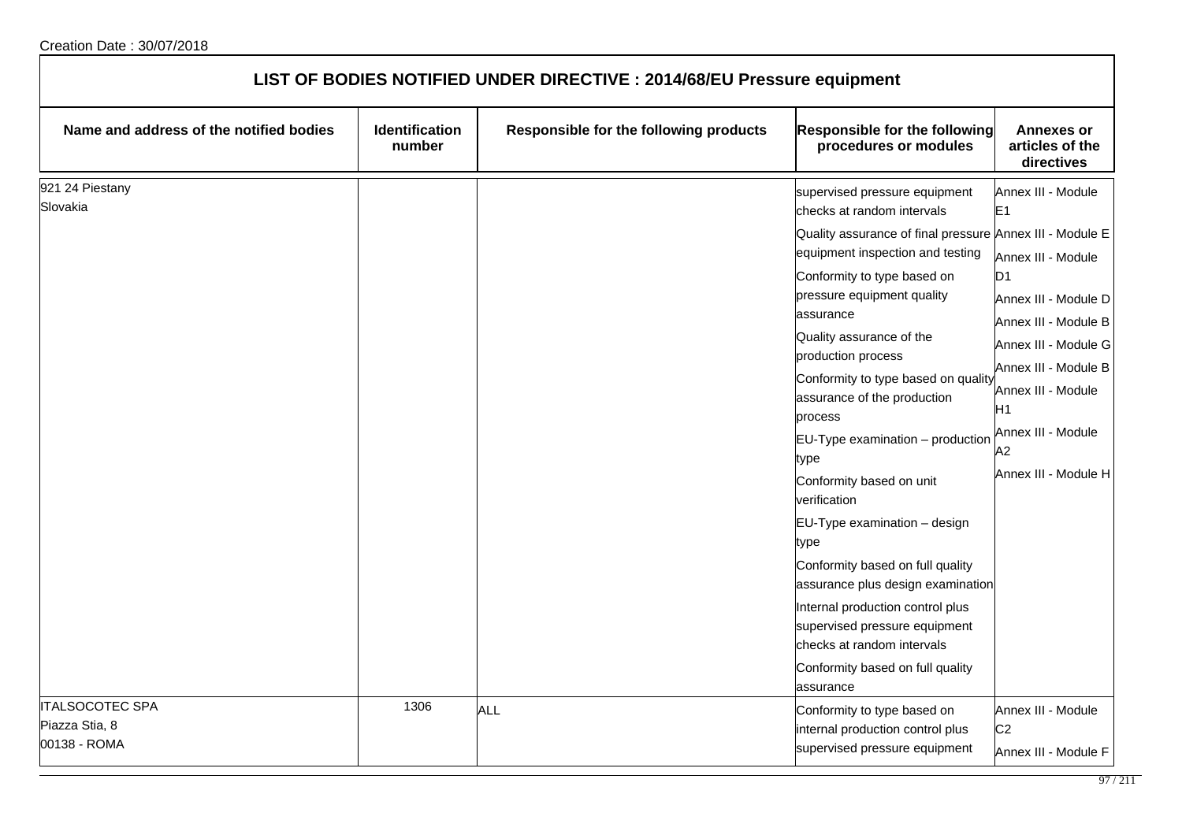Creation Date : 30/07/2018

## LIST OF BODIES NOTIFIED UNDER DIRECTIVE : 2014/68/EU Pressure equipment

| Name and address of the notified bodies | Identification number | Responsible for the following products | Responsible for the following procedures or modules | Annexes or articles of the directives |
|---|---|---|---|---|
| 921 24 Piestany<br>Slovakia | | | supervised pressure equipment checks at random intervals<br>Quality assurance of final pressure equipment inspection and testing<br>Conformity to type based on pressure equipment quality assurance<br>Quality assurance of the production process<br>Conformity to type based on quality assurance of the production process<br>EU-Type examination – production type<br>Conformity based on unit verification<br>EU-Type examination – design type<br>Conformity based on full quality assurance plus design examination<br>Internal production control plus supervised pressure equipment checks at random intervals<br>Conformity based on full quality assurance | Annex III - Module E1<br>Annex III - Module E<br>Annex III - Module D1<br>Annex III - Module D<br>Annex III - Module B<br>Annex III - Module G<br>Annex III - Module B<br>Annex III - Module H1<br>Annex III - Module A2<br>Annex III - Module H |
| ITALSOCOTEC SPA<br>Piazza Stia, 8<br>00138 - ROMA | 1306 | ALL | Conformity to type based on internal production control plus supervised pressure equipment | Annex III - Module C2<br>Annex III - Module F |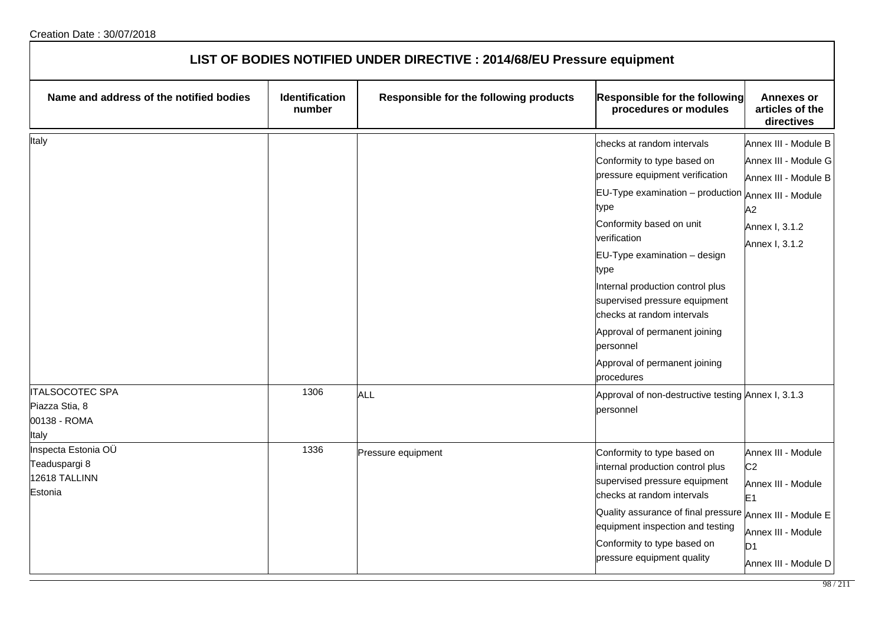Creation Date : 30/07/2018

## LIST OF BODIES NOTIFIED UNDER DIRECTIVE : 2014/68/EU Pressure equipment

| Name and address of the notified bodies | Identification number | Responsible for the following products | Responsible for the following procedures or modules | Annexes or articles of the directives |
|---|---|---|---|---|
| Italy | | | checks at random intervals<br>Conformity to type based on pressure equipment verification<br>EU-Type examination – production type<br>Conformity based on unit verification<br>EU-Type examination – design type<br>Internal production control plus supervised pressure equipment checks at random intervals<br>Approval of permanent joining personnel<br>Approval of permanent joining procedures | Annex III - Module B<br>Annex III - Module G<br>Annex III - Module B<br>Annex III - Module A2<br>Annex I, 3.1.2<br>Annex I, 3.1.2 |
| ITALSOCOTEC SPA<br>Piazza Stia, 8<br>00138 - ROMA<br>Italy | 1306 | ALL | Approval of non-destructive testing personnel | Annex I, 3.1.3 |
| Inspecta Estonia OÜ<br>Teaduspargi 8<br>12618 TALLINN<br>Estonia | 1336 | Pressure equipment | Conformity to type based on internal production control plus supervised pressure equipment checks at random intervals<br>Quality assurance of final pressure equipment inspection and testing<br>Conformity to type based on pressure equipment quality | Annex III - Module C2<br>Annex III - Module E1<br>Annex III - Module E<br>Annex III - Module D1<br>Annex III - Module D |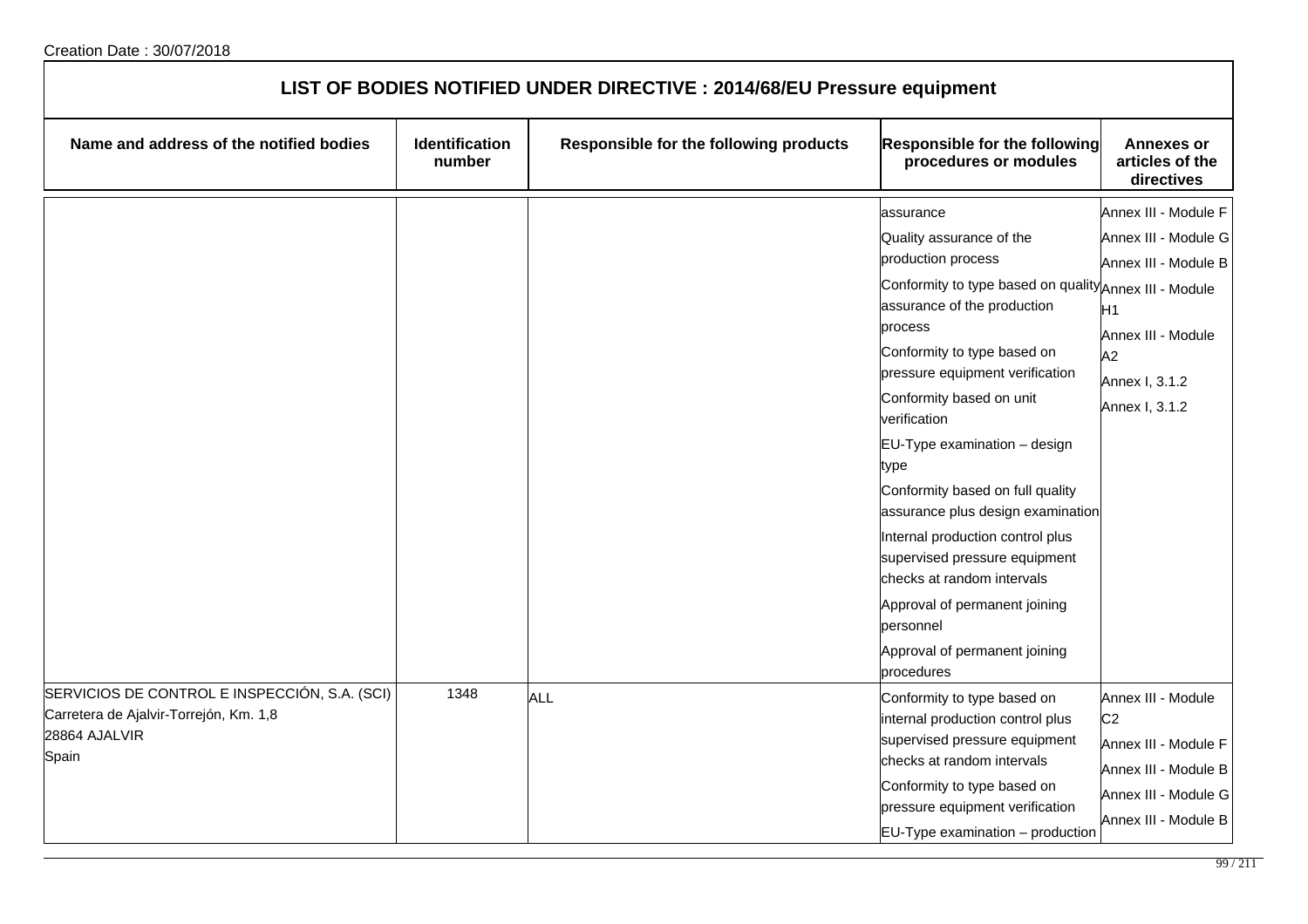Creation Date : 30/07/2018

## LIST OF BODIES NOTIFIED UNDER DIRECTIVE : 2014/68/EU Pressure equipment

| Name and address of the notified bodies | Identification number | Responsible for the following products | Responsible for the following procedures or modules | Annexes or articles of the directives |
|---|---|---|---|---|
| | | | assurance<br>Quality assurance of the production process<br>Conformity to type based on quality assurance of the production process<br>Conformity to type based on pressure equipment verification<br>Conformity based on unit verification<br>EU-Type examination – design type<br>Conformity based on full quality assurance plus design examination<br>Internal production control plus supervised pressure equipment checks at random intervals<br>Approval of permanent joining personnel<br>Approval of permanent joining procedures | Annex III - Module F<br>Annex III - Module G<br>Annex III - Module B<br>Annex III - Module H1<br>Annex III - Module A2<br>Annex I, 3.1.2<br>Annex I, 3.1.2 |
| SERVICIOS DE CONTROL E INSPECCIÓN, S.A. (SCI)<br>Carretera de Ajalvir-Torrejón, Km. 1,8<br>28864 AJALVIR<br>Spain | 1348 | ALL | Conformity to type based on internal production control plus supervised pressure equipment checks at random intervals<br>Conformity to type based on pressure equipment verification<br>EU-Type examination – production | Annex III - Module C2<br>Annex III - Module F<br>Annex III - Module B<br>Annex III - Module G<br>Annex III - Module B |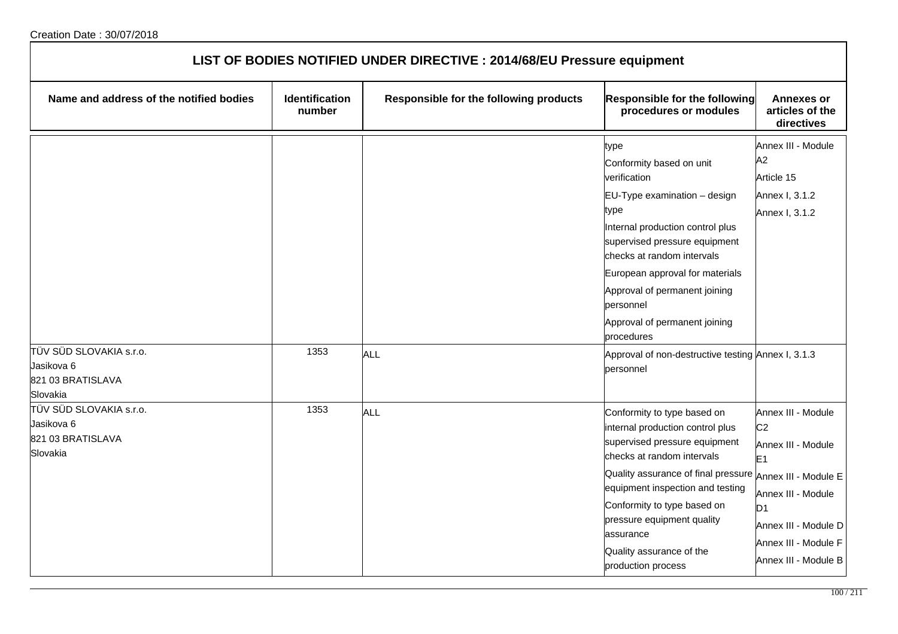Creation Date : 30/07/2018

# LIST OF BODIES NOTIFIED UNDER DIRECTIVE : 2014/68/EU Pressure equipment

| Name and address of the notified bodies | Identification number | Responsible for the following products | Responsible for the following procedures or modules | Annexes or articles of the directives |
|---|---|---|---|---|
| | | | type<br>Conformity based on unit verification<br>EU-Type examination – design type<br>Internal production control plus supervised pressure equipment checks at random intervals<br>European approval for materials<br>Approval of permanent joining personnel<br>Approval of permanent joining procedures | Annex III - Module A2<br>Article 15<br>Annex I, 3.1.2<br>Annex I, 3.1.2 |
| TÜV SÜD SLOVAKIA s.r.o.<br>Jasikova 6<br>821 03 BRATISLAVA<br>Slovakia | 1353 | ALL | Approval of non-destructive testing personnel | Annex I, 3.1.3 |
| TÜV SÜD SLOVAKIA s.r.o.<br>Jasikova 6<br>821 03 BRATISLAVA<br>Slovakia | 1353 | ALL | Conformity to type based on internal production control plus supervised pressure equipment checks at random intervals<br>Quality assurance of final pressure equipment inspection and testing<br>Conformity to type based on pressure equipment quality assurance<br>Quality assurance of the production process | Annex III - Module C2<br>Annex III - Module E1<br>Annex III - Module E<br>Annex III - Module D1<br>Annex III - Module D<br>Annex III - Module F<br>Annex III - Module B |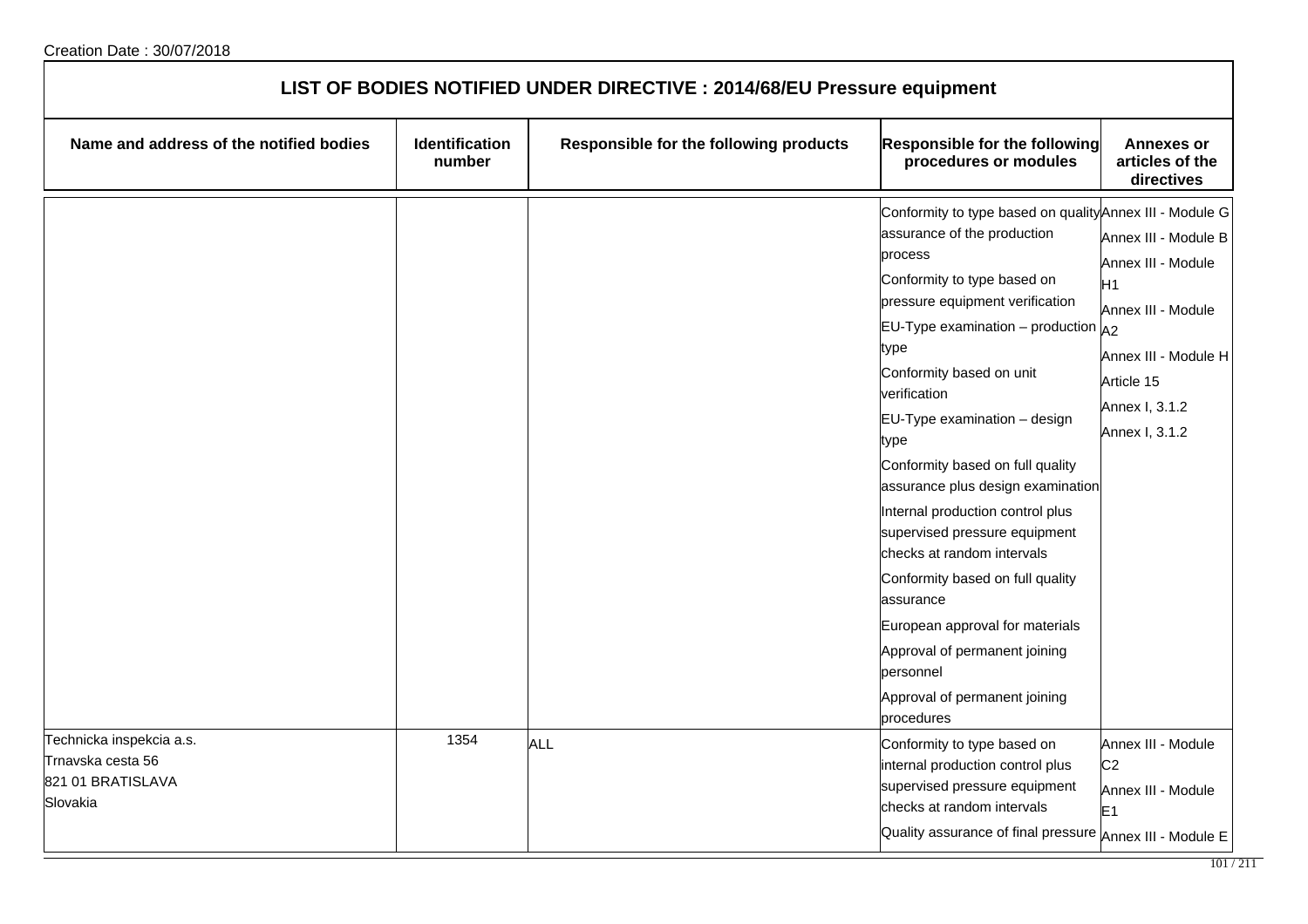Creation Date : 30/07/2018

## LIST OF BODIES NOTIFIED UNDER DIRECTIVE : 2014/68/EU Pressure equipment

| Name and address of the notified bodies | Identification number | Responsible for the following products | Responsible for the following procedures or modules | Annexes or articles of the directives |
|---|---|---|---|---|
| | | | Conformity to type based on quality assurance of the production process<br>Conformity to type based on pressure equipment verification<br>EU-Type examination – production type<br>Conformity based on unit verification<br>EU-Type examination – design type<br>Conformity based on full quality assurance plus design examination<br>Internal production control plus supervised pressure equipment checks at random intervals<br>Conformity based on full quality assurance<br>European approval for materials<br>Approval of permanent joining personnel<br>Approval of permanent joining procedures | Annex III - Module G<br>Annex III - Module B<br>Annex III - Module H1<br>Annex III - Module A2<br>Annex III - Module H<br>Article 15<br>Annex I, 3.1.2<br>Annex I, 3.1.2 |
| Technicka inspekcia a.s.<br>Trnavska cesta 56<br>821 01 BRATISLAVA<br>Slovakia | 1354 | ALL | Conformity to type based on internal production control plus supervised pressure equipment checks at random intervals<br>Quality assurance of final pressure | Annex III - Module C2<br>Annex III - Module E1<br>Annex III - Module E |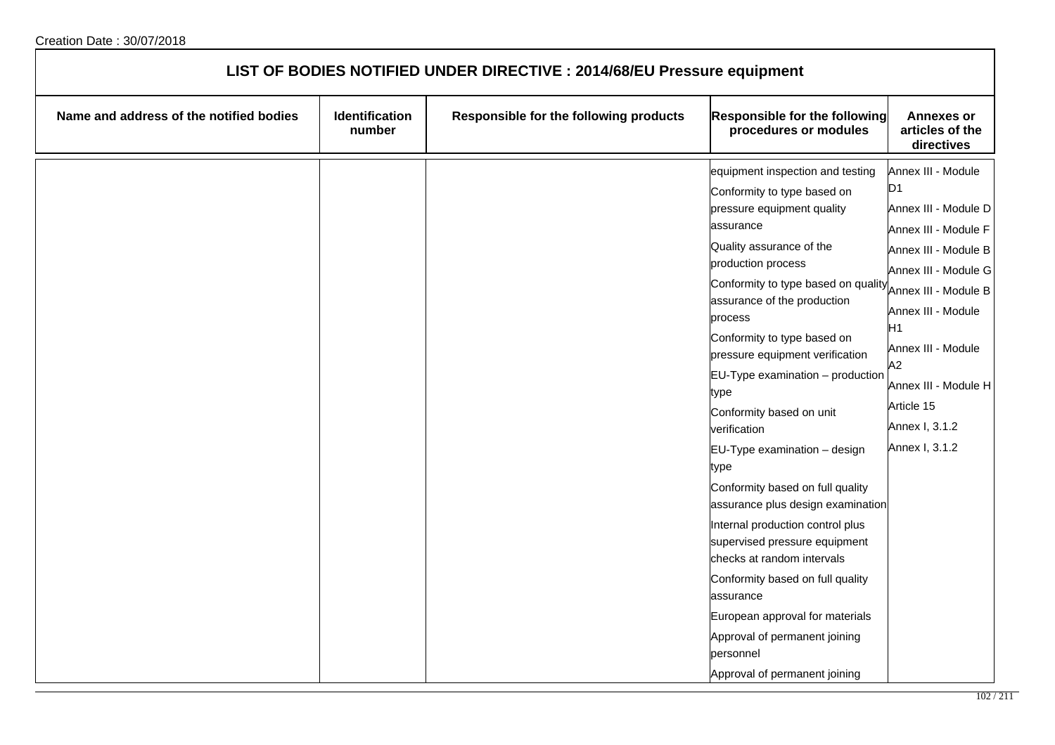## LIST OF BODIES NOTIFIED UNDER DIRECTIVE : 2014/68/EU Pressure equipment

| Name and address of the notified bodies | Identification number | Responsible for the following products | Responsible for the following procedures or modules | Annexes or articles of the directives |
|---|---|---|---|---|
| | | | equipment inspection and testing<br>Conformity to type based on pressure equipment quality assurance<br>Quality assurance of the production process<br>Conformity to type based on quality assurance of the production process<br>Conformity to type based on pressure equipment verification<br>EU-Type examination – production type<br>Conformity based on unit verification<br>EU-Type examination – design type<br>Conformity based on full quality assurance plus design examination<br>Internal production control plus supervised pressure equipment checks at random intervals<br>Conformity based on full quality assurance<br>European approval for materials<br>Approval of permanent joining personnel<br>Approval of permanent joining | Annex III - Module D1<br>Annex III - Module D<br>Annex III - Module F<br>Annex III - Module B<br>Annex III - Module G<br>Annex III - Module B<br>Annex III - Module H1<br>Annex III - Module A2<br>Annex III - Module H<br>Article 15<br>Annex I, 3.1.2<br>Annex I, 3.1.2 |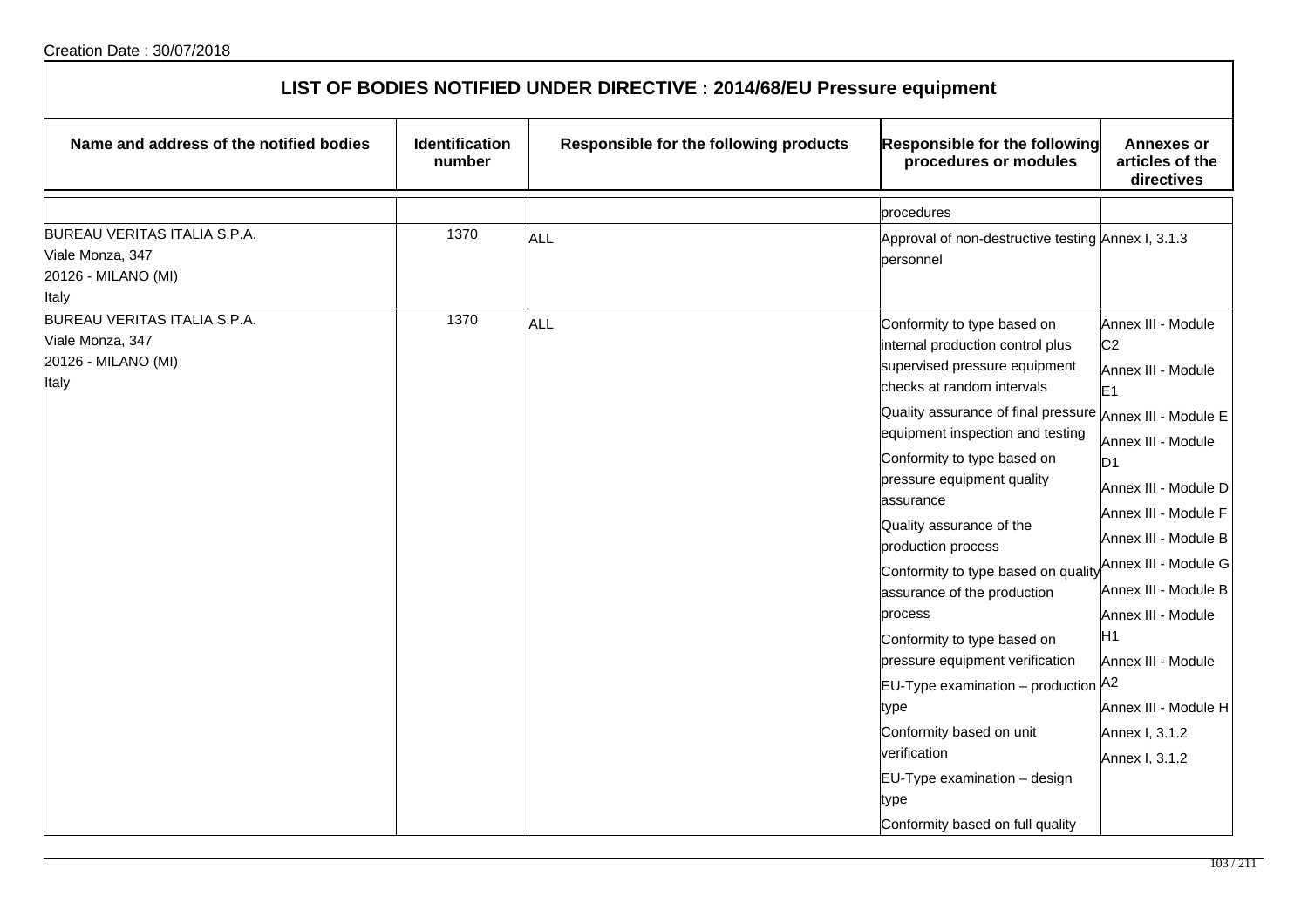Creation Date : 30/07/2018

## LIST OF BODIES NOTIFIED UNDER DIRECTIVE : 2014/68/EU Pressure equipment

| Name and address of the notified bodies | Identification number | Responsible for the following products | Responsible for the following procedures or modules | Annexes or articles of the directives |
|---|---|---|---|---|
| | | | procedures | |
| BUREAU VERITAS ITALIA S.P.A.<br>Viale Monza, 347<br>20126 - MILANO (MI)<br>Italy | 1370 | ALL | Approval of non-destructive testing personnel | Annex I, 3.1.3 |
| BUREAU VERITAS ITALIA S.P.A.<br>Viale Monza, 347<br>20126 - MILANO (MI)<br>Italy | 1370 | ALL | Conformity to type based on internal production control plus supervised pressure equipment checks at random intervals<br>Quality assurance of final pressure equipment inspection and testing<br>Conformity to type based on pressure equipment quality assurance<br>Quality assurance of the production process<br>Conformity to type based on quality assurance of the production process<br>Conformity to type based on pressure equipment verification<br>EU-Type examination – production type<br>Conformity based on unit verification<br>EU-Type examination – design type<br>Conformity based on full quality | Annex III - Module C2<br>Annex III - Module E1<br>Annex III - Module E<br>Annex III - Module D1<br>Annex III - Module D<br>Annex III - Module F<br>Annex III - Module B<br>Annex III - Module G<br>Annex III - Module B<br>Annex III - Module H1<br>Annex III - Module A2<br>Annex III - Module H<br>Annex I, 3.1.2<br>Annex I, 3.1.2 |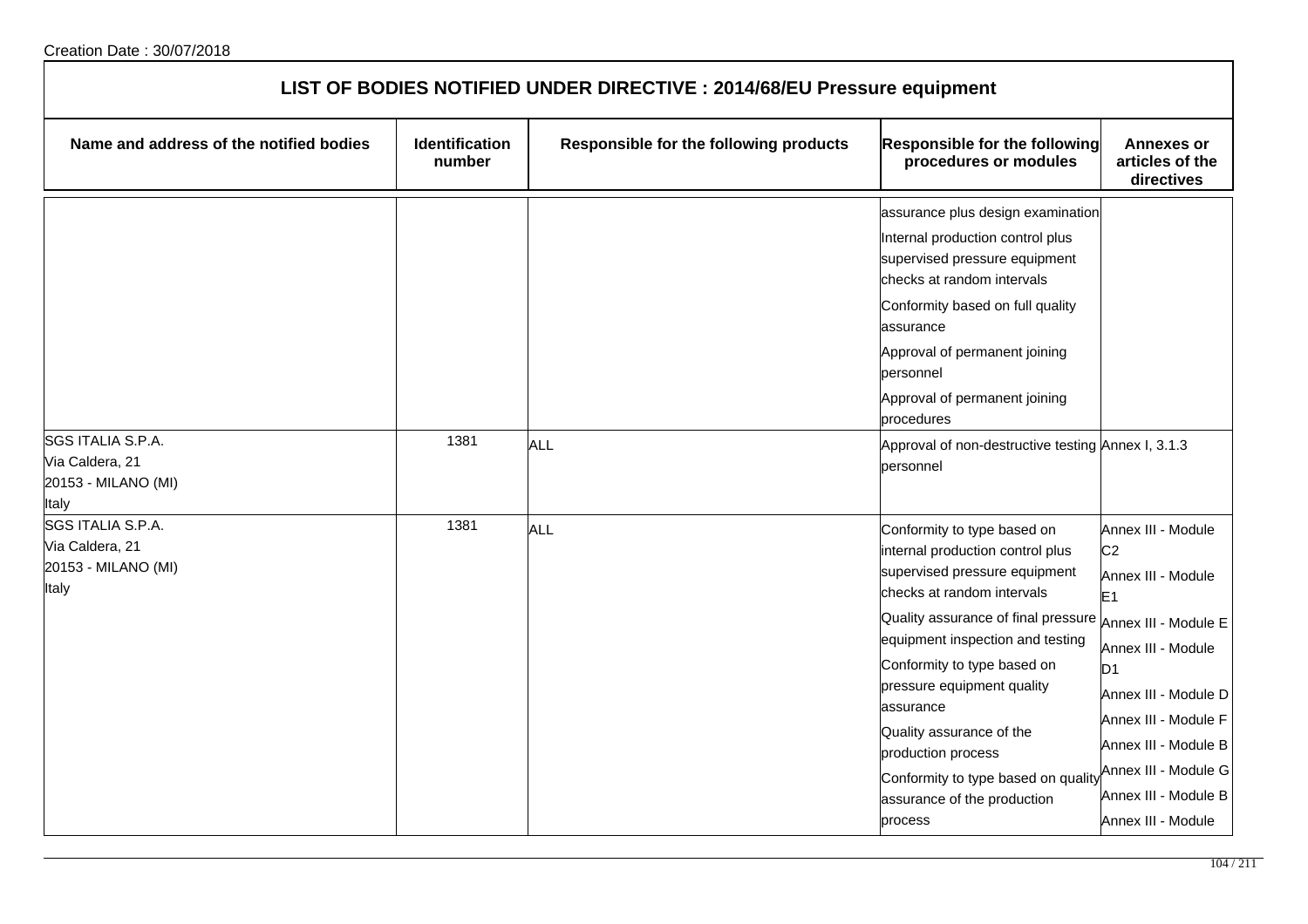Creation Date : 30/07/2018

# LIST OF BODIES NOTIFIED UNDER DIRECTIVE : 2014/68/EU Pressure equipment

| Name and address of the notified bodies | Identification number | Responsible for the following products | Responsible for the following procedures or modules | Annexes or articles of the directives |
|---|---|---|---|---|
| | | | assurance plus design examination<br>Internal production control plus supervised pressure equipment checks at random intervals<br>Conformity based on full quality assurance<br>Approval of permanent joining personnel<br>Approval of permanent joining procedures | |
| SGS ITALIA S.P.A.<br>Via Caldera, 21<br>20153 - MILANO (MI)<br>Italy | 1381 | ALL | Approval of non-destructive testing personnel | Annex I, 3.1.3 |
| SGS ITALIA S.P.A.<br>Via Caldera, 21<br>20153 - MILANO (MI)<br>Italy | 1381 | ALL | Conformity to type based on internal production control plus supervised pressure equipment checks at random intervals<br>Quality assurance of final pressure equipment inspection and testing<br>Conformity to type based on pressure equipment quality assurance<br>Quality assurance of the production process<br>Conformity to type based on quality assurance of the production process | Annex III - Module C2<br>Annex III - Module E1<br>Annex III - Module E<br>Annex III - Module D1<br>Annex III - Module D<br>Annex III - Module F<br>Annex III - Module B<br>Annex III - Module G<br>Annex III - Module B<br>Annex III - Module |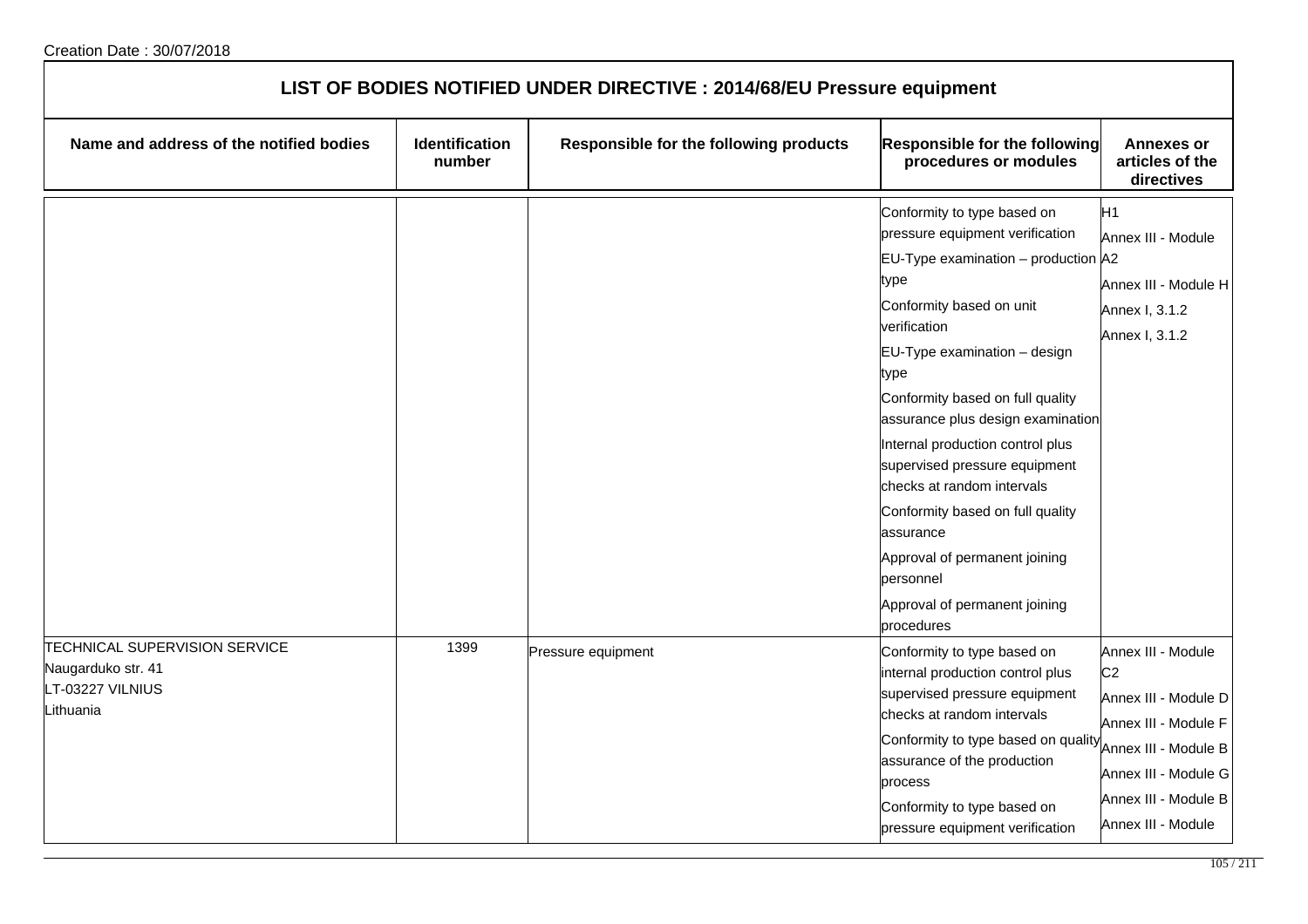Creation Date : 30/07/2018

# LIST OF BODIES NOTIFIED UNDER DIRECTIVE : 2014/68/EU Pressure equipment

| Name and address of the notified bodies | Identification number | Responsible for the following products | Responsible for the following procedures or modules | Annexes or articles of the directives |
|---|---|---|---|---|
| | | | Conformity to type based on pressure equipment verification<br>EU-Type examination – production type<br>Conformity based on unit verification<br>EU-Type examination – design type<br>Conformity based on full quality assurance plus design examination<br>Internal production control plus supervised pressure equipment checks at random intervals<br>Conformity based on full quality assurance<br>Approval of permanent joining personnel<br>Approval of permanent joining procedures | H1<br>Annex III - Module A2<br>Annex III - Module H<br>Annex I, 3.1.2<br>Annex I, 3.1.2 |
| TECHNICAL SUPERVISION SERVICE<br>Naugarduko str. 41<br>LT-03227 VILNIUS<br>Lithuania | 1399 | Pressure equipment | Conformity to type based on internal production control plus supervised pressure equipment checks at random intervals<br>Conformity to type based on quality assurance of the production process<br>Conformity to type based on pressure equipment verification | Annex III - Module C2<br>Annex III - Module D<br>Annex III - Module F<br>Annex III - Module B<br>Annex III - Module G<br>Annex III - Module B<br>Annex III - Module |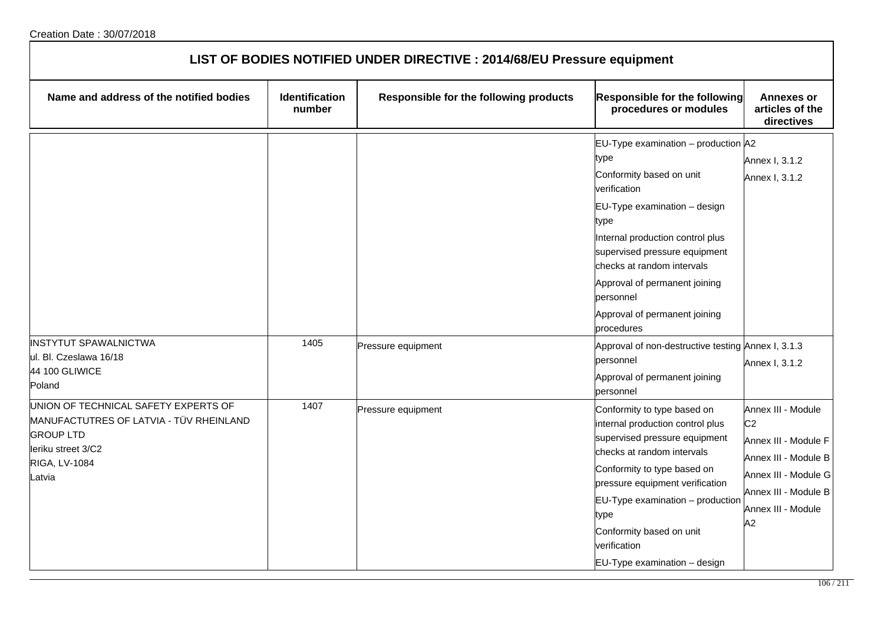Creation Date : 30/07/2018

## LIST OF BODIES NOTIFIED UNDER DIRECTIVE : 2014/68/EU Pressure equipment

| Name and address of the notified bodies | Identification number | Responsible for the following products | Responsible for the following procedures or modules | Annexes or articles of the directives |
|---|---|---|---|---|
| | | | EU-Type examination – production type<br>Conformity based on unit verification<br>EU-Type examination – design type<br>Internal production control plus supervised pressure equipment checks at random intervals<br>Approval of permanent joining personnel<br>Approval of permanent joining procedures | A2<br>Annex I, 3.1.2<br>Annex I, 3.1.2 |
| INSTYTUT SPAWALNICTWA<br>ul. Bl. Czeslawa 16/18<br>44 100 GLIWICE<br>Poland | 1405 | Pressure equipment | Approval of non-destructive testing personnel<br>Approval of permanent joining personnel | Annex I, 3.1.3<br>Annex I, 3.1.2 |
| UNION OF TECHNICAL SAFETY EXPERTS OF MANUFACTUTRES OF LATVIA - TÜV RHEINLAND GROUP LTD<br>Ieriku street 3/C2<br>RIGA, LV-1084<br>Latvia | 1407 | Pressure equipment | Conformity to type based on internal production control plus supervised pressure equipment checks at random intervals<br>Conformity to type based on pressure equipment verification<br>EU-Type examination – production type<br>Conformity based on unit verification<br>EU-Type examination – design | Annex III - Module C2<br>Annex III - Module F<br>Annex III - Module B<br>Annex III - Module G<br>Annex III - Module B<br>Annex III - Module A2 |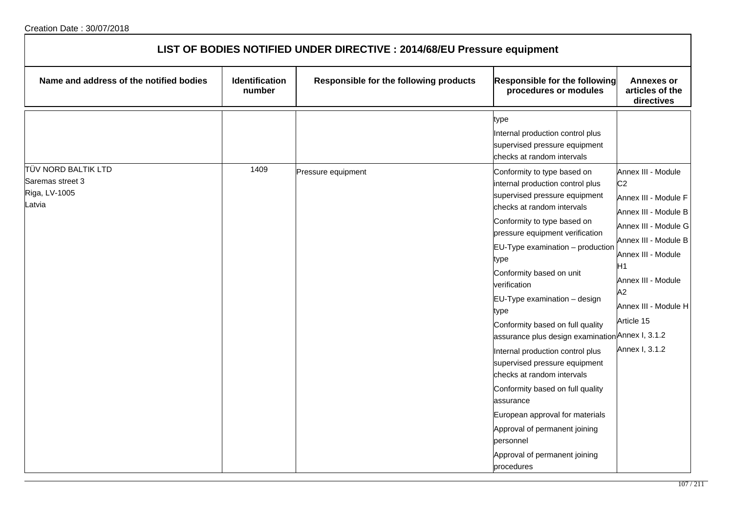Creation Date : 30/07/2018

## LIST OF BODIES NOTIFIED UNDER DIRECTIVE : 2014/68/EU Pressure equipment

| Name and address of the notified bodies | Identification number | Responsible for the following products | Responsible for the following procedures or modules | Annexes or articles of the directives |
|---|---|---|---|---|
| | | | type<br>Internal production control plus supervised pressure equipment checks at random intervals | |
| TÜV NORD BALTIK LTD<br>Saremas street 3<br>Riga, LV-1005<br>Latvia | 1409 | Pressure equipment | Conformity to type based on internal production control plus supervised pressure equipment checks at random intervals<br>Conformity to type based on pressure equipment verification<br>EU-Type examination – production type<br>Conformity based on unit verification<br>EU-Type examination – design type<br>Conformity based on full quality assurance plus design examination<br>Internal production control plus supervised pressure equipment checks at random intervals<br>Conformity based on full quality assurance<br>European approval for materials<br>Approval of permanent joining personnel<br>Approval of permanent joining procedures | Annex III - Module C2<br>Annex III - Module F<br>Annex III - Module B<br>Annex III - Module G<br>Annex III - Module B<br>Annex III - Module H1<br>Annex III - Module A2<br>Annex III - Module H<br>Article 15<br>Annex I, 3.1.2<br>Annex I, 3.1.2 |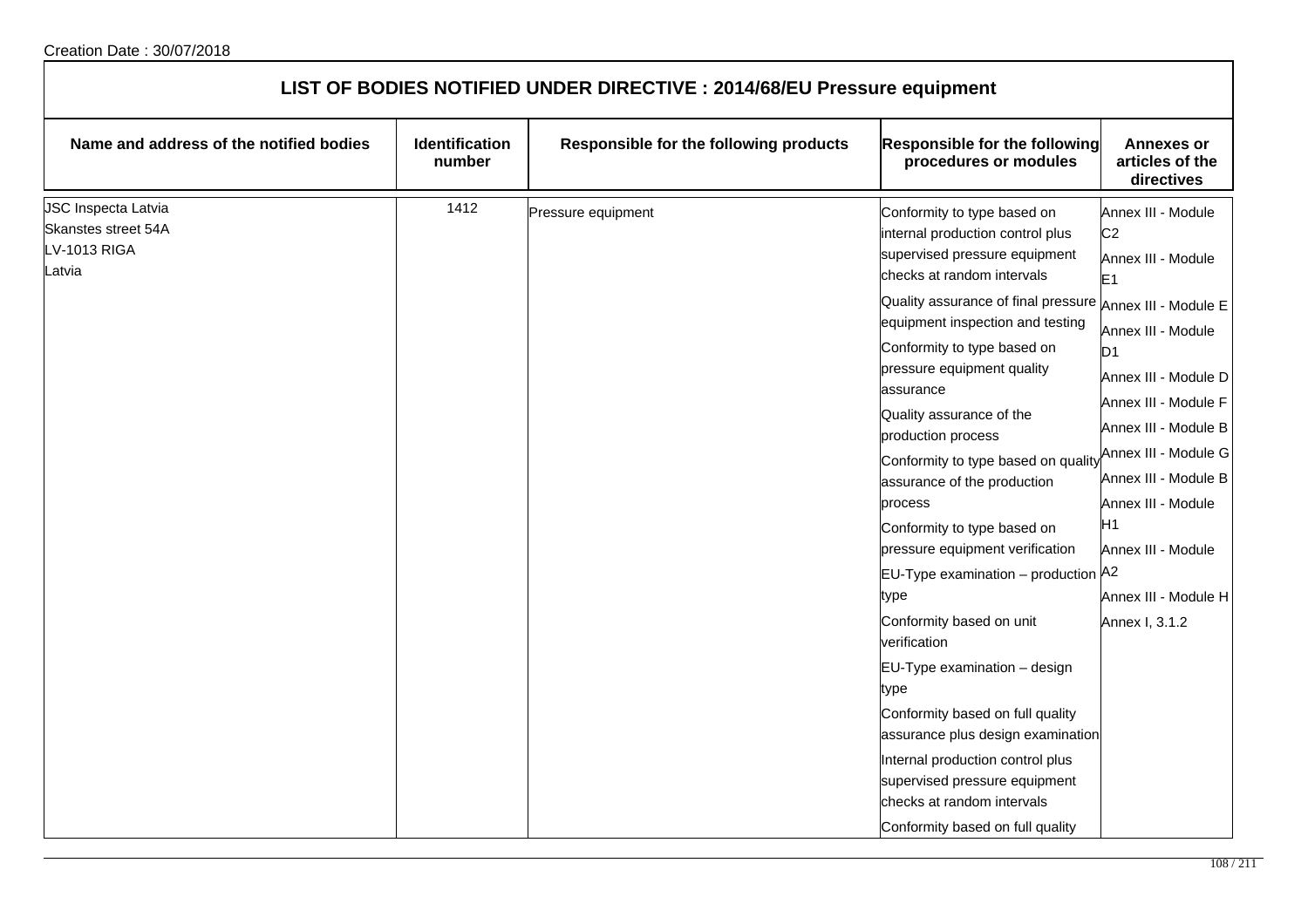Creation Date : 30/07/2018

| LIST OF BODIES NOTIFIED UNDER DIRECTIVE : 2014/68/EU Pressure equipment | | | | |
|---|---|---|---|---|
| **Name and address of the notified bodies** | **Identification number** | **Responsible for the following products** | **Responsible for the following procedures or modules** | **Annexes or articles of the directives** |
| JSC Inspecta Latvia<br>Skanstes street 54A<br>LV-1013 RIGA<br>Latvia | 1412 | Pressure equipment | Conformity to type based on internal production control plus supervised pressure equipment checks at random intervals<br>Quality assurance of final pressure equipment inspection and testing<br>Conformity to type based on pressure equipment quality assurance<br>Quality assurance of the production process<br>Conformity to type based on quality assurance of the production process<br>Conformity to type based on pressure equipment verification<br>EU-Type examination – production type<br>Conformity based on unit verification<br>EU-Type examination – design type<br>Conformity based on full quality assurance plus design examination<br>Internal production control plus supervised pressure equipment checks at random intervals<br>Conformity based on full quality | Annex III - Module C2<br>Annex III - Module E1<br>Annex III - Module E<br>Annex III - Module D1<br>Annex III - Module D<br>Annex III - Module F<br>Annex III - Module B<br>Annex III - Module G<br>Annex III - Module B<br>Annex III - Module H1<br>Annex III - Module A2<br>Annex III - Module H<br>Annex I, 3.1.2 |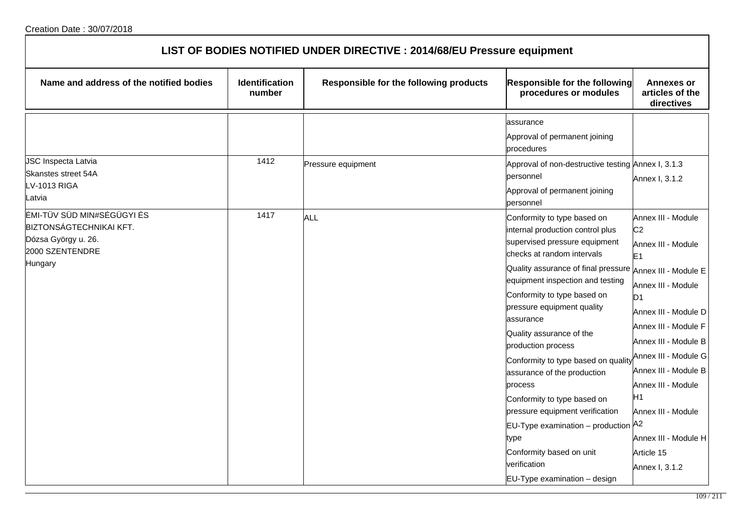Creation Date : 30/07/2018

# LIST OF BODIES NOTIFIED UNDER DIRECTIVE : 2014/68/EU Pressure equipment

| Name and address of the notified bodies | Identification number | Responsible for the following products | Responsible for the following procedures or modules | Annexes or articles of the directives |
|---|---|---|---|---|
| | | | assurance<br>Approval of permanent joining procedures | |
| JSC Inspecta Latvia<br>Skanstes street 54A<br>LV-1013 RIGA<br>Latvia | 1412 | Pressure equipment | Approval of non-destructive testing personnel<br>Approval of permanent joining personnel | Annex I, 3.1.3<br>Annex I, 3.1.2 |
| ÉMI-TÜV SÜD MIN#SÉGÜGYI ÉS BIZTONSÁGTECHNIKAI KFT.<br>Dózsa György u. 26.<br>2000 SZENTENDRE<br>Hungary | 1417 | ALL | Conformity to type based on internal production control plus supervised pressure equipment checks at random intervals<br>Quality assurance of final pressure equipment inspection and testing<br>Conformity to type based on pressure equipment quality assurance<br>Quality assurance of the production process<br>Conformity to type based on quality assurance of the production process<br>Conformity to type based on pressure equipment verification<br>EU-Type examination – production type<br>Conformity based on unit verification<br>EU-Type examination – design | Annex III - Module C2<br>Annex III - Module E1<br>Annex III - Module E<br>Annex III - Module D1<br>Annex III - Module D<br>Annex III - Module F<br>Annex III - Module B<br>Annex III - Module G<br>Annex III - Module B<br>Annex III - Module H1<br>Annex III - Module A2<br>Annex III - Module H<br>Article 15<br>Annex I, 3.1.2 |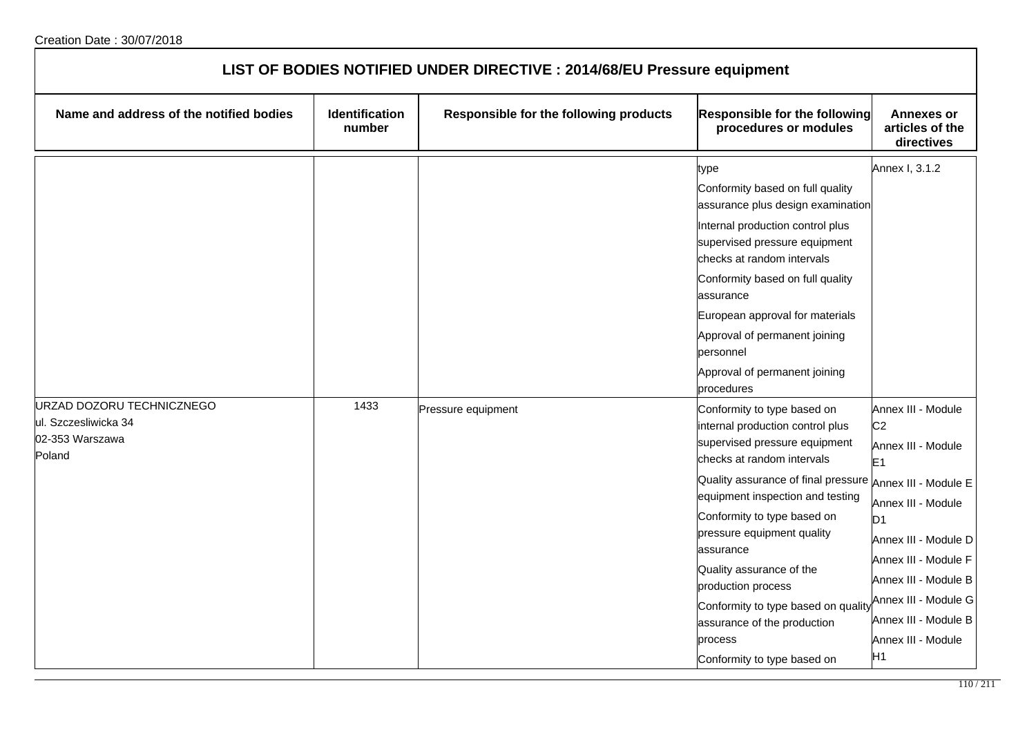Creation Date : 30/07/2018

## LIST OF BODIES NOTIFIED UNDER DIRECTIVE : 2014/68/EU Pressure equipment

| Name and address of the notified bodies | Identification number | Responsible for the following products | Responsible for the following procedures or modules | Annexes or articles of the directives |
|---|---|---|---|---|
| | | | type | Annex I, 3.1.2 |
| | | | Conformity based on full quality assurance plus design examination | |
| | | | Internal production control plus supervised pressure equipment checks at random intervals | |
| | | | Conformity based on full quality assurance | |
| | | | European approval for materials | |
| | | | Approval of permanent joining personnel | |
| | | | Approval of permanent joining procedures | |
| URZAD DOZORU TECHNICZNEGO<br>ul. Szczesliwicka 34<br>02-353 Warszawa<br>Poland | 1433 | Pressure equipment | Conformity to type based on internal production control plus supervised pressure equipment checks at random intervals | Annex III - Module C2 |
| | | | Quality assurance of final pressure equipment inspection and testing | Annex III - Module E1 |
| | | | Conformity to type based on pressure equipment quality assurance | Annex III - Module E |
| | | | Quality assurance of the production process | Annex III - Module D1 |
| | | | Conformity to type based on quality assurance of the production process | Annex III - Module D |
| | | | Conformity to type based on | Annex III - Module F |
| | | | | Annex III - Module B |
| | | | | Annex III - Module G |
| | | | | Annex III - Module B |
| | | | | Annex III - Module H1 |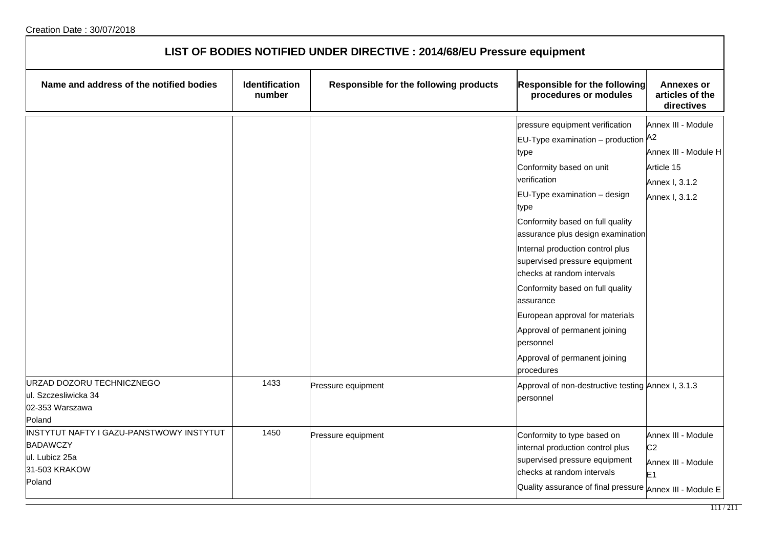Creation Date : 30/07/2018

## LIST OF BODIES NOTIFIED UNDER DIRECTIVE : 2014/68/EU Pressure equipment

| Name and address of the notified bodies | Identification number | Responsible for the following products | Responsible for the following procedures or modules | Annexes or articles of the directives |
|---|---|---|---|---|
| | | | pressure equipment verification<br>EU-Type examination – production type<br>Conformity based on unit verification<br>EU-Type examination – design type<br>Conformity based on full quality assurance plus design examination<br>Internal production control plus supervised pressure equipment checks at random intervals<br>Conformity based on full quality assurance<br>European approval for materials<br>Approval of permanent joining personnel<br>Approval of permanent joining procedures | Annex III - Module A2<br>Annex III - Module H<br>Article 15<br>Annex I, 3.1.2<br>Annex I, 3.1.2 |
| URZAD DOZORU TECHNICZNEGO<br>ul. Szczesliwicka 34<br>02-353 Warszawa<br>Poland | 1433 | Pressure equipment | Approval of non-destructive testing personnel | Annex I, 3.1.3 |
| INSTYTUT NAFTY I GAZU-PANSTWOWY INSTYTUT BADAWCZY<br>ul. Lubicz 25a<br>31-503 KRAKOW<br>Poland | 1450 | Pressure equipment | Conformity to type based on internal production control plus supervised pressure equipment checks at random intervals<br>Quality assurance of final pressure | Annex III - Module C2<br>Annex III - Module E1<br>Annex III - Module E |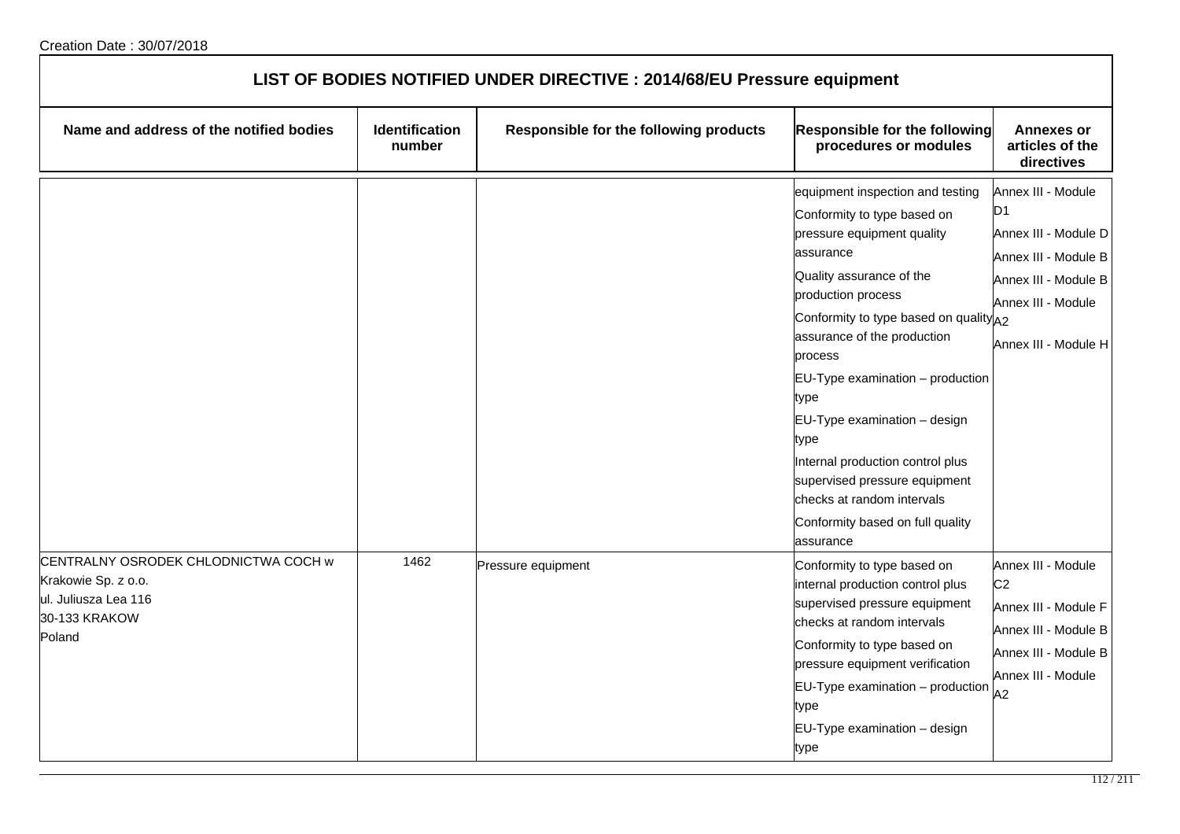Creation Date : 30/07/2018

| LIST OF BODIES NOTIFIED UNDER DIRECTIVE : 2014/68/EU Pressure equipment | | | | |
|---|---|---|---|---|
| **Name and address of the notified bodies** | **Identification number** | **Responsible for the following products** | **Responsible for the following procedures or modules** | **Annexes or articles of the directives** |
| | | | equipment inspection and testing<br>Conformity to type based on pressure equipment quality assurance<br>Quality assurance of the production process<br>Conformity to type based on quality assurance of the production process<br>EU-Type examination – production type<br>EU-Type examination – design type<br>Internal production control plus supervised pressure equipment checks at random intervals<br>Conformity based on full quality assurance | Annex III - Module D1<br>Annex III - Module D<br>Annex III - Module B<br>Annex III - Module B<br>Annex III - Module A2<br>Annex III - Module H |
| CENTRALNY OSRODEK CHLODNICTWA COCH w Krakowie Sp. z o.o.<br>ul. Juliusza Lea 116<br>30-133 KRAKOW<br>Poland | 1462 | Pressure equipment | Conformity to type based on internal production control plus supervised pressure equipment checks at random intervals<br>Conformity to type based on pressure equipment verification<br>EU-Type examination – production type<br>EU-Type examination – design type | Annex III - Module C2<br>Annex III - Module F<br>Annex III - Module B<br>Annex III - Module B<br>Annex III - Module A2 |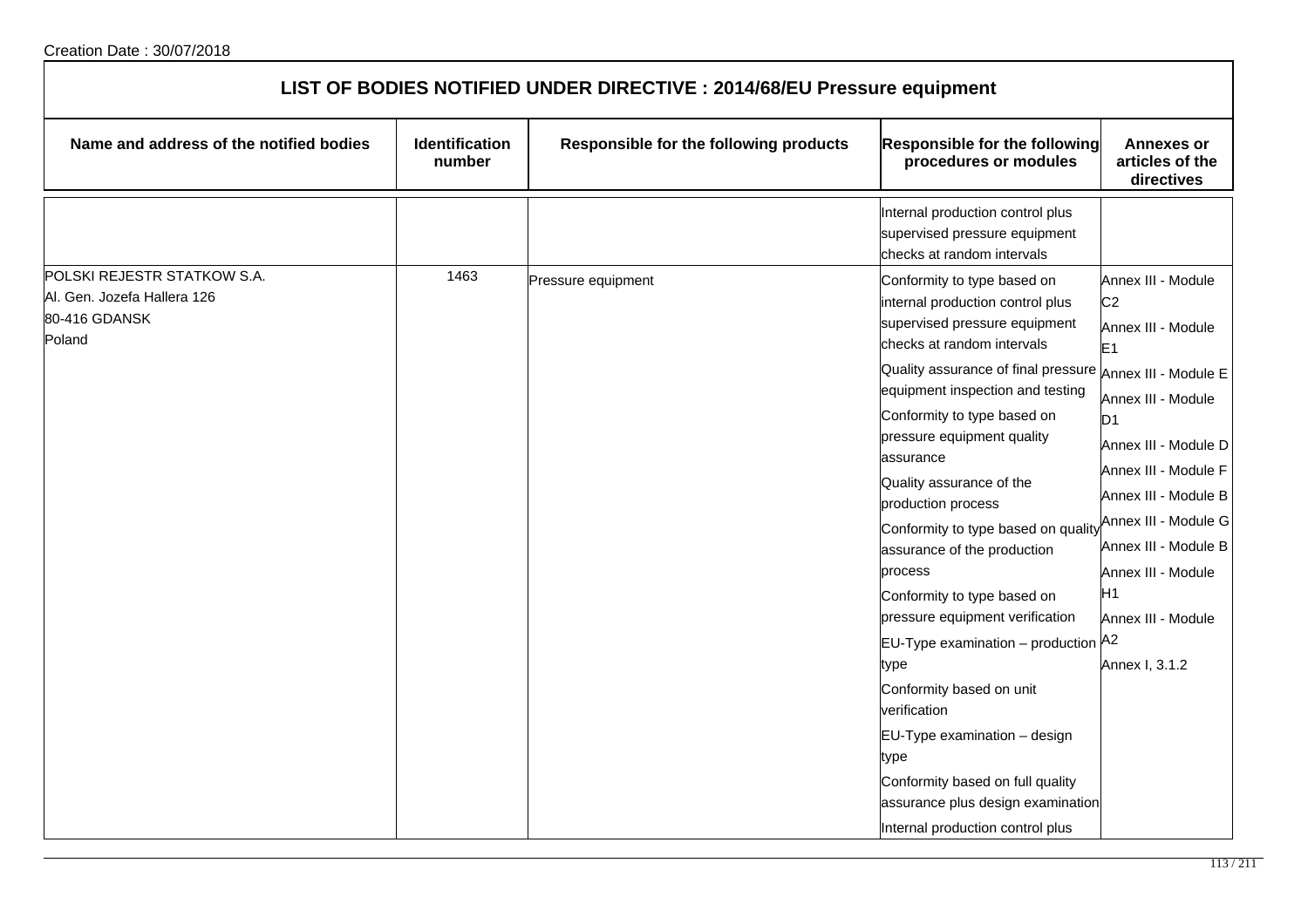Creation Date : 30/07/2018

## LIST OF BODIES NOTIFIED UNDER DIRECTIVE : 2014/68/EU Pressure equipment

| Name and address of the notified bodies | Identification number | Responsible for the following products | Responsible for the following procedures or modules | Annexes or articles of the directives |
|---|---|---|---|---|
| | | | Internal production control plus supervised pressure equipment checks at random intervals | |
| POLSKI REJESTR STATKOW S.A.<br>Al. Gen. Jozefa Hallera 126<br>80-416 GDANSK<br>Poland | 1463 | Pressure equipment | Conformity to type based on internal production control plus supervised pressure equipment checks at random intervals<br>Quality assurance of final pressure equipment inspection and testing<br>Conformity to type based on pressure equipment quality assurance<br>Quality assurance of the production process<br>Conformity to type based on quality assurance of the production process<br>Conformity to type based on pressure equipment verification<br>EU-Type examination – production type<br>Conformity based on unit verification<br>EU-Type examination – design type<br>Conformity based on full quality assurance plus design examination<br>Internal production control plus | Annex III - Module C2<br>Annex III - Module E1<br>Annex III - Module E<br>Annex III - Module D1<br>Annex III - Module D<br>Annex III - Module F<br>Annex III - Module B<br>Annex III - Module G<br>Annex III - Module B<br>Annex III - Module H1<br>Annex III - Module A2<br>Annex I, 3.1.2 |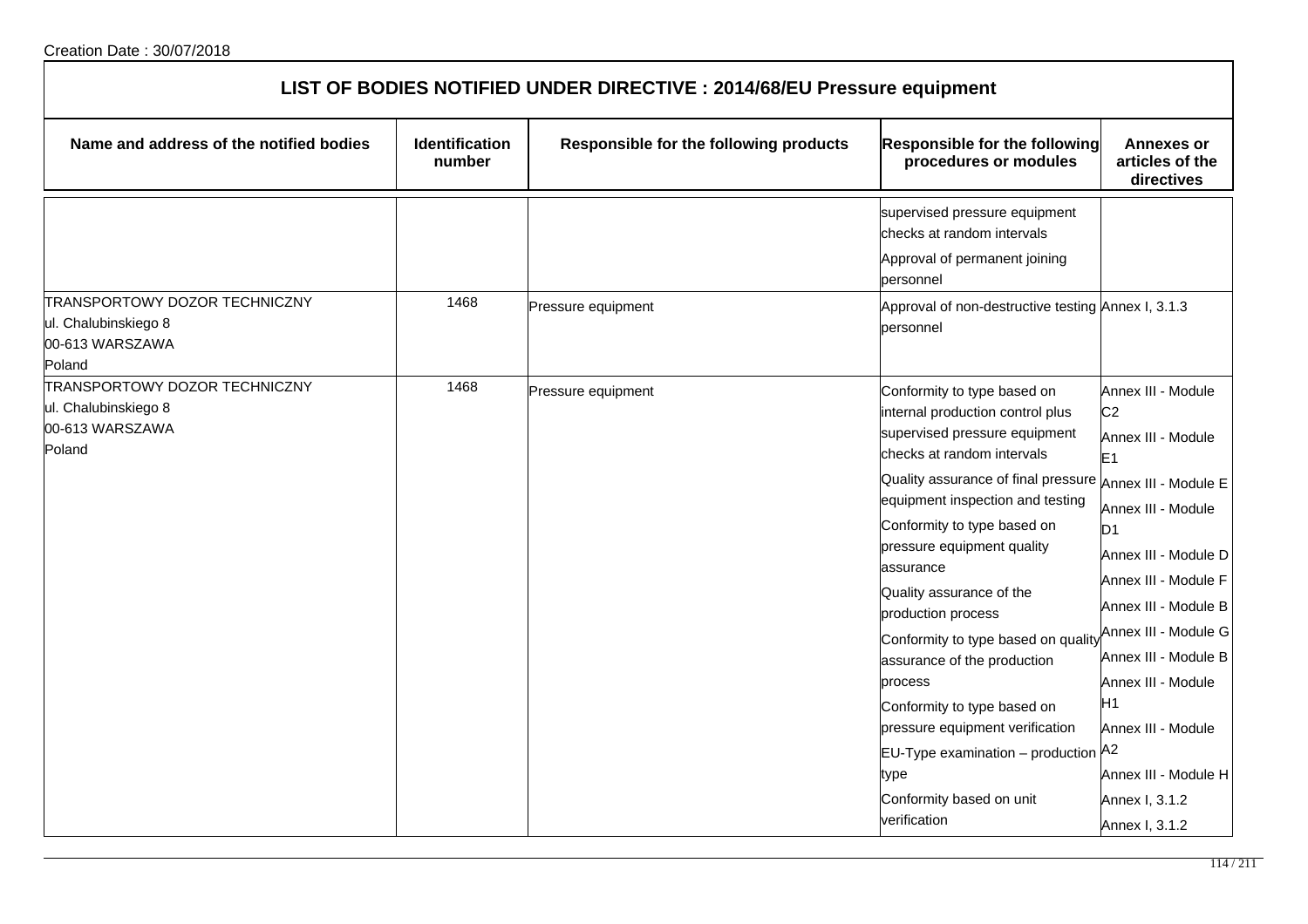Creation Date : 30/07/2018

# LIST OF BODIES NOTIFIED UNDER DIRECTIVE : 2014/68/EU Pressure equipment

| Name and address of the notified bodies | Identification number | Responsible for the following products | Responsible for the following procedures or modules | Annexes or articles of the directives |
|---|---|---|---|---|
| | | | supervised pressure equipment checks at random intervals<br>Approval of permanent joining personnel | |
| TRANSPORTOWY DOZOR TECHNICZNY<br>ul. Chalubinskiego 8<br>00-613 WARSZAWA<br>Poland | 1468 | Pressure equipment | Approval of non-destructive testing personnel | Annex I, 3.1.3 |
| TRANSPORTOWY DOZOR TECHNICZNY<br>ul. Chalubinskiego 8<br>00-613 WARSZAWA<br>Poland | 1468 | Pressure equipment | Conformity to type based on internal production control plus supervised pressure equipment checks at random intervals<br>Quality assurance of final pressure equipment inspection and testing<br>Conformity to type based on pressure equipment quality assurance<br>Quality assurance of the production process<br>Conformity to type based on quality assurance of the production process<br>Conformity to type based on pressure equipment verification<br>EU-Type examination – production type<br>Conformity based on unit verification | Annex III - Module C2<br>Annex III - Module E1<br>Annex III - Module E<br>Annex III - Module D1<br>Annex III - Module D<br>Annex III - Module F<br>Annex III - Module B<br>Annex III - Module G<br>Annex III - Module B<br>Annex III - Module H1<br>Annex III - Module A2<br>Annex III - Module H<br>Annex I, 3.1.2<br>Annex I, 3.1.2 |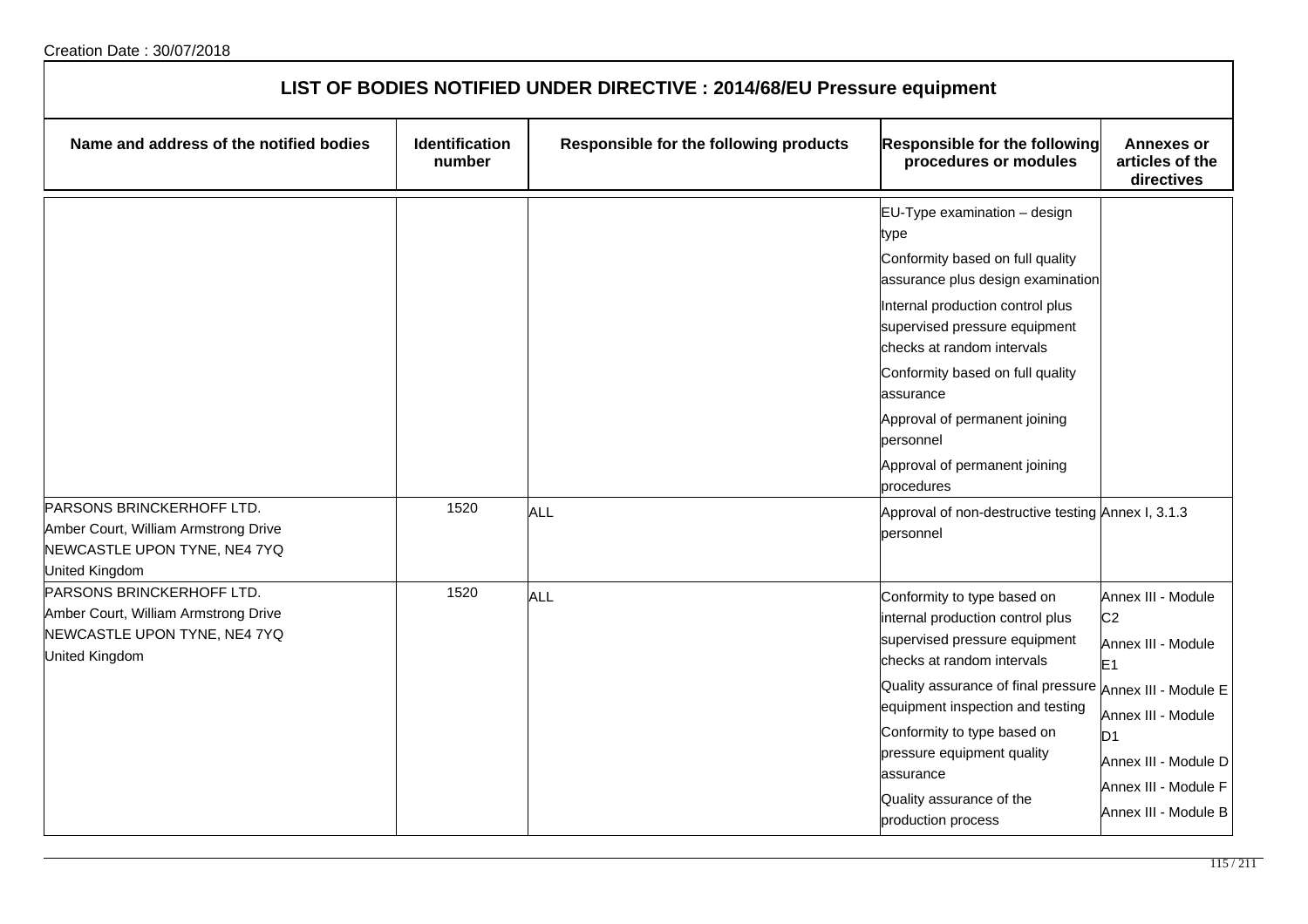Creation Date : 30/07/2018

## LIST OF BODIES NOTIFIED UNDER DIRECTIVE : 2014/68/EU Pressure equipment

| Name and address of the notified bodies | Identification number | Responsible for the following products | Responsible for the following procedures or modules | Annexes or articles of the directives |
|---|---|---|---|---|
| | | | EU-Type examination – design type<br>Conformity based on full quality assurance plus design examination<br>Internal production control plus supervised pressure equipment checks at random intervals<br>Conformity based on full quality assurance<br>Approval of permanent joining personnel<br>Approval of permanent joining procedures | |
| PARSONS BRINCKERHOFF LTD.<br>Amber Court, William Armstrong Drive<br>NEWCASTLE UPON TYNE, NE4 7YQ<br>United Kingdom | 1520 | ALL | Approval of non-destructive testing personnel | Annex I, 3.1.3 |
| PARSONS BRINCKERHOFF LTD.<br>Amber Court, William Armstrong Drive<br>NEWCASTLE UPON TYNE, NE4 7YQ<br>United Kingdom | 1520 | ALL | Conformity to type based on internal production control plus supervised pressure equipment checks at random intervals<br>Quality assurance of final pressure equipment inspection and testing<br>Conformity to type based on pressure equipment quality assurance<br>Quality assurance of the production process | Annex III - Module C2<br>Annex III - Module E1<br>Annex III - Module E<br>Annex III - Module D1<br>Annex III - Module D<br>Annex III - Module F<br>Annex III - Module B |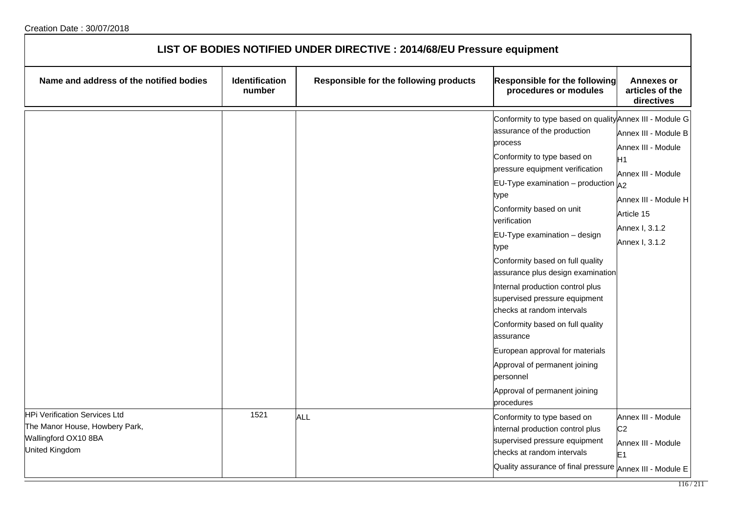Creation Date : 30/07/2018

# LIST OF BODIES NOTIFIED UNDER DIRECTIVE : 2014/68/EU Pressure equipment

| Name and address of the notified bodies | Identification number | Responsible for the following products | Responsible for the following procedures or modules | Annexes or articles of the directives |
|---|---|---|---|---|
| | | | Conformity to type based on quality assurance of the production process<br>Conformity to type based on pressure equipment verification<br>EU-Type examination – production type<br>Conformity based on unit verification<br>EU-Type examination – design type<br>Conformity based on full quality assurance plus design examination<br>Internal production control plus supervised pressure equipment checks at random intervals<br>Conformity based on full quality assurance<br>European approval for materials<br>Approval of permanent joining personnel<br>Approval of permanent joining procedures | Annex III - Module G<br>Annex III - Module B<br>Annex III - Module H1<br>Annex III - Module A2<br>Annex III - Module H<br>Article 15<br>Annex I, 3.1.2<br>Annex I, 3.1.2 |
| HPi Verification Services Ltd<br>The Manor House, Howbery Park,<br>Wallingford OX10 8BA<br>United Kingdom | 1521 | ALL | Conformity to type based on internal production control plus supervised pressure equipment checks at random intervals<br>Quality assurance of final pressure | Annex III - Module C2<br>Annex III - Module E1<br>Annex III - Module E |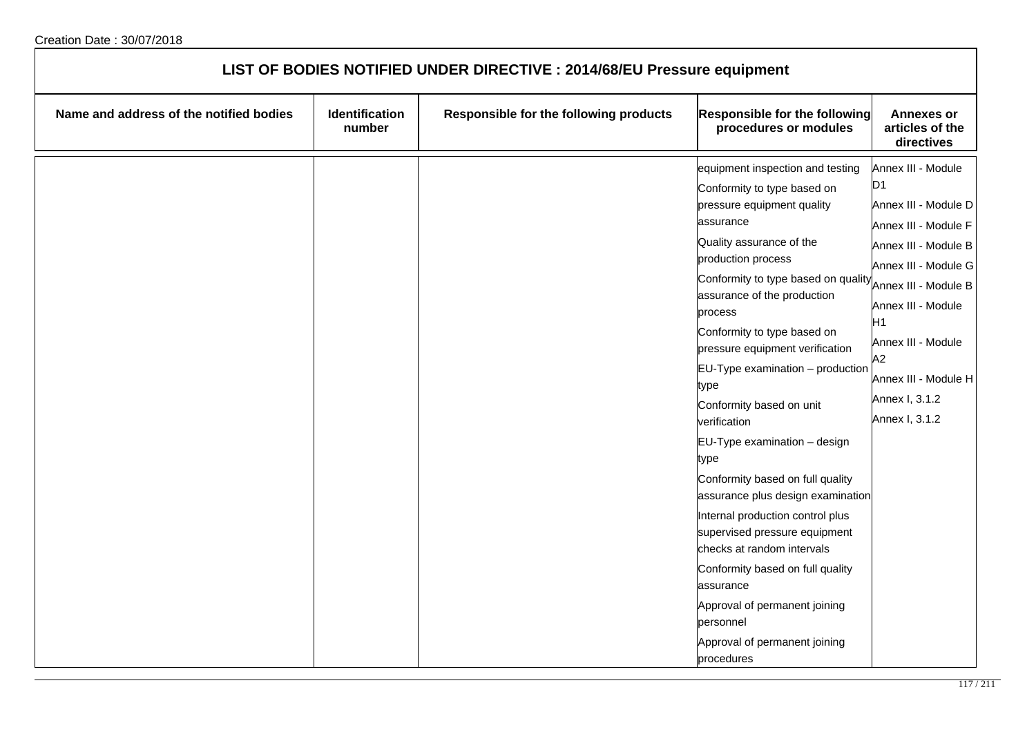Creation Date : 30/07/2018

## LIST OF BODIES NOTIFIED UNDER DIRECTIVE : 2014/68/EU Pressure equipment

| Name and address of the notified bodies | Identification number | Responsible for the following products | Responsible for the following procedures or modules | Annexes or articles of the directives |
|---|---|---|---|---|
| | | | equipment inspection and testing<br>Conformity to type based on pressure equipment quality assurance<br>Quality assurance of the production process<br>Conformity to type based on quality assurance of the production process<br>Conformity to type based on pressure equipment verification<br>EU-Type examination – production type<br>Conformity based on unit verification<br>EU-Type examination – design type<br>Conformity based on full quality assurance plus design examination<br>Internal production control plus supervised pressure equipment checks at random intervals<br>Conformity based on full quality assurance<br>Approval of permanent joining personnel<br>Approval of permanent joining procedures | Annex III - Module D1<br>Annex III - Module D<br>Annex III - Module F<br>Annex III - Module B<br>Annex III - Module G<br>Annex III - Module B<br>Annex III - Module H1<br>Annex III - Module A2<br>Annex III - Module H<br>Annex I, 3.1.2<br>Annex I, 3.1.2 |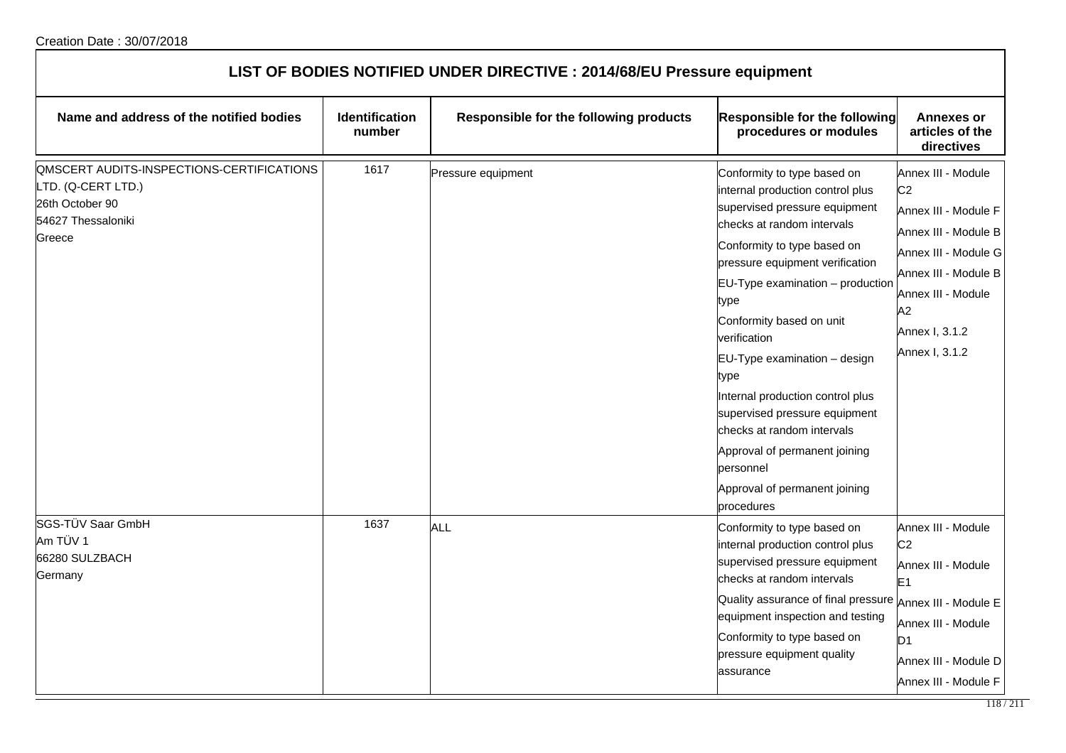Creation Date : 30/07/2018

# LIST OF BODIES NOTIFIED UNDER DIRECTIVE : 2014/68/EU Pressure equipment

| Name and address of the notified bodies | Identification number | Responsible for the following products | Responsible for the following procedures or modules | Annexes or articles of the directives |
|---|---|---|---|---|
| QMSCERT AUDITS-INSPECTIONS-CERTIFICATIONS LTD. (Q-CERT LTD.)<br>26th October 90<br>54627 Thessaloniki<br>Greece | 1617 | Pressure equipment | Conformity to type based on internal production control plus supervised pressure equipment checks at random intervals<br>Conformity to type based on pressure equipment verification<br>EU-Type examination – production type<br>Conformity based on unit verification<br>EU-Type examination – design type<br>Internal production control plus supervised pressure equipment checks at random intervals<br>Approval of permanent joining personnel<br>Approval of permanent joining procedures | Annex III - Module C2<br>Annex III - Module F<br>Annex III - Module B<br>Annex III - Module G<br>Annex III - Module B<br>Annex III - Module A2<br>Annex I, 3.1.2<br>Annex I, 3.1.2 |
| SGS-TÜV Saar GmbH<br>Am TÜV 1<br>66280 SULZBACH<br>Germany | 1637 | ALL | Conformity to type based on internal production control plus supervised pressure equipment checks at random intervals<br>Quality assurance of final pressure equipment inspection and testing<br>Conformity to type based on pressure equipment quality assurance | Annex III - Module C2<br>Annex III - Module E1<br>Annex III - Module E<br>Annex III - Module D1<br>Annex III - Module D<br>Annex III - Module F |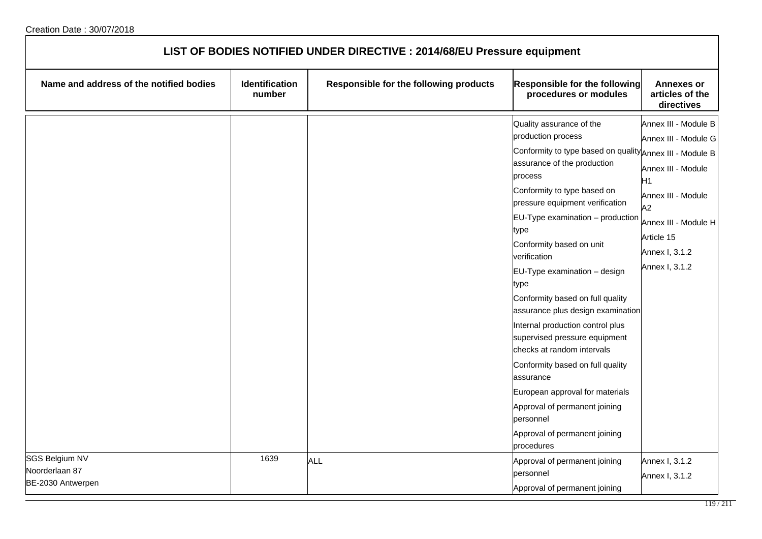Creation Date : 30/07/2018

## LIST OF BODIES NOTIFIED UNDER DIRECTIVE : 2014/68/EU Pressure equipment

| Name and address of the notified bodies | Identification number | Responsible for the following products | Responsible for the following procedures or modules | Annexes or articles of the directives |
|---|---|---|---|---|
| | | | Quality assurance of the production process<br>Conformity to type based on quality assurance of the production process<br>Conformity to type based on pressure equipment verification<br>EU-Type examination – production type<br>Conformity based on unit verification<br>EU-Type examination – design type<br>Conformity based on full quality assurance plus design examination<br>Internal production control plus supervised pressure equipment checks at random intervals<br>Conformity based on full quality assurance<br>European approval for materials<br>Approval of permanent joining personnel<br>Approval of permanent joining procedures | Annex III - Module B<br>Annex III - Module G<br>Annex III - Module B<br>Annex III - Module H1<br>Annex III - Module A2<br>Annex III - Module H<br>Article 15<br>Annex I, 3.1.2<br>Annex I, 3.1.2 |
| SGS Belgium NV<br>Noorderlaan 87<br>BE-2030 Antwerpen | 1639 | ALL | Approval of permanent joining personnel<br>Approval of permanent joining | Annex I, 3.1.2<br>Annex I, 3.1.2 |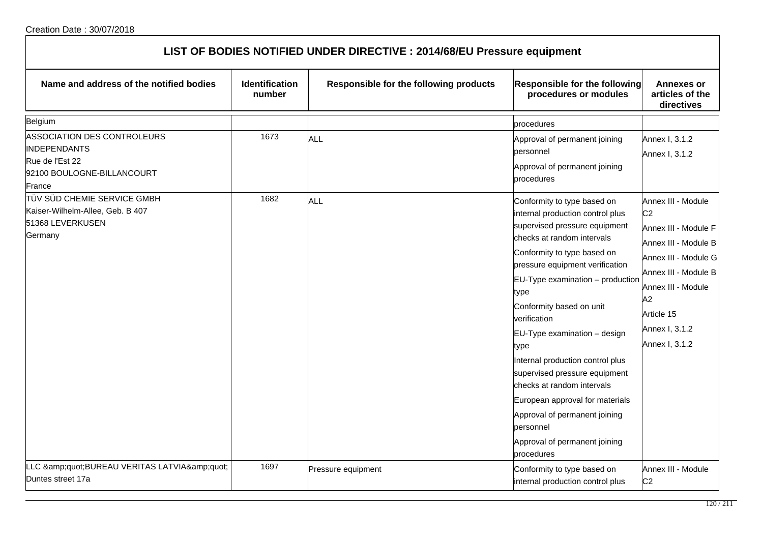Creation Date : 30/07/2018

## LIST OF BODIES NOTIFIED UNDER DIRECTIVE : 2014/68/EU Pressure equipment

| Name and address of the notified bodies | Identification number | Responsible for the following products | Responsible for the following procedures or modules | Annexes or articles of the directives |
|---|---|---|---|---|
| Belgium | | | procedures | |
| ASSOCIATION DES CONTROLEURS INDEPENDANTS<br>Rue de l'Est 22<br>92100 BOULOGNE-BILLANCOURT<br>France | 1673 | ALL | Approval of permanent joining personnel<br>Approval of permanent joining procedures | Annex I, 3.1.2<br>Annex I, 3.1.2 |
| TÜV SÜD CHEMIE SERVICE GMBH<br>Kaiser-Wilhelm-Allee, Geb. B 407<br>51368 LEVERKUSEN<br>Germany | 1682 | ALL | Conformity to type based on internal production control plus supervised pressure equipment checks at random intervals<br>Conformity to type based on pressure equipment verification<br>EU-Type examination – production type<br>Conformity based on unit verification<br>EU-Type examination – design type<br>Internal production control plus supervised pressure equipment checks at random intervals<br>European approval for materials<br>Approval of permanent joining personnel<br>Approval of permanent joining procedures | Annex III - Module C2<br>Annex III - Module F<br>Annex III - Module B<br>Annex III - Module G<br>Annex III - Module B<br>Annex III - Module A2<br>Article 15<br>Annex I, 3.1.2<br>Annex I, 3.1.2 |
| LLC &amp;quot;BUREAU VERITAS LATVIA&amp;quot;<br>Duntes street 17a | 1697 | Pressure equipment | Conformity to type based on internal production control plus | Annex III - Module C2 |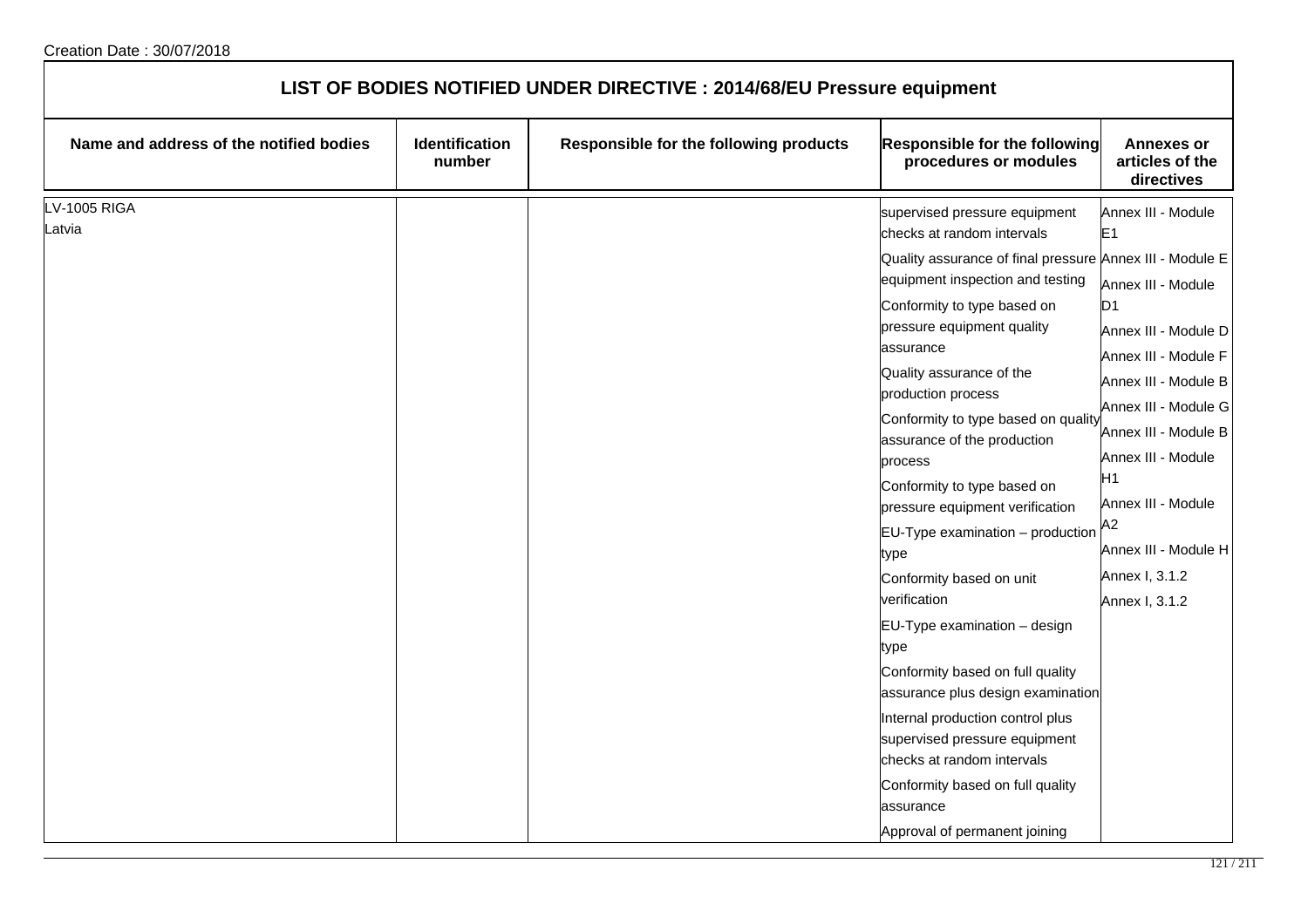Creation Date : 30/07/2018

# LIST OF BODIES NOTIFIED UNDER DIRECTIVE : 2014/68/EU Pressure equipment

| Name and address of the notified bodies | Identification number | Responsible for the following products | Responsible for the following procedures or modules | Annexes or articles of the directives |
|---|---|---|---|---|
| LV-1005 RIGA<br>Latvia | | | supervised pressure equipment checks at random intervals<br>Quality assurance of final pressure equipment inspection and testing<br>Conformity to type based on pressure equipment quality assurance<br>Quality assurance of the production process<br>Conformity to type based on quality assurance of the production process<br>Conformity to type based on pressure equipment verification<br>EU-Type examination – production type<br>Conformity based on unit verification<br>EU-Type examination – design type<br>Conformity based on full quality assurance plus design examination<br>Internal production control plus supervised pressure equipment checks at random intervals<br>Conformity based on full quality assurance<br>Approval of permanent joining | Annex III - Module E1<br>Annex III - Module E<br>Annex III - Module D1<br>Annex III - Module D<br>Annex III - Module F<br>Annex III - Module B<br>Annex III - Module G<br>Annex III - Module B<br>Annex III - Module H1<br>Annex III - Module A2<br>Annex III - Module H<br>Annex I, 3.1.2<br>Annex I, 3.1.2 |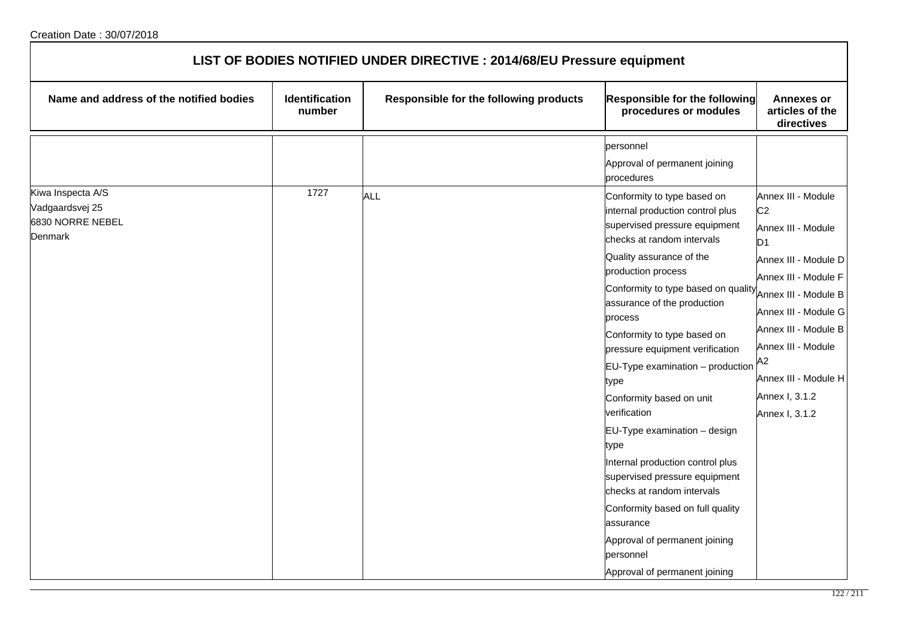Creation Date : 30/07/2018

# LIST OF BODIES NOTIFIED UNDER DIRECTIVE : 2014/68/EU Pressure equipment

| Name and address of the notified bodies | Identification number | Responsible for the following products | Responsible for the following procedures or modules | Annexes or articles of the directives |
|---|---|---|---|---|
| | | | personnel<br>Approval of permanent joining procedures | |
| Kiwa Inspecta A/S<br>Vadgaardsvej 25<br>6830 NORRE NEBEL<br>Denmark | 1727 | ALL | Conformity to type based on internal production control plus supervised pressure equipment checks at random intervals<br>Quality assurance of the production process<br>Conformity to type based on quality assurance of the production process<br>Conformity to type based on pressure equipment verification<br>EU-Type examination – production type<br>Conformity based on unit verification<br>EU-Type examination – design type<br>Internal production control plus supervised pressure equipment checks at random intervals<br>Conformity based on full quality assurance<br>Approval of permanent joining personnel<br>Approval of permanent joining | Annex III - Module C2<br>Annex III - Module D1<br>Annex III - Module D<br>Annex III - Module F<br>Annex III - Module B<br>Annex III - Module G<br>Annex III - Module B<br>Annex III - Module A2<br>Annex III - Module H<br>Annex I, 3.1.2<br>Annex I, 3.1.2 |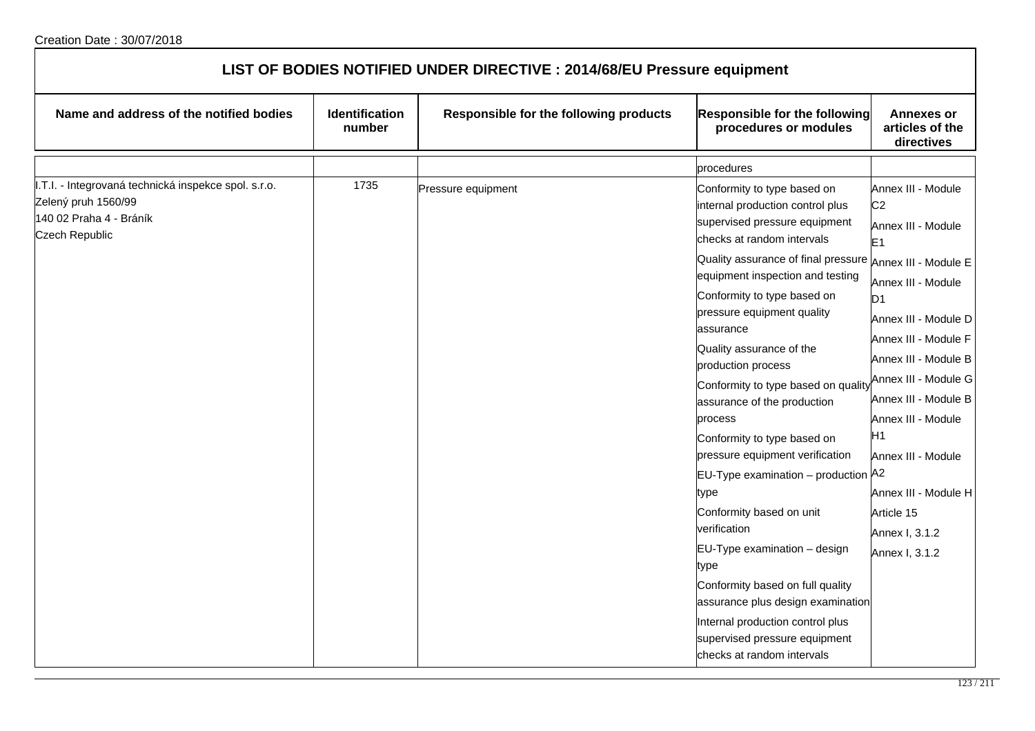Creation Date : 30/07/2018

# LIST OF BODIES NOTIFIED UNDER DIRECTIVE : 2014/68/EU Pressure equipment

| Name and address of the notified bodies | Identification number | Responsible for the following products | Responsible for the following procedures or modules | Annexes or articles of the directives |
|---|---|---|---|---|
| | | | procedures | |
| I.T.I. - Integrovaná technická inspekce spol. s.r.o.<br>Zelený pruh 1560/99<br>140 02 Praha 4 - Bráník<br>Czech Republic | 1735 | Pressure equipment | Conformity to type based on internal production control plus supervised pressure equipment checks at random intervals<br>Quality assurance of final pressure equipment inspection and testing<br>Conformity to type based on pressure equipment quality assurance<br>Quality assurance of the production process<br>Conformity to type based on quality assurance of the production process<br>Conformity to type based on pressure equipment verification<br>EU-Type examination – production type<br>Conformity based on unit verification<br>EU-Type examination – design type<br>Conformity based on full quality assurance plus design examination<br>Internal production control plus supervised pressure equipment checks at random intervals | Annex III - Module C2<br>Annex III - Module E1<br>Annex III - Module E<br>Annex III - Module D1<br>Annex III - Module D<br>Annex III - Module F<br>Annex III - Module B<br>Annex III - Module G<br>Annex III - Module B<br>Annex III - Module H1<br>Annex III - Module A2<br>Annex III - Module H<br>Article 15<br>Annex I, 3.1.2<br>Annex I, 3.1.2 |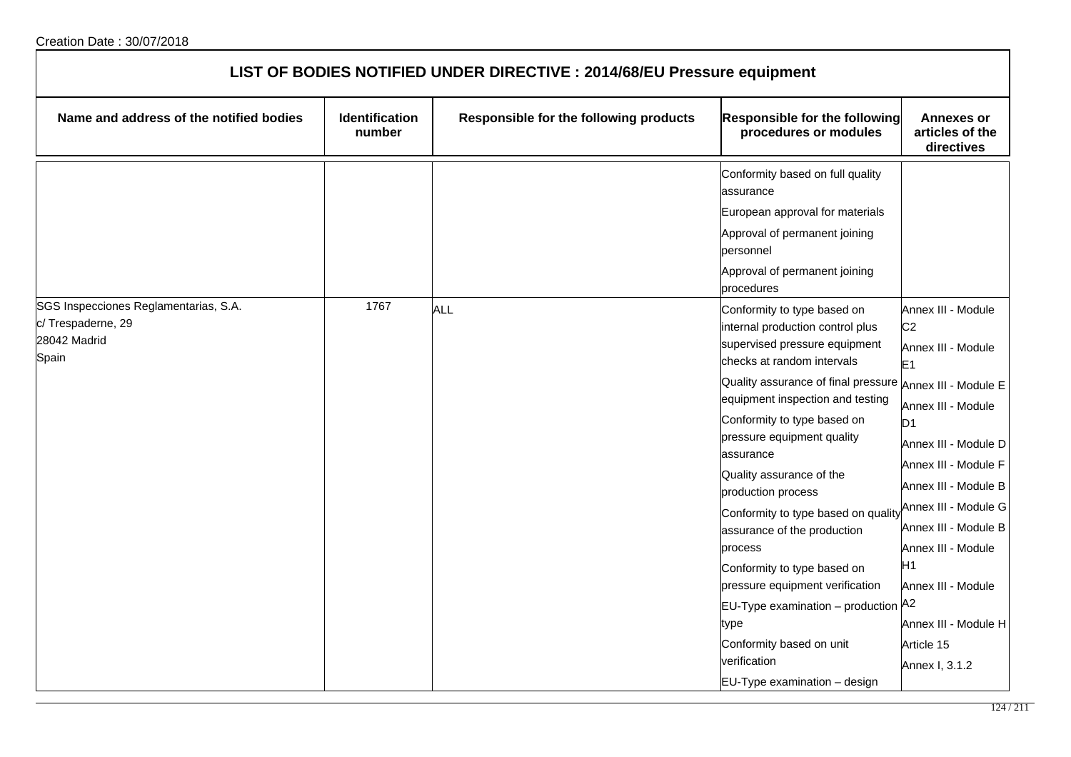Creation Date : 30/07/2018

## LIST OF BODIES NOTIFIED UNDER DIRECTIVE : 2014/68/EU Pressure equipment

| Name and address of the notified bodies | Identification number | Responsible for the following products | Responsible for the following procedures or modules | Annexes or articles of the directives |
|---|---|---|---|---|
| | | | Conformity based on full quality assurance<br>European approval for materials<br>Approval of permanent joining personnel<br>Approval of permanent joining procedures | |
| SGS Inspecciones Reglamentarias, S.A.<br>c/ Trespaderne, 29<br>28042 Madrid<br>Spain | 1767 | ALL | Conformity to type based on internal production control plus supervised pressure equipment checks at random intervals<br>Quality assurance of final pressure equipment inspection and testing<br>Conformity to type based on pressure equipment quality assurance<br>Quality assurance of the production process<br>Conformity to type based on quality assurance of the production process<br>Conformity to type based on pressure equipment verification<br>EU-Type examination – production type<br>Conformity based on unit verification<br>EU-Type examination – design | Annex III - Module C2<br>Annex III - Module E1<br>Annex III - Module E<br>Annex III - Module D1<br>Annex III - Module D<br>Annex III - Module F<br>Annex III - Module B<br>Annex III - Module G<br>Annex III - Module B<br>Annex III - Module H1<br>Annex III - Module A2<br>Annex III - Module H<br>Article 15<br>Annex I, 3.1.2 |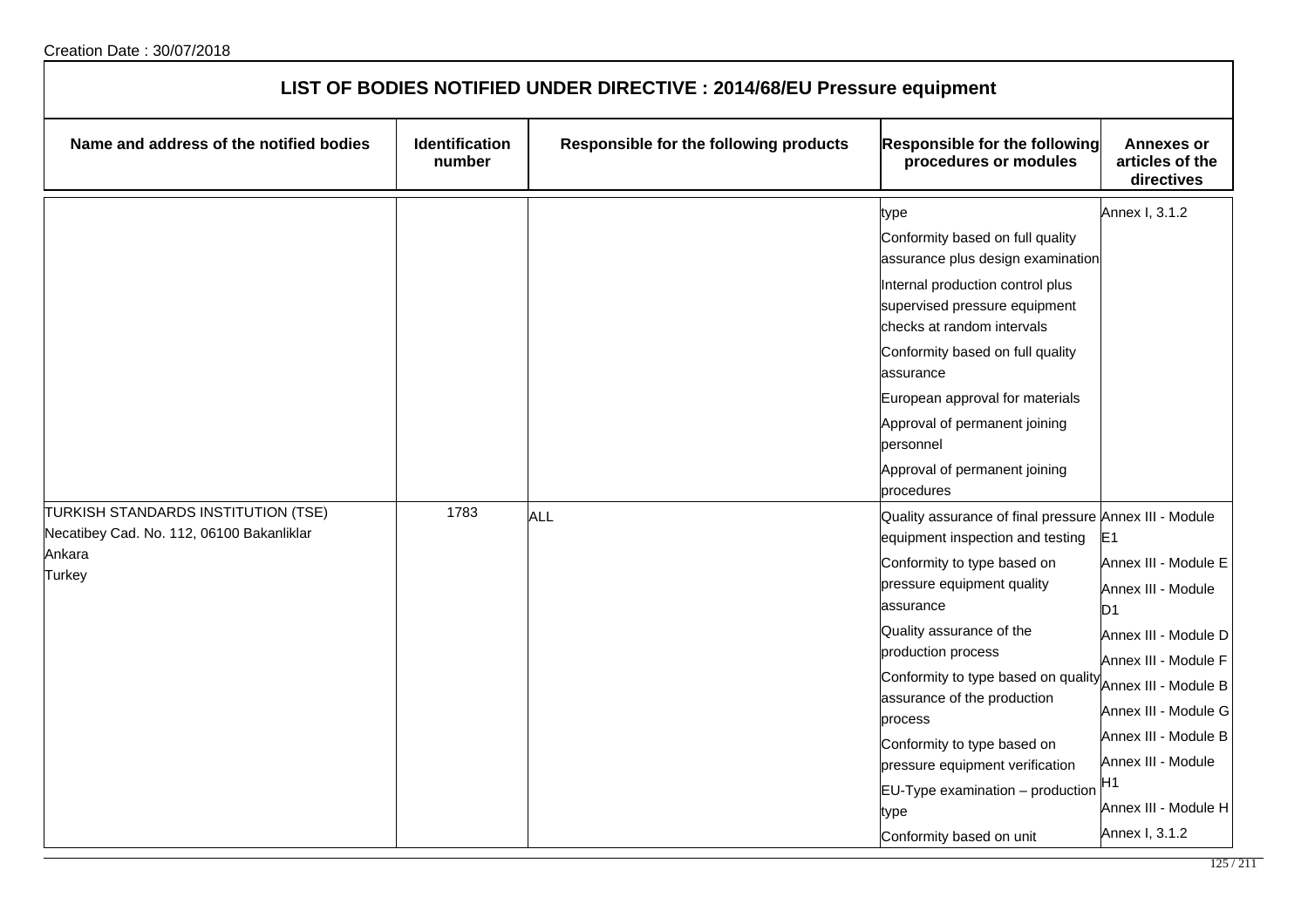Creation Date : 30/07/2018

## LIST OF BODIES NOTIFIED UNDER DIRECTIVE : 2014/68/EU Pressure equipment

| Name and address of the notified bodies | Identification number | Responsible for the following products | Responsible for the following procedures or modules | Annexes or articles of the directives |
|---|---|---|---|---|
| | | | type<br>Conformity based on full quality assurance plus design examination<br>Internal production control plus supervised pressure equipment checks at random intervals<br>Conformity based on full quality assurance<br>European approval for materials<br>Approval of permanent joining personnel<br>Approval of permanent joining procedures | Annex I, 3.1.2 |
| TURKISH STANDARDS INSTITUTION (TSE)<br>Necatibey Cad. No. 112, 06100 Bakanliklar<br>Ankara<br>Turkey | 1783 | ALL | Quality assurance of final pressure equipment inspection and testing<br>Conformity to type based on pressure equipment quality assurance<br>Quality assurance of the production process<br>Conformity to type based on quality assurance of the production process<br>Conformity to type based on pressure equipment verification<br>EU-Type examination – production type<br>Conformity based on unit | Annex III - Module E1<br>Annex III - Module E<br>Annex III - Module D1<br>Annex III - Module D<br>Annex III - Module F<br>Annex III - Module B<br>Annex III - Module G<br>Annex III - Module B<br>Annex III - Module H1<br>Annex III - Module H<br>Annex I, 3.1.2 |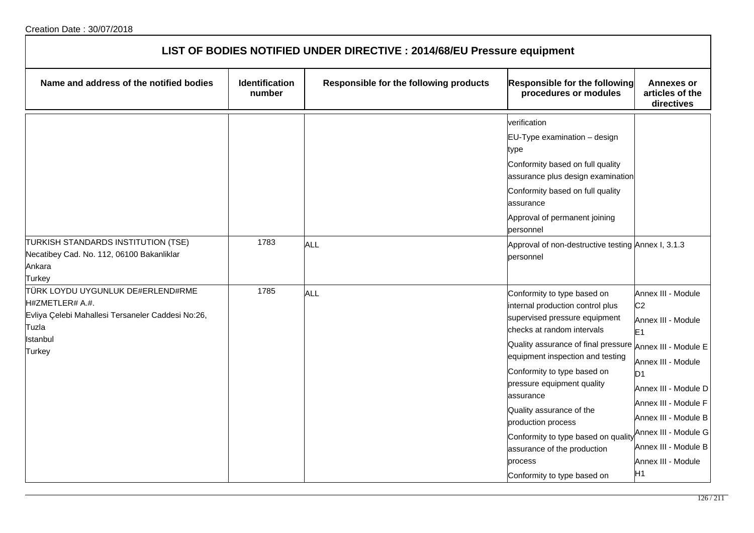Creation Date : 30/07/2018

## LIST OF BODIES NOTIFIED UNDER DIRECTIVE : 2014/68/EU Pressure equipment

| Name and address of the notified bodies | Identification number | Responsible for the following products | Responsible for the following procedures or modules | Annexes or articles of the directives |
|---|---|---|---|---|
| | | | verification<br>EU-Type examination – design type<br>Conformity based on full quality assurance plus design examination<br>Conformity based on full quality assurance<br>Approval of permanent joining personnel | |
| TURKISH STANDARDS INSTITUTION (TSE)<br>Necatibey Cad. No. 112, 06100 Bakanliklar<br>Ankara<br>Turkey | 1783 | ALL | Approval of non-destructive testing personnel | Annex I, 3.1.3 |
| TÜRK LOYDU UYGUNLUK DE#ERLEND#RME H#ZMETLER# A.#.<br>Evliya Çelebi Mahallesi Tersaneler Caddesi No:26, Tuzla<br>Istanbul<br>Turkey | 1785 | ALL | Conformity to type based on internal production control plus supervised pressure equipment checks at random intervals<br>Quality assurance of final pressure equipment inspection and testing<br>Conformity to type based on pressure equipment quality assurance<br>Quality assurance of the production process<br>Conformity to type based on quality assurance of the production process<br>Conformity to type based on | Annex III - Module C2<br>Annex III - Module E1<br>Annex III - Module E<br>Annex III - Module D1<br>Annex III - Module D<br>Annex III - Module F<br>Annex III - Module B<br>Annex III - Module G<br>Annex III - Module B<br>Annex III - Module H1 |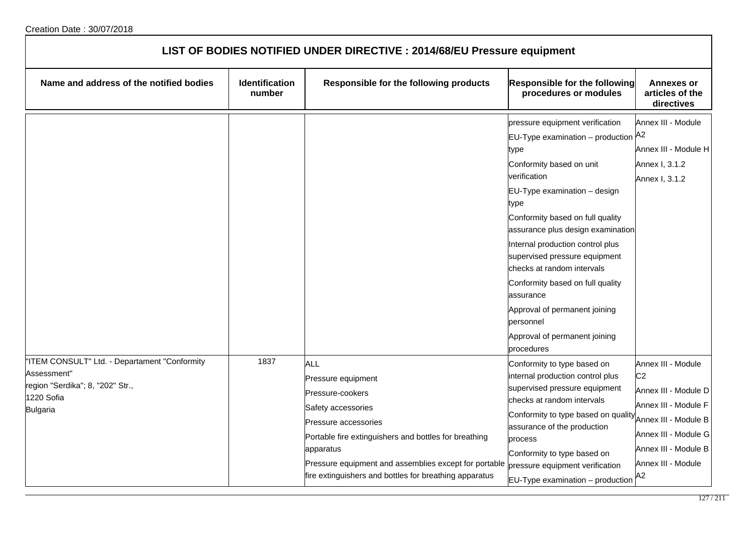Creation Date : 30/07/2018

# LIST OF BODIES NOTIFIED UNDER DIRECTIVE : 2014/68/EU Pressure equipment

| Name and address of the notified bodies | Identification number | Responsible for the following products | Responsible for the following procedures or modules | Annexes or articles of the directives |
|---|---|---|---|---|
| | | | pressure equipment verification<br>EU-Type examination – production type<br>Conformity based on unit verification<br>EU-Type examination – design type<br>Conformity based on full quality assurance plus design examination<br>Internal production control plus supervised pressure equipment checks at random intervals<br>Conformity based on full quality assurance<br>Approval of permanent joining personnel<br>Approval of permanent joining procedures | Annex III - Module A2<br>Annex III - Module H<br>Annex I, 3.1.2<br>Annex I, 3.1.2 |
| "ITEM CONSULT" Ltd. - Departament "Conformity Assessment"<br>region "Serdika"; 8, "202" Str.,<br>1220 Sofia<br>Bulgaria | 1837 | ALL<br>Pressure equipment<br>Pressure-cookers<br>Safety accessories<br>Pressure accessories<br>Portable fire extinguishers and bottles for breathing apparatus<br>Pressure equipment and assemblies except for portable fire extinguishers and bottles for breathing apparatus | Conformity to type based on internal production control plus supervised pressure equipment checks at random intervals<br>Conformity to type based on quality assurance of the production process<br>Conformity to type based on pressure equipment verification<br>EU-Type examination – production | Annex III - Module C2<br>Annex III - Module D<br>Annex III - Module F<br>Annex III - Module B<br>Annex III - Module G<br>Annex III - Module B<br>Annex III - Module A2 |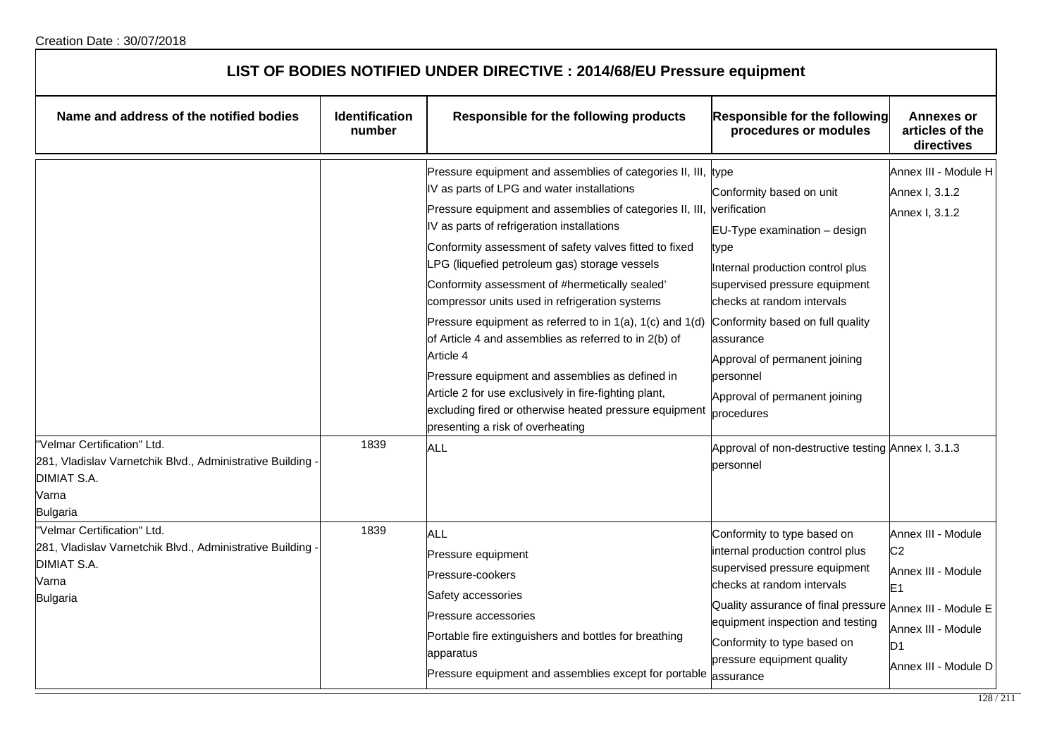Creation Date : 30/07/2018

## LIST OF BODIES NOTIFIED UNDER DIRECTIVE : 2014/68/EU Pressure equipment

| Name and address of the notified bodies | Identification number | Responsible for the following products | Responsible for the following procedures or modules | Annexes or articles of the directives |
|---|---|---|---|---|
| | | Pressure equipment and assemblies of categories II, III, IV as parts of LPG and water installations<br>Pressure equipment and assemblies of categories II, III, IV as parts of refrigeration installations<br>Conformity assessment of safety valves fitted to fixed LPG (liquefied petroleum gas) storage vessels<br>Conformity assessment of #hermetically sealed' compressor units used in refrigeration systems<br>Pressure equipment as referred to in 1(a), 1(c) and 1(d) of Article 4 and assemblies as referred to in 2(b) of Article 4<br>Pressure equipment and assemblies as defined in Article 2 for use exclusively in fire-fighting plant, excluding fired or otherwise heated pressure equipment presenting a risk of overheating | type<br>Conformity based on unit verification<br>EU-Type examination – design type<br>Internal production control plus supervised pressure equipment checks at random intervals<br>Conformity based on full quality assurance<br>Approval of permanent joining personnel<br>Approval of permanent joining procedures | Annex III - Module H<br>Annex I, 3.1.2<br>Annex I, 3.1.2 |
| "Velmar Certification" Ltd.<br>281, Vladislav Varnetchik Blvd., Administrative Building - DIMIAT S.A.<br>Varna<br>Bulgaria | 1839 | ALL | Approval of non-destructive testing personnel | Annex I, 3.1.3 |
| "Velmar Certification" Ltd.<br>281, Vladislav Varnetchik Blvd., Administrative Building - DIMIAT S.A.<br>Varna<br>Bulgaria | 1839 | ALL<br>Pressure equipment<br>Pressure-cookers<br>Safety accessories<br>Pressure accessories<br>Portable fire extinguishers and bottles for breathing apparatus<br>Pressure equipment and assemblies except for portable | Conformity to type based on internal production control plus supervised pressure equipment checks at random intervals<br>Quality assurance of final pressure equipment inspection and testing<br>Conformity to type based on pressure equipment quality assurance | Annex III - Module C2<br>Annex III - Module E1<br>Annex III - Module E<br>Annex III - Module D1<br>Annex III - Module D |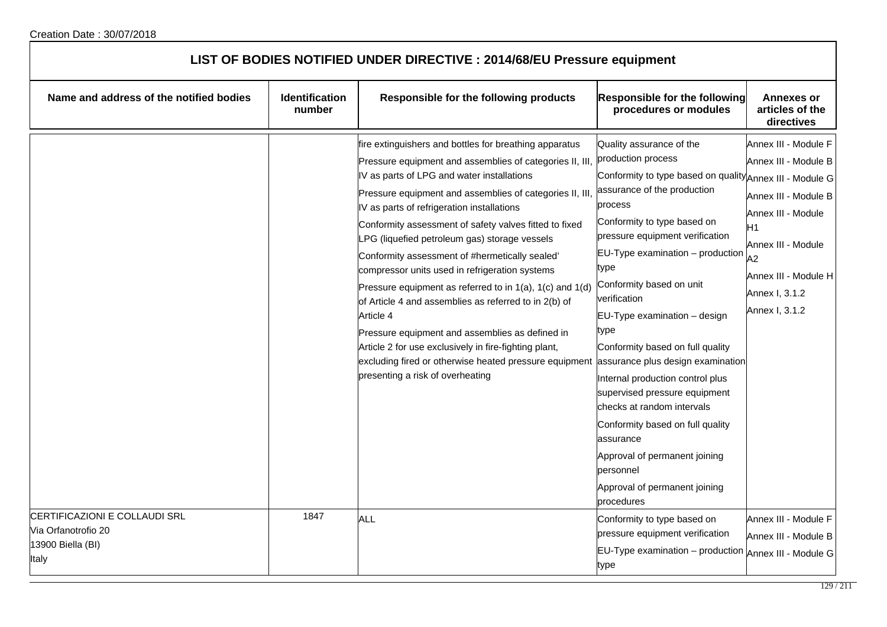Creation Date : 30/07/2018

# LIST OF BODIES NOTIFIED UNDER DIRECTIVE : 2014/68/EU Pressure equipment

| Name and address of the notified bodies | Identification number | Responsible for the following products | Responsible for the following procedures or modules | Annexes or articles of the directives |
|---|---|---|---|---|
| | | fire extinguishers and bottles for breathing apparatus<br>Pressure equipment and assemblies of categories II, III, IV as parts of LPG and water installations<br>Pressure equipment and assemblies of categories II, III, IV as parts of refrigeration installations<br>Conformity assessment of safety valves fitted to fixed LPG (liquefied petroleum gas) storage vessels<br>Conformity assessment of #hermetically sealed' compressor units used in refrigeration systems<br>Pressure equipment as referred to in 1(a), 1(c) and 1(d) of Article 4 and assemblies as referred to in 2(b) of Article 4<br>Pressure equipment and assemblies as defined in Article 2 for use exclusively in fire-fighting plant, excluding fired or otherwise heated pressure equipment presenting a risk of overheating | Quality assurance of the production process<br>Conformity to type based on quality assurance of the production process<br>Conformity to type based on pressure equipment verification<br>EU-Type examination – production type<br>Conformity based on unit verification<br>EU-Type examination – design type<br>Conformity based on full quality assurance plus design examination<br>Internal production control plus supervised pressure equipment checks at random intervals<br>Conformity based on full quality assurance<br>Approval of permanent joining personnel<br>Approval of permanent joining procedures | Annex III - Module F<br>Annex III - Module B<br>Annex III - Module G<br>Annex III - Module B<br>Annex III - Module H1<br>Annex III - Module A2<br>Annex III - Module H<br>Annex I, 3.1.2<br>Annex I, 3.1.2 |
| CERTIFICAZIONI E COLLAUDI SRL<br>Via Orfanotrofio 20<br>13900 Biella (BI)<br>Italy | 1847 | ALL | Conformity to type based on pressure equipment verification<br>EU-Type examination – production type | Annex III - Module F<br>Annex III - Module B<br>Annex III - Module G |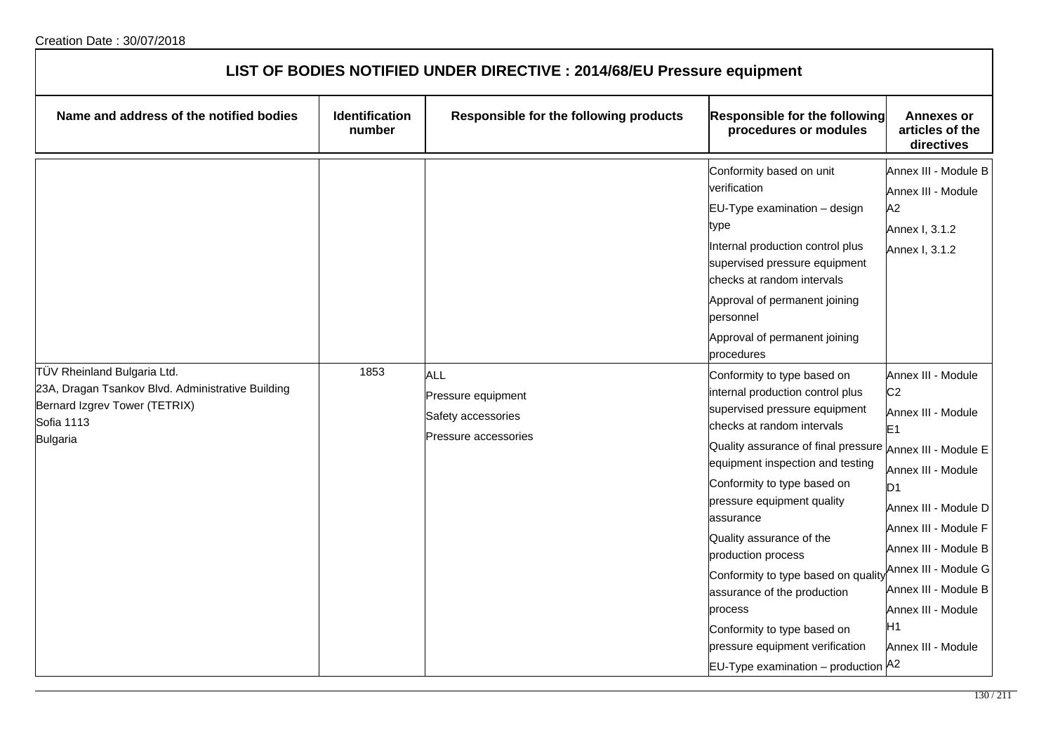Creation Date : 30/07/2018

# LIST OF BODIES NOTIFIED UNDER DIRECTIVE : 2014/68/EU Pressure equipment

| Name and address of the notified bodies | Identification number | Responsible for the following products | Responsible for the following procedures or modules | Annexes or articles of the directives |
|---|---|---|---|---|
| | | | Conformity based on unit verification<br>EU-Type examination – design type<br>Internal production control plus supervised pressure equipment checks at random intervals<br>Approval of permanent joining personnel<br>Approval of permanent joining procedures | Annex III - Module B<br>Annex III - Module A2<br>Annex I, 3.1.2<br>Annex I, 3.1.2 |
| TÜV Rheinland Bulgaria Ltd.<br>23A, Dragan Tsankov Blvd. Administrative Building<br>Bernard Izgrev Tower (TETRIX)<br>Sofia 1113<br>Bulgaria | 1853 | ALL<br>Pressure equipment<br>Safety accessories<br>Pressure accessories | Conformity to type based on internal production control plus supervised pressure equipment checks at random intervals<br>Quality assurance of final pressure equipment inspection and testing<br>Conformity to type based on pressure equipment quality assurance<br>Quality assurance of the production process<br>Conformity to type based on quality assurance of the production process<br>Conformity to type based on pressure equipment verification<br>EU-Type examination – production | Annex III - Module C2<br>Annex III - Module E1<br>Annex III - Module E<br>Annex III - Module D1<br>Annex III - Module D<br>Annex III - Module F<br>Annex III - Module B<br>Annex III - Module G<br>Annex III - Module B<br>Annex III - Module H1<br>Annex III - Module A2 |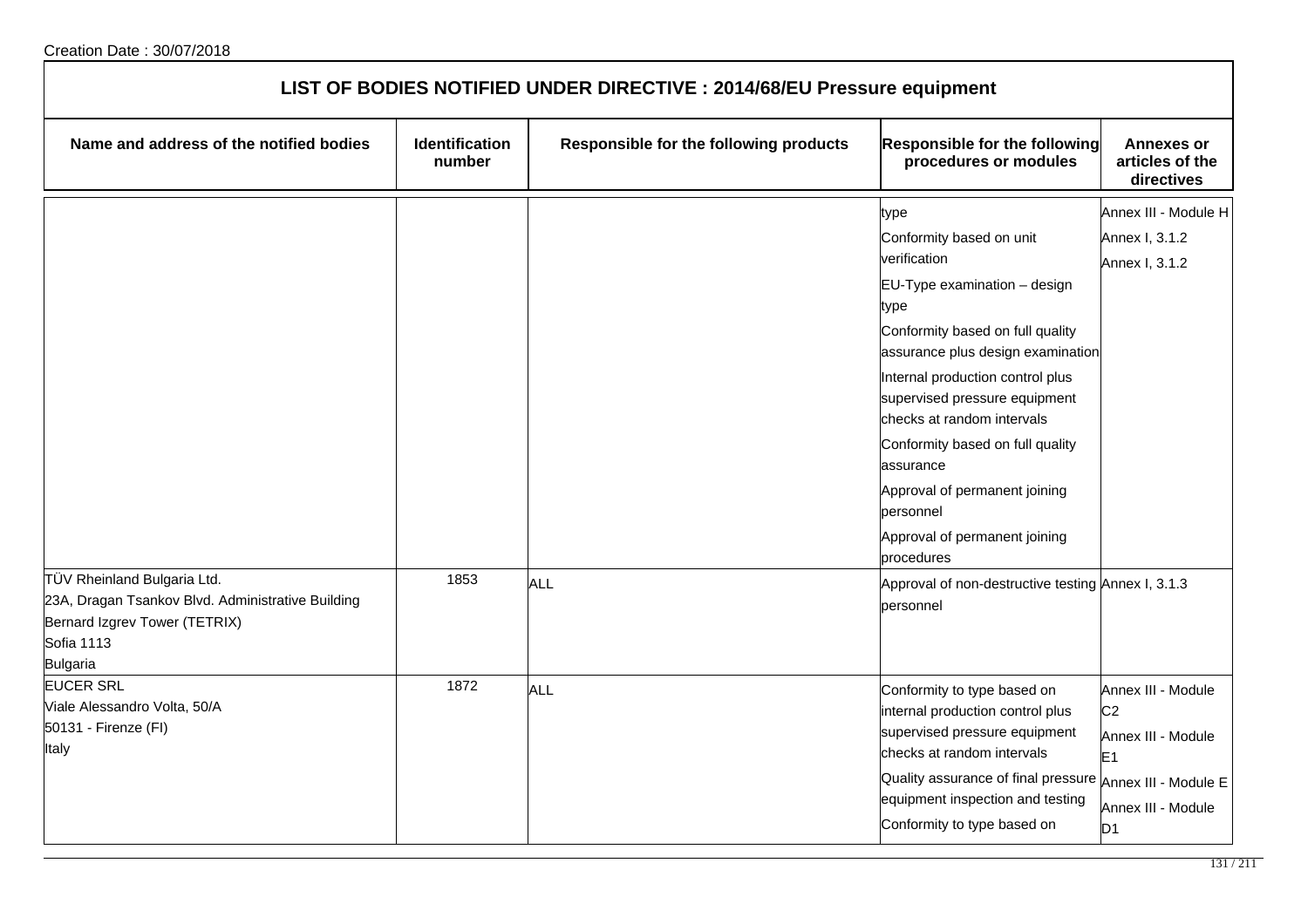Creation Date : 30/07/2018

## LIST OF BODIES NOTIFIED UNDER DIRECTIVE : 2014/68/EU Pressure equipment

| Name and address of the notified bodies | Identification number | Responsible for the following products | Responsible for the following procedures or modules | Annexes or articles of the directives |
|---|---|---|---|---|
| | | | type<br>Conformity based on unit verification<br>EU-Type examination – design type<br>Conformity based on full quality assurance plus design examination<br>Internal production control plus supervised pressure equipment checks at random intervals<br>Conformity based on full quality assurance<br>Approval of permanent joining personnel<br>Approval of permanent joining procedures | Annex III - Module H<br>Annex I, 3.1.2<br>Annex I, 3.1.2 |
| TÜV Rheinland Bulgaria Ltd.<br>23A, Dragan Tsankov Blvd. Administrative Building<br>Bernard Izgrev Tower (TETRIX)<br>Sofia 1113<br>Bulgaria | 1853 | ALL | Approval of non-destructive testing personnel | Annex I, 3.1.3 |
| EUCER SRL<br>Viale Alessandro Volta, 50/A<br>50131 - Firenze (FI)<br>Italy | 1872 | ALL | Conformity to type based on internal production control plus supervised pressure equipment checks at random intervals<br>Quality assurance of final pressure equipment inspection and testing<br>Conformity to type based on | Annex III - Module C2<br>Annex III - Module E1<br>Annex III - Module E<br>Annex III - Module D1 |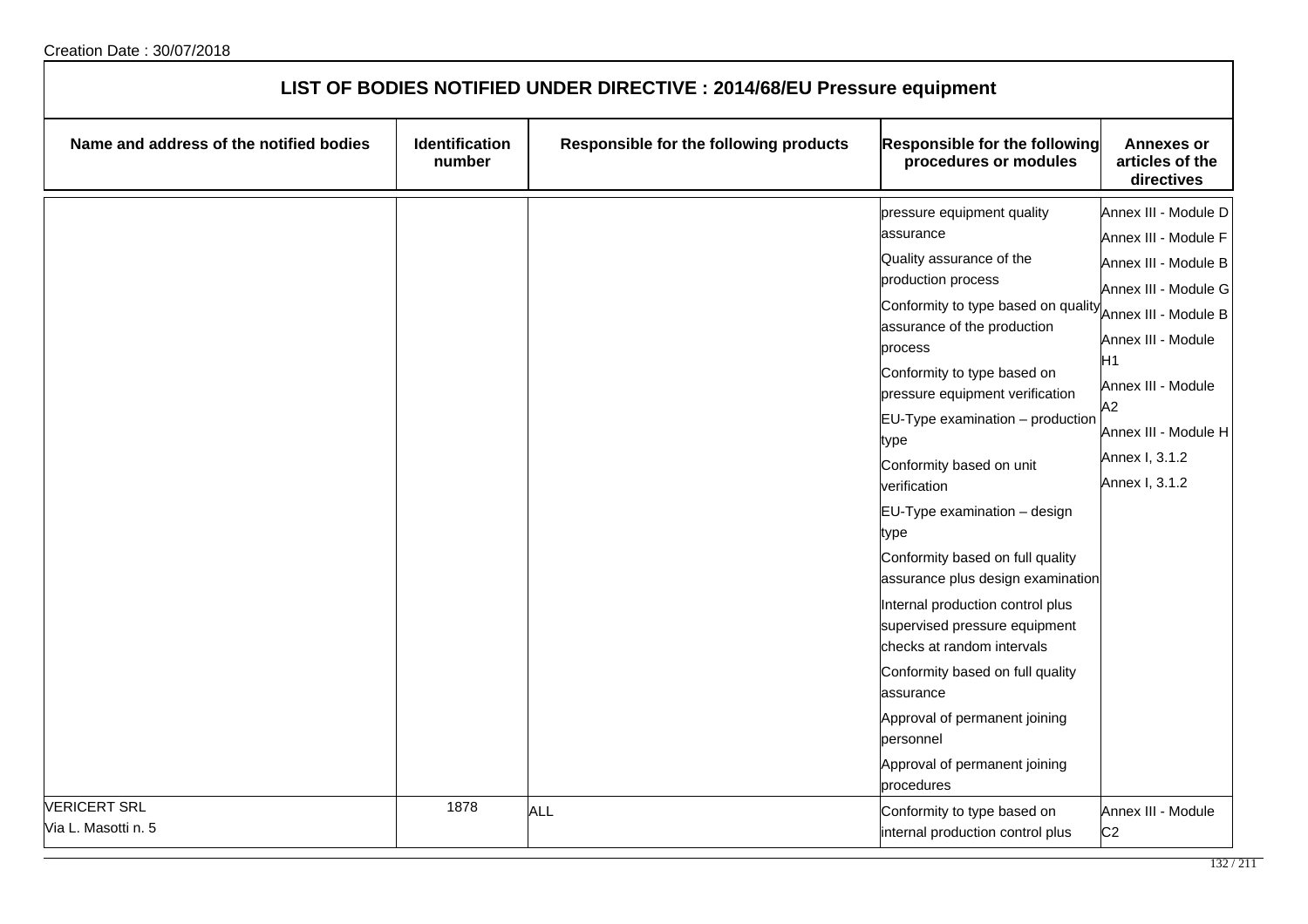Creation Date : 30/07/2018

# LIST OF BODIES NOTIFIED UNDER DIRECTIVE : 2014/68/EU Pressure equipment

| Name and address of the notified bodies | Identification number | Responsible for the following products | Responsible for the following procedures or modules | Annexes or articles of the directives |
|---|---|---|---|---|
| | | | pressure equipment quality assurance<br>Quality assurance of the production process<br>Conformity to type based on quality assurance of the production process<br>Conformity to type based on pressure equipment verification<br>EU-Type examination – production type<br>Conformity based on unit verification<br>EU-Type examination – design type<br>Conformity based on full quality assurance plus design examination<br>Internal production control plus supervised pressure equipment checks at random intervals<br>Conformity based on full quality assurance<br>Approval of permanent joining personnel<br>Approval of permanent joining procedures | Annex III - Module D<br>Annex III - Module F<br>Annex III - Module B<br>Annex III - Module G<br>Annex III - Module B<br>Annex III - Module H1<br>Annex III - Module A2<br>Annex III - Module H<br>Annex I, 3.1.2<br>Annex I, 3.1.2 |
| VERICERT SRL<br>Via L. Masotti n. 5 | 1878 | ALL | Conformity to type based on internal production control plus | Annex III - Module C2 |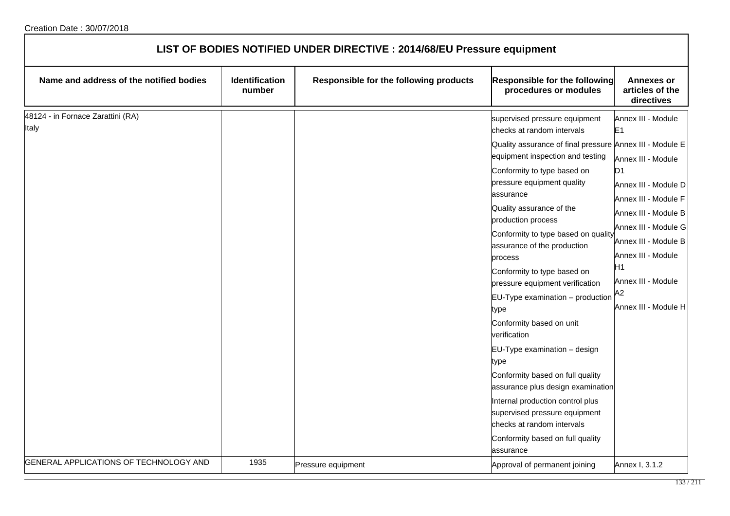Creation Date : 30/07/2018

# LIST OF BODIES NOTIFIED UNDER DIRECTIVE : 2014/68/EU Pressure equipment

| Name and address of the notified bodies | Identification number | Responsible for the following products | Responsible for the following procedures or modules | Annexes or articles of the directives |
|---|---|---|---|---|
| 48124 - in Fornace Zarattini (RA)<br>Italy | | | supervised pressure equipment checks at random intervals<br>Quality assurance of final pressure equipment inspection and testing<br>Conformity to type based on pressure equipment quality assurance<br>Quality assurance of the production process<br>Conformity to type based on quality assurance of the production process<br>Conformity to type based on pressure equipment verification<br>EU-Type examination – production type<br>Conformity based on unit verification<br>EU-Type examination – design type<br>Conformity based on full quality assurance plus design examination<br>Internal production control plus supervised pressure equipment checks at random intervals<br>Conformity based on full quality assurance | Annex III - Module E1<br>Annex III - Module E<br>Annex III - Module D1<br>Annex III - Module D<br>Annex III - Module F<br>Annex III - Module B<br>Annex III - Module G<br>Annex III - Module B<br>Annex III - Module H1<br>Annex III - Module A2<br>Annex III - Module H |
| GENERAL APPLICATIONS OF TECHNOLOGY AND | 1935 | Pressure equipment | Approval of permanent joining | Annex I, 3.1.2 |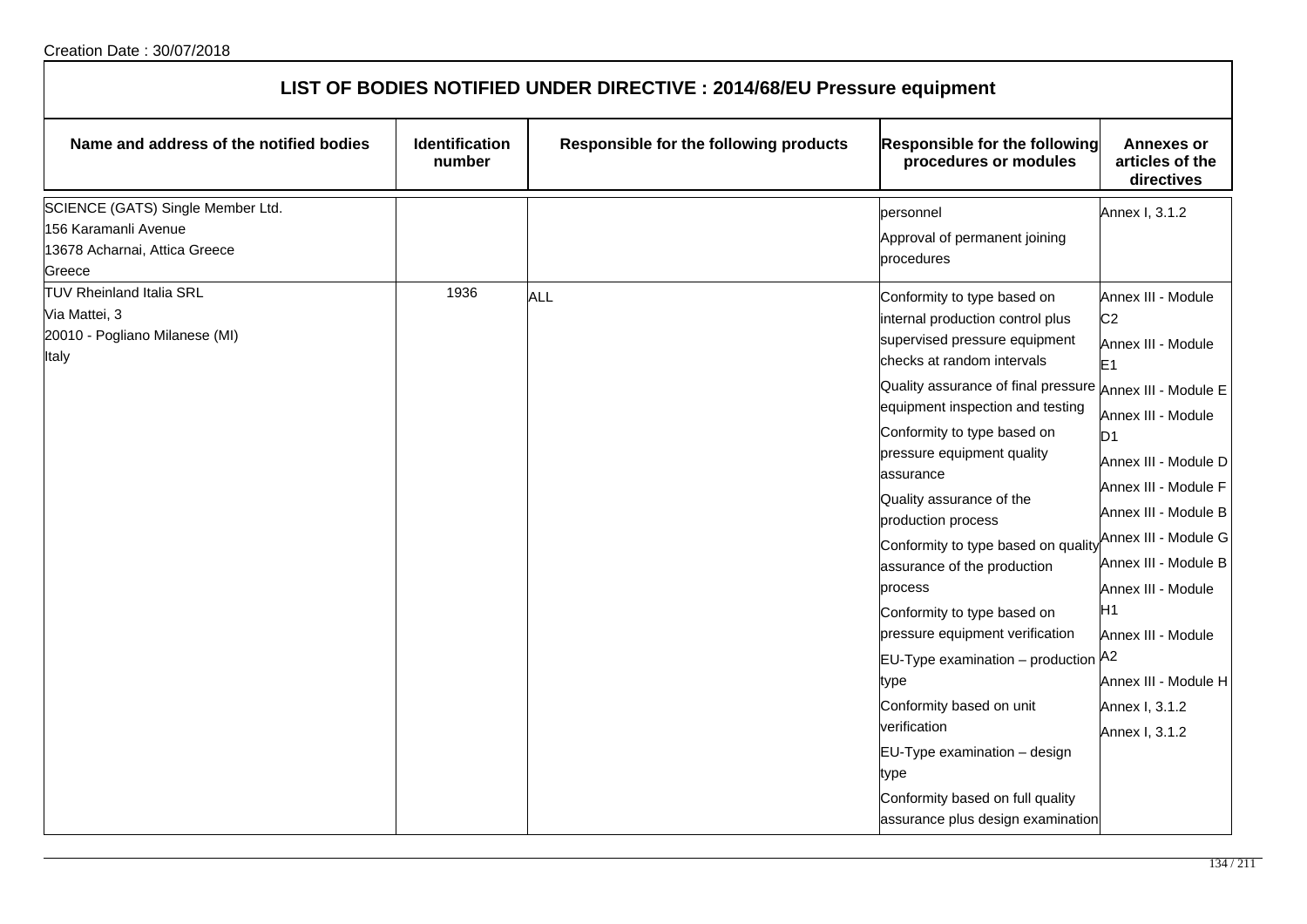Creation Date : 30/07/2018

## LIST OF BODIES NOTIFIED UNDER DIRECTIVE : 2014/68/EU Pressure equipment

| Name and address of the notified bodies | Identification number | Responsible for the following products | Responsible for the following procedures or modules | Annexes or articles of the directives |
|---|---|---|---|---|
| SCIENCE (GATS) Single Member Ltd.<br>156 Karamanli Avenue<br>13678 Acharnai, Attica Greece<br>Greece | | | personnel<br>Approval of permanent joining procedures | Annex I, 3.1.2 |
| TUV Rheinland Italia SRL<br>Via Mattei, 3<br>20010 - Pogliano Milanese (MI)<br>Italy | 1936 | ALL | Conformity to type based on internal production control plus supervised pressure equipment checks at random intervals<br>Quality assurance of final pressure equipment inspection and testing<br>Conformity to type based on pressure equipment quality assurance<br>Quality assurance of the production process<br>Conformity to type based on quality assurance of the production process<br>Conformity to type based on pressure equipment verification<br>EU-Type examination – production type<br>Conformity based on unit verification<br>EU-Type examination – design type<br>Conformity based on full quality assurance plus design examination | Annex III - Module C2<br>Annex III - Module E1<br>Annex III - Module E<br>Annex III - Module D1<br>Annex III - Module D<br>Annex III - Module F<br>Annex III - Module B<br>Annex III - Module G<br>Annex III - Module B<br>Annex III - Module H1<br>Annex III - Module A2<br>Annex III - Module H<br>Annex I, 3.1.2<br>Annex I, 3.1.2 |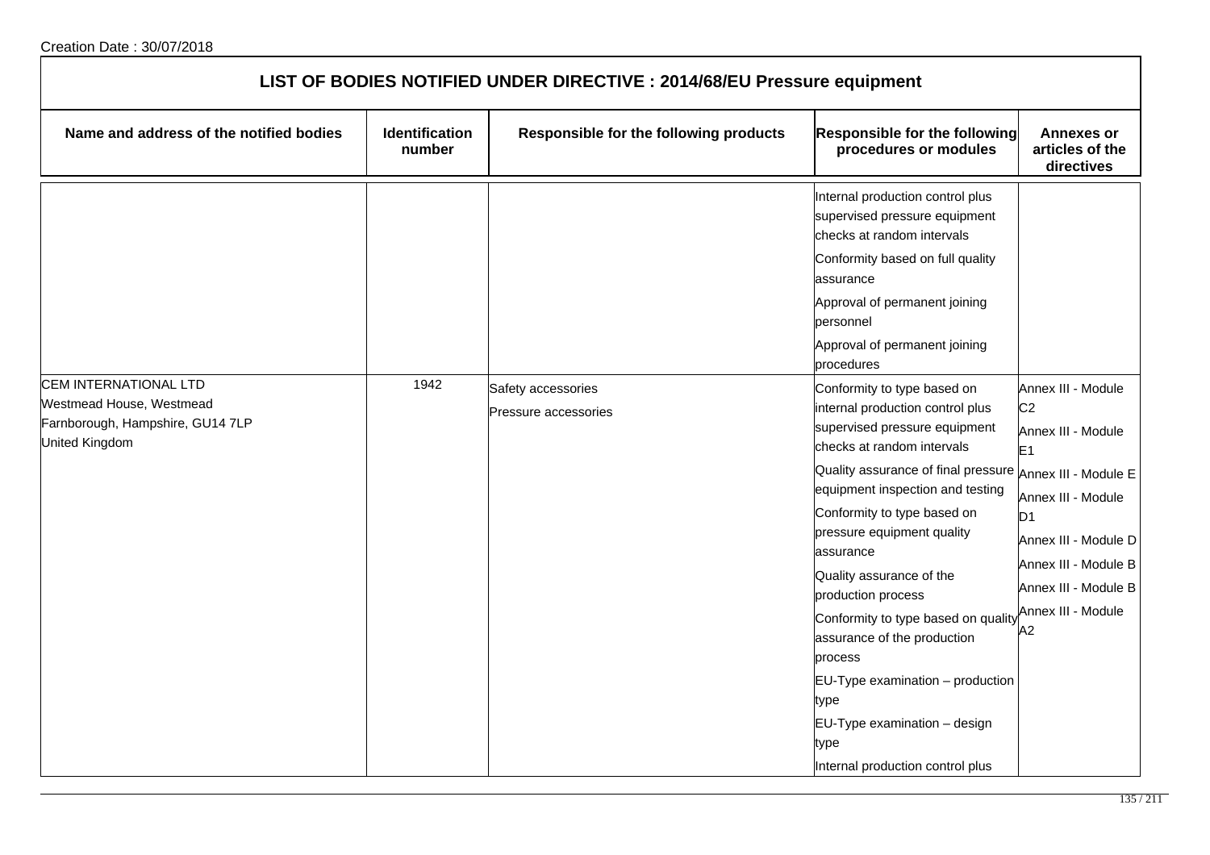Creation Date : 30/07/2018

# LIST OF BODIES NOTIFIED UNDER DIRECTIVE : 2014/68/EU Pressure equipment

| Name and address of the notified bodies | Identification number | Responsible for the following products | Responsible for the following procedures or modules | Annexes or articles of the directives |
|---|---|---|---|---|
| | | | Internal production control plus supervised pressure equipment checks at random intervals<br>Conformity based on full quality assurance<br>Approval of permanent joining personnel<br>Approval of permanent joining procedures | |
| CEM INTERNATIONAL LTD<br>Westmead House, Westmead<br>Farnborough, Hampshire, GU14 7LP<br>United Kingdom | 1942 | Safety accessories<br>Pressure accessories | Conformity to type based on internal production control plus supervised pressure equipment checks at random intervals<br>Quality assurance of final pressure equipment inspection and testing<br>Conformity to type based on pressure equipment quality assurance<br>Quality assurance of the production process<br>Conformity to type based on quality assurance of the production process<br>EU-Type examination – production type<br>EU-Type examination – design type<br>Internal production control plus | Annex III - Module C2<br>Annex III - Module E1<br>Annex III - Module E<br>Annex III - Module D1<br>Annex III - Module D<br>Annex III - Module B<br>Annex III - Module B<br>Annex III - Module A2 |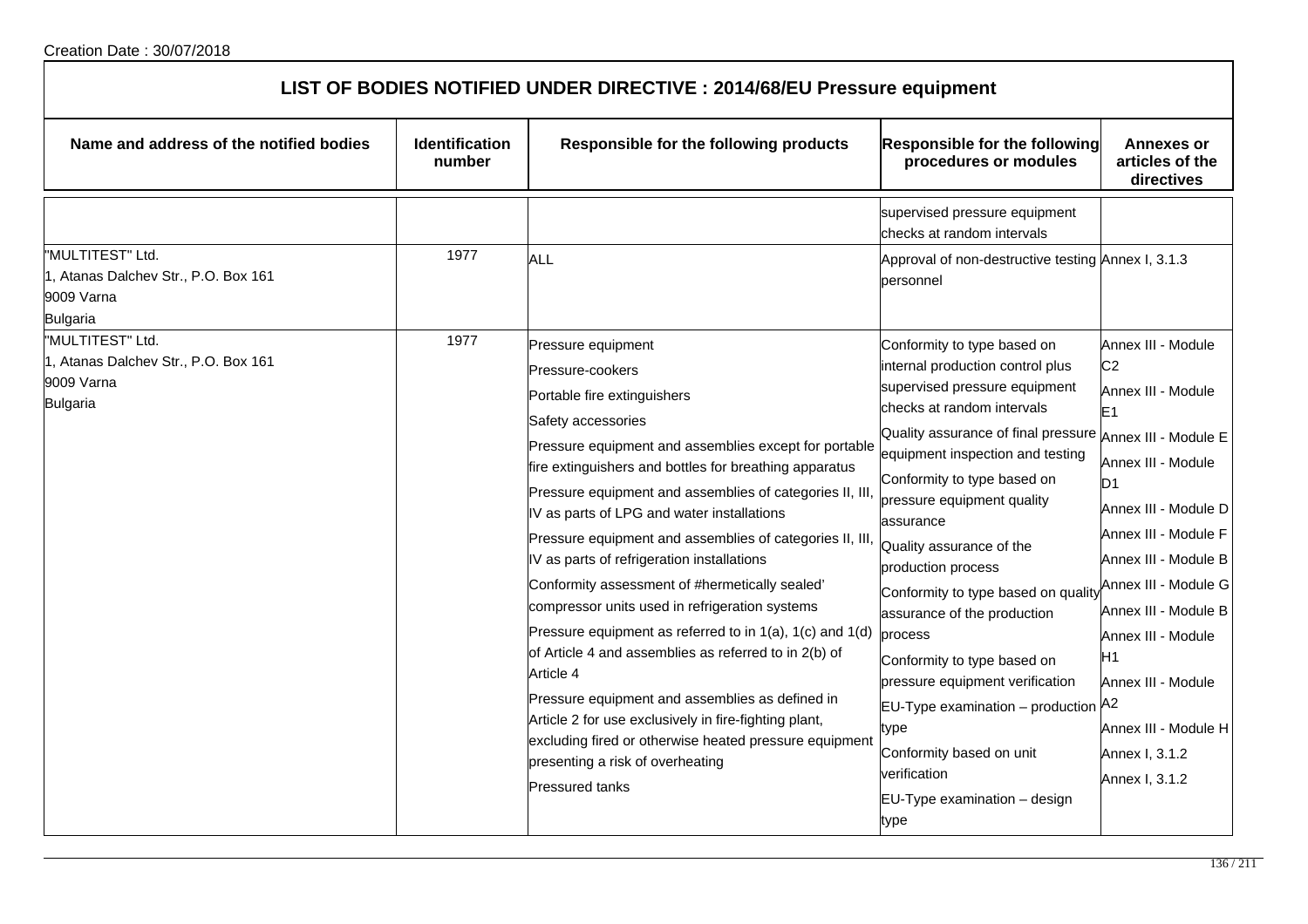Creation Date : 30/07/2018

## LIST OF BODIES NOTIFIED UNDER DIRECTIVE : 2014/68/EU Pressure equipment

| Name and address of the notified bodies | Identification number | Responsible for the following products | Responsible for the following procedures or modules | Annexes or articles of the directives |
|---|---|---|---|---|
| | | | supervised pressure equipment checks at random intervals | |
| "MULTITEST" Ltd.<br>1, Atanas Dalchev Str., P.O. Box 161<br>9009 Varna<br>Bulgaria | 1977 | ALL | Approval of non-destructive testing personnel | Annex I, 3.1.3 |
| "MULTITEST" Ltd.<br>1, Atanas Dalchev Str., P.O. Box 161<br>9009 Varna<br>Bulgaria | 1977 | Pressure equipment<br>Pressure-cookers<br>Portable fire extinguishers<br>Safety accessories<br>Pressure equipment and assemblies except for portable fire extinguishers and bottles for breathing apparatus<br>Pressure equipment and assemblies of categories II, III, IV as parts of LPG and water installations<br>Pressure equipment and assemblies of categories II, III, IV as parts of refrigeration installations<br>Conformity assessment of #hermetically sealed' compressor units used in refrigeration systems<br>Pressure equipment as referred to in 1(a), 1(c) and 1(d) of Article 4 and assemblies as referred to in 2(b) of Article 4<br>Pressure equipment and assemblies as defined in Article 2 for use exclusively in fire-fighting plant, excluding fired or otherwise heated pressure equipment presenting a risk of overheating<br>Pressured tanks | Conformity to type based on internal production control plus supervised pressure equipment checks at random intervals<br>Quality assurance of final pressure equipment inspection and testing<br>Conformity to type based on pressure equipment quality assurance<br>Quality assurance of the production process<br>Conformity to type based on quality assurance of the production process<br>Conformity to type based on pressure equipment verification<br>EU-Type examination – production type<br>Conformity based on unit verification<br>EU-Type examination – design type | Annex III - Module C2<br>Annex III - Module E1<br>Annex III - Module E<br>Annex III - Module D1<br>Annex III - Module D<br>Annex III - Module F<br>Annex III - Module B<br>Annex III - Module G<br>Annex III - Module B<br>Annex III - Module H1<br>Annex III - Module A2<br>Annex III - Module H<br>Annex I, 3.1.2<br>Annex I, 3.1.2 |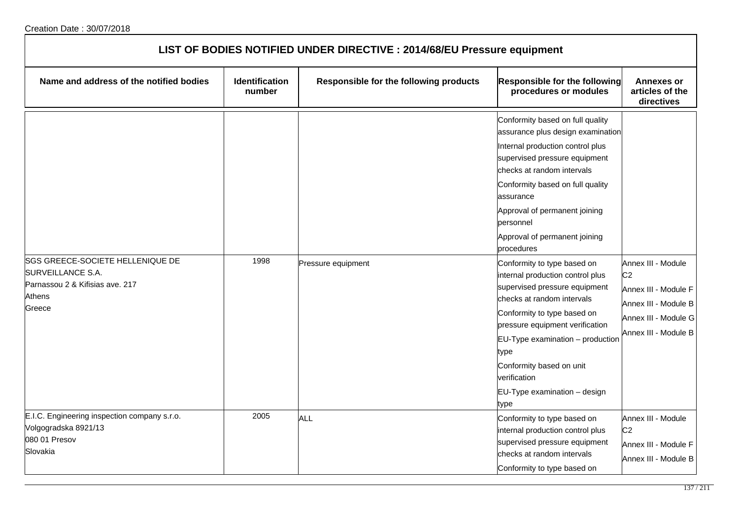Creation Date : 30/07/2018

## LIST OF BODIES NOTIFIED UNDER DIRECTIVE : 2014/68/EU Pressure equipment

| Name and address of the notified bodies | Identification number | Responsible for the following products | Responsible for the following procedures or modules | Annexes or articles of the directives |
|---|---|---|---|---|
| | | | Conformity based on full quality assurance plus design examination<br>Internal production control plus supervised pressure equipment checks at random intervals<br>Conformity based on full quality assurance<br>Approval of permanent joining personnel<br>Approval of permanent joining procedures | |
| SGS GREECE-SOCIETE HELLENIQUE DE SURVEILLANCE S.A.<br>Parnassou 2 & Kifisias ave. 217<br>Athens<br>Greece | 1998 | Pressure equipment | Conformity to type based on internal production control plus supervised pressure equipment checks at random intervals<br>Conformity to type based on pressure equipment verification<br>EU-Type examination – production type<br>Conformity based on unit verification<br>EU-Type examination – design type | Annex III - Module C2<br>Annex III - Module F<br>Annex III - Module B<br>Annex III - Module G<br>Annex III - Module B |
| E.I.C. Engineering inspection company s.r.o.<br>Volgogradska 8921/13<br>080 01 Presov<br>Slovakia | 2005 | ALL | Conformity to type based on internal production control plus supervised pressure equipment checks at random intervals<br>Conformity to type based on | Annex III - Module C2<br>Annex III - Module F<br>Annex III - Module B |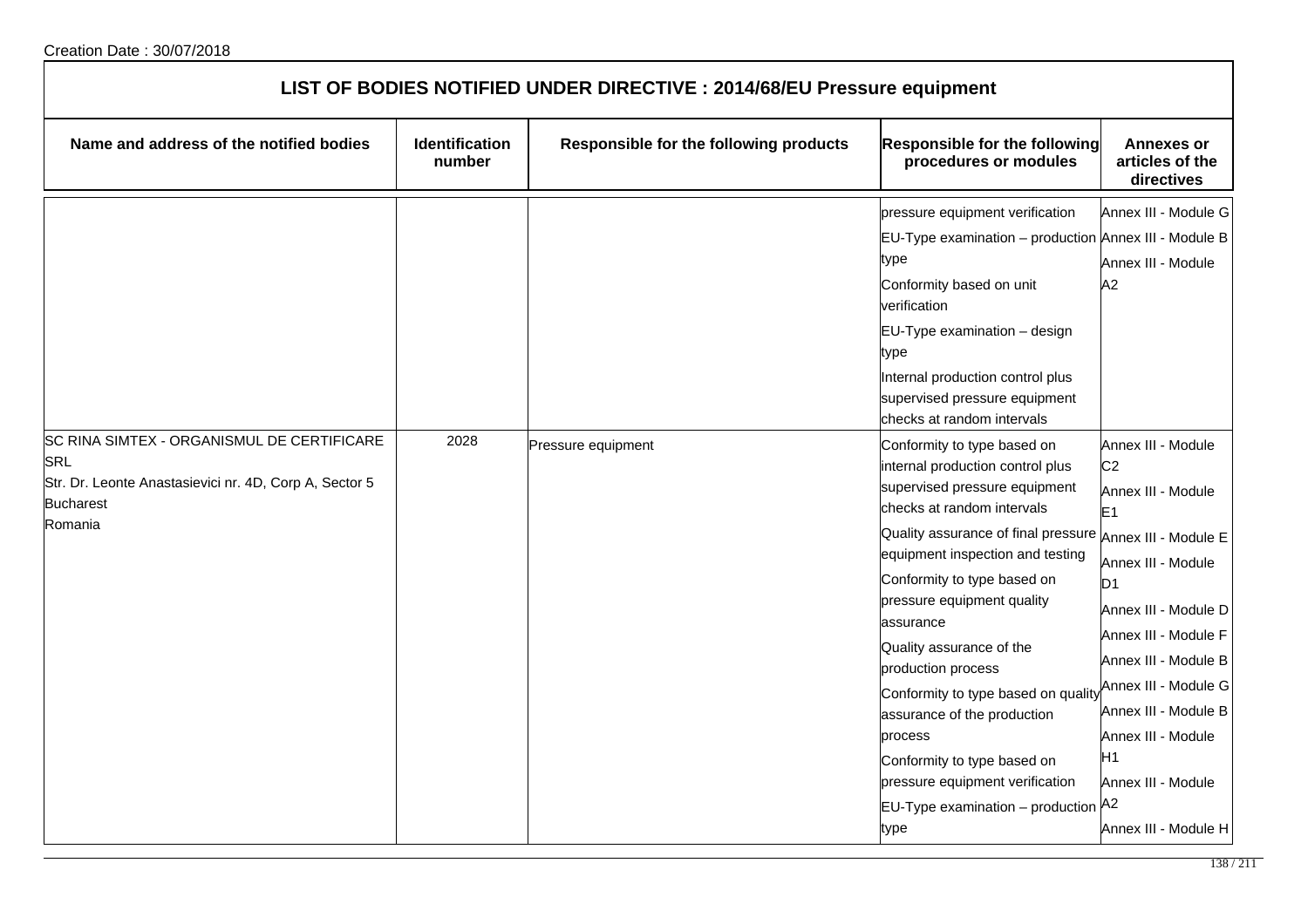Creation Date : 30/07/2018

# LIST OF BODIES NOTIFIED UNDER DIRECTIVE : 2014/68/EU Pressure equipment

| Name and address of the notified bodies | Identification number | Responsible for the following products | Responsible for the following procedures or modules | Annexes or articles of the directives |
|---|---|---|---|---|
| | | | pressure equipment verification<br>EU-Type examination – production type<br>Conformity based on unit verification<br>EU-Type examination – design type<br>Internal production control plus supervised pressure equipment checks at random intervals | Annex III - Module G<br>Annex III - Module B<br>Annex III - Module A2 |
| SC RINA SIMTEX - ORGANISMUL DE CERTIFICARE SRL<br>Str. Dr. Leonte Anastasievici nr. 4D, Corp A, Sector 5<br>Bucharest<br>Romania | 2028 | Pressure equipment | Conformity to type based on internal production control plus supervised pressure equipment checks at random intervals<br>Quality assurance of final pressure equipment inspection and testing<br>Conformity to type based on pressure equipment quality assurance<br>Quality assurance of the production process<br>Conformity to type based on quality assurance of the production process<br>Conformity to type based on pressure equipment verification<br>EU-Type examination – production type | Annex III - Module C2<br>Annex III - Module E1<br>Annex III - Module E<br>Annex III - Module D1<br>Annex III - Module D<br>Annex III - Module F<br>Annex III - Module B<br>Annex III - Module G<br>Annex III - Module B<br>Annex III - Module H1<br>Annex III - Module A2<br>Annex III - Module H |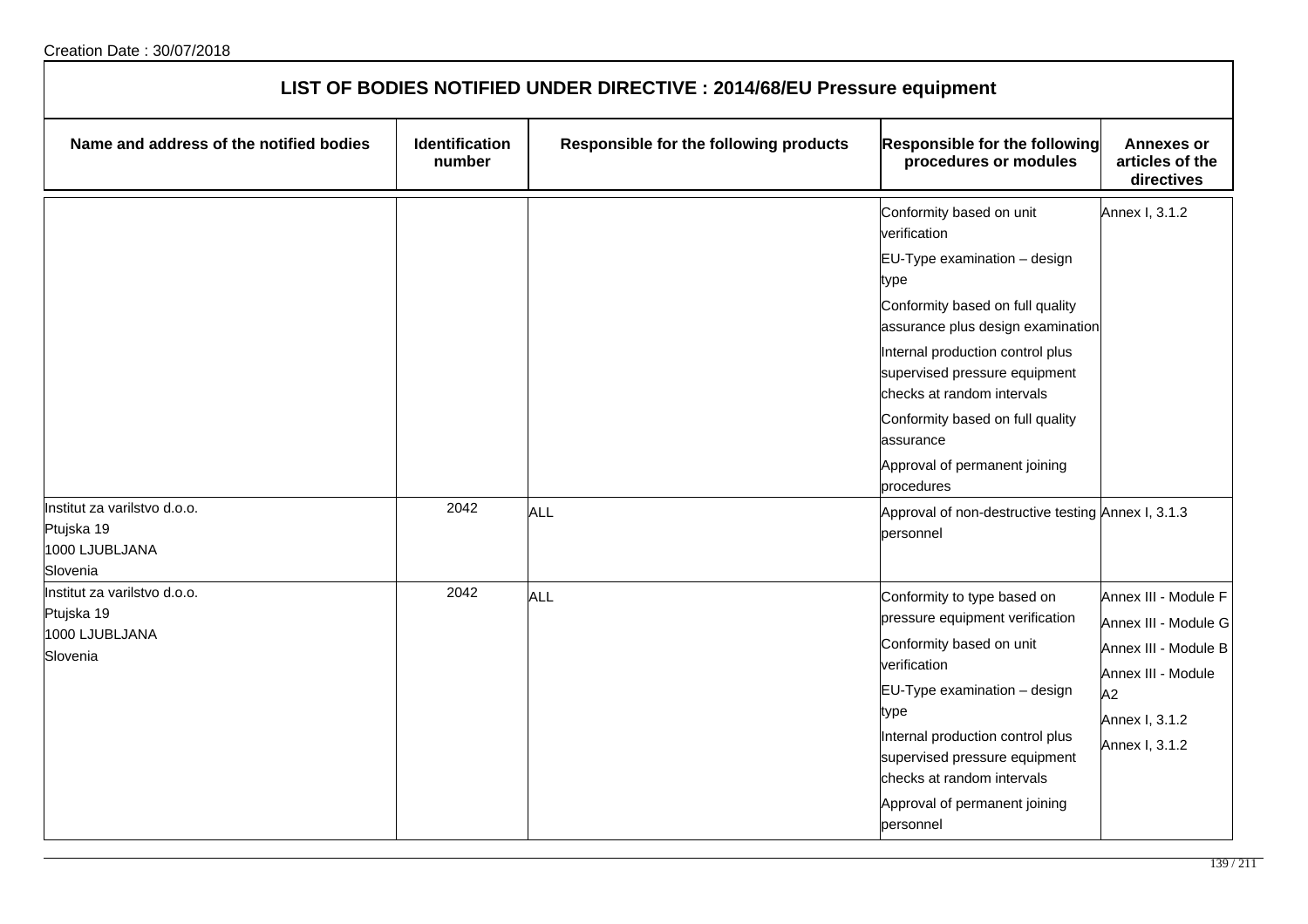Creation Date : 30/07/2018

# LIST OF BODIES NOTIFIED UNDER DIRECTIVE : 2014/68/EU Pressure equipment

| Name and address of the notified bodies | Identification number | Responsible for the following products | Responsible for the following procedures or modules | Annexes or articles of the directives |
|---|---|---|---|---|
| | | | Conformity based on unit verification<br>EU-Type examination – design type<br>Conformity based on full quality assurance plus design examination<br>Internal production control plus supervised pressure equipment checks at random intervals<br>Conformity based on full quality assurance<br>Approval of permanent joining procedures | Annex I, 3.1.2 |
| Institut za varilstvo d.o.o.<br>Ptujska 19<br>1000 LJUBLJANA<br>Slovenia | 2042 | ALL | Approval of non-destructive testing personnel | Annex I, 3.1.3 |
| Institut za varilstvo d.o.o.<br>Ptujska 19<br>1000 LJUBLJANA<br>Slovenia | 2042 | ALL | Conformity to type based on pressure equipment verification<br>Conformity based on unit verification<br>EU-Type examination – design type<br>Internal production control plus supervised pressure equipment checks at random intervals<br>Approval of permanent joining personnel | Annex III - Module F<br>Annex III - Module G<br>Annex III - Module B<br>Annex III - Module A2<br>Annex I, 3.1.2<br>Annex I, 3.1.2 |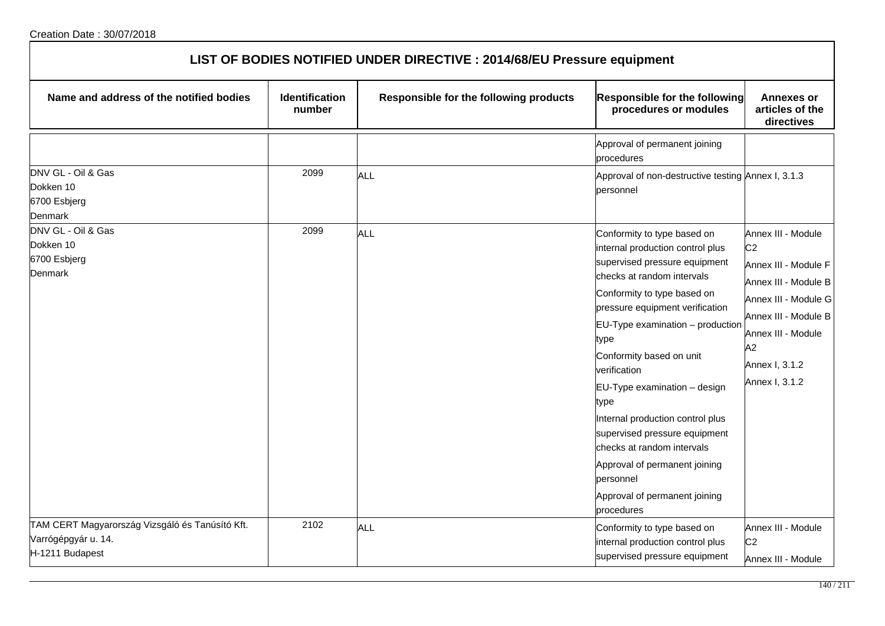Creation Date : 30/07/2018

# LIST OF BODIES NOTIFIED UNDER DIRECTIVE : 2014/68/EU Pressure equipment

| Name and address of the notified bodies | Identification number | Responsible for the following products | Responsible for the following procedures or modules | Annexes or articles of the directives |
|---|---|---|---|---|
| | | | Approval of permanent joining procedures | |
| DNV GL - Oil & Gas<br>Dokken 10<br>6700 Esbjerg<br>Denmark | 2099 | ALL | Approval of non-destructive testing personnel | Annex I, 3.1.3 |
| DNV GL - Oil & Gas<br>Dokken 10<br>6700 Esbjerg<br>Denmark | 2099 | ALL | Conformity to type based on internal production control plus supervised pressure equipment checks at random intervals<br>Conformity to type based on pressure equipment verification<br>EU-Type examination – production type<br>Conformity based on unit verification<br>EU-Type examination – design type<br>Internal production control plus supervised pressure equipment checks at random intervals<br>Approval of permanent joining personnel<br>Approval of permanent joining procedures | Annex III - Module C2<br>Annex III - Module F<br>Annex III - Module B<br>Annex III - Module G<br>Annex III - Module B<br>Annex III - Module A2<br>Annex I, 3.1.2<br>Annex I, 3.1.2 |
| TAM CERT Magyarország Vizsgáló és Tanúsító Kft.<br>Varrógépgyár u. 14.<br>H-1211 Budapest | 2102 | ALL | Conformity to type based on internal production control plus supervised pressure equipment | Annex III - Module C2<br>Annex III - Module |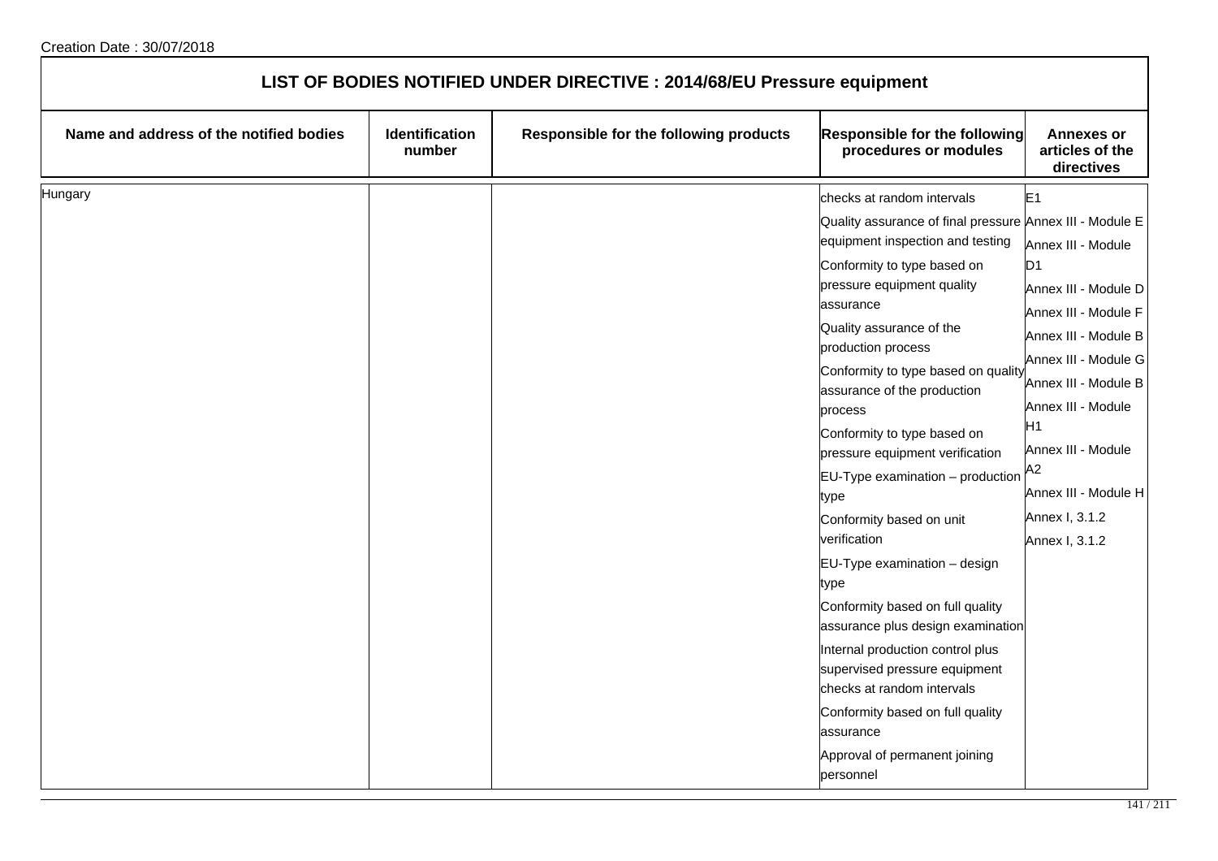Creation Date : 30/07/2018

# LIST OF BODIES NOTIFIED UNDER DIRECTIVE : 2014/68/EU Pressure equipment

| Name and address of the notified bodies | Identification number | Responsible for the following products | Responsible for the following procedures or modules | Annexes or articles of the directives |
|---|---|---|---|---|
| Hungary | | | checks at random intervals<br>Quality assurance of final pressure equipment inspection and testing<br>Conformity to type based on pressure equipment quality assurance<br>Quality assurance of the production process<br>Conformity to type based on quality assurance of the production process<br>Conformity to type based on pressure equipment verification<br>EU-Type examination – production type<br>Conformity based on unit verification<br>EU-Type examination – design type<br>Conformity based on full quality assurance plus design examination<br>Internal production control plus supervised pressure equipment checks at random intervals<br>Conformity based on full quality assurance<br>Approval of permanent joining personnel | E1<br>Annex III - Module E<br>Annex III - Module D1<br>Annex III - Module D<br>Annex III - Module F<br>Annex III - Module B<br>Annex III - Module G<br>Annex III - Module B<br>Annex III - Module H1<br>Annex III - Module A2<br>Annex III - Module H<br>Annex I, 3.1.2<br>Annex I, 3.1.2 |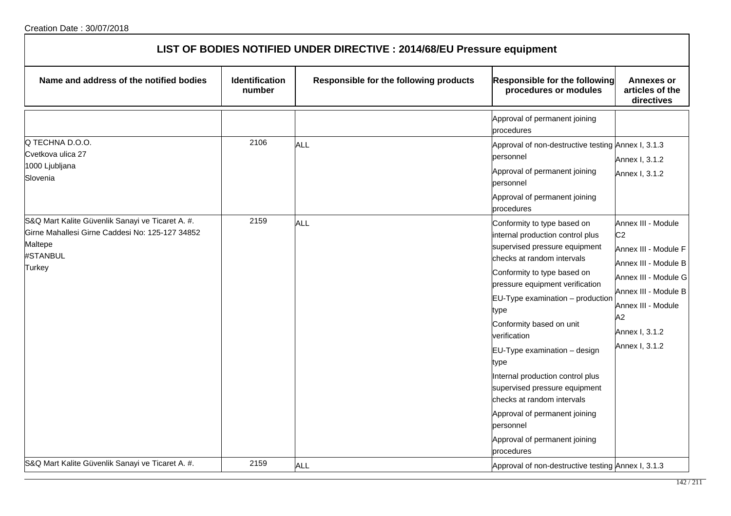Creation Date : 30/07/2018

# LIST OF BODIES NOTIFIED UNDER DIRECTIVE : 2014/68/EU Pressure equipment

| Name and address of the notified bodies | Identification number | Responsible for the following products | Responsible for the following procedures or modules | Annexes or articles of the directives |
|---|---|---|---|---|
| | | | Approval of permanent joining procedures | |
| Q TECHNA D.O.O.<br>Cvetkova ulica 27<br>1000 Ljubljana<br>Slovenia | 2106 | ALL | Approval of non-destructive testing personnel<br>Approval of permanent joining personnel<br>Approval of permanent joining procedures | Annex I, 3.1.3<br>Annex I, 3.1.2<br>Annex I, 3.1.2 |
| S&Q Mart Kalite Güvenlik Sanayi ve Ticaret A. #.<br>Girne Mahallesi Girne Caddesi No: 125-127 34852<br>Maltepe<br>#STANBUL<br>Turkey | 2159 | ALL | Conformity to type based on internal production control plus supervised pressure equipment checks at random intervals<br>Conformity to type based on pressure equipment verification<br>EU-Type examination – production type<br>Conformity based on unit verification<br>EU-Type examination – design type<br>Internal production control plus supervised pressure equipment checks at random intervals<br>Approval of permanent joining personnel<br>Approval of permanent joining procedures | Annex III - Module C2<br>Annex III - Module F<br>Annex III - Module B<br>Annex III - Module G<br>Annex III - Module B<br>Annex III - Module A2<br>Annex I, 3.1.2<br>Annex I, 3.1.2 |
| S&Q Mart Kalite Güvenlik Sanayi ve Ticaret A. #. | 2159 | ALL | Approval of non-destructive testing | Annex I, 3.1.3 |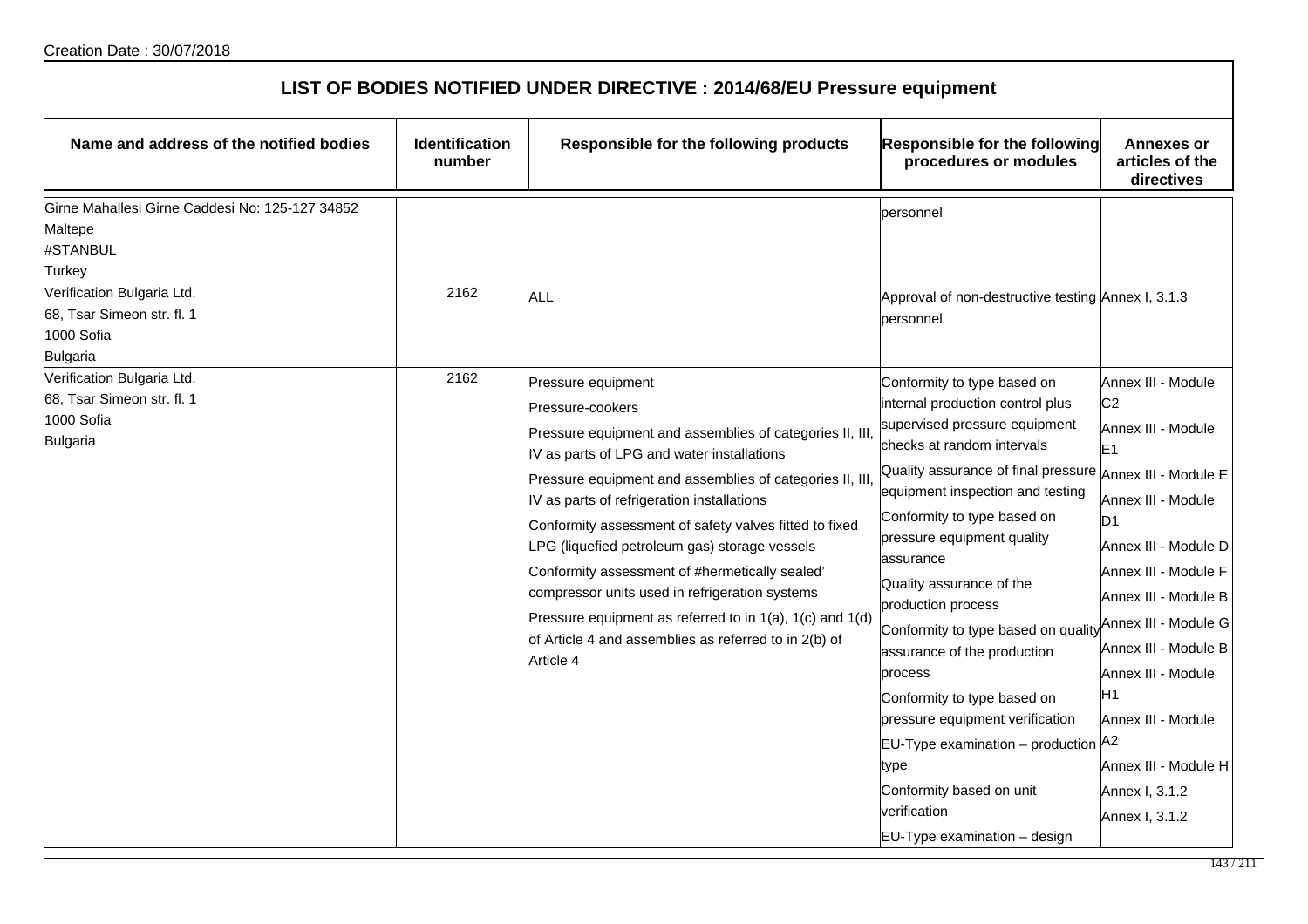Creation Date : 30/07/2018

## LIST OF BODIES NOTIFIED UNDER DIRECTIVE : 2014/68/EU Pressure equipment

| Name and address of the notified bodies | Identification number | Responsible for the following products | Responsible for the following procedures or modules | Annexes or articles of the directives |
|---|---|---|---|---|
| Girne Mahallesi Girne Caddesi No: 125-127 34852<br>Maltepe<br>#STANBUL<br>Turkey | | | personnel | |
| Verification Bulgaria Ltd.<br>68, Tsar Simeon str. fl. 1<br>1000 Sofia<br>Bulgaria | 2162 | ALL | Approval of non-destructive testing personnel | Annex I, 3.1.3 |
| Verification Bulgaria Ltd.<br>68, Tsar Simeon str. fl. 1<br>1000 Sofia<br>Bulgaria | 2162 | Pressure equipment<br>Pressure-cookers<br>Pressure equipment and assemblies of categories II, III, IV as parts of LPG and water installations<br>Pressure equipment and assemblies of categories II, III, IV as parts of refrigeration installations<br>Conformity assessment of safety valves fitted to fixed LPG (liquefied petroleum gas) storage vessels<br>Conformity assessment of #hermetically sealed' compressor units used in refrigeration systems<br>Pressure equipment as referred to in 1(a), 1(c) and 1(d) of Article 4 and assemblies as referred to in 2(b) of Article 4 | Conformity to type based on internal production control plus supervised pressure equipment checks at random intervals<br>Quality assurance of final pressure equipment inspection and testing<br>Conformity to type based on pressure equipment quality assurance<br>Quality assurance of the production process<br>Conformity to type based on quality assurance of the production process<br>Conformity to type based on pressure equipment verification<br>EU-Type examination – production type<br>Conformity based on unit verification<br>EU-Type examination – design | Annex III - Module C2<br>Annex III - Module E1<br>Annex III - Module E<br>Annex III - Module D1<br>Annex III - Module D<br>Annex III - Module F<br>Annex III - Module B<br>Annex III - Module G<br>Annex III - Module B<br>Annex III - Module H1<br>Annex III - Module A2<br>Annex III - Module H<br>Annex I, 3.1.2<br>Annex I, 3.1.2 |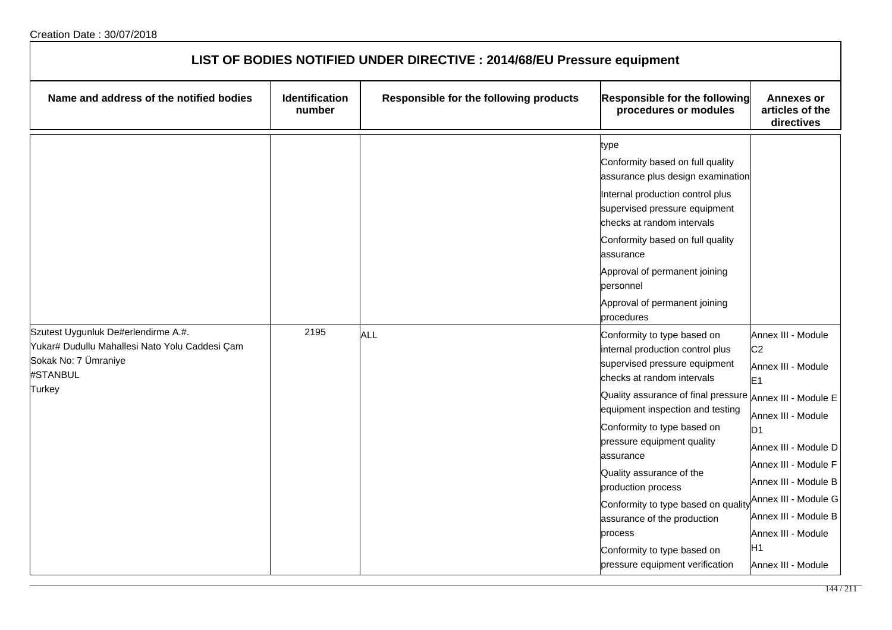Creation Date : 30/07/2018

# LIST OF BODIES NOTIFIED UNDER DIRECTIVE : 2014/68/EU Pressure equipment

| Name and address of the notified bodies | Identification number | Responsible for the following products | Responsible for the following procedures or modules | Annexes or articles of the directives |
|---|---|---|---|---|
| | | | type<br>Conformity based on full quality assurance plus design examination<br>Internal production control plus supervised pressure equipment checks at random intervals<br>Conformity based on full quality assurance<br>Approval of permanent joining personnel<br>Approval of permanent joining procedures | |
| Szutest Uygunluk De#erlendirme A.#.<br>Yukar# Dudullu Mahallesi Nato Yolu Caddesi Çam Sokak No: 7 Ümraniye<br>#STANBUL<br>Turkey | 2195 | ALL | Conformity to type based on internal production control plus supervised pressure equipment checks at random intervals<br>Quality assurance of final pressure equipment inspection and testing<br>Conformity to type based on pressure equipment quality assurance<br>Quality assurance of the production process<br>Conformity to type based on quality assurance of the production process<br>Conformity to type based on pressure equipment verification | Annex III - Module C2<br>Annex III - Module E1<br>Annex III - Module E<br>Annex III - Module D1<br>Annex III - Module D<br>Annex III - Module F<br>Annex III - Module B<br>Annex III - Module G<br>Annex III - Module B<br>Annex III - Module H1<br>Annex III - Module |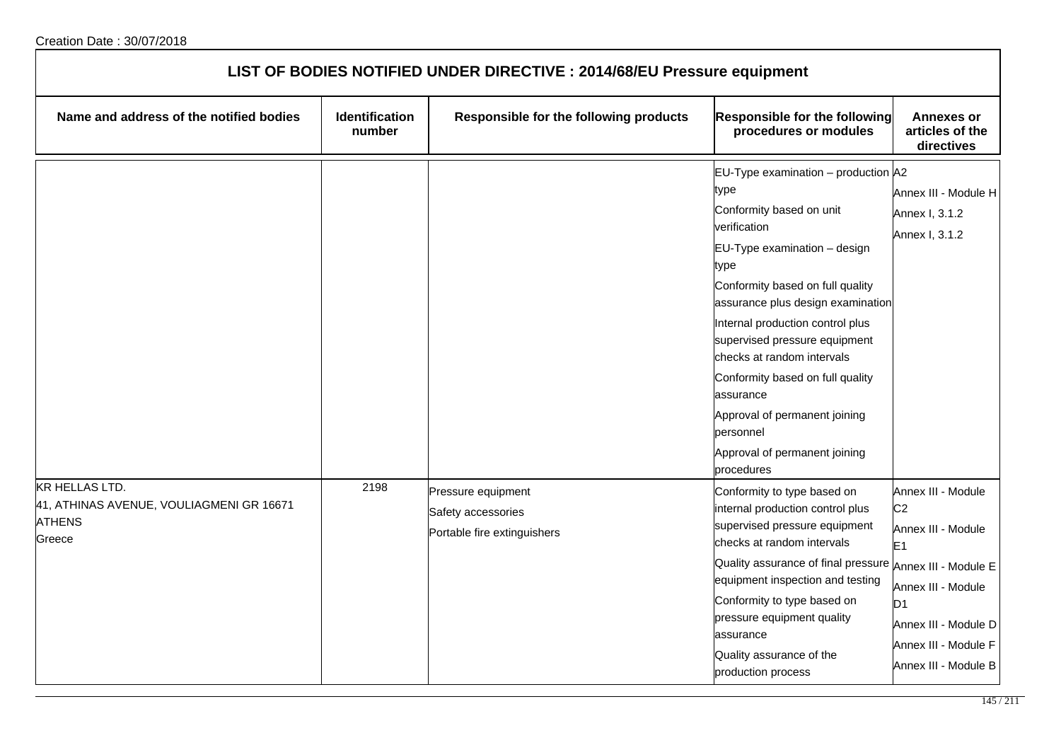Creation Date : 30/07/2018

# LIST OF BODIES NOTIFIED UNDER DIRECTIVE : 2014/68/EU Pressure equipment

| Name and address of the notified bodies | Identification number | Responsible for the following products | Responsible for the following procedures or modules | Annexes or articles of the directives |
|---|---|---|---|---|
| | | | EU-Type examination – production type<br>Conformity based on unit verification<br>EU-Type examination – design type<br>Conformity based on full quality assurance plus design examination<br>Internal production control plus supervised pressure equipment checks at random intervals<br>Conformity based on full quality assurance<br>Approval of permanent joining personnel<br>Approval of permanent joining procedures | A2<br>Annex III - Module H<br>Annex I, 3.1.2<br>Annex I, 3.1.2 |
| KR HELLAS LTD.<br>41, ATHINAS AVENUE, VOULIAGMENI GR 16671<br>ATHENS<br>Greece | 2198 | Pressure equipment<br>Safety accessories<br>Portable fire extinguishers | Conformity to type based on internal production control plus supervised pressure equipment checks at random intervals<br>Quality assurance of final pressure equipment inspection and testing<br>Conformity to type based on pressure equipment quality assurance<br>Quality assurance of the production process | Annex III - Module C2<br>Annex III - Module E1<br>Annex III - Module E<br>Annex III - Module D1<br>Annex III - Module D<br>Annex III - Module F<br>Annex III - Module B |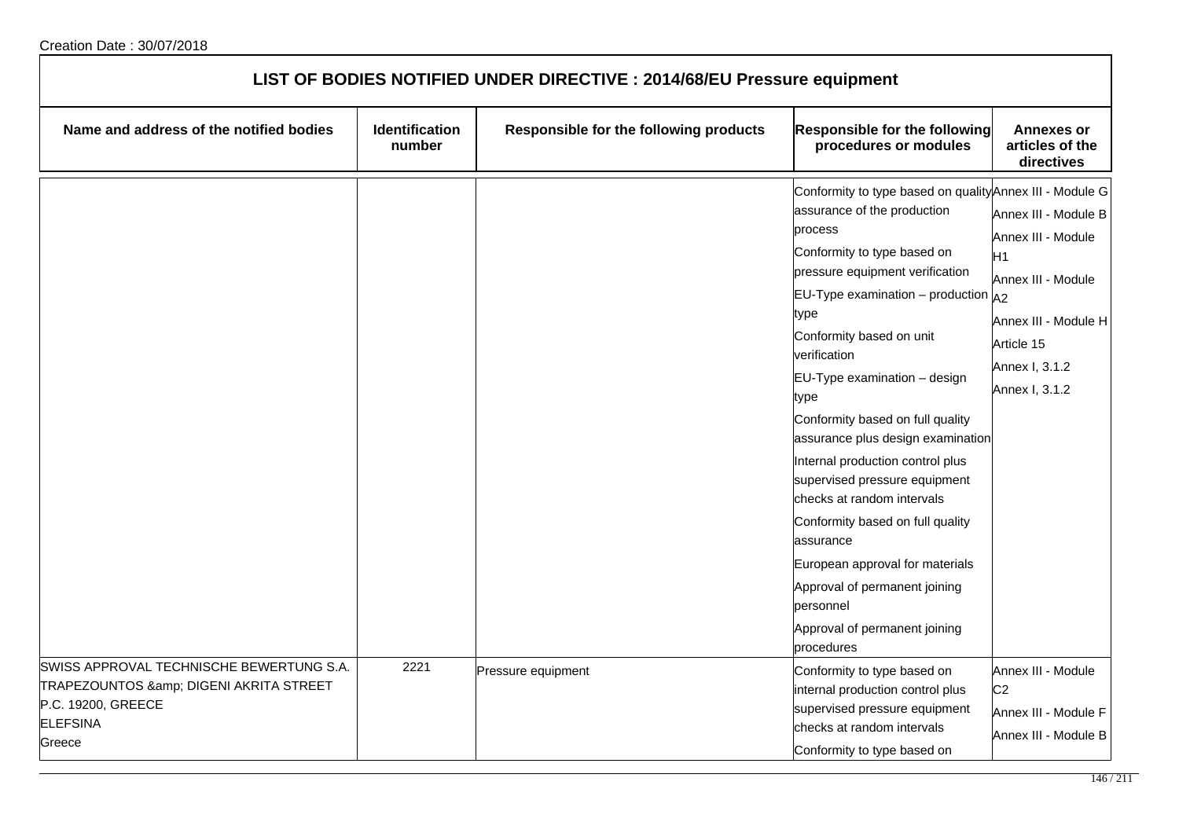Creation Date : 30/07/2018

# LIST OF BODIES NOTIFIED UNDER DIRECTIVE : 2014/68/EU Pressure equipment

| Name and address of the notified bodies | Identification number | Responsible for the following products | Responsible for the following procedures or modules | Annexes or articles of the directives |
|---|---|---|---|---|
| | | | Conformity to type based on quality assurance of the production process<br>Conformity to type based on pressure equipment verification<br>EU-Type examination – production type<br>Conformity based on unit verification<br>EU-Type examination – design type<br>Conformity based on full quality assurance plus design examination<br>Internal production control plus supervised pressure equipment checks at random intervals<br>Conformity based on full quality assurance<br>European approval for materials<br>Approval of permanent joining personnel<br>Approval of permanent joining procedures | Annex III - Module G<br>Annex III - Module B<br>Annex III - Module H1<br>Annex III - Module A2<br>Annex III - Module H<br>Article 15<br>Annex I, 3.1.2<br>Annex I, 3.1.2 |
| SWISS APPROVAL TECHNISCHE BEWERTUNG S.A.<br>TRAPEZOUNTOS &amp; DIGENI AKRITA STREET<br>P.C. 19200, GREECE<br>ELEFSINA<br>Greece | 2221 | Pressure equipment | Conformity to type based on internal production control plus supervised pressure equipment checks at random intervals<br>Conformity to type based on | Annex III - Module C2<br>Annex III - Module F<br>Annex III - Module B |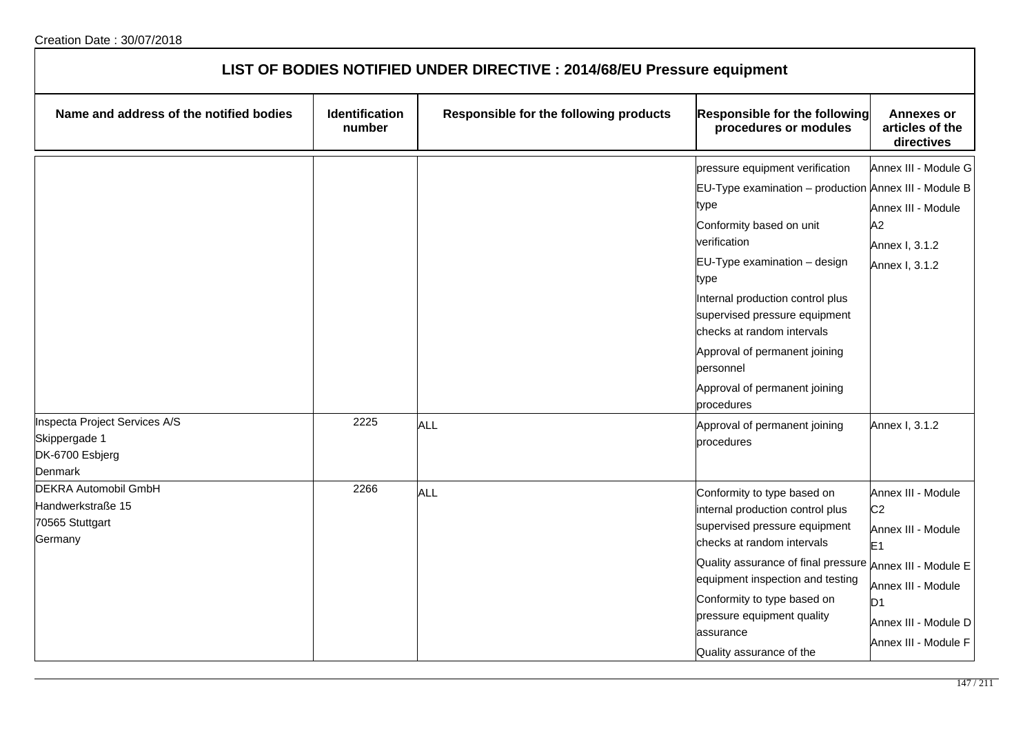Creation Date : 30/07/2018

# LIST OF BODIES NOTIFIED UNDER DIRECTIVE : 2014/68/EU Pressure equipment

| Name and address of the notified bodies | Identification number | Responsible for the following products | Responsible for the following procedures or modules | Annexes or articles of the directives |
|---|---|---|---|---|
| | | | pressure equipment verification<br>EU-Type examination – production type<br>Conformity based on unit verification<br>EU-Type examination – design type<br>Internal production control plus supervised pressure equipment checks at random intervals<br>Approval of permanent joining personnel<br>Approval of permanent joining procedures | Annex III - Module G<br>Annex III - Module B<br>Annex III - Module A2<br>Annex I, 3.1.2<br>Annex I, 3.1.2 |
| Inspecta Project Services A/S<br>Skippergade 1<br>DK-6700 Esbjerg<br>Denmark | 2225 | ALL | Approval of permanent joining procedures | Annex I, 3.1.2 |
| DEKRA Automobil GmbH<br>Handwerkstraße 15<br>70565 Stuttgart<br>Germany | 2266 | ALL | Conformity to type based on internal production control plus supervised pressure equipment checks at random intervals<br>Quality assurance of final pressure equipment inspection and testing<br>Conformity to type based on pressure equipment quality assurance<br>Quality assurance of the | Annex III - Module C2<br>Annex III - Module E1<br>Annex III - Module E<br>Annex III - Module D1<br>Annex III - Module D<br>Annex III - Module F |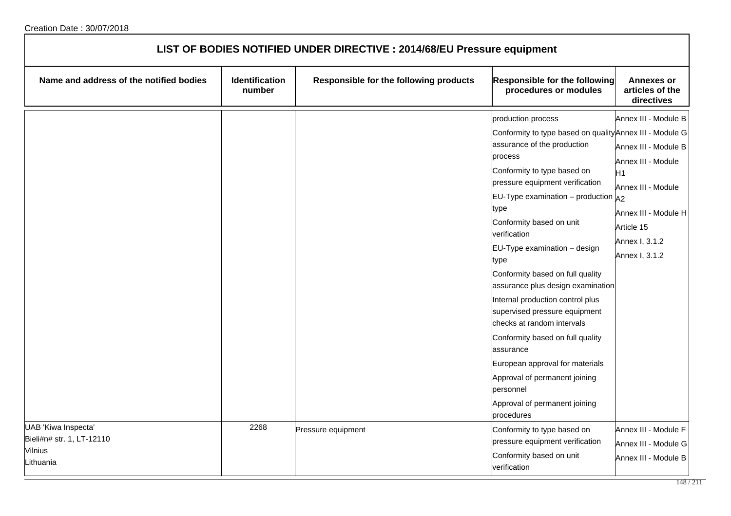Creation Date : 30/07/2018

# LIST OF BODIES NOTIFIED UNDER DIRECTIVE : 2014/68/EU Pressure equipment

| Name and address of the notified bodies | Identification number | Responsible for the following products | Responsible for the following procedures or modules | Annexes or articles of the directives |
|---|---|---|---|---|
| | | | production process<br>Conformity to type based on quality assurance of the production process<br>Conformity to type based on pressure equipment verification<br>EU-Type examination – production type<br>Conformity based on unit verification<br>EU-Type examination – design type<br>Conformity based on full quality assurance plus design examination<br>Internal production control plus supervised pressure equipment checks at random intervals<br>Conformity based on full quality assurance<br>European approval for materials<br>Approval of permanent joining personnel<br>Approval of permanent joining procedures | Annex III - Module B<br>Annex III - Module G<br>Annex III - Module B<br>Annex III - Module H1<br>Annex III - Module A2<br>Annex III - Module H<br>Article 15<br>Annex I, 3.1.2<br>Annex I, 3.1.2 |
| UAB 'Kiwa Inspecta'<br>Bieli#n# str. 1, LT-12110<br>Vilnius<br>Lithuania | 2268 | Pressure equipment | Conformity to type based on pressure equipment verification<br>Conformity based on unit verification | Annex III - Module F<br>Annex III - Module G<br>Annex III - Module B |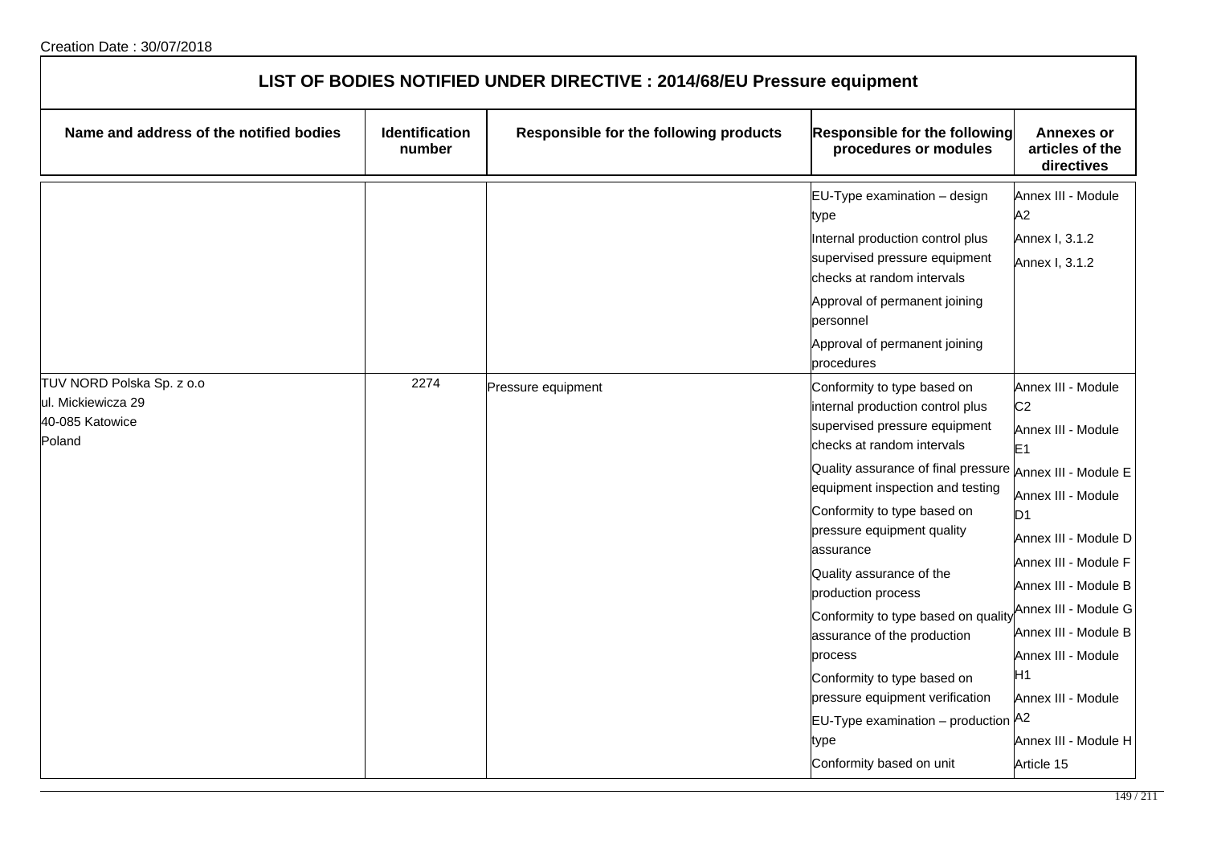Creation Date : 30/07/2018

# LIST OF BODIES NOTIFIED UNDER DIRECTIVE : 2014/68/EU Pressure equipment

| Name and address of the notified bodies | Identification number | Responsible for the following products | Responsible for the following procedures or modules | Annexes or articles of the directives |
|---|---|---|---|---|
| | | | EU-Type examination – design type<br>Internal production control plus supervised pressure equipment checks at random intervals<br>Approval of permanent joining personnel<br>Approval of permanent joining procedures | Annex III - Module B<br>Annex III - Module A2<br>Annex I, 3.1.2<br>Annex I, 3.1.2 |
| TUV NORD Polska Sp. z o.o<br>ul. Mickiewicza 29<br>40-085 Katowice<br>Poland | 2274 | Pressure equipment | Conformity to type based on internal production control plus supervised pressure equipment checks at random intervals<br>Quality assurance of final pressure equipment inspection and testing<br>Conformity to type based on pressure equipment quality assurance<br>Quality assurance of the production process<br>Conformity to type based on quality assurance of the production process<br>Conformity to type based on pressure equipment verification<br>EU-Type examination – production type<br>Conformity based on unit | Annex III - Module C2<br>Annex III - Module E1<br>Annex III - Module E<br>Annex III - Module D1<br>Annex III - Module D<br>Annex III - Module F<br>Annex III - Module B<br>Annex III - Module G<br>Annex III - Module B<br>Annex III - Module H1<br>Annex III - Module A2<br>Annex III - Module H<br>Article 15 |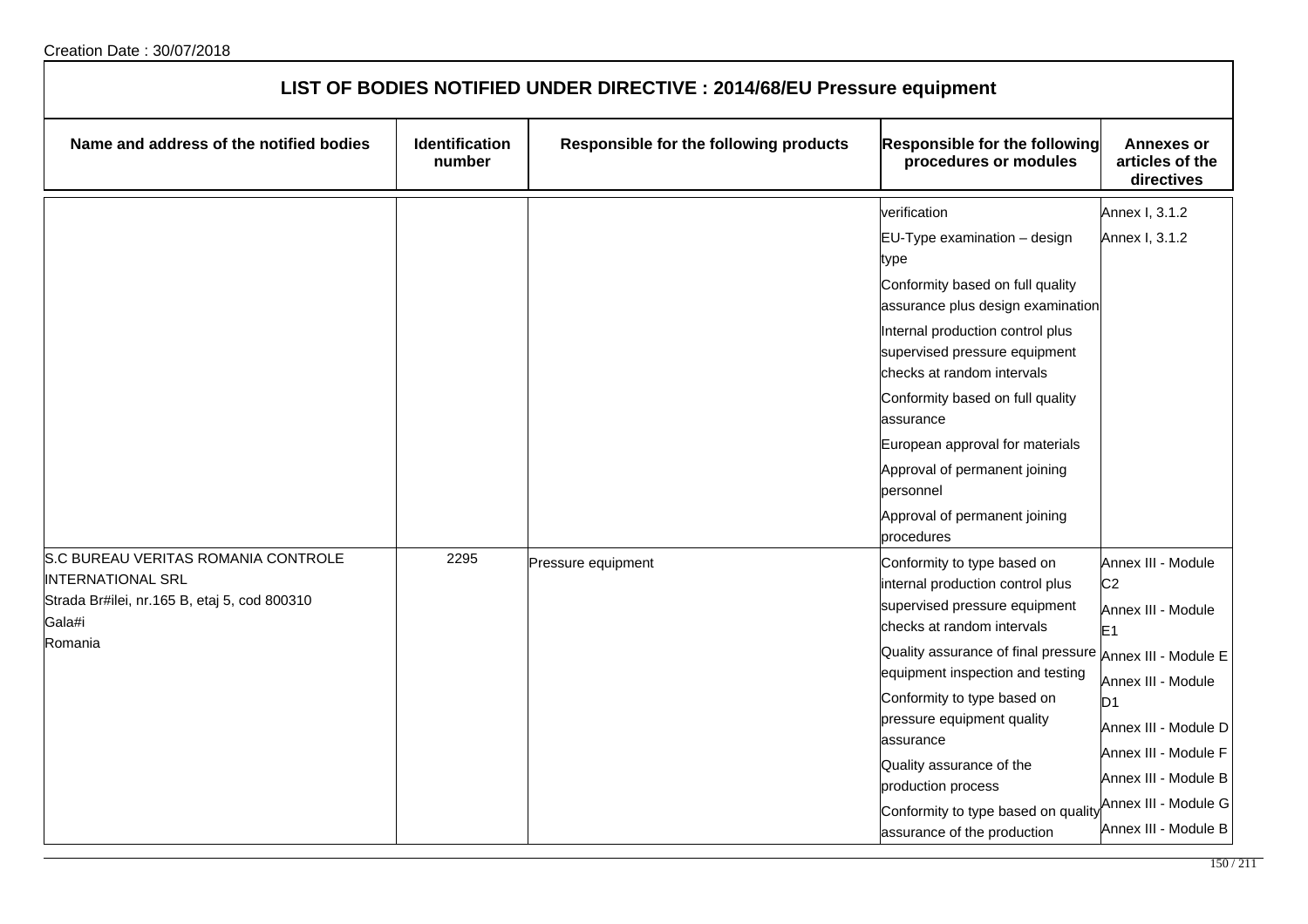Creation Date : 30/07/2018

# LIST OF BODIES NOTIFIED UNDER DIRECTIVE : 2014/68/EU Pressure equipment

| Name and address of the notified bodies | Identification number | Responsible for the following products | Responsible for the following procedures or modules | Annexes or articles of the directives |
|---|---|---|---|---|
| | | | verification<br>EU-Type examination – design type<br>Conformity based on full quality assurance plus design examination<br>Internal production control plus supervised pressure equipment checks at random intervals<br>Conformity based on full quality assurance<br>European approval for materials<br>Approval of permanent joining personnel<br>Approval of permanent joining procedures | Annex I, 3.1.2<br>Annex I, 3.1.2 |
| S.C BUREAU VERITAS ROMANIA CONTROLE INTERNATIONAL SRL<br>Strada Br#ilei, nr.165 B, etaj 5, cod 800310<br>Gala#i<br>Romania | 2295 | Pressure equipment | Conformity to type based on internal production control plus supervised pressure equipment checks at random intervals<br>Quality assurance of final pressure equipment inspection and testing<br>Conformity to type based on pressure equipment quality assurance<br>Quality assurance of the production process<br>Conformity to type based on quality assurance of the production | Annex III - Module C2<br>Annex III - Module E1<br>Annex III - Module E<br>Annex III - Module D1<br>Annex III - Module D<br>Annex III - Module F<br>Annex III - Module B<br>Annex III - Module G<br>Annex III - Module B |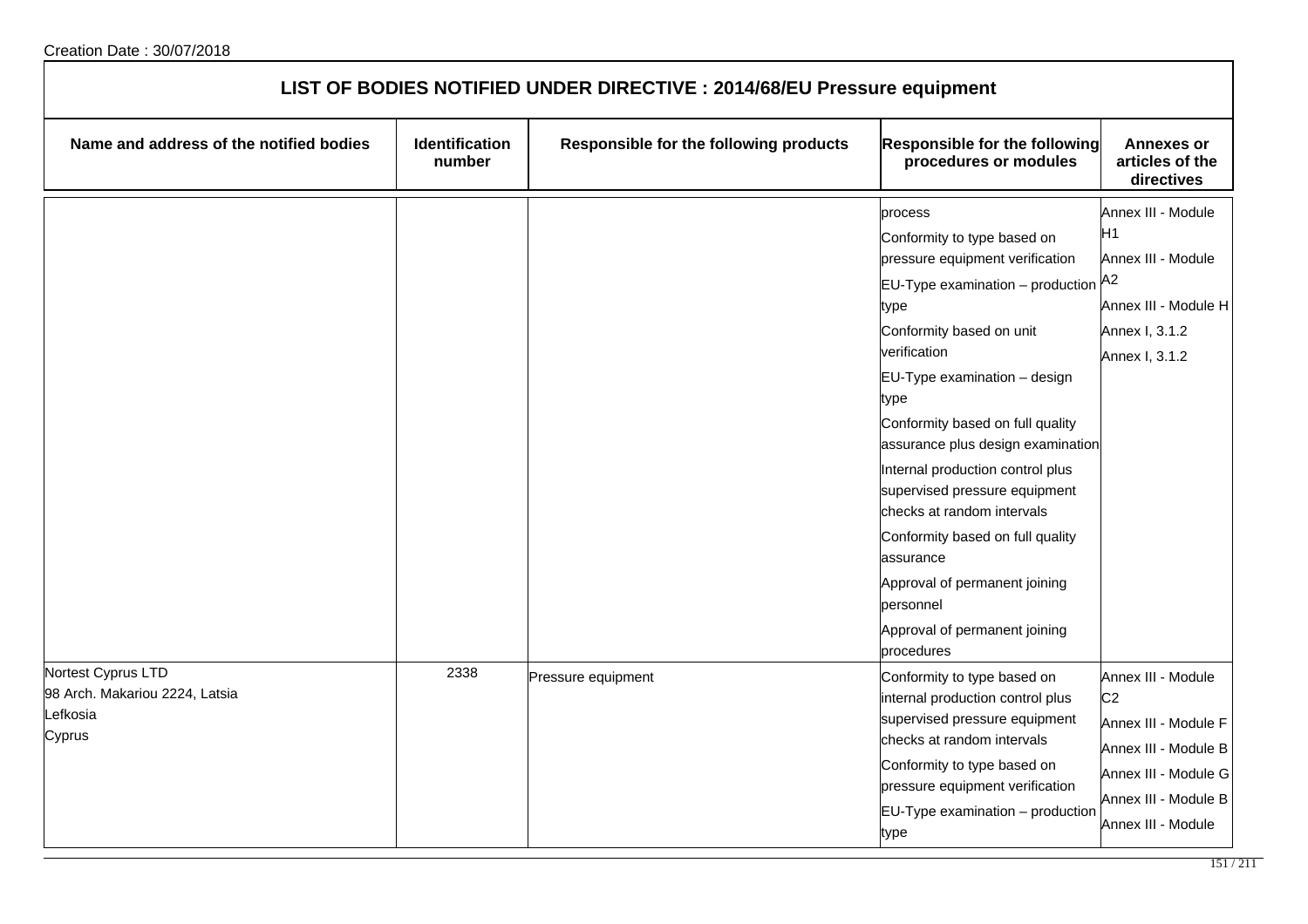Creation Date : 30/07/2018

## LIST OF BODIES NOTIFIED UNDER DIRECTIVE : 2014/68/EU Pressure equipment

| Name and address of the notified bodies | Identification number | Responsible for the following products | Responsible for the following procedures or modules | Annexes or articles of the directives |
|---|---|---|---|---|
| | | | process<br>Conformity to type based on pressure equipment verification<br>EU-Type examination – production type<br>Conformity based on unit verification<br>EU-Type examination – design type<br>Conformity based on full quality assurance plus design examination<br>Internal production control plus supervised pressure equipment checks at random intervals<br>Conformity based on full quality assurance<br>Approval of permanent joining personnel<br>Approval of permanent joining procedures | Annex III - Module H1<br>Annex III - Module A2<br>Annex III - Module H<br>Annex I, 3.1.2<br>Annex I, 3.1.2 |
| Nortest Cyprus LTD<br>98 Arch. Makariou 2224, Latsia<br>Lefkosia<br>Cyprus | 2338 | Pressure equipment | Conformity to type based on internal production control plus supervised pressure equipment checks at random intervals<br>Conformity to type based on pressure equipment verification<br>EU-Type examination – production type | Annex III - Module C2<br>Annex III - Module F<br>Annex III - Module B<br>Annex III - Module G<br>Annex III - Module B<br>Annex III - Module |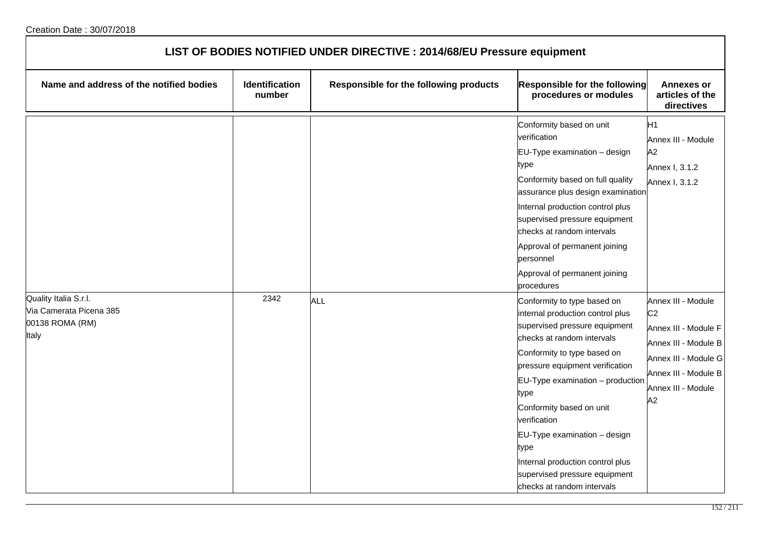Creation Date : 30/07/2018

## LIST OF BODIES NOTIFIED UNDER DIRECTIVE : 2014/68/EU Pressure equipment

| Name and address of the notified bodies | Identification number | Responsible for the following products | Responsible for the following procedures or modules | Annexes or articles of the directives |
|---|---|---|---|---|
| | | | Conformity based on unit verification<br>EU-Type examination – design type<br>Conformity based on full quality assurance plus design examination<br>Internal production control plus supervised pressure equipment checks at random intervals<br>Approval of permanent joining personnel<br>Approval of permanent joining procedures | H1<br>Annex III - Module A2<br>Annex I, 3.1.2<br>Annex I, 3.1.2 |
| Quality Italia S.r.l.<br>Via Camerata Picena 385<br>00138 ROMA (RM)<br>Italy | 2342 | ALL | Conformity to type based on internal production control plus supervised pressure equipment checks at random intervals<br>Conformity to type based on pressure equipment verification<br>EU-Type examination – production type<br>Conformity based on unit verification<br>EU-Type examination – design type<br>Internal production control plus supervised pressure equipment checks at random intervals | Annex III - Module C2<br>Annex III - Module F<br>Annex III - Module B<br>Annex III - Module G<br>Annex III - Module B<br>Annex III - Module A2 |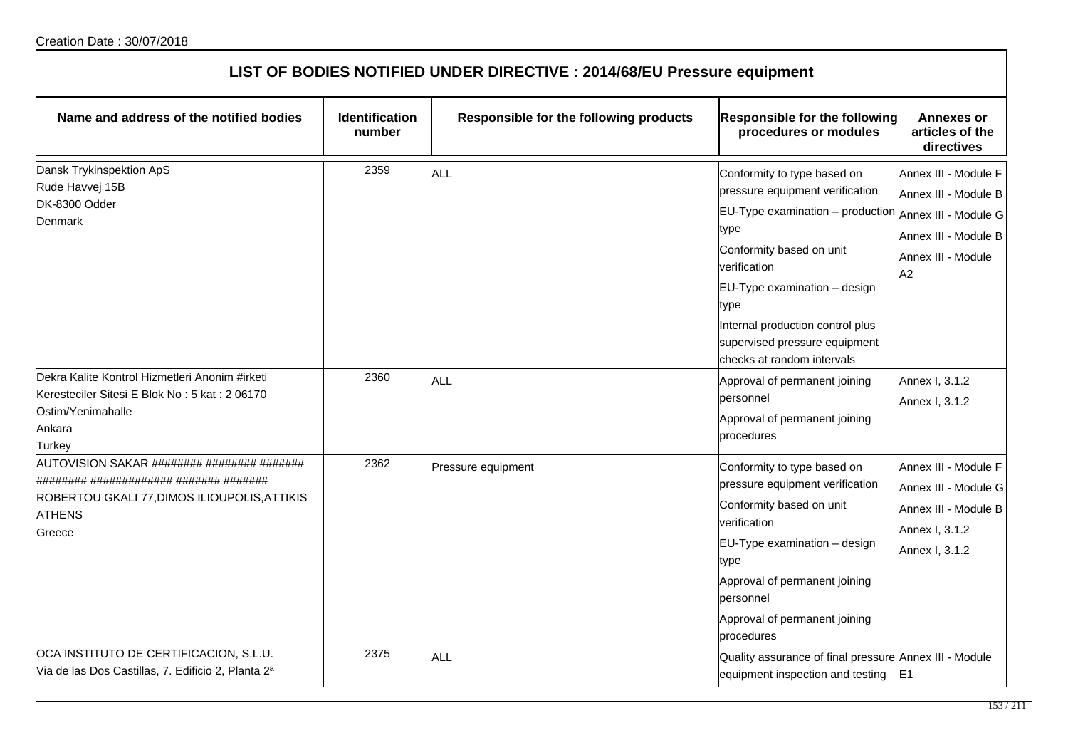Creation Date : 30/07/2018

# LIST OF BODIES NOTIFIED UNDER DIRECTIVE : 2014/68/EU Pressure equipment

| Name and address of the notified bodies | Identification number | Responsible for the following products | Responsible for the following procedures or modules | Annexes or articles of the directives |
|---|---|---|---|---|
| Dansk Trykinspektion ApS<br>Rude Havvej 15B<br>DK-8300 Odder<br>Denmark | 2359 | ALL | Conformity to type based on pressure equipment verification<br>EU-Type examination – production type<br>Conformity based on unit verification<br>EU-Type examination – design type<br>Internal production control plus supervised pressure equipment checks at random intervals | Annex III - Module F<br>Annex III - Module B<br>Annex III - Module G<br>Annex III - Module B<br>Annex III - Module A2 |
| Dekra Kalite Kontrol Hizmetleri Anonim #irketi<br>Keresteciler Sitesi E Blok No : 5 kat : 2 06170<br>Ostim/Yenimahalle<br>Ankara<br>Turkey | 2360 | ALL | Approval of permanent joining personnel<br>Approval of permanent joining procedures | Annex I, 3.1.2<br>Annex I, 3.1.2 |
| AUTOVISION SAKAR ######## ######## ####### ######## ############# ####### #######<br>ROBERTOU GKALI 77,DIMOS ILIOUPOLIS,ATTIKIS<br>ATHENS<br>Greece | 2362 | Pressure equipment | Conformity to type based on pressure equipment verification<br>Conformity based on unit verification<br>EU-Type examination – design type<br>Approval of permanent joining personnel<br>Approval of permanent joining procedures | Annex III - Module F<br>Annex III - Module G<br>Annex III - Module B<br>Annex I, 3.1.2<br>Annex I, 3.1.2 |
| OCA INSTITUTO DE CERTIFICACION, S.L.U.<br>Via de las Dos Castillas, 7. Edificio 2, Planta 2ª | 2375 | ALL | Quality assurance of final pressure equipment inspection and testing | Annex III - Module E1 |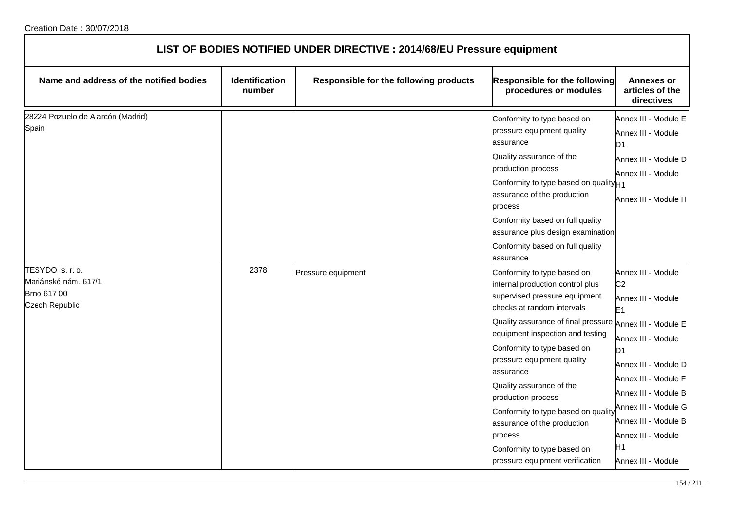Creation Date : 30/07/2018

# LIST OF BODIES NOTIFIED UNDER DIRECTIVE : 2014/68/EU Pressure equipment

| Name and address of the notified bodies | Identification number | Responsible for the following products | Responsible for the following procedures or modules | Annexes or articles of the directives |
|---|---|---|---|---|
| 28224 Pozuelo de Alarcón (Madrid)<br>Spain | | | Conformity to type based on pressure equipment quality assurance<br>Quality assurance of the production process<br>Conformity to type based on quality assurance of the production process<br>Conformity based on full quality assurance plus design examination<br>Conformity based on full quality assurance | Annex III - Module E<br>Annex III - Module D1<br>Annex III - Module D<br>Annex III - Module H1<br>Annex III - Module H |
| TESYDO, s. r. o.<br>Mariánské nám. 617/1<br>Brno 617 00<br>Czech Republic | 2378 | Pressure equipment | Conformity to type based on internal production control plus supervised pressure equipment checks at random intervals<br>Quality assurance of final pressure equipment inspection and testing<br>Conformity to type based on pressure equipment quality assurance<br>Quality assurance of the production process<br>Conformity to type based on quality assurance of the production process<br>Conformity to type based on pressure equipment verification | Annex III - Module C2<br>Annex III - Module E1<br>Annex III - Module E<br>Annex III - Module D1<br>Annex III - Module D<br>Annex III - Module F<br>Annex III - Module B<br>Annex III - Module G<br>Annex III - Module B<br>Annex III - Module H1<br>Annex III - Module |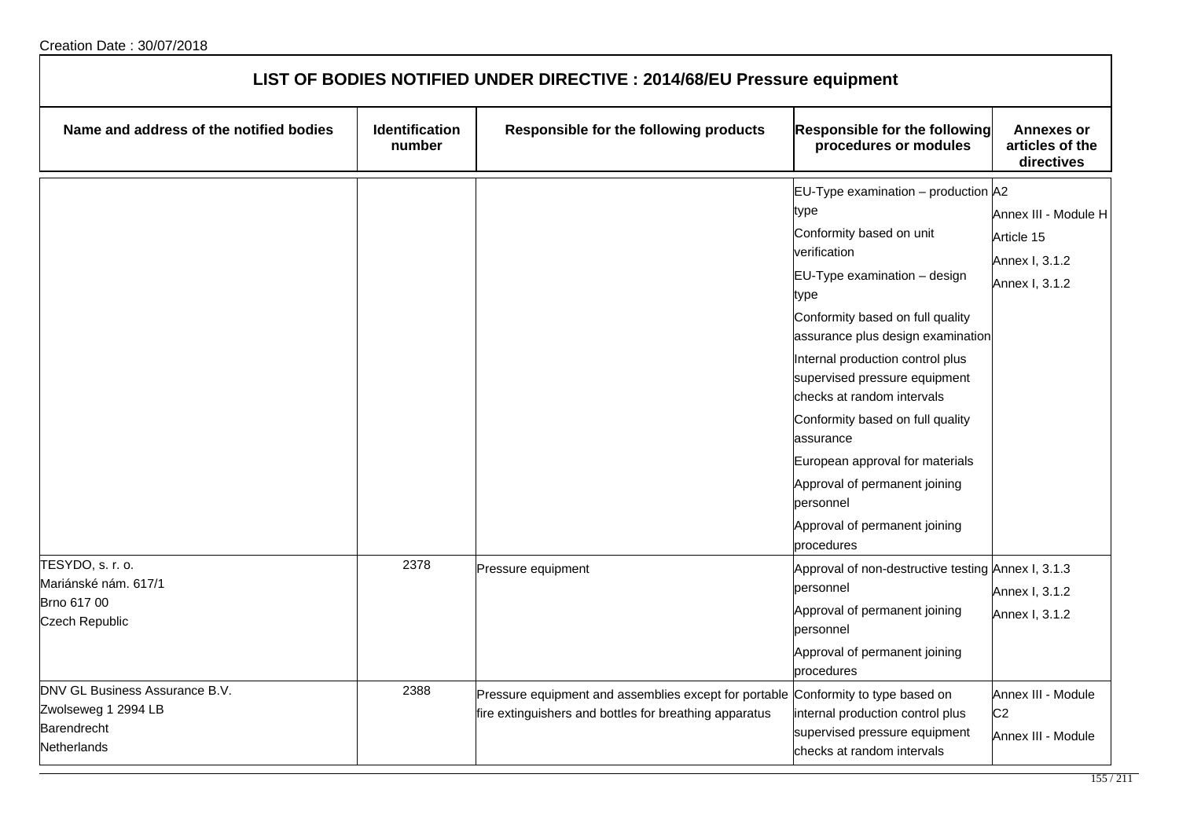Creation Date : 30/07/2018

# LIST OF BODIES NOTIFIED UNDER DIRECTIVE : 2014/68/EU Pressure equipment

| Name and address of the notified bodies | Identification number | Responsible for the following products | Responsible for the following procedures or modules | Annexes or articles of the directives |
|---|---|---|---|---|
| | | | EU-Type examination – production type<br>Conformity based on unit verification<br>EU-Type examination – design type<br>Conformity based on full quality assurance plus design examination<br>Internal production control plus supervised pressure equipment checks at random intervals<br>Conformity based on full quality assurance<br>European approval for materials<br>Approval of permanent joining personnel<br>Approval of permanent joining procedures | A2<br>Annex III - Module H<br>Article 15<br>Annex I, 3.1.2<br>Annex I, 3.1.2 |
| TESYDO, s. r. o.<br>Mariánské nám. 617/1<br>Brno 617 00<br>Czech Republic | 2378 | Pressure equipment | Approval of non-destructive testing personnel<br>Approval of permanent joining personnel<br>Approval of permanent joining procedures | Annex I, 3.1.3<br>Annex I, 3.1.2<br>Annex I, 3.1.2 |
| DNV GL Business Assurance B.V.<br>Zwolseweg 1 2994 LB<br>Barendrecht<br>Netherlands | 2388 | Pressure equipment and assemblies except for portable fire extinguishers and bottles for breathing apparatus | Conformity to type based on internal production control plus supervised pressure equipment checks at random intervals | Annex III - Module C2<br>Annex III - Module |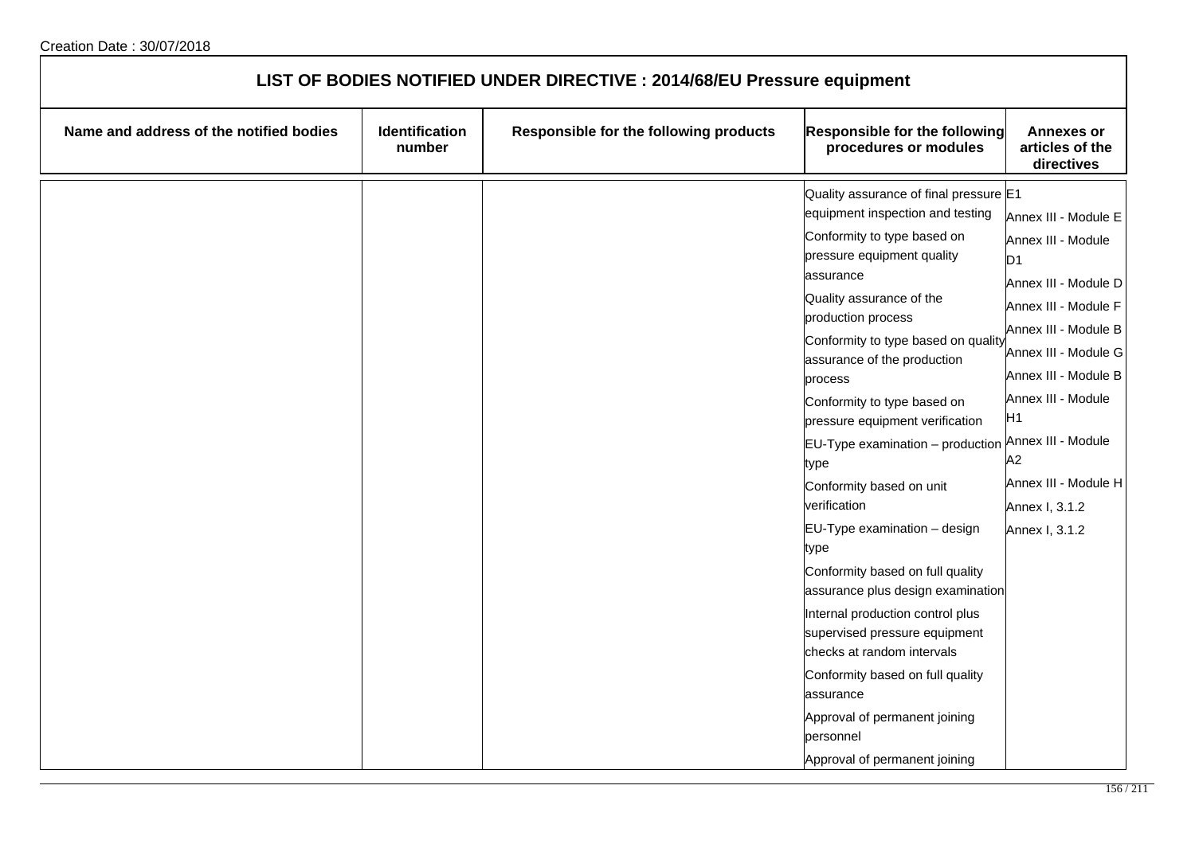Creation Date : 30/07/2018

| LIST OF BODIES NOTIFIED UNDER DIRECTIVE : 2014/68/EU Pressure equipment | | | | |
|---|---|---|---|---|
| **Name and address of the notified bodies** | **Identification number** | **Responsible for the following products** | **Responsible for the following procedures or modules** | **Annexes or articles of the directives** |
| | | | Quality assurance of final pressure equipment inspection and testing | E1 |
| | | | Conformity to type based on pressure equipment quality assurance | Annex III - Module E |
| | | | Quality assurance of the production process | Annex III - Module D1 |
| | | | Conformity to type based on quality assurance of the production process | Annex III - Module D |
| | | | Conformity to type based on pressure equipment verification | Annex III - Module F |
| | | | EU-Type examination – production type | Annex III - Module B |
| | | | Conformity based on unit verification | Annex III - Module G |
| | | | EU-Type examination – design type | Annex III - Module B |
| | | | Conformity based on full quality assurance plus design examination | Annex III - Module H1 |
| | | | Internal production control plus supervised pressure equipment checks at random intervals | Annex III - Module A2 |
| | | | Conformity based on full quality assurance | Annex III - Module H |
| | | | Approval of permanent joining personnel | Annex I, 3.1.2 |
| | | | Approval of permanent joining | Annex I, 3.1.2 |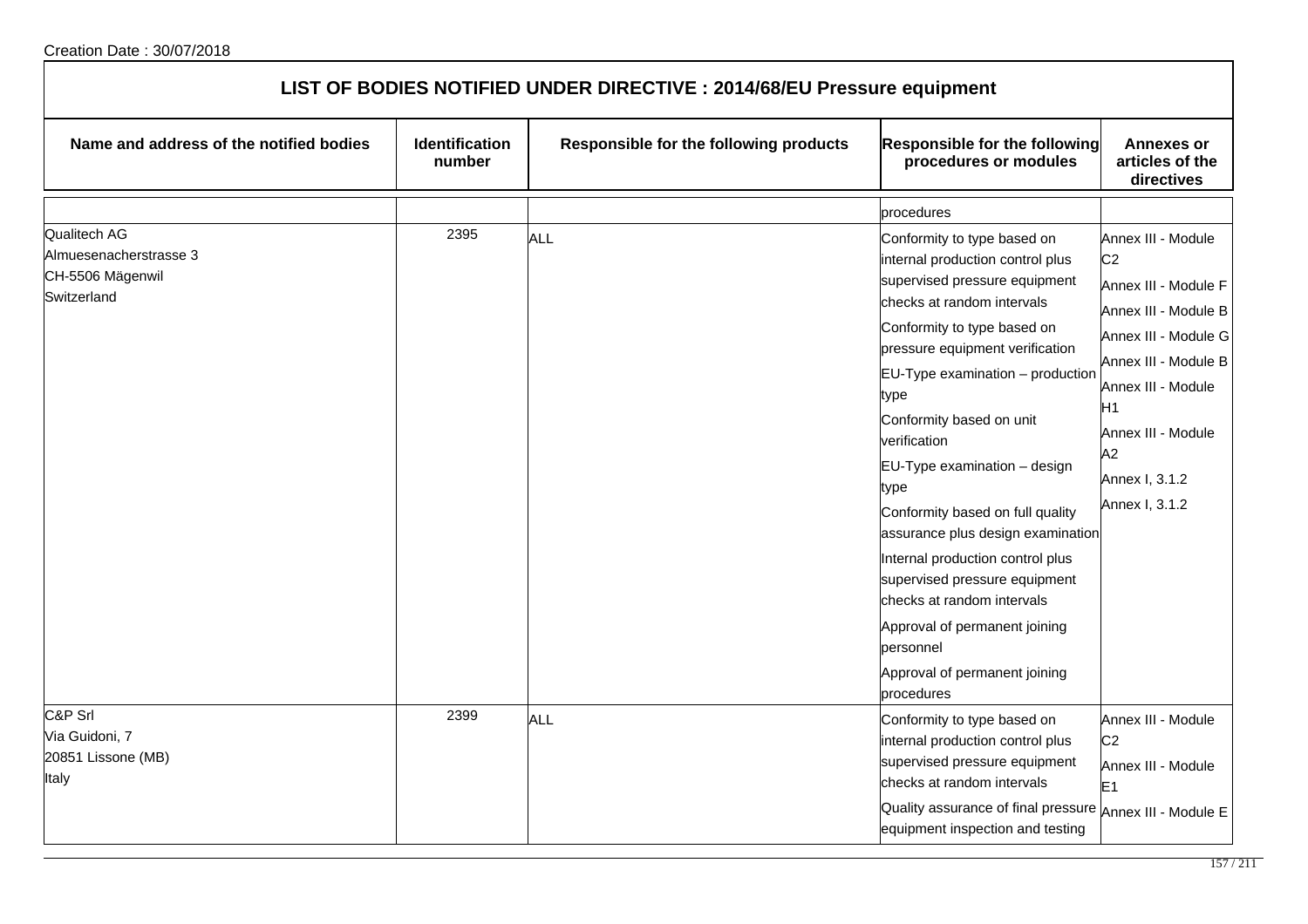Creation Date : 30/07/2018

# LIST OF BODIES NOTIFIED UNDER DIRECTIVE : 2014/68/EU Pressure equipment

| Name and address of the notified bodies | Identification number | Responsible for the following products | Responsible for the following procedures or modules | Annexes or articles of the directives |
|---|---|---|---|---|
| | | | procedures | |
| Qualitech AG<br>Almuesenacherstrasse 3<br>CH-5506 Mägenwil<br>Switzerland | 2395 | ALL | Conformity to type based on internal production control plus supervised pressure equipment checks at random intervals<br>Conformity to type based on pressure equipment verification<br>EU-Type examination – production type<br>Conformity based on unit verification<br>EU-Type examination – design type<br>Conformity based on full quality assurance plus design examination<br>Internal production control plus supervised pressure equipment checks at random intervals<br>Approval of permanent joining personnel<br>Approval of permanent joining procedures | Annex III - Module C2<br>Annex III - Module F<br>Annex III - Module B<br>Annex III - Module G<br>Annex III - Module B<br>Annex III - Module H1<br>Annex III - Module A2<br>Annex I, 3.1.2<br>Annex I, 3.1.2 |
| C&P Srl<br>Via Guidoni, 7<br>20851 Lissone (MB)<br>Italy | 2399 | ALL | Conformity to type based on internal production control plus supervised pressure equipment checks at random intervals<br>Quality assurance of final pressure equipment inspection and testing | Annex III - Module C2<br>Annex III - Module E1<br>Annex III - Module E |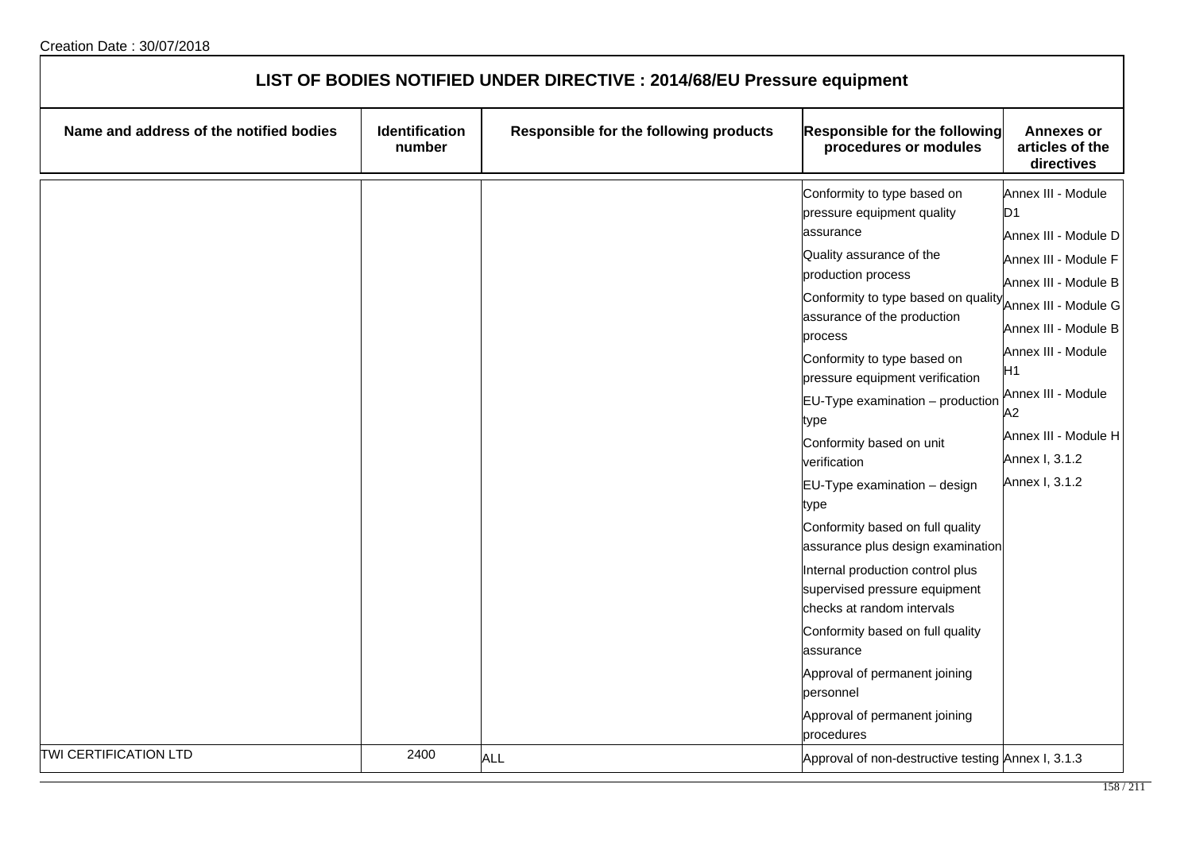Creation Date : 30/07/2018

## LIST OF BODIES NOTIFIED UNDER DIRECTIVE : 2014/68/EU Pressure equipment

| Name and address of the notified bodies | Identification number | Responsible for the following products | Responsible for the following procedures or modules | Annexes or articles of the directives |
|---|---|---|---|---|
| | | | Conformity to type based on pressure equipment quality assurance | Annex III - Module D1 |
| | | | Quality assurance of the production process | Annex III - Module D |
| | | | Conformity to type based on quality assurance of the production process | Annex III - Module F |
| | | | Conformity to type based on pressure equipment verification | Annex III - Module B |
| | | | EU-Type examination – production type | Annex III - Module G |
| | | | Conformity based on unit verification | Annex III - Module B |
| | | | EU-Type examination – design type | Annex III - Module H1 |
| | | | Conformity based on full quality assurance plus design examination | Annex III - Module A2 |
| | | | Internal production control plus supervised pressure equipment checks at random intervals | Annex III - Module H |
| | | | Conformity based on full quality assurance | Annex I, 3.1.2 |
| | | | Approval of permanent joining personnel | Annex I, 3.1.2 |
| | | | Approval of permanent joining procedures | |
| TWI CERTIFICATION LTD | 2400 | ALL | Approval of non-destructive testing | Annex I, 3.1.3 |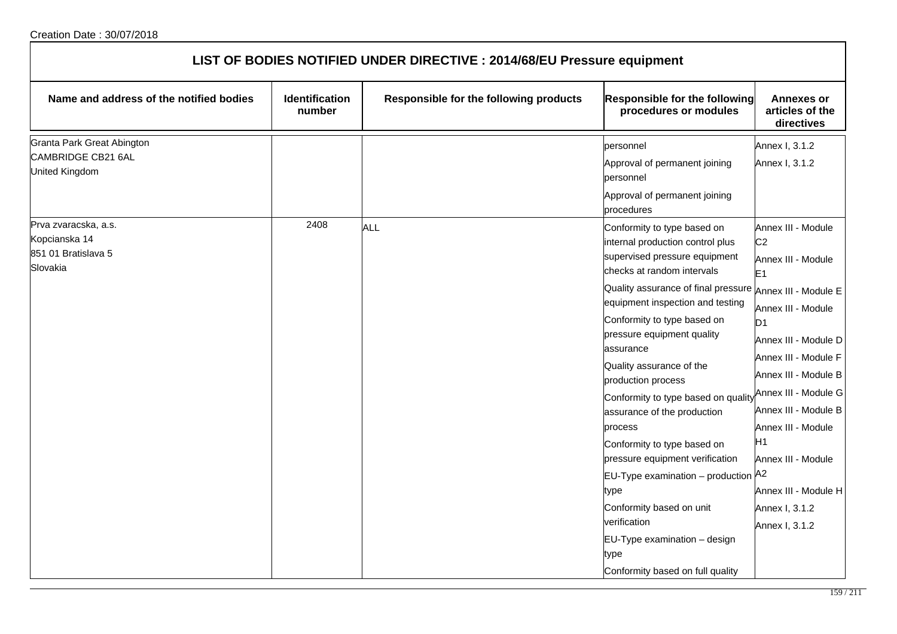Creation Date : 30/07/2018

# LIST OF BODIES NOTIFIED UNDER DIRECTIVE : 2014/68/EU Pressure equipment

| Name and address of the notified bodies | Identification number | Responsible for the following products | Responsible for the following procedures or modules | Annexes or articles of the directives |
|---|---|---|---|---|
| Granta Park Great Abington<br>CAMBRIDGE CB21 6AL<br>United Kingdom | | | personnel<br>Approval of permanent joining personnel<br>Approval of permanent joining procedures | Annex I, 3.1.2<br>Annex I, 3.1.2 |
| Prva zvaracska, a.s.<br>Kopcianska 14<br>851 01 Bratislava 5<br>Slovakia | 2408 | ALL | Conformity to type based on internal production control plus supervised pressure equipment checks at random intervals<br>Quality assurance of final pressure equipment inspection and testing<br>Conformity to type based on pressure equipment quality assurance<br>Quality assurance of the production process<br>Conformity to type based on quality assurance of the production process<br>Conformity to type based on pressure equipment verification<br>EU-Type examination – production type<br>Conformity based on unit verification<br>EU-Type examination – design type<br>Conformity based on full quality | Annex III - Module C2<br>Annex III - Module E1<br>Annex III - Module E<br>Annex III - Module D1<br>Annex III - Module D<br>Annex III - Module F<br>Annex III - Module B<br>Annex III - Module G<br>Annex III - Module B<br>Annex III - Module H1<br>Annex III - Module A2<br>Annex III - Module H<br>Annex I, 3.1.2<br>Annex I, 3.1.2 |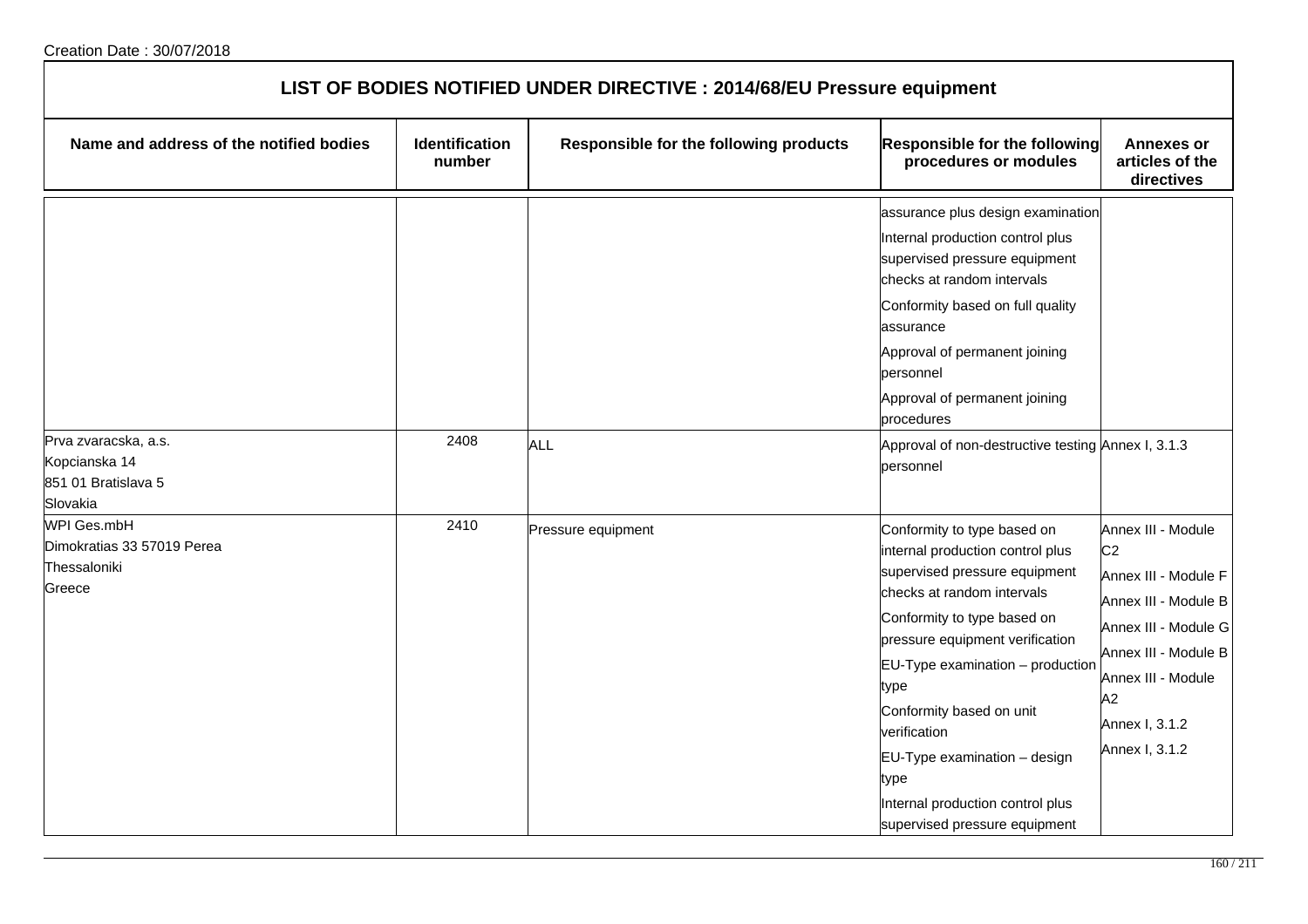Creation Date : 30/07/2018

## LIST OF BODIES NOTIFIED UNDER DIRECTIVE : 2014/68/EU Pressure equipment

| Name and address of the notified bodies | Identification number | Responsible for the following products | Responsible for the following procedures or modules | Annexes or articles of the directives |
|---|---|---|---|---|
| | | | assurance plus design examination<br>Internal production control plus supervised pressure equipment checks at random intervals<br>Conformity based on full quality assurance<br>Approval of permanent joining personnel<br>Approval of permanent joining procedures | |
| Prva zvaracska, a.s.<br>Kopcianska 14<br>851 01 Bratislava 5<br>Slovakia | 2408 | ALL | Approval of non-destructive testing personnel | Annex I, 3.1.3 |
| WPI Ges.mbH<br>Dimokratias 33 57019 Perea<br>Thessaloniki<br>Greece | 2410 | Pressure equipment | Conformity to type based on internal production control plus supervised pressure equipment checks at random intervals<br>Conformity to type based on pressure equipment verification<br>EU-Type examination – production type<br>Conformity based on unit verification<br>EU-Type examination – design type<br>Internal production control plus supervised pressure equipment | Annex III - Module C2<br>Annex III - Module F<br>Annex III - Module B<br>Annex III - Module G<br>Annex III - Module B<br>Annex III - Module A2<br>Annex I, 3.1.2<br>Annex I, 3.1.2 |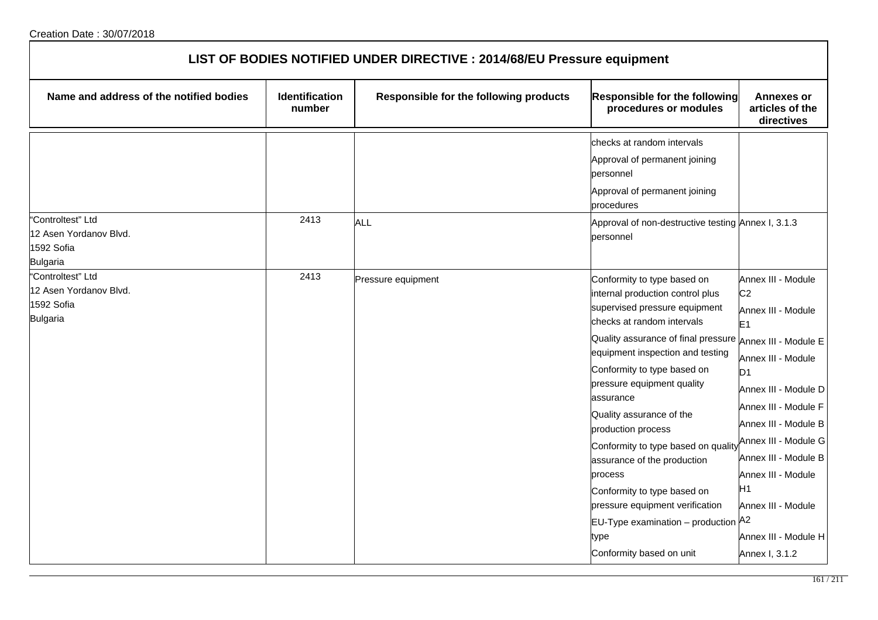Creation Date : 30/07/2018

## LIST OF BODIES NOTIFIED UNDER DIRECTIVE : 2014/68/EU Pressure equipment

| Name and address of the notified bodies | Identification number | Responsible for the following products | Responsible for the following procedures or modules | Annexes or articles of the directives |
|---|---|---|---|---|
| | | | checks at random intervals<br>Approval of permanent joining personnel<br>Approval of permanent joining procedures | |
| "Controltest" Ltd<br>12 Asen Yordanov Blvd.<br>1592 Sofia<br>Bulgaria | 2413 | ALL | Approval of non-destructive testing personnel | Annex I, 3.1.3 |
| "Controltest" Ltd<br>12 Asen Yordanov Blvd.<br>1592 Sofia<br>Bulgaria | 2413 | Pressure equipment | Conformity to type based on internal production control plus supervised pressure equipment checks at random intervals<br>Quality assurance of final pressure equipment inspection and testing<br>Conformity to type based on pressure equipment quality assurance<br>Quality assurance of the production process<br>Conformity to type based on quality assurance of the production process<br>Conformity to type based on pressure equipment verification<br>EU-Type examination – production type<br>Conformity based on unit | Annex III - Module C2<br>Annex III - Module E1<br>Annex III - Module E<br>Annex III - Module D1<br>Annex III - Module D<br>Annex III - Module F<br>Annex III - Module B<br>Annex III - Module G<br>Annex III - Module B<br>Annex III - Module H1<br>Annex III - Module A2<br>Annex III - Module H<br>Annex I, 3.1.2 |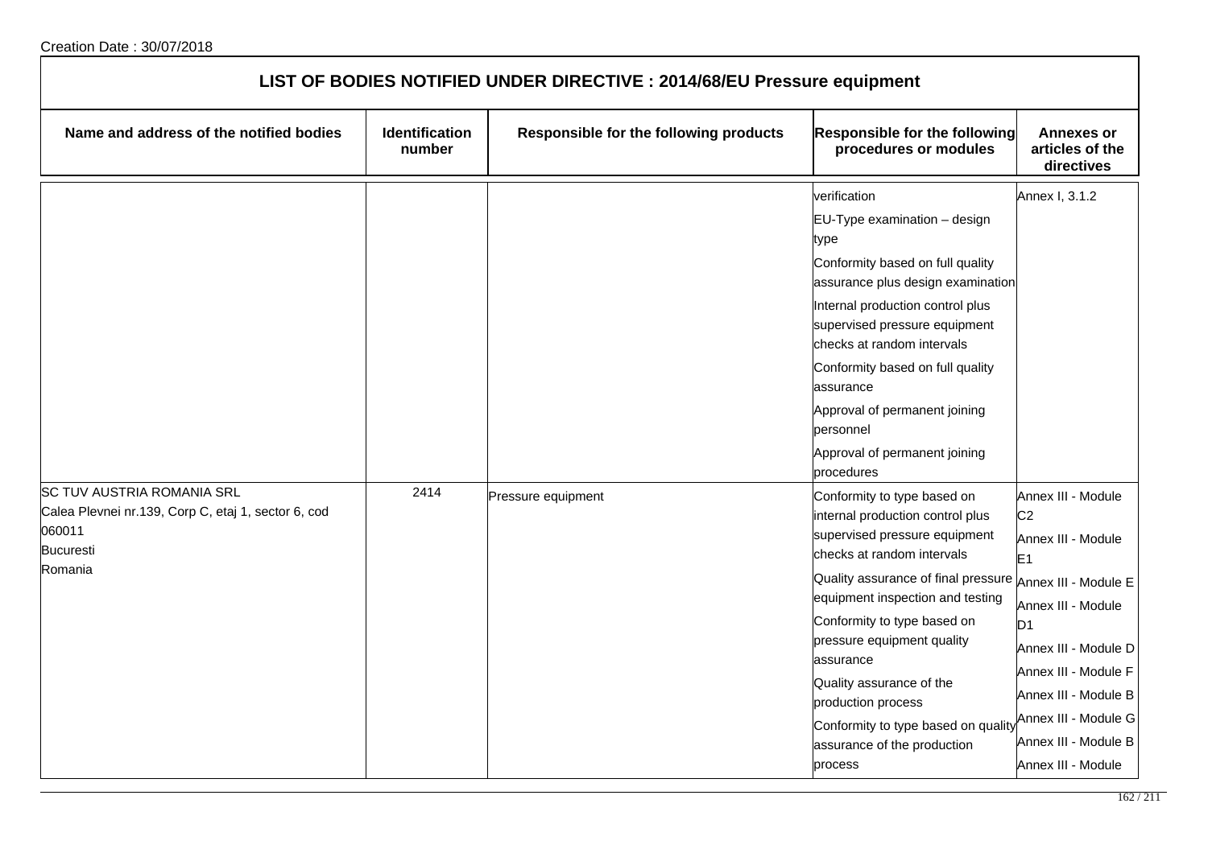Creation Date : 30/07/2018

## LIST OF BODIES NOTIFIED UNDER DIRECTIVE : 2014/68/EU Pressure equipment

| Name and address of the notified bodies | Identification number | Responsible for the following products | Responsible for the following procedures or modules | Annexes or articles of the directives |
|---|---|---|---|---|
| | | | verification<br>EU-Type examination – design type<br>Conformity based on full quality assurance plus design examination<br>Internal production control plus supervised pressure equipment checks at random intervals<br>Conformity based on full quality assurance<br>Approval of permanent joining personnel<br>Approval of permanent joining procedures | Annex I, 3.1.2 |
| SC TUV AUSTRIA ROMANIA SRL<br>Calea Plevnei nr.139, Corp C, etaj 1, sector 6, cod 060011<br>Bucuresti<br>Romania | 2414 | Pressure equipment | Conformity to type based on internal production control plus supervised pressure equipment checks at random intervals<br>Quality assurance of final pressure equipment inspection and testing<br>Conformity to type based on pressure equipment quality assurance<br>Quality assurance of the production process<br>Conformity to type based on quality assurance of the production process | Annex III - Module C2<br>Annex III - Module E1<br>Annex III - Module E<br>Annex III - Module D1<br>Annex III - Module D<br>Annex III - Module F<br>Annex III - Module B<br>Annex III - Module G<br>Annex III - Module B<br>Annex III - Module |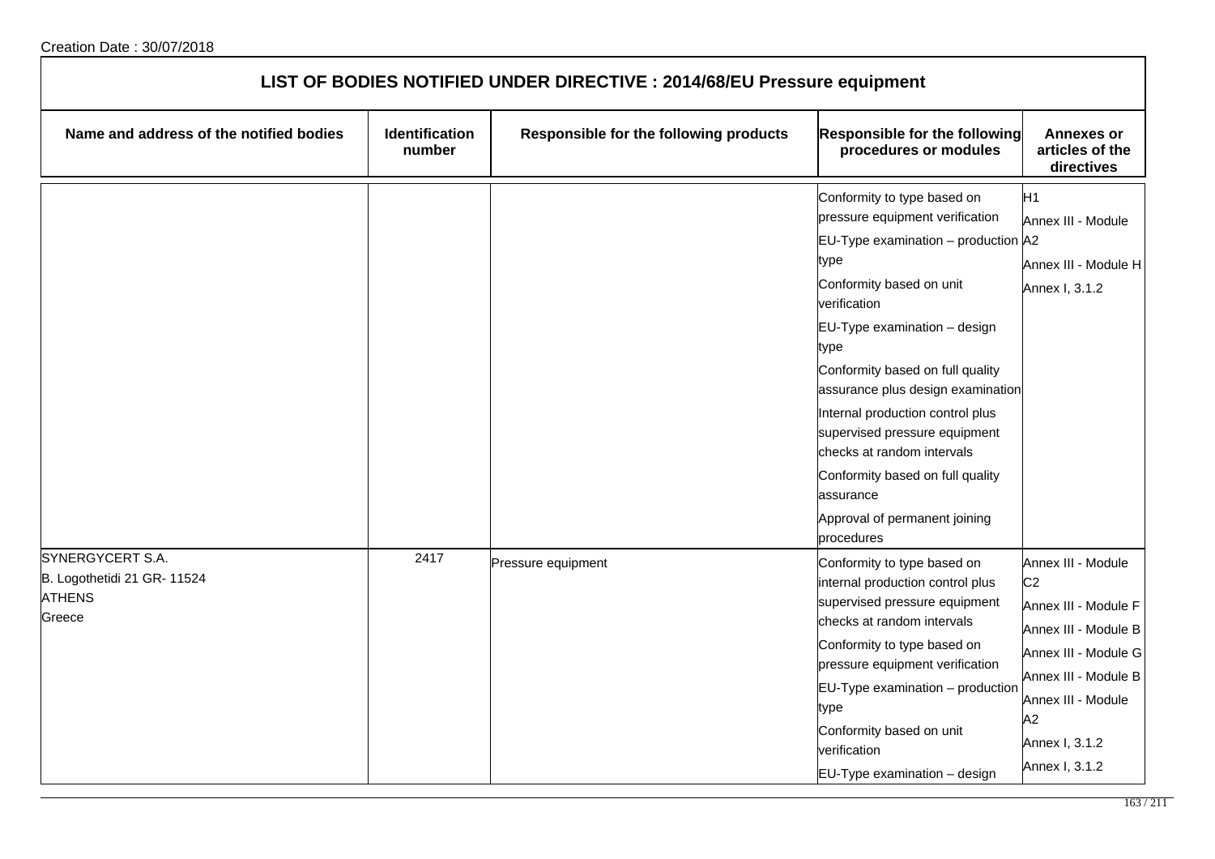Creation Date : 30/07/2018

# LIST OF BODIES NOTIFIED UNDER DIRECTIVE : 2014/68/EU Pressure equipment

| Name and address of the notified bodies | Identification number | Responsible for the following products | Responsible for the following procedures or modules | Annexes or articles of the directives |
|---|---|---|---|---|
| | | | Conformity to type based on pressure equipment verification<br>EU-Type examination – production type<br>Conformity based on unit verification<br>EU-Type examination – design type<br>Conformity based on full quality assurance plus design examination<br>Internal production control plus supervised pressure equipment checks at random intervals<br>Conformity based on full quality assurance<br>Approval of permanent joining procedures | H1<br>Annex III - Module A2<br>Annex III - Module H<br>Annex I, 3.1.2 |
| SYNERGYCERT S.A.<br>B. Logothetidi 21 GR- 11524<br>ATHENS<br>Greece | 2417 | Pressure equipment | Conformity to type based on internal production control plus supervised pressure equipment checks at random intervals<br>Conformity to type based on pressure equipment verification<br>EU-Type examination – production type<br>Conformity based on unit verification<br>EU-Type examination – design | Annex III - Module C2<br>Annex III - Module F<br>Annex III - Module B<br>Annex III - Module G<br>Annex III - Module B<br>Annex III - Module A2<br>Annex I, 3.1.2<br>Annex I, 3.1.2 |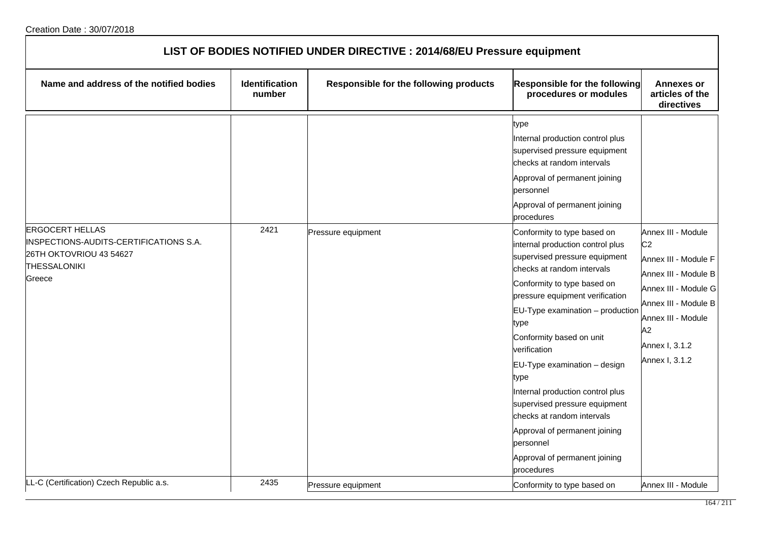Creation Date : 30/07/2018

## LIST OF BODIES NOTIFIED UNDER DIRECTIVE : 2014/68/EU Pressure equipment

| Name and address of the notified bodies | Identification number | Responsible for the following products | Responsible for the following procedures or modules | Annexes or articles of the directives |
|---|---|---|---|---|
| | | | type<br>Internal production control plus supervised pressure equipment checks at random intervals<br>Approval of permanent joining personnel<br>Approval of permanent joining procedures | |
| ERGOCERT HELLAS INSPECTIONS-AUDITS-CERTIFICATIONS S.A.<br>26TH OKTOVRIOU 43 54627<br>THESSALONIKI<br>Greece | 2421 | Pressure equipment | Conformity to type based on internal production control plus supervised pressure equipment checks at random intervals<br>Conformity to type based on pressure equipment verification<br>EU-Type examination – production type<br>Conformity based on unit verification<br>EU-Type examination – design type<br>Internal production control plus supervised pressure equipment checks at random intervals<br>Approval of permanent joining personnel<br>Approval of permanent joining procedures | Annex III - Module C2<br>Annex III - Module F<br>Annex III - Module B<br>Annex III - Module G<br>Annex III - Module B<br>Annex III - Module A2<br>Annex I, 3.1.2<br>Annex I, 3.1.2 |
| LL-C (Certification) Czech Republic a.s. | 2435 | Pressure equipment | Conformity to type based on | Annex III - Module |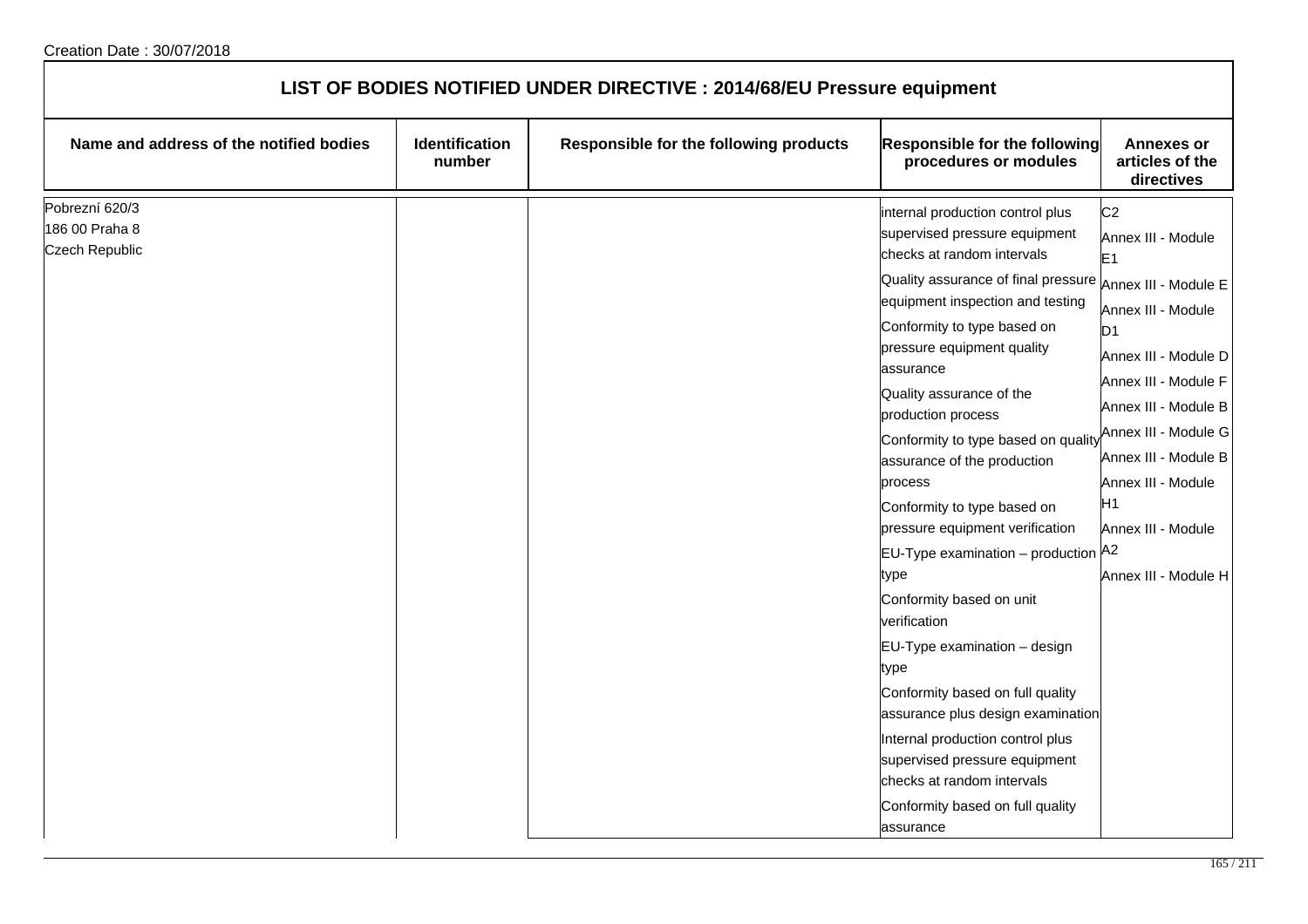Creation Date : 30/07/2018

## LIST OF BODIES NOTIFIED UNDER DIRECTIVE : 2014/68/EU Pressure equipment

| Name and address of the notified bodies | Identification number | Responsible for the following products | Responsible for the following procedures or modules | Annexes or articles of the directives |
|---|---|---|---|---|
| Pobrezní 620/3<br>186 00 Praha 8<br>Czech Republic | | | internal production control plus supervised pressure equipment checks at random intervals<br>Quality assurance of final pressure equipment inspection and testing<br>Conformity to type based on pressure equipment quality assurance<br>Quality assurance of the production process<br>Conformity to type based on quality assurance of the production process<br>Conformity to type based on pressure equipment verification<br>EU-Type examination – production type<br>Conformity based on unit verification<br>EU-Type examination – design type<br>Conformity based on full quality assurance plus design examination<br>Internal production control plus supervised pressure equipment checks at random intervals<br>Conformity based on full quality assurance | C2<br>Annex III - Module E1<br>Annex III - Module E<br>Annex III - Module D1<br>Annex III - Module D<br>Annex III - Module F<br>Annex III - Module B<br>Annex III - Module G<br>Annex III - Module B<br>Annex III - Module H1<br>Annex III - Module A2<br>Annex III - Module H |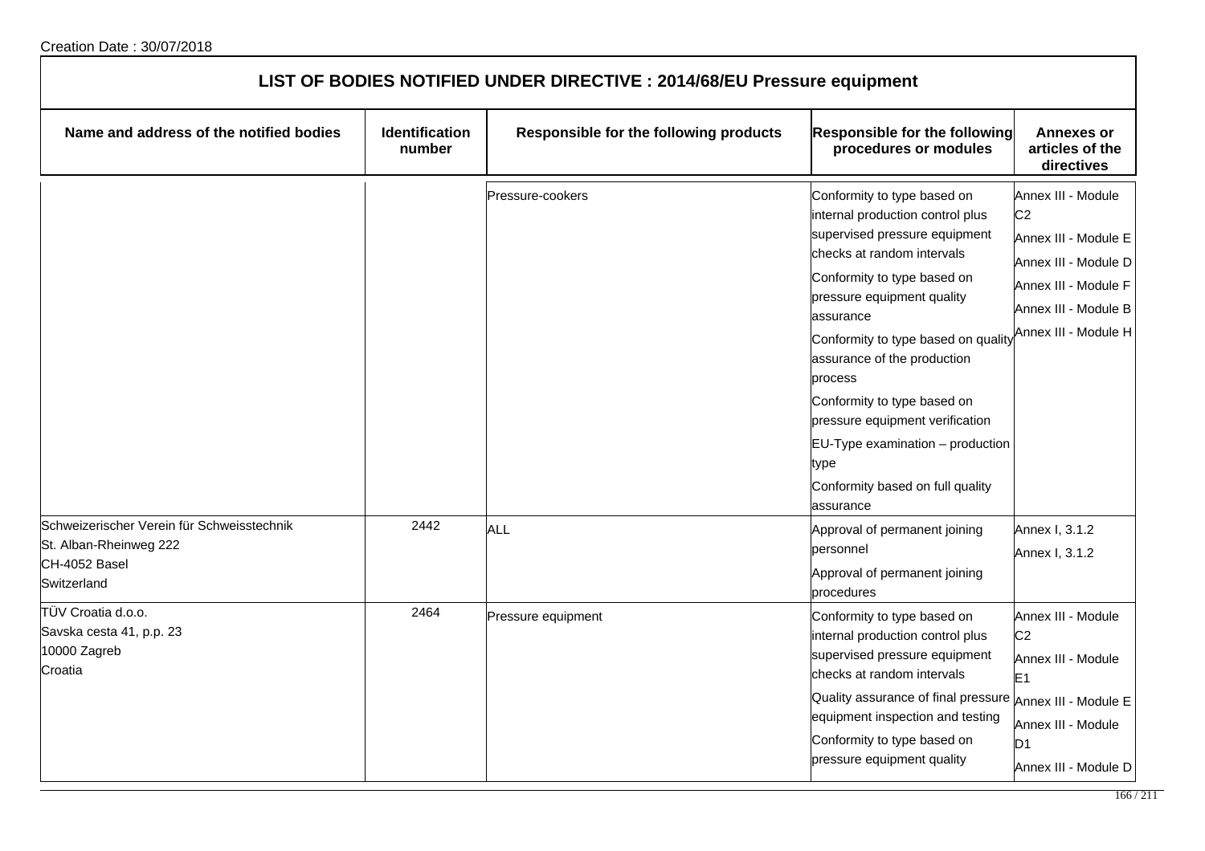Creation Date : 30/07/2018

# LIST OF BODIES NOTIFIED UNDER DIRECTIVE : 2014/68/EU Pressure equipment

| Name and address of the notified bodies | Identification number | Responsible for the following products | Responsible for the following procedures or modules | Annexes or articles of the directives |
|---|---|---|---|---|
| | | Pressure-cookers | Conformity to type based on internal production control plus supervised pressure equipment checks at random intervals<br>Conformity to type based on pressure equipment quality assurance<br>Conformity to type based on quality assurance of the production process<br>Conformity to type based on pressure equipment verification<br>EU-Type examination – production type<br>Conformity based on full quality assurance | Annex III - Module C2<br>Annex III - Module E<br>Annex III - Module D<br>Annex III - Module F<br>Annex III - Module B<br>Annex III - Module H |
| Schweizerischer Verein für Schweisstechnik<br>St. Alban-Rheinweg 222<br>CH-4052 Basel<br>Switzerland | 2442 | ALL | Approval of permanent joining personnel<br>Approval of permanent joining procedures | Annex I, 3.1.2<br>Annex I, 3.1.2 |
| TÜV Croatia d.o.o.<br>Savska cesta 41, p.p. 23<br>10000 Zagreb<br>Croatia | 2464 | Pressure equipment | Conformity to type based on internal production control plus supervised pressure equipment checks at random intervals<br>Quality assurance of final pressure equipment inspection and testing<br>Conformity to type based on pressure equipment quality | Annex III - Module C2<br>Annex III - Module E1<br>Annex III - Module E<br>Annex III - Module D1<br>Annex III - Module D |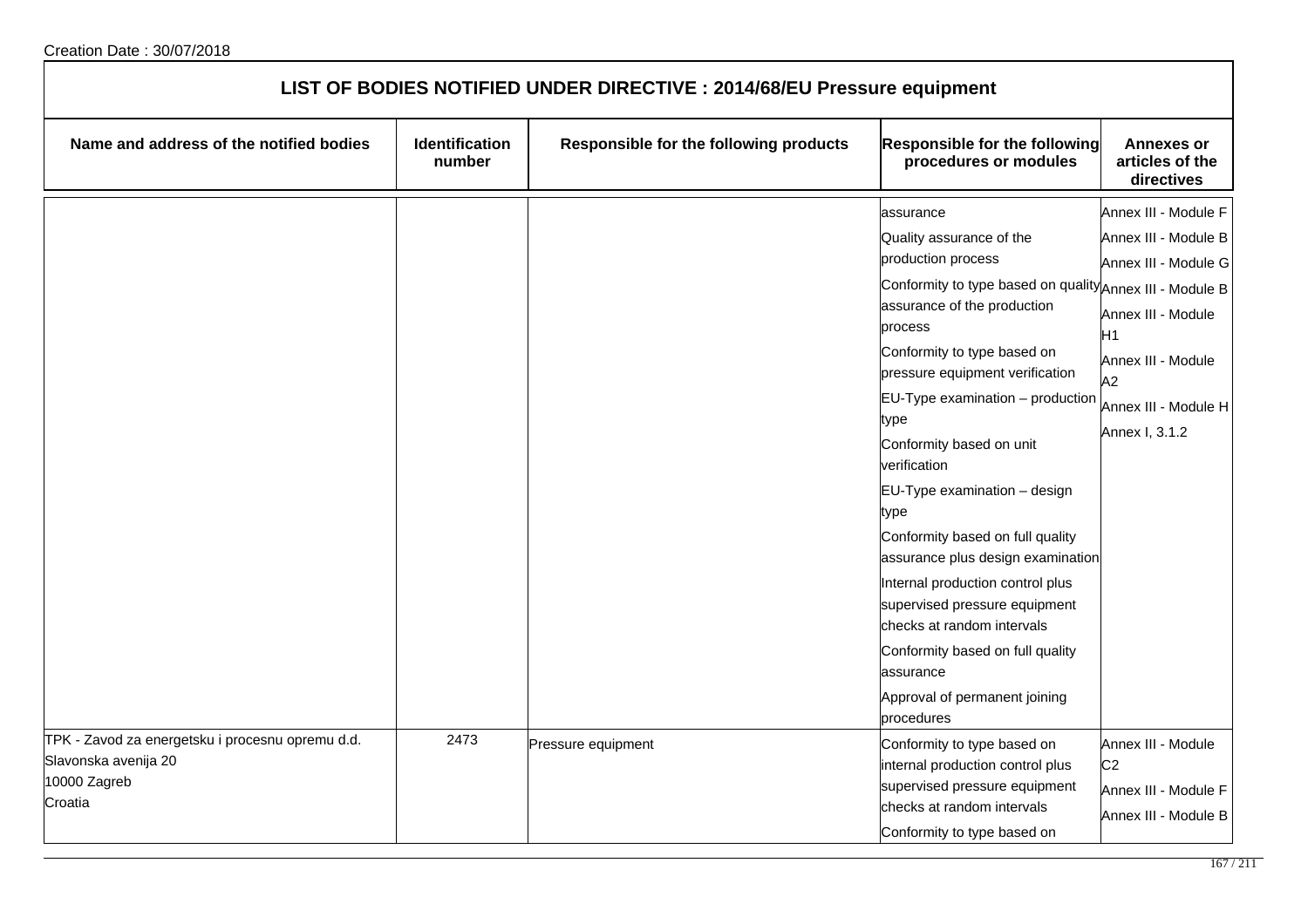Creation Date : 30/07/2018

# LIST OF BODIES NOTIFIED UNDER DIRECTIVE : 2014/68/EU Pressure equipment

| Name and address of the notified bodies | Identification number | Responsible for the following products | Responsible for the following procedures or modules | Annexes or articles of the directives |
|---|---|---|---|---|
| | | | assurance<br>Quality assurance of the production process<br>Conformity to type based on quality assurance of the production process<br>Conformity to type based on pressure equipment verification<br>EU-Type examination – production type<br>Conformity based on unit verification<br>EU-Type examination – design type<br>Conformity based on full quality assurance plus design examination<br>Internal production control plus supervised pressure equipment checks at random intervals<br>Conformity based on full quality assurance<br>Approval of permanent joining procedures | Annex III - Module F<br>Annex III - Module B<br>Annex III - Module G<br>Annex III - Module B<br>Annex III - Module H1<br>Annex III - Module A2<br>Annex III - Module H<br>Annex I, 3.1.2 |
| TPK - Zavod za energetsku i procesnu opremu d.d.<br>Slavonska avenija 20<br>10000 Zagreb<br>Croatia | 2473 | Pressure equipment | Conformity to type based on internal production control plus supervised pressure equipment checks at random intervals<br>Conformity to type based on | Annex III - Module C2<br>Annex III - Module F<br>Annex III - Module B |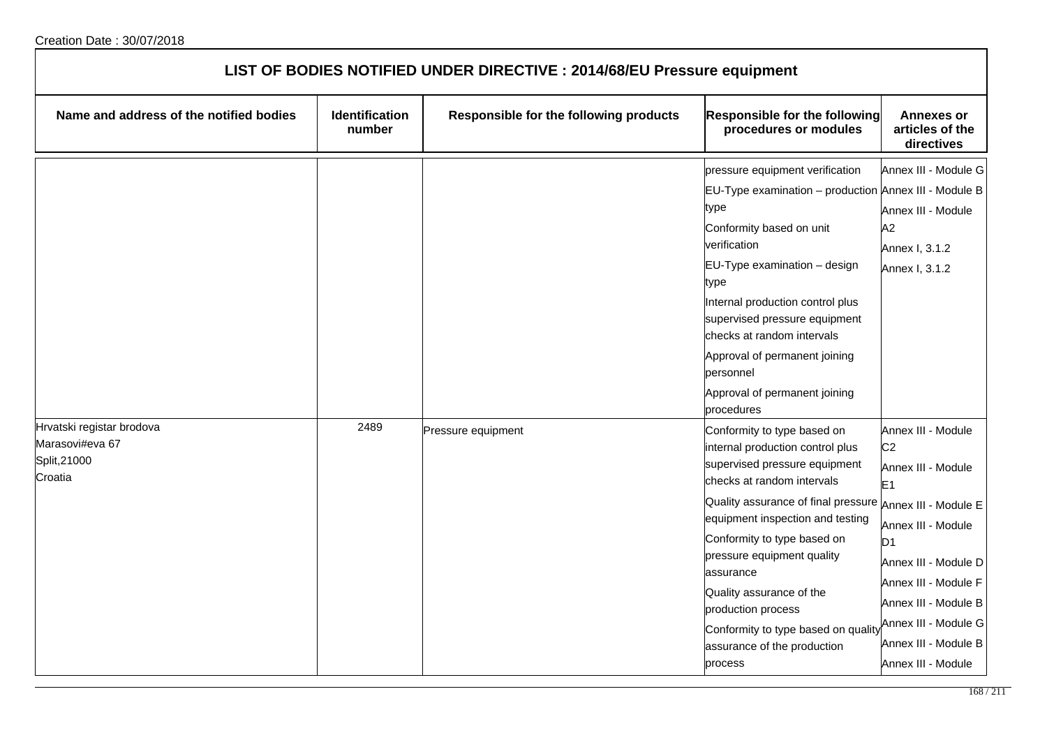Creation Date : 30/07/2018

# LIST OF BODIES NOTIFIED UNDER DIRECTIVE : 2014/68/EU Pressure equipment

| Name and address of the notified bodies | Identification number | Responsible for the following products | Responsible for the following procedures or modules | Annexes or articles of the directives |
|---|---|---|---|---|
| | | | pressure equipment verification<br>EU-Type examination – production type<br>Conformity based on unit verification<br>EU-Type examination – design type<br>Internal production control plus supervised pressure equipment checks at random intervals<br>Approval of permanent joining personnel<br>Approval of permanent joining procedures | Annex III - Module G<br>Annex III - Module B<br>Annex III - Module A2<br>Annex I, 3.1.2<br>Annex I, 3.1.2 |
| Hrvatski registar brodova<br>Marasovi#eva 67<br>Split,21000<br>Croatia | 2489 | Pressure equipment | Conformity to type based on internal production control plus supervised pressure equipment checks at random intervals<br>Quality assurance of final pressure equipment inspection and testing<br>Conformity to type based on pressure equipment quality assurance<br>Quality assurance of the production process<br>Conformity to type based on quality assurance of the production process | Annex III - Module C2<br>Annex III - Module E1<br>Annex III - Module E<br>Annex III - Module D1<br>Annex III - Module D<br>Annex III - Module F<br>Annex III - Module B<br>Annex III - Module G<br>Annex III - Module B<br>Annex III - Module |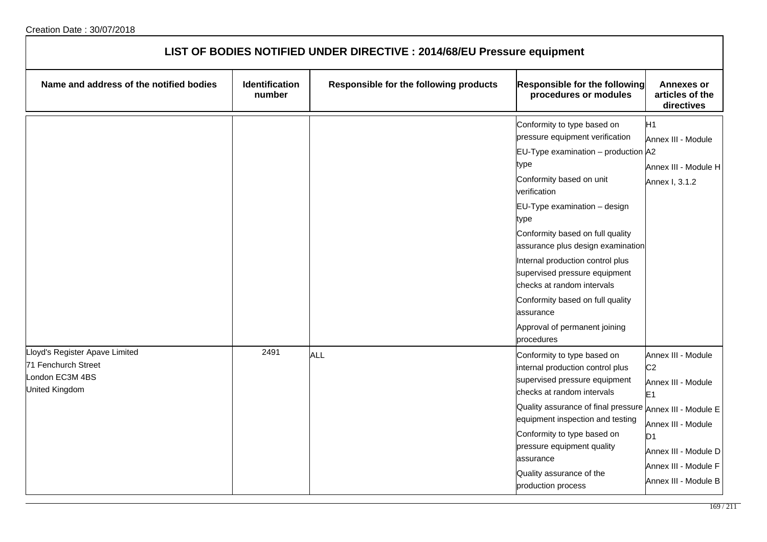Creation Date : 30/07/2018

## LIST OF BODIES NOTIFIED UNDER DIRECTIVE : 2014/68/EU Pressure equipment

| Name and address of the notified bodies | Identification number | Responsible for the following products | Responsible for the following procedures or modules | Annexes or articles of the directives |
|---|---|---|---|---|
| | | | Conformity to type based on pressure equipment verification<br>EU-Type examination – production type<br>Conformity based on unit verification<br>EU-Type examination – design type<br>Conformity based on full quality assurance plus design examination<br>Internal production control plus supervised pressure equipment checks at random intervals<br>Conformity based on full quality assurance<br>Approval of permanent joining procedures | H1<br>Annex III - Module A2<br>Annex III - Module H<br>Annex I, 3.1.2 |
| Lloyd's Register Apave Limited<br>71 Fenchurch Street<br>London EC3M 4BS<br>United Kingdom | 2491 | ALL | Conformity to type based on internal production control plus supervised pressure equipment checks at random intervals<br>Quality assurance of final pressure equipment inspection and testing<br>Conformity to type based on pressure equipment quality assurance<br>Quality assurance of the production process | Annex III - Module C2<br>Annex III - Module E1<br>Annex III - Module E<br>Annex III - Module D1<br>Annex III - Module D<br>Annex III - Module F<br>Annex III - Module B |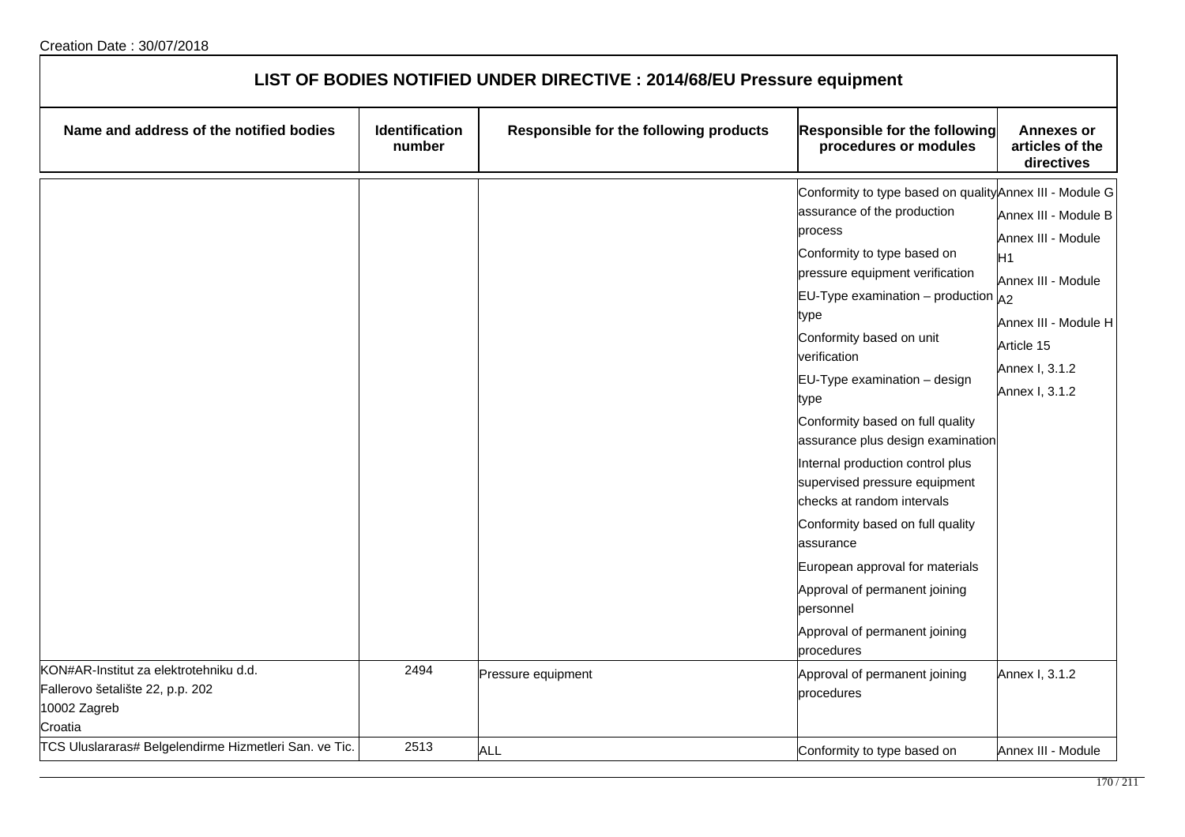Creation Date : 30/07/2018

| LIST OF BODIES NOTIFIED UNDER DIRECTIVE : 2014/68/EU Pressure equipment | | | | |
|---|---|---|---|---|
| **Name and address of the notified bodies** | **Identification number** | **Responsible for the following products** | **Responsible for the following procedures or modules** | **Annexes or articles of the directives** |
| | | | Conformity to type based on quality assurance of the production process<br>Conformity to type based on pressure equipment verification<br>EU-Type examination – production type<br>Conformity based on unit verification<br>EU-Type examination – design type<br>Conformity based on full quality assurance plus design examination<br>Internal production control plus supervised pressure equipment checks at random intervals<br>Conformity based on full quality assurance<br>European approval for materials<br>Approval of permanent joining personnel<br>Approval of permanent joining procedures | Annex III - Module G<br>Annex III - Module B<br>Annex III - Module H1<br>Annex III - Module A2<br>Annex III - Module H<br>Article 15<br>Annex I, 3.1.2<br>Annex I, 3.1.2 |
| KON#AR-Institut za elektrotehniku d.d.<br>Fallerovo šetalište 22, p.p. 202<br>10002 Zagreb<br>Croatia | 2494 | Pressure equipment | Approval of permanent joining procedures | Annex I, 3.1.2 |
| TCS Uluslararas# Belgelendirme Hizmetleri San. ve Tic. | 2513 | ALL | Conformity to type based on | Annex III - Module |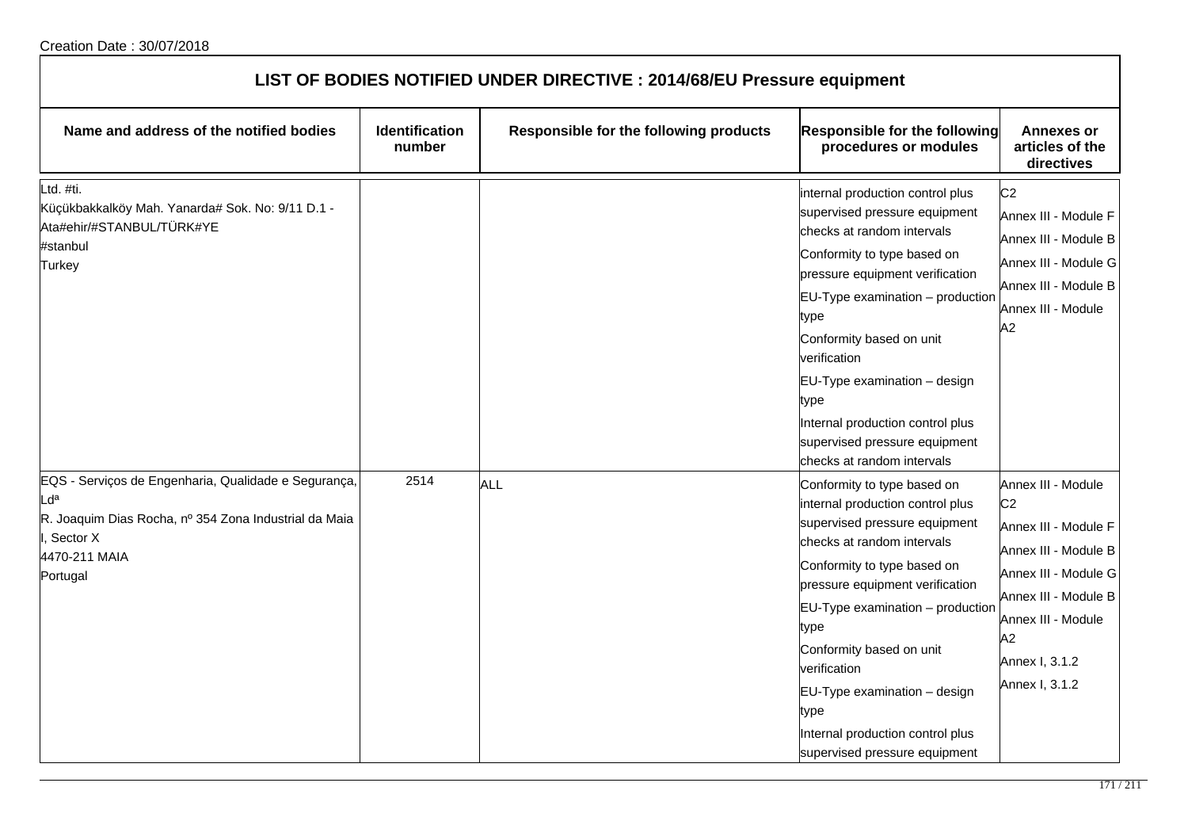Creation Date : 30/07/2018

| LIST OF BODIES NOTIFIED UNDER DIRECTIVE : 2014/68/EU Pressure equipment | | | | |
|---|---|---|---|---|
| **Name and address of the notified bodies** | **Identification number** | **Responsible for the following products** | **Responsible for the following procedures or modules** | **Annexes or articles of the directives** |
| Ltd. #ti.<br>Küçükbakkalköy Mah. Yanarda# Sok. No: 9/11 D.1 - Ata#ehir/#STANBUL/TÜRK#YE<br>#stanbul<br>Turkey | | | internal production control plus supervised pressure equipment checks at random intervals<br>Conformity to type based on pressure equipment verification<br>EU-Type examination – production type<br>Conformity based on unit verification<br>EU-Type examination – design type<br>Internal production control plus supervised pressure equipment checks at random intervals | C2<br>Annex III - Module F<br>Annex III - Module B<br>Annex III - Module G<br>Annex III - Module B<br>Annex III - Module A2 |
| EQS - Serviços de Engenharia, Qualidade e Segurança, Ldª<br>R. Joaquim Dias Rocha, nº 354 Zona Industrial da Maia I, Sector X<br>4470-211 MAIA<br>Portugal | 2514 | ALL | Conformity to type based on internal production control plus supervised pressure equipment checks at random intervals<br>Conformity to type based on pressure equipment verification<br>EU-Type examination – production type<br>Conformity based on unit verification<br>EU-Type examination – design type<br>Internal production control plus supervised pressure equipment | Annex III - Module C2<br>Annex III - Module F<br>Annex III - Module B<br>Annex III - Module G<br>Annex III - Module B<br>Annex III - Module A2<br>Annex I, 3.1.2<br>Annex I, 3.1.2 |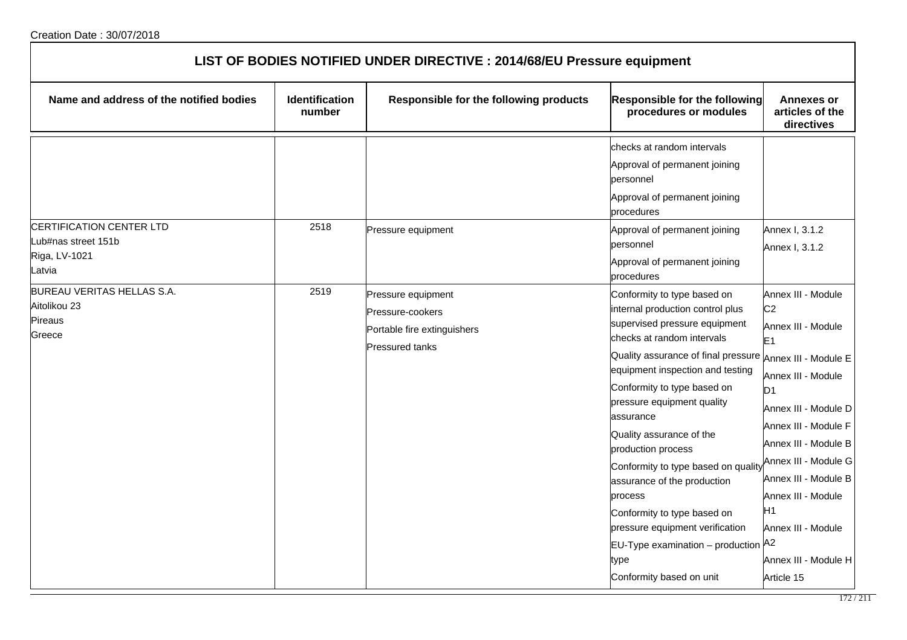Creation Date : 30/07/2018

# LIST OF BODIES NOTIFIED UNDER DIRECTIVE : 2014/68/EU Pressure equipment

| Name and address of the notified bodies | Identification number | Responsible for the following products | Responsible for the following procedures or modules | Annexes or articles of the directives |
|---|---|---|---|---|
| | | | checks at random intervals<br>Approval of permanent joining personnel<br>Approval of permanent joining procedures | |
| CERTIFICATION CENTER LTD<br>Lub#nas street 151b<br>Riga, LV-1021<br>Latvia | 2518 | Pressure equipment | Approval of permanent joining personnel<br>Approval of permanent joining procedures | Annex I, 3.1.2<br>Annex I, 3.1.2 |
| BUREAU VERITAS HELLAS S.A.<br>Aitolikou 23<br>Pireaus<br>Greece | 2519 | Pressure equipment<br>Pressure-cookers<br>Portable fire extinguishers<br>Pressured tanks | Conformity to type based on internal production control plus supervised pressure equipment checks at random intervals<br>Quality assurance of final pressure equipment inspection and testing<br>Conformity to type based on pressure equipment quality assurance<br>Quality assurance of the production process<br>Conformity to type based on quality assurance of the production process<br>Conformity to type based on pressure equipment verification<br>EU-Type examination – production type<br>Conformity based on unit | Annex III - Module C2<br>Annex III - Module E1<br>Annex III - Module E<br>Annex III - Module D1<br>Annex III - Module D<br>Annex III - Module F<br>Annex III - Module B<br>Annex III - Module G<br>Annex III - Module B<br>Annex III - Module H1<br>Annex III - Module A2<br>Annex III - Module H<br>Article 15 |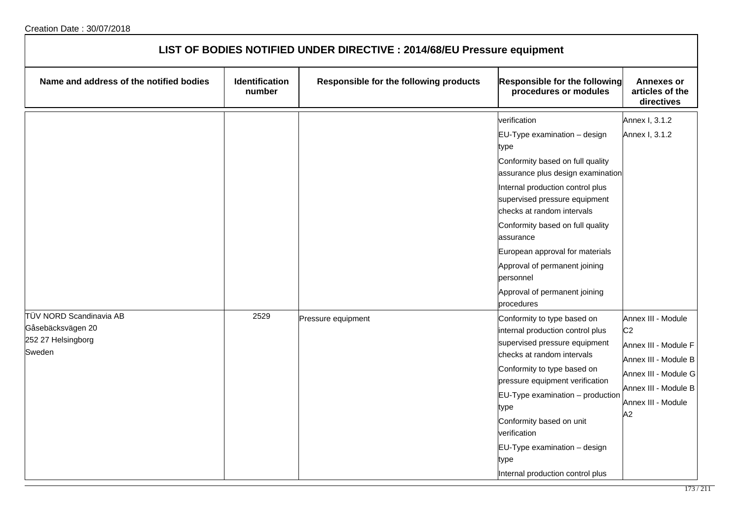Creation Date : 30/07/2018

# LIST OF BODIES NOTIFIED UNDER DIRECTIVE : 2014/68/EU Pressure equipment

| Name and address of the notified bodies | Identification number | Responsible for the following products | Responsible for the following procedures or modules | Annexes or articles of the directives |
|---|---|---|---|---|
| | | | verification<br>EU-Type examination – design type<br>Conformity based on full quality assurance plus design examination<br>Internal production control plus supervised pressure equipment checks at random intervals<br>Conformity based on full quality assurance<br>European approval for materials<br>Approval of permanent joining personnel<br>Approval of permanent joining procedures | Annex I, 3.1.2<br>Annex I, 3.1.2 |
| TÜV NORD Scandinavia AB<br>Gåsebäcksvägen 20<br>252 27 Helsingborg<br>Sweden | 2529 | Pressure equipment | Conformity to type based on internal production control plus supervised pressure equipment checks at random intervals<br>Conformity to type based on pressure equipment verification<br>EU-Type examination – production type<br>Conformity based on unit verification<br>EU-Type examination – design type<br>Internal production control plus | Annex III - Module C2<br>Annex III - Module F<br>Annex III - Module B<br>Annex III - Module G<br>Annex III - Module B<br>Annex III - Module A2 |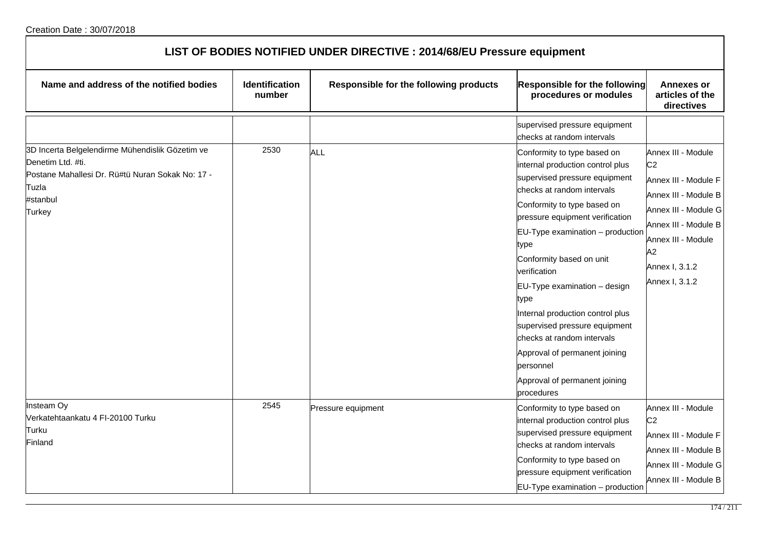Creation Date : 30/07/2018

# LIST OF BODIES NOTIFIED UNDER DIRECTIVE : 2014/68/EU Pressure equipment

| Name and address of the notified bodies | Identification number | Responsible for the following products | Responsible for the following procedures or modules | Annexes or articles of the directives |
|---|---|---|---|---|
| | | | supervised pressure equipment checks at random intervals | |
| 3D Incerta Belgelendirme Mühendislik Gözetim ve Denetim Ltd. #ti.<br>Postane Mahallesi Dr. Rü#tü Nuran Sokak No: 17 - Tuzla<br>#stanbul<br>Turkey | 2530 | ALL | Conformity to type based on internal production control plus supervised pressure equipment checks at random intervals<br>Conformity to type based on pressure equipment verification<br>EU-Type examination – production type<br>Conformity based on unit verification<br>EU-Type examination – design type<br>Internal production control plus supervised pressure equipment checks at random intervals<br>Approval of permanent joining personnel<br>Approval of permanent joining procedures | Annex III - Module C2<br>Annex III - Module F<br>Annex III - Module B<br>Annex III - Module G<br>Annex III - Module B<br>Annex III - Module A2<br>Annex I, 3.1.2<br>Annex I, 3.1.2 |
| Insteam Oy<br>Verkatehtaankatu 4 FI-20100 Turku<br>Turku<br>Finland | 2545 | Pressure equipment | Conformity to type based on internal production control plus supervised pressure equipment checks at random intervals<br>Conformity to type based on pressure equipment verification<br>EU-Type examination – production | Annex III - Module C2<br>Annex III - Module F<br>Annex III - Module B<br>Annex III - Module G<br>Annex III - Module B |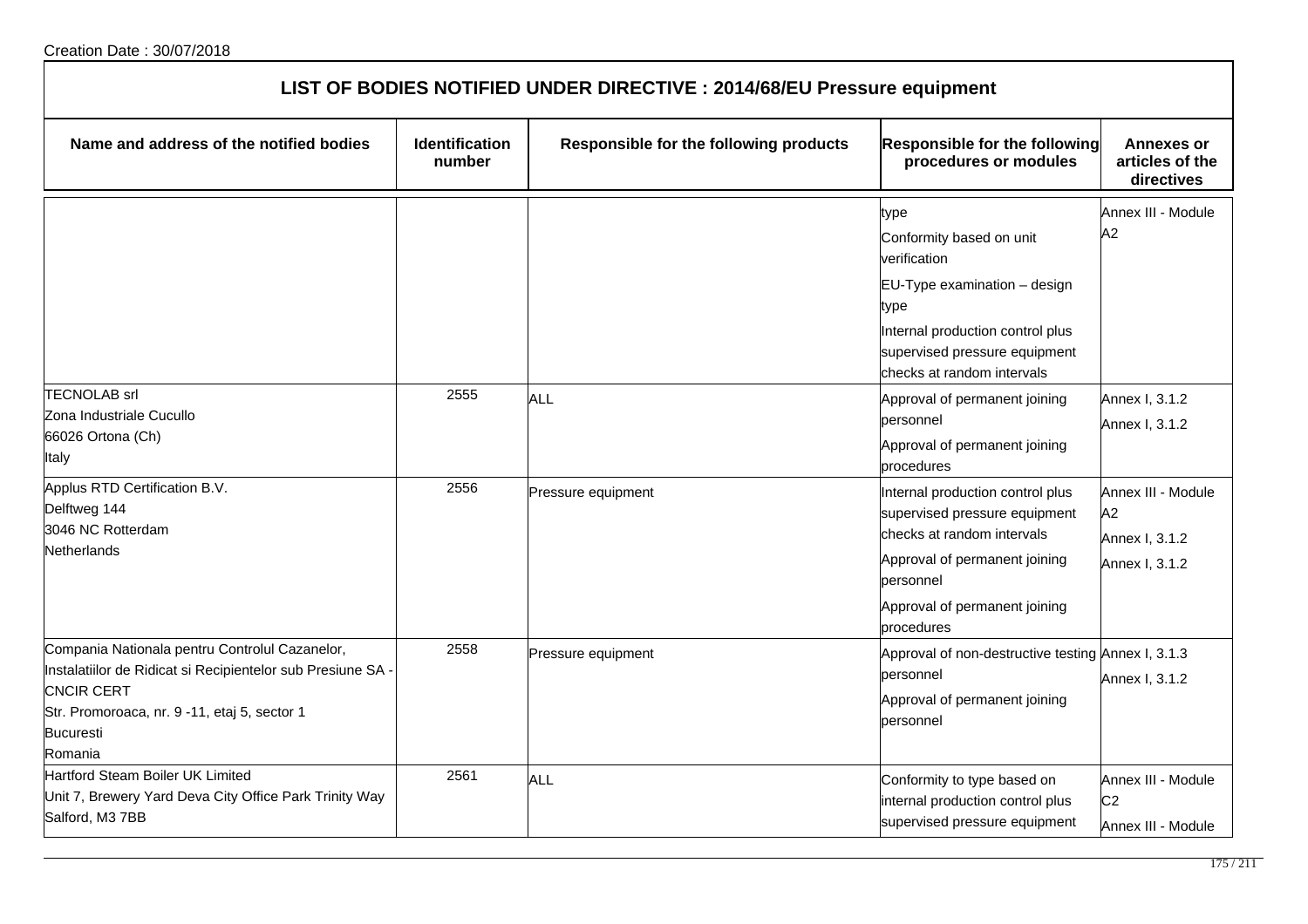Creation Date : 30/07/2018

# LIST OF BODIES NOTIFIED UNDER DIRECTIVE : 2014/68/EU Pressure equipment

| Name and address of the notified bodies | Identification number | Responsible for the following products | Responsible for the following procedures or modules | Annexes or articles of the directives |
|---|---|---|---|---|
| | | | type<br>Conformity based on unit verification<br>EU-Type examination – design type<br>Internal production control plus supervised pressure equipment checks at random intervals | Annex III - Module A2 |
| TECNOLAB srl<br>Zona Industriale Cucullo<br>66026 Ortona (Ch)<br>Italy | 2555 | ALL | Approval of permanent joining personnel<br>Approval of permanent joining procedures | Annex I, 3.1.2<br>Annex I, 3.1.2 |
| Applus RTD Certification B.V.<br>Delftweg 144<br>3046 NC Rotterdam<br>Netherlands | 2556 | Pressure equipment | Internal production control plus supervised pressure equipment checks at random intervals<br>Approval of permanent joining personnel<br>Approval of permanent joining procedures | Annex III - Module A2<br>Annex I, 3.1.2<br>Annex I, 3.1.2 |
| Compania Nationala pentru Controlul Cazanelor, Instalatiilor de Ridicat si Recipientelor sub Presiune SA - CNCIR CERT<br>Str. Promoroaca, nr. 9 -11, etaj 5, sector 1<br>Bucuresti<br>Romania | 2558 | Pressure equipment | Approval of non-destructive testing personnel<br>Approval of permanent joining personnel | Annex I, 3.1.3<br>Annex I, 3.1.2 |
| Hartford Steam Boiler UK Limited<br>Unit 7, Brewery Yard Deva City Office Park Trinity Way<br>Salford, M3 7BB | 2561 | ALL | Conformity to type based on internal production control plus supervised pressure equipment | Annex III - Module C2<br>Annex III - Module |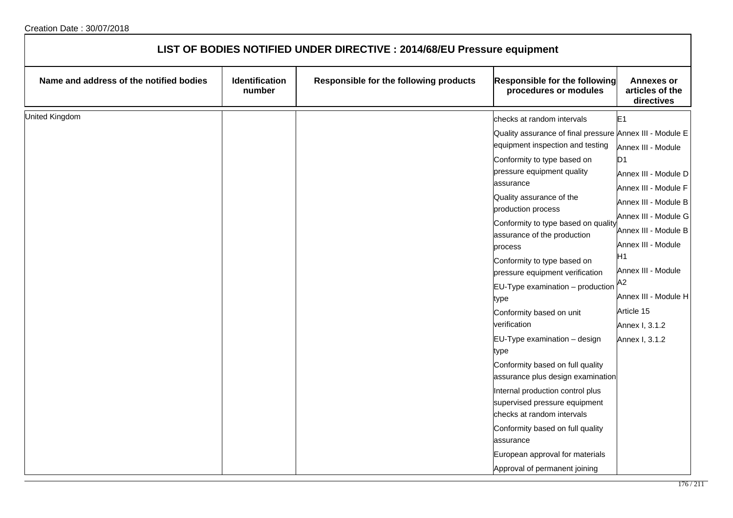Creation Date : 30/07/2018

## LIST OF BODIES NOTIFIED UNDER DIRECTIVE : 2014/68/EU Pressure equipment

| Name and address of the notified bodies | Identification number | Responsible for the following products | Responsible for the following procedures or modules | Annexes or articles of the directives |
|---|---|---|---|---|
| United Kingdom | | | checks at random intervals | E1 |
| | | | Quality assurance of final pressure equipment inspection and testing | Annex III - Module E |
| | | | Conformity to type based on pressure equipment quality assurance | Annex III - Module D1 |
| | | | Quality assurance of the production process | Annex III - Module D |
| | | | Conformity to type based on quality assurance of the production process | Annex III - Module F |
| | | | Conformity to type based on pressure equipment verification | Annex III - Module B |
| | | | EU-Type examination – production type | Annex III - Module G |
| | | | Conformity based on unit verification | Annex III - Module B |
| | | | EU-Type examination – design type | Annex III - Module H1 |
| | | | Conformity based on full quality assurance plus design examination | Annex III - Module A2 |
| | | | Internal production control plus supervised pressure equipment checks at random intervals | Annex III - Module H |
| | | | Conformity based on full quality assurance | Article 15 |
| | | | European approval for materials | Annex I, 3.1.2 |
| | | | Approval of permanent joining | Annex I, 3.1.2 |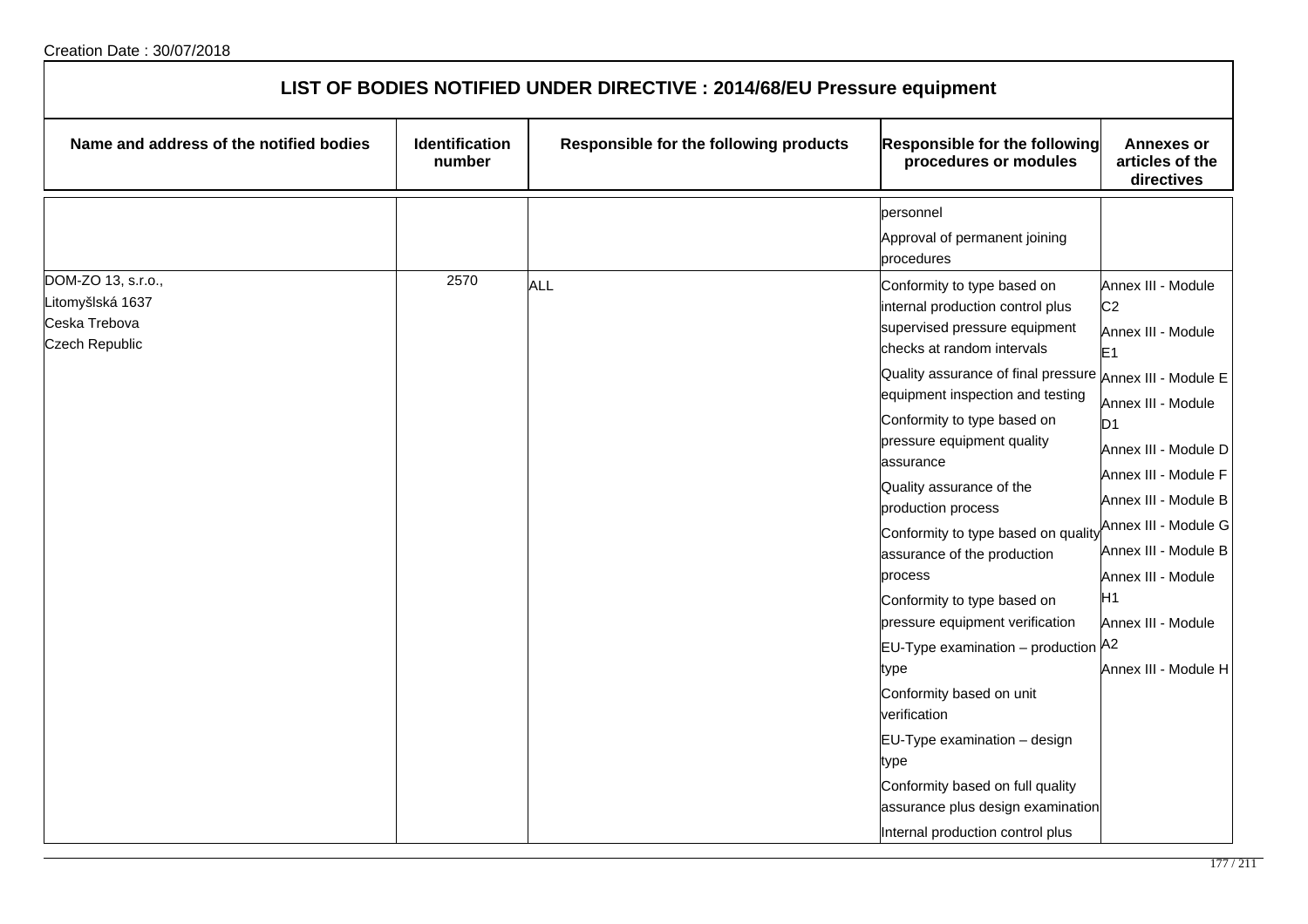Creation Date : 30/07/2018

# LIST OF BODIES NOTIFIED UNDER DIRECTIVE : 2014/68/EU Pressure equipment

| Name and address of the notified bodies | Identification number | Responsible for the following products | Responsible for the following procedures or modules | Annexes or articles of the directives |
|---|---|---|---|---|
| | | | personnel<br>Approval of permanent joining procedures | |
| DOM-ZO 13, s.r.o.,<br>Litomyšlská 1637<br>Ceska Trebova<br>Czech Republic | 2570 | ALL | Conformity to type based on internal production control plus supervised pressure equipment checks at random intervals<br>Quality assurance of final pressure equipment inspection and testing<br>Conformity to type based on pressure equipment quality assurance<br>Quality assurance of the production process<br>Conformity to type based on quality assurance of the production process<br>Conformity to type based on pressure equipment verification<br>EU-Type examination – production type<br>Conformity based on unit verification<br>EU-Type examination – design type<br>Conformity based on full quality assurance plus design examination<br>Internal production control plus | Annex III - Module C2<br>Annex III - Module E1<br>Annex III - Module E<br>Annex III - Module D1<br>Annex III - Module D<br>Annex III - Module F<br>Annex III - Module B<br>Annex III - Module G<br>Annex III - Module B<br>Annex III - Module H1<br>Annex III - Module A2<br>Annex III - Module H |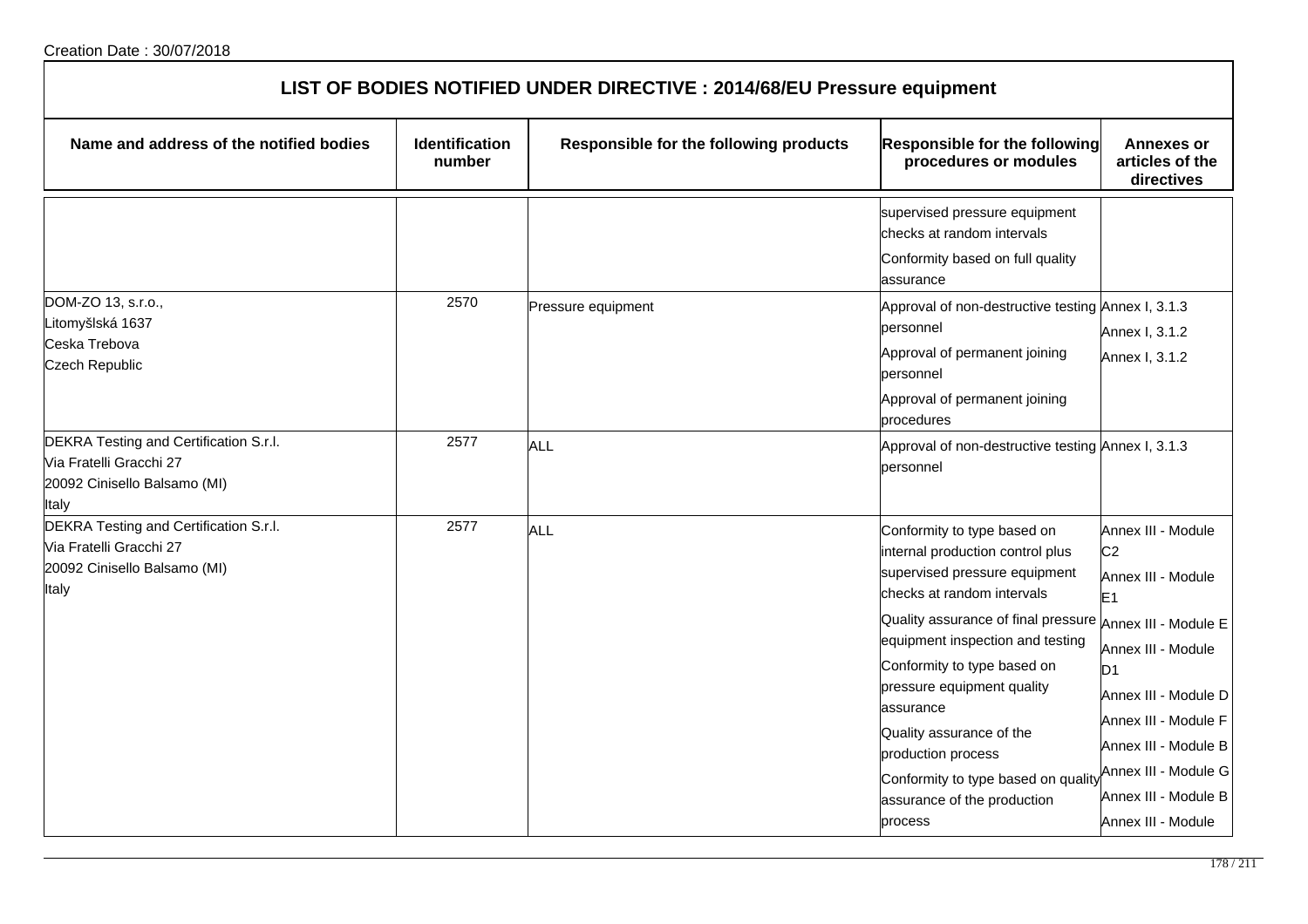Creation Date : 30/07/2018

# LIST OF BODIES NOTIFIED UNDER DIRECTIVE : 2014/68/EU Pressure equipment

| Name and address of the notified bodies | Identification number | Responsible for the following products | Responsible for the following procedures or modules | Annexes or articles of the directives |
|---|---|---|---|---|
| | | | supervised pressure equipment checks at random intervals<br>Conformity based on full quality assurance | |
| DOM-ZO 13, s.r.o.,<br>Litomyšlská 1637<br>Ceska Trebova<br>Czech Republic | 2570 | Pressure equipment | Approval of non-destructive testing personnel<br>Approval of permanent joining personnel<br>Approval of permanent joining procedures | Annex I, 3.1.3<br>Annex I, 3.1.2<br>Annex I, 3.1.2 |
| DEKRA Testing and Certification S.r.l.<br>Via Fratelli Gracchi 27<br>20092 Cinisello Balsamo (MI)<br>Italy | 2577 | ALL | Approval of non-destructive testing personnel | Annex I, 3.1.3 |
| DEKRA Testing and Certification S.r.l.<br>Via Fratelli Gracchi 27<br>20092 Cinisello Balsamo (MI)<br>Italy | 2577 | ALL | Conformity to type based on internal production control plus supervised pressure equipment checks at random intervals<br>Quality assurance of final pressure equipment inspection and testing<br>Conformity to type based on pressure equipment quality assurance<br>Quality assurance of the production process<br>Conformity to type based on quality assurance of the production process | Annex III - Module C2<br>Annex III - Module E1<br>Annex III - Module E<br>Annex III - Module D1<br>Annex III - Module D<br>Annex III - Module F<br>Annex III - Module B<br>Annex III - Module G<br>Annex III - Module B<br>Annex III - Module |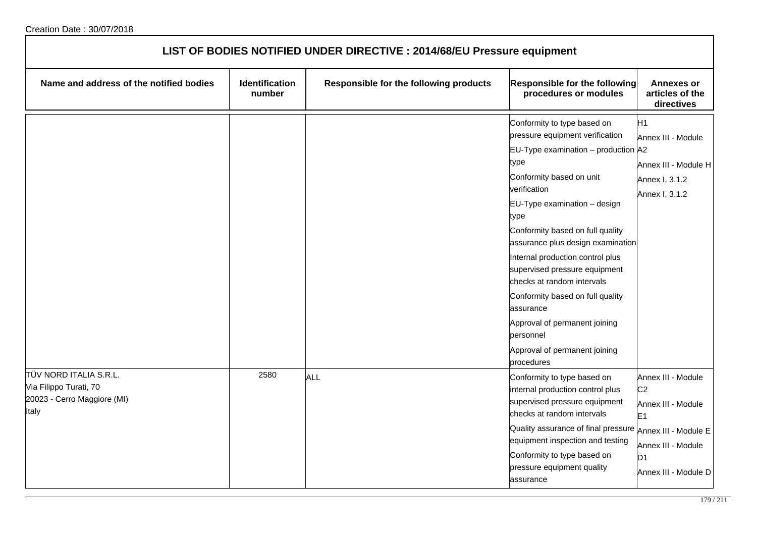Creation Date : 30/07/2018

## LIST OF BODIES NOTIFIED UNDER DIRECTIVE : 2014/68/EU Pressure equipment

| Name and address of the notified bodies | Identification number | Responsible for the following products | Responsible for the following procedures or modules | Annexes or articles of the directives |
|---|---|---|---|---|
| | | | Conformity to type based on pressure equipment verification<br>EU-Type examination – production type<br>Conformity based on unit verification<br>EU-Type examination – design type<br>Conformity based on full quality assurance plus design examination<br>Internal production control plus supervised pressure equipment checks at random intervals<br>Conformity based on full quality assurance<br>Approval of permanent joining personnel<br>Approval of permanent joining procedures | H1<br>Annex III - Module A2<br>Annex III - Module H<br>Annex I, 3.1.2<br>Annex I, 3.1.2 |
| TÜV NORD ITALIA S.R.L.<br>Via Filippo Turati, 70<br>20023 - Cerro Maggiore (MI)<br>Italy | 2580 | ALL | Conformity to type based on internal production control plus supervised pressure equipment checks at random intervals<br>Quality assurance of final pressure equipment inspection and testing<br>Conformity to type based on pressure equipment quality assurance | Annex III - Module C2<br>Annex III - Module E1<br>Annex III - Module E<br>Annex III - Module D1<br>Annex III - Module D |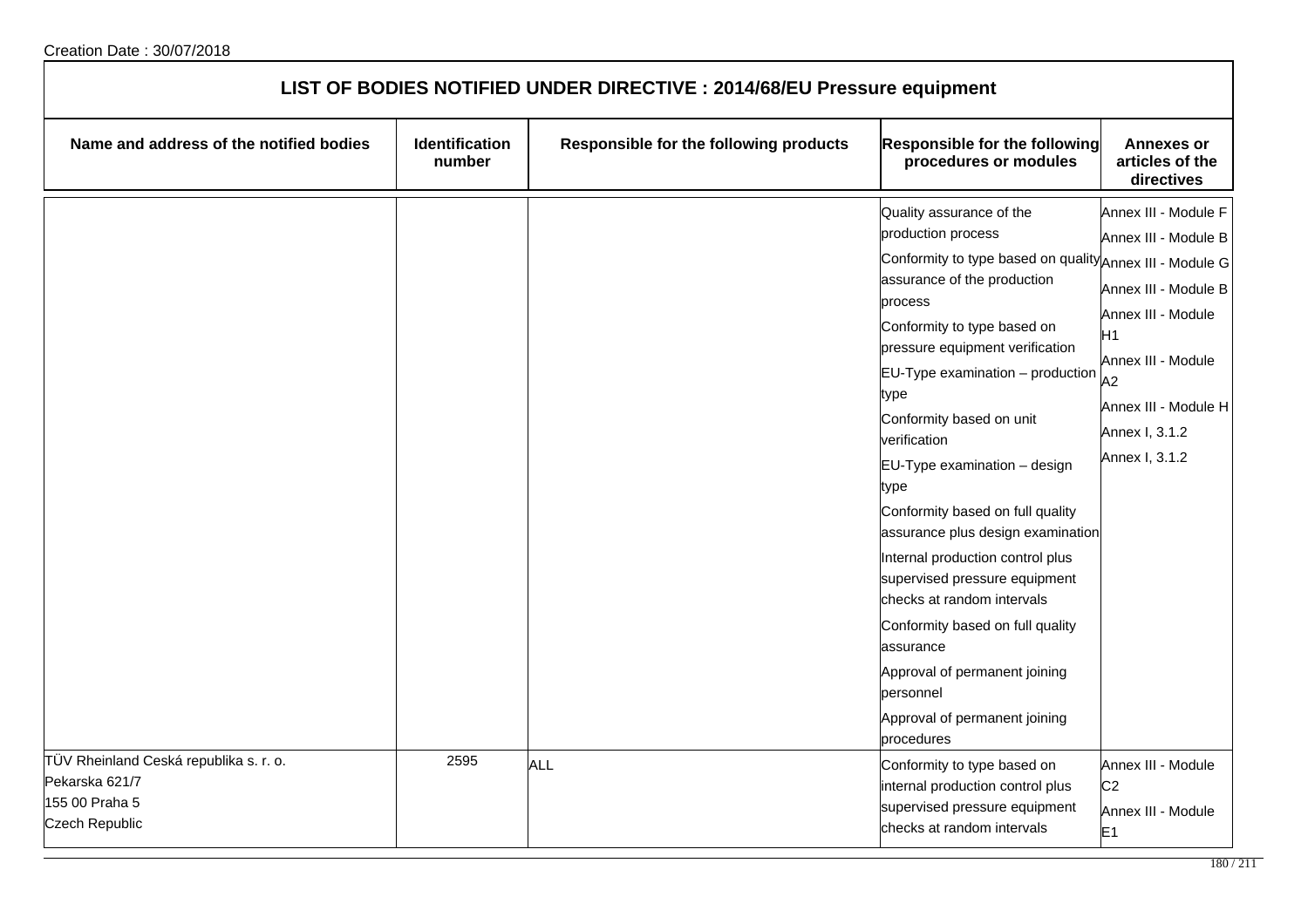Creation Date : 30/07/2018

# LIST OF BODIES NOTIFIED UNDER DIRECTIVE : 2014/68/EU Pressure equipment

| Name and address of the notified bodies | Identification number | Responsible for the following products | Responsible for the following procedures or modules | Annexes or articles of the directives |
|---|---|---|---|---|
| | | | Quality assurance of the production process<br>Conformity to type based on quality assurance of the production process<br>Conformity to type based on pressure equipment verification<br>EU-Type examination – production type<br>Conformity based on unit verification<br>EU-Type examination – design type<br>Conformity based on full quality assurance plus design examination<br>Internal production control plus supervised pressure equipment checks at random intervals<br>Conformity based on full quality assurance<br>Approval of permanent joining personnel<br>Approval of permanent joining procedures | Annex III - Module F<br>Annex III - Module B<br>Annex III - Module G<br>Annex III - Module B<br>Annex III - Module H1<br>Annex III - Module A2<br>Annex III - Module H<br>Annex I, 3.1.2<br>Annex I, 3.1.2 |
| TÜV Rheinland Ceská republika s. r. o.<br>Pekarska 621/7<br>155 00 Praha 5<br>Czech Republic | 2595 | ALL | Conformity to type based on internal production control plus supervised pressure equipment checks at random intervals | Annex III - Module C2<br>Annex III - Module E1 |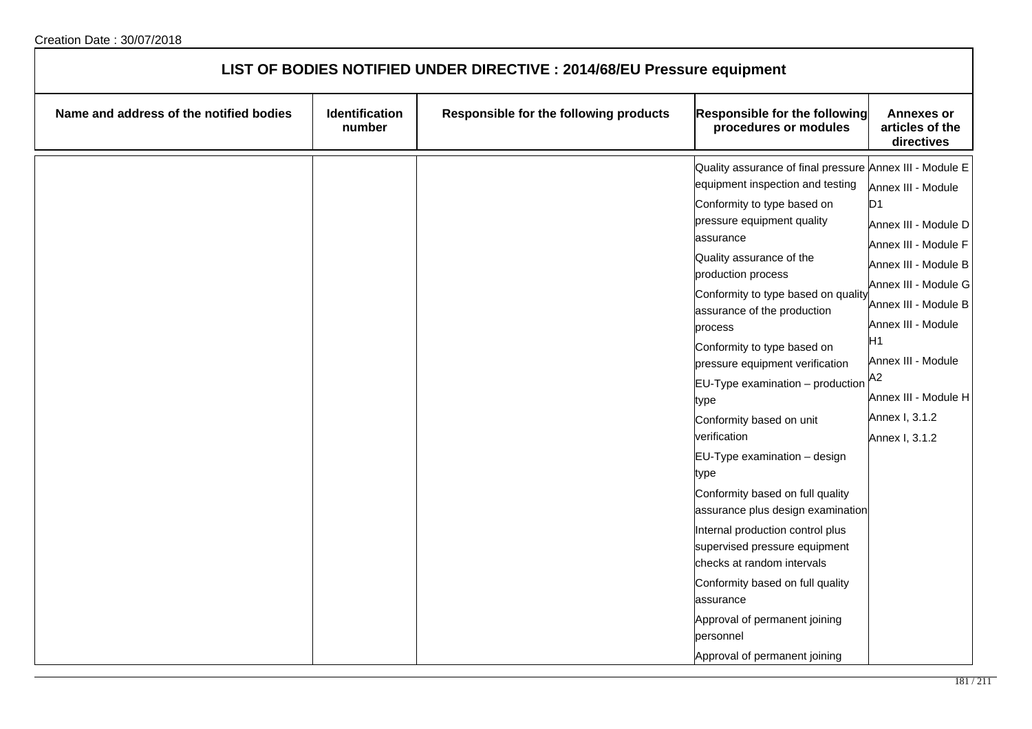Creation Date : 30/07/2018

## LIST OF BODIES NOTIFIED UNDER DIRECTIVE : 2014/68/EU Pressure equipment

| Name and address of the notified bodies | Identification number | Responsible for the following products | Responsible for the following procedures or modules | Annexes or articles of the directives |
|---|---|---|---|---|
| | | | Quality assurance of final pressure equipment inspection and testing<br>Conformity to type based on pressure equipment quality assurance<br>Quality assurance of the production process<br>Conformity to type based on quality assurance of the production process<br>Conformity to type based on pressure equipment verification<br>EU-Type examination – production type<br>Conformity based on unit verification<br>EU-Type examination – design type<br>Conformity based on full quality assurance plus design examination<br>Internal production control plus supervised pressure equipment checks at random intervals<br>Conformity based on full quality assurance<br>Approval of permanent joining personnel<br>Approval of permanent joining | Annex III - Module E<br>Annex III - Module D1<br>Annex III - Module D<br>Annex III - Module F<br>Annex III - Module B<br>Annex III - Module G<br>Annex III - Module B<br>Annex III - Module H1<br>Annex III - Module A2<br>Annex III - Module H<br>Annex I, 3.1.2<br>Annex I, 3.1.2 |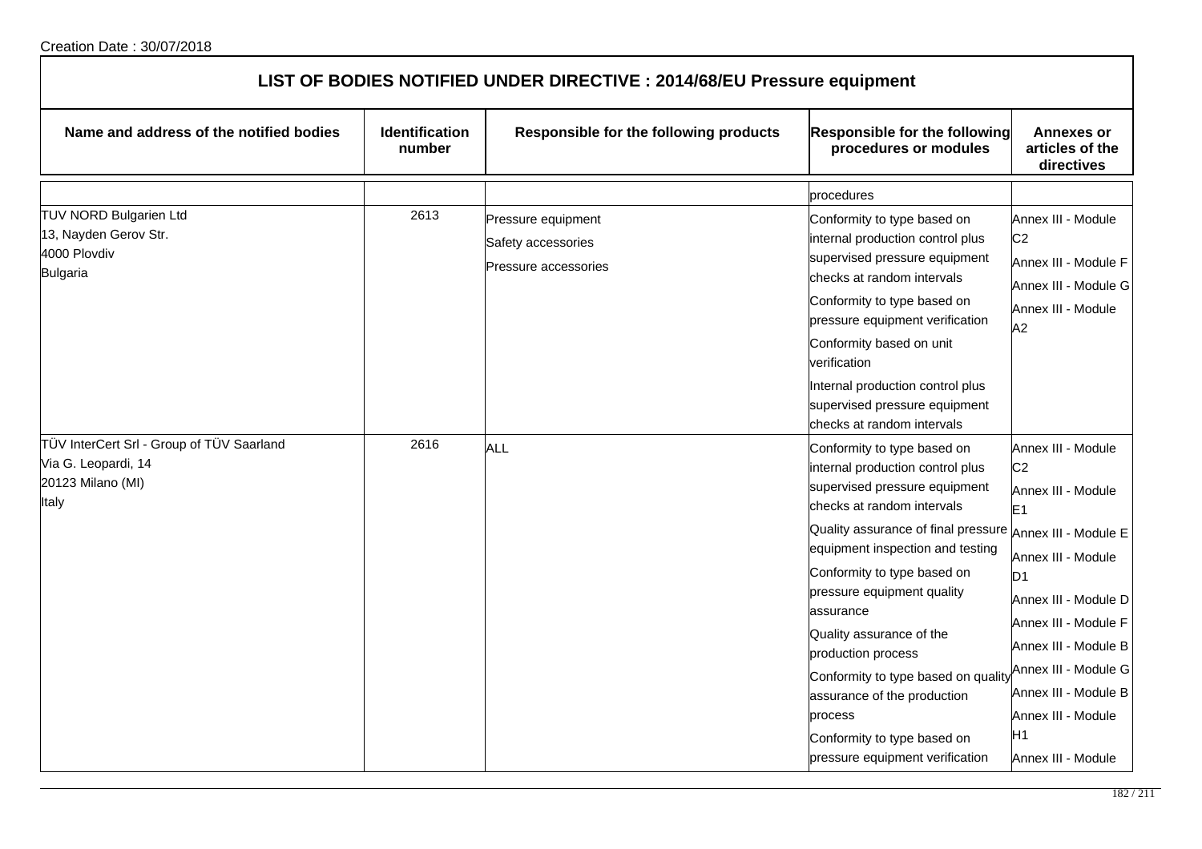Creation Date : 30/07/2018

# LIST OF BODIES NOTIFIED UNDER DIRECTIVE : 2014/68/EU Pressure equipment

| Name and address of the notified bodies | Identification number | Responsible for the following products | Responsible for the following procedures or modules | Annexes or articles of the directives |
|---|---|---|---|---|
| | | | procedures | |
| TUV NORD Bulgarien Ltd<br>13, Nayden Gerov Str.<br>4000 Plovdiv<br>Bulgaria | 2613 | Pressure equipment<br>Safety accessories<br>Pressure accessories | Conformity to type based on internal production control plus supervised pressure equipment checks at random intervals<br>Conformity to type based on pressure equipment verification<br>Conformity based on unit verification<br>Internal production control plus supervised pressure equipment checks at random intervals | Annex III - Module C2<br>Annex III - Module F<br>Annex III - Module G<br>Annex III - Module A2 |
| TÜV InterCert Srl - Group of TÜV Saarland<br>Via G. Leopardi, 14<br>20123 Milano (MI)<br>Italy | 2616 | ALL | Conformity to type based on internal production control plus supervised pressure equipment checks at random intervals<br>Quality assurance of final pressure equipment inspection and testing<br>Conformity to type based on pressure equipment quality assurance<br>Quality assurance of the production process<br>Conformity to type based on quality assurance of the production process<br>Conformity to type based on pressure equipment verification | Annex III - Module C2<br>Annex III - Module E1<br>Annex III - Module E<br>Annex III - Module D1<br>Annex III - Module D<br>Annex III - Module F<br>Annex III - Module B<br>Annex III - Module G<br>Annex III - Module B<br>Annex III - Module H1<br>Annex III - Module |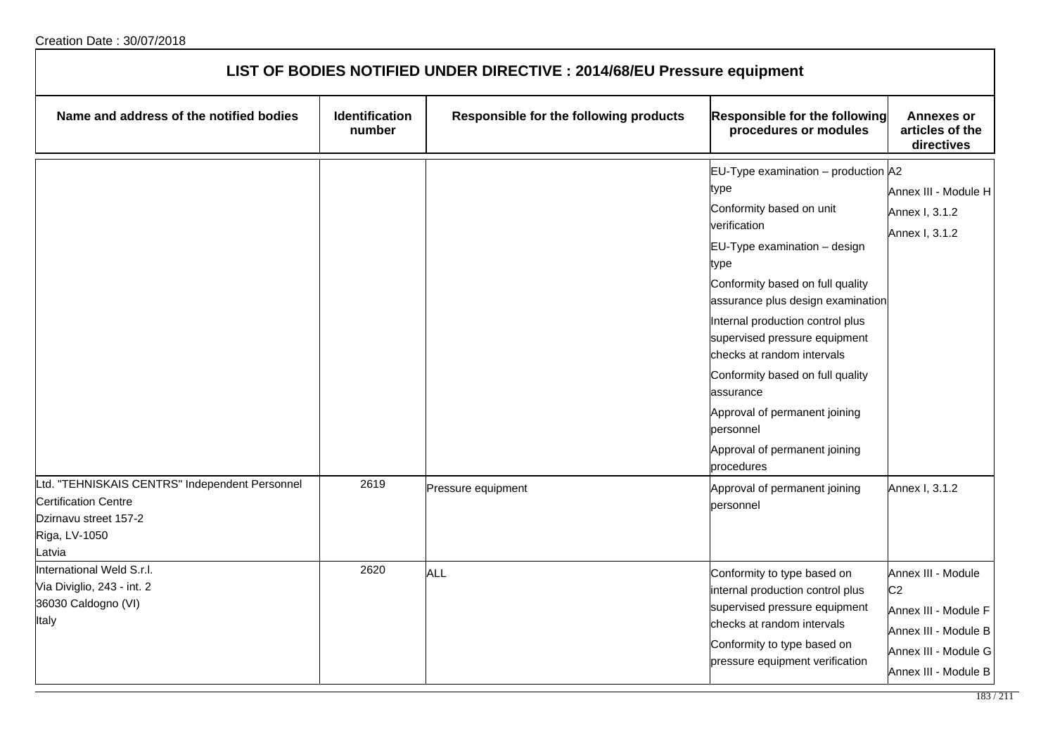Creation Date : 30/07/2018

# LIST OF BODIES NOTIFIED UNDER DIRECTIVE : 2014/68/EU Pressure equipment

| Name and address of the notified bodies | Identification number | Responsible for the following products | Responsible for the following procedures or modules | Annexes or articles of the directives |
|---|---|---|---|---|
| | | | EU-Type examination – production type<br>Conformity based on unit verification<br>EU-Type examination – design type<br>Conformity based on full quality assurance plus design examination<br>Internal production control plus supervised pressure equipment checks at random intervals<br>Conformity based on full quality assurance<br>Approval of permanent joining personnel<br>Approval of permanent joining procedures | A2<br>Annex III - Module H<br>Annex I, 3.1.2<br>Annex I, 3.1.2 |
| Ltd. "TEHNISKAIS CENTRS" Independent Personnel Certification Centre<br>Dzirnavu street 157-2<br>Riga, LV-1050<br>Latvia | 2619 | Pressure equipment | Approval of permanent joining personnel | Annex I, 3.1.2 |
| International Weld S.r.l.<br>Via Diviglio, 243 - int. 2<br>36030 Caldogno (VI)<br>Italy | 2620 | ALL | Conformity to type based on internal production control plus supervised pressure equipment checks at random intervals<br>Conformity to type based on pressure equipment verification | Annex III - Module C2<br>Annex III - Module F<br>Annex III - Module B<br>Annex III - Module G<br>Annex III - Module B |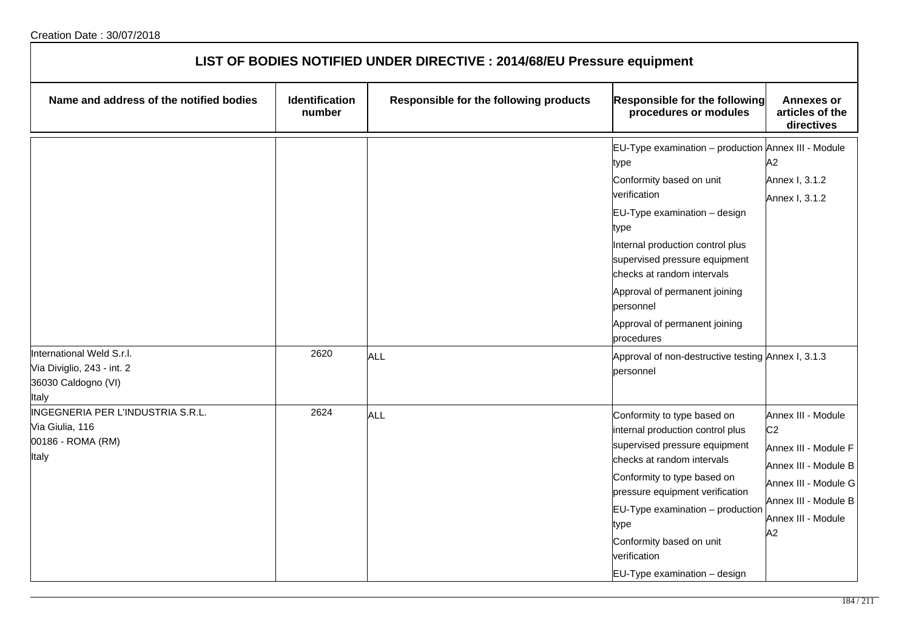Creation Date : 30/07/2018

# LIST OF BODIES NOTIFIED UNDER DIRECTIVE : 2014/68/EU Pressure equipment

| Name and address of the notified bodies | Identification number | Responsible for the following products | Responsible for the following procedures or modules | Annexes or articles of the directives |
|---|---|---|---|---|
| | | | EU-Type examination – production type<br>Conformity based on unit verification<br>EU-Type examination – design type<br>Internal production control plus supervised pressure equipment checks at random intervals<br>Approval of permanent joining personnel<br>Approval of permanent joining procedures | Annex III - Module A2<br>Annex I, 3.1.2<br>Annex I, 3.1.2 |
| International Weld S.r.l.<br>Via Diviglio, 243 - int. 2<br>36030 Caldogno (VI)<br>Italy | 2620 | ALL | Approval of non-destructive testing personnel | Annex I, 3.1.3 |
| INGEGNERIA PER L'INDUSTRIA S.R.L.<br>Via Giulia, 116<br>00186 - ROMA (RM)<br>Italy | 2624 | ALL | Conformity to type based on internal production control plus supervised pressure equipment checks at random intervals<br>Conformity to type based on pressure equipment verification<br>EU-Type examination – production type<br>Conformity based on unit verification<br>EU-Type examination – design | Annex III - Module C2<br>Annex III - Module F<br>Annex III - Module B<br>Annex III - Module G<br>Annex III - Module B<br>Annex III - Module A2 |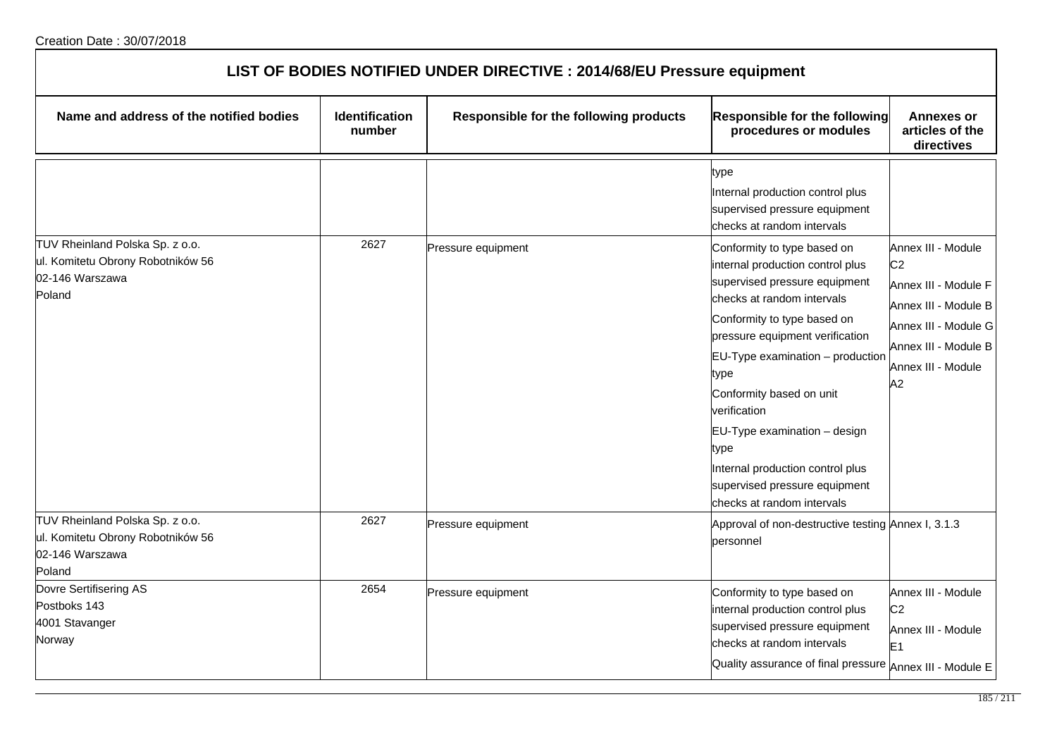Creation Date : 30/07/2018

## LIST OF BODIES NOTIFIED UNDER DIRECTIVE : 2014/68/EU Pressure equipment

| Name and address of the notified bodies | Identification number | Responsible for the following products | Responsible for the following procedures or modules | Annexes or articles of the directives |
|---|---|---|---|---|
| | | | type<br>Internal production control plus supervised pressure equipment checks at random intervals | |
| TUV Rheinland Polska Sp. z o.o.<br>ul. Komitetu Obrony Robotników 56<br>02-146 Warszawa<br>Poland | 2627 | Pressure equipment | Conformity to type based on internal production control plus supervised pressure equipment checks at random intervals<br>Conformity to type based on pressure equipment verification<br>EU-Type examination – production type<br>Conformity based on unit verification<br>EU-Type examination – design type<br>Internal production control plus supervised pressure equipment checks at random intervals | Annex III - Module C2<br>Annex III - Module F<br>Annex III - Module B<br>Annex III - Module G<br>Annex III - Module B<br>Annex III - Module A2 |
| TUV Rheinland Polska Sp. z o.o.<br>ul. Komitetu Obrony Robotników 56<br>02-146 Warszawa<br>Poland | 2627 | Pressure equipment | Approval of non-destructive testing personnel | Annex I, 3.1.3 |
| Dovre Sertifisering AS<br>Postboks 143<br>4001 Stavanger<br>Norway | 2654 | Pressure equipment | Conformity to type based on internal production control plus supervised pressure equipment checks at random intervals<br>Quality assurance of final pressure | Annex III - Module C2<br>Annex III - Module E1<br>Annex III - Module E |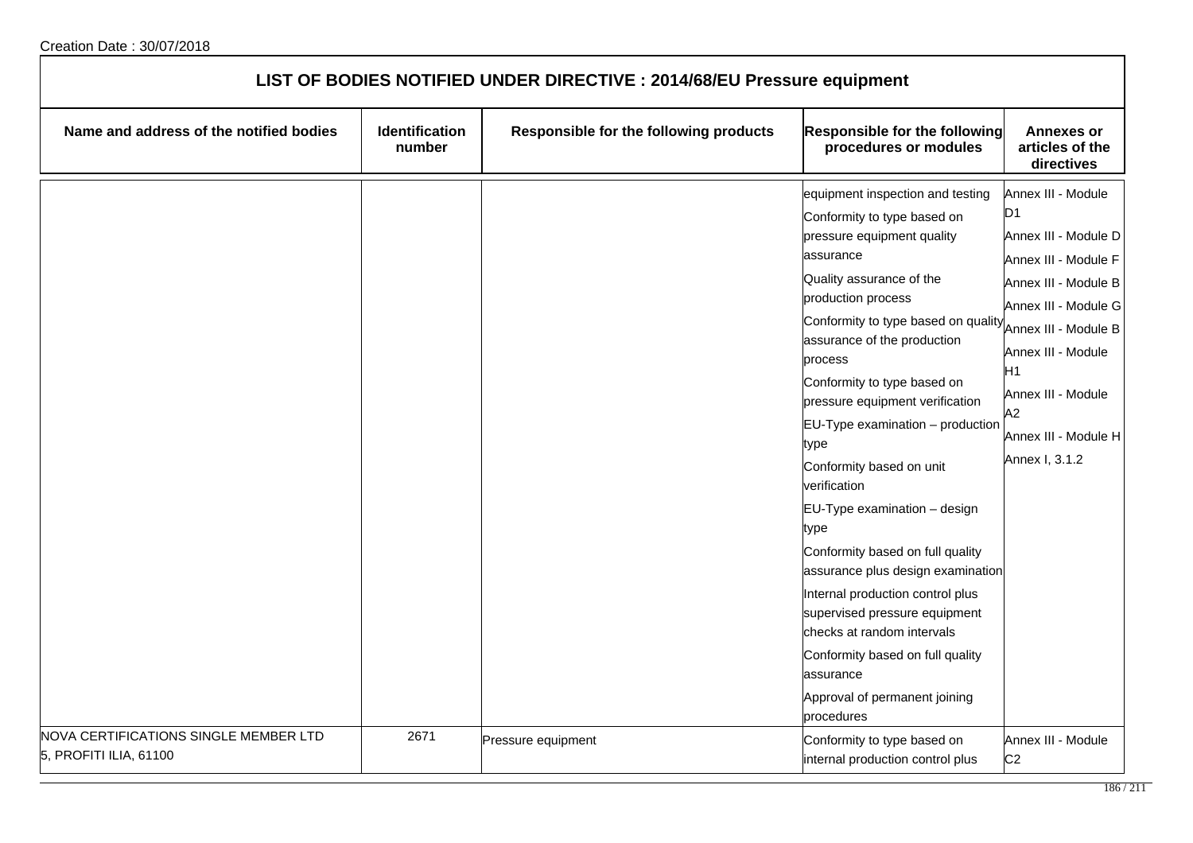Creation Date : 30/07/2018

# LIST OF BODIES NOTIFIED UNDER DIRECTIVE : 2014/68/EU Pressure equipment

| Name and address of the notified bodies | Identification number | Responsible for the following products | Responsible for the following procedures or modules | Annexes or articles of the directives |
|---|---|---|---|---|
| | | | equipment inspection and testing<br>Conformity to type based on pressure equipment quality assurance<br>Quality assurance of the production process<br>Conformity to type based on quality assurance of the production process<br>Conformity to type based on pressure equipment verification<br>EU-Type examination – production type<br>Conformity based on unit verification<br>EU-Type examination – design type<br>Conformity based on full quality assurance plus design examination<br>Internal production control plus supervised pressure equipment checks at random intervals<br>Conformity based on full quality assurance<br>Approval of permanent joining procedures | Annex III - Module D1<br>Annex III - Module D<br>Annex III - Module F<br>Annex III - Module B<br>Annex III - Module G<br>Annex III - Module B<br>Annex III - Module H1<br>Annex III - Module A2<br>Annex III - Module H<br>Annex I, 3.1.2 |
| NOVA CERTIFICATIONS SINGLE MEMBER LTD<br>5, PROFITI ILIA, 61100 | 2671 | Pressure equipment | Conformity to type based on internal production control plus | Annex III - Module C2 |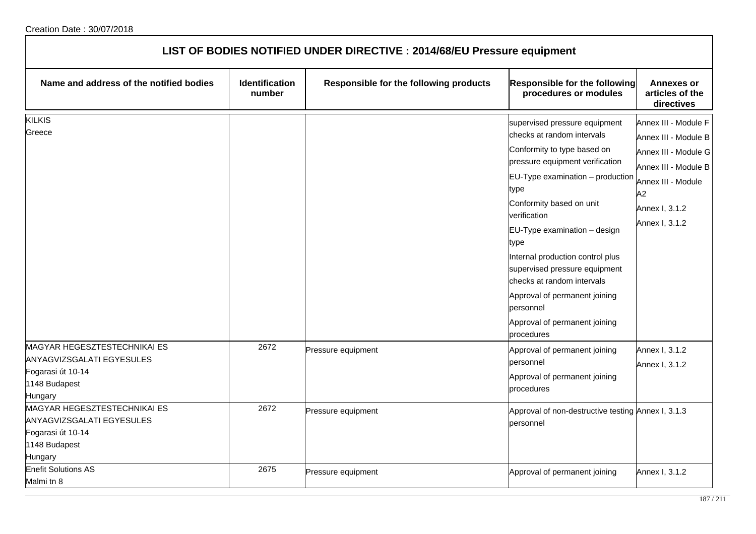Creation Date : 30/07/2018

## LIST OF BODIES NOTIFIED UNDER DIRECTIVE : 2014/68/EU Pressure equipment

| Name and address of the notified bodies | Identification number | Responsible for the following products | Responsible for the following procedures or modules | Annexes or articles of the directives |
|---|---|---|---|---|
| KILKIS<br>Greece | | | supervised pressure equipment checks at random intervals<br>Conformity to type based on pressure equipment verification<br>EU-Type examination – production type<br>Conformity based on unit verification<br>EU-Type examination – design type<br>Internal production control plus supervised pressure equipment checks at random intervals<br>Approval of permanent joining personnel<br>Approval of permanent joining procedures | Annex III - Module F<br>Annex III - Module B<br>Annex III - Module G<br>Annex III - Module B<br>Annex III - Module A2<br>Annex I, 3.1.2<br>Annex I, 3.1.2 |
| MAGYAR HEGESZTESTECHNIKAI ES ANYAGVIZSGALATI EGYESULES<br>Fogarasi út 10-14<br>1148 Budapest<br>Hungary | 2672 | Pressure equipment | Approval of permanent joining personnel<br>Approval of permanent joining procedures | Annex I, 3.1.2<br>Annex I, 3.1.2 |
| MAGYAR HEGESZTESTECHNIKAI ES ANYAGVIZSGALATI EGYESULES<br>Fogarasi út 10-14<br>1148 Budapest<br>Hungary | 2672 | Pressure equipment | Approval of non-destructive testing personnel | Annex I, 3.1.3 |
| Enefit Solutions AS<br>Malmi tn 8 | 2675 | Pressure equipment | Approval of permanent joining | Annex I, 3.1.2 |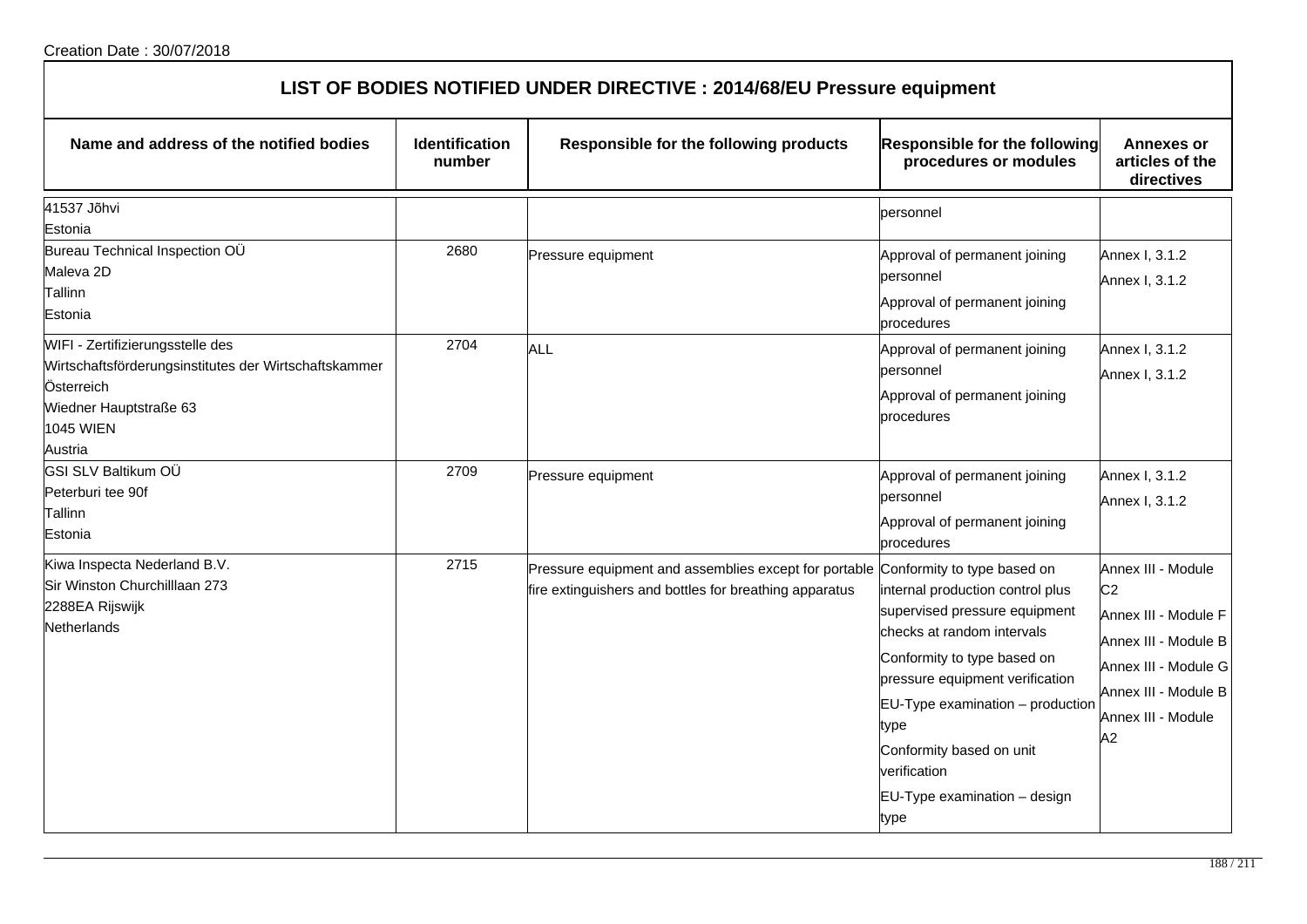Creation Date : 30/07/2018

## LIST OF BODIES NOTIFIED UNDER DIRECTIVE : 2014/68/EU Pressure equipment

| Name and address of the notified bodies | Identification number | Responsible for the following products | Responsible for the following procedures or modules | Annexes or articles of the directives |
|---|---|---|---|---|
| 41537 Jõhvi<br>Estonia | | | personnel | |
| Bureau Technical Inspection OÜ<br>Maleva 2D<br>Tallinn<br>Estonia | 2680 | Pressure equipment | Approval of permanent joining personnel<br>Approval of permanent joining procedures | Annex I, 3.1.2<br>Annex I, 3.1.2 |
| WIFI - Zertifizierungsstelle des Wirtschaftsförderungsinstitutes der Wirtschaftskammer Österreich<br>Wiedner Hauptstraße 63<br>1045 WIEN<br>Austria | 2704 | ALL | Approval of permanent joining personnel<br>Approval of permanent joining procedures | Annex I, 3.1.2<br>Annex I, 3.1.2 |
| GSI SLV Baltikum OÜ<br>Peterburi tee 90f<br>Tallinn<br>Estonia | 2709 | Pressure equipment | Approval of permanent joining personnel<br>Approval of permanent joining procedures | Annex I, 3.1.2<br>Annex I, 3.1.2 |
| Kiwa Inspecta Nederland B.V.<br>Sir Winston Churchilllaan 273<br>2288EA Rijswijk<br>Netherlands | 2715 | Pressure equipment and assemblies except for portable fire extinguishers and bottles for breathing apparatus | Conformity to type based on internal production control plus supervised pressure equipment checks at random intervals<br>Conformity to type based on pressure equipment verification<br>EU-Type examination – production type<br>Conformity based on unit verification<br>EU-Type examination – design type | Annex III - Module C2<br>Annex III - Module F<br>Annex III - Module B<br>Annex III - Module G<br>Annex III - Module B<br>Annex III - Module A2 |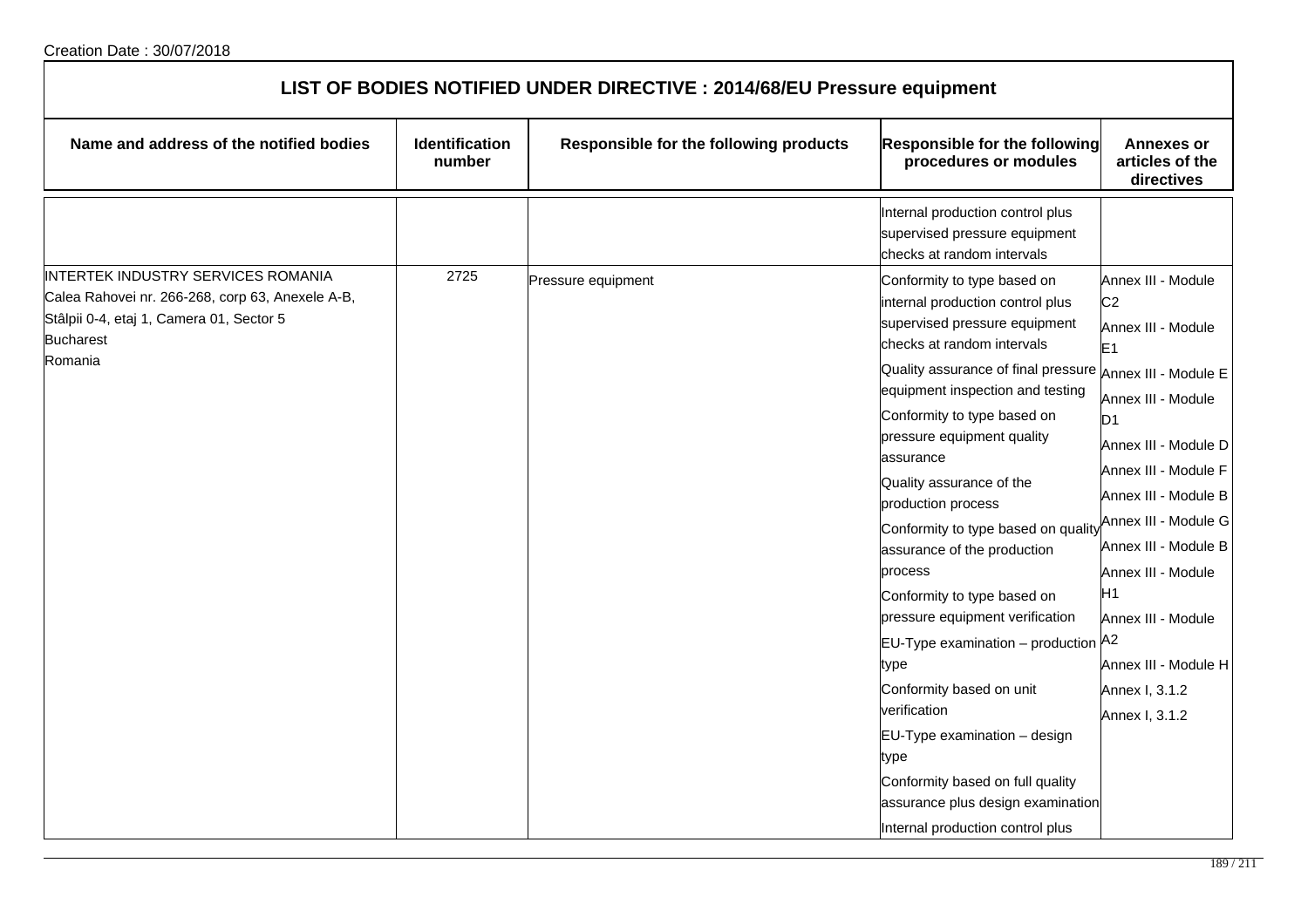Creation Date : 30/07/2018

## LIST OF BODIES NOTIFIED UNDER DIRECTIVE : 2014/68/EU Pressure equipment

| Name and address of the notified bodies | Identification number | Responsible for the following products | Responsible for the following procedures or modules | Annexes or articles of the directives |
|---|---|---|---|---|
| | | | Internal production control plus supervised pressure equipment checks at random intervals | |
| INTERTEK INDUSTRY SERVICES ROMANIA<br>Calea Rahovei nr. 266-268, corp 63, Anexele A-B, Stâlpii 0-4, etaj 1, Camera 01, Sector 5<br>Bucharest<br>Romania | 2725 | Pressure equipment | Conformity to type based on internal production control plus supervised pressure equipment checks at random intervals<br>Quality assurance of final pressure equipment inspection and testing<br>Conformity to type based on pressure equipment quality assurance<br>Quality assurance of the production process<br>Conformity to type based on quality assurance of the production process<br>Conformity to type based on pressure equipment verification<br>EU-Type examination – production type<br>Conformity based on unit verification<br>EU-Type examination – design type<br>Conformity based on full quality assurance plus design examination<br>Internal production control plus | Annex III - Module C2<br>Annex III - Module E1<br>Annex III - Module E<br>Annex III - Module D1<br>Annex III - Module D<br>Annex III - Module F<br>Annex III - Module B<br>Annex III - Module G<br>Annex III - Module B<br>Annex III - Module H1<br>Annex III - Module A2<br>Annex III - Module H<br>Annex I, 3.1.2<br>Annex I, 3.1.2 |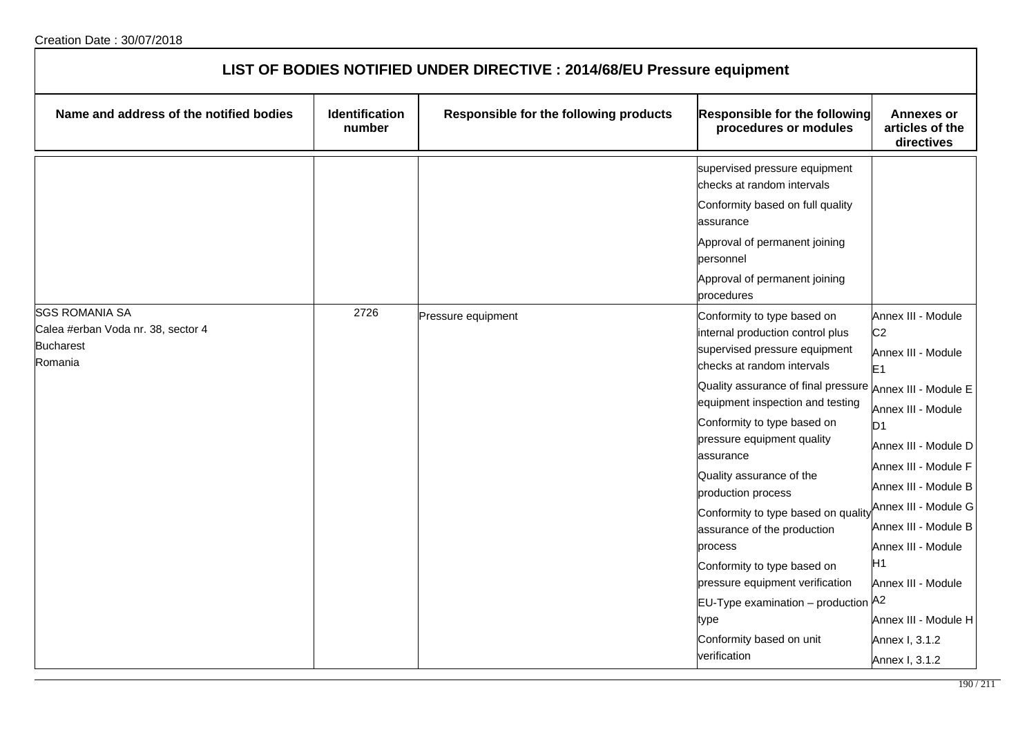Creation Date : 30/07/2018

| LIST OF BODIES NOTIFIED UNDER DIRECTIVE : 2014/68/EU Pressure equipment | | | | |
|---|---|---|---|---|
| **Name and address of the notified bodies** | **Identification number** | **Responsible for the following products** | **Responsible for the following procedures or modules** | **Annexes or articles of the directives** |
| | | | supervised pressure equipment checks at random intervals<br>Conformity based on full quality assurance<br>Approval of permanent joining personnel<br>Approval of permanent joining procedures | |
| SGS ROMANIA SA<br>Calea #erban Voda nr. 38, sector 4<br>Bucharest<br>Romania | 2726 | Pressure equipment | Conformity to type based on internal production control plus supervised pressure equipment checks at random intervals<br>Quality assurance of final pressure equipment inspection and testing<br>Conformity to type based on pressure equipment quality assurance<br>Quality assurance of the production process<br>Conformity to type based on quality assurance of the production process<br>Conformity to type based on pressure equipment verification<br>EU-Type examination – production type<br>Conformity based on unit verification | Annex III - Module C2<br>Annex III - Module E1<br>Annex III - Module E<br>Annex III - Module D1<br>Annex III - Module D<br>Annex III - Module F<br>Annex III - Module B<br>Annex III - Module G<br>Annex III - Module B<br>Annex III - Module H1<br>Annex III - Module A2<br>Annex III - Module H<br>Annex I, 3.1.2<br>Annex I, 3.1.2 |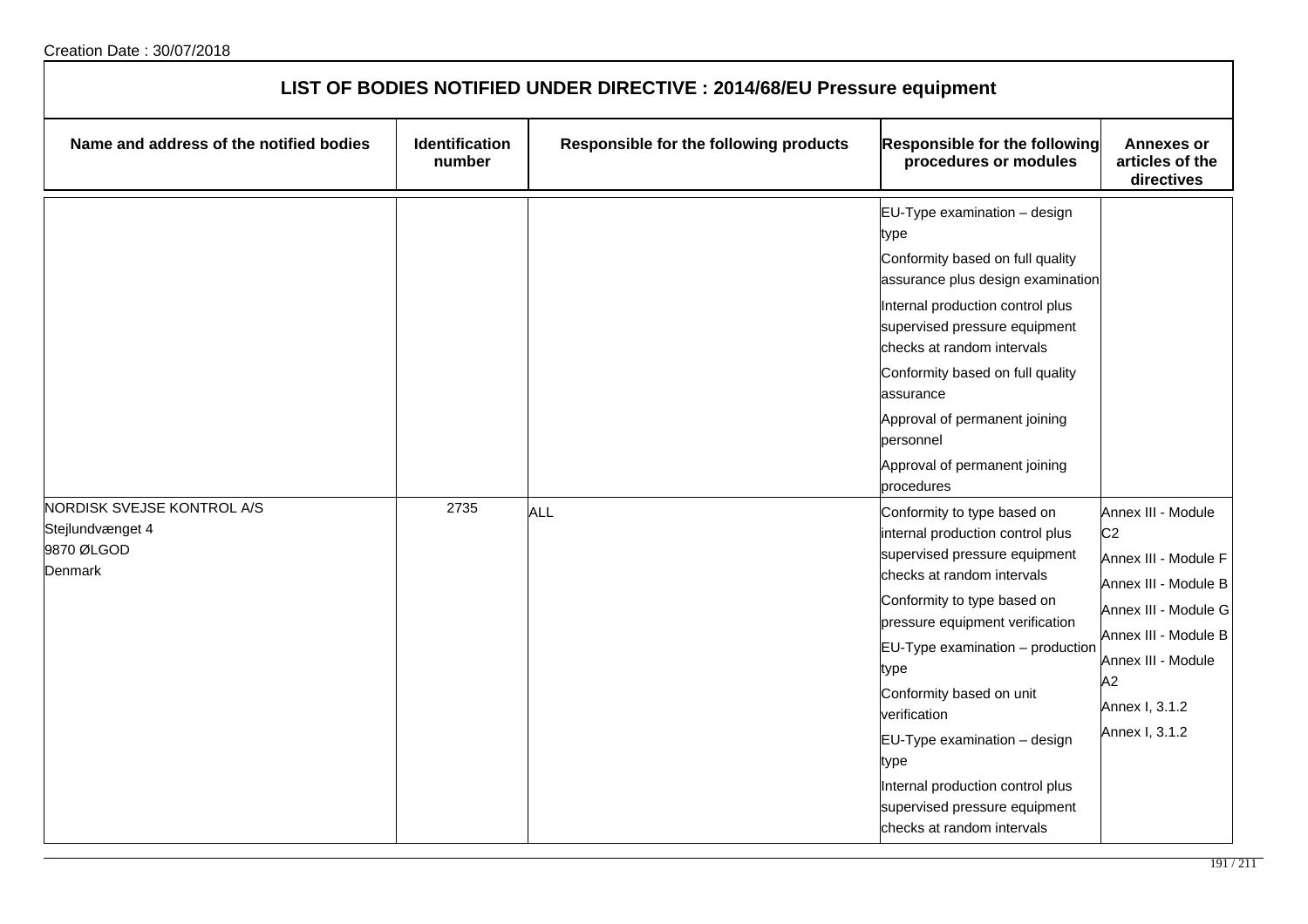Creation Date : 30/07/2018

# LIST OF BODIES NOTIFIED UNDER DIRECTIVE : 2014/68/EU Pressure equipment

| Name and address of the notified bodies | Identification number | Responsible for the following products | Responsible for the following procedures or modules | Annexes or articles of the directives |
|---|---|---|---|---|
| | | | EU-Type examination – design type<br>Conformity based on full quality assurance plus design examination<br>Internal production control plus supervised pressure equipment checks at random intervals<br>Conformity based on full quality assurance<br>Approval of permanent joining personnel<br>Approval of permanent joining procedures | |
| NORDISK SVEJSE KONTROL A/S<br>Stejlundvænget 4<br>9870 ØLGOD<br>Denmark | 2735 | ALL | Conformity to type based on internal production control plus supervised pressure equipment checks at random intervals<br>Conformity to type based on pressure equipment verification<br>EU-Type examination – production type<br>Conformity based on unit verification<br>EU-Type examination – design type<br>Internal production control plus supervised pressure equipment checks at random intervals | Annex III - Module C2<br>Annex III - Module F<br>Annex III - Module B<br>Annex III - Module G<br>Annex III - Module B<br>Annex III - Module A2<br>Annex I, 3.1.2<br>Annex I, 3.1.2 |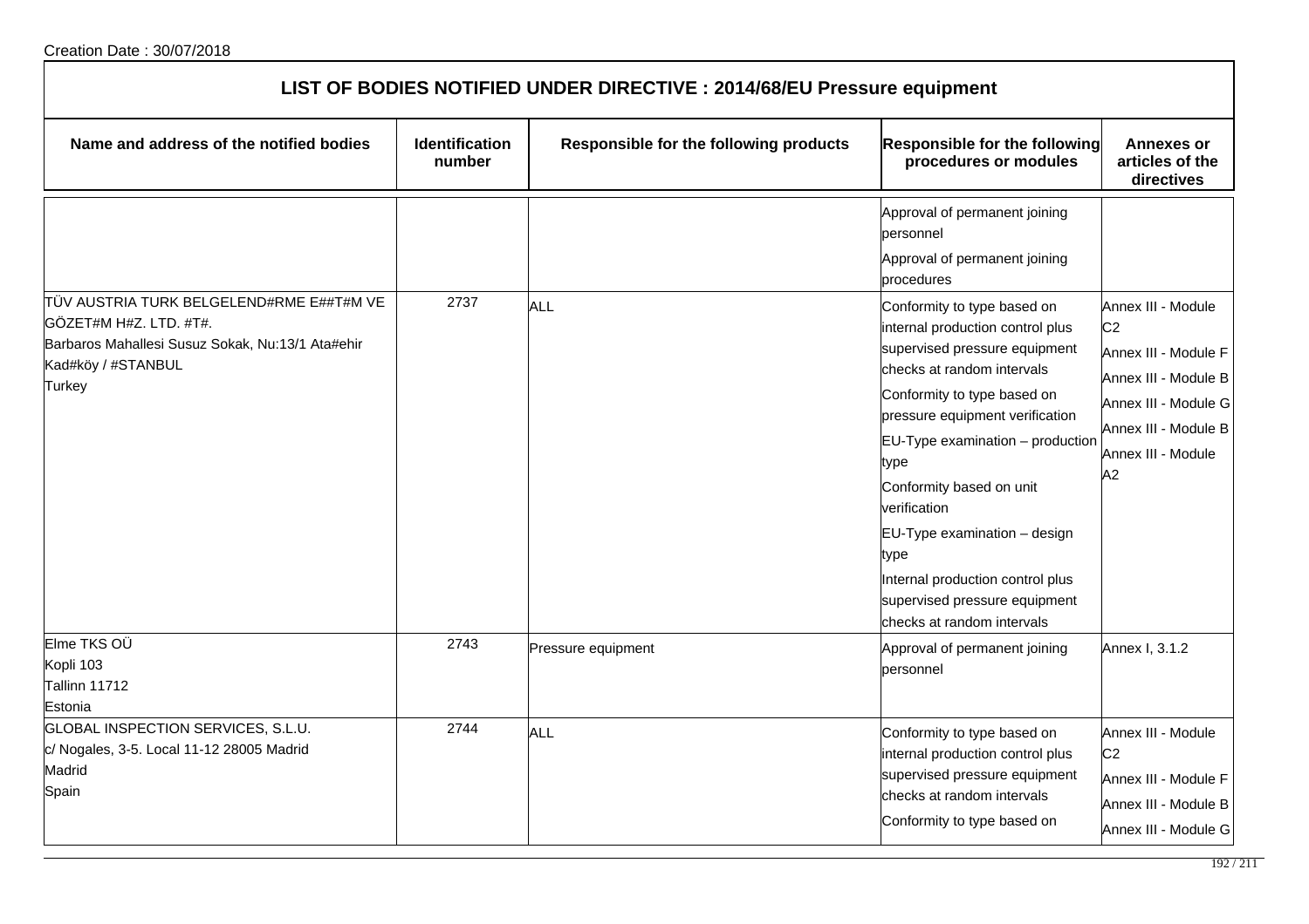Creation Date : 30/07/2018

## LIST OF BODIES NOTIFIED UNDER DIRECTIVE : 2014/68/EU Pressure equipment

| Name and address of the notified bodies | Identification number | Responsible for the following products | Responsible for the following procedures or modules | Annexes or articles of the directives |
|---|---|---|---|---|
| | | | Approval of permanent joining personnel<br>Approval of permanent joining procedures | |
| TÜV AUSTRIA TURK BELGELEND#RME E##T#M VE GÖZET#M H#Z. LTD. #T#.<br>Barbaros Mahallesi Susuz Sokak, Nu:13/1 Ata#ehir Kad#köy / #STANBUL<br>Turkey | 2737 | ALL | Conformity to type based on internal production control plus supervised pressure equipment checks at random intervals<br>Conformity to type based on pressure equipment verification<br>EU-Type examination – production type<br>Conformity based on unit verification<br>EU-Type examination – design type<br>Internal production control plus supervised pressure equipment checks at random intervals | Annex III - Module C2<br>Annex III - Module F<br>Annex III - Module B<br>Annex III - Module G<br>Annex III - Module B<br>Annex III - Module A2 |
| Elme TKS OÜ<br>Kopli 103<br>Tallinn 11712<br>Estonia | 2743 | Pressure equipment | Approval of permanent joining personnel | Annex I, 3.1.2 |
| GLOBAL INSPECTION SERVICES, S.L.U.<br>c/ Nogales, 3-5. Local 11-12 28005 Madrid<br>Madrid<br>Spain | 2744 | ALL | Conformity to type based on internal production control plus supervised pressure equipment checks at random intervals<br>Conformity to type based on | Annex III - Module C2<br>Annex III - Module F<br>Annex III - Module B<br>Annex III - Module G |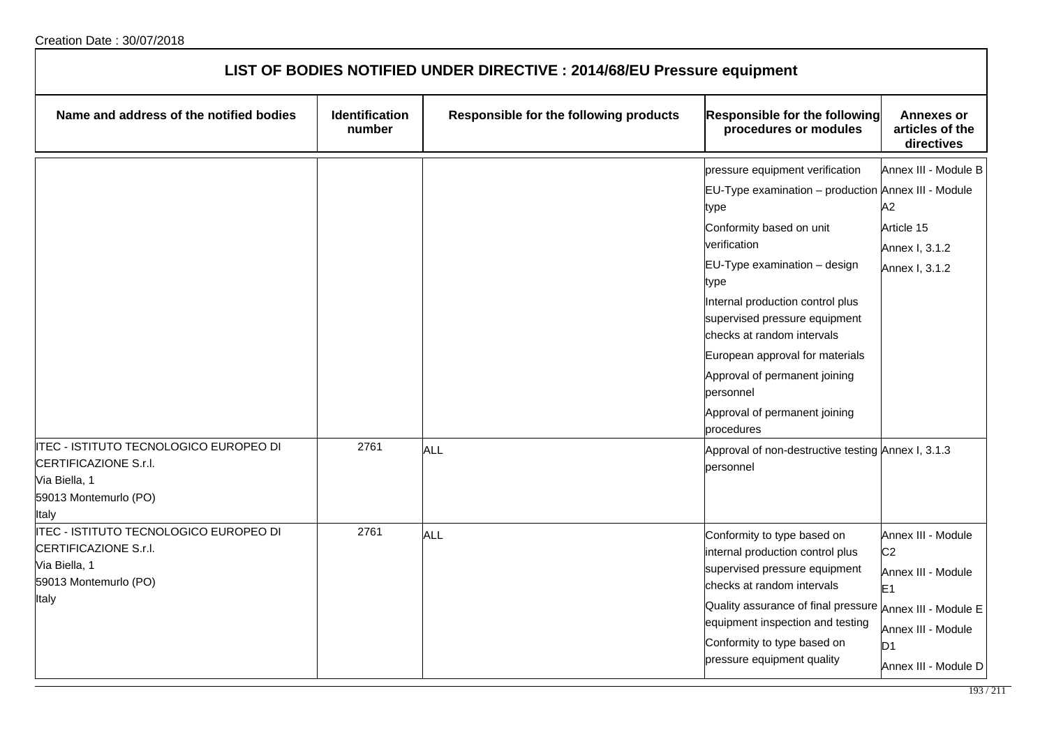Creation Date : 30/07/2018

# LIST OF BODIES NOTIFIED UNDER DIRECTIVE : 2014/68/EU Pressure equipment

| Name and address of the notified bodies | Identification number | Responsible for the following products | Responsible for the following procedures or modules | Annexes or articles of the directives |
|---|---|---|---|---|
| | | | pressure equipment verification<br>EU-Type examination – production type<br>Conformity based on unit verification<br>EU-Type examination – design type<br>Internal production control plus supervised pressure equipment checks at random intervals<br>European approval for materials<br>Approval of permanent joining personnel<br>Approval of permanent joining procedures | Annex III - Module B<br>Annex III - Module A2<br>Article 15<br>Annex I, 3.1.2<br>Annex I, 3.1.2 |
| ITEC - ISTITUTO TECNOLOGICO EUROPEO DI CERTIFICAZIONE S.r.l.<br>Via Biella, 1<br>59013 Montemurlo (PO)<br>Italy | 2761 | ALL | Approval of non-destructive testing personnel | Annex I, 3.1.3 |
| ITEC - ISTITUTO TECNOLOGICO EUROPEO DI CERTIFICAZIONE S.r.l.<br>Via Biella, 1<br>59013 Montemurlo (PO)<br>Italy | 2761 | ALL | Conformity to type based on internal production control plus supervised pressure equipment checks at random intervals<br>Quality assurance of final pressure equipment inspection and testing<br>Conformity to type based on pressure equipment quality | Annex III - Module C2<br>Annex III - Module E1<br>Annex III - Module E<br>Annex III - Module D1<br>Annex III - Module D |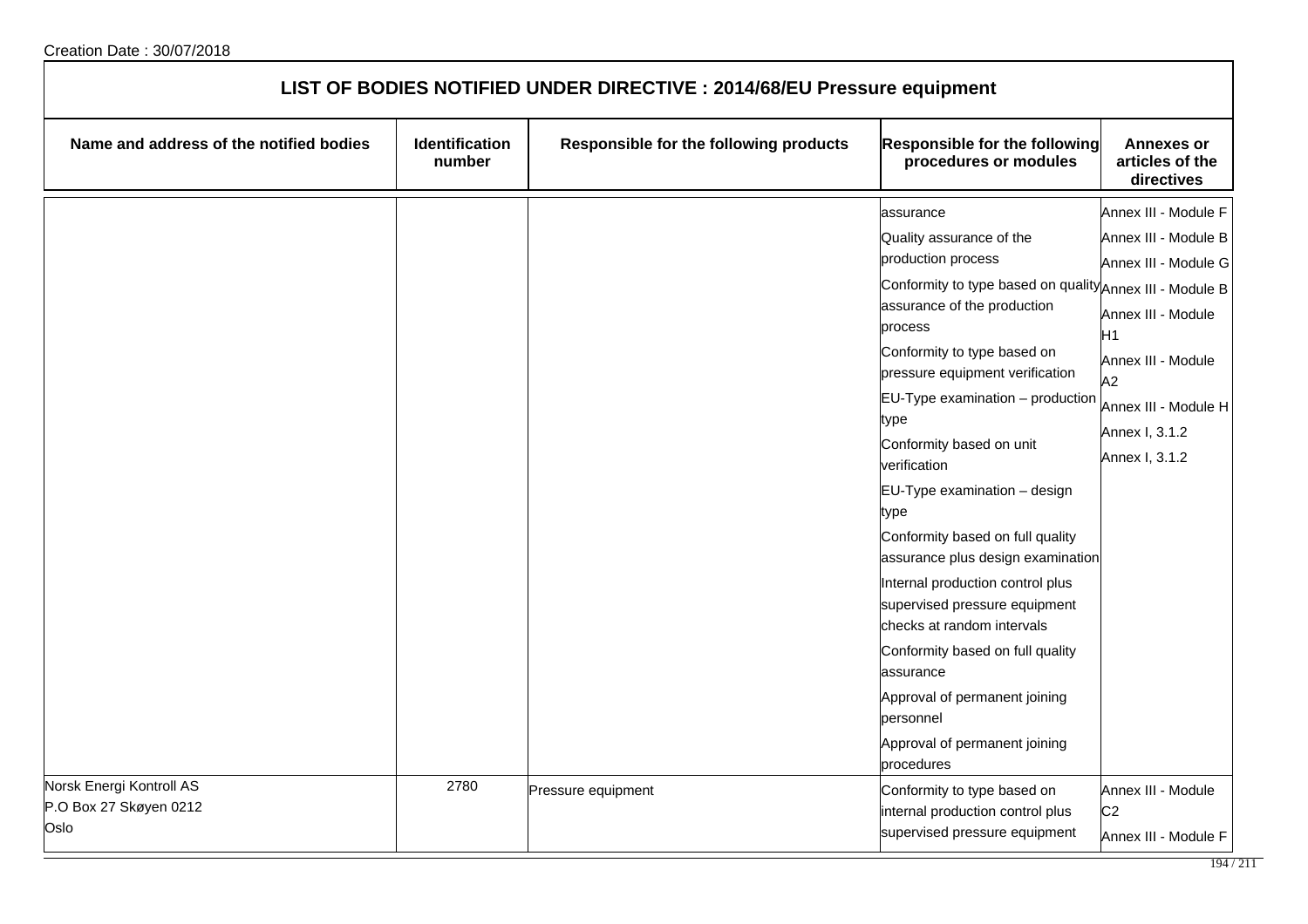Creation Date : 30/07/2018

| LIST OF BODIES NOTIFIED UNDER DIRECTIVE : 2014/68/EU Pressure equipment | | | | |
|---|---|---|---|---|
| **Name and address of the notified bodies** | **Identification number** | **Responsible for the following products** | **Responsible for the following procedures or modules** | **Annexes or articles of the directives** |
| | | | assurance<br>Quality assurance of the production process<br>Conformity to type based on quality assurance of the production process<br>Conformity to type based on pressure equipment verification<br>EU-Type examination – production type<br>Conformity based on unit verification<br>EU-Type examination – design type<br>Conformity based on full quality assurance plus design examination<br>Internal production control plus supervised pressure equipment checks at random intervals<br>Conformity based on full quality assurance<br>Approval of permanent joining personnel<br>Approval of permanent joining procedures | Annex III - Module F<br>Annex III - Module B<br>Annex III - Module G<br>Annex III - Module B<br>Annex III - Module H1<br>Annex III - Module A2<br>Annex III - Module H<br>Annex I, 3.1.2<br>Annex I, 3.1.2 |
| Norsk Energi Kontroll AS<br>P.O Box 27 Skøyen 0212<br>Oslo | 2780 | Pressure equipment | Conformity to type based on internal production control plus supervised pressure equipment | Annex III - Module C2<br>Annex III - Module F |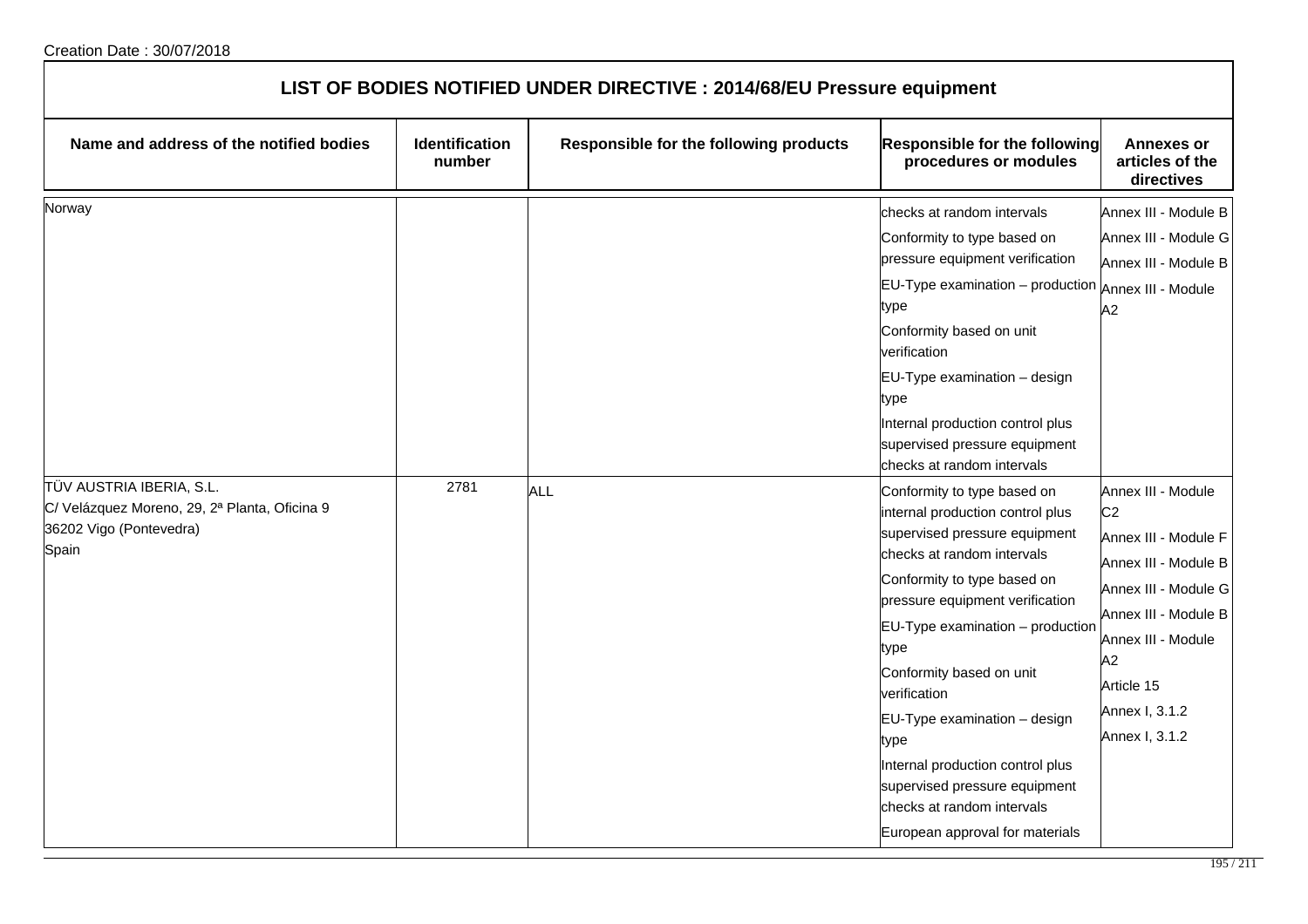Creation Date : 30/07/2018

# LIST OF BODIES NOTIFIED UNDER DIRECTIVE : 2014/68/EU Pressure equipment

| Name and address of the notified bodies | Identification number | Responsible for the following products | Responsible for the following procedures or modules | Annexes or articles of the directives |
|---|---|---|---|---|
| Norway | | | checks at random intervals<br>Conformity to type based on pressure equipment verification<br>EU-Type examination – production type<br>Conformity based on unit verification<br>EU-Type examination – design type<br>Internal production control plus supervised pressure equipment checks at random intervals | Annex III - Module B<br>Annex III - Module G<br>Annex III - Module B<br>Annex III - Module A2 |
| TÜV AUSTRIA IBERIA, S.L.<br>C/ Velázquez Moreno, 29, 2ª Planta, Oficina 9<br>36202 Vigo (Pontevedra)<br>Spain | 2781 | ALL | Conformity to type based on internal production control plus supervised pressure equipment checks at random intervals<br>Conformity to type based on pressure equipment verification<br>EU-Type examination – production type<br>Conformity based on unit verification<br>EU-Type examination – design type<br>Internal production control plus supervised pressure equipment checks at random intervals<br>European approval for materials | Annex III - Module C2<br>Annex III - Module F<br>Annex III - Module B<br>Annex III - Module G<br>Annex III - Module B<br>Annex III - Module A2<br>Article 15<br>Annex I, 3.1.2<br>Annex I, 3.1.2 |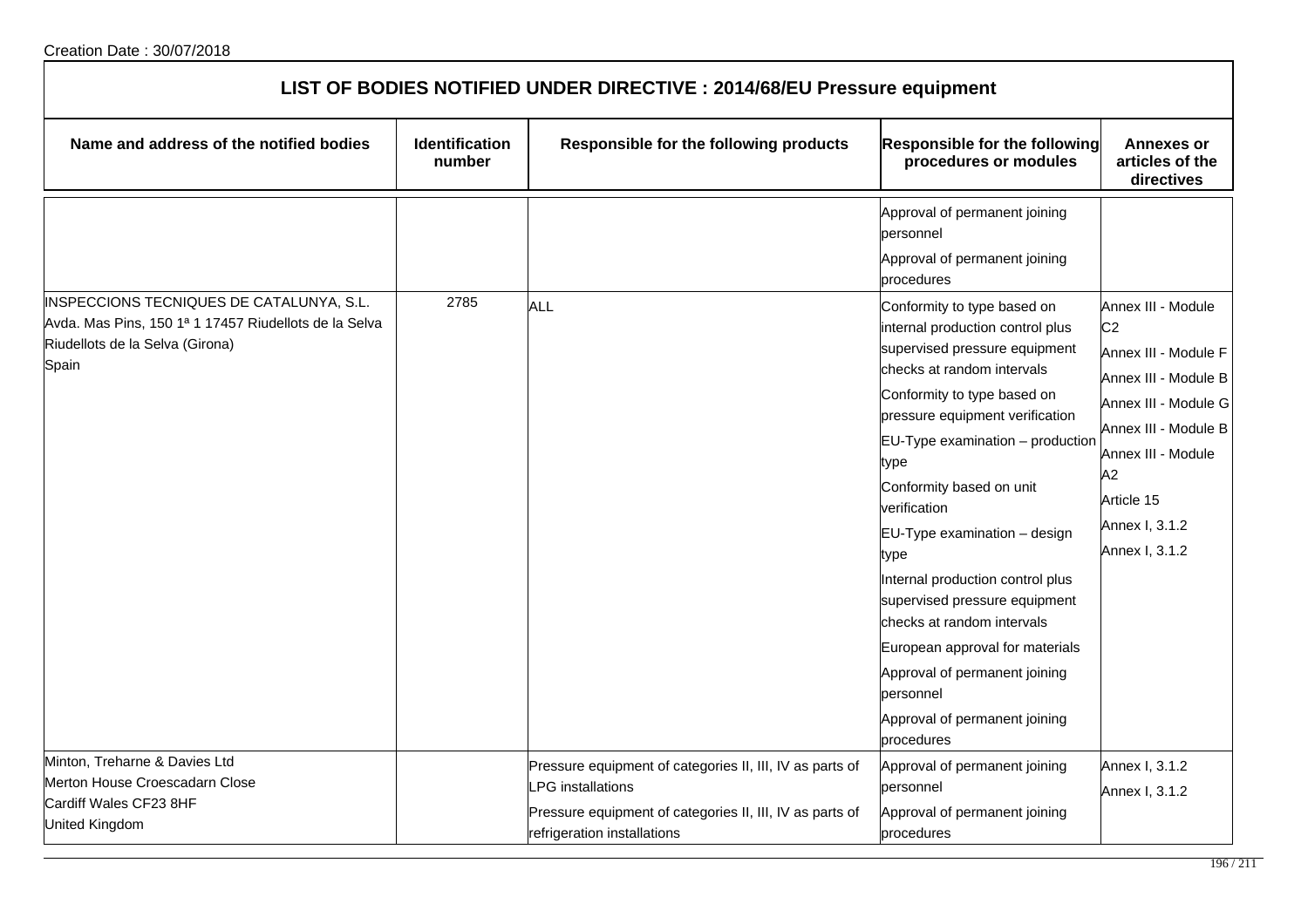Creation Date : 30/07/2018

# LIST OF BODIES NOTIFIED UNDER DIRECTIVE : 2014/68/EU Pressure equipment

| Name and address of the notified bodies | Identification number | Responsible for the following products | Responsible for the following procedures or modules | Annexes or articles of the directives |
|---|---|---|---|---|
| | | | Approval of permanent joining personnel<br>Approval of permanent joining procedures | |
| INSPECCIONS TECNIQUES DE CATALUNYA, S.L.<br>Avda. Mas Pins, 150 1ª 1 17457 Riudellots de la Selva<br>Riudellots de la Selva (Girona)<br>Spain | 2785 | ALL | Conformity to type based on internal production control plus supervised pressure equipment checks at random intervals<br>Conformity to type based on pressure equipment verification<br>EU-Type examination – production type<br>Conformity based on unit verification<br>EU-Type examination – design type<br>Internal production control plus supervised pressure equipment checks at random intervals<br>European approval for materials<br>Approval of permanent joining personnel<br>Approval of permanent joining procedures | Annex III - Module C2<br>Annex III - Module F<br>Annex III - Module B<br>Annex III - Module G<br>Annex III - Module B<br>Annex III - Module A2<br>Article 15<br>Annex I, 3.1.2<br>Annex I, 3.1.2 |
| Minton, Treharne & Davies Ltd<br>Merton House Croescadarn Close<br>Cardiff Wales CF23 8HF<br>United Kingdom | | Pressure equipment of categories II, III, IV as parts of LPG installations<br>Pressure equipment of categories II, III, IV as parts of refrigeration installations | Approval of permanent joining personnel<br>Approval of permanent joining procedures | Annex I, 3.1.2<br>Annex I, 3.1.2 |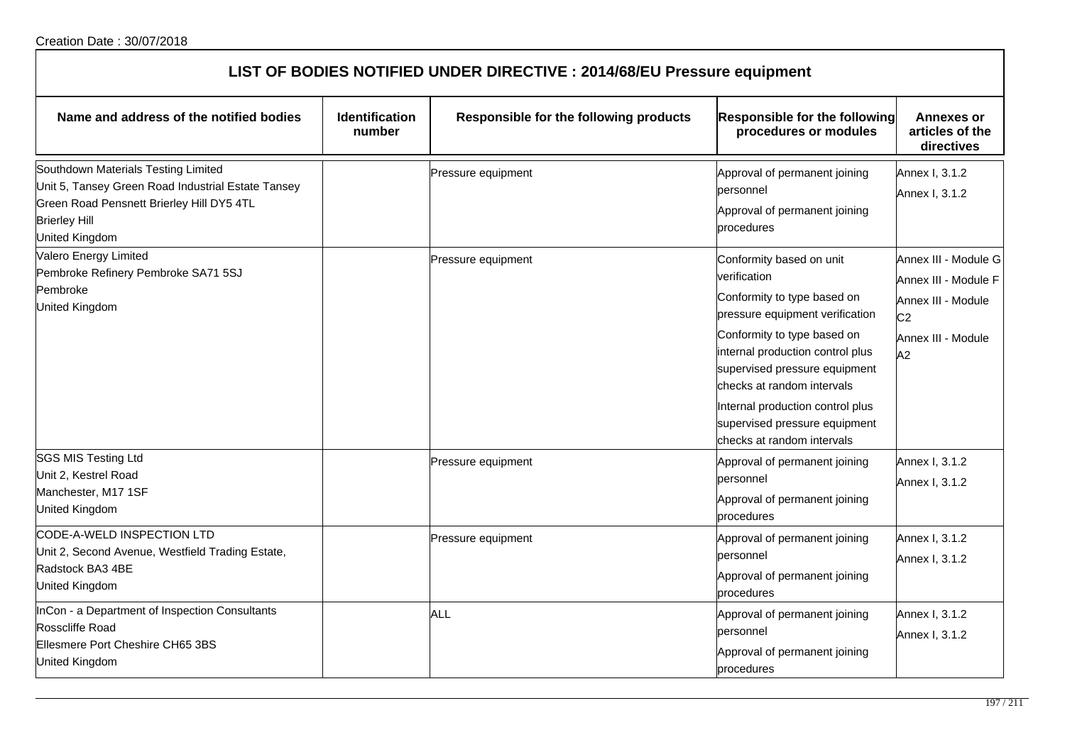Creation Date : 30/07/2018

# LIST OF BODIES NOTIFIED UNDER DIRECTIVE : 2014/68/EU Pressure equipment

| Name and address of the notified bodies | Identification number | Responsible for the following products | Responsible for the following procedures or modules | Annexes or articles of the directives |
|---|---|---|---|---|
| Southdown Materials Testing Limited<br>Unit 5, Tansey Green Road Industrial Estate Tansey Green Road Pensnett Brierley Hill DY5 4TL<br>Brierley Hill<br>United Kingdom | | Pressure equipment | Approval of permanent joining personnel<br>Approval of permanent joining procedures | Annex I, 3.1.2<br>Annex I, 3.1.2 |
| Valero Energy Limited<br>Pembroke Refinery Pembroke SA71 5SJ<br>Pembroke<br>United Kingdom | | Pressure equipment | Conformity based on unit verification<br>Conformity to type based on pressure equipment verification<br>Conformity to type based on internal production control plus supervised pressure equipment checks at random intervals<br>Internal production control plus supervised pressure equipment checks at random intervals | Annex III - Module G<br>Annex III - Module F<br>Annex III - Module C2<br>Annex III - Module A2 |
| SGS MIS Testing Ltd<br>Unit 2, Kestrel Road<br>Manchester, M17 1SF<br>United Kingdom | | Pressure equipment | Approval of permanent joining personnel<br>Approval of permanent joining procedures | Annex I, 3.1.2<br>Annex I, 3.1.2 |
| CODE-A-WELD INSPECTION LTD<br>Unit 2, Second Avenue, Westfield Trading Estate,<br>Radstock BA3 4BE<br>United Kingdom | | Pressure equipment | Approval of permanent joining personnel<br>Approval of permanent joining procedures | Annex I, 3.1.2<br>Annex I, 3.1.2 |
| InCon - a Department of Inspection Consultants<br>Rosscliffe Road<br>Ellesmere Port Cheshire CH65 3BS<br>United Kingdom | | ALL | Approval of permanent joining personnel<br>Approval of permanent joining procedures | Annex I, 3.1.2<br>Annex I, 3.1.2 |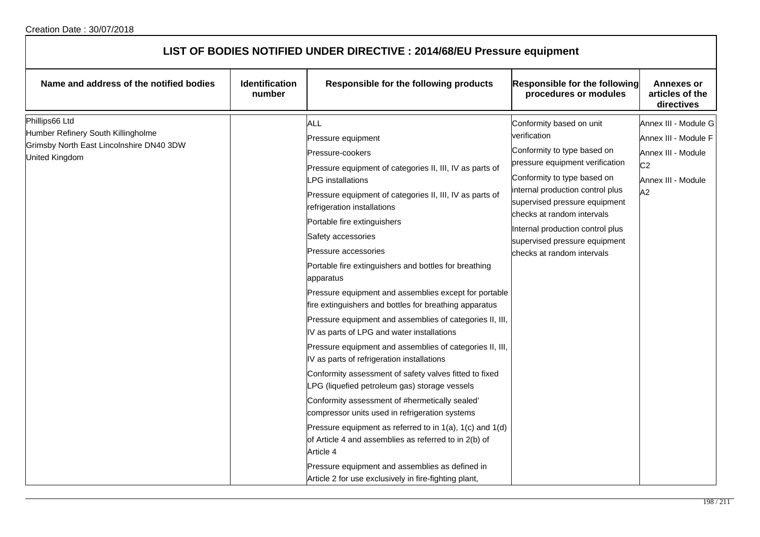Creation Date : 30/07/2018

| LIST OF BODIES NOTIFIED UNDER DIRECTIVE : 2014/68/EU Pressure equipment | | | | |
|---|---|---|---|---|
| **Name and address of the notified bodies** | **Identification number** | **Responsible for the following products** | **Responsible for the following procedures or modules** | **Annexes or articles of the directives** |
| Phillips66 Ltd<br>Humber Refinery South Killingholme<br>Grimsby North East Lincolnshire DN40 3DW<br>United Kingdom | | ALL<br>Pressure equipment<br>Pressure-cookers<br>Pressure equipment of categories II, III, IV as parts of LPG installations<br>Pressure equipment of categories II, III, IV as parts of refrigeration installations<br>Portable fire extinguishers<br>Safety accessories<br>Pressure accessories<br>Portable fire extinguishers and bottles for breathing apparatus<br>Pressure equipment and assemblies except for portable fire extinguishers and bottles for breathing apparatus<br>Pressure equipment and assemblies of categories II, III, IV as parts of LPG and water installations<br>Pressure equipment and assemblies of categories II, III, IV as parts of refrigeration installations<br>Conformity assessment of safety valves fitted to fixed LPG (liquefied petroleum gas) storage vessels<br>Conformity assessment of #hermetically sealed' compressor units used in refrigeration systems<br>Pressure equipment as referred to in 1(a), 1(c) and 1(d) of Article 4 and assemblies as referred to in 2(b) of Article 4<br>Pressure equipment and assemblies as defined in Article 2 for use exclusively in fire-fighting plant, | Conformity based on unit verification<br>Conformity to type based on pressure equipment verification<br>Conformity to type based on internal production control plus supervised pressure equipment checks at random intervals<br>Internal production control plus supervised pressure equipment checks at random intervals | Annex III - Module G<br>Annex III - Module F<br>Annex III - Module C2<br>Annex III - Module A2 |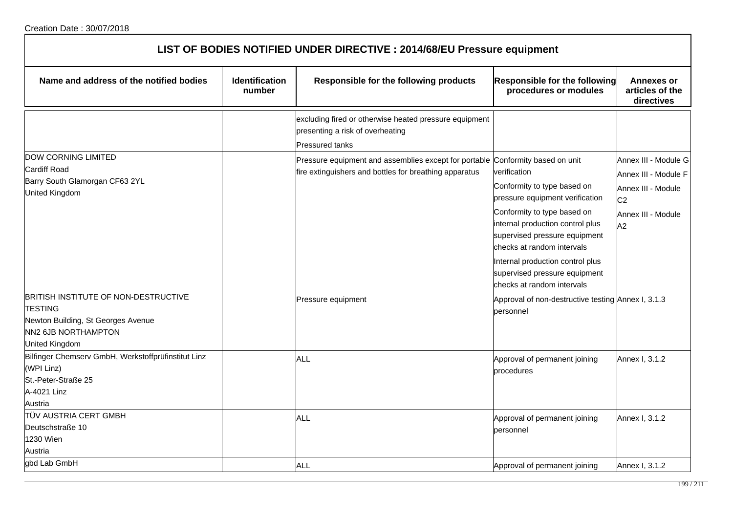Creation Date : 30/07/2018

## LIST OF BODIES NOTIFIED UNDER DIRECTIVE : 2014/68/EU Pressure equipment

| Name and address of the notified bodies | Identification number | Responsible for the following products | Responsible for the following procedures or modules | Annexes or articles of the directives |
|---|---|---|---|---|
| | | excluding fired or otherwise heated pressure equipment presenting a risk of overheating<br>Pressured tanks | | |
| DOW CORNING LIMITED<br>Cardiff Road<br>Barry South Glamorgan CF63 2YL<br>United Kingdom | | Pressure equipment and assemblies except for portable fire extinguishers and bottles for breathing apparatus | Conformity based on unit verification<br>Conformity to type based on pressure equipment verification<br>Conformity to type based on internal production control plus supervised pressure equipment checks at random intervals<br>Internal production control plus supervised pressure equipment checks at random intervals | Annex III - Module G<br>Annex III - Module F<br>Annex III - Module C2<br>Annex III - Module A2 |
| BRITISH INSTITUTE OF NON-DESTRUCTIVE TESTING<br>Newton Building, St Georges Avenue<br>NN2 6JB NORTHAMPTON<br>United Kingdom | | Pressure equipment | Approval of non-destructive testing personnel | Annex I, 3.1.3 |
| Bilfinger Chemserv GmbH, Werkstoffprüfinstitut Linz (WPI Linz)<br>St.-Peter-Straße 25<br>A-4021 Linz<br>Austria | | ALL | Approval of permanent joining procedures | Annex I, 3.1.2 |
| TÜV AUSTRIA CERT GMBH<br>Deutschstraße 10<br>1230 Wien<br>Austria | | ALL | Approval of permanent joining personnel | Annex I, 3.1.2 |
| gbd Lab GmbH | | ALL | Approval of permanent joining | Annex I, 3.1.2 |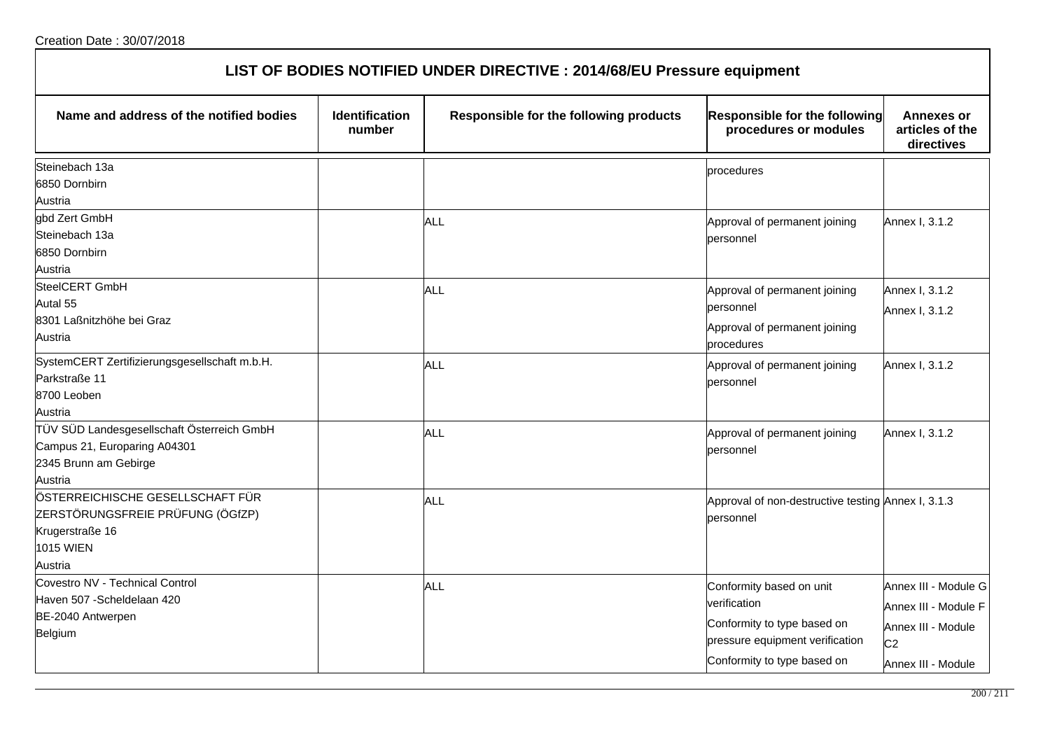Creation Date : 30/07/2018

## LIST OF BODIES NOTIFIED UNDER DIRECTIVE : 2014/68/EU Pressure equipment

| Name and address of the notified bodies | Identification number | Responsible for the following products | Responsible for the following procedures or modules | Annexes or articles of the directives |
|---|---|---|---|---|
| Steinebach 13a<br>6850 Dornbirn<br>Austria | | | procedures | |
| gbd Zert GmbH<br>Steinebach 13a<br>6850 Dornbirn<br>Austria | | ALL | Approval of permanent joining personnel | Annex I, 3.1.2 |
| SteelCERT GmbH<br>Autal 55<br>8301 Laßnitzhöhe bei Graz<br>Austria | | ALL | Approval of permanent joining personnel<br>Approval of permanent joining procedures | Annex I, 3.1.2<br>Annex I, 3.1.2 |
| SystemCERT Zertifizierungsgesellschaft m.b.H.<br>Parkstraße 11<br>8700 Leoben<br>Austria | | ALL | Approval of permanent joining personnel | Annex I, 3.1.2 |
| TÜV SÜD Landesgesellschaft Österreich GmbH<br>Campus 21, Europaring A04301<br>2345 Brunn am Gebirge<br>Austria | | ALL | Approval of permanent joining personnel | Annex I, 3.1.2 |
| ÖSTERREICHISCHE GESELLSCHAFT FÜR ZERSTÖRUNGSFREIE PRÜFUNG (ÖGfZP)<br>Krugerstraße 16<br>1015 WIEN<br>Austria | | ALL | Approval of non-destructive testing personnel | Annex I, 3.1.3 |
| Covestro NV - Technical Control<br>Haven 507 -Scheldelaan 420<br>BE-2040 Antwerpen<br>Belgium | | ALL | Conformity based on unit verification<br>Conformity to type based on pressure equipment verification<br>Conformity to type based on | Annex III - Module G<br>Annex III - Module F<br>Annex III - Module C2<br>Annex III - Module |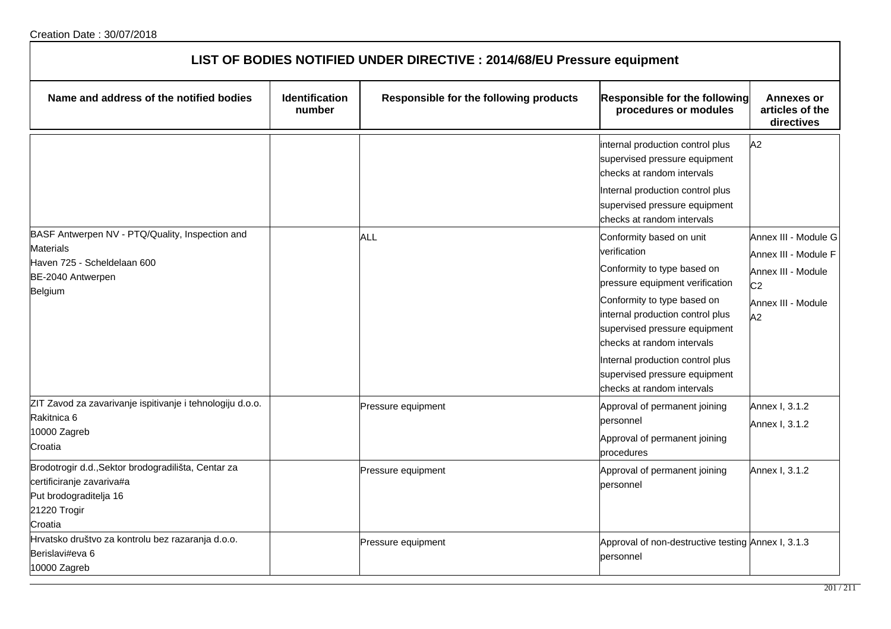Creation Date : 30/07/2018

| LIST OF BODIES NOTIFIED UNDER DIRECTIVE : 2014/68/EU Pressure equipment | | | | |
|---|---|---|---|---|
| **Name and address of the notified bodies** | **Identification number** | **Responsible for the following products** | **Responsible for the following procedures or modules** | **Annexes or articles of the directives** |
| | | | internal production control plus supervised pressure equipment checks at random intervals<br>Internal production control plus supervised pressure equipment checks at random intervals | A2 |
| BASF Antwerpen NV - PTQ/Quality, Inspection and Materials<br>Haven 725 - Scheldelaan 600<br>BE-2040 Antwerpen<br>Belgium | | ALL | Conformity based on unit verification<br>Conformity to type based on pressure equipment verification<br>Conformity to type based on internal production control plus supervised pressure equipment checks at random intervals<br>Internal production control plus supervised pressure equipment checks at random intervals | Annex III - Module G<br>Annex III - Module F<br>Annex III - Module C2<br>Annex III - Module A2 |
| ZIT Zavod za zavarivanje ispitivanje i tehnologiju d.o.o.<br>Rakitnica 6<br>10000 Zagreb<br>Croatia | | Pressure equipment | Approval of permanent joining personnel<br>Approval of permanent joining procedures | Annex I, 3.1.2<br>Annex I, 3.1.2 |
| Brodotrogir d.d.,Sektor brodogradilišta, Centar za certificiranje zavariva#a<br>Put brodograditelja 16<br>21220 Trogir<br>Croatia | | Pressure equipment | Approval of permanent joining personnel | Annex I, 3.1.2 |
| Hrvatsko društvo za kontrolu bez razaranja d.o.o.<br>Berislavi#eva 6<br>10000 Zagreb | | Pressure equipment | Approval of non-destructive testing personnel | Annex I, 3.1.3 |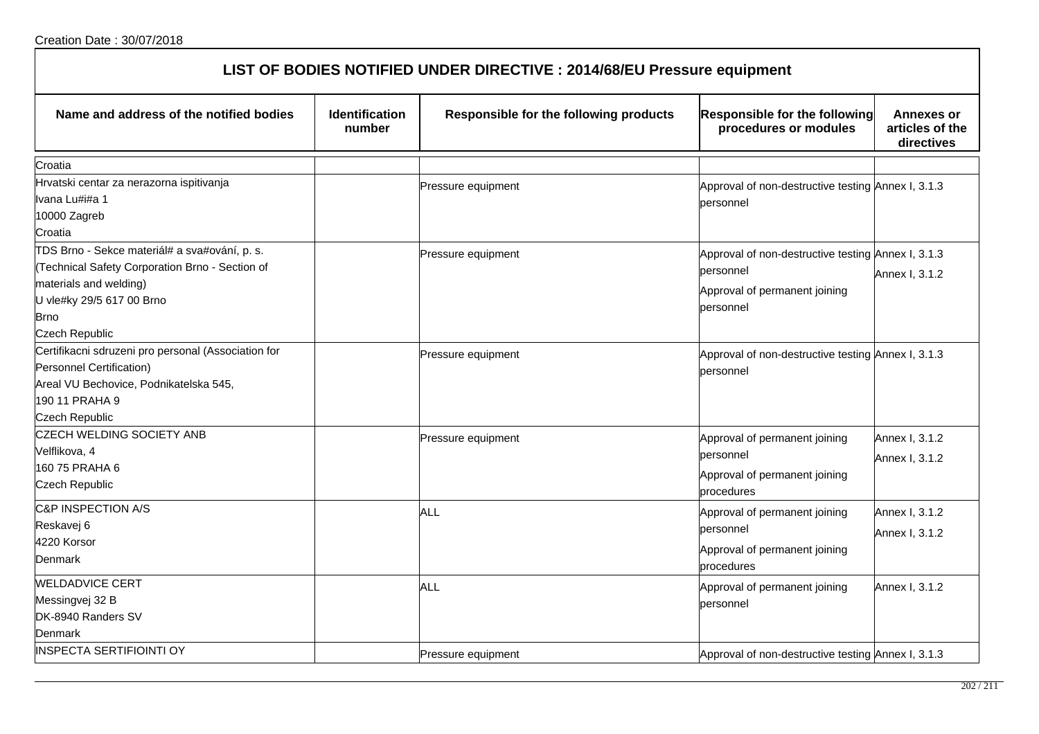Creation Date : 30/07/2018

# LIST OF BODIES NOTIFIED UNDER DIRECTIVE : 2014/68/EU Pressure equipment

| Name and address of the notified bodies | Identification number | Responsible for the following products | Responsible for the following procedures or modules | Annexes or articles of the directives |
|---|---|---|---|---|
| Croatia | | | | |
| Hrvatski centar za nerazorna ispitivanja<br>Ivana Lu#i#a 1<br>10000 Zagreb<br>Croatia | | Pressure equipment | Approval of non-destructive testing personnel | Annex I, 3.1.3 |
| TDS Brno - Sekce materiál# a sva#ování, p. s.<br>(Technical Safety Corporation Brno - Section of materials and welding)<br>U vle#ky 29/5 617 00 Brno<br>Brno<br>Czech Republic | | Pressure equipment | Approval of non-destructive testing personnel<br>Approval of permanent joining personnel | Annex I, 3.1.3<br>Annex I, 3.1.2 |
| Certifikacni sdruzeni pro personal (Association for Personnel Certification)<br>Areal VU Bechovice, Podnikatelska 545,<br>190 11 PRAHA 9<br>Czech Republic | | Pressure equipment | Approval of non-destructive testing personnel | Annex I, 3.1.3 |
| CZECH WELDING SOCIETY ANB<br>Velflikova, 4<br>160 75 PRAHA 6<br>Czech Republic | | Pressure equipment | Approval of permanent joining personnel<br>Approval of permanent joining procedures | Annex I, 3.1.2<br>Annex I, 3.1.2 |
| C&P INSPECTION A/S<br>Reskavej 6<br>4220 Korsor<br>Denmark | | ALL | Approval of permanent joining personnel<br>Approval of permanent joining procedures | Annex I, 3.1.2<br>Annex I, 3.1.2 |
| WELDADVICE CERT<br>Messingvej 32 B<br>DK-8940 Randers SV<br>Denmark | | ALL | Approval of permanent joining personnel | Annex I, 3.1.2 |
| INSPECTA SERTIFIOINTI OY | | Pressure equipment | Approval of non-destructive testing | Annex I, 3.1.3 |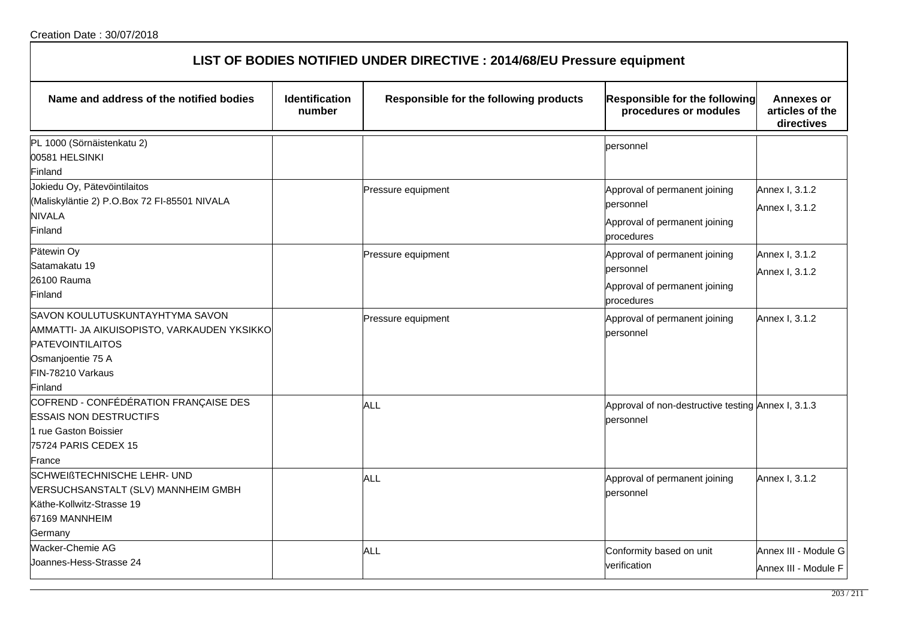Creation Date : 30/07/2018

## LIST OF BODIES NOTIFIED UNDER DIRECTIVE : 2014/68/EU Pressure equipment

| Name and address of the notified bodies | Identification number | Responsible for the following products | Responsible for the following procedures or modules | Annexes or articles of the directives |
|---|---|---|---|---|
| PL 1000 (Sörnäistenkatu 2)<br>00581 HELSINKI<br>Finland | | | personnel | |
| Jokiedu Oy, Pätevöintilaitos<br>(Maliskyläntie 2) P.O.Box 72 FI-85501 NIVALA<br>NIVALA<br>Finland | | Pressure equipment | Approval of permanent joining personnel<br>Approval of permanent joining procedures | Annex I, 3.1.2<br>Annex I, 3.1.2 |
| Pätewin Oy<br>Satamakatu 19<br>26100 Rauma<br>Finland | | Pressure equipment | Approval of permanent joining personnel<br>Approval of permanent joining procedures | Annex I, 3.1.2<br>Annex I, 3.1.2 |
| SAVON KOULUTUSKUNTAYHTYMA SAVON AMMATTI- JA AIKUISOPISTO, VARKAUDEN YKSIKKO PATEVOINTILAITOS<br>Osmanjoentie 75 A<br>FIN-78210 Varkaus<br>Finland | | Pressure equipment | Approval of permanent joining personnel | Annex I, 3.1.2 |
| COFREND - CONFÉDÉRATION FRANÇAISE DES ESSAIS NON DESTRUCTIFS<br>1 rue Gaston Boissier<br>75724 PARIS CEDEX 15<br>France | | ALL | Approval of non-destructive testing personnel | Annex I, 3.1.3 |
| SCHWEIßTECHNISCHE LEHR- UND VERSUCHSANSTALT (SLV) MANNHEIM GMBH<br>Käthe-Kollwitz-Strasse 19<br>67169 MANNHEIM<br>Germany | | ALL | Approval of permanent joining personnel | Annex I, 3.1.2 |
| Wacker-Chemie AG<br>Joannes-Hess-Strasse 24 | | ALL | Conformity based on unit verification | Annex III - Module G<br>Annex III - Module F |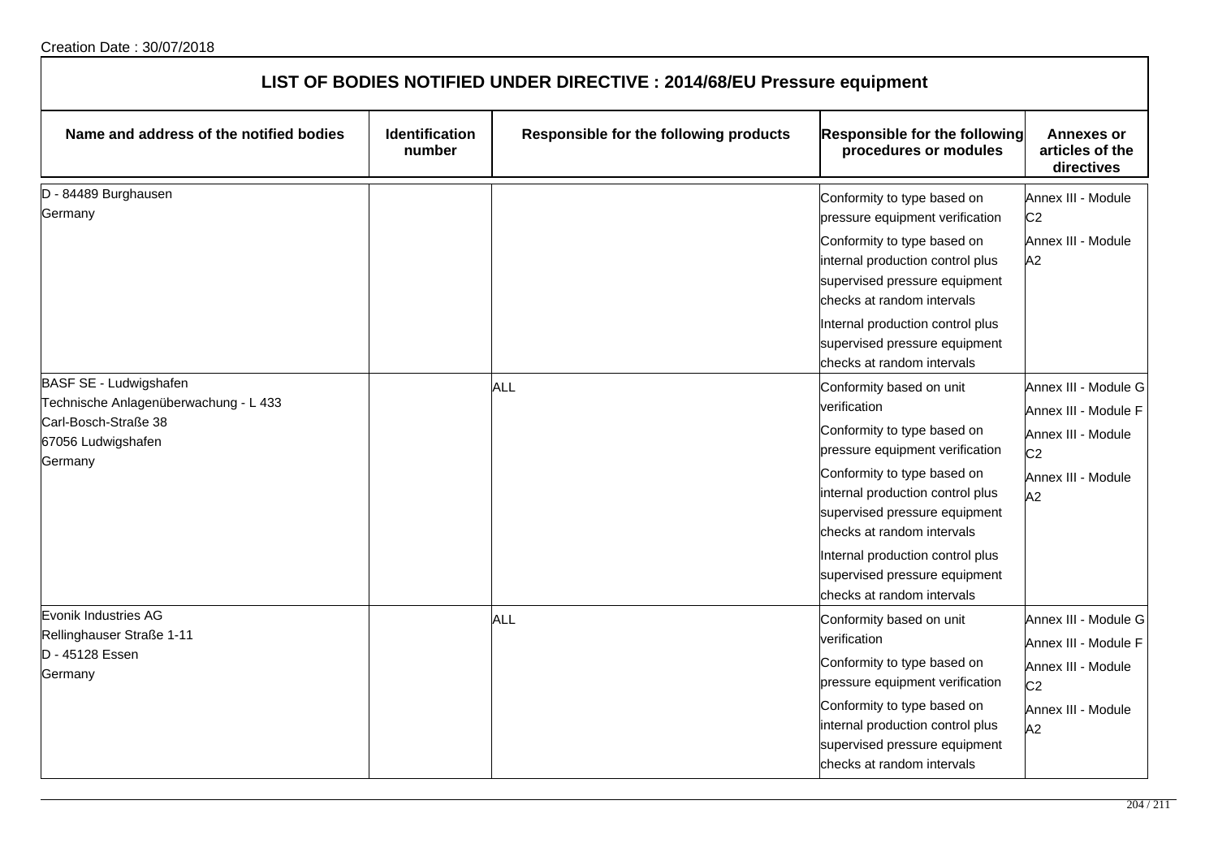Creation Date : 30/07/2018

# LIST OF BODIES NOTIFIED UNDER DIRECTIVE : 2014/68/EU Pressure equipment

| Name and address of the notified bodies | Identification number | Responsible for the following products | Responsible for the following procedures or modules | Annexes or articles of the directives |
|---|---|---|---|---|
| D - 84489 Burghausen<br>Germany | | | Conformity to type based on pressure equipment verification<br>Conformity to type based on internal production control plus supervised pressure equipment checks at random intervals<br>Internal production control plus supervised pressure equipment checks at random intervals | Annex III - Module C2<br>Annex III - Module A2 |
| BASF SE - Ludwigshafen<br>Technische Anlagenüberwachung - L 433<br>Carl-Bosch-Straße 38<br>67056 Ludwigshafen<br>Germany | | ALL | Conformity based on unit verification<br>Conformity to type based on pressure equipment verification<br>Conformity to type based on internal production control plus supervised pressure equipment checks at random intervals<br>Internal production control plus supervised pressure equipment checks at random intervals | Annex III - Module G<br>Annex III - Module F<br>Annex III - Module C2<br>Annex III - Module A2 |
| Evonik Industries AG<br>Rellinghauser Straße 1-11<br>D - 45128 Essen<br>Germany | | ALL | Conformity based on unit verification<br>Conformity to type based on pressure equipment verification<br>Conformity to type based on internal production control plus supervised pressure equipment checks at random intervals | Annex III - Module G<br>Annex III - Module F<br>Annex III - Module C2<br>Annex III - Module A2 |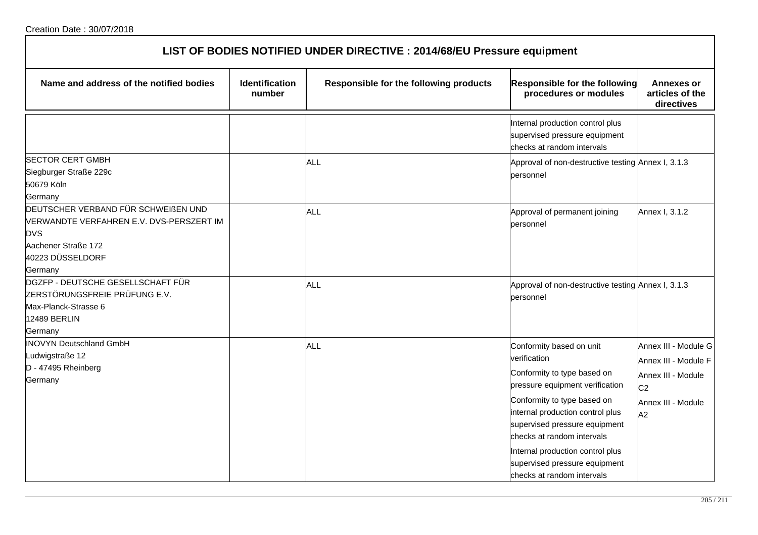Creation Date : 30/07/2018

# LIST OF BODIES NOTIFIED UNDER DIRECTIVE : 2014/68/EU Pressure equipment

| Name and address of the notified bodies | Identification number | Responsible for the following products | Responsible for the following procedures or modules | Annexes or articles of the directives |
|---|---|---|---|---|
| | | | Internal production control plus supervised pressure equipment checks at random intervals | |
| SECTOR CERT GMBH<br>Siegburger Straße 229c<br>50679 Köln<br>Germany | | ALL | Approval of non-destructive testing personnel | Annex I, 3.1.3 |
| DEUTSCHER VERBAND FÜR SCHWEIßEN UND VERWANDTE VERFAHREN E.V. DVS-PERSZERT IM DVS<br>Aachener Straße 172<br>40223 DÜSSELDORF<br>Germany | | ALL | Approval of permanent joining personnel | Annex I, 3.1.2 |
| DGZFP - DEUTSCHE GESELLSCHAFT FÜR ZERSTÖRUNGSFREIE PRÜFUNG E.V.<br>Max-Planck-Strasse 6<br>12489 BERLIN<br>Germany | | ALL | Approval of non-destructive testing personnel | Annex I, 3.1.3 |
| INOVYN Deutschland GmbH<br>Ludwigstraße 12<br>D - 47495 Rheinberg<br>Germany | | ALL | Conformity based on unit verification<br>Conformity to type based on pressure equipment verification<br>Conformity to type based on internal production control plus supervised pressure equipment checks at random intervals<br>Internal production control plus supervised pressure equipment checks at random intervals | Annex III - Module G<br>Annex III - Module F<br>Annex III - Module C2<br>Annex III - Module A2 |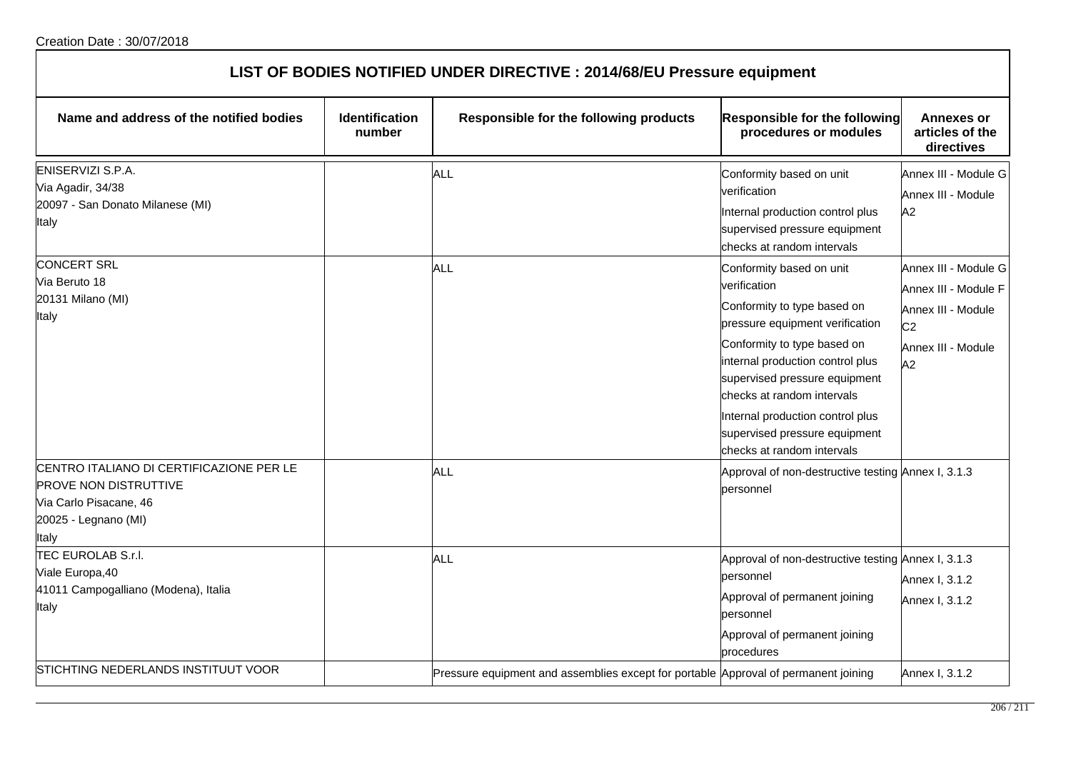Creation Date : 30/07/2018

# LIST OF BODIES NOTIFIED UNDER DIRECTIVE : 2014/68/EU Pressure equipment

| Name and address of the notified bodies | Identification number | Responsible for the following products | Responsible for the following procedures or modules | Annexes or articles of the directives |
|---|---|---|---|---|
| ENISERVIZI S.P.A.<br>Via Agadir, 34/38<br>20097 - San Donato Milanese (MI)<br>Italy | | ALL | Conformity based on unit verification<br>Internal production control plus supervised pressure equipment checks at random intervals | Annex III - Module G<br>Annex III - Module A2 |
| CONCERT SRL<br>Via Beruto 18<br>20131 Milano (MI)<br>Italy | | ALL | Conformity based on unit verification<br>Conformity to type based on pressure equipment verification<br>Conformity to type based on internal production control plus supervised pressure equipment checks at random intervals<br>Internal production control plus supervised pressure equipment checks at random intervals | Annex III - Module G<br>Annex III - Module F<br>Annex III - Module C2<br>Annex III - Module A2 |
| CENTRO ITALIANO DI CERTIFICAZIONE PER LE PROVE NON DISTRUTTIVE<br>Via Carlo Pisacane, 46<br>20025 - Legnano (MI)<br>Italy | | ALL | Approval of non-destructive testing personnel | Annex I, 3.1.3 |
| TEC EUROLAB S.r.l.<br>Viale Europa,40<br>41011 Campogalliano (Modena), Italia<br>Italy | | ALL | Approval of non-destructive testing personnel<br>Approval of permanent joining personnel<br>Approval of permanent joining procedures | Annex I, 3.1.3<br>Annex I, 3.1.2<br>Annex I, 3.1.2 |
| STICHTING NEDERLANDS INSTITUUT VOOR | | Pressure equipment and assemblies except for portable | Approval of permanent joining | Annex I, 3.1.2 |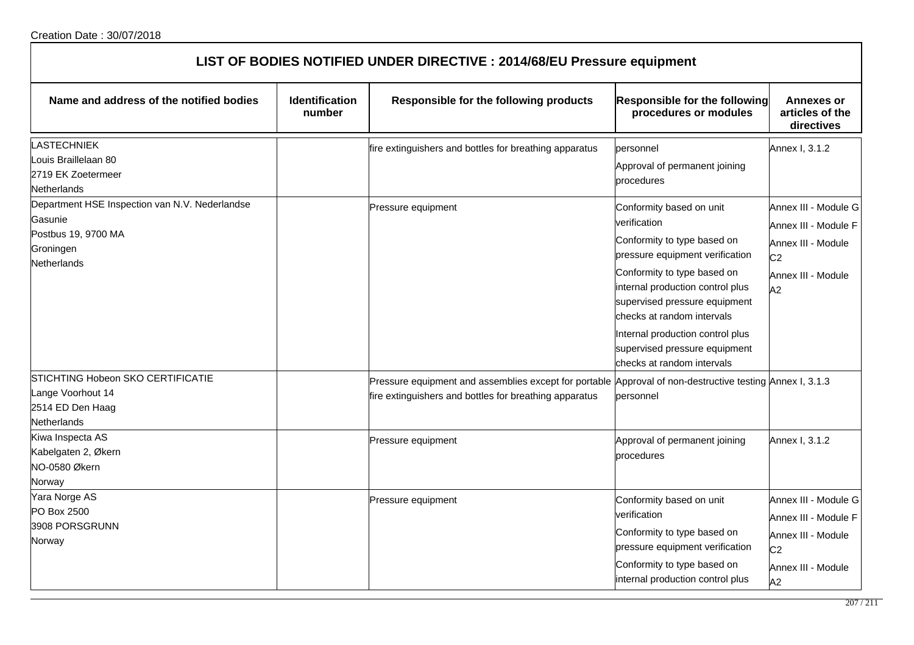Creation Date : 30/07/2018

# LIST OF BODIES NOTIFIED UNDER DIRECTIVE : 2014/68/EU Pressure equipment

| Name and address of the notified bodies | Identification number | Responsible for the following products | Responsible for the following procedures or modules | Annexes or articles of the directives |
|---|---|---|---|---|
| LASTECHNIEK<br>Louis Braillelaan 80<br>2719 EK Zoetermeer<br>Netherlands | | fire extinguishers and bottles for breathing apparatus | personnel<br>Approval of permanent joining procedures | Annex I, 3.1.2 |
| Department HSE Inspection van N.V. Nederlandse Gasunie<br>Postbus 19, 9700 MA<br>Groningen<br>Netherlands | | Pressure equipment | Conformity based on unit verification<br>Conformity to type based on pressure equipment verification<br>Conformity to type based on internal production control plus supervised pressure equipment checks at random intervals<br>Internal production control plus supervised pressure equipment checks at random intervals | Annex III - Module G<br>Annex III - Module F<br>Annex III - Module C2<br>Annex III - Module A2 |
| STICHTING Hobeon SKO CERTIFICATIE<br>Lange Voorhout 14<br>2514 ED Den Haag<br>Netherlands | | Pressure equipment and assemblies except for portable fire extinguishers and bottles for breathing apparatus | Approval of non-destructive testing personnel | Annex I, 3.1.3 |
| Kiwa Inspecta AS<br>Kabelgaten 2, Økern<br>NO-0580 Økern<br>Norway | | Pressure equipment | Approval of permanent joining procedures | Annex I, 3.1.2 |
| Yara Norge AS<br>PO Box 2500<br>3908 PORSGRUNN<br>Norway | | Pressure equipment | Conformity based on unit verification<br>Conformity to type based on pressure equipment verification<br>Conformity to type based on internal production control plus | Annex III - Module G<br>Annex III - Module F<br>Annex III - Module C2<br>Annex III - Module A2 |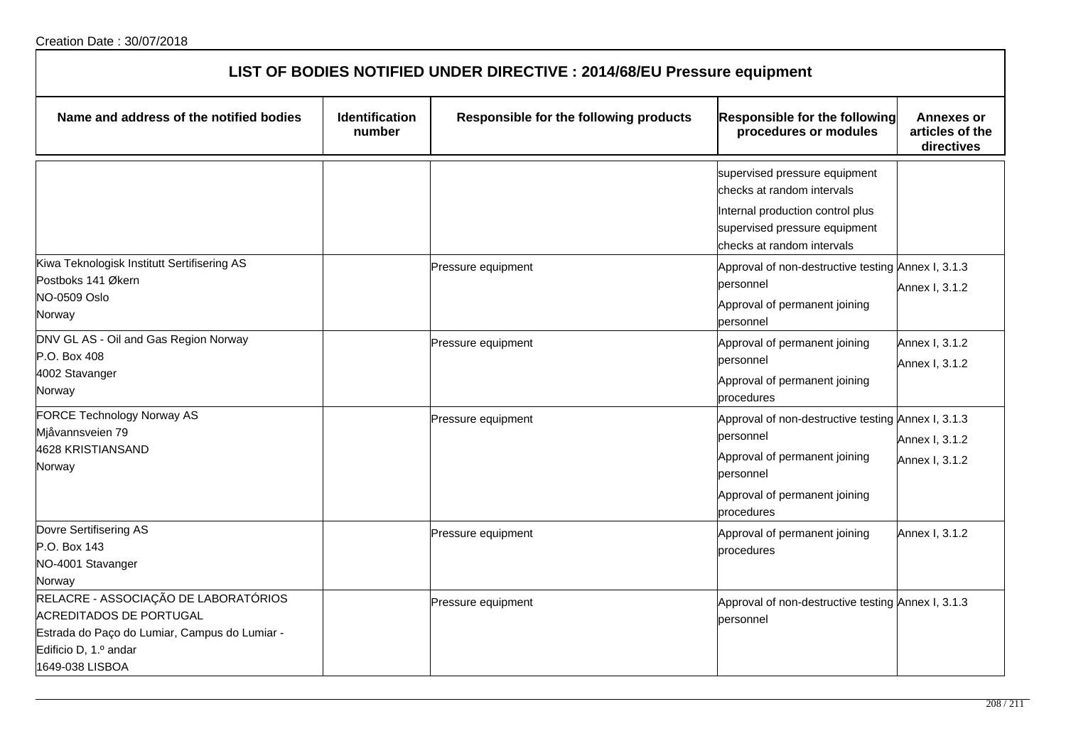Creation Date : 30/07/2018

# LIST OF BODIES NOTIFIED UNDER DIRECTIVE : 2014/68/EU Pressure equipment

| Name and address of the notified bodies | Identification number | Responsible for the following products | Responsible for the following procedures or modules | Annexes or articles of the directives |
|---|---|---|---|---|
| | | | supervised pressure equipment checks at random intervals<br>Internal production control plus supervised pressure equipment checks at random intervals | |
| Kiwa Teknologisk Institutt Sertifisering AS<br>Postboks 141 Økern<br>NO-0509 Oslo<br>Norway | | Pressure equipment | Approval of non-destructive testing personnel<br>Approval of permanent joining personnel | Annex I, 3.1.3<br>Annex I, 3.1.2 |
| DNV GL AS - Oil and Gas Region Norway<br>P.O. Box 408<br>4002 Stavanger<br>Norway | | Pressure equipment | Approval of permanent joining personnel<br>Approval of permanent joining procedures | Annex I, 3.1.2<br>Annex I, 3.1.2 |
| FORCE Technology Norway AS<br>Mjåvannsveien 79<br>4628 KRISTIANSAND<br>Norway | | Pressure equipment | Approval of non-destructive testing personnel<br>Approval of permanent joining personnel<br>Approval of permanent joining procedures | Annex I, 3.1.3<br>Annex I, 3.1.2<br>Annex I, 3.1.2 |
| Dovre Sertifisering AS<br>P.O. Box 143<br>NO-4001 Stavanger<br>Norway | | Pressure equipment | Approval of permanent joining procedures | Annex I, 3.1.2 |
| RELACRE - ASSOCIAÇÃO DE LABORATÓRIOS ACREDITADOS DE PORTUGAL<br>Estrada do Paço do Lumiar, Campus do Lumiar - Edificio D, 1.º andar<br>1649-038 LISBOA | | Pressure equipment | Approval of non-destructive testing personnel | Annex I, 3.1.3 |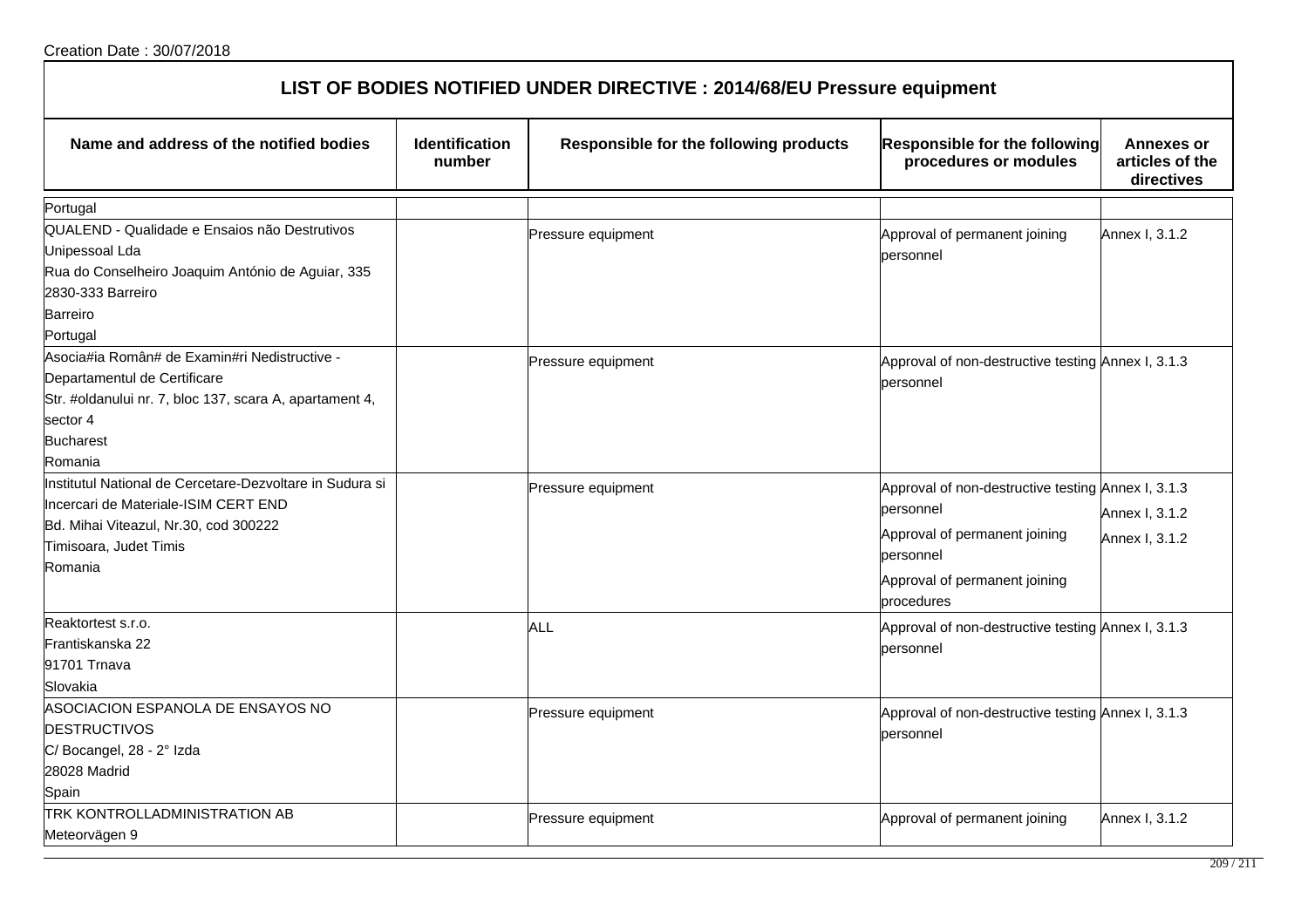Creation Date : 30/07/2018

# LIST OF BODIES NOTIFIED UNDER DIRECTIVE : 2014/68/EU Pressure equipment

| Name and address of the notified bodies | Identification number | Responsible for the following products | Responsible for the following procedures or modules | Annexes or articles of the directives |
|---|---|---|---|---|
| Portugal | | | | |
| QUALEND - Qualidade e Ensaios não Destrutivos Unipessoal Lda<br>Rua do Conselheiro Joaquim António de Aguiar, 335<br>2830-333 Barreiro<br>Barreiro<br>Portugal | | Pressure equipment | Approval of permanent joining personnel | Annex I, 3.1.2 |
| Asocia#ia Român# de Examin#ri Nedistructive - Departamentul de Certificare<br>Str. #oldanului nr. 7, bloc 137, scara A, apartament 4, sector 4<br>Bucharest<br>Romania | | Pressure equipment | Approval of non-destructive testing personnel | Annex I, 3.1.3 |
| Institutul National de Cercetare-Dezvoltare in Sudura si Incercari de Materiale-ISIM CERT END<br>Bd. Mihai Viteazul, Nr.30, cod 300222<br>Timisoara, Judet Timis<br>Romania | | Pressure equipment | Approval of non-destructive testing personnel<br>Approval of permanent joining personnel<br>Approval of permanent joining procedures | Annex I, 3.1.3<br>Annex I, 3.1.2<br>Annex I, 3.1.2 |
| Reaktortest s.r.o.<br>Frantiskanska 22<br>91701 Trnava<br>Slovakia | | ALL | Approval of non-destructive testing personnel | Annex I, 3.1.3 |
| ASOCIACION ESPANOLA DE ENSAYOS NO DESTRUCTIVOS<br>C/ Bocangel, 28 - 2° Izda<br>28028 Madrid<br>Spain | | Pressure equipment | Approval of non-destructive testing personnel | Annex I, 3.1.3 |
| TRK KONTROLLADMINISTRATION AB<br>Meteorvägen 9 | | Pressure equipment | Approval of permanent joining | Annex I, 3.1.2 |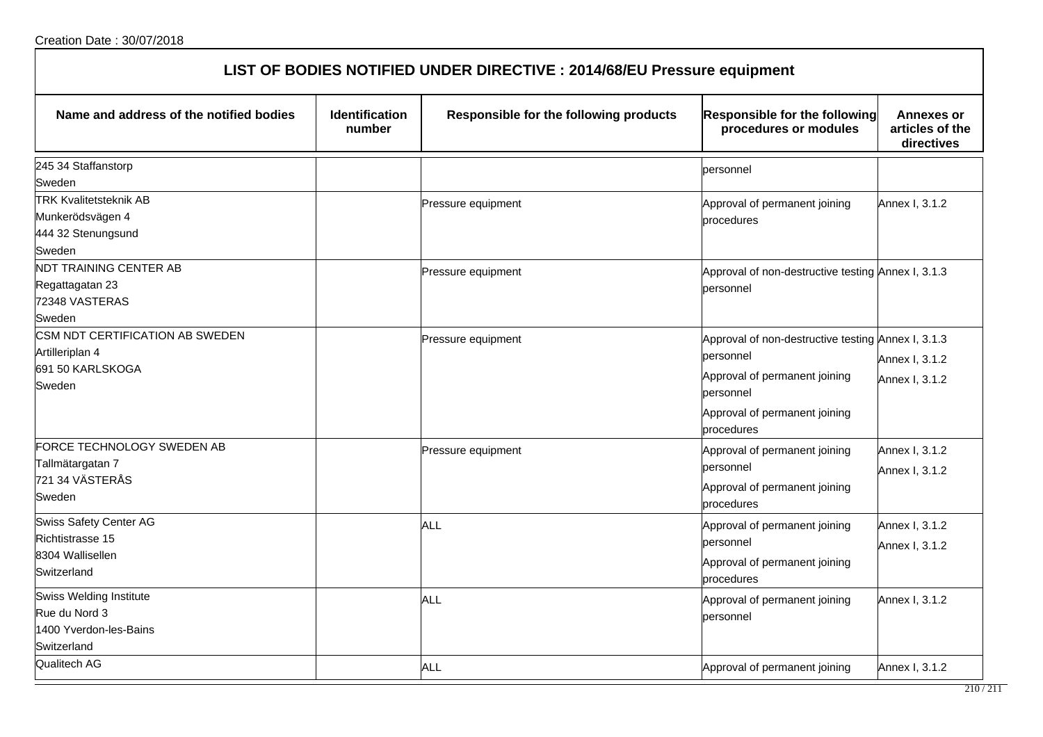Creation Date : 30/07/2018

# LIST OF BODIES NOTIFIED UNDER DIRECTIVE : 2014/68/EU Pressure equipment

| Name and address of the notified bodies | Identification number | Responsible for the following products | Responsible for the following procedures or modules | Annexes or articles of the directives |
|---|---|---|---|---|
| 245 34 Staffanstorp<br>Sweden | | | personnel | |
| TRK Kvalitetsteknik AB<br>Munkerödsvägen 4<br>444 32 Stenungsund<br>Sweden | | Pressure equipment | Approval of permanent joining procedures | Annex I, 3.1.2 |
| NDT TRAINING CENTER AB<br>Regattagatan 23<br>72348 VASTERAS<br>Sweden | | Pressure equipment | Approval of non-destructive testing personnel | Annex I, 3.1.3 |
| CSM NDT CERTIFICATION AB SWEDEN<br>Artilleriplan 4<br>691 50 KARLSKOGA<br>Sweden | | Pressure equipment | Approval of non-destructive testing personnel<br>Approval of permanent joining personnel<br>Approval of permanent joining procedures | Annex I, 3.1.3<br>Annex I, 3.1.2<br>Annex I, 3.1.2 |
| FORCE TECHNOLOGY SWEDEN AB<br>Tallmätargatan 7<br>721 34 VÄSTERÅS<br>Sweden | | Pressure equipment | Approval of permanent joining personnel<br>Approval of permanent joining procedures | Annex I, 3.1.2<br>Annex I, 3.1.2 |
| Swiss Safety Center AG<br>Richtistrasse 15<br>8304 Wallisellen<br>Switzerland | | ALL | Approval of permanent joining personnel<br>Approval of permanent joining procedures | Annex I, 3.1.2<br>Annex I, 3.1.2 |
| Swiss Welding Institute<br>Rue du Nord 3<br>1400 Yverdon-les-Bains<br>Switzerland | | ALL | Approval of permanent joining personnel | Annex I, 3.1.2 |
| Qualitech AG | | ALL | Approval of permanent joining | Annex I, 3.1.2 |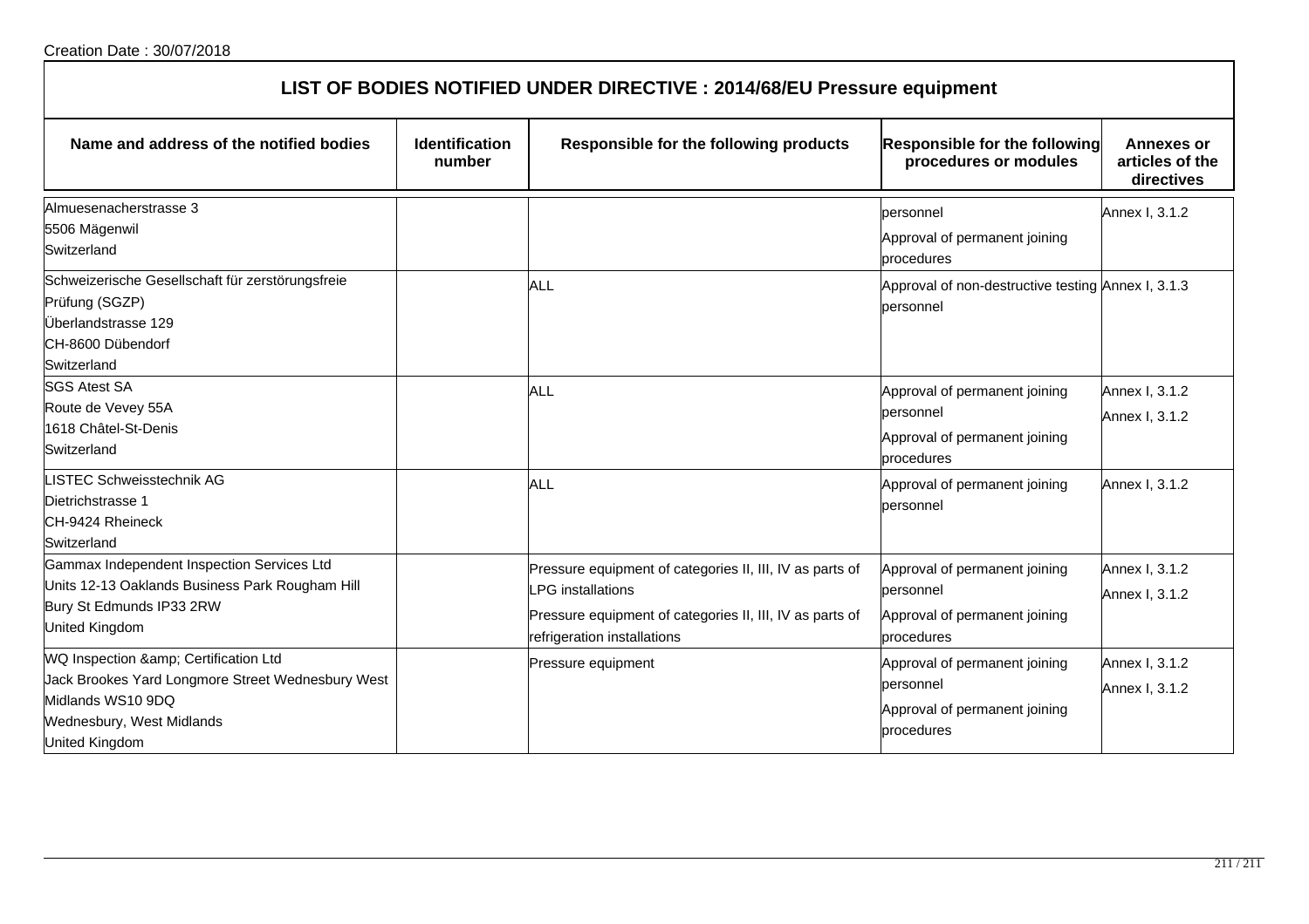Creation Date : 30/07/2018

# LIST OF BODIES NOTIFIED UNDER DIRECTIVE : 2014/68/EU Pressure equipment

| Name and address of the notified bodies | Identification number | Responsible for the following products | Responsible for the following procedures or modules | Annexes or articles of the directives |
|---|---|---|---|---|
| Almuesenacherstrasse 3<br>5506 Mägenwil<br>Switzerland | | | personnel<br>Approval of permanent joining procedures | Annex I, 3.1.2 |
| Schweizerische Gesellschaft für zerstörungsfreie Prüfung (SGZP)<br>Überlandstrasse 129<br>CH-8600 Dübendorf<br>Switzerland | | ALL | Approval of non-destructive testing personnel | Annex I, 3.1.3 |
| SGS Atest SA<br>Route de Vevey 55A<br>1618 Châtel-St-Denis<br>Switzerland | | ALL | Approval of permanent joining personnel<br>Approval of permanent joining procedures | Annex I, 3.1.2<br>Annex I, 3.1.2 |
| LISTEC Schweisstechnik AG<br>Dietrichstrasse 1<br>CH-9424 Rheineck<br>Switzerland | | ALL | Approval of permanent joining personnel | Annex I, 3.1.2 |
| Gammax Independent Inspection Services Ltd<br>Units 12-13 Oaklands Business Park Rougham Hill<br>Bury St Edmunds IP33 2RW<br>United Kingdom | | Pressure equipment of categories II, III, IV as parts of LPG installations<br>Pressure equipment of categories II, III, IV as parts of refrigeration installations | Approval of permanent joining personnel<br>Approval of permanent joining procedures | Annex I, 3.1.2<br>Annex I, 3.1.2 |
| WQ Inspection &amp; Certification Ltd<br>Jack Brookes Yard Longmore Street Wednesbury West Midlands WS10 9DQ<br>Wednesbury, West Midlands<br>United Kingdom | | Pressure equipment | Approval of permanent joining personnel<br>Approval of permanent joining procedures | Annex I, 3.1.2<br>Annex I, 3.1.2 |